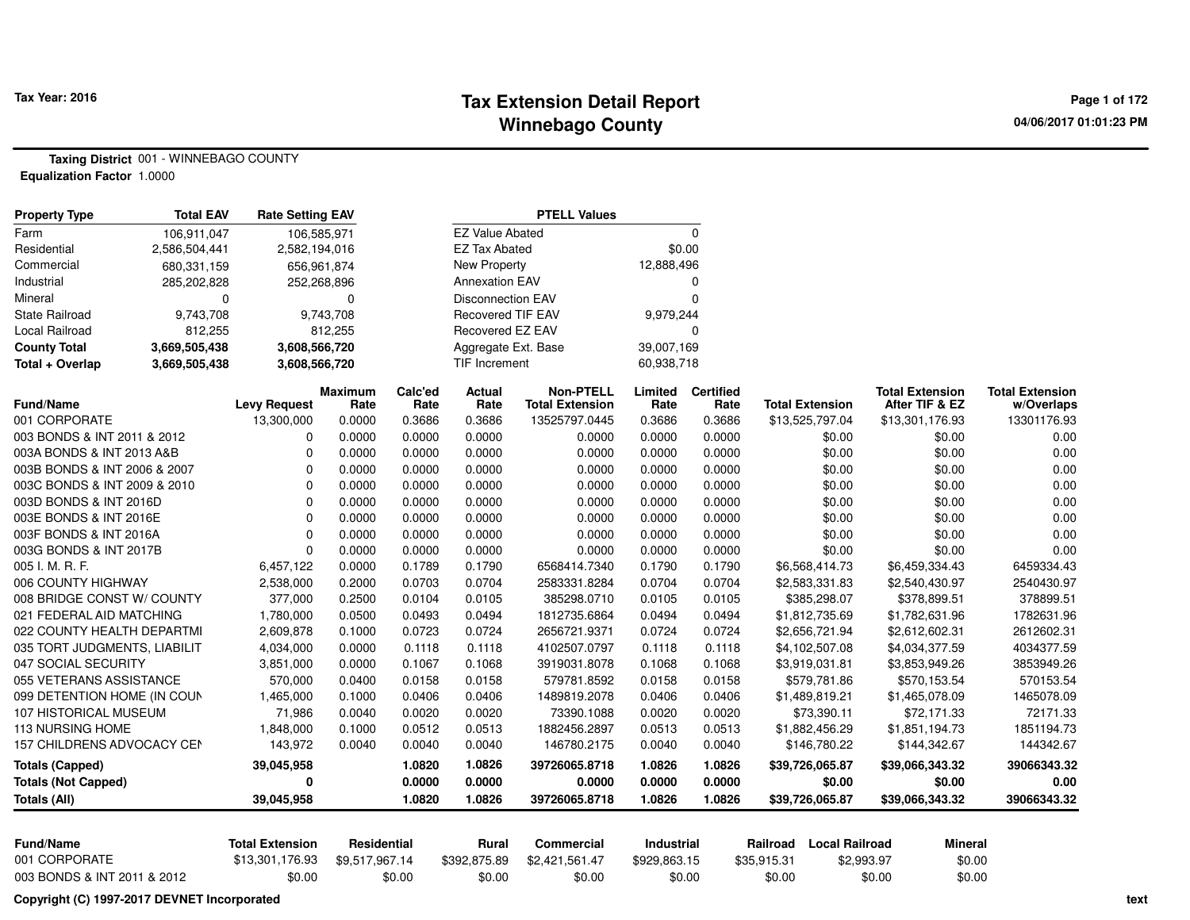**Tax Year: 2016**

# Tax Extension Detail Report
## Winnebago County

04/06/2017 01:01:23 PM

**Taxing District** 001 - WINNEBAGO COUNTY
**Equalization Factor** 1.0000

| Property Type | Total EAV | Rate Setting EAV |
|---|---|---|
| Farm | 106,911,047 | 106,585,971 |
| Residential | 2,586,504,441 | 2,582,194,016 |
| Commercial | 680,331,159 | 656,961,874 |
| Industrial | 285,202,828 | 252,268,896 |
| Mineral | 0 | 0 |
| State Railroad | 9,743,708 | 9,743,708 |
| Local Railroad | 812,255 | 812,255 |
| **County Total** | **3,669,505,438** | **3,608,566,720** |
| **Total + Overlap** | **3,669,505,438** | **3,608,566,720** |

| PTELL Values | |
|---|---|
| EZ Value Abated | 0 |
| EZ Tax Abated | $0.00 |
| New Property | 12,888,496 |
| Annexation EAV | 0 |
| Disconnection EAV | 0 |
| Recovered TIF EAV | 9,979,244 |
| Recovered EZ EAV | 0 |
| Aggregate Ext. Base | 39,007,169 |
| TIF Increment | 60,938,718 |

| Fund/Name | Levy Request | Maximum Rate | Calc'ed Rate | Actual Rate | Non-PTELL Total Extension | Limited Rate | Certified Rate | Total Extension | Total Extension After TIF & EZ | Total Extension w/Overlaps |
|---|---|---|---|---|---|---|---|---|---|---|
| 001 CORPORATE | 13,300,000 | 0.0000 | 0.3686 | 0.3686 | 13525797.0445 | 0.3686 | 0.3686 | $13,525,797.04 | $13,301,176.93 | 13301176.93 |
| 003 BONDS & INT 2011 & 2012 | 0 | 0.0000 | 0.0000 | 0.0000 | 0.0000 | 0.0000 | 0.0000 | $0.00 | $0.00 | 0.00 |
| 003A BONDS & INT 2013 A&B | 0 | 0.0000 | 0.0000 | 0.0000 | 0.0000 | 0.0000 | 0.0000 | $0.00 | $0.00 | 0.00 |
| 003B BONDS & INT 2006 & 2007 | 0 | 0.0000 | 0.0000 | 0.0000 | 0.0000 | 0.0000 | 0.0000 | $0.00 | $0.00 | 0.00 |
| 003C BONDS & INT 2009 & 2010 | 0 | 0.0000 | 0.0000 | 0.0000 | 0.0000 | 0.0000 | 0.0000 | $0.00 | $0.00 | 0.00 |
| 003D BONDS & INT 2016D | 0 | 0.0000 | 0.0000 | 0.0000 | 0.0000 | 0.0000 | 0.0000 | $0.00 | $0.00 | 0.00 |
| 003E BONDS & INT 2016E | 0 | 0.0000 | 0.0000 | 0.0000 | 0.0000 | 0.0000 | 0.0000 | $0.00 | $0.00 | 0.00 |
| 003F BONDS & INT 2016A | 0 | 0.0000 | 0.0000 | 0.0000 | 0.0000 | 0.0000 | 0.0000 | $0.00 | $0.00 | 0.00 |
| 003G BONDS & INT 2017B | 0 | 0.0000 | 0.0000 | 0.0000 | 0.0000 | 0.0000 | 0.0000 | $0.00 | $0.00 | 0.00 |
| 005 I. M. R. F. | 6,457,122 | 0.0000 | 0.1789 | 0.1790 | 6568414.7340 | 0.1790 | 0.1790 | $6,568,414.73 | $6,459,334.43 | 6459334.43 |
| 006 COUNTY HIGHWAY | 2,538,000 | 0.2000 | 0.0703 | 0.0704 | 2583331.8284 | 0.0704 | 0.0704 | $2,583,331.83 | $2,540,430.97 | 2540430.97 |
| 008 BRIDGE CONST W/ COUNTY | 377,000 | 0.2500 | 0.0104 | 0.0105 | 385298.0710 | 0.0105 | 0.0105 | $385,298.07 | $378,899.51 | 378899.51 |
| 021 FEDERAL AID MATCHING | 1,780,000 | 0.0500 | 0.0493 | 0.0494 | 1812735.6864 | 0.0494 | 0.0494 | $1,812,735.69 | $1,782,631.96 | 1782631.96 |
| 022 COUNTY HEALTH DEPARTMI | 2,609,878 | 0.1000 | 0.0723 | 0.0724 | 2656721.9371 | 0.0724 | 0.0724 | $2,656,721.94 | $2,612,602.31 | 2612602.31 |
| 035 TORT JUDGMENTS, LIABILIT | 4,034,000 | 0.0000 | 0.1118 | 0.1118 | 4102507.0797 | 0.1118 | 0.1118 | $4,102,507.08 | $4,034,377.59 | 4034377.59 |
| 047 SOCIAL SECURITY | 3,851,000 | 0.0000 | 0.1067 | 0.1068 | 3919031.8078 | 0.1068 | 0.1068 | $3,919,031.81 | $3,853,949.26 | 3853949.26 |
| 055 VETERANS ASSISTANCE | 570,000 | 0.0400 | 0.0158 | 0.0158 | 579781.8592 | 0.0158 | 0.0158 | $579,781.86 | $570,153.54 | 570153.54 |
| 099 DETENTION HOME (IN COUN | 1,465,000 | 0.1000 | 0.0406 | 0.0406 | 1489819.2078 | 0.0406 | 0.0406 | $1,489,819.21 | $1,465,078.09 | 1465078.09 |
| 107 HISTORICAL MUSEUM | 71,986 | 0.0040 | 0.0020 | 0.0020 | 73390.1088 | 0.0020 | 0.0020 | $73,390.11 | $72,171.33 | 72171.33 |
| 113 NURSING HOME | 1,848,000 | 0.1000 | 0.0512 | 0.0513 | 1882456.2897 | 0.0513 | 0.0513 | $1,882,456.29 | $1,851,194.73 | 1851194.73 |
| 157 CHILDRENS ADVOCACY CEN | 143,972 | 0.0040 | 0.0040 | 0.0040 | 146780.2175 | 0.0040 | 0.0040 | $146,780.22 | $144,342.67 | 144342.67 |
| **Totals (Capped)** | **39,045,958** | | **1.0820** | **1.0826** | **39726065.8718** | **1.0826** | **1.0826** | **$39,726,065.87** | **$39,066,343.32** | **39066343.32** |
| **Totals (Not Capped)** | **0** | | **0.0000** | **0.0000** | **0.0000** | **0.0000** | **0.0000** | **$0.00** | **$0.00** | **0.00** |
| **Totals (All)** | **39,045,958** | | **1.0820** | **1.0826** | **39726065.8718** | **1.0826** | **1.0826** | **$39,726,065.87** | **$39,066,343.32** | **39066343.32** |

| Fund/Name | Total Extension | Residential | Rural | Commercial | Industrial | Railroad | Local Railroad | Mineral |
|---|---|---|---|---|---|---|---|---|
| 001 CORPORATE | $13,301,176.93 | $9,517,967.14 | $392,875.89 | $2,421,561.47 | $929,863.15 | $35,915.31 | $2,993.97 | $0.00 |
| 003 BONDS & INT 2011 & 2012 | $0.00 | $0.00 | $0.00 | $0.00 | $0.00 | $0.00 | $0.00 | $0.00 |

**Copyright (C) 1997-2017 DEVNET Incorporated**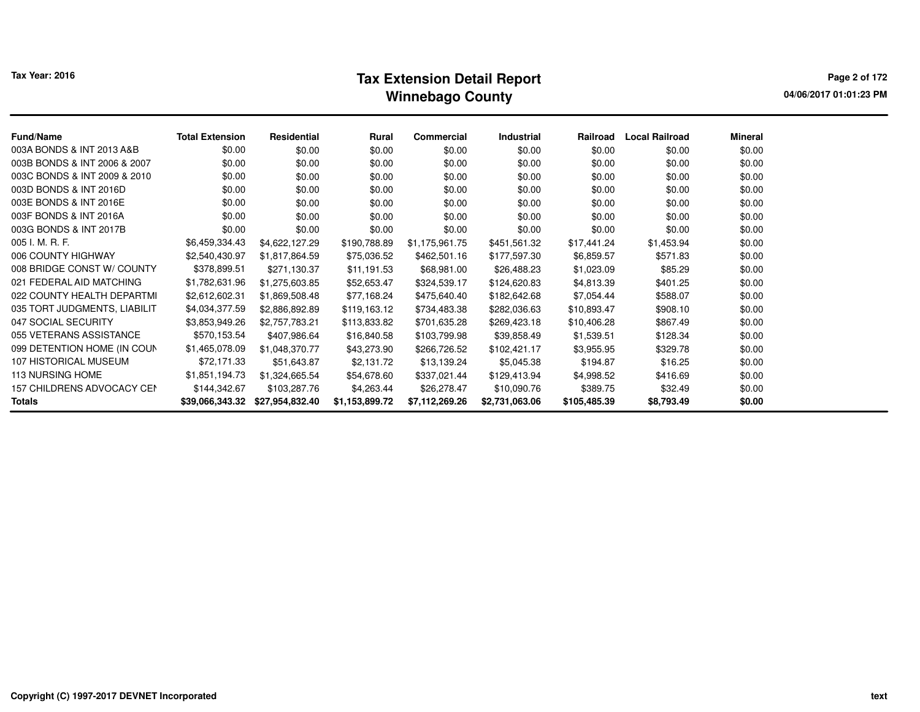# Tax Extension Detail Report

## Winnebago County

Tax Year: 2016

| Fund/Name | Total Extension | Residential | Rural | Commercial | Industrial | Railroad | Local Railroad | Mineral |
|---|---|---|---|---|---|---|---|---|
| 003A BONDS & INT 2013 A&B | $0.00 | $0.00 | $0.00 | $0.00 | $0.00 | $0.00 | $0.00 | $0.00 |
| 003B BONDS & INT 2006 & 2007 | $0.00 | $0.00 | $0.00 | $0.00 | $0.00 | $0.00 | $0.00 | $0.00 |
| 003C BONDS & INT 2009 & 2010 | $0.00 | $0.00 | $0.00 | $0.00 | $0.00 | $0.00 | $0.00 | $0.00 |
| 003D BONDS & INT 2016D | $0.00 | $0.00 | $0.00 | $0.00 | $0.00 | $0.00 | $0.00 | $0.00 |
| 003E BONDS & INT 2016E | $0.00 | $0.00 | $0.00 | $0.00 | $0.00 | $0.00 | $0.00 | $0.00 |
| 003F BONDS & INT 2016A | $0.00 | $0.00 | $0.00 | $0.00 | $0.00 | $0.00 | $0.00 | $0.00 |
| 003G BONDS & INT 2017B | $0.00 | $0.00 | $0.00 | $0.00 | $0.00 | $0.00 | $0.00 | $0.00 |
| 005 I. M. R. F. | $6,459,334.43 | $4,622,127.29 | $190,788.89 | $1,175,961.75 | $451,561.32 | $17,441.24 | $1,453.94 | $0.00 |
| 006 COUNTY HIGHWAY | $2,540,430.97 | $1,817,864.59 | $75,036.52 | $462,501.16 | $177,597.30 | $6,859.57 | $571.83 | $0.00 |
| 008 BRIDGE CONST W/ COUNTY | $378,899.51 | $271,130.37 | $11,191.53 | $68,981.00 | $26,488.23 | $1,023.09 | $85.29 | $0.00 |
| 021 FEDERAL AID MATCHING | $1,782,631.96 | $1,275,603.85 | $52,653.47 | $324,539.17 | $124,620.83 | $4,813.39 | $401.25 | $0.00 |
| 022 COUNTY HEALTH DEPARTMI | $2,612,602.31 | $1,869,508.48 | $77,168.24 | $475,640.40 | $182,642.68 | $7,054.44 | $588.07 | $0.00 |
| 035 TORT JUDGMENTS, LIABILIT | $4,034,377.59 | $2,886,892.89 | $119,163.12 | $734,483.38 | $282,036.63 | $10,893.47 | $908.10 | $0.00 |
| 047 SOCIAL SECURITY | $3,853,949.26 | $2,757,783.21 | $113,833.82 | $701,635.28 | $269,423.18 | $10,406.28 | $867.49 | $0.00 |
| 055 VETERANS ASSISTANCE | $570,153.54 | $407,986.64 | $16,840.58 | $103,799.98 | $39,858.49 | $1,539.51 | $128.34 | $0.00 |
| 099 DETENTION HOME (IN COUN | $1,465,078.09 | $1,048,370.77 | $43,273.90 | $266,726.52 | $102,421.17 | $3,955.95 | $329.78 | $0.00 |
| 107 HISTORICAL MUSEUM | $72,171.33 | $51,643.87 | $2,131.72 | $13,139.24 | $5,045.38 | $194.87 | $16.25 | $0.00 |
| 113 NURSING HOME | $1,851,194.73 | $1,324,665.54 | $54,678.60 | $337,021.44 | $129,413.94 | $4,998.52 | $416.69 | $0.00 |
| 157 CHILDRENS ADVOCACY CEI | $144,342.67 | $103,287.76 | $4,263.44 | $26,278.47 | $10,090.76 | $389.75 | $32.49 | $0.00 |
| **Totals** | **$39,066,343.32** | **$27,954,832.40** | **$1,153,899.72** | **$7,112,269.26** | **$2,731,063.06** | **$105,485.39** | **$8,793.49** | **$0.00** |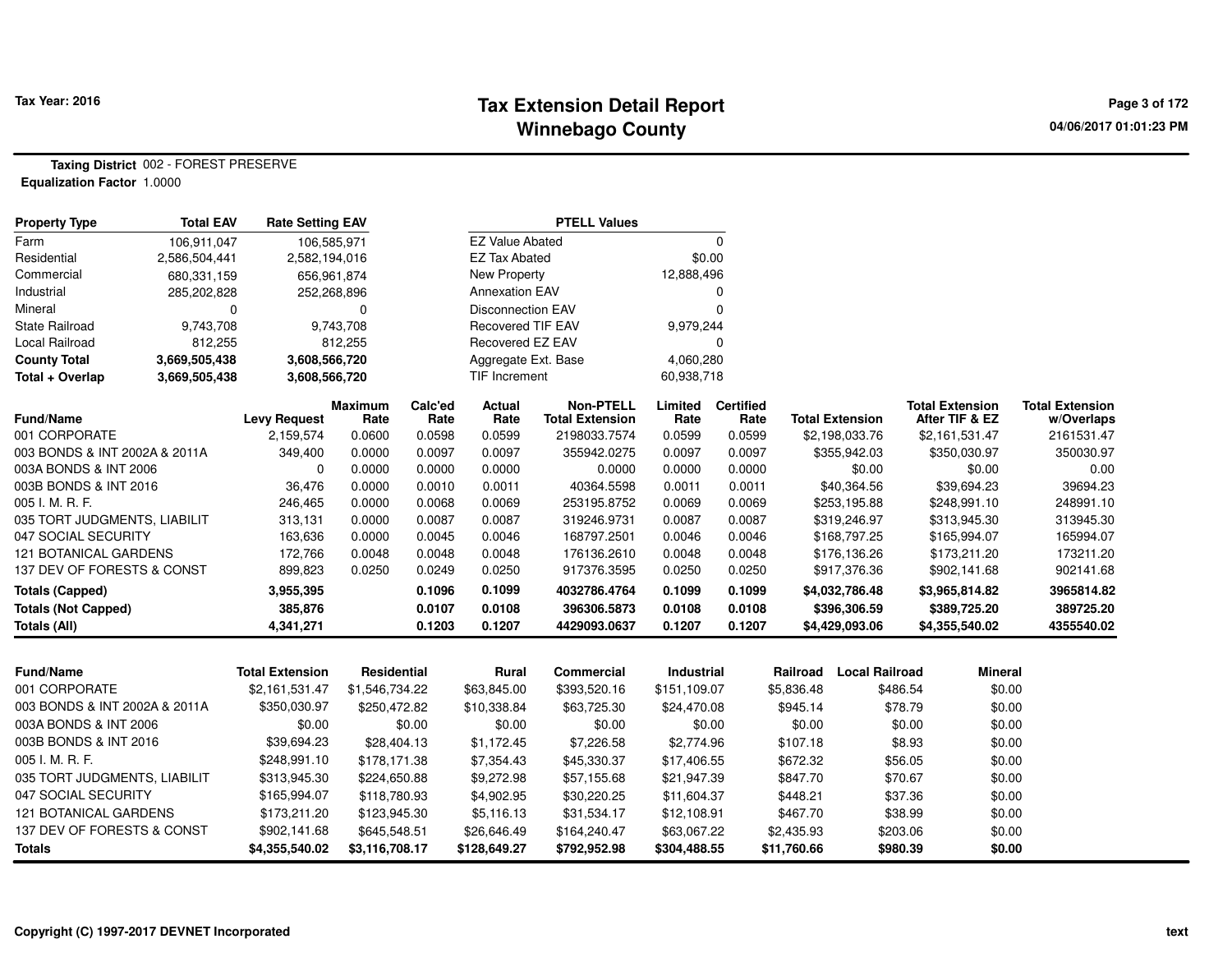Tax Year: 2016

# Tax Extension Detail Report
## Winnebago County

04/06/2017 01:01:23 PM

**Taxing District** 002 - FOREST PRESERVE
**Equalization Factor** 1.0000

| Property Type | Total EAV | Rate Setting EAV |
|---|---|---|
| Farm | 106,911,047 | 106,585,971 |
| Residential | 2,586,504,441 | 2,582,194,016 |
| Commercial | 680,331,159 | 656,961,874 |
| Industrial | 285,202,828 | 252,268,896 |
| Mineral | 0 | 0 |
| State Railroad | 9,743,708 | 9,743,708 |
| Local Railroad | 812,255 | 812,255 |
| **County Total** | **3,669,505,438** | **3,608,566,720** |
| **Total + Overlap** | **3,669,505,438** | **3,608,566,720** |

| PTELL Values | |
|---|---|
| EZ Value Abated | 0 |
| EZ Tax Abated | $0.00 |
| New Property | 12,888,496 |
| Annexation EAV | 0 |
| Disconnection EAV | 0 |
| Recovered TIF EAV | 9,979,244 |
| Recovered EZ EAV | 0 |
| Aggregate Ext. Base | 4,060,280 |
| TIF Increment | 60,938,718 |

| Fund/Name | Levy Request | Maximum Rate | Calc'ed Rate | Actual Rate | Non-PTELL Total Extension | Limited Rate | Certified Rate | Total Extension | Total Extension After TIF & EZ | Total Extension w/Overlaps |
|---|---|---|---|---|---|---|---|---|---|---|
| 001 CORPORATE | 2,159,574 | 0.0600 | 0.0598 | 0.0599 | 2198033.7574 | 0.0599 | 0.0599 | $2,198,033.76 | $2,161,531.47 | 2161531.47 |
| 003 BONDS & INT 2002A & 2011A | 349,400 | 0.0000 | 0.0097 | 0.0097 | 355942.0275 | 0.0097 | 0.0097 | $355,942.03 | $350,030.97 | 350030.97 |
| 003A BONDS & INT 2006 | 0 | 0.0000 | 0.0000 | 0.0000 | 0.0000 | 0.0000 | 0.0000 | $0.00 | $0.00 | 0.00 |
| 003B BONDS & INT 2016 | 36,476 | 0.0000 | 0.0010 | 0.0011 | 40364.5598 | 0.0011 | 0.0011 | $40,364.56 | $39,694.23 | 39694.23 |
| 005 I. M. R. F. | 246,465 | 0.0000 | 0.0068 | 0.0069 | 253195.8752 | 0.0069 | 0.0069 | $253,195.88 | $248,991.10 | 248991.10 |
| 035 TORT JUDGMENTS, LIABILIT | 313,131 | 0.0000 | 0.0087 | 0.0087 | 319246.9731 | 0.0087 | 0.0087 | $319,246.97 | $313,945.30 | 313945.30 |
| 047 SOCIAL SECURITY | 163,636 | 0.0000 | 0.0045 | 0.0046 | 168797.2501 | 0.0046 | 0.0046 | $168,797.25 | $165,994.07 | 165994.07 |
| 121 BOTANICAL GARDENS | 172,766 | 0.0048 | 0.0048 | 0.0048 | 176136.2610 | 0.0048 | 0.0048 | $176,136.26 | $173,211.20 | 173211.20 |
| 137 DEV OF FORESTS & CONST | 899,823 | 0.0250 | 0.0249 | 0.0250 | 917376.3595 | 0.0250 | 0.0250 | $917,376.36 | $902,141.68 | 902141.68 |
| **Totals (Capped)** | **3,955,395** | | **0.1096** | **0.1099** | **4032786.4764** | **0.1099** | **0.1099** | **$4,032,786.48** | **$3,965,814.82** | **3965814.82** |
| **Totals (Not Capped)** | **385,876** | | **0.0107** | **0.0108** | **396306.5873** | **0.0108** | **0.0108** | **$396,306.59** | **$389,725.20** | **389725.20** |
| **Totals (All)** | **4,341,271** | | **0.1203** | **0.1207** | **4429093.0637** | **0.1207** | **0.1207** | **$4,429,093.06** | **$4,355,540.02** | **4355540.02** |

| Fund/Name | Total Extension | Residential | Rural | Commercial | Industrial | Railroad | Local Railroad | Mineral |
|---|---|---|---|---|---|---|---|---|
| 001 CORPORATE | $2,161,531.47 | $1,546,734.22 | $63,845.00 | $393,520.16 | $151,109.07 | $5,836.48 | $486.54 | $0.00 |
| 003 BONDS & INT 2002A & 2011A | $350,030.97 | $250,472.82 | $10,338.84 | $63,725.30 | $24,470.08 | $945.14 | $78.79 | $0.00 |
| 003A BONDS & INT 2006 | $0.00 | $0.00 | $0.00 | $0.00 | $0.00 | $0.00 | $0.00 | $0.00 |
| 003B BONDS & INT 2016 | $39,694.23 | $28,404.13 | $1,172.45 | $7,226.58 | $2,774.96 | $107.18 | $8.93 | $0.00 |
| 005 I. M. R. F. | $248,991.10 | $178,171.38 | $7,354.43 | $45,330.37 | $17,406.55 | $672.32 | $56.05 | $0.00 |
| 035 TORT JUDGMENTS, LIABILIT | $313,945.30 | $224,650.88 | $9,272.98 | $57,155.68 | $21,947.39 | $847.70 | $70.67 | $0.00 |
| 047 SOCIAL SECURITY | $165,994.07 | $118,780.93 | $4,902.95 | $30,220.25 | $11,604.37 | $448.21 | $37.36 | $0.00 |
| 121 BOTANICAL GARDENS | $173,211.20 | $123,945.30 | $5,116.13 | $31,534.17 | $12,108.91 | $467.70 | $38.99 | $0.00 |
| 137 DEV OF FORESTS & CONST | $902,141.68 | $645,548.51 | $26,646.49 | $164,240.47 | $63,067.22 | $2,435.93 | $203.06 | $0.00 |
| **Totals** | **$4,355,540.02** | **$3,116,708.17** | **$128,649.27** | **$792,952.98** | **$304,488.55** | **$11,760.66** | **$980.39** | **$0.00** |

Copyright (C) 1997-2017 DEVNET Incorporated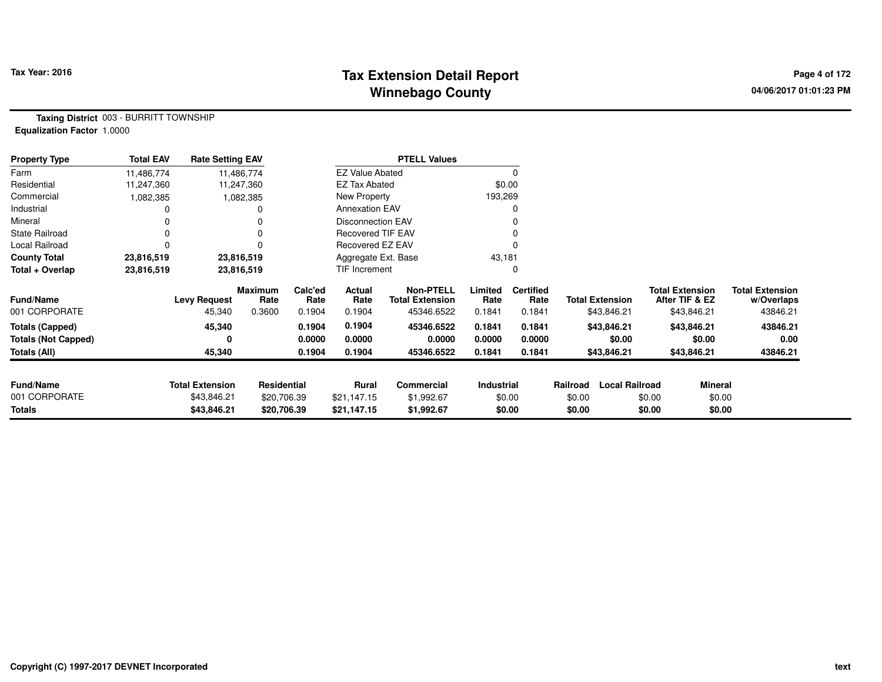**Tax Year: 2016**

# Tax Extension Detail Report
## Winnebago County

04/06/2017 01:01:23 PM

**Taxing District** 003 - BURRITT TOWNSHIP
**Equalization Factor** 1.0000

| Property Type | Total EAV | Rate Setting EAV | PTELL Values | |
|---|---|---|---|---|
| Farm | 11,486,774 | 11,486,774 | EZ Value Abated | 0 |
| Residential | 11,247,360 | 11,247,360 | EZ Tax Abated | $0.00 |
| Commercial | 1,082,385 | 1,082,385 | New Property | 193,269 |
| Industrial | 0 | 0 | Annexation EAV | 0 |
| Mineral | 0 | 0 | Disconnection EAV | 0 |
| State Railroad | 0 | 0 | Recovered TIF EAV | 0 |
| Local Railroad | 0 | 0 | Recovered EZ EAV | 0 |
| **County Total** | **23,816,519** | **23,816,519** | Aggregate Ext. Base | 43,181 |
| **Total + Overlap** | **23,816,519** | **23,816,519** | TIF Increment | 0 |

| Fund/Name | Levy Request | Maximum Rate | Calc'ed Rate | Actual Rate | Non-PTELL Total Extension | Limited Rate | Certified Rate | Total Extension | Total Extension After TIF & EZ | Total Extension w/Overlaps |
|---|---|---|---|---|---|---|---|---|---|---|
| 001 CORPORATE | 45,340 | 0.3600 | 0.1904 | 0.1904 | 45346.6522 | 0.1841 | 0.1841 | $43,846.21 | $43,846.21 | 43846.21 |
| **Totals (Capped)** | **45,340** | | **0.1904** | **0.1904** | **45346.6522** | **0.1841** | **0.1841** | **$43,846.21** | **$43,846.21** | **43846.21** |
| **Totals (Not Capped)** | **0** | | **0.0000** | **0.0000** | **0.0000** | **0.0000** | **0.0000** | **$0.00** | **$0.00** | **0.00** |
| **Totals (All)** | **45,340** | | **0.1904** | **0.1904** | **45346.6522** | **0.1841** | **0.1841** | **$43,846.21** | **$43,846.21** | **43846.21** |

| Fund/Name | Total Extension | Residential | Rural | Commercial | Industrial | Railroad | Local Railroad | Mineral |
|---|---|---|---|---|---|---|---|---|
| 001 CORPORATE | $43,846.21 | $20,706.39 | $21,147.15 | $1,992.67 | $0.00 | $0.00 | $0.00 | $0.00 |
| **Totals** | **$43,846.21** | **$20,706.39** | **$21,147.15** | **$1,992.67** | **$0.00** | **$0.00** | **$0.00** | **$0.00** |

Copyright (C) 1997-2017 DEVNET Incorporated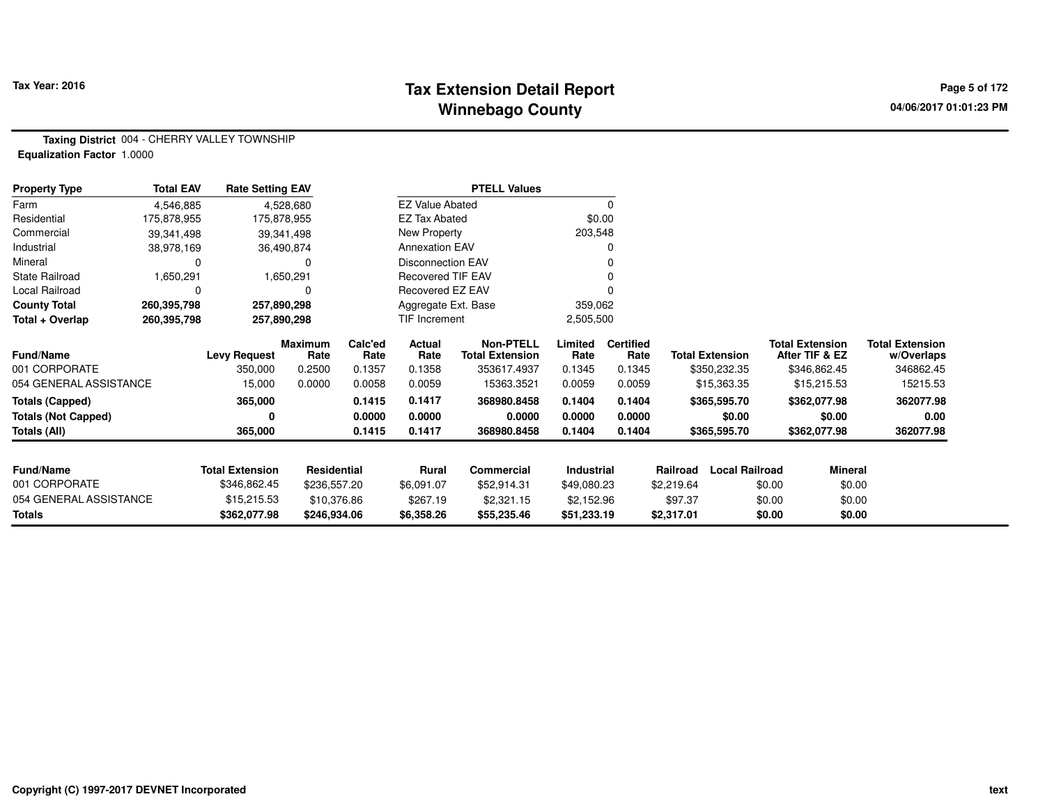**Tax Year: 2016**

# Tax Extension Detail Report
## Winnebago County

04/06/2017 01:01:23 PM

**Taxing District** 004 - CHERRY VALLEY TOWNSHIP
**Equalization Factor** 1.0000

| Property Type | Total EAV | Rate Setting EAV |
|---|---|---|
| Farm | 4,546,885 | 4,528,680 |
| Residential | 175,878,955 | 175,878,955 |
| Commercial | 39,341,498 | 39,341,498 |
| Industrial | 38,978,169 | 36,490,874 |
| Mineral | 0 | 0 |
| State Railroad | 1,650,291 | 1,650,291 |
| Local Railroad | 0 | 0 |
| **County Total** | **260,395,798** | **257,890,298** |
| **Total + Overlap** | **260,395,798** | **257,890,298** |

| PTELL Values | |
|---|---|
| EZ Value Abated | 0 |
| EZ Tax Abated | $0.00 |
| New Property | 203,548 |
| Annexation EAV | 0 |
| Disconnection EAV | 0 |
| Recovered TIF EAV | 0 |
| Recovered EZ EAV | 0 |
| Aggregate Ext. Base | 359,062 |
| TIF Increment | 2,505,500 |

| Fund/Name | Levy Request | Maximum Rate | Calc'ed Rate | Actual Rate | Non-PTELL Total Extension | Limited Rate | Certified Rate | Total Extension | Total Extension After TIF & EZ | Total Extension w/Overlaps |
|---|---|---|---|---|---|---|---|---|---|---|
| 001 CORPORATE | 350,000 | 0.2500 | 0.1357 | 0.1358 | 353617.4937 | 0.1345 | 0.1345 | $350,232.35 | $346,862.45 | 346862.45 |
| 054 GENERAL ASSISTANCE | 15,000 | 0.0000 | 0.0058 | 0.0059 | 15363.3521 | 0.0059 | 0.0059 | $15,363.35 | $15,215.53 | 15215.53 |
| **Totals (Capped)** | **365,000** | | **0.1415** | **0.1417** | **368980.8458** | **0.1404** | **0.1404** | **$365,595.70** | **$362,077.98** | **362077.98** |
| **Totals (Not Capped)** | **0** | | **0.0000** | **0.0000** | **0.0000** | **0.0000** | **0.0000** | **$0.00** | **$0.00** | **0.00** |
| **Totals (All)** | **365,000** | | **0.1415** | **0.1417** | **368980.8458** | **0.1404** | **0.1404** | **$365,595.70** | **$362,077.98** | **362077.98** |

| Fund/Name | Total Extension | Residential | Rural | Commercial | Industrial | Railroad | Local Railroad | Mineral |
|---|---|---|---|---|---|---|---|---|
| 001 CORPORATE | $346,862.45 | $236,557.20 | $6,091.07 | $52,914.31 | $49,080.23 | $2,219.64 | $0.00 | $0.00 |
| 054 GENERAL ASSISTANCE | $15,215.53 | $10,376.86 | $267.19 | $2,321.15 | $2,152.96 | $97.37 | $0.00 | $0.00 |
| **Totals** | **$362,077.98** | **$246,934.06** | **$6,358.26** | **$55,235.46** | **$51,233.19** | **$2,317.01** | **$0.00** | **$0.00** |

Copyright (C) 1997-2017 DEVNET Incorporated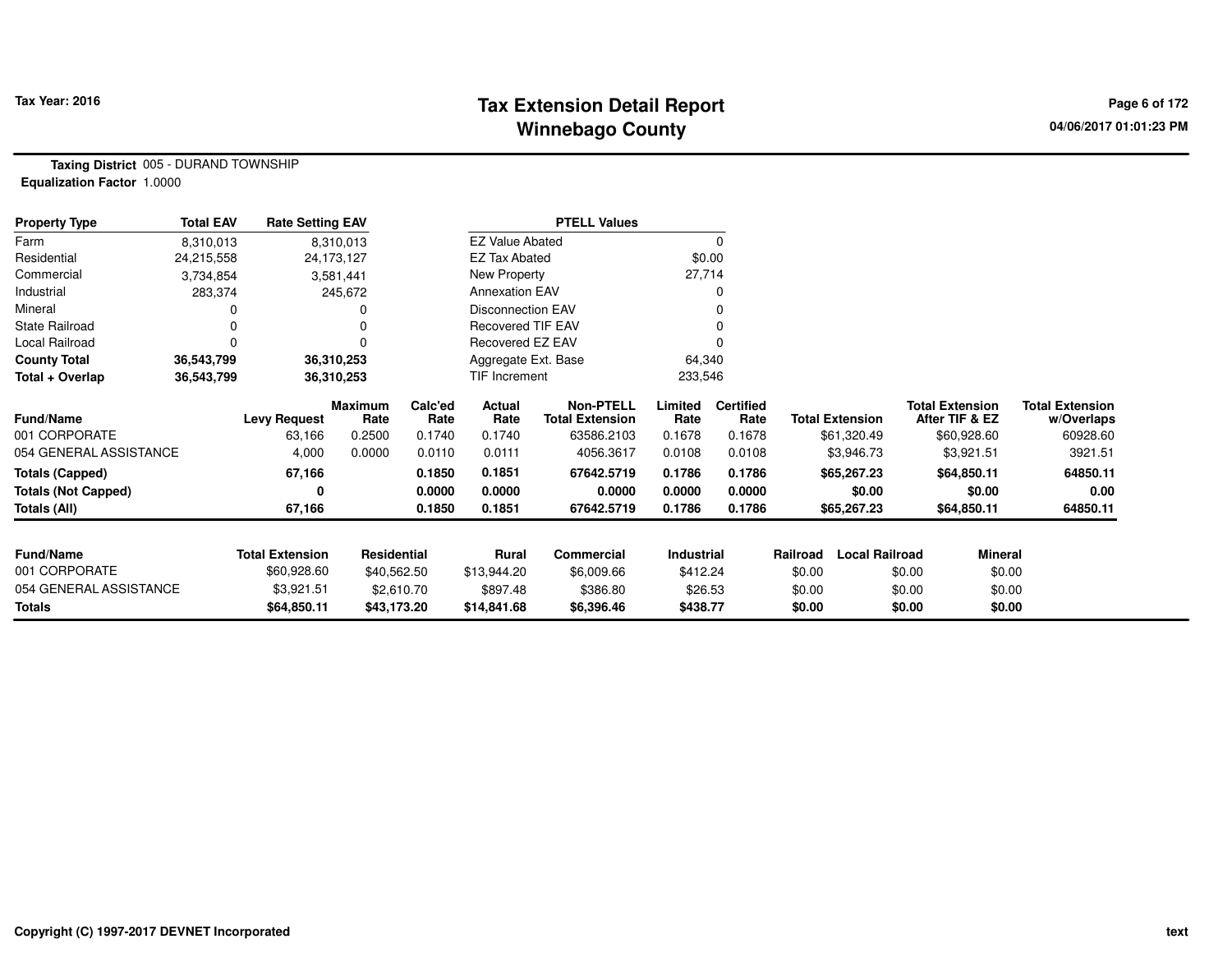# Tax Extension Detail Report
## Winnebago County

Tax Year: 2016

04/06/2017 01:01:23 PM

**Taxing District** 005 - DURAND TOWNSHIP
**Equalization Factor** 1.0000

| Property Type | Total EAV | Rate Setting EAV |
|---|---|---|
| Farm | 8,310,013 | 8,310,013 |
| Residential | 24,215,558 | 24,173,127 |
| Commercial | 3,734,854 | 3,581,441 |
| Industrial | 283,374 | 245,672 |
| Mineral | 0 | 0 |
| State Railroad | 0 | 0 |
| Local Railroad | 0 | 0 |
| **County Total** | **36,543,799** | **36,310,253** |
| **Total + Overlap** | **36,543,799** | **36,310,253** |

| PTELL Values | |
|---|---|
| EZ Value Abated | 0 |
| EZ Tax Abated | $0.00 |
| New Property | 27,714 |
| Annexation EAV | 0 |
| Disconnection EAV | 0 |
| Recovered TIF EAV | 0 |
| Recovered EZ EAV | 0 |
| Aggregate Ext. Base | 64,340 |
| TIF Increment | 233,546 |

| Fund/Name | Levy Request | Maximum Rate | Calc'ed Rate | Actual Rate | Non-PTELL Total Extension | Limited Rate | Certified Rate | Total Extension | Total Extension After TIF & EZ | Total Extension w/Overlaps |
|---|---|---|---|---|---|---|---|---|---|---|
| 001 CORPORATE | 63,166 | 0.2500 | 0.1740 | 0.1740 | 63586.2103 | 0.1678 | 0.1678 | $61,320.49 | $60,928.60 | 60928.60 |
| 054 GENERAL ASSISTANCE | 4,000 | 0.0000 | 0.0110 | 0.0111 | 4056.3617 | 0.0108 | 0.0108 | $3,946.73 | $3,921.51 | 3921.51 |
| **Totals (Capped)** | **67,166** | | **0.1850** | **0.1851** | **67642.5719** | **0.1786** | **0.1786** | **$65,267.23** | **$64,850.11** | **64850.11** |
| **Totals (Not Capped)** | **0** | | **0.0000** | **0.0000** | **0.0000** | **0.0000** | **0.0000** | **$0.00** | **$0.00** | **0.00** |
| **Totals (All)** | **67,166** | | **0.1850** | **0.1851** | **67642.5719** | **0.1786** | **0.1786** | **$65,267.23** | **$64,850.11** | **64850.11** |

| Fund/Name | Total Extension | Residential | Rural | Commercial | Industrial | Railroad | Local Railroad | Mineral |
|---|---|---|---|---|---|---|---|---|
| 001 CORPORATE | $60,928.60 | $40,562.50 | $13,944.20 | $6,009.66 | $412.24 | $0.00 | $0.00 | $0.00 |
| 054 GENERAL ASSISTANCE | $3,921.51 | $2,610.70 | $897.48 | $386.80 | $26.53 | $0.00 | $0.00 | $0.00 |
| **Totals** | **$64,850.11** | **$43,173.20** | **$14,841.68** | **$6,396.46** | **$438.77** | **$0.00** | **$0.00** | **$0.00** |

Copyright (C) 1997-2017 DEVNET Incorporated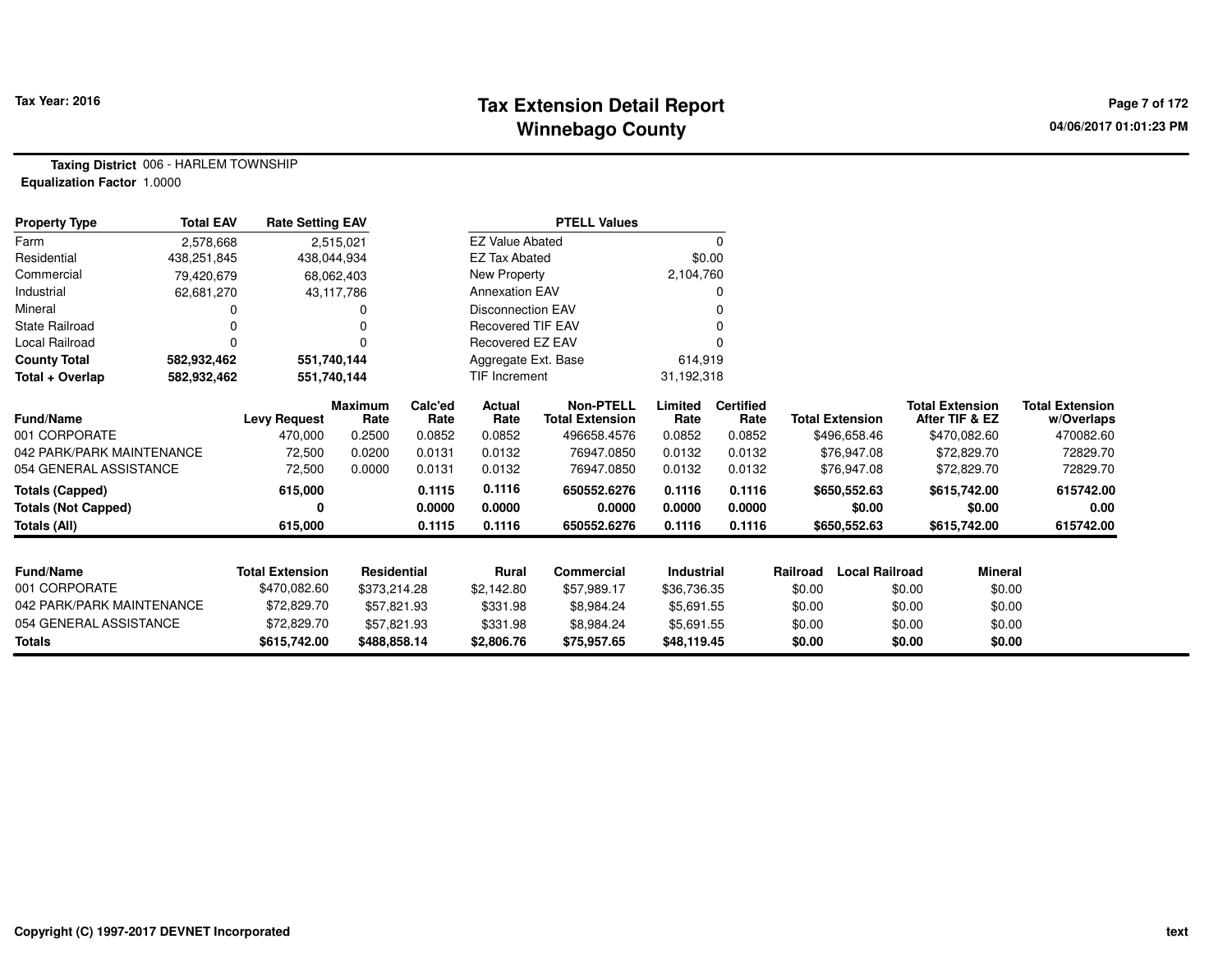# Tax Extension Detail Report
## Winnebago County

**Tax Year: 2016**

04/06/2017 01:01:23 PM

**Taxing District** 006 - HARLEM TOWNSHIP
**Equalization Factor** 1.0000

| Property Type | Total EAV | Rate Setting EAV |
|---|---|---|
| Farm | 2,578,668 | 2,515,021 |
| Residential | 438,251,845 | 438,044,934 |
| Commercial | 79,420,679 | 68,062,403 |
| Industrial | 62,681,270 | 43,117,786 |
| Mineral | 0 | 0 |
| State Railroad | 0 | 0 |
| Local Railroad | 0 | 0 |
| **County Total** | **582,932,462** | **551,740,144** |
| **Total + Overlap** | **582,932,462** | **551,740,144** |

| PTELL Values | |
|---|---|
| EZ Value Abated | 0 |
| EZ Tax Abated | $0.00 |
| New Property | 2,104,760 |
| Annexation EAV | 0 |
| Disconnection EAV | 0 |
| Recovered TIF EAV | 0 |
| Recovered EZ EAV | 0 |
| Aggregate Ext. Base | 614,919 |
| TIF Increment | 31,192,318 |

| Fund/Name | Levy Request | Maximum Rate | Calc'ed Rate | Actual Rate | Non-PTELL Total Extension | Limited Rate | Certified Rate | Total Extension | Total Extension After TIF & EZ | Total Extension w/Overlaps |
|---|---|---|---|---|---|---|---|---|---|---|
| 001 CORPORATE | 470,000 | 0.2500 | 0.0852 | 0.0852 | 496658.4576 | 0.0852 | 0.0852 | $496,658.46 | $470,082.60 | 470082.60 |
| 042 PARK/PARK MAINTENANCE | 72,500 | 0.0200 | 0.0131 | 0.0132 | 76947.0850 | 0.0132 | 0.0132 | $76,947.08 | $72,829.70 | 72829.70 |
| 054 GENERAL ASSISTANCE | 72,500 | 0.0000 | 0.0131 | 0.0132 | 76947.0850 | 0.0132 | 0.0132 | $76,947.08 | $72,829.70 | 72829.70 |
| **Totals (Capped)** | **615,000** | | **0.1115** | **0.1116** | **650552.6276** | **0.1116** | **0.1116** | **$650,552.63** | **$615,742.00** | **615742.00** |
| **Totals (Not Capped)** | **0** | | **0.0000** | **0.0000** | **0.0000** | **0.0000** | **0.0000** | **$0.00** | **$0.00** | **0.00** |
| **Totals (All)** | **615,000** | | **0.1115** | **0.1116** | **650552.6276** | **0.1116** | **0.1116** | **$650,552.63** | **$615,742.00** | **615742.00** |

| Fund/Name | Total Extension | Residential | Rural | Commercial | Industrial | Railroad | Local Railroad | Mineral |
|---|---|---|---|---|---|---|---|---|
| 001 CORPORATE | $470,082.60 | $373,214.28 | $2,142.80 | $57,989.17 | $36,736.35 | $0.00 | $0.00 | $0.00 |
| 042 PARK/PARK MAINTENANCE | $72,829.70 | $57,821.93 | $331.98 | $8,984.24 | $5,691.55 | $0.00 | $0.00 | $0.00 |
| 054 GENERAL ASSISTANCE | $72,829.70 | $57,821.93 | $331.98 | $8,984.24 | $5,691.55 | $0.00 | $0.00 | $0.00 |
| **Totals** | **$615,742.00** | **$488,858.14** | **$2,806.76** | **$75,957.65** | **$48,119.45** | **$0.00** | **$0.00** | **$0.00** |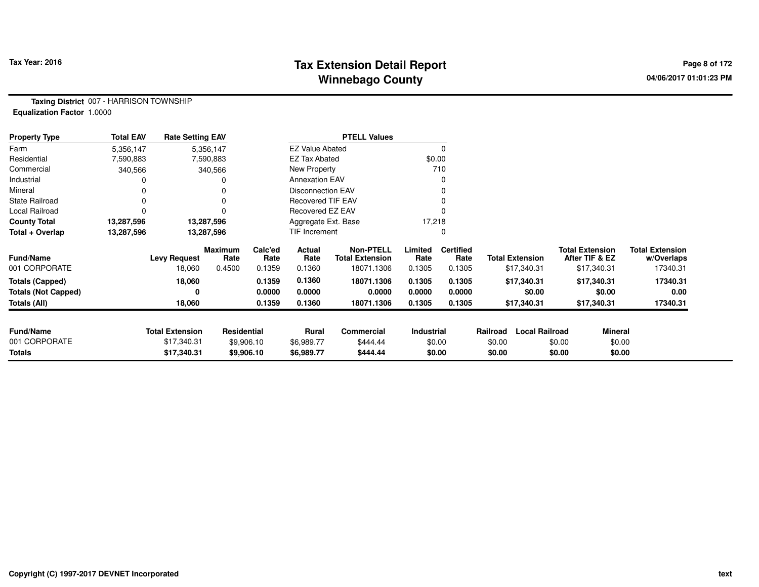**Tax Year: 2016**

# Tax Extension Detail Report
## Winnebago County

04/06/2017 01:01:23 PM

**Taxing District** 007 - HARRISON TOWNSHIP
**Equalization Factor** 1.0000

| Property Type | Total EAV | Rate Setting EAV |
|---|---|---|
| Farm | 5,356,147 | 5,356,147 |
| Residential | 7,590,883 | 7,590,883 |
| Commercial | 340,566 | 340,566 |
| Industrial | 0 | 0 |
| Mineral | 0 | 0 |
| State Railroad | 0 | 0 |
| Local Railroad | 0 | 0 |
| **County Total** | **13,287,596** | **13,287,596** |
| **Total + Overlap** | **13,287,596** | **13,287,596** |

| PTELL Values | |
|---|---|
| EZ Value Abated | 0 |
| EZ Tax Abated | $0.00 |
| New Property | 710 |
| Annexation EAV | 0 |
| Disconnection EAV | 0 |
| Recovered TIF EAV | 0 |
| Recovered EZ EAV | 0 |
| Aggregate Ext. Base | 17,218 |
| TIF Increment | 0 |

| Fund/Name | Levy Request | Maximum Rate | Calc'ed Rate | Actual Rate | Non-PTELL Total Extension | Limited Rate | Certified Rate | Total Extension | Total Extension After TIF & EZ | Total Extension w/Overlaps |
|---|---|---|---|---|---|---|---|---|---|---|
| 001 CORPORATE | 18,060 | 0.4500 | 0.1359 | 0.1360 | 18071.1306 | 0.1305 | 0.1305 | $17,340.31 | $17,340.31 | 17340.31 |
| **Totals (Capped)** | **18,060** | | **0.1359** | **0.1360** | **18071.1306** | **0.1305** | **0.1305** | **$17,340.31** | **$17,340.31** | **17340.31** |
| **Totals (Not Capped)** | **0** | | **0.0000** | **0.0000** | **0.0000** | **0.0000** | **0.0000** | **$0.00** | **$0.00** | **0.00** |
| **Totals (All)** | **18,060** | | **0.1359** | **0.1360** | **18071.1306** | **0.1305** | **0.1305** | **$17,340.31** | **$17,340.31** | **17340.31** |

| Fund/Name | Total Extension | Residential | Rural | Commercial | Industrial | Railroad | Local Railroad | Mineral |
|---|---|---|---|---|---|---|---|---|
| 001 CORPORATE | $17,340.31 | $9,906.10 | $6,989.77 | $444.44 | $0.00 | $0.00 | $0.00 | $0.00 |
| **Totals** | **$17,340.31** | **$9,906.10** | **$6,989.77** | **$444.44** | **$0.00** | **$0.00** | **$0.00** | **$0.00** |

Copyright (C) 1997-2017 DEVNET Incorporated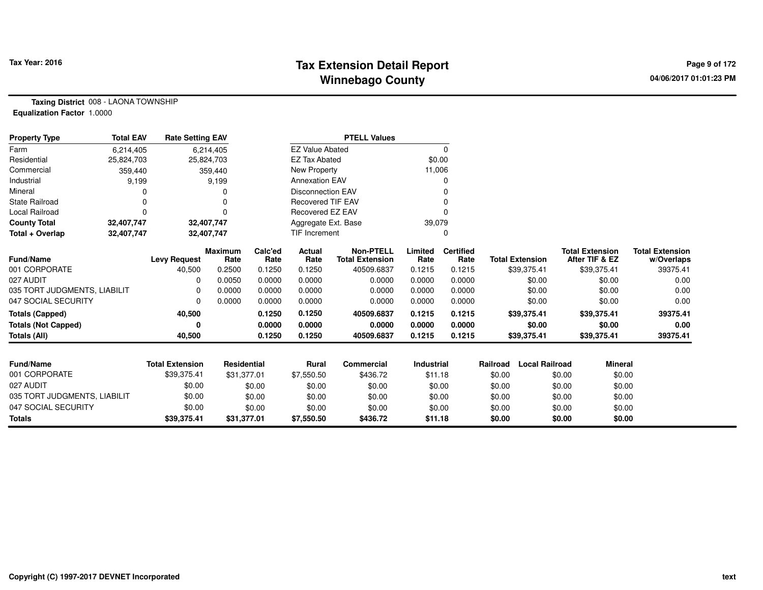# Tax Extension Detail Report
## Winnebago County

Tax Year: 2016

04/06/2017 01:01:23 PM

**Taxing District** 008 - LAONA TOWNSHIP
**Equalization Factor** 1.0000

| Property Type | Total EAV | Rate Setting EAV |
|---|---|---|
| Farm | 6,214,405 | 6,214,405 |
| Residential | 25,824,703 | 25,824,703 |
| Commercial | 359,440 | 359,440 |
| Industrial | 9,199 | 9,199 |
| Mineral | 0 | 0 |
| State Railroad | 0 | 0 |
| Local Railroad | 0 | 0 |
| **County Total** | **32,407,747** | **32,407,747** |
| **Total + Overlap** | **32,407,747** | **32,407,747** |

| PTELL Values | |
|---|---|
| EZ Value Abated | 0 |
| EZ Tax Abated | $0.00 |
| New Property | 11,006 |
| Annexation EAV | 0 |
| Disconnection EAV | 0 |
| Recovered TIF EAV | 0 |
| Recovered EZ EAV | 0 |
| Aggregate Ext. Base | 39,079 |
| TIF Increment | 0 |

| Fund/Name | Levy Request | Maximum Rate | Calc'ed Rate | Actual Rate | Non-PTELL Total Extension | Limited Rate | Certified Rate | Total Extension | Total Extension After TIF & EZ | Total Extension w/Overlaps |
|---|---|---|---|---|---|---|---|---|---|---|
| 001 CORPORATE | 40,500 | 0.2500 | 0.1250 | 0.1250 | 40509.6837 | 0.1215 | 0.1215 | $39,375.41 | $39,375.41 | 39375.41 |
| 027 AUDIT | 0 | 0.0050 | 0.0000 | 0.0000 | 0.0000 | 0.0000 | 0.0000 | $0.00 | $0.00 | 0.00 |
| 035 TORT JUDGMENTS, LIABILIT | 0 | 0.0000 | 0.0000 | 0.0000 | 0.0000 | 0.0000 | 0.0000 | $0.00 | $0.00 | 0.00 |
| 047 SOCIAL SECURITY | 0 | 0.0000 | 0.0000 | 0.0000 | 0.0000 | 0.0000 | 0.0000 | $0.00 | $0.00 | 0.00 |
| **Totals (Capped)** | **40,500** | | **0.1250** | **0.1250** | **40509.6837** | **0.1215** | **0.1215** | **$39,375.41** | **$39,375.41** | **39375.41** |
| **Totals (Not Capped)** | **0** | | **0.0000** | **0.0000** | **0.0000** | **0.0000** | **0.0000** | **$0.00** | **$0.00** | **0.00** |
| **Totals (All)** | **40,500** | | **0.1250** | **0.1250** | **40509.6837** | **0.1215** | **0.1215** | **$39,375.41** | **$39,375.41** | **39375.41** |

| Fund/Name | Total Extension | Residential | Rural | Commercial | Industrial | Railroad | Local Railroad | Mineral |
|---|---|---|---|---|---|---|---|---|
| 001 CORPORATE | $39,375.41 | $31,377.01 | $7,550.50 | $436.72 | $11.18 | $0.00 | $0.00 | $0.00 |
| 027 AUDIT | $0.00 | $0.00 | $0.00 | $0.00 | $0.00 | $0.00 | $0.00 | $0.00 |
| 035 TORT JUDGMENTS, LIABILIT | $0.00 | $0.00 | $0.00 | $0.00 | $0.00 | $0.00 | $0.00 | $0.00 |
| 047 SOCIAL SECURITY | $0.00 | $0.00 | $0.00 | $0.00 | $0.00 | $0.00 | $0.00 | $0.00 |
| **Totals** | **$39,375.41** | **$31,377.01** | **$7,550.50** | **$436.72** | **$11.18** | **$0.00** | **$0.00** | **$0.00** |

Copyright (C) 1997-2017 DEVNET Incorporated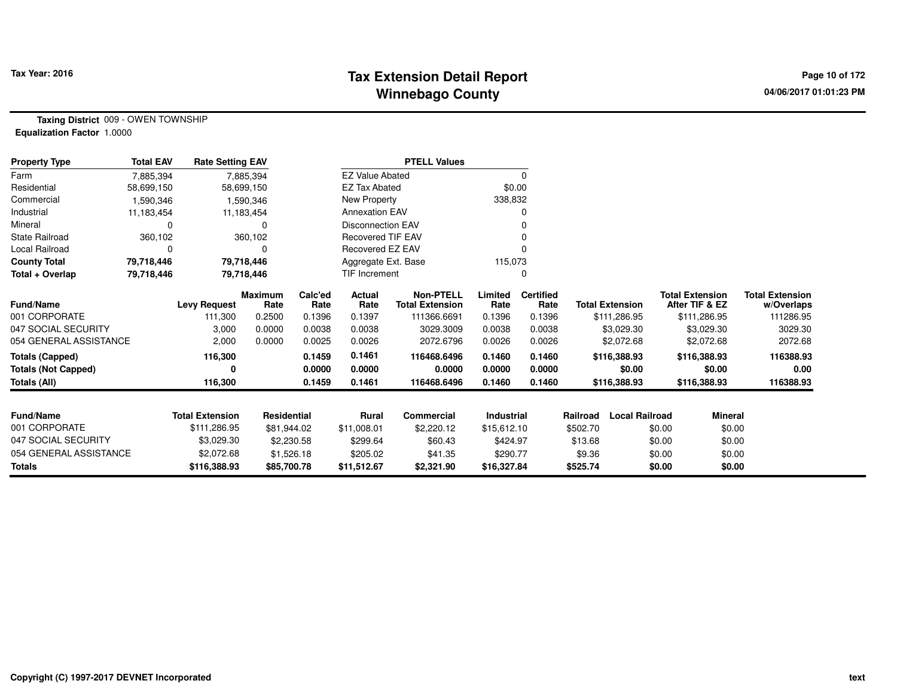# Tax Extension Detail Report
## Winnebago County

Tax Year: 2016

04/06/2017 01:01:23 PM

**Taxing District** 009 - OWEN TOWNSHIP
**Equalization Factor** 1.0000

| Property Type | Total EAV | Rate Setting EAV |
|---|---|---|
| Farm | 7,885,394 | 7,885,394 |
| Residential | 58,699,150 | 58,699,150 |
| Commercial | 1,590,346 | 1,590,346 |
| Industrial | 11,183,454 | 11,183,454 |
| Mineral | 0 | 0 |
| State Railroad | 360,102 | 360,102 |
| Local Railroad | 0 | 0 |
| **County Total** | **79,718,446** | **79,718,446** |
| **Total + Overlap** | **79,718,446** | **79,718,446** |

| PTELL Values | |
|---|---|
| EZ Value Abated | 0 |
| EZ Tax Abated | $0.00 |
| New Property | 338,832 |
| Annexation EAV | 0 |
| Disconnection EAV | 0 |
| Recovered TIF EAV | 0 |
| Recovered EZ EAV | 0 |
| Aggregate Ext. Base | 115,073 |
| TIF Increment | 0 |

| Fund/Name | Levy Request | Maximum Rate | Calc'ed Rate | Actual Rate | Non-PTELL Total Extension | Limited Rate | Certified Rate | Total Extension | Total Extension After TIF & EZ | Total Extension w/Overlaps |
|---|---|---|---|---|---|---|---|---|---|---|
| 001 CORPORATE | 111,300 | 0.2500 | 0.1396 | 0.1397 | 111366.6691 | 0.1396 | 0.1396 | $111,286.95 | $111,286.95 | 111286.95 |
| 047 SOCIAL SECURITY | 3,000 | 0.0000 | 0.0038 | 0.0038 | 3029.3009 | 0.0038 | 0.0038 | $3,029.30 | $3,029.30 | 3029.30 |
| 054 GENERAL ASSISTANCE | 2,000 | 0.0000 | 0.0025 | 0.0026 | 2072.6796 | 0.0026 | 0.0026 | $2,072.68 | $2,072.68 | 2072.68 |
| **Totals (Capped)** | **116,300** | | **0.1459** | **0.1461** | **116468.6496** | **0.1460** | **0.1460** | **$116,388.93** | **$116,388.93** | **116388.93** |
| **Totals (Not Capped)** | **0** | | **0.0000** | **0.0000** | **0.0000** | **0.0000** | **0.0000** | **$0.00** | **$0.00** | **0.00** |
| **Totals (All)** | **116,300** | | **0.1459** | **0.1461** | **116468.6496** | **0.1460** | **0.1460** | **$116,388.93** | **$116,388.93** | **116388.93** |

| Fund/Name | Total Extension | Residential | Rural | Commercial | Industrial | Railroad | Local Railroad | Mineral |
|---|---|---|---|---|---|---|---|---|
| 001 CORPORATE | $111,286.95 | $81,944.02 | $11,008.01 | $2,220.12 | $15,612.10 | $502.70 | $0.00 | $0.00 |
| 047 SOCIAL SECURITY | $3,029.30 | $2,230.58 | $299.64 | $60.43 | $424.97 | $13.68 | $0.00 | $0.00 |
| 054 GENERAL ASSISTANCE | $2,072.68 | $1,526.18 | $205.02 | $41.35 | $290.77 | $9.36 | $0.00 | $0.00 |
| **Totals** | **$116,388.93** | **$85,700.78** | **$11,512.67** | **$2,321.90** | **$16,327.84** | **$525.74** | **$0.00** | **$0.00** |

Copyright (C) 1997-2017 DEVNET Incorporated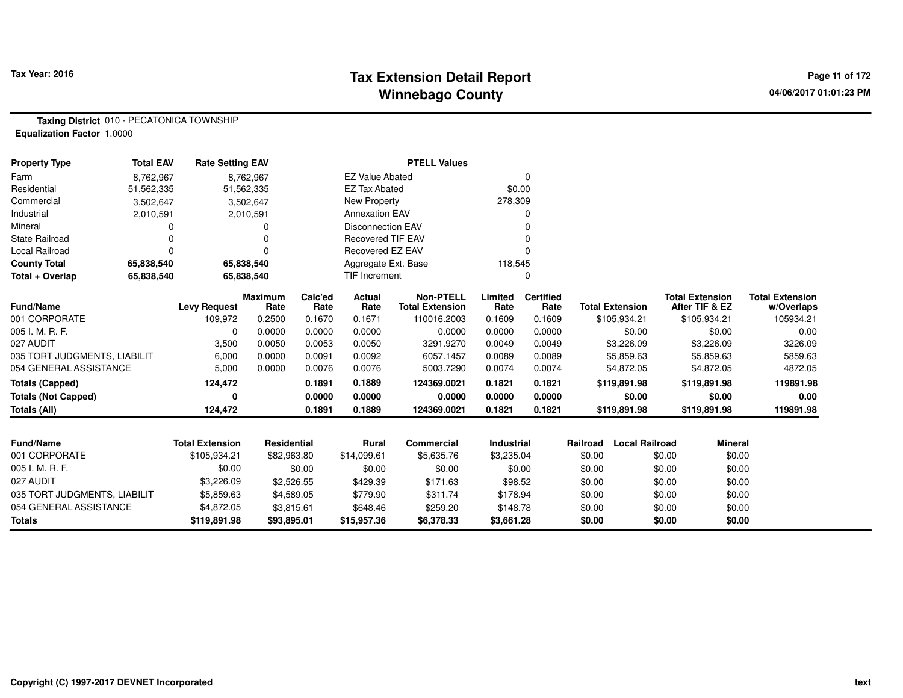# Tax Extension Detail Report
## Winnebago County

Tax Year: 2016

04/06/2017 01:01:23 PM

**Taxing District** 010 - PECATONICA TOWNSHIP
**Equalization Factor** 1.0000

| Property Type | Total EAV | Rate Setting EAV |
|---|---|---|
| Farm | 8,762,967 | 8,762,967 |
| Residential | 51,562,335 | 51,562,335 |
| Commercial | 3,502,647 | 3,502,647 |
| Industrial | 2,010,591 | 2,010,591 |
| Mineral | 0 | 0 |
| State Railroad | 0 | 0 |
| Local Railroad | 0 | 0 |
| **County Total** | **65,838,540** | **65,838,540** |
| **Total + Overlap** | **65,838,540** | **65,838,540** |

| PTELL Values | |
|---|---|
| EZ Value Abated | 0 |
| EZ Tax Abated | $0.00 |
| New Property | 278,309 |
| Annexation EAV | 0 |
| Disconnection EAV | 0 |
| Recovered TIF EAV | 0 |
| Recovered EZ EAV | 0 |
| Aggregate Ext. Base | 118,545 |
| TIF Increment | 0 |

| Fund/Name | Levy Request | Maximum Rate | Calc'ed Rate | Actual Rate | Non-PTELL Total Extension | Limited Rate | Certified Rate | Total Extension | Total Extension After TIF & EZ | Total Extension w/Overlaps |
|---|---|---|---|---|---|---|---|---|---|---|
| 001 CORPORATE | 109,972 | 0.2500 | 0.1670 | 0.1671 | 110016.2003 | 0.1609 | 0.1609 | $105,934.21 | $105,934.21 | 105934.21 |
| 005 I. M. R. F. | 0 | 0.0000 | 0.0000 | 0.0000 | 0.0000 | 0.0000 | 0.0000 | $0.00 | $0.00 | 0.00 |
| 027 AUDIT | 3,500 | 0.0050 | 0.0053 | 0.0050 | 3291.9270 | 0.0049 | 0.0049 | $3,226.09 | $3,226.09 | 3226.09 |
| 035 TORT JUDGMENTS, LIABILIT | 6,000 | 0.0000 | 0.0091 | 0.0092 | 6057.1457 | 0.0089 | 0.0089 | $5,859.63 | $5,859.63 | 5859.63 |
| 054 GENERAL ASSISTANCE | 5,000 | 0.0000 | 0.0076 | 0.0076 | 5003.7290 | 0.0074 | 0.0074 | $4,872.05 | $4,872.05 | 4872.05 |
| **Totals (Capped)** | **124,472** | | **0.1891** | **0.1889** | **124369.0021** | **0.1821** | **0.1821** | **$119,891.98** | **$119,891.98** | **119891.98** |
| **Totals (Not Capped)** | **0** | | **0.0000** | **0.0000** | **0.0000** | **0.0000** | **0.0000** | **$0.00** | **$0.00** | **0.00** |
| **Totals (All)** | **124,472** | | **0.1891** | **0.1889** | **124369.0021** | **0.1821** | **0.1821** | **$119,891.98** | **$119,891.98** | **119891.98** |

| Fund/Name | Total Extension | Residential | Rural | Commercial | Industrial | Railroad | Local Railroad | Mineral |
|---|---|---|---|---|---|---|---|---|
| 001 CORPORATE | $105,934.21 | $82,963.80 | $14,099.61 | $5,635.76 | $3,235.04 | $0.00 | $0.00 | $0.00 |
| 005 I. M. R. F. | $0.00 | $0.00 | $0.00 | $0.00 | $0.00 | $0.00 | $0.00 | $0.00 |
| 027 AUDIT | $3,226.09 | $2,526.55 | $429.39 | $171.63 | $98.52 | $0.00 | $0.00 | $0.00 |
| 035 TORT JUDGMENTS, LIABILIT | $5,859.63 | $4,589.05 | $779.90 | $311.74 | $178.94 | $0.00 | $0.00 | $0.00 |
| 054 GENERAL ASSISTANCE | $4,872.05 | $3,815.61 | $648.46 | $259.20 | $148.78 | $0.00 | $0.00 | $0.00 |
| **Totals** | **$119,891.98** | **$93,895.01** | **$15,957.36** | **$6,378.33** | **$3,661.28** | **$0.00** | **$0.00** | **$0.00** |

Copyright (C) 1997-2017 DEVNET Incorporated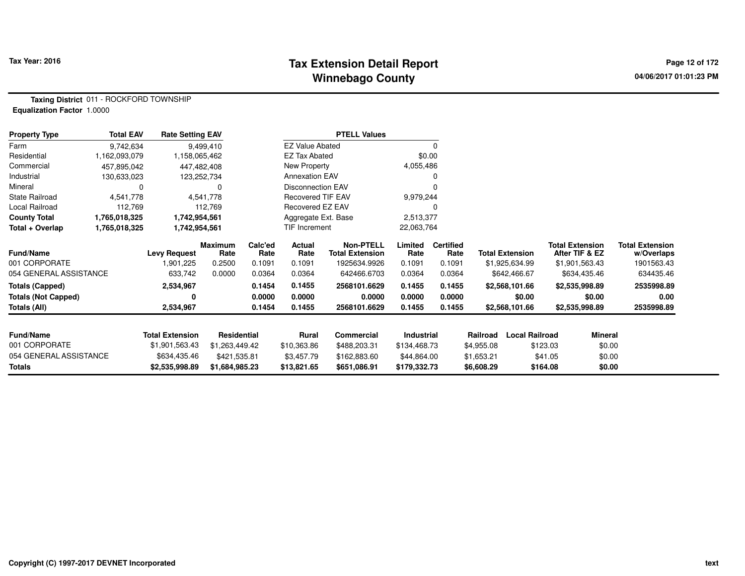Tax Year: 2016

# Tax Extension Detail Report
## Winnebago County

04/06/2017 01:01:23 PM

**Taxing District** 011 - ROCKFORD TOWNSHIP
**Equalization Factor** 1.0000

| Property Type | Total EAV | Rate Setting EAV |
|---|---|---|
| Farm | 9,742,634 | 9,499,410 |
| Residential | 1,162,093,079 | 1,158,065,462 |
| Commercial | 457,895,042 | 447,482,408 |
| Industrial | 130,633,023 | 123,252,734 |
| Mineral | 0 | 0 |
| State Railroad | 4,541,778 | 4,541,778 |
| Local Railroad | 112,769 | 112,769 |
| **County Total** | **1,765,018,325** | **1,742,954,561** |
| **Total + Overlap** | **1,765,018,325** | **1,742,954,561** |

| PTELL Values | |
|---|---|
| EZ Value Abated | 0 |
| EZ Tax Abated | $0.00 |
| New Property | 4,055,486 |
| Annexation EAV | 0 |
| Disconnection EAV | 0 |
| Recovered TIF EAV | 9,979,244 |
| Recovered EZ EAV | 0 |
| Aggregate Ext. Base | 2,513,377 |
| TIF Increment | 22,063,764 |

| Fund/Name | Levy Request | Maximum Rate | Calc'ed Rate | Actual Rate | Non-PTELL Total Extension | Limited Rate | Certified Rate | Total Extension | Total Extension After TIF & EZ | Total Extension w/Overlaps |
|---|---|---|---|---|---|---|---|---|---|---|
| 001 CORPORATE | 1,901,225 | 0.2500 | 0.1091 | 0.1091 | 1925634.9926 | 0.1091 | 0.1091 | $1,925,634.99 | $1,901,563.43 | 1901563.43 |
| 054 GENERAL ASSISTANCE | 633,742 | 0.0000 | 0.0364 | 0.0364 | 642466.6703 | 0.0364 | 0.0364 | $642,466.67 | $634,435.46 | 634435.46 |
| **Totals (Capped)** | **2,534,967** | | **0.1454** | **0.1455** | **2568101.6629** | **0.1455** | **0.1455** | **$2,568,101.66** | **$2,535,998.89** | **2535998.89** |
| **Totals (Not Capped)** | **0** | | **0.0000** | **0.0000** | **0.0000** | **0.0000** | **0.0000** | **$0.00** | **$0.00** | **0.00** |
| **Totals (All)** | **2,534,967** | | **0.1454** | **0.1455** | **2568101.6629** | **0.1455** | **0.1455** | **$2,568,101.66** | **$2,535,998.89** | **2535998.89** |

| Fund/Name | Total Extension | Residential | Rural | Commercial | Industrial | Railroad | Local Railroad | Mineral |
|---|---|---|---|---|---|---|---|---|
| 001 CORPORATE | $1,901,563.43 | $1,263,449.42 | $10,363.86 | $488,203.31 | $134,468.73 | $4,955.08 | $123.03 | $0.00 |
| 054 GENERAL ASSISTANCE | $634,435.46 | $421,535.81 | $3,457.79 | $162,883.60 | $44,864.00 | $1,653.21 | $41.05 | $0.00 |
| **Totals** | **$2,535,998.89** | **$1,684,985.23** | **$13,821.65** | **$651,086.91** | **$179,332.73** | **$6,608.29** | **$164.08** | **$0.00** |

Copyright (C) 1997-2017 DEVNET Incorporated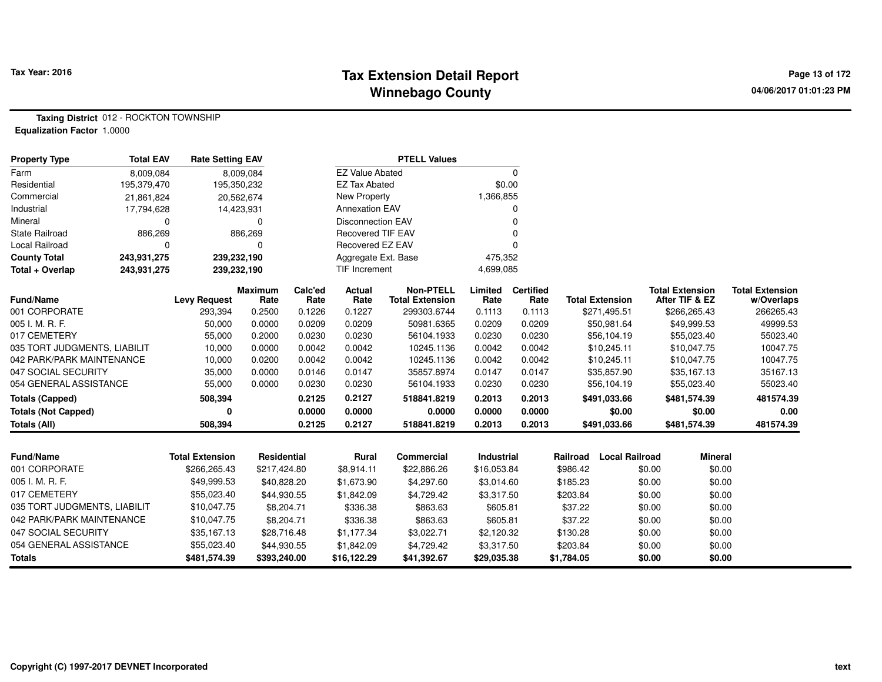# Tax Extension Detail Report
## Winnebago County

Tax Year: 2016

04/06/2017 01:01:23 PM

**Taxing District** 012 - ROCKTON TOWNSHIP
**Equalization Factor** 1.0000

| Property Type | Total EAV | Rate Setting EAV |
|---|---|---|
| Farm | 8,009,084 | 8,009,084 |
| Residential | 195,379,470 | 195,350,232 |
| Commercial | 21,861,824 | 20,562,674 |
| Industrial | 17,794,628 | 14,423,931 |
| Mineral | 0 | 0 |
| State Railroad | 886,269 | 886,269 |
| Local Railroad | 0 | 0 |
| **County Total** | **243,931,275** | **239,232,190** |
| **Total + Overlap** | **243,931,275** | **239,232,190** |

| PTELL Values | |
|---|---|
| EZ Value Abated | 0 |
| EZ Tax Abated | $0.00 |
| New Property | 1,366,855 |
| Annexation EAV | 0 |
| Disconnection EAV | 0 |
| Recovered TIF EAV | 0 |
| Recovered EZ EAV | 0 |
| Aggregate Ext. Base | 475,352 |
| TIF Increment | 4,699,085 |

| Fund/Name | Levy Request | Maximum Rate | Calc'ed Rate | Actual Rate | Non-PTELL Total Extension | Limited Rate | Certified Rate | Total Extension | Total Extension After TIF & EZ | Total Extension w/Overlaps |
|---|---|---|---|---|---|---|---|---|---|---|
| 001 CORPORATE | 293,394 | 0.2500 | 0.1226 | 0.1227 | 299303.6744 | 0.1113 | 0.1113 | $271,495.51 | $266,265.43 | 266265.43 |
| 005 I. M. R. F. | 50,000 | 0.0000 | 0.0209 | 0.0209 | 50981.6365 | 0.0209 | 0.0209 | $50,981.64 | $49,999.53 | 49999.53 |
| 017 CEMETERY | 55,000 | 0.2000 | 0.0230 | 0.0230 | 56104.1933 | 0.0230 | 0.0230 | $56,104.19 | $55,023.40 | 55023.40 |
| 035 TORT JUDGMENTS, LIABILIT | 10,000 | 0.0000 | 0.0042 | 0.0042 | 10245.1136 | 0.0042 | 0.0042 | $10,245.11 | $10,047.75 | 10047.75 |
| 042 PARK/PARK MAINTENANCE | 10,000 | 0.0200 | 0.0042 | 0.0042 | 10245.1136 | 0.0042 | 0.0042 | $10,245.11 | $10,047.75 | 10047.75 |
| 047 SOCIAL SECURITY | 35,000 | 0.0000 | 0.0146 | 0.0147 | 35857.8974 | 0.0147 | 0.0147 | $35,857.90 | $35,167.13 | 35167.13 |
| 054 GENERAL ASSISTANCE | 55,000 | 0.0000 | 0.0230 | 0.0230 | 56104.1933 | 0.0230 | 0.0230 | $56,104.19 | $55,023.40 | 55023.40 |
| **Totals (Capped)** | **508,394** | | **0.2125** | **0.2127** | **518841.8219** | **0.2013** | **0.2013** | **$491,033.66** | **$481,574.39** | **481574.39** |
| **Totals (Not Capped)** | **0** | | **0.0000** | **0.0000** | **0.0000** | **0.0000** | **0.0000** | **$0.00** | **$0.00** | **0.00** |
| **Totals (All)** | **508,394** | | **0.2125** | **0.2127** | **518841.8219** | **0.2013** | **0.2013** | **$491,033.66** | **$481,574.39** | **481574.39** |

| Fund/Name | Total Extension | Residential | Rural | Commercial | Industrial | Railroad | Local Railroad | Mineral |
|---|---|---|---|---|---|---|---|---|
| 001 CORPORATE | $266,265.43 | $217,424.80 | $8,914.11 | $22,886.26 | $16,053.84 | $986.42 | $0.00 | $0.00 |
| 005 I. M. R. F. | $49,999.53 | $40,828.20 | $1,673.90 | $4,297.60 | $3,014.60 | $185.23 | $0.00 | $0.00 |
| 017 CEMETERY | $55,023.40 | $44,930.55 | $1,842.09 | $4,729.42 | $3,317.50 | $203.84 | $0.00 | $0.00 |
| 035 TORT JUDGMENTS, LIABILIT | $10,047.75 | $8,204.71 | $336.38 | $863.63 | $605.81 | $37.22 | $0.00 | $0.00 |
| 042 PARK/PARK MAINTENANCE | $10,047.75 | $8,204.71 | $336.38 | $863.63 | $605.81 | $37.22 | $0.00 | $0.00 |
| 047 SOCIAL SECURITY | $35,167.13 | $28,716.48 | $1,177.34 | $3,022.71 | $2,120.32 | $130.28 | $0.00 | $0.00 |
| 054 GENERAL ASSISTANCE | $55,023.40 | $44,930.55 | $1,842.09 | $4,729.42 | $3,317.50 | $203.84 | $0.00 | $0.00 |
| **Totals** | **$481,574.39** | **$393,240.00** | **$16,122.29** | **$41,392.67** | **$29,035.38** | **$1,784.05** | **$0.00** | **$0.00** |

Copyright (C) 1997-2017 DEVNET Incorporated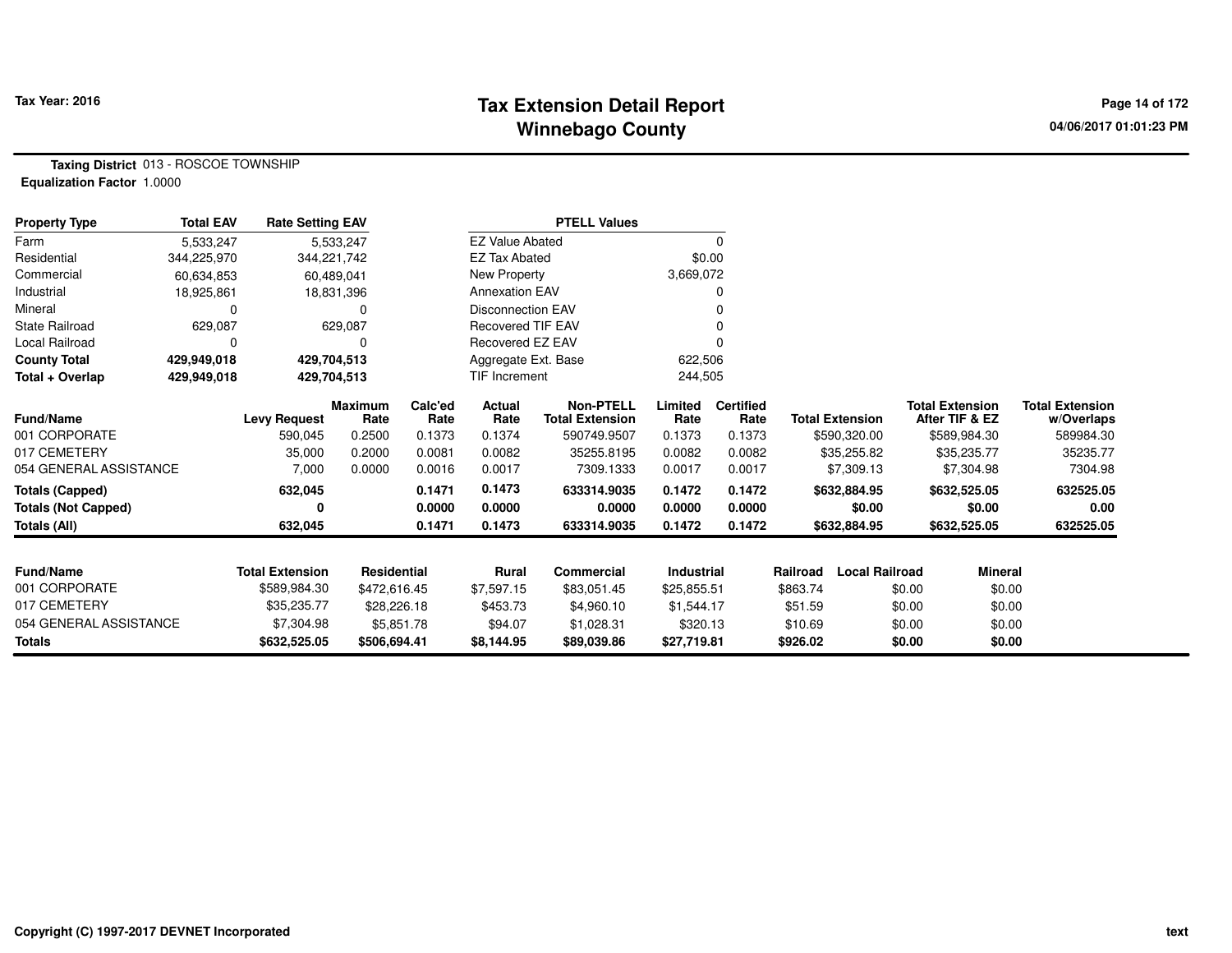**Tax Year: 2016**

# Tax Extension Detail Report
## Winnebago County

04/06/2017 01:01:23 PM

**Taxing District** 013 - ROSCOE TOWNSHIP
**Equalization Factor** 1.0000

| Property Type | Total EAV | Rate Setting EAV | PTELL Values | |
|---|---|---|---|---|
| Farm | 5,533,247 | 5,533,247 | EZ Value Abated | 0 |
| Residential | 344,225,970 | 344,221,742 | EZ Tax Abated | $0.00 |
| Commercial | 60,634,853 | 60,489,041 | New Property | 3,669,072 |
| Industrial | 18,925,861 | 18,831,396 | Annexation EAV | 0 |
| Mineral | 0 | 0 | Disconnection EAV | 0 |
| State Railroad | 629,087 | 629,087 | Recovered TIF EAV | 0 |
| Local Railroad | 0 | 0 | Recovered EZ EAV | 0 |
| **County Total** | **429,949,018** | **429,704,513** | Aggregate Ext. Base | 622,506 |
| **Total + Overlap** | **429,949,018** | **429,704,513** | TIF Increment | 244,505 |

| Fund/Name | Levy Request | Maximum Rate | Calc'ed Rate | Actual Rate | Non-PTELL Total Extension | Limited Rate | Certified Rate | Total Extension | Total Extension After TIF & EZ | Total Extension w/Overlaps |
|---|---|---|---|---|---|---|---|---|---|---|
| 001 CORPORATE | 590,045 | 0.2500 | 0.1373 | 0.1374 | 590749.9507 | 0.1373 | 0.1373 | $590,320.00 | $589,984.30 | 589984.30 |
| 017 CEMETERY | 35,000 | 0.2000 | 0.0081 | 0.0082 | 35255.8195 | 0.0082 | 0.0082 | $35,255.82 | $35,235.77 | 35235.77 |
| 054 GENERAL ASSISTANCE | 7,000 | 0.0000 | 0.0016 | 0.0017 | 7309.1333 | 0.0017 | 0.0017 | $7,309.13 | $7,304.98 | 7304.98 |
| **Totals (Capped)** | **632,045** | | **0.1471** | **0.1473** | **633314.9035** | **0.1472** | **0.1472** | **$632,884.95** | **$632,525.05** | **632525.05** |
| **Totals (Not Capped)** | **0** | | **0.0000** | **0.0000** | **0.0000** | **0.0000** | **0.0000** | **$0.00** | **$0.00** | **0.00** |
| **Totals (All)** | **632,045** | | **0.1471** | **0.1473** | **633314.9035** | **0.1472** | **0.1472** | **$632,884.95** | **$632,525.05** | **632525.05** |

| Fund/Name | Total Extension | Residential | Rural | Commercial | Industrial | Railroad | Local Railroad | Mineral |
|---|---|---|---|---|---|---|---|---|
| 001 CORPORATE | $589,984.30 | $472,616.45 | $7,597.15 | $83,051.45 | $25,855.51 | $863.74 | $0.00 | $0.00 |
| 017 CEMETERY | $35,235.77 | $28,226.18 | $453.73 | $4,960.10 | $1,544.17 | $51.59 | $0.00 | $0.00 |
| 054 GENERAL ASSISTANCE | $7,304.98 | $5,851.78 | $94.07 | $1,028.31 | $320.13 | $10.69 | $0.00 | $0.00 |
| **Totals** | **$632,525.05** | **$506,694.41** | **$8,144.95** | **$89,039.86** | **$27,719.81** | **$926.02** | **$0.00** | **$0.00** |

Copyright (C) 1997-2017 DEVNET Incorporated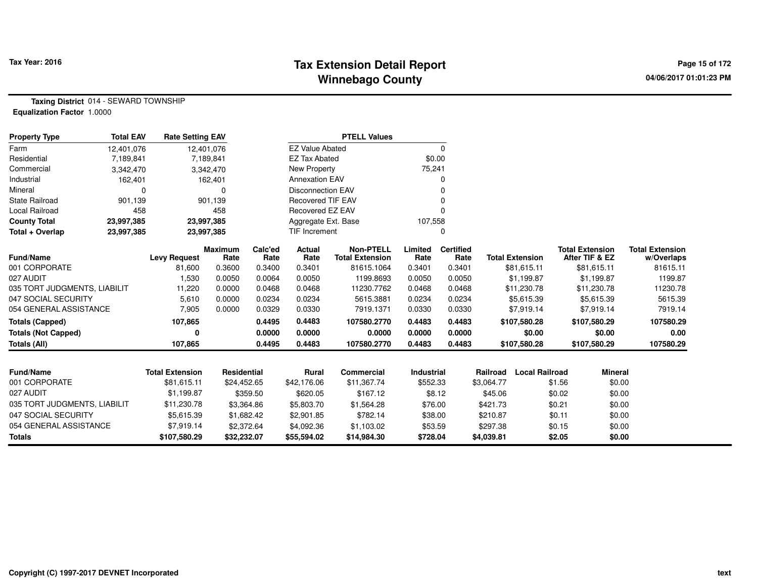**Tax Year: 2016**

# Tax Extension Detail Report
## Winnebago County

**Taxing District** 014 - SEWARD TOWNSHIP
**Equalization Factor** 1.0000

| Property Type | Total EAV | Rate Setting EAV |
|---|---|---|
| Farm | 12,401,076 | 12,401,076 |
| Residential | 7,189,841 | 7,189,841 |
| Commercial | 3,342,470 | 3,342,470 |
| Industrial | 162,401 | 162,401 |
| Mineral | 0 | 0 |
| State Railroad | 901,139 | 901,139 |
| Local Railroad | 458 | 458 |
| **County Total** | **23,997,385** | **23,997,385** |
| **Total + Overlap** | **23,997,385** | **23,997,385** |

| PTELL Values | |
|---|---|
| EZ Value Abated | 0 |
| EZ Tax Abated | $0.00 |
| New Property | 75,241 |
| Annexation EAV | 0 |
| Disconnection EAV | 0 |
| Recovered TIF EAV | 0 |
| Recovered EZ EAV | 0 |
| Aggregate Ext. Base | 107,558 |
| TIF Increment | 0 |

| Fund/Name | Levy Request | Maximum Rate | Calc'ed Rate | Actual Rate | Non-PTELL Total Extension | Limited Rate | Certified Rate | Total Extension | Total Extension After TIF & EZ | Total Extension w/Overlaps |
|---|---|---|---|---|---|---|---|---|---|---|
| 001 CORPORATE | 81,600 | 0.3600 | 0.3400 | 0.3401 | 81615.1064 | 0.3401 | 0.3401 | $81,615.11 | $81,615.11 | 81615.11 |
| 027 AUDIT | 1,530 | 0.0050 | 0.0064 | 0.0050 | 1199.8693 | 0.0050 | 0.0050 | $1,199.87 | $1,199.87 | 1199.87 |
| 035 TORT JUDGMENTS, LIABILIT | 11,220 | 0.0000 | 0.0468 | 0.0468 | 11230.7762 | 0.0468 | 0.0468 | $11,230.78 | $11,230.78 | 11230.78 |
| 047 SOCIAL SECURITY | 5,610 | 0.0000 | 0.0234 | 0.0234 | 5615.3881 | 0.0234 | 0.0234 | $5,615.39 | $5,615.39 | 5615.39 |
| 054 GENERAL ASSISTANCE | 7,905 | 0.0000 | 0.0329 | 0.0330 | 7919.1371 | 0.0330 | 0.0330 | $7,919.14 | $7,919.14 | 7919.14 |
| **Totals (Capped)** | **107,865** | | **0.4495** | **0.4483** | **107580.2770** | **0.4483** | **0.4483** | **$107,580.28** | **$107,580.29** | **107580.29** |
| **Totals (Not Capped)** | **0** | | **0.0000** | **0.0000** | **0.0000** | **0.0000** | **0.0000** | **$0.00** | **$0.00** | **0.00** |
| **Totals (All)** | **107,865** | | **0.4495** | **0.4483** | **107580.2770** | **0.4483** | **0.4483** | **$107,580.28** | **$107,580.29** | **107580.29** |

| Fund/Name | Total Extension | Residential | Rural | Commercial | Industrial | Railroad | Local Railroad | Mineral |
|---|---|---|---|---|---|---|---|---|
| 001 CORPORATE | $81,615.11 | $24,452.65 | $42,176.06 | $11,367.74 | $552.33 | $3,064.77 | $1.56 | $0.00 |
| 027 AUDIT | $1,199.87 | $359.50 | $620.05 | $167.12 | $8.12 | $45.06 | $0.02 | $0.00 |
| 035 TORT JUDGMENTS, LIABILIT | $11,230.78 | $3,364.86 | $5,803.70 | $1,564.28 | $76.00 | $421.73 | $0.21 | $0.00 |
| 047 SOCIAL SECURITY | $5,615.39 | $1,682.42 | $2,901.85 | $782.14 | $38.00 | $210.87 | $0.11 | $0.00 |
| 054 GENERAL ASSISTANCE | $7,919.14 | $2,372.64 | $4,092.36 | $1,103.02 | $53.59 | $297.38 | $0.15 | $0.00 |
| **Totals** | **$107,580.29** | **$32,232.07** | **$55,594.02** | **$14,984.30** | **$728.04** | **$4,039.81** | **$2.05** | **$0.00** |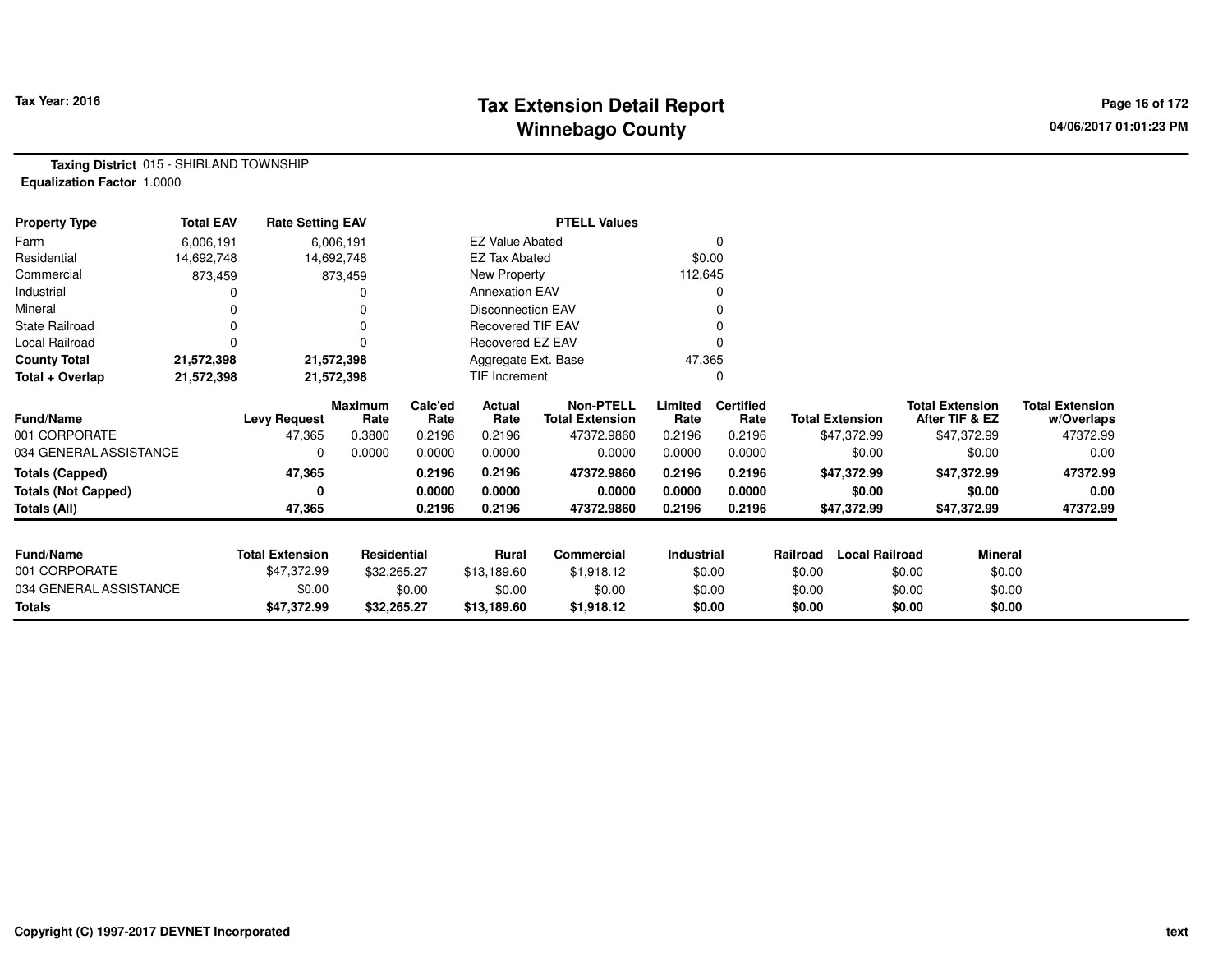**Tax Year: 2016**

# Tax Extension Detail Report
## Winnebago County

04/06/2017 01:01:23 PM

**Taxing District** 015 - SHIRLAND TOWNSHIP
**Equalization Factor** 1.0000

| Property Type | Total EAV | Rate Setting EAV |
|---|---|---|
| Farm | 6,006,191 | 6,006,191 |
| Residential | 14,692,748 | 14,692,748 |
| Commercial | 873,459 | 873,459 |
| Industrial | 0 | 0 |
| Mineral | 0 | 0 |
| State Railroad | 0 | 0 |
| Local Railroad | 0 | 0 |
| **County Total** | **21,572,398** | **21,572,398** |
| **Total + Overlap** | **21,572,398** | **21,572,398** |

| PTELL Values | |
|---|---|
| EZ Value Abated | 0 |
| EZ Tax Abated | $0.00 |
| New Property | 112,645 |
| Annexation EAV | 0 |
| Disconnection EAV | 0 |
| Recovered TIF EAV | 0 |
| Recovered EZ EAV | 0 |
| Aggregate Ext. Base | 47,365 |
| TIF Increment | 0 |

| Fund/Name | Levy Request | Maximum Rate | Calc'ed Rate | Actual Rate | Non-PTELL Total Extension | Limited Rate | Certified Rate | Total Extension | Total Extension After TIF & EZ | Total Extension w/Overlaps |
|---|---|---|---|---|---|---|---|---|---|---|
| 001 CORPORATE | 47,365 | 0.3800 | 0.2196 | 0.2196 | 47372.9860 | 0.2196 | 0.2196 | $47,372.99 | $47,372.99 | 47372.99 |
| 034 GENERAL ASSISTANCE | 0 | 0.0000 | 0.0000 | 0.0000 | 0.0000 | 0.0000 | 0.0000 | $0.00 | $0.00 | 0.00 |
| **Totals (Capped)** | **47,365** | | **0.2196** | **0.2196** | **47372.9860** | **0.2196** | **0.2196** | **$47,372.99** | **$47,372.99** | **47372.99** |
| **Totals (Not Capped)** | **0** | | **0.0000** | **0.0000** | **0.0000** | **0.0000** | **0.0000** | **$0.00** | **$0.00** | **0.00** |
| **Totals (All)** | **47,365** | | **0.2196** | **0.2196** | **47372.9860** | **0.2196** | **0.2196** | **$47,372.99** | **$47,372.99** | **47372.99** |

| Fund/Name | Total Extension | Residential | Rural | Commercial | Industrial | Railroad | Local Railroad | Mineral |
|---|---|---|---|---|---|---|---|---|
| 001 CORPORATE | $47,372.99 | $32,265.27 | $13,189.60 | $1,918.12 | $0.00 | $0.00 | $0.00 | $0.00 |
| 034 GENERAL ASSISTANCE | $0.00 | $0.00 | $0.00 | $0.00 | $0.00 | $0.00 | $0.00 | $0.00 |
| **Totals** | **$47,372.99** | **$32,265.27** | **$13,189.60** | **$1,918.12** | **$0.00** | **$0.00** | **$0.00** | **$0.00** |

Copyright (C) 1997-2017 DEVNET Incorporated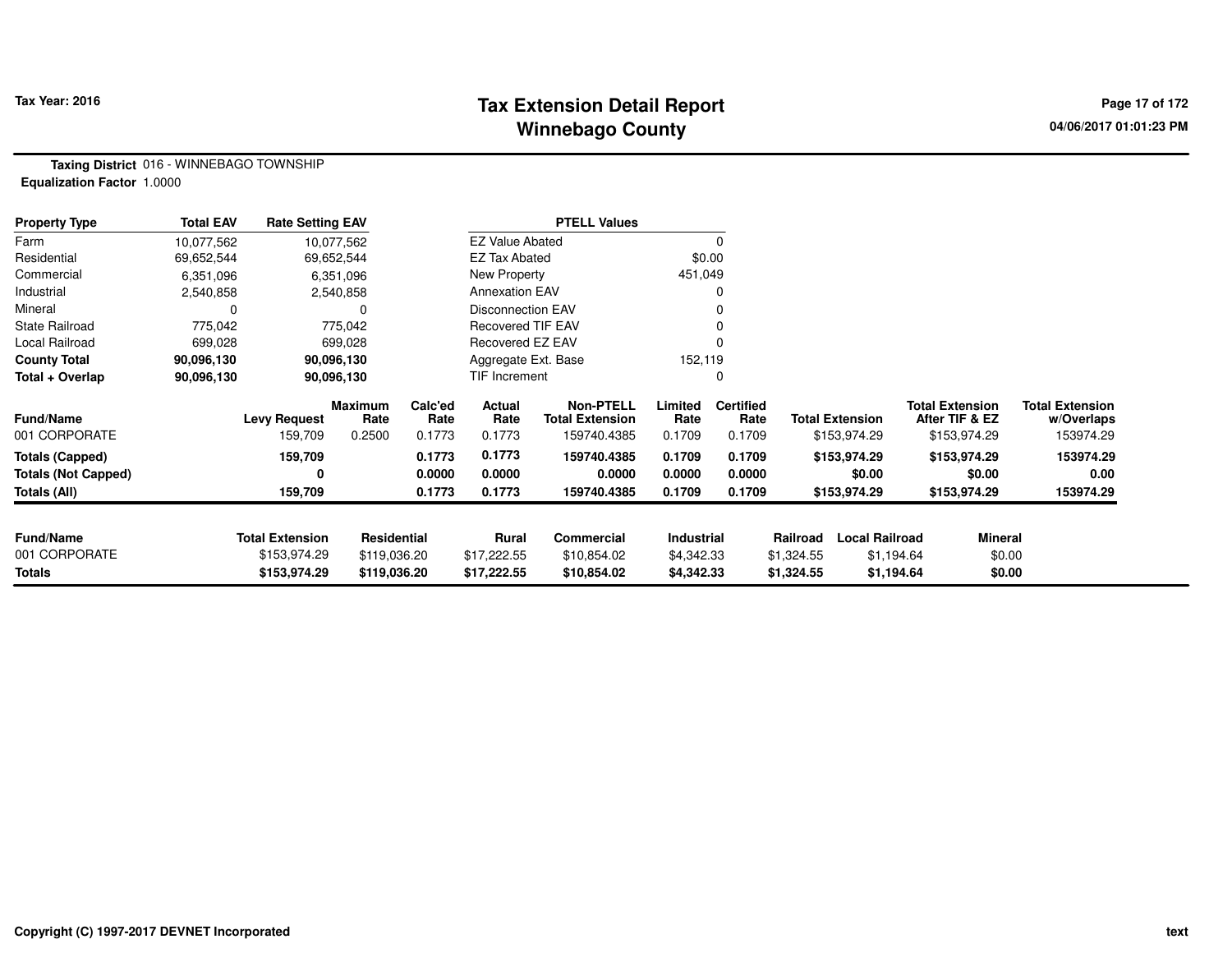**Tax Year: 2016**

# Tax Extension Detail Report
## Winnebago County

**Taxing District** 016 - WINNEBAGO TOWNSHIP
**Equalization Factor** 1.0000

| Property Type | Total EAV | Rate Setting EAV |
|---|---|---|
| Farm | 10,077,562 | 10,077,562 |
| Residential | 69,652,544 | 69,652,544 |
| Commercial | 6,351,096 | 6,351,096 |
| Industrial | 2,540,858 | 2,540,858 |
| Mineral | 0 | 0 |
| State Railroad | 775,042 | 775,042 |
| Local Railroad | 699,028 | 699,028 |
| **County Total** | **90,096,130** | **90,096,130** |
| **Total + Overlap** | **90,096,130** | **90,096,130** |

| PTELL Values | |
|---|---|
| EZ Value Abated | 0 |
| EZ Tax Abated | $0.00 |
| New Property | 451,049 |
| Annexation EAV | 0 |
| Disconnection EAV | 0 |
| Recovered TIF EAV | 0 |
| Recovered EZ EAV | 0 |
| Aggregate Ext. Base | 152,119 |
| TIF Increment | 0 |

| Fund/Name | Levy Request | Maximum Rate | Calc'ed Rate | Actual Rate | Non-PTELL Total Extension | Limited Rate | Certified Rate | Total Extension | Total Extension After TIF & EZ | Total Extension w/Overlaps |
|---|---|---|---|---|---|---|---|---|---|---|
| 001 CORPORATE | 159,709 | 0.2500 | 0.1773 | 0.1773 | 159740.4385 | 0.1709 | 0.1709 | $153,974.29 | $153,974.29 | 153974.29 |
| **Totals (Capped)** | **159,709** | | **0.1773** | **0.1773** | **159740.4385** | **0.1709** | **0.1709** | **$153,974.29** | **$153,974.29** | **153974.29** |
| **Totals (Not Capped)** | **0** | | **0.0000** | **0.0000** | **0.0000** | **0.0000** | **0.0000** | **$0.00** | **$0.00** | **0.00** |
| **Totals (All)** | **159,709** | | **0.1773** | **0.1773** | **159740.4385** | **0.1709** | **0.1709** | **$153,974.29** | **$153,974.29** | **153974.29** |

| Fund/Name | Total Extension | Residential | Rural | Commercial | Industrial | Railroad | Local Railroad | Mineral |
|---|---|---|---|---|---|---|---|---|
| 001 CORPORATE | $153,974.29 | $119,036.20 | $17,222.55 | $10,854.02 | $4,342.33 | $1,324.55 | $1,194.64 | $0.00 |
| **Totals** | **$153,974.29** | **$119,036.20** | **$17,222.55** | **$10,854.02** | **$4,342.33** | **$1,324.55** | **$1,194.64** | **$0.00** |

Copyright (C) 1997-2017 DEVNET Incorporated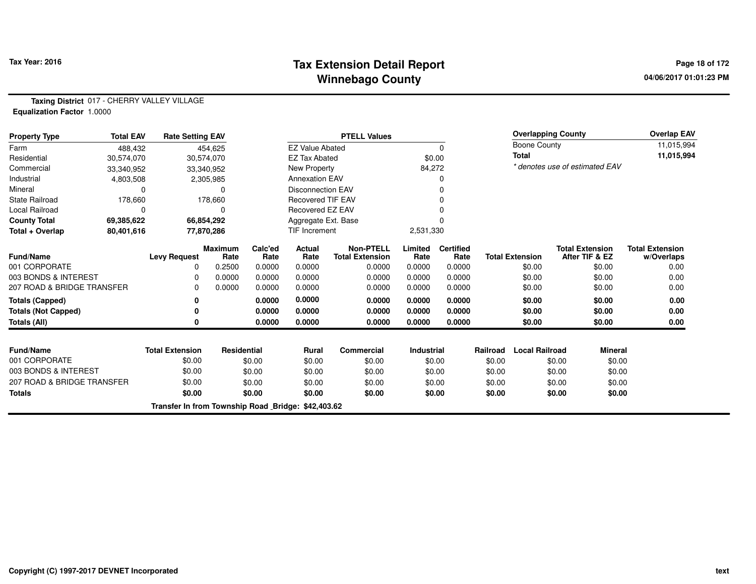**Tax Year: 2016**

# Tax Extension Detail Report
## Winnebago County

04/06/2017 01:01:23 PM

**Taxing District** 017 - CHERRY VALLEY VILLAGE
**Equalization Factor** 1.0000

| Property Type | Total EAV | Rate Setting EAV |
|---|---|---|
| Farm | 488,432 | 454,625 |
| Residential | 30,574,070 | 30,574,070 |
| Commercial | 33,340,952 | 33,340,952 |
| Industrial | 4,803,508 | 2,305,985 |
| Mineral | 0 | 0 |
| State Railroad | 178,660 | 178,660 |
| Local Railroad | 0 | 0 |
| **County Total** | **69,385,622** | **66,854,292** |
| **Total + Overlap** | **80,401,616** | **77,870,286** |

| PTELL Values | |
|---|---|
| EZ Value Abated | 0 |
| EZ Tax Abated | $0.00 |
| New Property | 84,272 |
| Annexation EAV | 0 |
| Disconnection EAV | 0 |
| Recovered TIF EAV | 0 |
| Recovered EZ EAV | 0 |
| Aggregate Ext. Base | 0 |
| TIF Increment | 2,531,330 |

| Overlapping County | Overlap EAV |
|---|---|
| Boone County | 11,015,994 |
| **Total** | **11,015,994** |

*\* denotes use of estimated EAV*

| Fund/Name | Levy Request | Maximum Rate | Calc'ed Rate | Actual Rate | Non-PTELL Total Extension | Limited Rate | Certified Rate | Total Extension | Total Extension After TIF & EZ | Total Extension w/Overlaps |
|---|---|---|---|---|---|---|---|---|---|---|
| 001 CORPORATE | 0 | 0.2500 | 0.0000 | 0.0000 | 0.0000 | 0.0000 | 0.0000 | $0.00 | $0.00 | 0.00 |
| 003 BONDS & INTEREST | 0 | 0.0000 | 0.0000 | 0.0000 | 0.0000 | 0.0000 | 0.0000 | $0.00 | $0.00 | 0.00 |
| 207 ROAD & BRIDGE TRANSFER | 0 | 0.0000 | 0.0000 | 0.0000 | 0.0000 | 0.0000 | 0.0000 | $0.00 | $0.00 | 0.00 |
| **Totals (Capped)** | **0** | | **0.0000** | **0.0000** | **0.0000** | **0.0000** | **0.0000** | **$0.00** | **$0.00** | **0.00** |
| **Totals (Not Capped)** | **0** | | **0.0000** | **0.0000** | **0.0000** | **0.0000** | **0.0000** | **$0.00** | **$0.00** | **0.00** |
| **Totals (All)** | **0** | | **0.0000** | **0.0000** | **0.0000** | **0.0000** | **0.0000** | **$0.00** | **$0.00** | **0.00** |

| Fund/Name | Total Extension | Residential | Rural | Commercial | Industrial | Railroad | Local Railroad | Mineral |
|---|---|---|---|---|---|---|---|---|
| 001 CORPORATE | $0.00 | $0.00 | $0.00 | $0.00 | $0.00 | $0.00 | $0.00 | $0.00 |
| 003 BONDS & INTEREST | $0.00 | $0.00 | $0.00 | $0.00 | $0.00 | $0.00 | $0.00 | $0.00 |
| 207 ROAD & BRIDGE TRANSFER | $0.00 | $0.00 | $0.00 | $0.00 | $0.00 | $0.00 | $0.00 | $0.00 |
| **Totals** | **$0.00** | **$0.00** | **$0.00** | **$0.00** | **$0.00** | **$0.00** | **$0.00** | **$0.00** |

**Transfer In from Township Road _Bridge: $42,403.62**

**Copyright (C) 1997-2017 DEVNET Incorporated**

text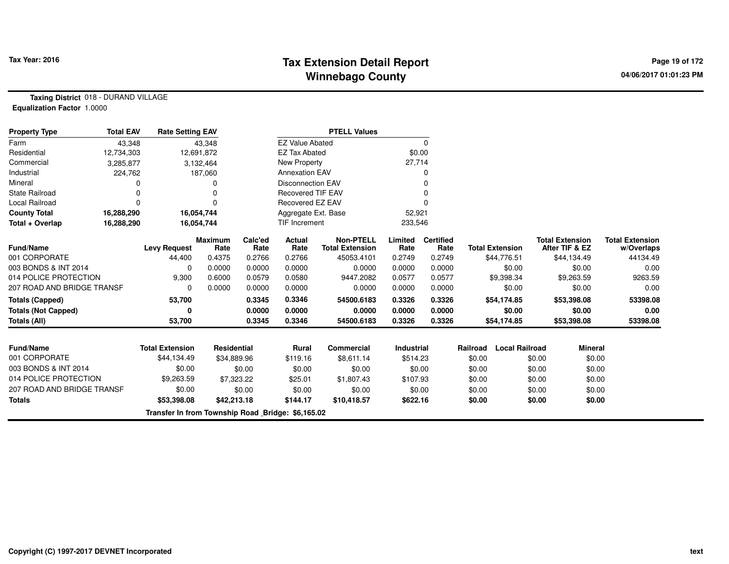# Tax Extension Detail Report
# Winnebago County

Tax Year: 2016

04/06/2017 01:01:23 PM

**Taxing District** 018 - DURAND VILLAGE
**Equalization Factor** 1.0000

| Property Type | Total EAV | Rate Setting EAV |
|---|---|---|
| Farm | 43,348 | 43,348 |
| Residential | 12,734,303 | 12,691,872 |
| Commercial | 3,285,877 | 3,132,464 |
| Industrial | 224,762 | 187,060 |
| Mineral | 0 | 0 |
| State Railroad | 0 | 0 |
| Local Railroad | 0 | 0 |
| **County Total** | **16,288,290** | **16,054,744** |
| **Total + Overlap** | **16,288,290** | **16,054,744** |

| PTELL Values | |
|---|---|
| EZ Value Abated | 0 |
| EZ Tax Abated | $0.00 |
| New Property | 27,714 |
| Annexation EAV | 0 |
| Disconnection EAV | 0 |
| Recovered TIF EAV | 0 |
| Recovered EZ EAV | 0 |
| Aggregate Ext. Base | 52,921 |
| TIF Increment | 233,546 |

| Fund/Name | Levy Request | Maximum Rate | Calc'ed Rate | Actual Rate | Non-PTELL Total Extension | Limited Rate | Certified Rate | Total Extension | Total Extension After TIF & EZ | Total Extension w/Overlaps |
|---|---|---|---|---|---|---|---|---|---|---|
| 001 CORPORATE | 44,400 | 0.4375 | 0.2766 | 0.2766 | 45053.4101 | 0.2749 | 0.2749 | $44,776.51 | $44,134.49 | 44134.49 |
| 003 BONDS & INT 2014 | 0 | 0.0000 | 0.0000 | 0.0000 | 0.0000 | 0.0000 | 0.0000 | $0.00 | $0.00 | 0.00 |
| 014 POLICE PROTECTION | 9,300 | 0.6000 | 0.0579 | 0.0580 | 9447.2082 | 0.0577 | 0.0577 | $9,398.34 | $9,263.59 | 9263.59 |
| 207 ROAD AND BRIDGE TRANSF | 0 | 0.0000 | 0.0000 | 0.0000 | 0.0000 | 0.0000 | 0.0000 | $0.00 | $0.00 | 0.00 |
| **Totals (Capped)** | **53,700** | | **0.3345** | **0.3346** | **54500.6183** | **0.3326** | **0.3326** | **$54,174.85** | **$53,398.08** | **53398.08** |
| **Totals (Not Capped)** | **0** | | **0.0000** | **0.0000** | **0.0000** | **0.0000** | **0.0000** | **$0.00** | **$0.00** | **0.00** |
| **Totals (All)** | **53,700** | | **0.3345** | **0.3346** | **54500.6183** | **0.3326** | **0.3326** | **$54,174.85** | **$53,398.08** | **53398.08** |

| Fund/Name | Total Extension | Residential | Rural | Commercial | Industrial | Railroad | Local Railroad | Mineral |
|---|---|---|---|---|---|---|---|---|
| 001 CORPORATE | $44,134.49 | $34,889.96 | $119.16 | $8,611.14 | $514.23 | $0.00 | $0.00 | $0.00 |
| 003 BONDS & INT 2014 | $0.00 | $0.00 | $0.00 | $0.00 | $0.00 | $0.00 | $0.00 | $0.00 |
| 014 POLICE PROTECTION | $9,263.59 | $7,323.22 | $25.01 | $1,807.43 | $107.93 | $0.00 | $0.00 | $0.00 |
| 207 ROAD AND BRIDGE TRANSF | $0.00 | $0.00 | $0.00 | $0.00 | $0.00 | $0.00 | $0.00 | $0.00 |
| **Totals** | **$53,398.08** | **$42,213.18** | **$144.17** | **$10,418.57** | **$622.16** | **$0.00** | **$0.00** | **$0.00** |

**Transfer In from Township Road _Bridge: $6,165.02**

Copyright (C) 1997-2017 DEVNET Incorporated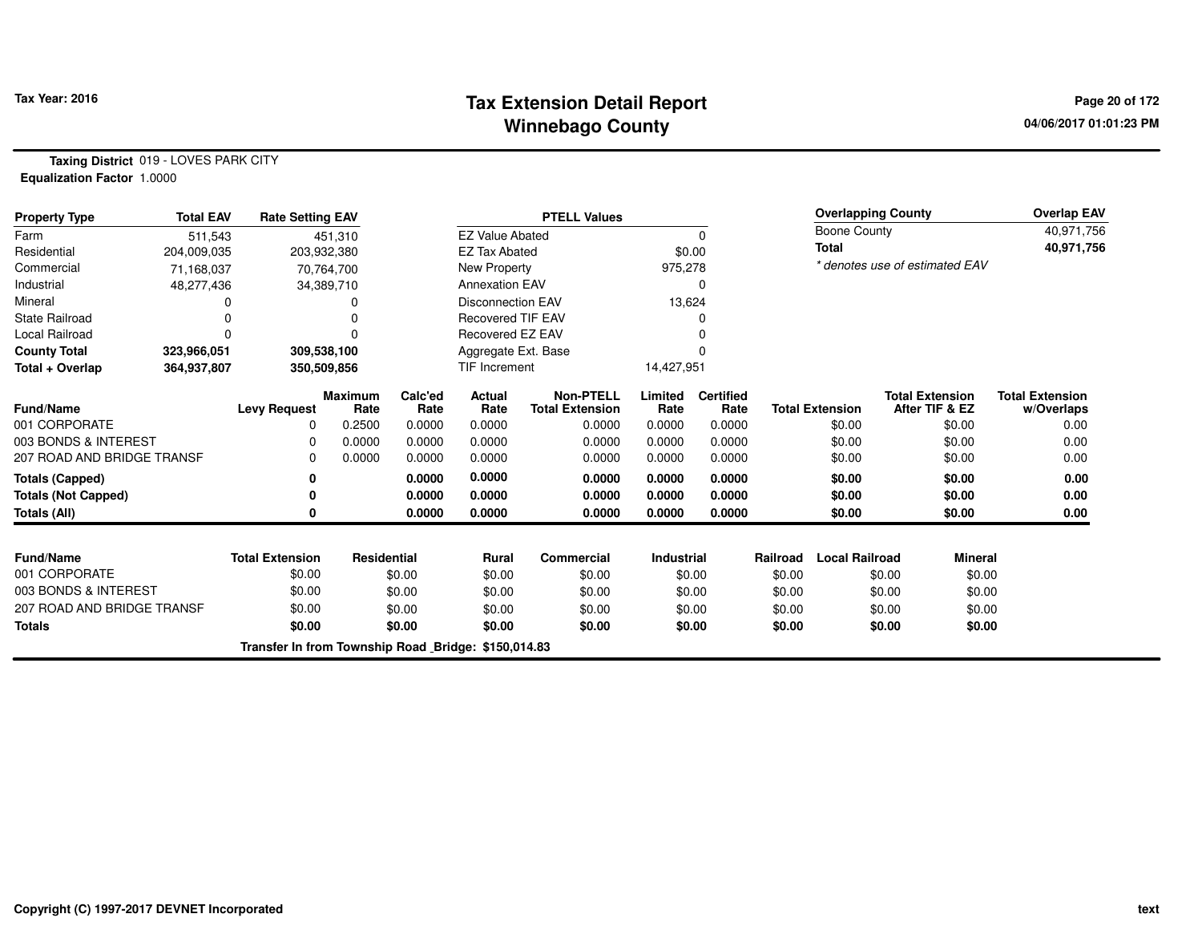# Tax Extension Detail Report
## Winnebago County

Tax Year: 2016

04/06/2017 01:01:23 PM

**Taxing District** 019 - LOVES PARK CITY
**Equalization Factor** 1.0000

| Property Type | Total EAV | Rate Setting EAV |
|---|---|---|
| Farm | 511,543 | 451,310 |
| Residential | 204,009,035 | 203,932,380 |
| Commercial | 71,168,037 | 70,764,700 |
| Industrial | 48,277,436 | 34,389,710 |
| Mineral | 0 | 0 |
| State Railroad | 0 | 0 |
| Local Railroad | 0 | 0 |
| **County Total** | **323,966,051** | **309,538,100** |
| **Total + Overlap** | **364,937,807** | **350,509,856** |

| PTELL Values | |
|---|---|
| EZ Value Abated | 0 |
| EZ Tax Abated | $0.00 |
| New Property | 975,278 |
| Annexation EAV | 0 |
| Disconnection EAV | 13,624 |
| Recovered TIF EAV | 0 |
| Recovered EZ EAV | 0 |
| Aggregate Ext. Base | 0 |
| TIF Increment | 14,427,951 |

| Overlapping County | Overlap EAV |
|---|---|
| Boone County | 40,971,756 |
| **Total** | **40,971,756** |

*\* denotes use of estimated EAV*

| Fund/Name | Levy Request | Maximum Rate | Calc'ed Rate | Actual Rate | Non-PTELL Total Extension | Limited Rate | Certified Rate | Total Extension | Total Extension After TIF & EZ | Total Extension w/Overlaps |
|---|---|---|---|---|---|---|---|---|---|---|
| 001 CORPORATE | 0 | 0.2500 | 0.0000 | 0.0000 | 0.0000 | 0.0000 | 0.0000 | $0.00 | $0.00 | 0.00 |
| 003 BONDS & INTEREST | 0 | 0.0000 | 0.0000 | 0.0000 | 0.0000 | 0.0000 | 0.0000 | $0.00 | $0.00 | 0.00 |
| 207 ROAD AND BRIDGE TRANSF | 0 | 0.0000 | 0.0000 | 0.0000 | 0.0000 | 0.0000 | 0.0000 | $0.00 | $0.00 | 0.00 |
| **Totals (Capped)** | **0** | | **0.0000** | **0.0000** | **0.0000** | **0.0000** | **0.0000** | **$0.00** | **$0.00** | **0.00** |
| **Totals (Not Capped)** | **0** | | **0.0000** | **0.0000** | **0.0000** | **0.0000** | **0.0000** | **$0.00** | **$0.00** | **0.00** |
| **Totals (All)** | **0** | | **0.0000** | **0.0000** | **0.0000** | **0.0000** | **0.0000** | **$0.00** | **$0.00** | **0.00** |

| Fund/Name | Total Extension | Residential | Rural | Commercial | Industrial | Railroad | Local Railroad | Mineral |
|---|---|---|---|---|---|---|---|---|
| 001 CORPORATE | $0.00 | $0.00 | $0.00 | $0.00 | $0.00 | $0.00 | $0.00 | $0.00 |
| 003 BONDS & INTEREST | $0.00 | $0.00 | $0.00 | $0.00 | $0.00 | $0.00 | $0.00 | $0.00 |
| 207 ROAD AND BRIDGE TRANSF | $0.00 | $0.00 | $0.00 | $0.00 | $0.00 | $0.00 | $0.00 | $0.00 |
| **Totals** | **$0.00** | **$0.00** | **$0.00** | **$0.00** | **$0.00** | **$0.00** | **$0.00** | **$0.00** |

**Transfer In from Township Road _Bridge: $150,014.83**

Copyright (C) 1997-2017 DEVNET Incorporated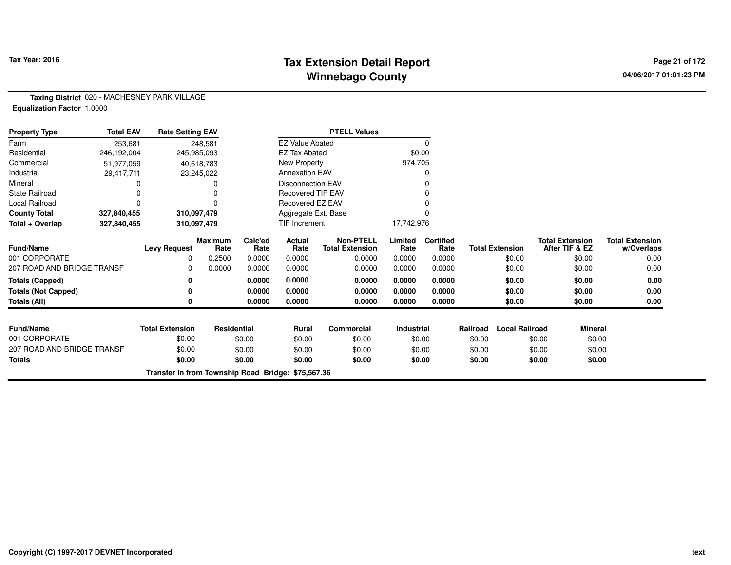# Tax Extension Detail Report
## Winnebago County

Tax Year: 2016

04/06/2017 01:01:23 PM

**Taxing District** 020 - MACHESNEY PARK VILLAGE
**Equalization Factor** 1.0000

| Property Type | Total EAV | Rate Setting EAV |
|---|---|---|
| Farm | 253,681 | 248,581 |
| Residential | 246,192,004 | 245,985,093 |
| Commercial | 51,977,059 | 40,618,783 |
| Industrial | 29,417,711 | 23,245,022 |
| Mineral | 0 | 0 |
| State Railroad | 0 | 0 |
| Local Railroad | 0 | 0 |
| **County Total** | **327,840,455** | **310,097,479** |
| **Total + Overlap** | **327,840,455** | **310,097,479** |

| PTELL Values | |
|---|---|
| EZ Value Abated | 0 |
| EZ Tax Abated | $0.00 |
| New Property | 974,705 |
| Annexation EAV | 0 |
| Disconnection EAV | 0 |
| Recovered TIF EAV | 0 |
| Recovered EZ EAV | 0 |
| Aggregate Ext. Base | 0 |
| TIF Increment | 17,742,976 |

| Fund/Name | Levy Request | Maximum Rate | Calc'ed Rate | Actual Rate | Non-PTELL Total Extension | Limited Rate | Certified Rate | Total Extension | Total Extension After TIF & EZ | Total Extension w/Overlaps |
|---|---|---|---|---|---|---|---|---|---|---|
| 001 CORPORATE | 0 | 0.2500 | 0.0000 | 0.0000 | 0.0000 | 0.0000 | 0.0000 | $0.00 | $0.00 | 0.00 |
| 207 ROAD AND BRIDGE TRANSF | 0 | 0.0000 | 0.0000 | 0.0000 | 0.0000 | 0.0000 | 0.0000 | $0.00 | $0.00 | 0.00 |
| **Totals (Capped)** | **0** | | **0.0000** | **0.0000** | **0.0000** | **0.0000** | **0.0000** | **$0.00** | **$0.00** | **0.00** |
| **Totals (Not Capped)** | **0** | | **0.0000** | **0.0000** | **0.0000** | **0.0000** | **0.0000** | **$0.00** | **$0.00** | **0.00** |
| **Totals (All)** | **0** | | **0.0000** | **0.0000** | **0.0000** | **0.0000** | **0.0000** | **$0.00** | **$0.00** | **0.00** |

| Fund/Name | Total Extension | Residential | Rural | Commercial | Industrial | Railroad | Local Railroad | Mineral |
|---|---|---|---|---|---|---|---|---|
| 001 CORPORATE | $0.00 | $0.00 | $0.00 | $0.00 | $0.00 | $0.00 | $0.00 | $0.00 |
| 207 ROAD AND BRIDGE TRANSF | $0.00 | $0.00 | $0.00 | $0.00 | $0.00 | $0.00 | $0.00 | $0.00 |
| **Totals** | **$0.00** | **$0.00** | **$0.00** | **$0.00** | **$0.00** | **$0.00** | **$0.00** | **$0.00** |

**Transfer In from Township Road _Bridge: $75,567.36**

Copyright (C) 1997-2017 DEVNET Incorporated

text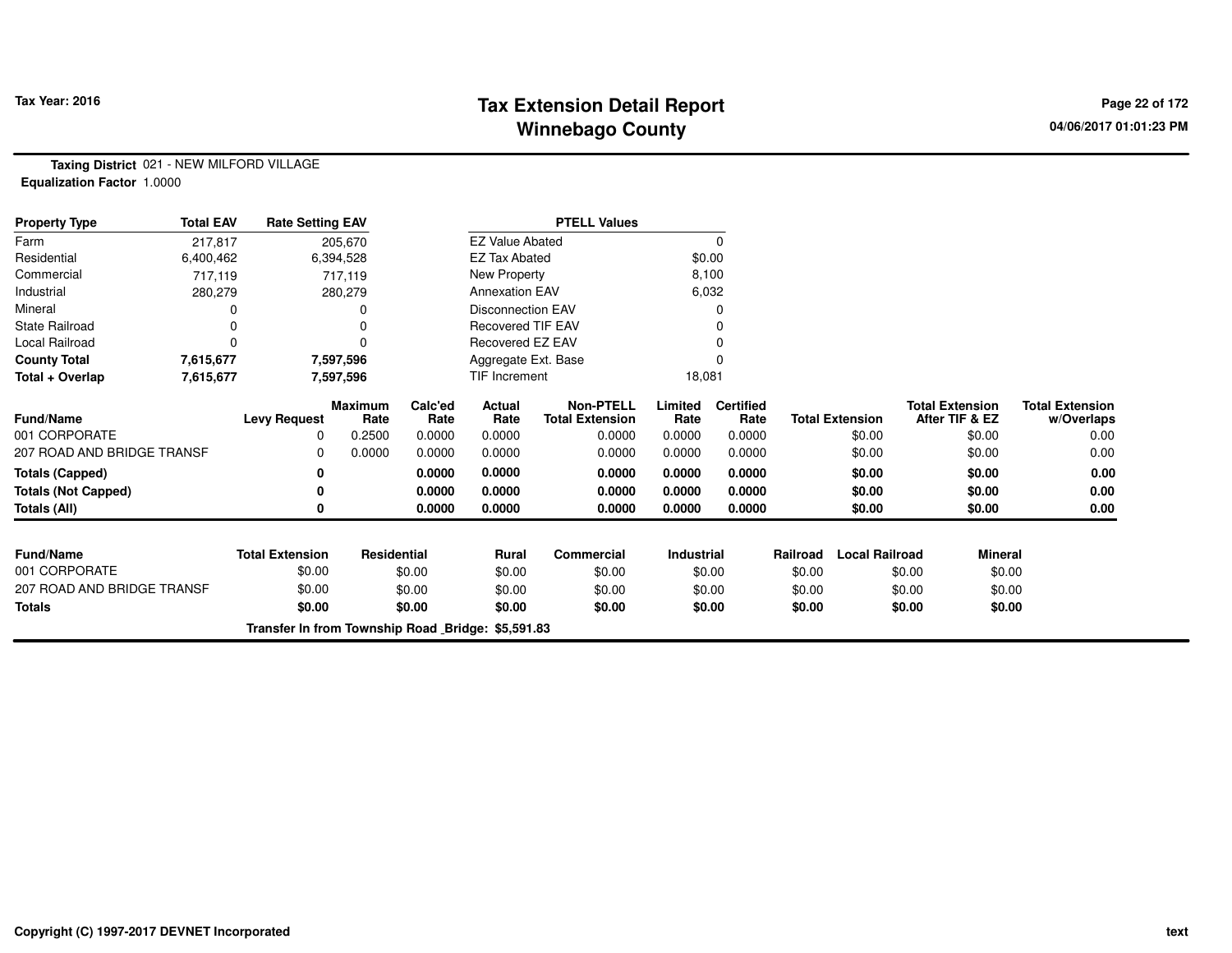**Tax Year: 2016**

# Tax Extension Detail Report
## Winnebago County

04/06/2017 01:01:23 PM

**Taxing District** 021 - NEW MILFORD VILLAGE
**Equalization Factor** 1.0000

| Property Type | Total EAV | Rate Setting EAV | PTELL Values | |
|---|---|---|---|---|
| Farm | 217,817 | 205,670 | EZ Value Abated | 0 |
| Residential | 6,400,462 | 6,394,528 | EZ Tax Abated | $0.00 |
| Commercial | 717,119 | 717,119 | New Property | 8,100 |
| Industrial | 280,279 | 280,279 | Annexation EAV | 6,032 |
| Mineral | 0 | 0 | Disconnection EAV | 0 |
| State Railroad | 0 | 0 | Recovered TIF EAV | 0 |
| Local Railroad | 0 | 0 | Recovered EZ EAV | 0 |
| **County Total** | **7,615,677** | **7,597,596** | Aggregate Ext. Base | 0 |
| **Total + Overlap** | **7,615,677** | **7,597,596** | TIF Increment | 18,081 |

| Fund/Name | Levy Request | Maximum Rate | Calc'ed Rate | Actual Rate | Non-PTELL Total Extension | Limited Rate | Certified Rate | Total Extension | Total Extension After TIF & EZ | Total Extension w/Overlaps |
|---|---|---|---|---|---|---|---|---|---|---|
| 001 CORPORATE | 0 | 0.2500 | 0.0000 | 0.0000 | 0.0000 | 0.0000 | 0.0000 | $0.00 | $0.00 | 0.00 |
| 207 ROAD AND BRIDGE TRANSF | 0 | 0.0000 | 0.0000 | 0.0000 | 0.0000 | 0.0000 | 0.0000 | $0.00 | $0.00 | 0.00 |
| **Totals (Capped)** | **0** | | **0.0000** | **0.0000** | **0.0000** | **0.0000** | **0.0000** | **$0.00** | **$0.00** | **0.00** |
| **Totals (Not Capped)** | **0** | | **0.0000** | **0.0000** | **0.0000** | **0.0000** | **0.0000** | **$0.00** | **$0.00** | **0.00** |
| **Totals (All)** | **0** | | **0.0000** | **0.0000** | **0.0000** | **0.0000** | **0.0000** | **$0.00** | **$0.00** | **0.00** |

| Fund/Name | Total Extension | Residential | Rural | Commercial | Industrial | Railroad | Local Railroad | Mineral |
|---|---|---|---|---|---|---|---|---|
| 001 CORPORATE | $0.00 | $0.00 | $0.00 | $0.00 | $0.00 | $0.00 | $0.00 | $0.00 |
| 207 ROAD AND BRIDGE TRANSF | $0.00 | $0.00 | $0.00 | $0.00 | $0.00 | $0.00 | $0.00 | $0.00 |
| **Totals** | **$0.00** | **$0.00** | **$0.00** | **$0.00** | **$0.00** | **$0.00** | **$0.00** | **$0.00** |

**Transfer In from Township Road _Bridge: $5,591.83**

**Copyright (C) 1997-2017 DEVNET Incorporated**

**text**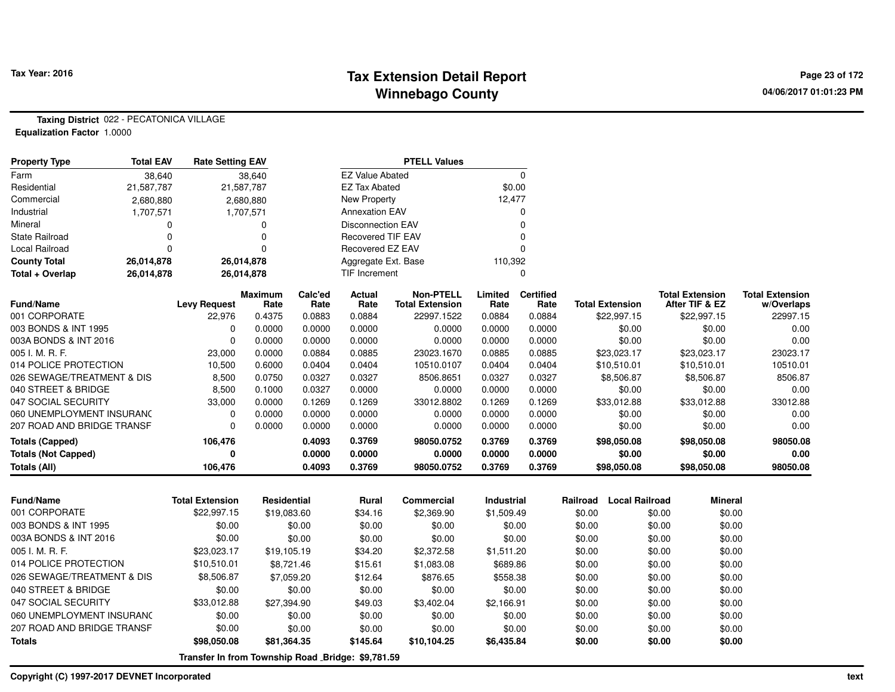# Tax Extension Detail Report
## Winnebago County

Tax Year: 2016

**Taxing District** 022 - PECATONICA VILLAGE
**Equalization Factor** 1.0000

| Property Type | Total EAV | Rate Setting EAV |
|---|---|---|
| Farm | 38,640 | 38,640 |
| Residential | 21,587,787 | 21,587,787 |
| Commercial | 2,680,880 | 2,680,880 |
| Industrial | 1,707,571 | 1,707,571 |
| Mineral | 0 | 0 |
| State Railroad | 0 | 0 |
| Local Railroad | 0 | 0 |
| **County Total** | **26,014,878** | **26,014,878** |
| **Total + Overlap** | **26,014,878** | **26,014,878** |

| PTELL Values | |
|---|---|
| EZ Value Abated | 0 |
| EZ Tax Abated | $0.00 |
| New Property | 12,477 |
| Annexation EAV | 0 |
| Disconnection EAV | 0 |
| Recovered TIF EAV | 0 |
| Recovered EZ EAV | 0 |
| Aggregate Ext. Base | 110,392 |
| TIF Increment | 0 |

| Fund/Name | Levy Request | Maximum Rate | Calc'ed Rate | Actual Rate | Non-PTELL Total Extension | Limited Rate | Certified Rate | Total Extension | Total Extension After TIF & EZ | Total Extension w/Overlaps |
|---|---|---|---|---|---|---|---|---|---|---|
| 001 CORPORATE | 22,976 | 0.4375 | 0.0883 | 0.0884 | 22997.1522 | 0.0884 | 0.0884 | $22,997.15 | $22,997.15 | 22997.15 |
| 003 BONDS & INT 1995 | 0 | 0.0000 | 0.0000 | 0.0000 | 0.0000 | 0.0000 | 0.0000 | $0.00 | $0.00 | 0.00 |
| 003A BONDS & INT 2016 | 0 | 0.0000 | 0.0000 | 0.0000 | 0.0000 | 0.0000 | 0.0000 | $0.00 | $0.00 | 0.00 |
| 005 I. M. R. F. | 23,000 | 0.0000 | 0.0884 | 0.0885 | 23023.1670 | 0.0885 | 0.0885 | $23,023.17 | $23,023.17 | 23023.17 |
| 014 POLICE PROTECTION | 10,500 | 0.6000 | 0.0404 | 0.0404 | 10510.0107 | 0.0404 | 0.0404 | $10,510.01 | $10,510.01 | 10510.01 |
| 026 SEWAGE/TREATMENT & DIS | 8,500 | 0.0750 | 0.0327 | 0.0327 | 8506.8651 | 0.0327 | 0.0327 | $8,506.87 | $8,506.87 | 8506.87 |
| 040 STREET & BRIDGE | 8,500 | 0.1000 | 0.0327 | 0.0000 | 0.0000 | 0.0000 | 0.0000 | $0.00 | $0.00 | 0.00 |
| 047 SOCIAL SECURITY | 33,000 | 0.0000 | 0.1269 | 0.1269 | 33012.8802 | 0.1269 | 0.1269 | $33,012.88 | $33,012.88 | 33012.88 |
| 060 UNEMPLOYMENT INSURANC | 0 | 0.0000 | 0.0000 | 0.0000 | 0.0000 | 0.0000 | 0.0000 | $0.00 | $0.00 | 0.00 |
| 207 ROAD AND BRIDGE TRANSF | 0 | 0.0000 | 0.0000 | 0.0000 | 0.0000 | 0.0000 | 0.0000 | $0.00 | $0.00 | 0.00 |
| **Totals (Capped)** | **106,476** | | **0.4093** | **0.3769** | **98050.0752** | **0.3769** | **0.3769** | **$98,050.08** | **$98,050.08** | **98050.08** |
| **Totals (Not Capped)** | **0** | | **0.0000** | **0.0000** | **0.0000** | **0.0000** | **0.0000** | **$0.00** | **$0.00** | **0.00** |
| **Totals (All)** | **106,476** | | **0.4093** | **0.3769** | **98050.0752** | **0.3769** | **0.3769** | **$98,050.08** | **$98,050.08** | **98050.08** |

| Fund/Name | Total Extension | Residential | Rural | Commercial | Industrial | Railroad | Local Railroad | Mineral |
|---|---|---|---|---|---|---|---|---|
| 001 CORPORATE | $22,997.15 | $19,083.60 | $34.16 | $2,369.90 | $1,509.49 | $0.00 | $0.00 | $0.00 |
| 003 BONDS & INT 1995 | $0.00 | $0.00 | $0.00 | $0.00 | $0.00 | $0.00 | $0.00 | $0.00 |
| 003A BONDS & INT 2016 | $0.00 | $0.00 | $0.00 | $0.00 | $0.00 | $0.00 | $0.00 | $0.00 |
| 005 I. M. R. F. | $23,023.17 | $19,105.19 | $34.20 | $2,372.58 | $1,511.20 | $0.00 | $0.00 | $0.00 |
| 014 POLICE PROTECTION | $10,510.01 | $8,721.46 | $15.61 | $1,083.08 | $689.86 | $0.00 | $0.00 | $0.00 |
| 026 SEWAGE/TREATMENT & DIS | $8,506.87 | $7,059.20 | $12.64 | $876.65 | $558.38 | $0.00 | $0.00 | $0.00 |
| 040 STREET & BRIDGE | $0.00 | $0.00 | $0.00 | $0.00 | $0.00 | $0.00 | $0.00 | $0.00 |
| 047 SOCIAL SECURITY | $33,012.88 | $27,394.90 | $49.03 | $3,402.04 | $2,166.91 | $0.00 | $0.00 | $0.00 |
| 060 UNEMPLOYMENT INSURANC | $0.00 | $0.00 | $0.00 | $0.00 | $0.00 | $0.00 | $0.00 | $0.00 |
| 207 ROAD AND BRIDGE TRANSF | $0.00 | $0.00 | $0.00 | $0.00 | $0.00 | $0.00 | $0.00 | $0.00 |
| **Totals** | **$98,050.08** | **$81,364.35** | **$145.64** | **$10,104.25** | **$6,435.84** | **$0.00** | **$0.00** | **$0.00** |

**Transfer In from Township Road _Bridge: $9,781.59**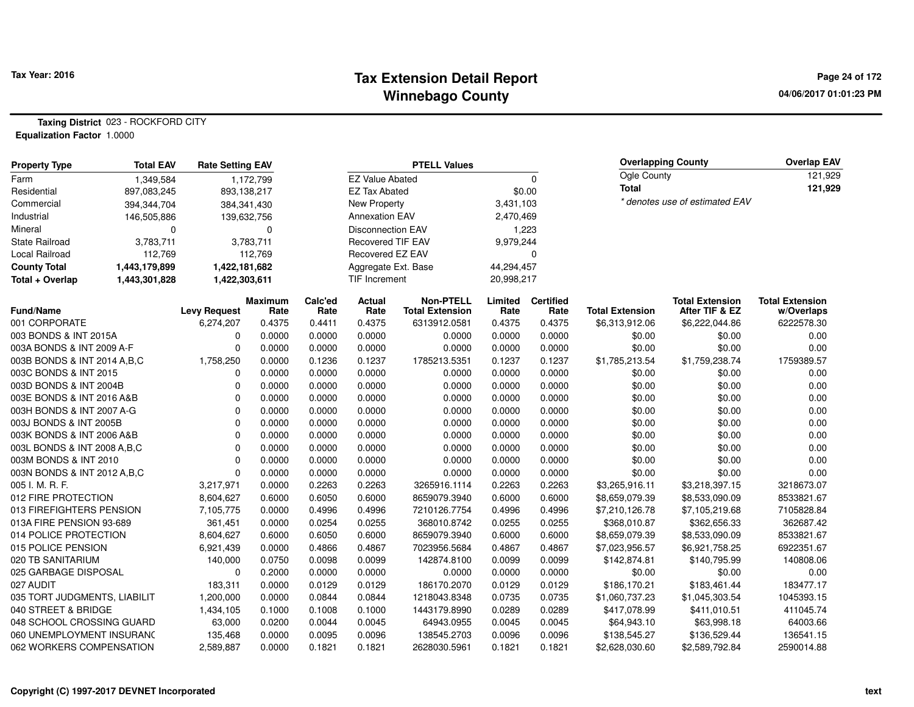# Tax Extension Detail Report
## Winnebago County

Tax Year: 2016

04/06/2017 01:01:23 PM

**Taxing District** 023 - ROCKFORD CITY
**Equalization Factor** 1.0000

| Property Type | Total EAV | Rate Setting EAV |
|---|---|---|
| Farm | 1,349,584 | 1,172,799 |
| Residential | 897,083,245 | 893,138,217 |
| Commercial | 394,344,704 | 384,341,430 |
| Industrial | 146,505,886 | 139,632,756 |
| Mineral | 0 | 0 |
| State Railroad | 3,783,711 | 3,783,711 |
| Local Railroad | 112,769 | 112,769 |
| **County Total** | **1,443,179,899** | **1,422,181,682** |
| **Total + Overlap** | **1,443,301,828** | **1,422,303,611** |

| PTELL Values | |
|---|---|
| EZ Value Abated | 0 |
| EZ Tax Abated | $0.00 |
| New Property | 3,431,103 |
| Annexation EAV | 2,470,469 |
| Disconnection EAV | 1,223 |
| Recovered TIF EAV | 9,979,244 |
| Recovered EZ EAV | 0 |
| Aggregate Ext. Base | 44,294,457 |
| TIF Increment | 20,998,217 |

| Overlapping County | Overlap EAV |
|---|---|
| Ogle County | 121,929 |
| **Total** | **121,929** |

*\* denotes use of estimated EAV*

| Fund/Name | Levy Request | Maximum Rate | Calc'ed Rate | Actual Rate | Non-PTELL Total Extension | Limited Rate | Certified Rate | Total Extension | Total Extension After TIF & EZ | Total Extension w/Overlaps |
|---|---|---|---|---|---|---|---|---|---|---|
| 001 CORPORATE | 6,274,207 | 0.4375 | 0.4411 | 0.4375 | 6313912.0581 | 0.4375 | 0.4375 | $6,313,912.06 | $6,222,044.86 | 6222578.30 |
| 003 BONDS & INT 2015A | 0 | 0.0000 | 0.0000 | 0.0000 | 0.0000 | 0.0000 | 0.0000 | $0.00 | $0.00 | 0.00 |
| 003A BONDS & INT 2009 A-F | 0 | 0.0000 | 0.0000 | 0.0000 | 0.0000 | 0.0000 | 0.0000 | $0.00 | $0.00 | 0.00 |
| 003B BONDS & INT 2014 A,B,C | 1,758,250 | 0.0000 | 0.1236 | 0.1237 | 1785213.5351 | 0.1237 | 0.1237 | $1,785,213.54 | $1,759,238.74 | 1759389.57 |
| 003C BONDS & INT 2015 | 0 | 0.0000 | 0.0000 | 0.0000 | 0.0000 | 0.0000 | 0.0000 | $0.00 | $0.00 | 0.00 |
| 003D BONDS & INT 2004B | 0 | 0.0000 | 0.0000 | 0.0000 | 0.0000 | 0.0000 | 0.0000 | $0.00 | $0.00 | 0.00 |
| 003E BONDS & INT 2016 A&B | 0 | 0.0000 | 0.0000 | 0.0000 | 0.0000 | 0.0000 | 0.0000 | $0.00 | $0.00 | 0.00 |
| 003H BONDS & INT 2007 A-G | 0 | 0.0000 | 0.0000 | 0.0000 | 0.0000 | 0.0000 | 0.0000 | $0.00 | $0.00 | 0.00 |
| 003J BONDS & INT 2005B | 0 | 0.0000 | 0.0000 | 0.0000 | 0.0000 | 0.0000 | 0.0000 | $0.00 | $0.00 | 0.00 |
| 003K BONDS & INT 2006 A&B | 0 | 0.0000 | 0.0000 | 0.0000 | 0.0000 | 0.0000 | 0.0000 | $0.00 | $0.00 | 0.00 |
| 003L BONDS & INT 2008 A,B,C | 0 | 0.0000 | 0.0000 | 0.0000 | 0.0000 | 0.0000 | 0.0000 | $0.00 | $0.00 | 0.00 |
| 003M BONDS & INT 2010 | 0 | 0.0000 | 0.0000 | 0.0000 | 0.0000 | 0.0000 | 0.0000 | $0.00 | $0.00 | 0.00 |
| 003N BONDS & INT 2012 A,B,C | 0 | 0.0000 | 0.0000 | 0.0000 | 0.0000 | 0.0000 | 0.0000 | $0.00 | $0.00 | 0.00 |
| 005 I. M. R. F. | 3,217,971 | 0.0000 | 0.2263 | 0.2263 | 3265916.1114 | 0.2263 | 0.2263 | $3,265,916.11 | $3,218,397.15 | 3218673.07 |
| 012 FIRE PROTECTION | 8,604,627 | 0.6000 | 0.6050 | 0.6000 | 8659079.3940 | 0.6000 | 0.6000 | $8,659,079.39 | $8,533,090.09 | 8533821.67 |
| 013 FIREFIGHTERS PENSION | 7,105,775 | 0.0000 | 0.4996 | 0.4996 | 7210126.7754 | 0.4996 | 0.4996 | $7,210,126.78 | $7,105,219.68 | 7105828.84 |
| 013A FIRE PENSION 93-689 | 361,451 | 0.0000 | 0.0254 | 0.0255 | 368010.8742 | 0.0255 | 0.0255 | $368,010.87 | $362,656.33 | 362687.42 |
| 014 POLICE PROTECTION | 8,604,627 | 0.6000 | 0.6050 | 0.6000 | 8659079.3940 | 0.6000 | 0.6000 | $8,659,079.39 | $8,533,090.09 | 8533821.67 |
| 015 POLICE PENSION | 6,921,439 | 0.0000 | 0.4866 | 0.4867 | 7023956.5684 | 0.4867 | 0.4867 | $7,023,956.57 | $6,921,758.25 | 6922351.67 |
| 020 TB SANITARIUM | 140,000 | 0.0750 | 0.0098 | 0.0099 | 142874.8100 | 0.0099 | 0.0099 | $142,874.81 | $140,795.99 | 140808.06 |
| 025 GARBAGE DISPOSAL | 0 | 0.2000 | 0.0000 | 0.0000 | 0.0000 | 0.0000 | 0.0000 | $0.00 | $0.00 | 0.00 |
| 027 AUDIT | 183,311 | 0.0000 | 0.0129 | 0.0129 | 186170.2070 | 0.0129 | 0.0129 | $186,170.21 | $183,461.44 | 183477.17 |
| 035 TORT JUDGMENTS, LIABILIT | 1,200,000 | 0.0000 | 0.0844 | 0.0844 | 1218043.8348 | 0.0735 | 0.0735 | $1,060,737.23 | $1,045,303.54 | 1045393.15 |
| 040 STREET & BRIDGE | 1,434,105 | 0.1000 | 0.1008 | 0.1000 | 1443179.8990 | 0.0289 | 0.0289 | $417,078.99 | $411,010.51 | 411045.74 |
| 048 SCHOOL CROSSING GUARD | 63,000 | 0.0200 | 0.0044 | 0.0045 | 64943.0955 | 0.0045 | 0.0045 | $64,943.10 | $63,998.18 | 64003.66 |
| 060 UNEMPLOYMENT INSURANC | 135,468 | 0.0000 | 0.0095 | 0.0096 | 138545.2703 | 0.0096 | 0.0096 | $138,545.27 | $136,529.44 | 136541.15 |
| 062 WORKERS COMPENSATION | 2,589,887 | 0.0000 | 0.1821 | 0.1821 | 2628030.5961 | 0.1821 | 0.1821 | $2,628,030.60 | $2,589,792.84 | 2590014.88 |

Copyright (C) 1997-2017 DEVNET Incorporated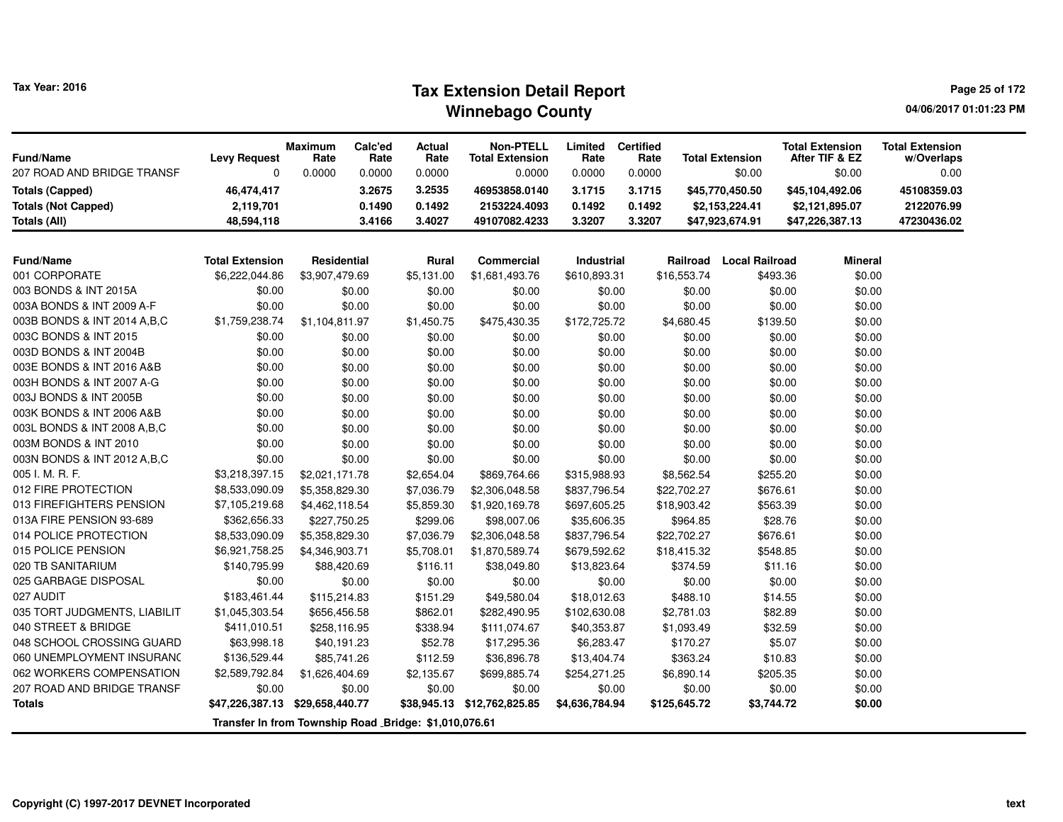Tax Year: 2016

# Tax Extension Detail Report
## Winnebago County

| Fund/Name | Levy Request | Maximum Rate | Calc'ed Rate | Actual Rate | Non-PTELL Total Extension | Limited Rate | Certified Rate | Total Extension | Total Extension After TIF & EZ | Total Extension w/Overlaps |
|---|---|---|---|---|---|---|---|---|---|---|
| 207 ROAD AND BRIDGE TRANSF | 0 | 0.0000 | 0.0000 | 0.0000 | 0.0000 | 0.0000 | 0.0000 | $0.00 | $0.00 | 0.00 |
| **Totals (Capped)** | **46,474,417** | | **3.2675** | **3.2535** | **46953858.0140** | **3.1715** | **3.1715** | **$45,770,450.50** | **$45,104,492.06** | **45108359.03** |
| **Totals (Not Capped)** | **2,119,701** | | **0.1490** | **0.1492** | **2153224.4093** | **0.1492** | **0.1492** | **$2,153,224.41** | **$2,121,895.07** | **2122076.99** |
| **Totals (All)** | **48,594,118** | | **3.4166** | **3.4027** | **49107082.4233** | **3.3207** | **3.3207** | **$47,923,674.91** | **$47,226,387.13** | **47230436.02** |

| Fund/Name | Total Extension | Residential | Rural | Commercial | Industrial | Railroad | Local Railroad | Mineral |
|---|---|---|---|---|---|---|---|---|
| 001 CORPORATE | $6,222,044.86 | $3,907,479.69 | $5,131.00 | $1,681,493.76 | $610,893.31 | $16,553.74 | $493.36 | $0.00 |
| 003 BONDS & INT 2015A | $0.00 | $0.00 | $0.00 | $0.00 | $0.00 | $0.00 | $0.00 | $0.00 |
| 003A BONDS & INT 2009 A-F | $0.00 | $0.00 | $0.00 | $0.00 | $0.00 | $0.00 | $0.00 | $0.00 |
| 003B BONDS & INT 2014 A,B,C | $1,759,238.74 | $1,104,811.97 | $1,450.75 | $475,430.35 | $172,725.72 | $4,680.45 | $139.50 | $0.00 |
| 003C BONDS & INT 2015 | $0.00 | $0.00 | $0.00 | $0.00 | $0.00 | $0.00 | $0.00 | $0.00 |
| 003D BONDS & INT 2004B | $0.00 | $0.00 | $0.00 | $0.00 | $0.00 | $0.00 | $0.00 | $0.00 |
| 003E BONDS & INT 2016 A&B | $0.00 | $0.00 | $0.00 | $0.00 | $0.00 | $0.00 | $0.00 | $0.00 |
| 003H BONDS & INT 2007 A-G | $0.00 | $0.00 | $0.00 | $0.00 | $0.00 | $0.00 | $0.00 | $0.00 |
| 003J BONDS & INT 2005B | $0.00 | $0.00 | $0.00 | $0.00 | $0.00 | $0.00 | $0.00 | $0.00 |
| 003K BONDS & INT 2006 A&B | $0.00 | $0.00 | $0.00 | $0.00 | $0.00 | $0.00 | $0.00 | $0.00 |
| 003L BONDS & INT 2008 A,B,C | $0.00 | $0.00 | $0.00 | $0.00 | $0.00 | $0.00 | $0.00 | $0.00 |
| 003M BONDS & INT 2010 | $0.00 | $0.00 | $0.00 | $0.00 | $0.00 | $0.00 | $0.00 | $0.00 |
| 003N BONDS & INT 2012 A,B,C | $0.00 | $0.00 | $0.00 | $0.00 | $0.00 | $0.00 | $0.00 | $0.00 |
| 005 I. M. R. F. | $3,218,397.15 | $2,021,171.78 | $2,654.04 | $869,764.66 | $315,988.93 | $8,562.54 | $255.20 | $0.00 |
| 012 FIRE PROTECTION | $8,533,090.09 | $5,358,829.30 | $7,036.79 | $2,306,048.58 | $837,796.54 | $22,702.27 | $676.61 | $0.00 |
| 013 FIREFIGHTERS PENSION | $7,105,219.68 | $4,462,118.54 | $5,859.30 | $1,920,169.78 | $697,605.25 | $18,903.42 | $563.39 | $0.00 |
| 013A FIRE PENSION 93-689 | $362,656.33 | $227,750.25 | $299.06 | $98,007.06 | $35,606.35 | $964.85 | $28.76 | $0.00 |
| 014 POLICE PROTECTION | $8,533,090.09 | $5,358,829.30 | $7,036.79 | $2,306,048.58 | $837,796.54 | $22,702.27 | $676.61 | $0.00 |
| 015 POLICE PENSION | $6,921,758.25 | $4,346,903.71 | $5,708.01 | $1,870,589.74 | $679,592.62 | $18,415.32 | $548.85 | $0.00 |
| 020 TB SANITARIUM | $140,795.99 | $88,420.69 | $116.11 | $38,049.80 | $13,823.64 | $374.59 | $11.16 | $0.00 |
| 025 GARBAGE DISPOSAL | $0.00 | $0.00 | $0.00 | $0.00 | $0.00 | $0.00 | $0.00 | $0.00 |
| 027 AUDIT | $183,461.44 | $115,214.83 | $151.29 | $49,580.04 | $18,012.63 | $488.10 | $14.55 | $0.00 |
| 035 TORT JUDGMENTS, LIABILIT | $1,045,303.54 | $656,456.58 | $862.01 | $282,490.95 | $102,630.08 | $2,781.03 | $82.89 | $0.00 |
| 040 STREET & BRIDGE | $411,010.51 | $258,116.95 | $338.94 | $111,074.67 | $40,353.87 | $1,093.49 | $32.59 | $0.00 |
| 048 SCHOOL CROSSING GUARD | $63,998.18 | $40,191.23 | $52.78 | $17,295.36 | $6,283.47 | $170.27 | $5.07 | $0.00 |
| 060 UNEMPLOYMENT INSURANC | $136,529.44 | $85,741.26 | $112.59 | $36,896.78 | $13,404.74 | $363.24 | $10.83 | $0.00 |
| 062 WORKERS COMPENSATION | $2,589,792.84 | $1,626,404.69 | $2,135.67 | $699,885.74 | $254,271.25 | $6,890.14 | $205.35 | $0.00 |
| 207 ROAD AND BRIDGE TRANSF | $0.00 | $0.00 | $0.00 | $0.00 | $0.00 | $0.00 | $0.00 | $0.00 |
| **Totals** | **$47,226,387.13** | **$29,658,440.77** | **$38,945.13** | **$12,762,825.85** | **$4,636,784.94** | **$125,645.72** | **$3,744.72** | **$0.00** |

**Transfer In from Township Road _Bridge: $1,010,076.61**

Copyright (C) 1997-2017 DEVNET Incorporated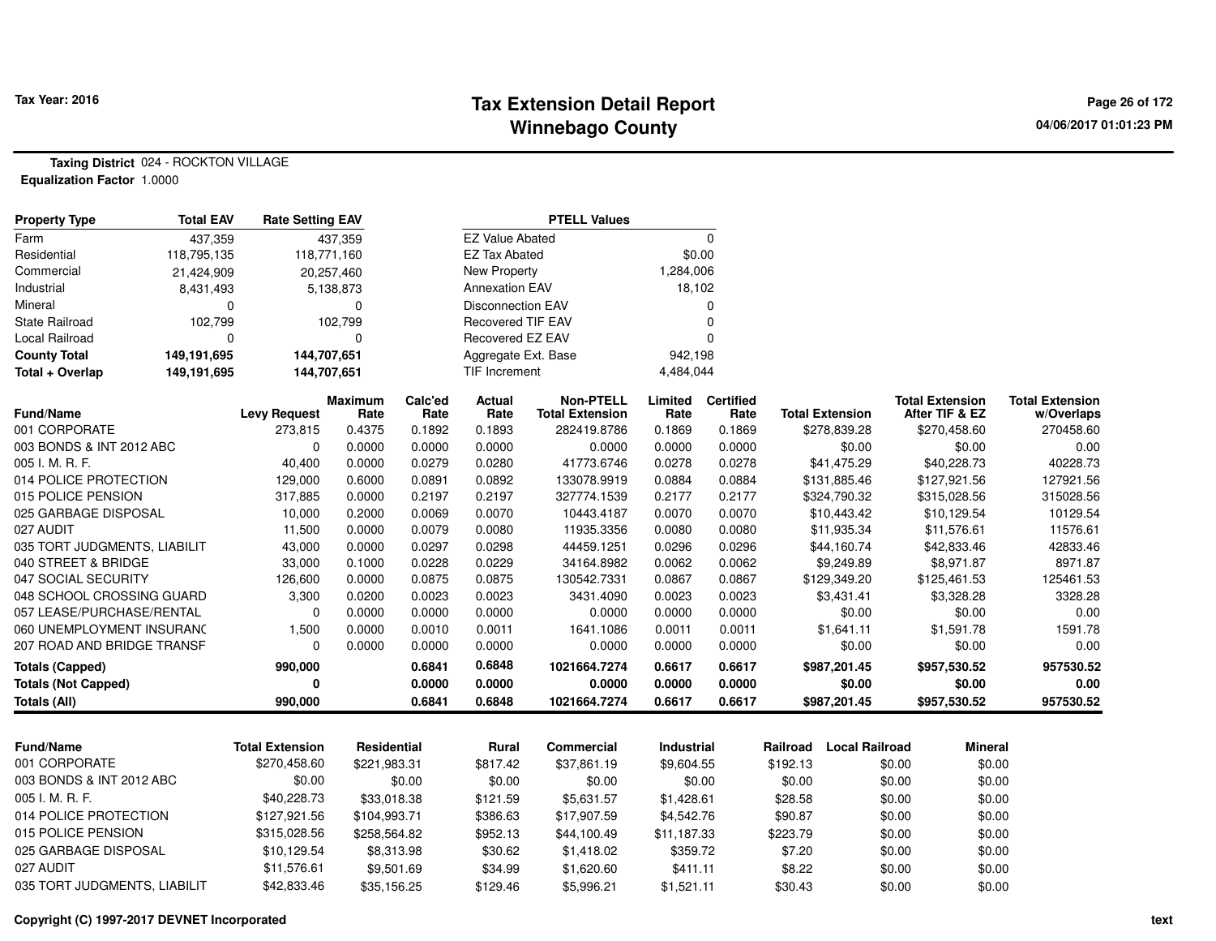Tax Year: 2016

# Tax Extension Detail Report
## Winnebago County

**Taxing District** 024 - ROCKTON VILLAGE
**Equalization Factor** 1.0000

| Property Type | Total EAV | Rate Setting EAV |
|---|---|---|
| Farm | 437,359 | 437,359 |
| Residential | 118,795,135 | 118,771,160 |
| Commercial | 21,424,909 | 20,257,460 |
| Industrial | 8,431,493 | 5,138,873 |
| Mineral | 0 | 0 |
| State Railroad | 102,799 | 102,799 |
| Local Railroad | 0 | 0 |
| **County Total** | **149,191,695** | **144,707,651** |
| **Total + Overlap** | **149,191,695** | **144,707,651** |

| PTELL Values | |
|---|---|
| EZ Value Abated | 0 |
| EZ Tax Abated | $0.00 |
| New Property | 1,284,006 |
| Annexation EAV | 18,102 |
| Disconnection EAV | 0 |
| Recovered TIF EAV | 0 |
| Recovered EZ EAV | 0 |
| Aggregate Ext. Base | 942,198 |
| TIF Increment | 4,484,044 |

| Fund/Name | Levy Request | Maximum Rate | Calc'ed Rate | Actual Rate | Non-PTELL Total Extension | Limited Rate | Certified Rate | Total Extension | Total Extension After TIF & EZ | Total Extension w/Overlaps |
|---|---|---|---|---|---|---|---|---|---|---|
| 001 CORPORATE | 273,815 | 0.4375 | 0.1892 | 0.1893 | 282419.8786 | 0.1869 | 0.1869 | $278,839.28 | $270,458.60 | 270458.60 |
| 003 BONDS & INT 2012 ABC | 0 | 0.0000 | 0.0000 | 0.0000 | 0.0000 | 0.0000 | 0.0000 | $0.00 | $0.00 | 0.00 |
| 005 I. M. R. F. | 40,400 | 0.0000 | 0.0279 | 0.0280 | 41773.6746 | 0.0278 | 0.0278 | $41,475.29 | $40,228.73 | 40228.73 |
| 014 POLICE PROTECTION | 129,000 | 0.6000 | 0.0891 | 0.0892 | 133078.9919 | 0.0884 | 0.0884 | $131,885.46 | $127,921.56 | 127921.56 |
| 015 POLICE PENSION | 317,885 | 0.0000 | 0.2197 | 0.2197 | 327774.1539 | 0.2177 | 0.2177 | $324,790.32 | $315,028.56 | 315028.56 |
| 025 GARBAGE DISPOSAL | 10,000 | 0.2000 | 0.0069 | 0.0070 | 10443.4187 | 0.0070 | 0.0070 | $10,443.42 | $10,129.54 | 10129.54 |
| 027 AUDIT | 11,500 | 0.0000 | 0.0079 | 0.0080 | 11935.3356 | 0.0080 | 0.0080 | $11,935.34 | $11,576.61 | 11576.61 |
| 035 TORT JUDGMENTS, LIABILIT | 43,000 | 0.0000 | 0.0297 | 0.0298 | 44459.1251 | 0.0296 | 0.0296 | $44,160.74 | $42,833.46 | 42833.46 |
| 040 STREET & BRIDGE | 33,000 | 0.1000 | 0.0228 | 0.0229 | 34164.8982 | 0.0062 | 0.0062 | $9,249.89 | $8,971.87 | 8971.87 |
| 047 SOCIAL SECURITY | 126,600 | 0.0000 | 0.0875 | 0.0875 | 130542.7331 | 0.0867 | 0.0867 | $129,349.20 | $125,461.53 | 125461.53 |
| 048 SCHOOL CROSSING GUARD | 3,300 | 0.0200 | 0.0023 | 0.0023 | 3431.4090 | 0.0023 | 0.0023 | $3,431.41 | $3,328.28 | 3328.28 |
| 057 LEASE/PURCHASE/RENTAL | 0 | 0.0000 | 0.0000 | 0.0000 | 0.0000 | 0.0000 | 0.0000 | $0.00 | $0.00 | 0.00 |
| 060 UNEMPLOYMENT INSURANC | 1,500 | 0.0000 | 0.0010 | 0.0011 | 1641.1086 | 0.0011 | 0.0011 | $1,641.11 | $1,591.78 | 1591.78 |
| 207 ROAD AND BRIDGE TRANSF | 0 | 0.0000 | 0.0000 | 0.0000 | 0.0000 | 0.0000 | 0.0000 | $0.00 | $0.00 | 0.00 |
| **Totals (Capped)** | **990,000** | | **0.6841** | **0.6848** | **1021664.7274** | **0.6617** | **0.6617** | **$987,201.45** | **$957,530.52** | **957530.52** |
| **Totals (Not Capped)** | **0** | | **0.0000** | **0.0000** | **0.0000** | **0.0000** | **0.0000** | **$0.00** | **$0.00** | **0.00** |
| **Totals (All)** | **990,000** | | **0.6841** | **0.6848** | **1021664.7274** | **0.6617** | **0.6617** | **$987,201.45** | **$957,530.52** | **957530.52** |

| Fund/Name | Total Extension | Residential | Rural | Commercial | Industrial | Railroad | Local Railroad | Mineral |
|---|---|---|---|---|---|---|---|---|
| 001 CORPORATE | $270,458.60 | $221,983.31 | $817.42 | $37,861.19 | $9,604.55 | $192.13 | $0.00 | $0.00 |
| 003 BONDS & INT 2012 ABC | $0.00 | $0.00 | $0.00 | $0.00 | $0.00 | $0.00 | $0.00 | $0.00 |
| 005 I. M. R. F. | $40,228.73 | $33,018.38 | $121.59 | $5,631.57 | $1,428.61 | $28.58 | $0.00 | $0.00 |
| 014 POLICE PROTECTION | $127,921.56 | $104,993.71 | $386.63 | $17,907.59 | $4,542.76 | $90.87 | $0.00 | $0.00 |
| 015 POLICE PENSION | $315,028.56 | $258,564.82 | $952.13 | $44,100.49 | $11,187.33 | $223.79 | $0.00 | $0.00 |
| 025 GARBAGE DISPOSAL | $10,129.54 | $8,313.98 | $30.62 | $1,418.02 | $359.72 | $7.20 | $0.00 | $0.00 |
| 027 AUDIT | $11,576.61 | $9,501.69 | $34.99 | $1,620.60 | $411.11 | $8.22 | $0.00 | $0.00 |
| 035 TORT JUDGMENTS, LIABILIT | $42,833.46 | $35,156.25 | $129.46 | $5,996.21 | $1,521.11 | $30.43 | $0.00 | $0.00 |

Copyright (C) 1997-2017 DEVNET Incorporated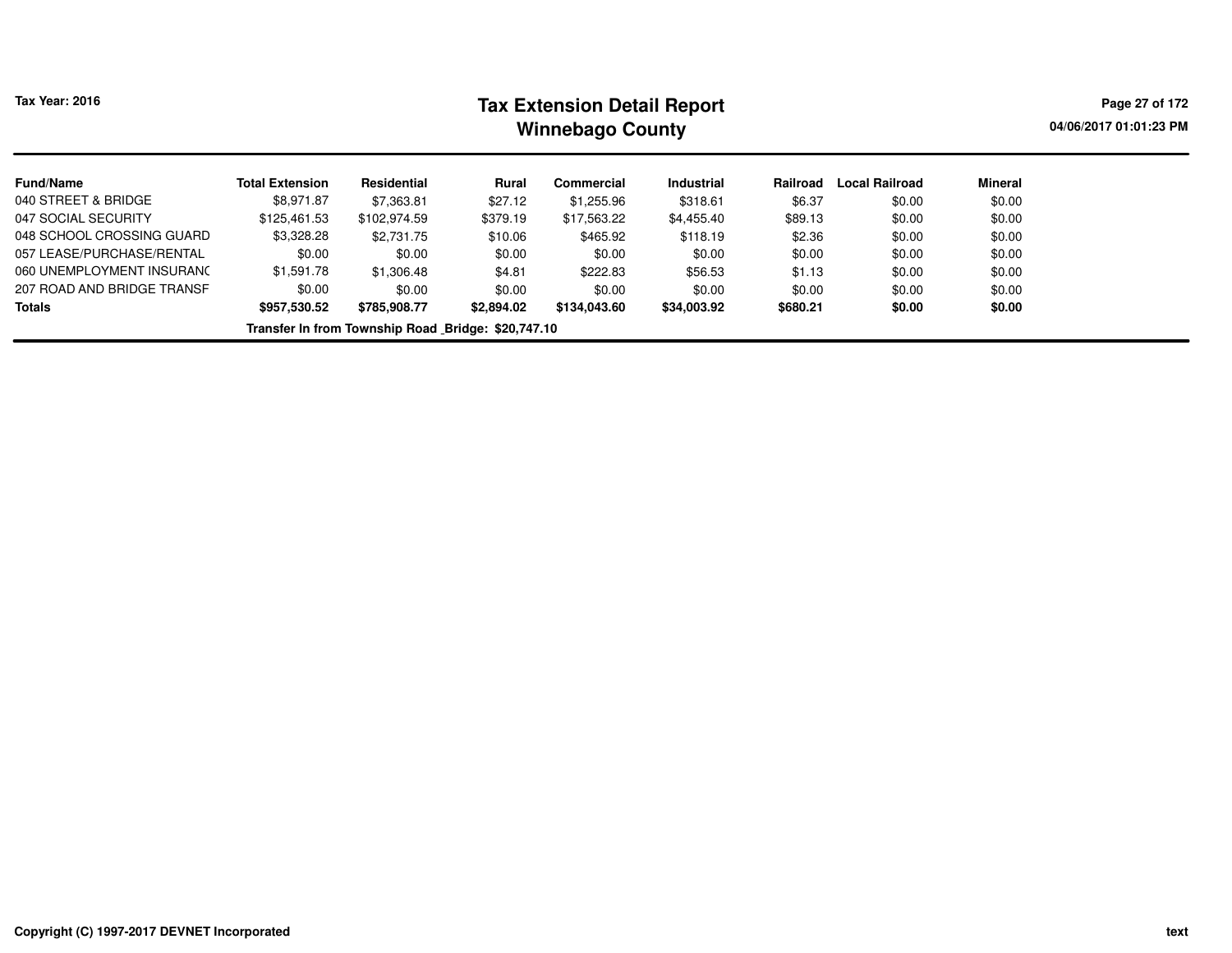# Tax Extension Detail Report
## Winnebago County

Tax Year: 2016

04/06/2017 01:01:23 PM

| Fund/Name | Total Extension | Residential | Rural | Commercial | Industrial | Railroad | Local Railroad | Mineral |
|---|---|---|---|---|---|---|---|---|
| 040 STREET & BRIDGE | $8,971.87 | $7,363.81 | $27.12 | $1,255.96 | $318.61 | $6.37 | $0.00 | $0.00 |
| 047 SOCIAL SECURITY | $125,461.53 | $102,974.59 | $379.19 | $17,563.22 | $4,455.40 | $89.13 | $0.00 | $0.00 |
| 048 SCHOOL CROSSING GUARD | $3,328.28 | $2,731.75 | $10.06 | $465.92 | $118.19 | $2.36 | $0.00 | $0.00 |
| 057 LEASE/PURCHASE/RENTAL | $0.00 | $0.00 | $0.00 | $0.00 | $0.00 | $0.00 | $0.00 | $0.00 |
| 060 UNEMPLOYMENT INSURANC | $1,591.78 | $1,306.48 | $4.81 | $222.83 | $56.53 | $1.13 | $0.00 | $0.00 |
| 207 ROAD AND BRIDGE TRANSF | $0.00 | $0.00 | $0.00 | $0.00 | $0.00 | $0.00 | $0.00 | $0.00 |
| **Totals** | **$957,530.52** | **$785,908.77** | **$2,894.02** | **$134,043.60** | **$34,003.92** | **$680.21** | **$0.00** | **$0.00** |

**Transfer In from Township Road _Bridge: $20,747.10**

Copyright (C) 1997-2017 DEVNET Incorporated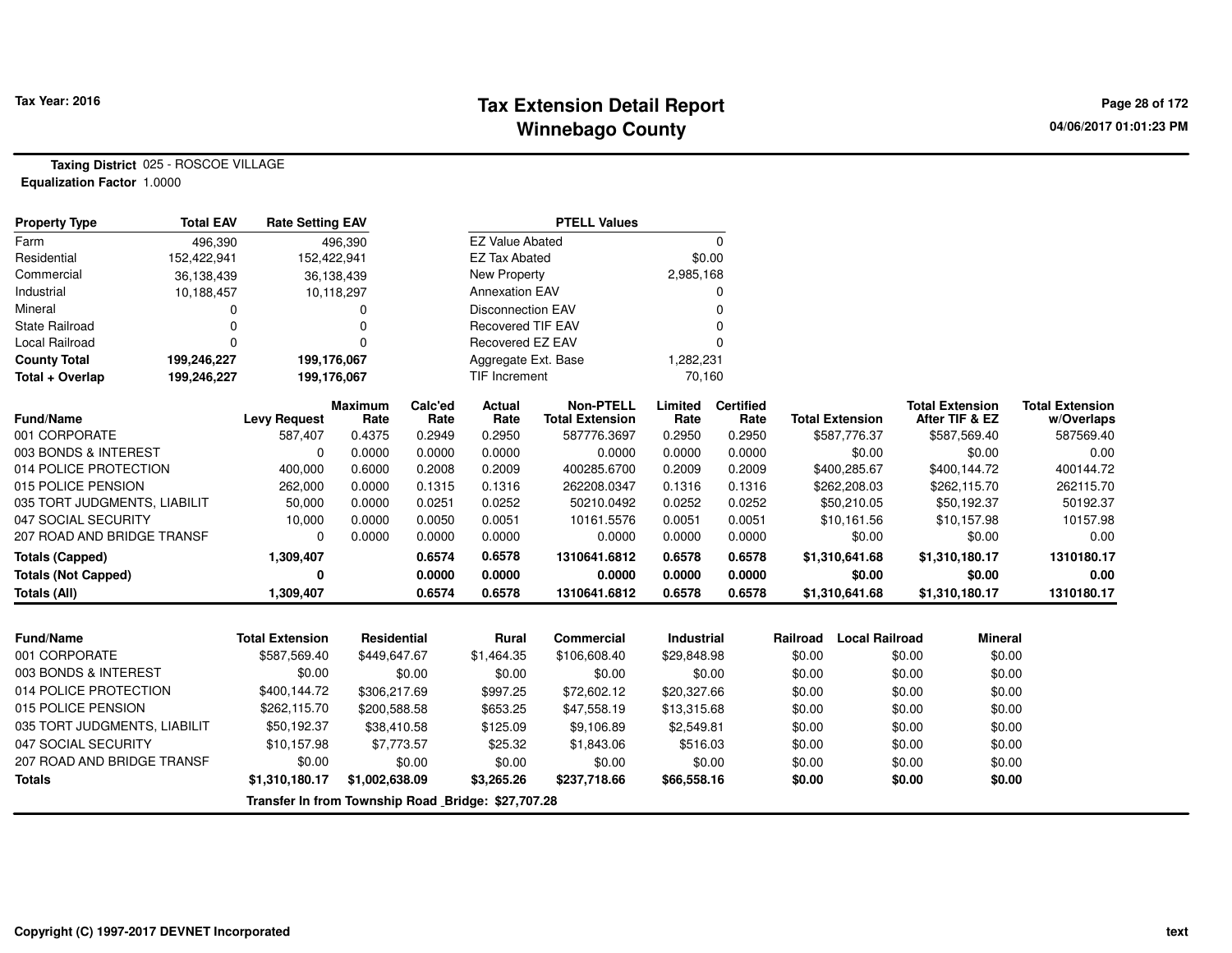# Tax Extension Detail Report
## Winnebago County

Tax Year: 2016

**Taxing District** 025 - ROSCOE VILLAGE
**Equalization Factor** 1.0000

| Property Type | Total EAV | Rate Setting EAV |
|---|---|---|
| Farm | 496,390 | 496,390 |
| Residential | 152,422,941 | 152,422,941 |
| Commercial | 36,138,439 | 36,138,439 |
| Industrial | 10,188,457 | 10,118,297 |
| Mineral | 0 | 0 |
| State Railroad | 0 | 0 |
| Local Railroad | 0 | 0 |
| **County Total** | **199,246,227** | **199,176,067** |
| **Total + Overlap** | **199,246,227** | **199,176,067** |

| PTELL Values | |
|---|---|
| EZ Value Abated | 0 |
| EZ Tax Abated | $0.00 |
| New Property | 2,985,168 |
| Annexation EAV | 0 |
| Disconnection EAV | 0 |
| Recovered TIF EAV | 0 |
| Recovered EZ EAV | 0 |
| Aggregate Ext. Base | 1,282,231 |
| TIF Increment | 70,160 |

| Fund/Name | Levy Request | Maximum Rate | Calc'ed Rate | Actual Rate | Non-PTELL Total Extension | Limited Rate | Certified Rate | Total Extension | Total Extension After TIF & EZ | Total Extension w/Overlaps |
|---|---|---|---|---|---|---|---|---|---|---|
| 001 CORPORATE | 587,407 | 0.4375 | 0.2949 | 0.2950 | 587776.3697 | 0.2950 | 0.2950 | $587,776.37 | $587,569.40 | 587569.40 |
| 003 BONDS & INTEREST | 0 | 0.0000 | 0.0000 | 0.0000 | 0.0000 | 0.0000 | 0.0000 | $0.00 | $0.00 | 0.00 |
| 014 POLICE PROTECTION | 400,000 | 0.6000 | 0.2008 | 0.2009 | 400285.6700 | 0.2009 | 0.2009 | $400,285.67 | $400,144.72 | 400144.72 |
| 015 POLICE PENSION | 262,000 | 0.0000 | 0.1315 | 0.1316 | 262208.0347 | 0.1316 | 0.1316 | $262,208.03 | $262,115.70 | 262115.70 |
| 035 TORT JUDGMENTS, LIABILIT | 50,000 | 0.0000 | 0.0251 | 0.0252 | 50210.0492 | 0.0252 | 0.0252 | $50,210.05 | $50,192.37 | 50192.37 |
| 047 SOCIAL SECURITY | 10,000 | 0.0000 | 0.0050 | 0.0051 | 10161.5576 | 0.0051 | 0.0051 | $10,161.56 | $10,157.98 | 10157.98 |
| 207 ROAD AND BRIDGE TRANSF | 0 | 0.0000 | 0.0000 | 0.0000 | 0.0000 | 0.0000 | 0.0000 | $0.00 | $0.00 | 0.00 |
| **Totals (Capped)** | **1,309,407** | | **0.6574** | **0.6578** | **1310641.6812** | **0.6578** | **0.6578** | **$1,310,641.68** | **$1,310,180.17** | **1310180.17** |
| **Totals (Not Capped)** | **0** | | **0.0000** | **0.0000** | **0.0000** | **0.0000** | **0.0000** | **$0.00** | **$0.00** | **0.00** |
| **Totals (All)** | **1,309,407** | | **0.6574** | **0.6578** | **1310641.6812** | **0.6578** | **0.6578** | **$1,310,641.68** | **$1,310,180.17** | **1310180.17** |

| Fund/Name | Total Extension | Residential | Rural | Commercial | Industrial | Railroad | Local Railroad | Mineral |
|---|---|---|---|---|---|---|---|---|
| 001 CORPORATE | $587,569.40 | $449,647.67 | $1,464.35 | $106,608.40 | $29,848.98 | $0.00 | $0.00 | $0.00 |
| 003 BONDS & INTEREST | $0.00 | $0.00 | $0.00 | $0.00 | $0.00 | $0.00 | $0.00 | $0.00 |
| 014 POLICE PROTECTION | $400,144.72 | $306,217.69 | $997.25 | $72,602.12 | $20,327.66 | $0.00 | $0.00 | $0.00 |
| 015 POLICE PENSION | $262,115.70 | $200,588.58 | $653.25 | $47,558.19 | $13,315.68 | $0.00 | $0.00 | $0.00 |
| 035 TORT JUDGMENTS, LIABILIT | $50,192.37 | $38,410.58 | $125.09 | $9,106.89 | $2,549.81 | $0.00 | $0.00 | $0.00 |
| 047 SOCIAL SECURITY | $10,157.98 | $7,773.57 | $25.32 | $1,843.06 | $516.03 | $0.00 | $0.00 | $0.00 |
| 207 ROAD AND BRIDGE TRANSF | $0.00 | $0.00 | $0.00 | $0.00 | $0.00 | $0.00 | $0.00 | $0.00 |
| **Totals** | **$1,310,180.17** | **$1,002,638.09** | **$3,265.26** | **$237,718.66** | **$66,558.16** | **$0.00** | **$0.00** | **$0.00** |

**Transfer In from Township Road _Bridge: $27,707.28**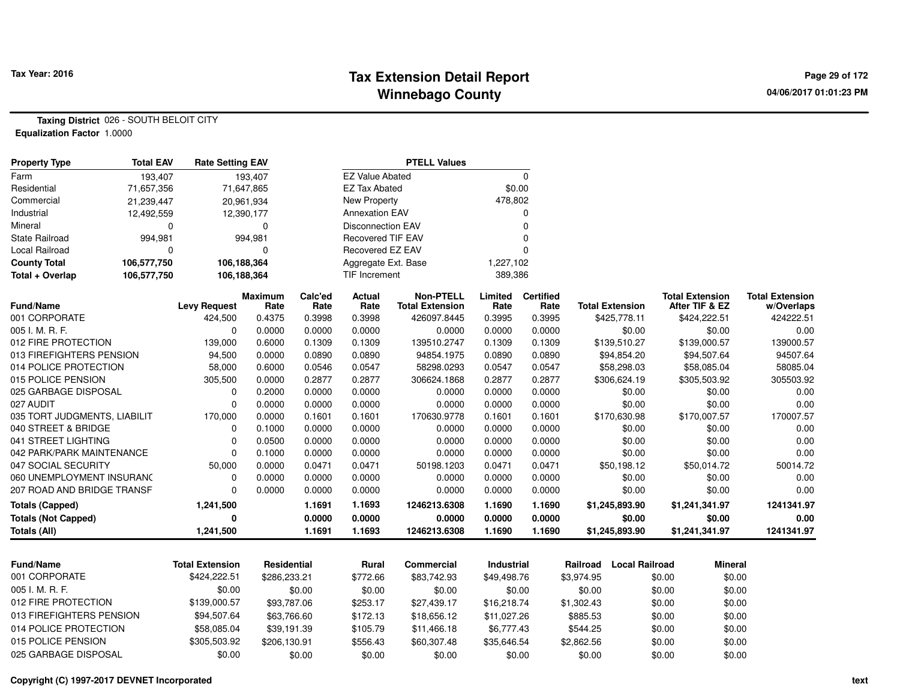# Tax Extension Detail Report
# Winnebago County

Tax Year: 2016

04/06/2017 01:01:23 PM

**Taxing District** 026 - SOUTH BELOIT CITY
**Equalization Factor** 1.0000

| Property Type | Total EAV | Rate Setting EAV |
|---|---|---|
| Farm | 193,407 | 193,407 |
| Residential | 71,657,356 | 71,647,865 |
| Commercial | 21,239,447 | 20,961,934 |
| Industrial | 12,492,559 | 12,390,177 |
| Mineral | 0 | 0 |
| State Railroad | 994,981 | 994,981 |
| Local Railroad | 0 | 0 |
| **County Total** | **106,577,750** | **106,188,364** |
| **Total + Overlap** | **106,577,750** | **106,188,364** |

| PTELL Values | |
|---|---|
| EZ Value Abated | 0 |
| EZ Tax Abated | $0.00 |
| New Property | 478,802 |
| Annexation EAV | 0 |
| Disconnection EAV | 0 |
| Recovered TIF EAV | 0 |
| Recovered EZ EAV | 0 |
| Aggregate Ext. Base | 1,227,102 |
| TIF Increment | 389,386 |

| Fund/Name | Levy Request | Maximum Rate | Calc'ed Rate | Actual Rate | Non-PTELL Total Extension | Limited Rate | Certified Rate | Total Extension | Total Extension After TIF & EZ | Total Extension w/Overlaps |
|---|---|---|---|---|---|---|---|---|---|---|
| 001 CORPORATE | 424,500 | 0.4375 | 0.3998 | 0.3998 | 426097.8445 | 0.3995 | 0.3995 | $425,778.11 | $424,222.51 | 424222.51 |
| 005 I. M. R. F. | 0 | 0.0000 | 0.0000 | 0.0000 | 0.0000 | 0.0000 | 0.0000 | $0.00 | $0.00 | 0.00 |
| 012 FIRE PROTECTION | 139,000 | 0.6000 | 0.1309 | 0.1309 | 139510.2747 | 0.1309 | 0.1309 | $139,510.27 | $139,000.57 | 139000.57 |
| 013 FIREFIGHTERS PENSION | 94,500 | 0.0000 | 0.0890 | 0.0890 | 94854.1975 | 0.0890 | 0.0890 | $94,854.20 | $94,507.64 | 94507.64 |
| 014 POLICE PROTECTION | 58,000 | 0.6000 | 0.0546 | 0.0547 | 58298.0293 | 0.0547 | 0.0547 | $58,298.03 | $58,085.04 | 58085.04 |
| 015 POLICE PENSION | 305,500 | 0.0000 | 0.2877 | 0.2877 | 306624.1868 | 0.2877 | 0.2877 | $306,624.19 | $305,503.92 | 305503.92 |
| 025 GARBAGE DISPOSAL | 0 | 0.2000 | 0.0000 | 0.0000 | 0.0000 | 0.0000 | 0.0000 | $0.00 | $0.00 | 0.00 |
| 027 AUDIT | 0 | 0.0000 | 0.0000 | 0.0000 | 0.0000 | 0.0000 | 0.0000 | $0.00 | $0.00 | 0.00 |
| 035 TORT JUDGMENTS, LIABILIT | 170,000 | 0.0000 | 0.1601 | 0.1601 | 170630.9778 | 0.1601 | 0.1601 | $170,630.98 | $170,007.57 | 170007.57 |
| 040 STREET & BRIDGE | 0 | 0.1000 | 0.0000 | 0.0000 | 0.0000 | 0.0000 | 0.0000 | $0.00 | $0.00 | 0.00 |
| 041 STREET LIGHTING | 0 | 0.0500 | 0.0000 | 0.0000 | 0.0000 | 0.0000 | 0.0000 | $0.00 | $0.00 | 0.00 |
| 042 PARK/PARK MAINTENANCE | 0 | 0.1000 | 0.0000 | 0.0000 | 0.0000 | 0.0000 | 0.0000 | $0.00 | $0.00 | 0.00 |
| 047 SOCIAL SECURITY | 50,000 | 0.0000 | 0.0471 | 0.0471 | 50198.1203 | 0.0471 | 0.0471 | $50,198.12 | $50,014.72 | 50014.72 |
| 060 UNEMPLOYMENT INSURANC | 0 | 0.0000 | 0.0000 | 0.0000 | 0.0000 | 0.0000 | 0.0000 | $0.00 | $0.00 | 0.00 |
| 207 ROAD AND BRIDGE TRANSF | 0 | 0.0000 | 0.0000 | 0.0000 | 0.0000 | 0.0000 | 0.0000 | $0.00 | $0.00 | 0.00 |
| **Totals (Capped)** | **1,241,500** | | **1.1691** | **1.1693** | **1246213.6308** | **1.1690** | **1.1690** | **$1,245,893.90** | **$1,241,341.97** | **1241341.97** |
| **Totals (Not Capped)** | **0** | | **0.0000** | **0.0000** | **0.0000** | **0.0000** | **0.0000** | **$0.00** | **$0.00** | **0.00** |
| **Totals (All)** | **1,241,500** | | **1.1691** | **1.1693** | **1246213.6308** | **1.1690** | **1.1690** | **$1,245,893.90** | **$1,241,341.97** | **1241341.97** |

| Fund/Name | Total Extension | Residential | Rural | Commercial | Industrial | Railroad | Local Railroad | Mineral |
|---|---|---|---|---|---|---|---|---|
| 001 CORPORATE | $424,222.51 | $286,233.21 | $772.66 | $83,742.93 | $49,498.76 | $3,974.95 | $0.00 | $0.00 |
| 005 I. M. R. F. | $0.00 | $0.00 | $0.00 | $0.00 | $0.00 | $0.00 | $0.00 | $0.00 |
| 012 FIRE PROTECTION | $139,000.57 | $93,787.06 | $253.17 | $27,439.17 | $16,218.74 | $1,302.43 | $0.00 | $0.00 |
| 013 FIREFIGHTERS PENSION | $94,507.64 | $63,766.60 | $172.13 | $18,656.12 | $11,027.26 | $885.53 | $0.00 | $0.00 |
| 014 POLICE PROTECTION | $58,085.04 | $39,191.39 | $105.79 | $11,466.18 | $6,777.43 | $544.25 | $0.00 | $0.00 |
| 015 POLICE PENSION | $305,503.92 | $206,130.91 | $556.43 | $60,307.48 | $35,646.54 | $2,862.56 | $0.00 | $0.00 |
| 025 GARBAGE DISPOSAL | $0.00 | $0.00 | $0.00 | $0.00 | $0.00 | $0.00 | $0.00 | $0.00 |

Copyright (C) 1997-2017 DEVNET Incorporated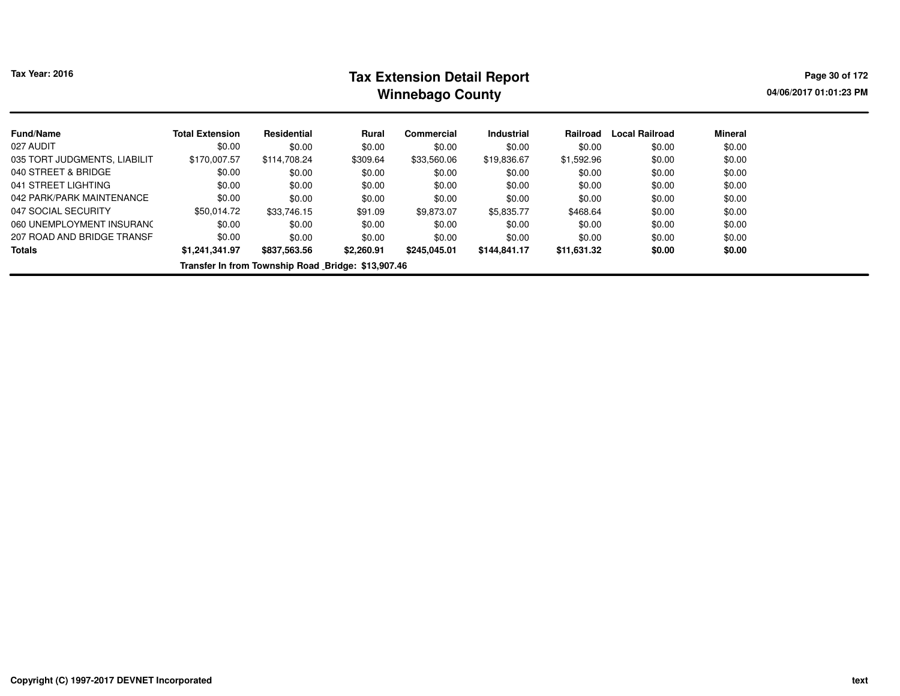# Tax Extension Detail Report
## Winnebago County

Tax Year: 2016

04/06/2017 01:01:23 PM

| Fund/Name | Total Extension | Residential | Rural | Commercial | Industrial | Railroad | Local Railroad | Mineral |
|---|---|---|---|---|---|---|---|---|
| 027 AUDIT | $0.00 | $0.00 | $0.00 | $0.00 | $0.00 | $0.00 | $0.00 | $0.00 |
| 035 TORT JUDGMENTS, LIABILIT | $170,007.57 | $114,708.24 | $309.64 | $33,560.06 | $19,836.67 | $1,592.96 | $0.00 | $0.00 |
| 040 STREET & BRIDGE | $0.00 | $0.00 | $0.00 | $0.00 | $0.00 | $0.00 | $0.00 | $0.00 |
| 041 STREET LIGHTING | $0.00 | $0.00 | $0.00 | $0.00 | $0.00 | $0.00 | $0.00 | $0.00 |
| 042 PARK/PARK MAINTENANCE | $0.00 | $0.00 | $0.00 | $0.00 | $0.00 | $0.00 | $0.00 | $0.00 |
| 047 SOCIAL SECURITY | $50,014.72 | $33,746.15 | $91.09 | $9,873.07 | $5,835.77 | $468.64 | $0.00 | $0.00 |
| 060 UNEMPLOYMENT INSURANC | $0.00 | $0.00 | $0.00 | $0.00 | $0.00 | $0.00 | $0.00 | $0.00 |
| 207 ROAD AND BRIDGE TRANSF | $0.00 | $0.00 | $0.00 | $0.00 | $0.00 | $0.00 | $0.00 | $0.00 |
| **Totals** | **$1,241,341.97** | **$837,563.56** | **$2,260.91** | **$245,045.01** | **$144,841.17** | **$11,631.32** | **$0.00** | **$0.00** |

**Transfer In from Township Road _Bridge: $13,907.46**

Copyright (C) 1997-2017 DEVNET Incorporated

text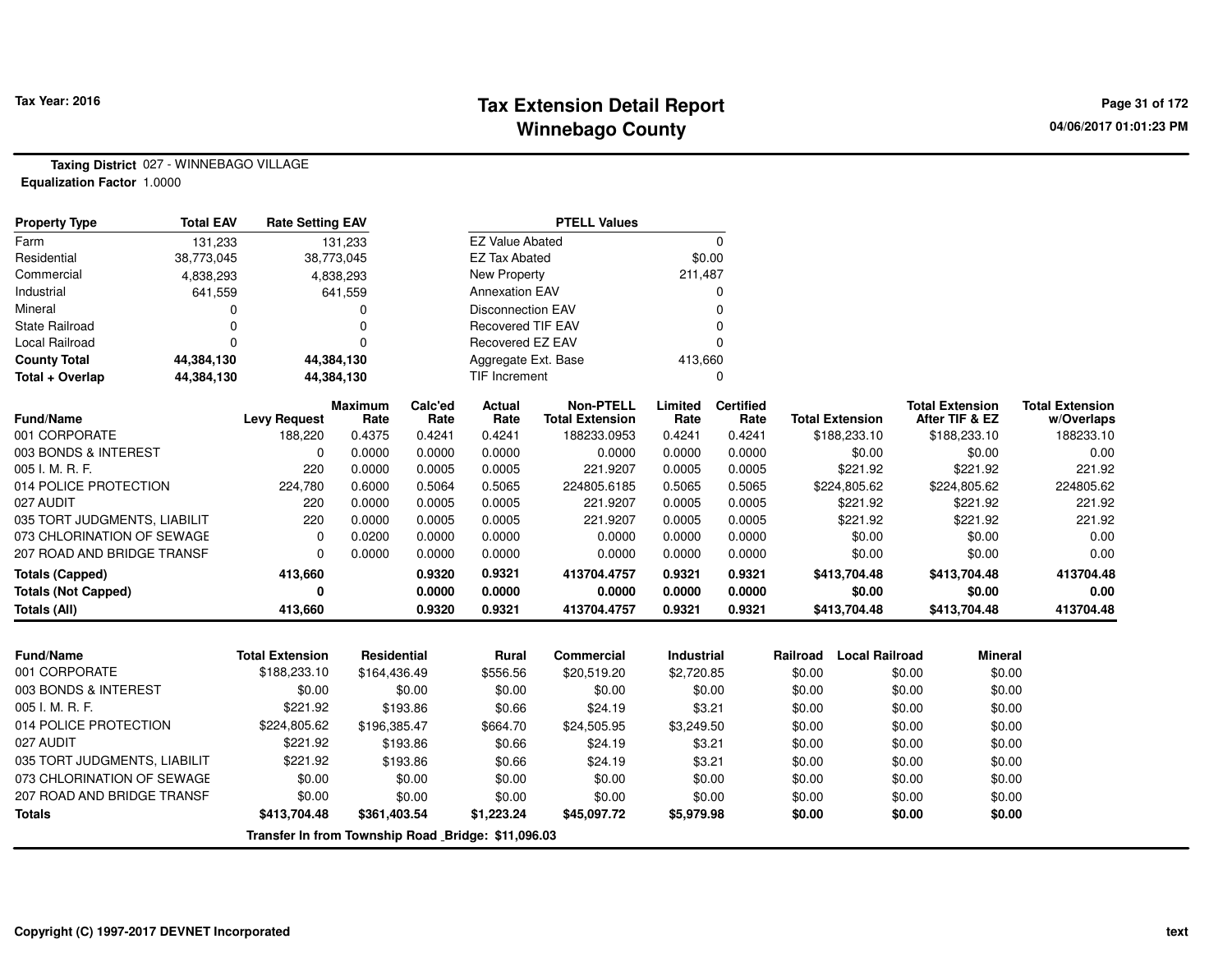# Tax Extension Detail Report
## Winnebago County

Tax Year: 2016

04/06/2017 01:01:23 PM

**Taxing District** 027 - WINNEBAGO VILLAGE
**Equalization Factor** 1.0000

| Property Type | Total EAV | Rate Setting EAV |
|---|---|---|
| Farm | 131,233 | 131,233 |
| Residential | 38,773,045 | 38,773,045 |
| Commercial | 4,838,293 | 4,838,293 |
| Industrial | 641,559 | 641,559 |
| Mineral | 0 | 0 |
| State Railroad | 0 | 0 |
| Local Railroad | 0 | 0 |
| **County Total** | **44,384,130** | **44,384,130** |
| **Total + Overlap** | **44,384,130** | **44,384,130** |

| PTELL Values | |
|---|---|
| EZ Value Abated | 0 |
| EZ Tax Abated | $0.00 |
| New Property | 211,487 |
| Annexation EAV | 0 |
| Disconnection EAV | 0 |
| Recovered TIF EAV | 0 |
| Recovered EZ EAV | 0 |
| Aggregate Ext. Base | 413,660 |
| TIF Increment | 0 |

| Fund/Name | Levy Request | Maximum Rate | Calc'ed Rate | Actual Rate | Non-PTELL Total Extension | Limited Rate | Certified Rate | Total Extension | Total Extension After TIF & EZ | Total Extension w/Overlaps |
|---|---|---|---|---|---|---|---|---|---|---|
| 001 CORPORATE | 188,220 | 0.4375 | 0.4241 | 0.4241 | 188233.0953 | 0.4241 | 0.4241 | $188,233.10 | $188,233.10 | 188233.10 |
| 003 BONDS & INTEREST | 0 | 0.0000 | 0.0000 | 0.0000 | 0.0000 | 0.0000 | 0.0000 | $0.00 | $0.00 | 0.00 |
| 005 I. M. R. F. | 220 | 0.0000 | 0.0005 | 0.0005 | 221.9207 | 0.0005 | 0.0005 | $221.92 | $221.92 | 221.92 |
| 014 POLICE PROTECTION | 224,780 | 0.6000 | 0.5064 | 0.5065 | 224805.6185 | 0.5065 | 0.5065 | $224,805.62 | $224,805.62 | 224805.62 |
| 027 AUDIT | 220 | 0.0000 | 0.0005 | 0.0005 | 221.9207 | 0.0005 | 0.0005 | $221.92 | $221.92 | 221.92 |
| 035 TORT JUDGMENTS, LIABILIT | 220 | 0.0000 | 0.0005 | 0.0005 | 221.9207 | 0.0005 | 0.0005 | $221.92 | $221.92 | 221.92 |
| 073 CHLORINATION OF SEWAGE | 0 | 0.0200 | 0.0000 | 0.0000 | 0.0000 | 0.0000 | 0.0000 | $0.00 | $0.00 | 0.00 |
| 207 ROAD AND BRIDGE TRANSF | 0 | 0.0000 | 0.0000 | 0.0000 | 0.0000 | 0.0000 | 0.0000 | $0.00 | $0.00 | 0.00 |
| **Totals (Capped)** | **413,660** | | **0.9320** | **0.9321** | **413704.4757** | **0.9321** | **0.9321** | **$413,704.48** | **$413,704.48** | **413704.48** |
| **Totals (Not Capped)** | **0** | | **0.0000** | **0.0000** | **0.0000** | **0.0000** | **0.0000** | **$0.00** | **$0.00** | **0.00** |
| **Totals (All)** | **413,660** | | **0.9320** | **0.9321** | **413704.4757** | **0.9321** | **0.9321** | **$413,704.48** | **$413,704.48** | **413704.48** |

| Fund/Name | Total Extension | Residential | Rural | Commercial | Industrial | Railroad | Local Railroad | Mineral |
|---|---|---|---|---|---|---|---|---|
| 001 CORPORATE | $188,233.10 | $164,436.49 | $556.56 | $20,519.20 | $2,720.85 | $0.00 | $0.00 | $0.00 |
| 003 BONDS & INTEREST | $0.00 | $0.00 | $0.00 | $0.00 | $0.00 | $0.00 | $0.00 | $0.00 |
| 005 I. M. R. F. | $221.92 | $193.86 | $0.66 | $24.19 | $3.21 | $0.00 | $0.00 | $0.00 |
| 014 POLICE PROTECTION | $224,805.62 | $196,385.47 | $664.70 | $24,505.95 | $3,249.50 | $0.00 | $0.00 | $0.00 |
| 027 AUDIT | $221.92 | $193.86 | $0.66 | $24.19 | $3.21 | $0.00 | $0.00 | $0.00 |
| 035 TORT JUDGMENTS, LIABILIT | $221.92 | $193.86 | $0.66 | $24.19 | $3.21 | $0.00 | $0.00 | $0.00 |
| 073 CHLORINATION OF SEWAGE | $0.00 | $0.00 | $0.00 | $0.00 | $0.00 | $0.00 | $0.00 | $0.00 |
| 207 ROAD AND BRIDGE TRANSF | $0.00 | $0.00 | $0.00 | $0.00 | $0.00 | $0.00 | $0.00 | $0.00 |
| **Totals** | **$413,704.48** | **$361,403.54** | **$1,223.24** | **$45,097.72** | **$5,979.98** | **$0.00** | **$0.00** | **$0.00** |

**Transfer In from Township Road _Bridge: $11,096.03**

Copyright (C) 1997-2017 DEVNET Incorporated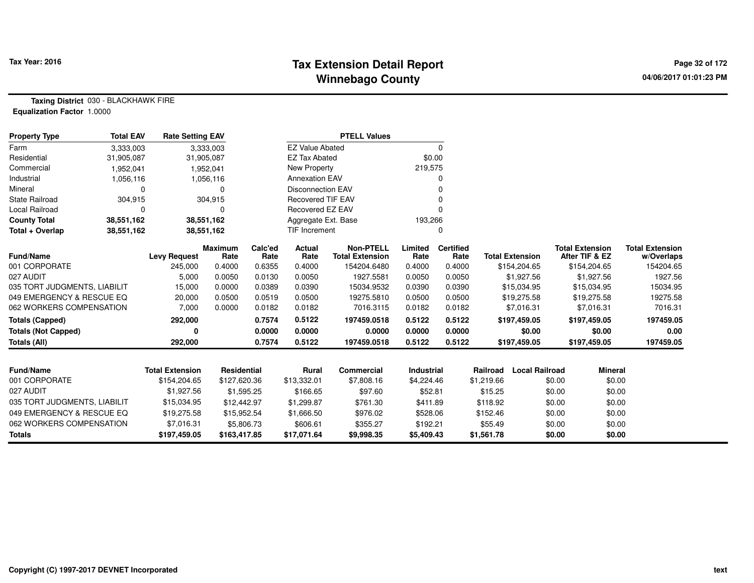# Tax Extension Detail Report
## Winnebago County

**Tax Year: 2016**

04/06/2017 01:01:23 PM

**Taxing District** 030 - BLACKHAWK FIRE
**Equalization Factor** 1.0000

| Property Type | Total EAV | Rate Setting EAV |
|---|---|---|
| Farm | 3,333,003 | 3,333,003 |
| Residential | 31,905,087 | 31,905,087 |
| Commercial | 1,952,041 | 1,952,041 |
| Industrial | 1,056,116 | 1,056,116 |
| Mineral | 0 | 0 |
| State Railroad | 304,915 | 304,915 |
| Local Railroad | 0 | 0 |
| **County Total** | **38,551,162** | **38,551,162** |
| **Total + Overlap** | **38,551,162** | **38,551,162** |

| PTELL Values | |
|---|---|
| EZ Value Abated | 0 |
| EZ Tax Abated | $0.00 |
| New Property | 219,575 |
| Annexation EAV | 0 |
| Disconnection EAV | 0 |
| Recovered TIF EAV | 0 |
| Recovered EZ EAV | 0 |
| Aggregate Ext. Base | 193,266 |
| TIF Increment | 0 |

| Fund/Name | Levy Request | Maximum Rate | Calc'ed Rate | Actual Rate | Non-PTELL Total Extension | Limited Rate | Certified Rate | Total Extension | Total Extension After TIF & EZ | Total Extension w/Overlaps |
|---|---|---|---|---|---|---|---|---|---|---|
| 001 CORPORATE | 245,000 | 0.4000 | 0.6355 | 0.4000 | 154204.6480 | 0.4000 | 0.4000 | $154,204.65 | $154,204.65 | 154204.65 |
| 027 AUDIT | 5,000 | 0.0050 | 0.0130 | 0.0050 | 1927.5581 | 0.0050 | 0.0050 | $1,927.56 | $1,927.56 | 1927.56 |
| 035 TORT JUDGMENTS, LIABILIT | 15,000 | 0.0000 | 0.0389 | 0.0390 | 15034.9532 | 0.0390 | 0.0390 | $15,034.95 | $15,034.95 | 15034.95 |
| 049 EMERGENCY & RESCUE EQ | 20,000 | 0.0500 | 0.0519 | 0.0500 | 19275.5810 | 0.0500 | 0.0500 | $19,275.58 | $19,275.58 | 19275.58 |
| 062 WORKERS COMPENSATION | 7,000 | 0.0000 | 0.0182 | 0.0182 | 7016.3115 | 0.0182 | 0.0182 | $7,016.31 | $7,016.31 | 7016.31 |
| **Totals (Capped)** | **292,000** | | **0.7574** | **0.5122** | **197459.0518** | **0.5122** | **0.5122** | **$197,459.05** | **$197,459.05** | **197459.05** |
| **Totals (Not Capped)** | **0** | | **0.0000** | **0.0000** | **0.0000** | **0.0000** | **0.0000** | **$0.00** | **$0.00** | **0.00** |
| **Totals (All)** | **292,000** | | **0.7574** | **0.5122** | **197459.0518** | **0.5122** | **0.5122** | **$197,459.05** | **$197,459.05** | **197459.05** |

| Fund/Name | Total Extension | Residential | Rural | Commercial | Industrial | Railroad | Local Railroad | Mineral |
|---|---|---|---|---|---|---|---|---|
| 001 CORPORATE | $154,204.65 | $127,620.36 | $13,332.01 | $7,808.16 | $4,224.46 | $1,219.66 | $0.00 | $0.00 |
| 027 AUDIT | $1,927.56 | $1,595.25 | $166.65 | $97.60 | $52.81 | $15.25 | $0.00 | $0.00 |
| 035 TORT JUDGMENTS, LIABILIT | $15,034.95 | $12,442.97 | $1,299.87 | $761.30 | $411.89 | $118.92 | $0.00 | $0.00 |
| 049 EMERGENCY & RESCUE EQ | $19,275.58 | $15,952.54 | $1,666.50 | $976.02 | $528.06 | $152.46 | $0.00 | $0.00 |
| 062 WORKERS COMPENSATION | $7,016.31 | $5,806.73 | $606.61 | $355.27 | $192.21 | $55.49 | $0.00 | $0.00 |
| **Totals** | **$197,459.05** | **$163,417.85** | **$17,071.64** | **$9,998.35** | **$5,409.43** | **$1,561.78** | **$0.00** | **$0.00** |

Copyright (C) 1997-2017 DEVNET Incorporated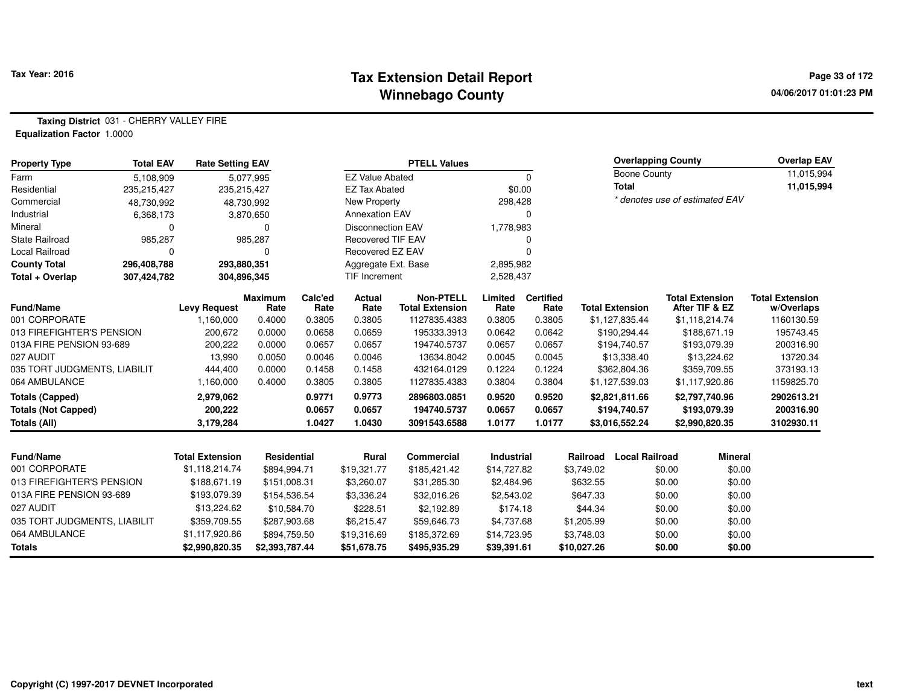# Tax Extension Detail Report
## Winnebago County

Tax Year: 2016

**Taxing District** 031 - CHERRY VALLEY FIRE
**Equalization Factor** 1.0000

| Property Type | Total EAV | Rate Setting EAV |
|---|---|---|
| Farm | 5,108,909 | 5,077,995 |
| Residential | 235,215,427 | 235,215,427 |
| Commercial | 48,730,992 | 48,730,992 |
| Industrial | 6,368,173 | 3,870,650 |
| Mineral | 0 | 0 |
| State Railroad | 985,287 | 985,287 |
| Local Railroad | 0 | 0 |
| **County Total** | **296,408,788** | **293,880,351** |
| **Total + Overlap** | **307,424,782** | **304,896,345** |

| PTELL Values | |
|---|---|
| EZ Value Abated | 0 |
| EZ Tax Abated | $0.00 |
| New Property | 298,428 |
| Annexation EAV | 0 |
| Disconnection EAV | 1,778,983 |
| Recovered TIF EAV | 0 |
| Recovered EZ EAV | 0 |
| Aggregate Ext. Base | 2,895,982 |
| TIF Increment | 2,528,437 |

| Overlapping County | Overlap EAV |
|---|---|
| Boone County | 11,015,994 |
| **Total** | **11,015,994** |

*\* denotes use of estimated EAV*

| Fund/Name | Levy Request | Maximum Rate | Calc'ed Rate | Actual Rate | Non-PTELL Total Extension | Limited Rate | Certified Rate | Total Extension | Total Extension After TIF & EZ | Total Extension w/Overlaps |
|---|---|---|---|---|---|---|---|---|---|---|
| 001 CORPORATE | 1,160,000 | 0.4000 | 0.3805 | 0.3805 | 1127835.4383 | 0.3805 | 0.3805 | $1,127,835.44 | $1,118,214.74 | 1160130.59 |
| 013 FIREFIGHTER'S PENSION | 200,672 | 0.0000 | 0.0658 | 0.0659 | 195333.3913 | 0.0642 | 0.0642 | $190,294.44 | $188,671.19 | 195743.45 |
| 013A FIRE PENSION 93-689 | 200,222 | 0.0000 | 0.0657 | 0.0657 | 194740.5737 | 0.0657 | 0.0657 | $194,740.57 | $193,079.39 | 200316.90 |
| 027 AUDIT | 13,990 | 0.0050 | 0.0046 | 0.0046 | 13634.8042 | 0.0045 | 0.0045 | $13,338.40 | $13,224.62 | 13720.34 |
| 035 TORT JUDGMENTS, LIABILIT | 444,400 | 0.0000 | 0.1458 | 0.1458 | 432164.0129 | 0.1224 | 0.1224 | $362,804.36 | $359,709.55 | 373193.13 |
| 064 AMBULANCE | 1,160,000 | 0.4000 | 0.3805 | 0.3805 | 1127835.4383 | 0.3804 | 0.3804 | $1,127,539.03 | $1,117,920.86 | 1159825.70 |
| **Totals (Capped)** | **2,979,062** | | **0.9771** | **0.9773** | **2896803.0851** | **0.9520** | **0.9520** | **$2,821,811.66** | **$2,797,740.96** | **2902613.21** |
| **Totals (Not Capped)** | **200,222** | | **0.0657** | **0.0657** | **194740.5737** | **0.0657** | **0.0657** | **$194,740.57** | **$193,079.39** | **200316.90** |
| **Totals (All)** | **3,179,284** | | **1.0427** | **1.0430** | **3091543.6588** | **1.0177** | **1.0177** | **$3,016,552.24** | **$2,990,820.35** | **3102930.11** |

| Fund/Name | Total Extension | Residential | Rural | Commercial | Industrial | Railroad | Local Railroad | Mineral |
|---|---|---|---|---|---|---|---|---|
| 001 CORPORATE | $1,118,214.74 | $894,994.71 | $19,321.77 | $185,421.42 | $14,727.82 | $3,749.02 | $0.00 | $0.00 |
| 013 FIREFIGHTER'S PENSION | $188,671.19 | $151,008.31 | $3,260.07 | $31,285.30 | $2,484.96 | $632.55 | $0.00 | $0.00 |
| 013A FIRE PENSION 93-689 | $193,079.39 | $154,536.54 | $3,336.24 | $32,016.26 | $2,543.02 | $647.33 | $0.00 | $0.00 |
| 027 AUDIT | $13,224.62 | $10,584.70 | $228.51 | $2,192.89 | $174.18 | $44.34 | $0.00 | $0.00 |
| 035 TORT JUDGMENTS, LIABILIT | $359,709.55 | $287,903.68 | $6,215.47 | $59,646.73 | $4,737.68 | $1,205.99 | $0.00 | $0.00 |
| 064 AMBULANCE | $1,117,920.86 | $894,759.50 | $19,316.69 | $185,372.69 | $14,723.95 | $3,748.03 | $0.00 | $0.00 |
| **Totals** | **$2,990,820.35** | **$2,393,787.44** | **$51,678.75** | **$495,935.29** | **$39,391.61** | **$10,027.26** | **$0.00** | **$0.00** |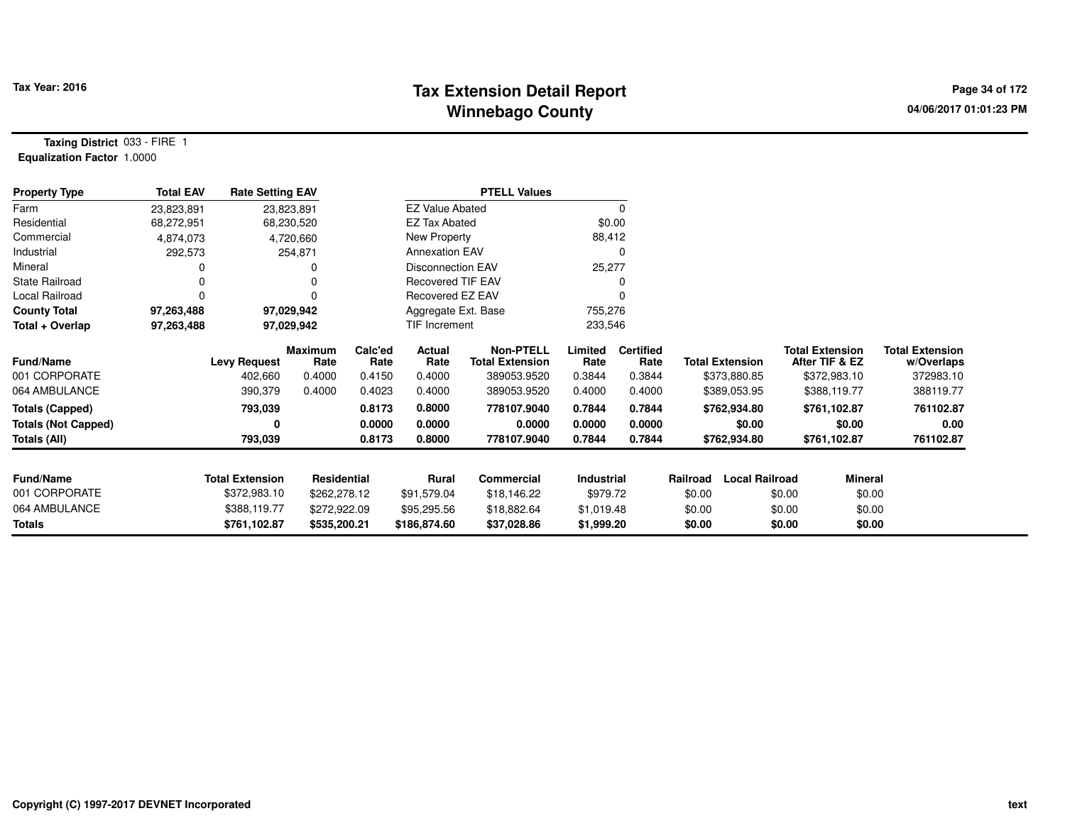# Tax Extension Detail Report
## Winnebago County

Tax Year: 2016

04/06/2017 01:01:23 PM

**Taxing District** 033 - FIRE 1
**Equalization Factor** 1.0000

| Property Type | Total EAV | Rate Setting EAV |
|---|---|---|
| Farm | 23,823,891 | 23,823,891 |
| Residential | 68,272,951 | 68,230,520 |
| Commercial | 4,874,073 | 4,720,660 |
| Industrial | 292,573 | 254,871 |
| Mineral | 0 | 0 |
| State Railroad | 0 | 0 |
| Local Railroad | 0 | 0 |
| **County Total** | **97,263,488** | **97,029,942** |
| **Total + Overlap** | **97,263,488** | **97,029,942** |

| PTELL Values | |
|---|---|
| EZ Value Abated | 0 |
| EZ Tax Abated | $0.00 |
| New Property | 88,412 |
| Annexation EAV | 0 |
| Disconnection EAV | 25,277 |
| Recovered TIF EAV | 0 |
| Recovered EZ EAV | 0 |
| Aggregate Ext. Base | 755,276 |
| TIF Increment | 233,546 |

| Fund/Name | Levy Request | Maximum Rate | Calc'ed Rate | Actual Rate | Non-PTELL Total Extension | Limited Rate | Certified Rate | Total Extension | Total Extension After TIF & EZ | Total Extension w/Overlaps |
|---|---|---|---|---|---|---|---|---|---|---|
| 001 CORPORATE | 402,660 | 0.4000 | 0.4150 | 0.4000 | 389053.9520 | 0.3844 | 0.3844 | $373,880.85 | $372,983.10 | 372983.10 |
| 064 AMBULANCE | 390,379 | 0.4000 | 0.4023 | 0.4000 | 389053.9520 | 0.4000 | 0.4000 | $389,053.95 | $388,119.77 | 388119.77 |
| **Totals (Capped)** | **793,039** | | **0.8173** | **0.8000** | **778107.9040** | **0.7844** | **0.7844** | **$762,934.80** | **$761,102.87** | **761102.87** |
| **Totals (Not Capped)** | **0** | | **0.0000** | **0.0000** | **0.0000** | **0.0000** | **0.0000** | **$0.00** | **$0.00** | **0.00** |
| **Totals (All)** | **793,039** | | **0.8173** | **0.8000** | **778107.9040** | **0.7844** | **0.7844** | **$762,934.80** | **$761,102.87** | **761102.87** |

| Fund/Name | Total Extension | Residential | Rural | Commercial | Industrial | Railroad | Local Railroad | Mineral |
|---|---|---|---|---|---|---|---|---|
| 001 CORPORATE | $372,983.10 | $262,278.12 | $91,579.04 | $18,146.22 | $979.72 | $0.00 | $0.00 | $0.00 |
| 064 AMBULANCE | $388,119.77 | $272,922.09 | $95,295.56 | $18,882.64 | $1,019.48 | $0.00 | $0.00 | $0.00 |
| **Totals** | **$761,102.87** | **$535,200.21** | **$186,874.60** | **$37,028.86** | **$1,999.20** | **$0.00** | **$0.00** | **$0.00** |

Copyright (C) 1997-2017 DEVNET Incorporated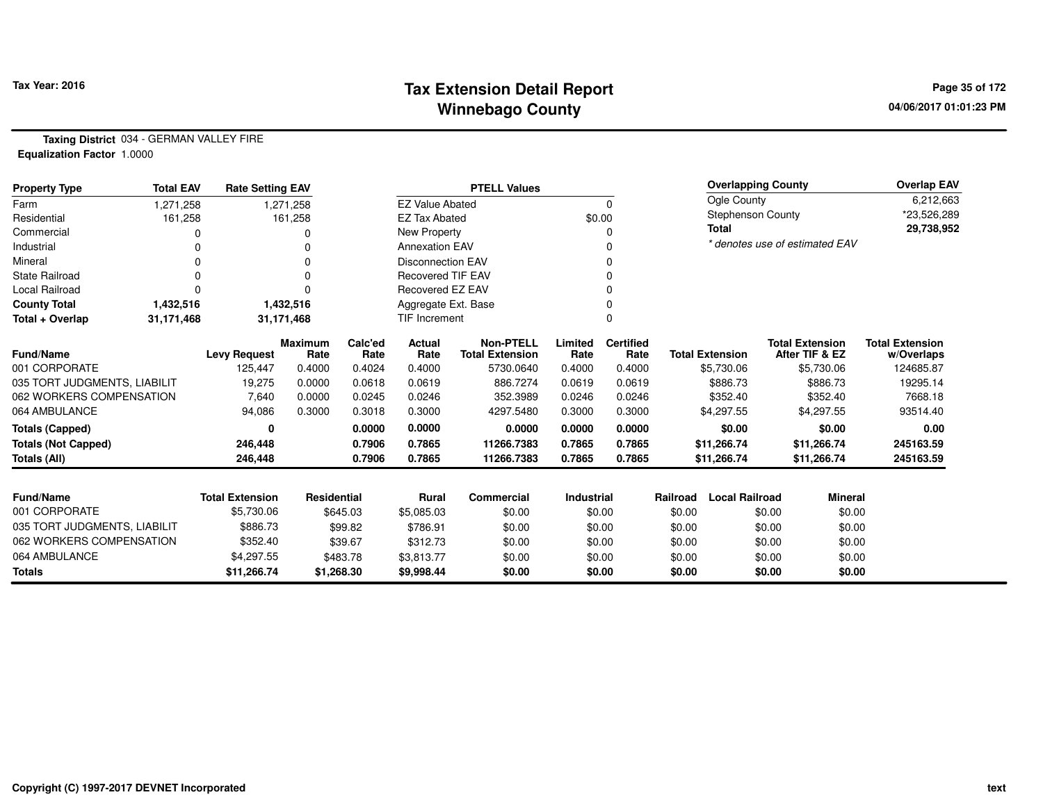**Tax Year: 2016**

# Tax Extension Detail Report
## Winnebago County

04/06/2017 01:01:23 PM

**Taxing District** 034 - GERMAN VALLEY FIRE
**Equalization Factor** 1.0000

| Property Type | Total EAV | Rate Setting EAV |
|---|---|---|
| Farm | 1,271,258 | 1,271,258 |
| Residential | 161,258 | 161,258 |
| Commercial | 0 | 0 |
| Industrial | 0 | 0 |
| Mineral | 0 | 0 |
| State Railroad | 0 | 0 |
| Local Railroad | 0 | 0 |
| **County Total** | **1,432,516** | **1,432,516** |
| **Total + Overlap** | **31,171,468** | **31,171,468** |

| PTELL Values | |
|---|---|
| EZ Value Abated | 0 |
| EZ Tax Abated | $0.00 |
| New Property | 0 |
| Annexation EAV | 0 |
| Disconnection EAV | 0 |
| Recovered TIF EAV | 0 |
| Recovered EZ EAV | 0 |
| Aggregate Ext. Base | 0 |
| TIF Increment | 0 |

| Overlapping County | Overlap EAV |
|---|---|
| Ogle County | 6,212,663 |
| Stephenson County | *23,526,289 |
| **Total** | **29,738,952** |

*\* denotes use of estimated EAV*

| Fund/Name | Levy Request | Maximum Rate | Calc'ed Rate | Actual Rate | Non-PTELL Total Extension | Limited Rate | Certified Rate | Total Extension | Total Extension After TIF & EZ | Total Extension w/Overlaps |
|---|---|---|---|---|---|---|---|---|---|---|
| 001 CORPORATE | 125,447 | 0.4000 | 0.4024 | 0.4000 | 5730.0640 | 0.4000 | 0.4000 | $5,730.06 | $5,730.06 | 124685.87 |
| 035 TORT JUDGMENTS, LIABILIT | 19,275 | 0.0000 | 0.0618 | 0.0619 | 886.7274 | 0.0619 | 0.0619 | $886.73 | $886.73 | 19295.14 |
| 062 WORKERS COMPENSATION | 7,640 | 0.0000 | 0.0245 | 0.0246 | 352.3989 | 0.0246 | 0.0246 | $352.40 | $352.40 | 7668.18 |
| 064 AMBULANCE | 94,086 | 0.3000 | 0.3018 | 0.3000 | 4297.5480 | 0.3000 | 0.3000 | $4,297.55 | $4,297.55 | 93514.40 |
| **Totals (Capped)** | **0** | | **0.0000** | **0.0000** | **0.0000** | **0.0000** | **0.0000** | **$0.00** | **$0.00** | **0.00** |
| **Totals (Not Capped)** | **246,448** | | **0.7906** | **0.7865** | **11266.7383** | **0.7865** | **0.7865** | **$11,266.74** | **$11,266.74** | **245163.59** |
| **Totals (All)** | **246,448** | | **0.7906** | **0.7865** | **11266.7383** | **0.7865** | **0.7865** | **$11,266.74** | **$11,266.74** | **245163.59** |

| Fund/Name | Total Extension | Residential | Rural | Commercial | Industrial | Railroad | Local Railroad | Mineral |
|---|---|---|---|---|---|---|---|---|
| 001 CORPORATE | $5,730.06 | $645.03 | $5,085.03 | $0.00 | $0.00 | $0.00 | $0.00 | $0.00 |
| 035 TORT JUDGMENTS, LIABILIT | $886.73 | $99.82 | $786.91 | $0.00 | $0.00 | $0.00 | $0.00 | $0.00 |
| 062 WORKERS COMPENSATION | $352.40 | $39.67 | $312.73 | $0.00 | $0.00 | $0.00 | $0.00 | $0.00 |
| 064 AMBULANCE | $4,297.55 | $483.78 | $3,813.77 | $0.00 | $0.00 | $0.00 | $0.00 | $0.00 |
| **Totals** | **$11,266.74** | **$1,268.30** | **$9,998.44** | **$0.00** | **$0.00** | **$0.00** | **$0.00** | **$0.00** |

Copyright (C) 1997-2017 DEVNET Incorporated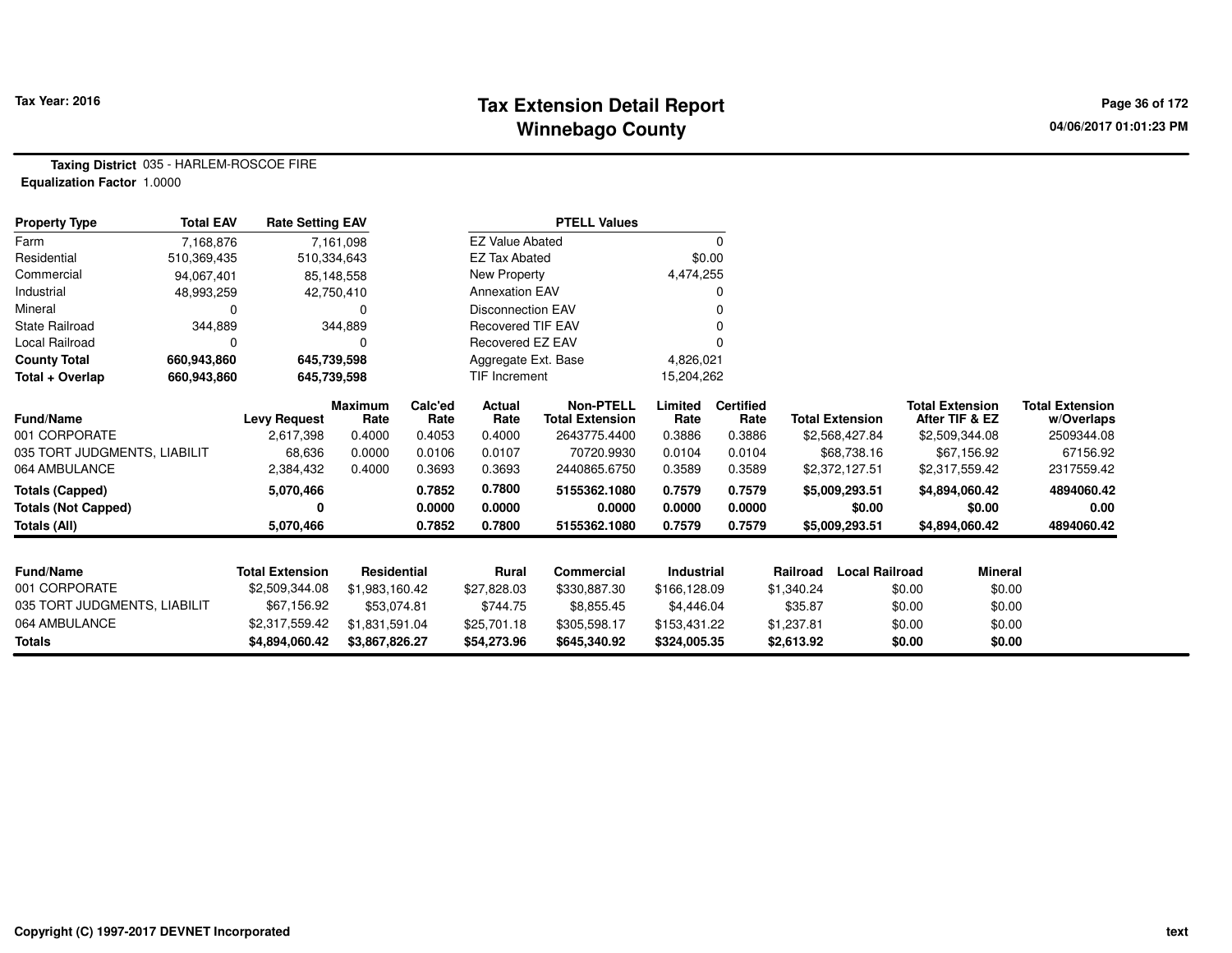# Tax Extension Detail Report
# Winnebago County

**Tax Year: 2016**

04/06/2017 01:01:23 PM

**Taxing District** 035 - HARLEM-ROSCOE FIRE
**Equalization Factor** 1.0000

| Property Type | Total EAV | Rate Setting EAV |
|---|---|---|
| Farm | 7,168,876 | 7,161,098 |
| Residential | 510,369,435 | 510,334,643 |
| Commercial | 94,067,401 | 85,148,558 |
| Industrial | 48,993,259 | 42,750,410 |
| Mineral | 0 | 0 |
| State Railroad | 344,889 | 344,889 |
| Local Railroad | 0 | 0 |
| **County Total** | **660,943,860** | **645,739,598** |
| **Total + Overlap** | **660,943,860** | **645,739,598** |

| PTELL Values | |
|---|---|
| EZ Value Abated | 0 |
| EZ Tax Abated | $0.00 |
| New Property | 4,474,255 |
| Annexation EAV | 0 |
| Disconnection EAV | 0 |
| Recovered TIF EAV | 0 |
| Recovered EZ EAV | 0 |
| Aggregate Ext. Base | 4,826,021 |
| TIF Increment | 15,204,262 |

| Fund/Name | Levy Request | Maximum Rate | Calc'ed Rate | Actual Rate | Non-PTELL Total Extension | Limited Rate | Certified Rate | Total Extension | Total Extension After TIF & EZ | Total Extension w/Overlaps |
|---|---|---|---|---|---|---|---|---|---|---|
| 001 CORPORATE | 2,617,398 | 0.4000 | 0.4053 | 0.4000 | 2643775.4400 | 0.3886 | 0.3886 | $2,568,427.84 | $2,509,344.08 | 2509344.08 |
| 035 TORT JUDGMENTS, LIABILIT | 68,636 | 0.0000 | 0.0106 | 0.0107 | 70720.9930 | 0.0104 | 0.0104 | $68,738.16 | $67,156.92 | 67156.92 |
| 064 AMBULANCE | 2,384,432 | 0.4000 | 0.3693 | 0.3693 | 2440865.6750 | 0.3589 | 0.3589 | $2,372,127.51 | $2,317,559.42 | 2317559.42 |
| **Totals (Capped)** | **5,070,466** | | **0.7852** | **0.7800** | **5155362.1080** | **0.7579** | **0.7579** | **$5,009,293.51** | **$4,894,060.42** | **4894060.42** |
| **Totals (Not Capped)** | **0** | | **0.0000** | **0.0000** | **0.0000** | **0.0000** | **0.0000** | **$0.00** | **$0.00** | **0.00** |
| **Totals (All)** | **5,070,466** | | **0.7852** | **0.7800** | **5155362.1080** | **0.7579** | **0.7579** | **$5,009,293.51** | **$4,894,060.42** | **4894060.42** |

| Fund/Name | Total Extension | Residential | Rural | Commercial | Industrial | Railroad | Local Railroad | Mineral |
|---|---|---|---|---|---|---|---|---|
| 001 CORPORATE | $2,509,344.08 | $1,983,160.42 | $27,828.03 | $330,887.30 | $166,128.09 | $1,340.24 | $0.00 | $0.00 |
| 035 TORT JUDGMENTS, LIABILIT | $67,156.92 | $53,074.81 | $744.75 | $8,855.45 | $4,446.04 | $35.87 | $0.00 | $0.00 |
| 064 AMBULANCE | $2,317,559.42 | $1,831,591.04 | $25,701.18 | $305,598.17 | $153,431.22 | $1,237.81 | $0.00 | $0.00 |
| **Totals** | **$4,894,060.42** | **$3,867,826.27** | **$54,273.96** | **$645,340.92** | **$324,005.35** | **$2,613.92** | **$0.00** | **$0.00** |

Copyright (C) 1997-2017 DEVNET Incorporated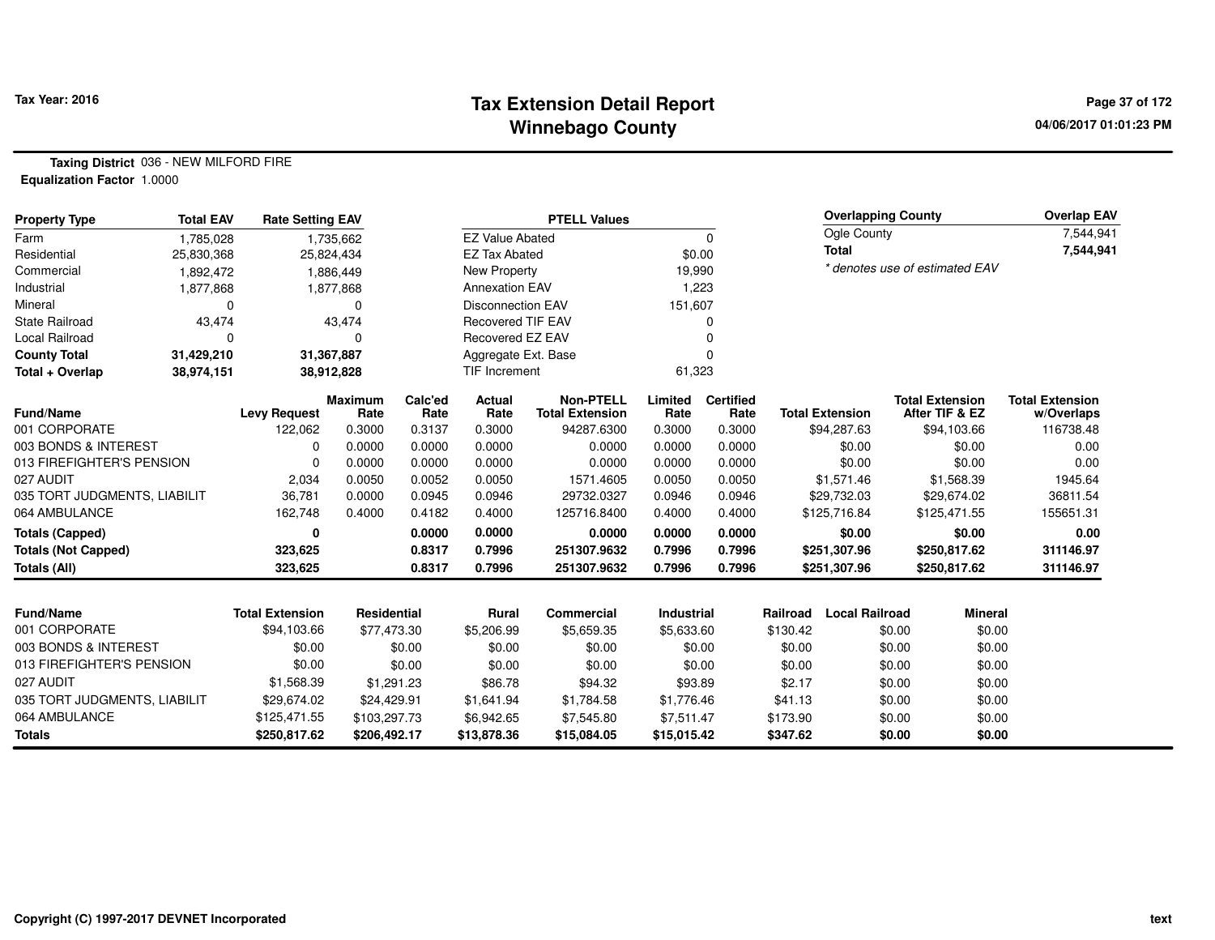# Tax Extension Detail Report
## Winnebago County

Tax Year: 2016

04/06/2017 01:01:23 PM

**Taxing District** 036 - NEW MILFORD FIRE
**Equalization Factor** 1.0000

| Property Type | Total EAV | Rate Setting EAV |
|---|---|---|
| Farm | 1,785,028 | 1,735,662 |
| Residential | 25,830,368 | 25,824,434 |
| Commercial | 1,892,472 | 1,886,449 |
| Industrial | 1,877,868 | 1,877,868 |
| Mineral | 0 | 0 |
| State Railroad | 43,474 | 43,474 |
| Local Railroad | 0 | 0 |
| **County Total** | **31,429,210** | **31,367,887** |
| **Total + Overlap** | **38,974,151** | **38,912,828** |

| PTELL Values | |
|---|---|
| EZ Value Abated | 0 |
| EZ Tax Abated | $0.00 |
| New Property | 19,990 |
| Annexation EAV | 1,223 |
| Disconnection EAV | 151,607 |
| Recovered TIF EAV | 0 |
| Recovered EZ EAV | 0 |
| Aggregate Ext. Base | 0 |
| TIF Increment | 61,323 |

| Overlapping County | Overlap EAV |
|---|---|
| Ogle County | 7,544,941 |
| **Total** | **7,544,941** |

* denotes use of estimated EAV

| Fund/Name | Levy Request | Maximum Rate | Calc'ed Rate | Actual Rate | Non-PTELL Total Extension | Limited Rate | Certified Rate | Total Extension | Total Extension After TIF & EZ | Total Extension w/Overlaps |
|---|---|---|---|---|---|---|---|---|---|---|
| 001 CORPORATE | 122,062 | 0.3000 | 0.3137 | 0.3000 | 94287.6300 | 0.3000 | 0.3000 | $94,287.63 | $94,103.66 | 116738.48 |
| 003 BONDS & INTEREST | 0 | 0.0000 | 0.0000 | 0.0000 | 0.0000 | 0.0000 | 0.0000 | $0.00 | $0.00 | 0.00 |
| 013 FIREFIGHTER'S PENSION | 0 | 0.0000 | 0.0000 | 0.0000 | 0.0000 | 0.0000 | 0.0000 | $0.00 | $0.00 | 0.00 |
| 027 AUDIT | 2,034 | 0.0050 | 0.0052 | 0.0050 | 1571.4605 | 0.0050 | 0.0050 | $1,571.46 | $1,568.39 | 1945.64 |
| 035 TORT JUDGMENTS, LIABILIT | 36,781 | 0.0000 | 0.0945 | 0.0946 | 29732.0327 | 0.0946 | 0.0946 | $29,732.03 | $29,674.02 | 36811.54 |
| 064 AMBULANCE | 162,748 | 0.4000 | 0.4182 | 0.4000 | 125716.8400 | 0.4000 | 0.4000 | $125,716.84 | $125,471.55 | 155651.31 |
| **Totals (Capped)** | **0** | | **0.0000** | **0.0000** | **0.0000** | **0.0000** | **0.0000** | **$0.00** | **$0.00** | **0.00** |
| **Totals (Not Capped)** | **323,625** | | **0.8317** | **0.7996** | **251307.9632** | **0.7996** | **0.7996** | **$251,307.96** | **$250,817.62** | **311146.97** |
| **Totals (All)** | **323,625** | | **0.8317** | **0.7996** | **251307.9632** | **0.7996** | **0.7996** | **$251,307.96** | **$250,817.62** | **311146.97** |

| Fund/Name | Total Extension | Residential | Rural | Commercial | Industrial | Railroad | Local Railroad | Mineral |
|---|---|---|---|---|---|---|---|---|
| 001 CORPORATE | $94,103.66 | $77,473.30 | $5,206.99 | $5,659.35 | $5,633.60 | $130.42 | $0.00 | $0.00 |
| 003 BONDS & INTEREST | $0.00 | $0.00 | $0.00 | $0.00 | $0.00 | $0.00 | $0.00 | $0.00 |
| 013 FIREFIGHTER'S PENSION | $0.00 | $0.00 | $0.00 | $0.00 | $0.00 | $0.00 | $0.00 | $0.00 |
| 027 AUDIT | $1,568.39 | $1,291.23 | $86.78 | $94.32 | $93.89 | $2.17 | $0.00 | $0.00 |
| 035 TORT JUDGMENTS, LIABILIT | $29,674.02 | $24,429.91 | $1,641.94 | $1,784.58 | $1,776.46 | $41.13 | $0.00 | $0.00 |
| 064 AMBULANCE | $125,471.55 | $103,297.73 | $6,942.65 | $7,545.80 | $7,511.47 | $173.90 | $0.00 | $0.00 |
| **Totals** | **$250,817.62** | **$206,492.17** | **$13,878.36** | **$15,084.05** | **$15,015.42** | **$347.62** | **$0.00** | **$0.00** |

Copyright (C) 1997-2017 DEVNET Incorporated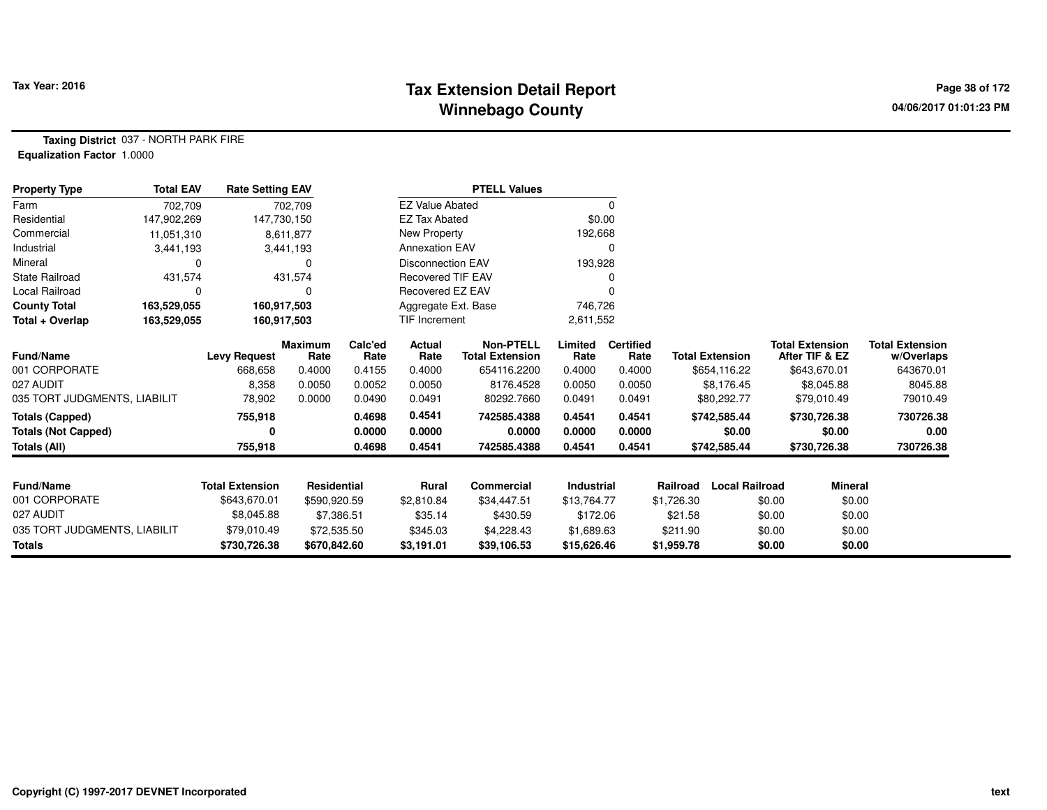# Tax Extension Detail Report
## Winnebago County

**Tax Year: 2016**

**Taxing District** 037 - NORTH PARK FIRE
**Equalization Factor** 1.0000

| Property Type | Total EAV | Rate Setting EAV |
|---|---|---|
| Farm | 702,709 | 702,709 |
| Residential | 147,902,269 | 147,730,150 |
| Commercial | 11,051,310 | 8,611,877 |
| Industrial | 3,441,193 | 3,441,193 |
| Mineral | 0 | 0 |
| State Railroad | 431,574 | 431,574 |
| Local Railroad | 0 | 0 |
| **County Total** | **163,529,055** | **160,917,503** |
| **Total + Overlap** | **163,529,055** | **160,917,503** |

| PTELL Values | |
|---|---|
| EZ Value Abated | 0 |
| EZ Tax Abated | $0.00 |
| New Property | 192,668 |
| Annexation EAV | 0 |
| Disconnection EAV | 193,928 |
| Recovered TIF EAV | 0 |
| Recovered EZ EAV | 0 |
| Aggregate Ext. Base | 746,726 |
| TIF Increment | 2,611,552 |

| Fund/Name | Levy Request | Maximum Rate | Calc'ed Rate | Actual Rate | Non-PTELL Total Extension | Limited Rate | Certified Rate | Total Extension | Total Extension After TIF & EZ | Total Extension w/Overlaps |
|---|---|---|---|---|---|---|---|---|---|---|
| 001 CORPORATE | 668,658 | 0.4000 | 0.4155 | 0.4000 | 654116.2200 | 0.4000 | 0.4000 | $654,116.22 | $643,670.01 | 643670.01 |
| 027 AUDIT | 8,358 | 0.0050 | 0.0052 | 0.0050 | 8176.4528 | 0.0050 | 0.0050 | $8,176.45 | $8,045.88 | 8045.88 |
| 035 TORT JUDGMENTS, LIABILIT | 78,902 | 0.0000 | 0.0490 | 0.0491 | 80292.7660 | 0.0491 | 0.0491 | $80,292.77 | $79,010.49 | 79010.49 |
| **Totals (Capped)** | **755,918** | | **0.4698** | **0.4541** | **742585.4388** | **0.4541** | **0.4541** | **$742,585.44** | **$730,726.38** | **730726.38** |
| **Totals (Not Capped)** | **0** | | **0.0000** | **0.0000** | **0.0000** | **0.0000** | **0.0000** | **$0.00** | **$0.00** | **0.00** |
| **Totals (All)** | **755,918** | | **0.4698** | **0.4541** | **742585.4388** | **0.4541** | **0.4541** | **$742,585.44** | **$730,726.38** | **730726.38** |

| Fund/Name | Total Extension | Residential | Rural | Commercial | Industrial | Railroad | Local Railroad | Mineral |
|---|---|---|---|---|---|---|---|---|
| 001 CORPORATE | $643,670.01 | $590,920.59 | $2,810.84 | $34,447.51 | $13,764.77 | $1,726.30 | $0.00 | $0.00 |
| 027 AUDIT | $8,045.88 | $7,386.51 | $35.14 | $430.59 | $172.06 | $21.58 | $0.00 | $0.00 |
| 035 TORT JUDGMENTS, LIABILIT | $79,010.49 | $72,535.50 | $345.03 | $4,228.43 | $1,689.63 | $211.90 | $0.00 | $0.00 |
| **Totals** | **$730,726.38** | **$670,842.60** | **$3,191.01** | **$39,106.53** | **$15,626.46** | **$1,959.78** | **$0.00** | **$0.00** |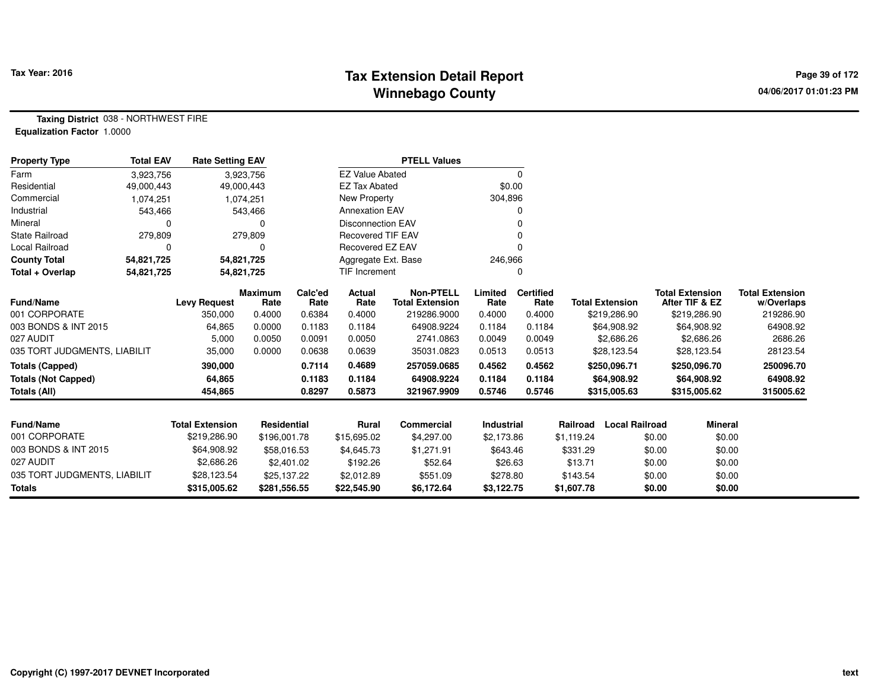# Tax Extension Detail Report
## Winnebago County

Tax Year: 2016

04/06/2017 01:01:23 PM

**Taxing District** 038 - NORTHWEST FIRE
**Equalization Factor** 1.0000

| Property Type | Total EAV | Rate Setting EAV |
|---|---|---|
| Farm | 3,923,756 | 3,923,756 |
| Residential | 49,000,443 | 49,000,443 |
| Commercial | 1,074,251 | 1,074,251 |
| Industrial | 543,466 | 543,466 |
| Mineral | 0 | 0 |
| State Railroad | 279,809 | 279,809 |
| Local Railroad | 0 | 0 |
| **County Total** | **54,821,725** | **54,821,725** |
| **Total + Overlap** | **54,821,725** | **54,821,725** |

| PTELL Values | |
|---|---|
| EZ Value Abated | 0 |
| EZ Tax Abated | $0.00 |
| New Property | 304,896 |
| Annexation EAV | 0 |
| Disconnection EAV | 0 |
| Recovered TIF EAV | 0 |
| Recovered EZ EAV | 0 |
| Aggregate Ext. Base | 246,966 |
| TIF Increment | 0 |

| Fund/Name | Levy Request | Maximum Rate | Calc'ed Rate | Actual Rate | Non-PTELL Total Extension | Limited Rate | Certified Rate | Total Extension | Total Extension After TIF & EZ | Total Extension w/Overlaps |
|---|---|---|---|---|---|---|---|---|---|---|
| 001 CORPORATE | 350,000 | 0.4000 | 0.6384 | 0.4000 | 219286.9000 | 0.4000 | 0.4000 | $219,286.90 | $219,286.90 | 219286.90 |
| 003 BONDS & INT 2015 | 64,865 | 0.0000 | 0.1183 | 0.1184 | 64908.9224 | 0.1184 | 0.1184 | $64,908.92 | $64,908.92 | 64908.92 |
| 027 AUDIT | 5,000 | 0.0050 | 0.0091 | 0.0050 | 2741.0863 | 0.0049 | 0.0049 | $2,686.26 | $2,686.26 | 2686.26 |
| 035 TORT JUDGMENTS, LIABILIT | 35,000 | 0.0000 | 0.0638 | 0.0639 | 35031.0823 | 0.0513 | 0.0513 | $28,123.54 | $28,123.54 | 28123.54 |
| **Totals (Capped)** | **390,000** | | **0.7114** | **0.4689** | **257059.0685** | **0.4562** | **0.4562** | **$250,096.71** | **$250,096.70** | **250096.70** |
| **Totals (Not Capped)** | **64,865** | | **0.1183** | **0.1184** | **64908.9224** | **0.1184** | **0.1184** | **$64,908.92** | **$64,908.92** | **64908.92** |
| **Totals (All)** | **454,865** | | **0.8297** | **0.5873** | **321967.9909** | **0.5746** | **0.5746** | **$315,005.63** | **$315,005.62** | **315005.62** |

| Fund/Name | Total Extension | Residential | Rural | Commercial | Industrial | Railroad | Local Railroad | Mineral |
|---|---|---|---|---|---|---|---|---|
| 001 CORPORATE | $219,286.90 | $196,001.78 | $15,695.02 | $4,297.00 | $2,173.86 | $1,119.24 | $0.00 | $0.00 |
| 003 BONDS & INT 2015 | $64,908.92 | $58,016.53 | $4,645.73 | $1,271.91 | $643.46 | $331.29 | $0.00 | $0.00 |
| 027 AUDIT | $2,686.26 | $2,401.02 | $192.26 | $52.64 | $26.63 | $13.71 | $0.00 | $0.00 |
| 035 TORT JUDGMENTS, LIABILIT | $28,123.54 | $25,137.22 | $2,012.89 | $551.09 | $278.80 | $143.54 | $0.00 | $0.00 |
| **Totals** | **$315,005.62** | **$281,556.55** | **$22,545.90** | **$6,172.64** | **$3,122.75** | **$1,607.78** | **$0.00** | **$0.00** |

Copyright (C) 1997-2017 DEVNET Incorporated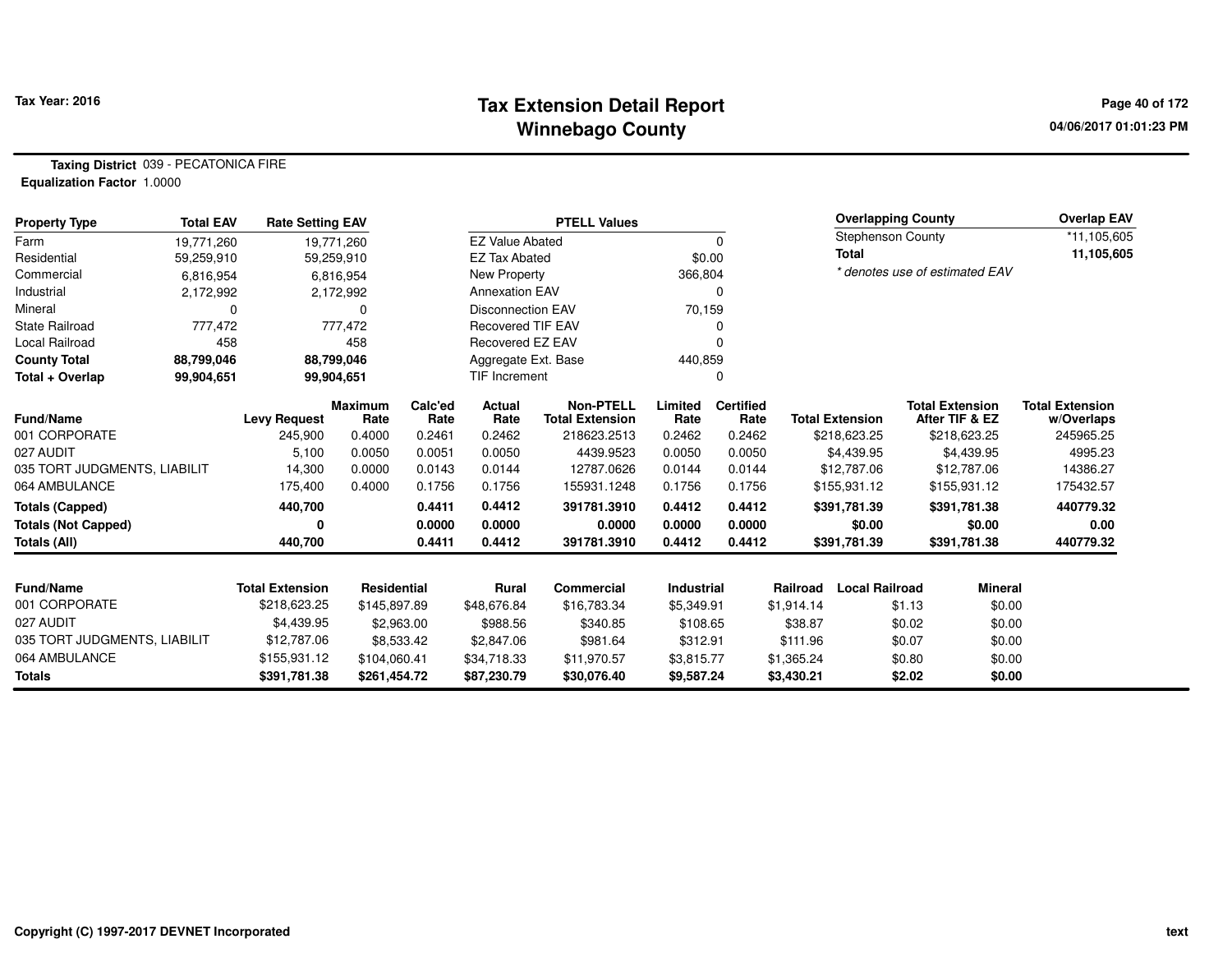# Tax Extension Detail Report
# Winnebago County

Tax Year: 2016

04/06/2017 01:01:23 PM

**Taxing District** 039 - PECATONICA FIRE
**Equalization Factor** 1.0000

| Property Type | Total EAV | Rate Setting EAV |
|---|---|---|
| Farm | 19,771,260 | 19,771,260 |
| Residential | 59,259,910 | 59,259,910 |
| Commercial | 6,816,954 | 6,816,954 |
| Industrial | 2,172,992 | 2,172,992 |
| Mineral | 0 | 0 |
| State Railroad | 777,472 | 777,472 |
| Local Railroad | 458 | 458 |
| **County Total** | **88,799,046** | **88,799,046** |
| **Total + Overlap** | **99,904,651** | **99,904,651** |

| PTELL Values | |
|---|---|
| EZ Value Abated | 0 |
| EZ Tax Abated | $0.00 |
| New Property | 366,804 |
| Annexation EAV | 0 |
| Disconnection EAV | 70,159 |
| Recovered TIF EAV | 0 |
| Recovered EZ EAV | 0 |
| Aggregate Ext. Base | 440,859 |
| TIF Increment | 0 |

| Overlapping County | Overlap EAV |
|---|---|
| Stephenson County | *11,105,605 |
| **Total** | **11,105,605** |

* denotes use of estimated EAV

| Fund/Name | Levy Request | Maximum Rate | Calc'ed Rate | Actual Rate | Non-PTELL Total Extension | Limited Rate | Certified Rate | Total Extension | Total Extension After TIF & EZ | Total Extension w/Overlaps |
|---|---|---|---|---|---|---|---|---|---|---|
| 001 CORPORATE | 245,900 | 0.4000 | 0.2461 | 0.2462 | 218623.2513 | 0.2462 | 0.2462 | $218,623.25 | $218,623.25 | 245965.25 |
| 027 AUDIT | 5,100 | 0.0050 | 0.0051 | 0.0050 | 4439.9523 | 0.0050 | 0.0050 | $4,439.95 | $4,439.95 | 4995.23 |
| 035 TORT JUDGMENTS, LIABILIT | 14,300 | 0.0000 | 0.0143 | 0.0144 | 12787.0626 | 0.0144 | 0.0144 | $12,787.06 | $12,787.06 | 14386.27 |
| 064 AMBULANCE | 175,400 | 0.4000 | 0.1756 | 0.1756 | 155931.1248 | 0.1756 | 0.1756 | $155,931.12 | $155,931.12 | 175432.57 |
| **Totals (Capped)** | **440,700** | | **0.4411** | **0.4412** | **391781.3910** | **0.4412** | **0.4412** | **$391,781.39** | **$391,781.38** | **440779.32** |
| **Totals (Not Capped)** | **0** | | **0.0000** | **0.0000** | **0.0000** | **0.0000** | **0.0000** | **$0.00** | **$0.00** | **0.00** |
| **Totals (All)** | **440,700** | | **0.4411** | **0.4412** | **391781.3910** | **0.4412** | **0.4412** | **$391,781.39** | **$391,781.38** | **440779.32** |

| Fund/Name | Total Extension | Residential | Rural | Commercial | Industrial | Railroad | Local Railroad | Mineral |
|---|---|---|---|---|---|---|---|---|
| 001 CORPORATE | $218,623.25 | $145,897.89 | $48,676.84 | $16,783.34 | $5,349.91 | $1,914.14 | $1.13 | $0.00 |
| 027 AUDIT | $4,439.95 | $2,963.00 | $988.56 | $340.85 | $108.65 | $38.87 | $0.02 | $0.00 |
| 035 TORT JUDGMENTS, LIABILIT | $12,787.06 | $8,533.42 | $2,847.06 | $981.64 | $312.91 | $111.96 | $0.07 | $0.00 |
| 064 AMBULANCE | $155,931.12 | $104,060.41 | $34,718.33 | $11,970.57 | $3,815.77 | $1,365.24 | $0.80 | $0.00 |
| **Totals** | **$391,781.38** | **$261,454.72** | **$87,230.79** | **$30,076.40** | **$9,587.24** | **$3,430.21** | **$2.02** | **$0.00** |

Copyright (C) 1997-2017 DEVNET Incorporated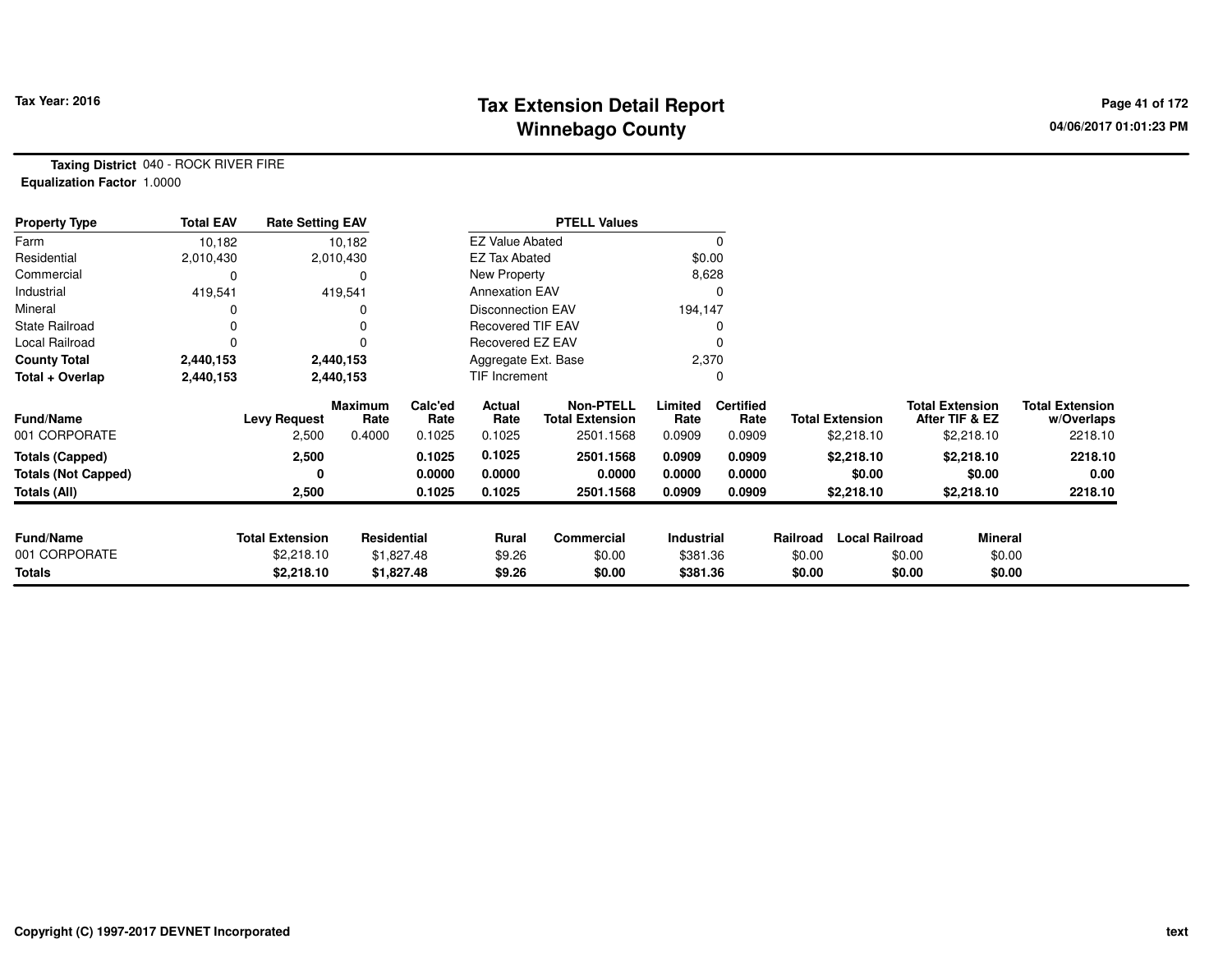# Tax Extension Detail Report
## Winnebago County

Tax Year: 2016

04/06/2017 01:01:23 PM

**Taxing District** 040 - ROCK RIVER FIRE
**Equalization Factor** 1.0000

| Property Type | Total EAV | Rate Setting EAV |
|---|---|---|
| Farm | 10,182 | 10,182 |
| Residential | 2,010,430 | 2,010,430 |
| Commercial | 0 | 0 |
| Industrial | 419,541 | 419,541 |
| Mineral | 0 | 0 |
| State Railroad | 0 | 0 |
| Local Railroad | 0 | 0 |
| **County Total** | **2,440,153** | **2,440,153** |
| **Total + Overlap** | **2,440,153** | **2,440,153** |

| PTELL Values | |
|---|---|
| EZ Value Abated | 0 |
| EZ Tax Abated | $0.00 |
| New Property | 8,628 |
| Annexation EAV | 0 |
| Disconnection EAV | 194,147 |
| Recovered TIF EAV | 0 |
| Recovered EZ EAV | 0 |
| Aggregate Ext. Base | 2,370 |
| TIF Increment | 0 |

| Fund/Name | Levy Request | Maximum Rate | Calc'ed Rate | Actual Rate | Non-PTELL Total Extension | Limited Rate | Certified Rate | Total Extension | Total Extension After TIF & EZ | Total Extension w/Overlaps |
|---|---|---|---|---|---|---|---|---|---|---|
| 001 CORPORATE | 2,500 | 0.4000 | 0.1025 | 0.1025 | 2501.1568 | 0.0909 | 0.0909 | $2,218.10 | $2,218.10 | 2218.10 |
| **Totals (Capped)** | **2,500** | | **0.1025** | **0.1025** | **2501.1568** | **0.0909** | **0.0909** | **$2,218.10** | **$2,218.10** | **2218.10** |
| **Totals (Not Capped)** | **0** | | **0.0000** | **0.0000** | **0.0000** | **0.0000** | **0.0000** | **$0.00** | **$0.00** | **0.00** |
| **Totals (All)** | **2,500** | | **0.1025** | **0.1025** | **2501.1568** | **0.0909** | **0.0909** | **$2,218.10** | **$2,218.10** | **2218.10** |

| Fund/Name | Total Extension | Residential | Rural | Commercial | Industrial | Railroad | Local Railroad | Mineral |
|---|---|---|---|---|---|---|---|---|
| 001 CORPORATE | $2,218.10 | $1,827.48 | $9.26 | $0.00 | $381.36 | $0.00 | $0.00 | $0.00 |
| **Totals** | **$2,218.10** | **$1,827.48** | **$9.26** | **$0.00** | **$381.36** | **$0.00** | **$0.00** | **$0.00** |

Copyright (C) 1997-2017 DEVNET Incorporated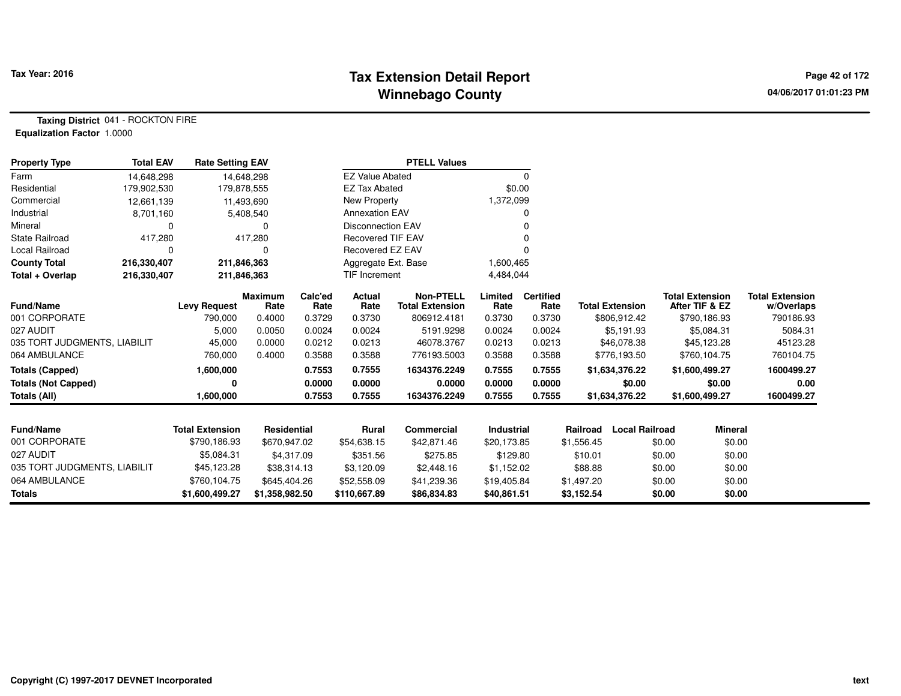# Tax Extension Detail Report
## Winnebago County

Tax Year: 2016

04/06/2017 01:01:23 PM

**Taxing District** 041 - ROCKTON FIRE
**Equalization Factor** 1.0000

| Property Type | Total EAV | Rate Setting EAV |
|---|---|---|
| Farm | 14,648,298 | 14,648,298 |
| Residential | 179,902,530 | 179,878,555 |
| Commercial | 12,661,139 | 11,493,690 |
| Industrial | 8,701,160 | 5,408,540 |
| Mineral | 0 | 0 |
| State Railroad | 417,280 | 417,280 |
| Local Railroad | 0 | 0 |
| **County Total** | **216,330,407** | **211,846,363** |
| **Total + Overlap** | **216,330,407** | **211,846,363** |

| PTELL Values | |
|---|---|
| EZ Value Abated | 0 |
| EZ Tax Abated | $0.00 |
| New Property | 1,372,099 |
| Annexation EAV | 0 |
| Disconnection EAV | 0 |
| Recovered TIF EAV | 0 |
| Recovered EZ EAV | 0 |
| Aggregate Ext. Base | 1,600,465 |
| TIF Increment | 4,484,044 |

| Fund/Name | Levy Request | Maximum Rate | Calc'ed Rate | Actual Rate | Non-PTELL Total Extension | Limited Rate | Certified Rate | Total Extension | Total Extension After TIF & EZ | Total Extension w/Overlaps |
|---|---|---|---|---|---|---|---|---|---|---|
| 001 CORPORATE | 790,000 | 0.4000 | 0.3729 | 0.3730 | 806912.4181 | 0.3730 | 0.3730 | $806,912.42 | $790,186.93 | 790186.93 |
| 027 AUDIT | 5,000 | 0.0050 | 0.0024 | 0.0024 | 5191.9298 | 0.0024 | 0.0024 | $5,191.93 | $5,084.31 | 5084.31 |
| 035 TORT JUDGMENTS, LIABILIT | 45,000 | 0.0000 | 0.0212 | 0.0213 | 46078.3767 | 0.0213 | 0.0213 | $46,078.38 | $45,123.28 | 45123.28 |
| 064 AMBULANCE | 760,000 | 0.4000 | 0.3588 | 0.3588 | 776193.5003 | 0.3588 | 0.3588 | $776,193.50 | $760,104.75 | 760104.75 |
| **Totals (Capped)** | **1,600,000** | | **0.7553** | **0.7555** | **1634376.2249** | **0.7555** | **0.7555** | **$1,634,376.22** | **$1,600,499.27** | **1600499.27** |
| **Totals (Not Capped)** | **0** | | **0.0000** | **0.0000** | **0.0000** | **0.0000** | **0.0000** | **$0.00** | **$0.00** | **0.00** |
| **Totals (All)** | **1,600,000** | | **0.7553** | **0.7555** | **1634376.2249** | **0.7555** | **0.7555** | **$1,634,376.22** | **$1,600,499.27** | **1600499.27** |

| Fund/Name | Total Extension | Residential | Rural | Commercial | Industrial | Railroad | Local Railroad | Mineral |
|---|---|---|---|---|---|---|---|---|
| 001 CORPORATE | $790,186.93 | $670,947.02 | $54,638.15 | $42,871.46 | $20,173.85 | $1,556.45 | $0.00 | $0.00 |
| 027 AUDIT | $5,084.31 | $4,317.09 | $351.56 | $275.85 | $129.80 | $10.01 | $0.00 | $0.00 |
| 035 TORT JUDGMENTS, LIABILIT | $45,123.28 | $38,314.13 | $3,120.09 | $2,448.16 | $1,152.02 | $88.88 | $0.00 | $0.00 |
| 064 AMBULANCE | $760,104.75 | $645,404.26 | $52,558.09 | $41,239.36 | $19,405.84 | $1,497.20 | $0.00 | $0.00 |
| **Totals** | **$1,600,499.27** | **$1,358,982.50** | **$110,667.89** | **$86,834.83** | **$40,861.51** | **$3,152.54** | **$0.00** | **$0.00** |

Copyright (C) 1997-2017 DEVNET Incorporated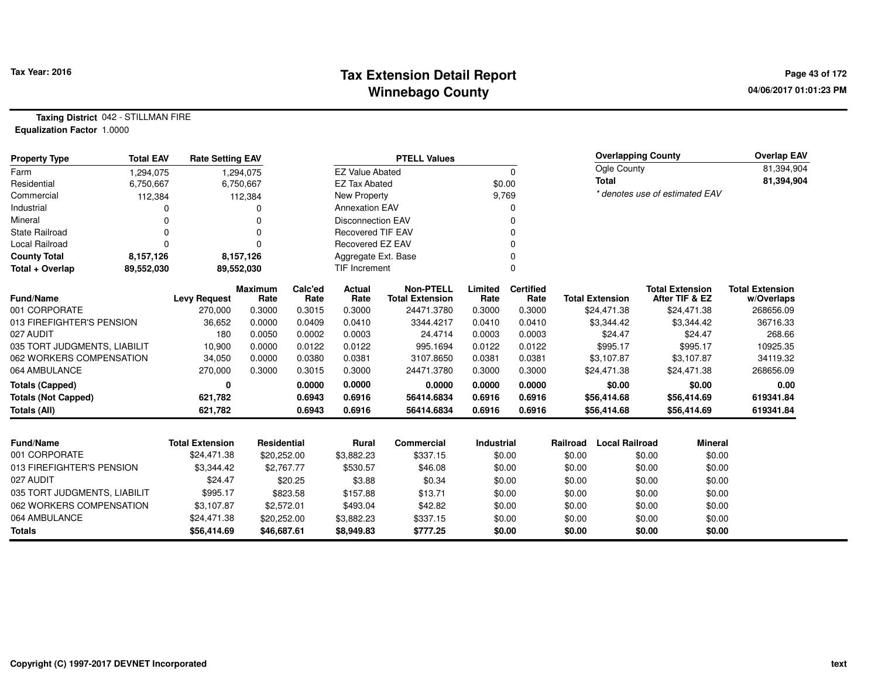Tax Year: 2016

# Tax Extension Detail Report
## Winnebago County

04/06/2017 01:01:23 PM

**Taxing District** 042 - STILLMAN FIRE
**Equalization Factor** 1.0000

| Property Type | Total EAV | Rate Setting EAV |
|---|---|---|
| Farm | 1,294,075 | 1,294,075 |
| Residential | 6,750,667 | 6,750,667 |
| Commercial | 112,384 | 112,384 |
| Industrial | 0 | 0 |
| Mineral | 0 | 0 |
| State Railroad | 0 | 0 |
| Local Railroad | 0 | 0 |
| **County Total** | **8,157,126** | **8,157,126** |
| **Total + Overlap** | **89,552,030** | **89,552,030** |

| PTELL Values | |
|---|---|
| EZ Value Abated | 0 |
| EZ Tax Abated | $0.00 |
| New Property | 9,769 |
| Annexation EAV | 0 |
| Disconnection EAV | 0 |
| Recovered TIF EAV | 0 |
| Recovered EZ EAV | 0 |
| Aggregate Ext. Base | 0 |
| TIF Increment | 0 |

| Overlapping County | Overlap EAV |
|---|---|
| Ogle County | 81,394,904 |
| **Total** | **81,394,904** |

*\* denotes use of estimated EAV*

| Fund/Name | Levy Request | Maximum Rate | Calc'ed Rate | Actual Rate | Non-PTELL Total Extension | Limited Rate | Certified Rate | Total Extension | Total Extension After TIF & EZ | Total Extension w/Overlaps |
|---|---|---|---|---|---|---|---|---|---|---|
| 001 CORPORATE | 270,000 | 0.3000 | 0.3015 | 0.3000 | 24471.3780 | 0.3000 | 0.3000 | $24,471.38 | $24,471.38 | 268656.09 |
| 013 FIREFIGHTER'S PENSION | 36,652 | 0.0000 | 0.0409 | 0.0410 | 3344.4217 | 0.0410 | 0.0410 | $3,344.42 | $3,344.42 | 36716.33 |
| 027 AUDIT | 180 | 0.0050 | 0.0002 | 0.0003 | 24.4714 | 0.0003 | 0.0003 | $24.47 | $24.47 | 268.66 |
| 035 TORT JUDGMENTS, LIABILIT | 10,900 | 0.0000 | 0.0122 | 0.0122 | 995.1694 | 0.0122 | 0.0122 | $995.17 | $995.17 | 10925.35 |
| 062 WORKERS COMPENSATION | 34,050 | 0.0000 | 0.0380 | 0.0381 | 3107.8650 | 0.0381 | 0.0381 | $3,107.87 | $3,107.87 | 34119.32 |
| 064 AMBULANCE | 270,000 | 0.3000 | 0.3015 | 0.3000 | 24471.3780 | 0.3000 | 0.3000 | $24,471.38 | $24,471.38 | 268656.09 |
| **Totals (Capped)** | **0** | | **0.0000** | **0.0000** | **0.0000** | **0.0000** | **0.0000** | **$0.00** | **$0.00** | **0.00** |
| **Totals (Not Capped)** | **621,782** | | **0.6943** | **0.6916** | **56414.6834** | **0.6916** | **0.6916** | **$56,414.68** | **$56,414.69** | **619341.84** |
| **Totals (All)** | **621,782** | | **0.6943** | **0.6916** | **56414.6834** | **0.6916** | **0.6916** | **$56,414.68** | **$56,414.69** | **619341.84** |

| Fund/Name | Total Extension | Residential | Rural | Commercial | Industrial | Railroad | Local Railroad | Mineral |
|---|---|---|---|---|---|---|---|---|
| 001 CORPORATE | $24,471.38 | $20,252.00 | $3,882.23 | $337.15 | $0.00 | $0.00 | $0.00 | $0.00 |
| 013 FIREFIGHTER'S PENSION | $3,344.42 | $2,767.77 | $530.57 | $46.08 | $0.00 | $0.00 | $0.00 | $0.00 |
| 027 AUDIT | $24.47 | $20.25 | $3.88 | $0.34 | $0.00 | $0.00 | $0.00 | $0.00 |
| 035 TORT JUDGMENTS, LIABILIT | $995.17 | $823.58 | $157.88 | $13.71 | $0.00 | $0.00 | $0.00 | $0.00 |
| 062 WORKERS COMPENSATION | $3,107.87 | $2,572.01 | $493.04 | $42.82 | $0.00 | $0.00 | $0.00 | $0.00 |
| 064 AMBULANCE | $24,471.38 | $20,252.00 | $3,882.23 | $337.15 | $0.00 | $0.00 | $0.00 | $0.00 |
| **Totals** | **$56,414.69** | **$46,687.61** | **$8,949.83** | **$777.25** | **$0.00** | **$0.00** | **$0.00** | **$0.00** |

Copyright (C) 1997-2017 DEVNET Incorporated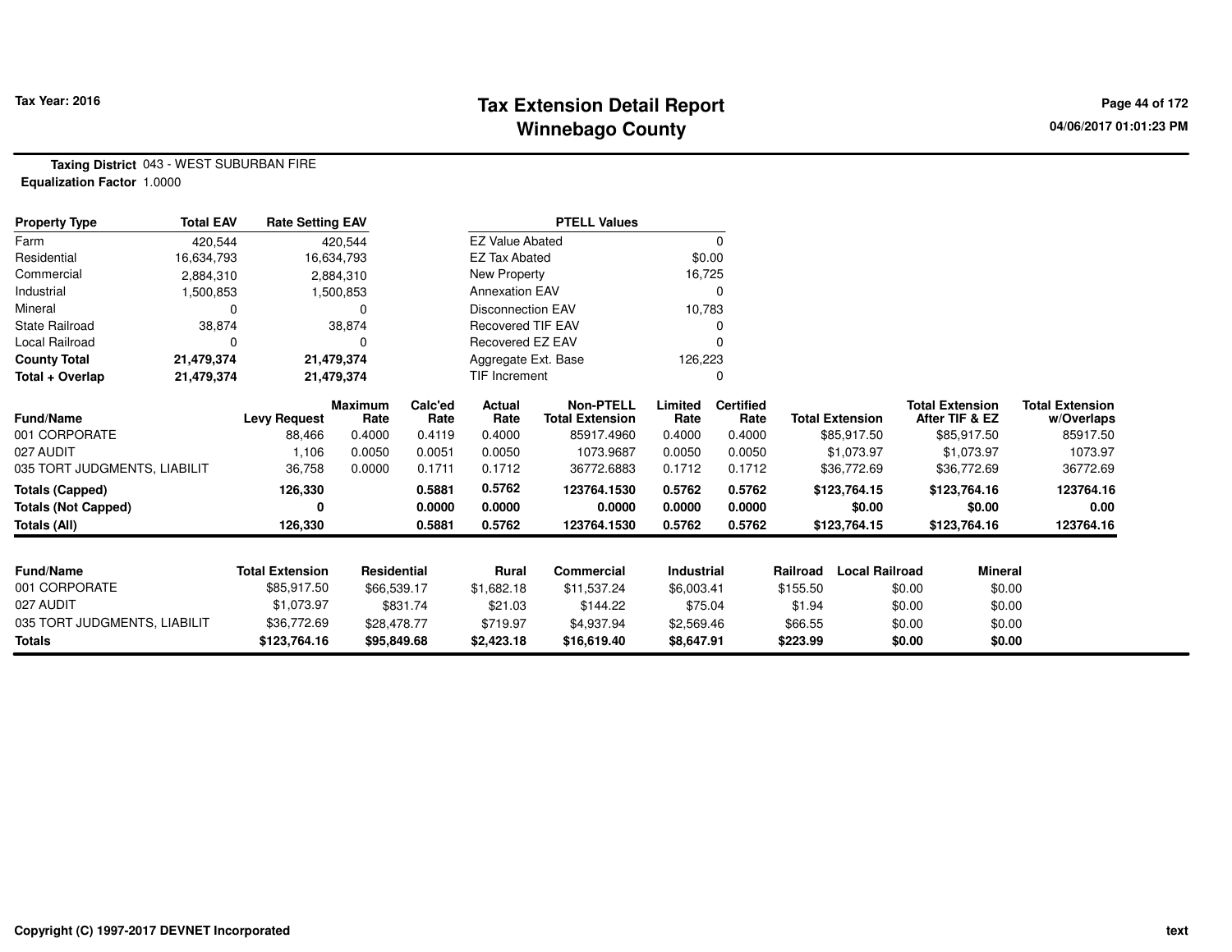**Tax Year: 2016**

# Tax Extension Detail Report
## Winnebago County

04/06/2017 01:01:23 PM

**Taxing District** 043 - WEST SUBURBAN FIRE
**Equalization Factor** 1.0000

| Property Type | Total EAV | Rate Setting EAV | PTELL Values | |
|---|---|---|---|---|
| Farm | 420,544 | 420,544 | EZ Value Abated | 0 |
| Residential | 16,634,793 | 16,634,793 | EZ Tax Abated | $0.00 |
| Commercial | 2,884,310 | 2,884,310 | New Property | 16,725 |
| Industrial | 1,500,853 | 1,500,853 | Annexation EAV | 0 |
| Mineral | 0 | 0 | Disconnection EAV | 10,783 |
| State Railroad | 38,874 | 38,874 | Recovered TIF EAV | 0 |
| Local Railroad | 0 | 0 | Recovered EZ EAV | 0 |
| **County Total** | **21,479,374** | **21,479,374** | Aggregate Ext. Base | 126,223 |
| **Total + Overlap** | **21,479,374** | **21,479,374** | TIF Increment | 0 |

| Fund/Name | Levy Request | Maximum Rate | Calc'ed Rate | Actual Rate | Non-PTELL Total Extension | Limited Rate | Certified Rate | Total Extension | Total Extension After TIF & EZ | Total Extension w/Overlaps |
|---|---|---|---|---|---|---|---|---|---|---|
| 001 CORPORATE | 88,466 | 0.4000 | 0.4119 | 0.4000 | 85917.4960 | 0.4000 | 0.4000 | $85,917.50 | $85,917.50 | 85917.50 |
| 027 AUDIT | 1,106 | 0.0050 | 0.0051 | 0.0050 | 1073.9687 | 0.0050 | 0.0050 | $1,073.97 | $1,073.97 | 1073.97 |
| 035 TORT JUDGMENTS, LIABILIT | 36,758 | 0.0000 | 0.1711 | 0.1712 | 36772.6883 | 0.1712 | 0.1712 | $36,772.69 | $36,772.69 | 36772.69 |
| **Totals (Capped)** | **126,330** | | **0.5881** | **0.5762** | **123764.1530** | **0.5762** | **0.5762** | **$123,764.15** | **$123,764.16** | **123764.16** |
| **Totals (Not Capped)** | **0** | | **0.0000** | **0.0000** | **0.0000** | **0.0000** | **0.0000** | **$0.00** | **$0.00** | **0.00** |
| **Totals (All)** | **126,330** | | **0.5881** | **0.5762** | **123764.1530** | **0.5762** | **0.5762** | **$123,764.15** | **$123,764.16** | **123764.16** |

| Fund/Name | Total Extension | Residential | Rural | Commercial | Industrial | Railroad | Local Railroad | Mineral |
|---|---|---|---|---|---|---|---|---|
| 001 CORPORATE | $85,917.50 | $66,539.17 | $1,682.18 | $11,537.24 | $6,003.41 | $155.50 | $0.00 | $0.00 |
| 027 AUDIT | $1,073.97 | $831.74 | $21.03 | $144.22 | $75.04 | $1.94 | $0.00 | $0.00 |
| 035 TORT JUDGMENTS, LIABILIT | $36,772.69 | $28,478.77 | $719.97 | $4,937.94 | $2,569.46 | $66.55 | $0.00 | $0.00 |
| **Totals** | **$123,764.16** | **$95,849.68** | **$2,423.18** | **$16,619.40** | **$8,647.91** | **$223.99** | **$0.00** | **$0.00** |

Copyright (C) 1997-2017 DEVNET Incorporated

text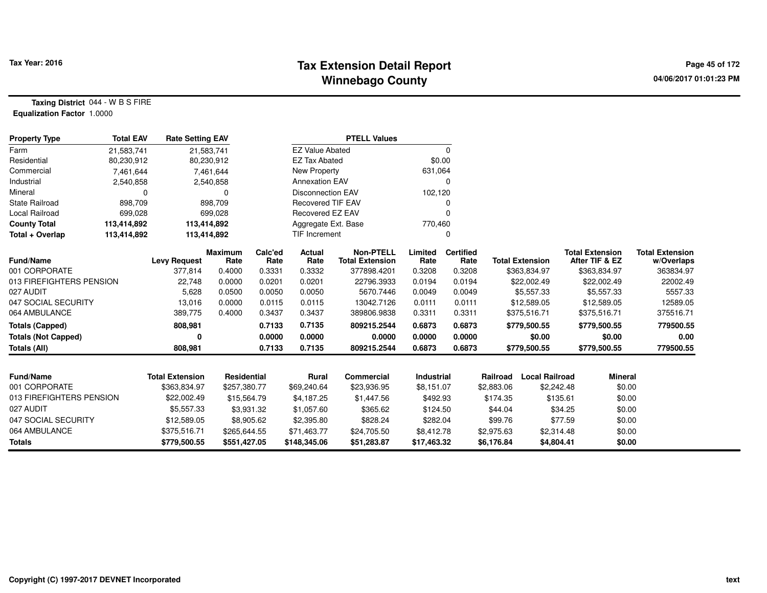# Tax Extension Detail Report
## Winnebago County

Tax Year: 2016

**Taxing District** 044 - W B S FIRE
**Equalization Factor** 1.0000

| Property Type | Total EAV | Rate Setting EAV |
|---|---|---|
| Farm | 21,583,741 | 21,583,741 |
| Residential | 80,230,912 | 80,230,912 |
| Commercial | 7,461,644 | 7,461,644 |
| Industrial | 2,540,858 | 2,540,858 |
| Mineral | 0 | 0 |
| State Railroad | 898,709 | 898,709 |
| Local Railroad | 699,028 | 699,028 |
| **County Total** | **113,414,892** | **113,414,892** |
| **Total + Overlap** | **113,414,892** | **113,414,892** |

| PTELL Values | |
|---|---|
| EZ Value Abated | 0 |
| EZ Tax Abated | $0.00 |
| New Property | 631,064 |
| Annexation EAV | 0 |
| Disconnection EAV | 102,120 |
| Recovered TIF EAV | 0 |
| Recovered EZ EAV | 0 |
| Aggregate Ext. Base | 770,460 |
| TIF Increment | 0 |

| Fund/Name | Levy Request | Maximum Rate | Calc'ed Rate | Actual Rate | Non-PTELL Total Extension | Limited Rate | Certified Rate | Total Extension | Total Extension After TIF & EZ | Total Extension w/Overlaps |
|---|---|---|---|---|---|---|---|---|---|---|
| 001 CORPORATE | 377,814 | 0.4000 | 0.3331 | 0.3332 | 377898.4201 | 0.3208 | 0.3208 | $363,834.97 | $363,834.97 | 363834.97 |
| 013 FIREFIGHTERS PENSION | 22,748 | 0.0000 | 0.0201 | 0.0201 | 22796.3933 | 0.0194 | 0.0194 | $22,002.49 | $22,002.49 | 22002.49 |
| 027 AUDIT | 5,628 | 0.0500 | 0.0050 | 0.0050 | 5670.7446 | 0.0049 | 0.0049 | $5,557.33 | $5,557.33 | 5557.33 |
| 047 SOCIAL SECURITY | 13,016 | 0.0000 | 0.0115 | 0.0115 | 13042.7126 | 0.0111 | 0.0111 | $12,589.05 | $12,589.05 | 12589.05 |
| 064 AMBULANCE | 389,775 | 0.4000 | 0.3437 | 0.3437 | 389806.9838 | 0.3311 | 0.3311 | $375,516.71 | $375,516.71 | 375516.71 |
| **Totals (Capped)** | **808,981** | | **0.7133** | **0.7135** | **809215.2544** | **0.6873** | **0.6873** | **$779,500.55** | **$779,500.55** | **779500.55** |
| **Totals (Not Capped)** | **0** | | **0.0000** | **0.0000** | **0.0000** | **0.0000** | **0.0000** | **$0.00** | **$0.00** | **0.00** |
| **Totals (All)** | **808,981** | | **0.7133** | **0.7135** | **809215.2544** | **0.6873** | **0.6873** | **$779,500.55** | **$779,500.55** | **779500.55** |

| Fund/Name | Total Extension | Residential | Rural | Commercial | Industrial | Railroad | Local Railroad | Mineral |
|---|---|---|---|---|---|---|---|---|
| 001 CORPORATE | $363,834.97 | $257,380.77 | $69,240.64 | $23,936.95 | $8,151.07 | $2,883.06 | $2,242.48 | $0.00 |
| 013 FIREFIGHTERS PENSION | $22,002.49 | $15,564.79 | $4,187.25 | $1,447.56 | $492.93 | $174.35 | $135.61 | $0.00 |
| 027 AUDIT | $5,557.33 | $3,931.32 | $1,057.60 | $365.62 | $124.50 | $44.04 | $34.25 | $0.00 |
| 047 SOCIAL SECURITY | $12,589.05 | $8,905.62 | $2,395.80 | $828.24 | $282.04 | $99.76 | $77.59 | $0.00 |
| 064 AMBULANCE | $375,516.71 | $265,644.55 | $71,463.77 | $24,705.50 | $8,412.78 | $2,975.63 | $2,314.48 | $0.00 |
| **Totals** | **$779,500.55** | **$551,427.05** | **$148,345.06** | **$51,283.87** | **$17,463.32** | **$6,176.84** | **$4,804.41** | **$0.00** |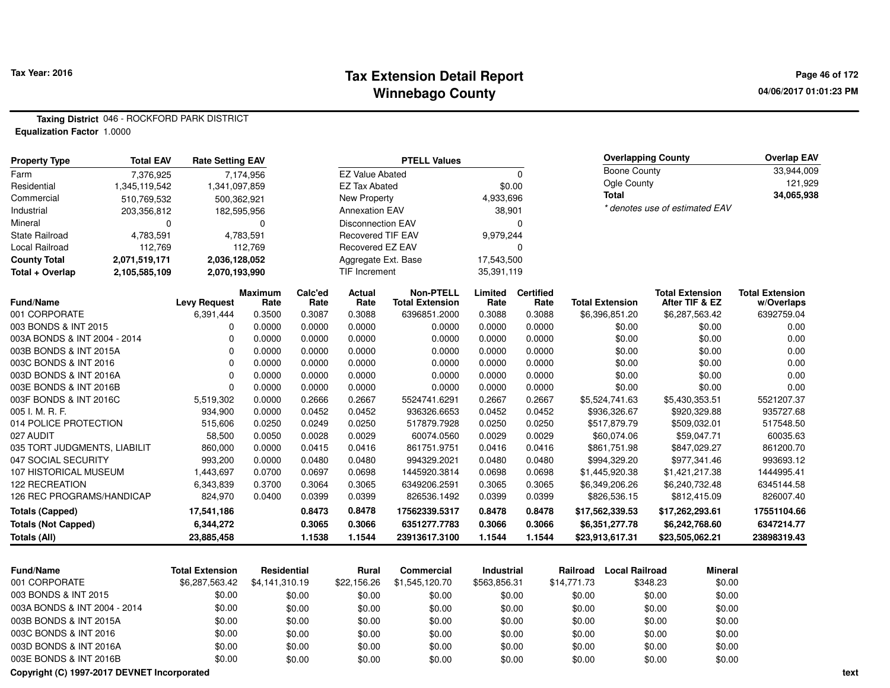**Tax Year: 2016**

# Tax Extension Detail Report
## Winnebago County

**Taxing District** 046 - ROCKFORD PARK DISTRICT
**Equalization Factor** 1.0000

| Property Type | Total EAV | Rate Setting EAV |
|---|---|---|
| Farm | 7,376,925 | 7,174,956 |
| Residential | 1,345,119,542 | 1,341,097,859 |
| Commercial | 510,769,532 | 500,362,921 |
| Industrial | 203,356,812 | 182,595,956 |
| Mineral | 0 | 0 |
| State Railroad | 4,783,591 | 4,783,591 |
| Local Railroad | 112,769 | 112,769 |
| **County Total** | **2,071,519,171** | **2,036,128,052** |
| **Total + Overlap** | **2,105,585,109** | **2,070,193,990** |

| PTELL Values | |
|---|---|
| EZ Value Abated | 0 |
| EZ Tax Abated | $0.00 |
| New Property | 4,933,696 |
| Annexation EAV | 38,901 |
| Disconnection EAV | 0 |
| Recovered TIF EAV | 9,979,244 |
| Recovered EZ EAV | 0 |
| Aggregate Ext. Base | 17,543,500 |
| TIF Increment | 35,391,119 |

| Overlapping County | Overlap EAV |
|---|---|
| Boone County | 33,944,009 |
| Ogle County | 121,929 |
| **Total** | **34,065,938** |

*\* denotes use of estimated EAV*

| Fund/Name | Levy Request | Maximum Rate | Calc'ed Rate | Actual Rate | Non-PTELL Total Extension | Limited Rate | Certified Rate | Total Extension | Total Extension After TIF & EZ | Total Extension w/Overlaps |
|---|---|---|---|---|---|---|---|---|---|---|
| 001 CORPORATE | 6,391,444 | 0.3500 | 0.3087 | 0.3088 | 6396851.2000 | 0.3088 | 0.3088 | $6,396,851.20 | $6,287,563.42 | 6392759.04 |
| 003 BONDS & INT 2015 | 0 | 0.0000 | 0.0000 | 0.0000 | 0.0000 | 0.0000 | 0.0000 | $0.00 | $0.00 | 0.00 |
| 003A BONDS & INT 2004 - 2014 | 0 | 0.0000 | 0.0000 | 0.0000 | 0.0000 | 0.0000 | 0.0000 | $0.00 | $0.00 | 0.00 |
| 003B BONDS & INT 2015A | 0 | 0.0000 | 0.0000 | 0.0000 | 0.0000 | 0.0000 | 0.0000 | $0.00 | $0.00 | 0.00 |
| 003C BONDS & INT 2016 | 0 | 0.0000 | 0.0000 | 0.0000 | 0.0000 | 0.0000 | 0.0000 | $0.00 | $0.00 | 0.00 |
| 003D BONDS & INT 2016A | 0 | 0.0000 | 0.0000 | 0.0000 | 0.0000 | 0.0000 | 0.0000 | $0.00 | $0.00 | 0.00 |
| 003E BONDS & INT 2016B | 0 | 0.0000 | 0.0000 | 0.0000 | 0.0000 | 0.0000 | 0.0000 | $0.00 | $0.00 | 0.00 |
| 003F BONDS & INT 2016C | 5,519,302 | 0.0000 | 0.2666 | 0.2667 | 5524741.6291 | 0.2667 | 0.2667 | $5,524,741.63 | $5,430,353.51 | 5521207.37 |
| 005 I. M. R. F. | 934,900 | 0.0000 | 0.0452 | 0.0452 | 936326.6653 | 0.0452 | 0.0452 | $936,326.67 | $920,329.88 | 935727.68 |
| 014 POLICE PROTECTION | 515,606 | 0.0250 | 0.0249 | 0.0250 | 517879.7928 | 0.0250 | 0.0250 | $517,879.79 | $509,032.01 | 517548.50 |
| 027 AUDIT | 58,500 | 0.0050 | 0.0028 | 0.0029 | 60074.0560 | 0.0029 | 0.0029 | $60,074.06 | $59,047.71 | 60035.63 |
| 035 TORT JUDGMENTS, LIABILIT | 860,000 | 0.0000 | 0.0415 | 0.0416 | 861751.9751 | 0.0416 | 0.0416 | $861,751.98 | $847,029.27 | 861200.70 |
| 047 SOCIAL SECURITY | 993,200 | 0.0000 | 0.0480 | 0.0480 | 994329.2021 | 0.0480 | 0.0480 | $994,329.20 | $977,341.46 | 993693.12 |
| 107 HISTORICAL MUSEUM | 1,443,697 | 0.0700 | 0.0697 | 0.0698 | 1445920.3814 | 0.0698 | 0.0698 | $1,445,920.38 | $1,421,217.38 | 1444995.41 |
| 122 RECREATION | 6,343,839 | 0.3700 | 0.3064 | 0.3065 | 6349206.2591 | 0.3065 | 0.3065 | $6,349,206.26 | $6,240,732.48 | 6345144.58 |
| 126 REC PROGRAMS/HANDICAP | 824,970 | 0.0400 | 0.0399 | 0.0399 | 826536.1492 | 0.0399 | 0.0399 | $826,536.15 | $812,415.09 | 826007.40 |
| **Totals (Capped)** | **17,541,186** | | **0.8473** | **0.8478** | **17562339.5317** | **0.8478** | **0.8478** | **$17,562,339.53** | **$17,262,293.61** | **17551104.66** |
| **Totals (Not Capped)** | **6,344,272** | | **0.3065** | **0.3066** | **6351277.7783** | **0.3066** | **0.3066** | **$6,351,277.78** | **$6,242,768.60** | **6347214.77** |
| **Totals (All)** | **23,885,458** | | **1.1538** | **1.1544** | **23913617.3100** | **1.1544** | **1.1544** | **$23,913,617.31** | **$23,505,062.21** | **23898319.43** |

| Fund/Name | Total Extension | Residential | Rural | Commercial | Industrial | Railroad | Local Railroad | Mineral |
|---|---|---|---|---|---|---|---|---|
| 001 CORPORATE | $6,287,563.42 | $4,141,310.19 | $22,156.26 | $1,545,120.70 | $563,856.31 | $14,771.73 | $348.23 | $0.00 |
| 003 BONDS & INT 2015 | $0.00 | $0.00 | $0.00 | $0.00 | $0.00 | $0.00 | $0.00 | $0.00 |
| 003A BONDS & INT 2004 - 2014 | $0.00 | $0.00 | $0.00 | $0.00 | $0.00 | $0.00 | $0.00 | $0.00 |
| 003B BONDS & INT 2015A | $0.00 | $0.00 | $0.00 | $0.00 | $0.00 | $0.00 | $0.00 | $0.00 |
| 003C BONDS & INT 2016 | $0.00 | $0.00 | $0.00 | $0.00 | $0.00 | $0.00 | $0.00 | $0.00 |
| 003D BONDS & INT 2016A | $0.00 | $0.00 | $0.00 | $0.00 | $0.00 | $0.00 | $0.00 | $0.00 |
| 003E BONDS & INT 2016B | $0.00 | $0.00 | $0.00 | $0.00 | $0.00 | $0.00 | $0.00 | $0.00 |

**Copyright (C) 1997-2017 DEVNET Incorporated**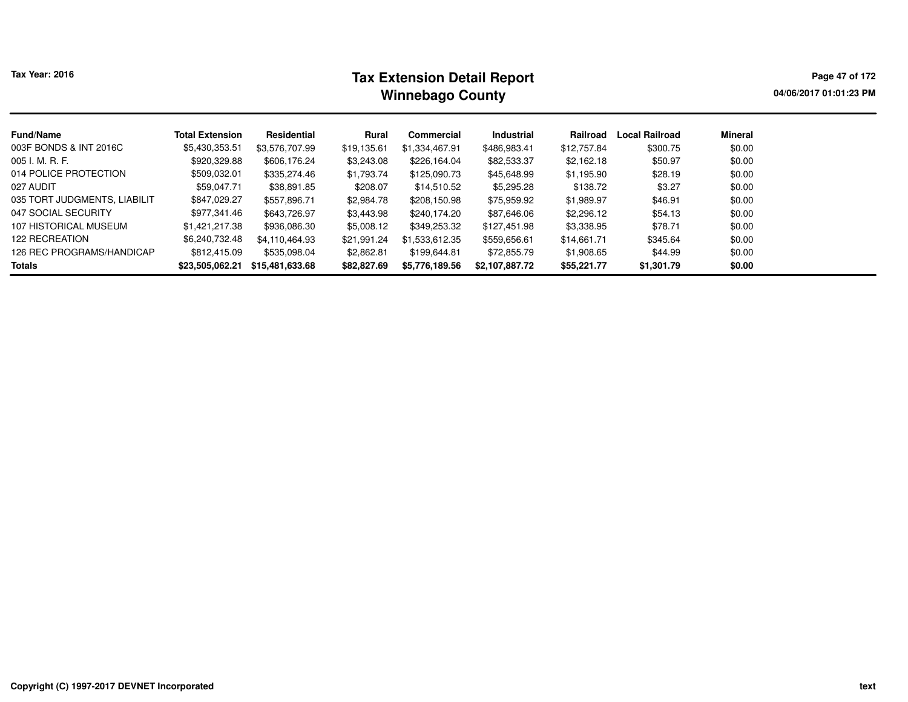# Tax Extension Detail Report
## Winnebago County

Tax Year: 2016

04/06/2017 01:01:23 PM

| Fund/Name | Total Extension | Residential | Rural | Commercial | Industrial | Railroad | Local Railroad | Mineral |
|---|---|---|---|---|---|---|---|---|
| 003F BONDS & INT 2016C | $5,430,353.51 | $3,576,707.99 | $19,135.61 | $1,334,467.91 | $486,983.41 | $12,757.84 | $300.75 | $0.00 |
| 005 I. M. R. F. | $920,329.88 | $606,176.24 | $3,243.08 | $226,164.04 | $82,533.37 | $2,162.18 | $50.97 | $0.00 |
| 014 POLICE PROTECTION | $509,032.01 | $335,274.46 | $1,793.74 | $125,090.73 | $45,648.99 | $1,195.90 | $28.19 | $0.00 |
| 027 AUDIT | $59,047.71 | $38,891.85 | $208.07 | $14,510.52 | $5,295.28 | $138.72 | $3.27 | $0.00 |
| 035 TORT JUDGMENTS, LIABILIT | $847,029.27 | $557,896.71 | $2,984.78 | $208,150.98 | $75,959.92 | $1,989.97 | $46.91 | $0.00 |
| 047 SOCIAL SECURITY | $977,341.46 | $643,726.97 | $3,443.98 | $240,174.20 | $87,646.06 | $2,296.12 | $54.13 | $0.00 |
| 107 HISTORICAL MUSEUM | $1,421,217.38 | $936,086.30 | $5,008.12 | $349,253.32 | $127,451.98 | $3,338.95 | $78.71 | $0.00 |
| 122 RECREATION | $6,240,732.48 | $4,110,464.93 | $21,991.24 | $1,533,612.35 | $559,656.61 | $14,661.71 | $345.64 | $0.00 |
| 126 REC PROGRAMS/HANDICAP | $812,415.09 | $535,098.04 | $2,862.81 | $199,644.81 | $72,855.79 | $1,908.65 | $44.99 | $0.00 |
| **Totals** | **$23,505,062.21** | **$15,481,633.68** | **$82,827.69** | **$5,776,189.56** | **$2,107,887.72** | **$55,221.77** | **$1,301.79** | **$0.00** |

Copyright (C) 1997-2017 DEVNET Incorporated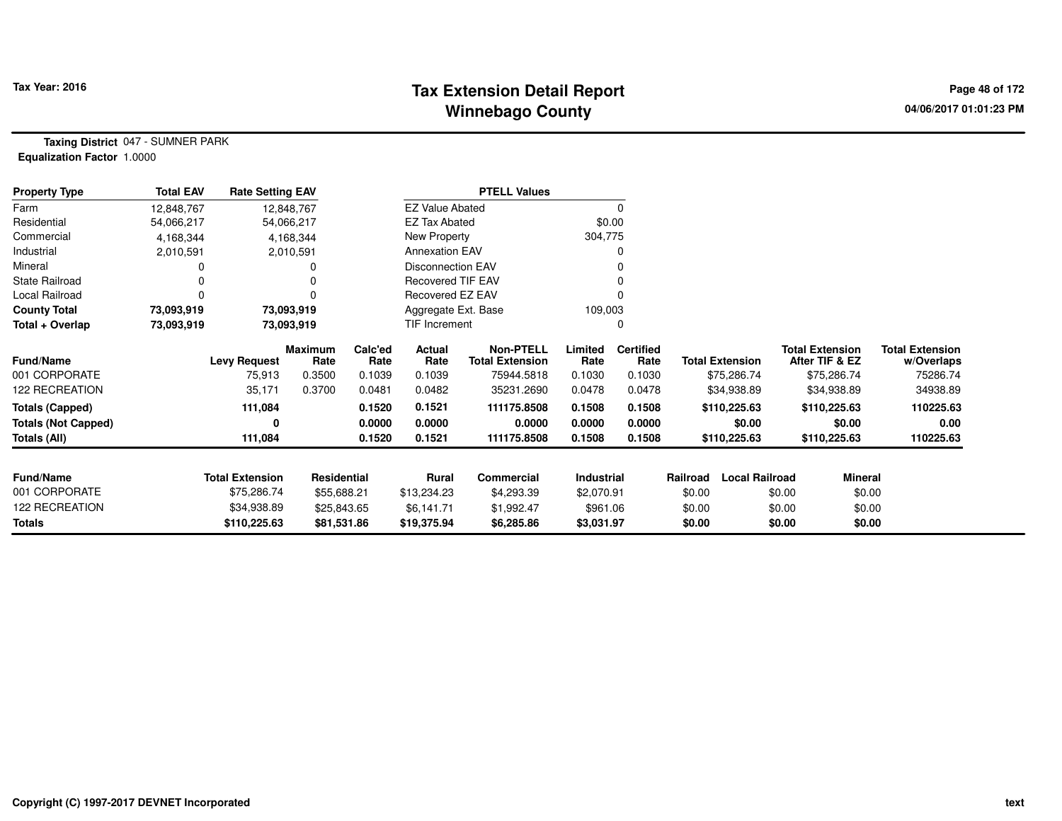# Tax Extension Detail Report
# Winnebago County

Tax Year: 2016

04/06/2017 01:01:23 PM

**Taxing District** 047 - SUMNER PARK
**Equalization Factor** 1.0000

| Property Type | Total EAV | Rate Setting EAV |
|---|---|---|
| Farm | 12,848,767 | 12,848,767 |
| Residential | 54,066,217 | 54,066,217 |
| Commercial | 4,168,344 | 4,168,344 |
| Industrial | 2,010,591 | 2,010,591 |
| Mineral | 0 | 0 |
| State Railroad | 0 | 0 |
| Local Railroad | 0 | 0 |
| **County Total** | **73,093,919** | **73,093,919** |
| **Total + Overlap** | **73,093,919** | **73,093,919** |

| PTELL Values | |
|---|---|
| EZ Value Abated | 0 |
| EZ Tax Abated | $0.00 |
| New Property | 304,775 |
| Annexation EAV | 0 |
| Disconnection EAV | 0 |
| Recovered TIF EAV | 0 |
| Recovered EZ EAV | 0 |
| Aggregate Ext. Base | 109,003 |
| TIF Increment | 0 |

| Fund/Name | Levy Request | Maximum Rate | Calc'ed Rate | Actual Rate | Non-PTELL Total Extension | Limited Rate | Certified Rate | Total Extension | Total Extension After TIF & EZ | Total Extension w/Overlaps |
|---|---|---|---|---|---|---|---|---|---|---|
| 001 CORPORATE | 75,913 | 0.3500 | 0.1039 | 0.1039 | 75944.5818 | 0.1030 | 0.1030 | $75,286.74 | $75,286.74 | 75286.74 |
| 122 RECREATION | 35,171 | 0.3700 | 0.0481 | 0.0482 | 35231.2690 | 0.0478 | 0.0478 | $34,938.89 | $34,938.89 | 34938.89 |
| **Totals (Capped)** | **111,084** | | **0.1520** | **0.1521** | **111175.8508** | **0.1508** | **0.1508** | **$110,225.63** | **$110,225.63** | **110225.63** |
| **Totals (Not Capped)** | **0** | | **0.0000** | **0.0000** | **0.0000** | **0.0000** | **0.0000** | **$0.00** | **$0.00** | **0.00** |
| **Totals (All)** | **111,084** | | **0.1520** | **0.1521** | **111175.8508** | **0.1508** | **0.1508** | **$110,225.63** | **$110,225.63** | **110225.63** |

| Fund/Name | Total Extension | Residential | Rural | Commercial | Industrial | Railroad | Local Railroad | Mineral |
|---|---|---|---|---|---|---|---|---|
| 001 CORPORATE | $75,286.74 | $55,688.21 | $13,234.23 | $4,293.39 | $2,070.91 | $0.00 | $0.00 | $0.00 |
| 122 RECREATION | $34,938.89 | $25,843.65 | $6,141.71 | $1,992.47 | $961.06 | $0.00 | $0.00 | $0.00 |
| **Totals** | **$110,225.63** | **$81,531.86** | **$19,375.94** | **$6,285.86** | **$3,031.97** | **$0.00** | **$0.00** | **$0.00** |

Copyright (C) 1997-2017 DEVNET Incorporated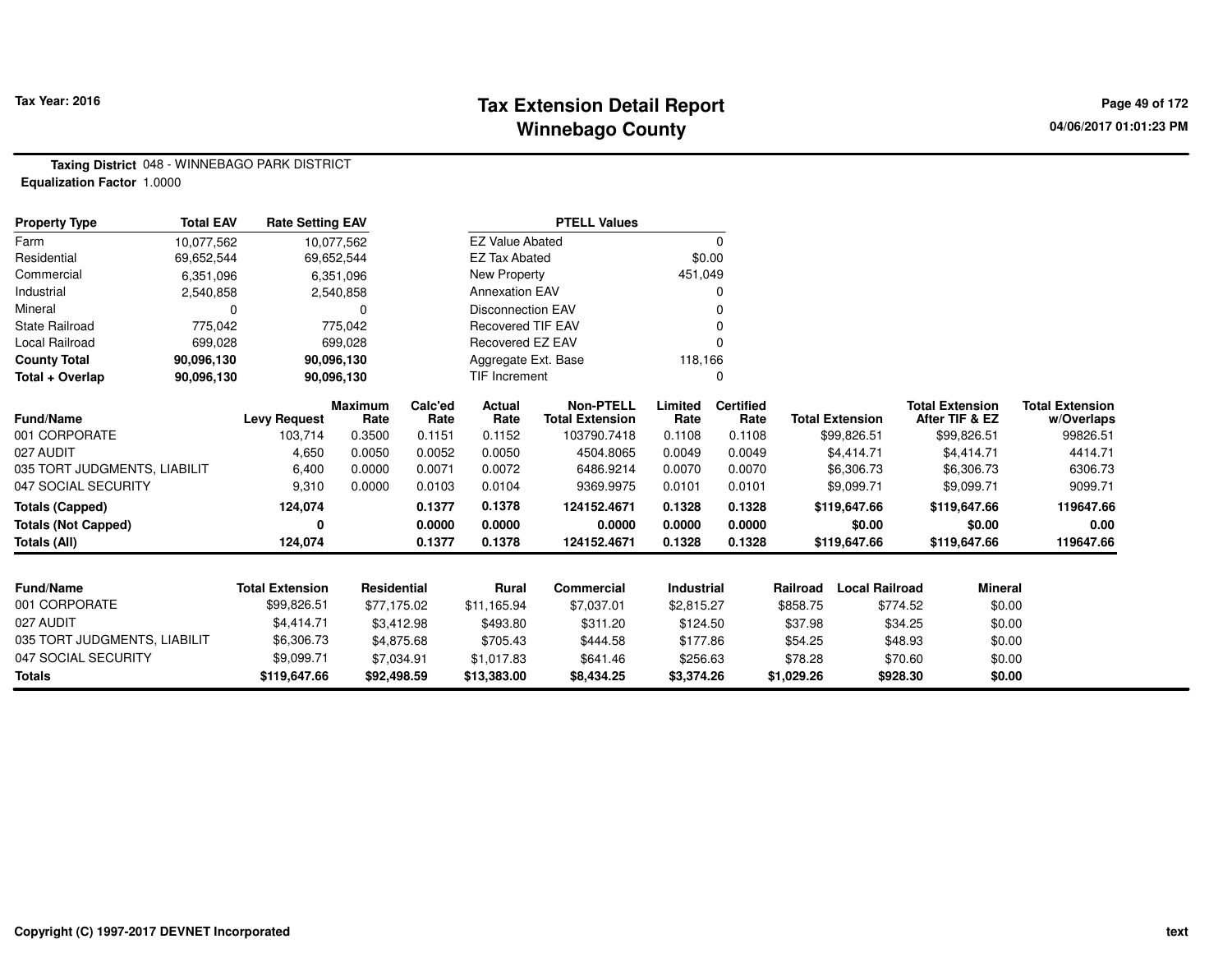**Tax Year: 2016**

# Tax Extension Detail Report
## Winnebago County

04/06/2017 01:01:23 PM

**Taxing District** 048 - WINNEBAGO PARK DISTRICT
**Equalization Factor** 1.0000

| Property Type | Total EAV | Rate Setting EAV | PTELL Values | |
|---|---|---|---|---|
| Farm | 10,077,562 | 10,077,562 | EZ Value Abated | 0 |
| Residential | 69,652,544 | 69,652,544 | EZ Tax Abated | $0.00 |
| Commercial | 6,351,096 | 6,351,096 | New Property | 451,049 |
| Industrial | 2,540,858 | 2,540,858 | Annexation EAV | 0 |
| Mineral | 0 | 0 | Disconnection EAV | 0 |
| State Railroad | 775,042 | 775,042 | Recovered TIF EAV | 0 |
| Local Railroad | 699,028 | 699,028 | Recovered EZ EAV | 0 |
| **County Total** | **90,096,130** | **90,096,130** | Aggregate Ext. Base | 118,166 |
| **Total + Overlap** | **90,096,130** | **90,096,130** | TIF Increment | 0 |

| Fund/Name | Levy Request | Maximum Rate | Calc'ed Rate | Actual Rate | Non-PTELL Total Extension | Limited Rate | Certified Rate | Total Extension | Total Extension After TIF & EZ | Total Extension w/Overlaps |
|---|---|---|---|---|---|---|---|---|---|---|
| 001 CORPORATE | 103,714 | 0.3500 | 0.1151 | 0.1152 | 103790.7418 | 0.1108 | 0.1108 | $99,826.51 | $99,826.51 | 99826.51 |
| 027 AUDIT | 4,650 | 0.0050 | 0.0052 | 0.0050 | 4504.8065 | 0.0049 | 0.0049 | $4,414.71 | $4,414.71 | 4414.71 |
| 035 TORT JUDGMENTS, LIABILIT | 6,400 | 0.0000 | 0.0071 | 0.0072 | 6486.9214 | 0.0070 | 0.0070 | $6,306.73 | $6,306.73 | 6306.73 |
| 047 SOCIAL SECURITY | 9,310 | 0.0000 | 0.0103 | 0.0104 | 9369.9975 | 0.0101 | 0.0101 | $9,099.71 | $9,099.71 | 9099.71 |
| **Totals (Capped)** | **124,074** | | **0.1377** | **0.1378** | **124152.4671** | **0.1328** | **0.1328** | **$119,647.66** | **$119,647.66** | **119647.66** |
| **Totals (Not Capped)** | **0** | | **0.0000** | **0.0000** | **0.0000** | **0.0000** | **0.0000** | **$0.00** | **$0.00** | **0.00** |
| **Totals (All)** | **124,074** | | **0.1377** | **0.1378** | **124152.4671** | **0.1328** | **0.1328** | **$119,647.66** | **$119,647.66** | **119647.66** |

| Fund/Name | Total Extension | Residential | Rural | Commercial | Industrial | Railroad | Local Railroad | Mineral |
|---|---|---|---|---|---|---|---|---|
| 001 CORPORATE | $99,826.51 | $77,175.02 | $11,165.94 | $7,037.01 | $2,815.27 | $858.75 | $774.52 | $0.00 |
| 027 AUDIT | $4,414.71 | $3,412.98 | $493.80 | $311.20 | $124.50 | $37.98 | $34.25 | $0.00 |
| 035 TORT JUDGMENTS, LIABILIT | $6,306.73 | $4,875.68 | $705.43 | $444.58 | $177.86 | $54.25 | $48.93 | $0.00 |
| 047 SOCIAL SECURITY | $9,099.71 | $7,034.91 | $1,017.83 | $641.46 | $256.63 | $78.28 | $70.60 | $0.00 |
| **Totals** | **$119,647.66** | **$92,498.59** | **$13,383.00** | **$8,434.25** | **$3,374.26** | **$1,029.26** | **$928.30** | **$0.00** |

Copyright (C) 1997-2017 DEVNET Incorporated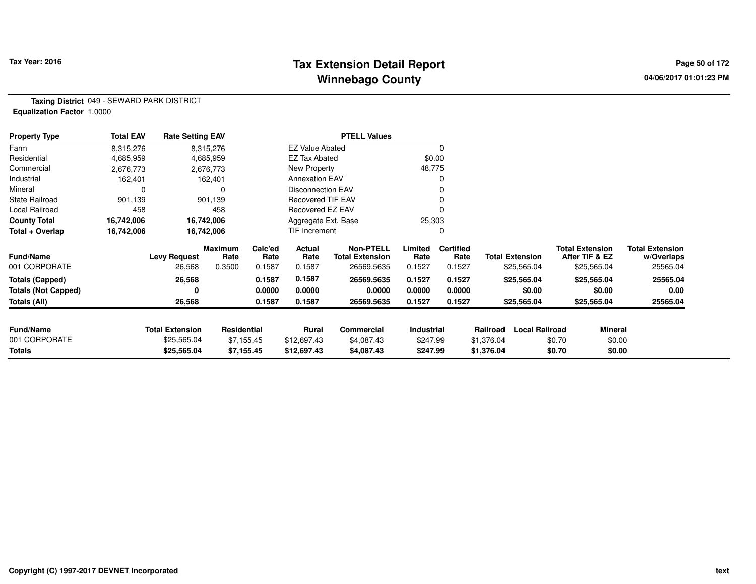# Tax Extension Detail Report
## Winnebago County

**Tax Year: 2016**

04/06/2017 01:01:23 PM

**Taxing District** 049 - SEWARD PARK DISTRICT
**Equalization Factor** 1.0000

| Property Type | Total EAV | Rate Setting EAV |
|---|---|---|
| Farm | 8,315,276 | 8,315,276 |
| Residential | 4,685,959 | 4,685,959 |
| Commercial | 2,676,773 | 2,676,773 |
| Industrial | 162,401 | 162,401 |
| Mineral | 0 | 0 |
| State Railroad | 901,139 | 901,139 |
| Local Railroad | 458 | 458 |
| **County Total** | **16,742,006** | **16,742,006** |
| **Total + Overlap** | **16,742,006** | **16,742,006** |

| PTELL Values | |
|---|---|
| EZ Value Abated | 0 |
| EZ Tax Abated | $0.00 |
| New Property | 48,775 |
| Annexation EAV | 0 |
| Disconnection EAV | 0 |
| Recovered TIF EAV | 0 |
| Recovered EZ EAV | 0 |
| Aggregate Ext. Base | 25,303 |
| TIF Increment | 0 |

| Fund/Name | Levy Request | Maximum Rate | Calc'ed Rate | Actual Rate | Non-PTELL Total Extension | Limited Rate | Certified Rate | Total Extension | Total Extension After TIF & EZ | Total Extension w/Overlaps |
|---|---|---|---|---|---|---|---|---|---|---|
| 001 CORPORATE | 26,568 | 0.3500 | 0.1587 | 0.1587 | 26569.5635 | 0.1527 | 0.1527 | $25,565.04 | $25,565.04 | 25565.04 |
| **Totals (Capped)** | **26,568** | | **0.1587** | **0.1587** | **26569.5635** | **0.1527** | **0.1527** | **$25,565.04** | **$25,565.04** | **25565.04** |
| **Totals (Not Capped)** | **0** | | **0.0000** | **0.0000** | **0.0000** | **0.0000** | **0.0000** | **$0.00** | **$0.00** | **0.00** |
| **Totals (All)** | **26,568** | | **0.1587** | **0.1587** | **26569.5635** | **0.1527** | **0.1527** | **$25,565.04** | **$25,565.04** | **25565.04** |

| Fund/Name | Total Extension | Residential | Rural | Commercial | Industrial | Railroad | Local Railroad | Mineral |
|---|---|---|---|---|---|---|---|---|
| 001 CORPORATE | $25,565.04 | $7,155.45 | $12,697.43 | $4,087.43 | $247.99 | $1,376.04 | $0.70 | $0.00 |
| **Totals** | **$25,565.04** | **$7,155.45** | **$12,697.43** | **$4,087.43** | **$247.99** | **$1,376.04** | **$0.70** | **$0.00** |

Copyright (C) 1997-2017 DEVNET Incorporated

text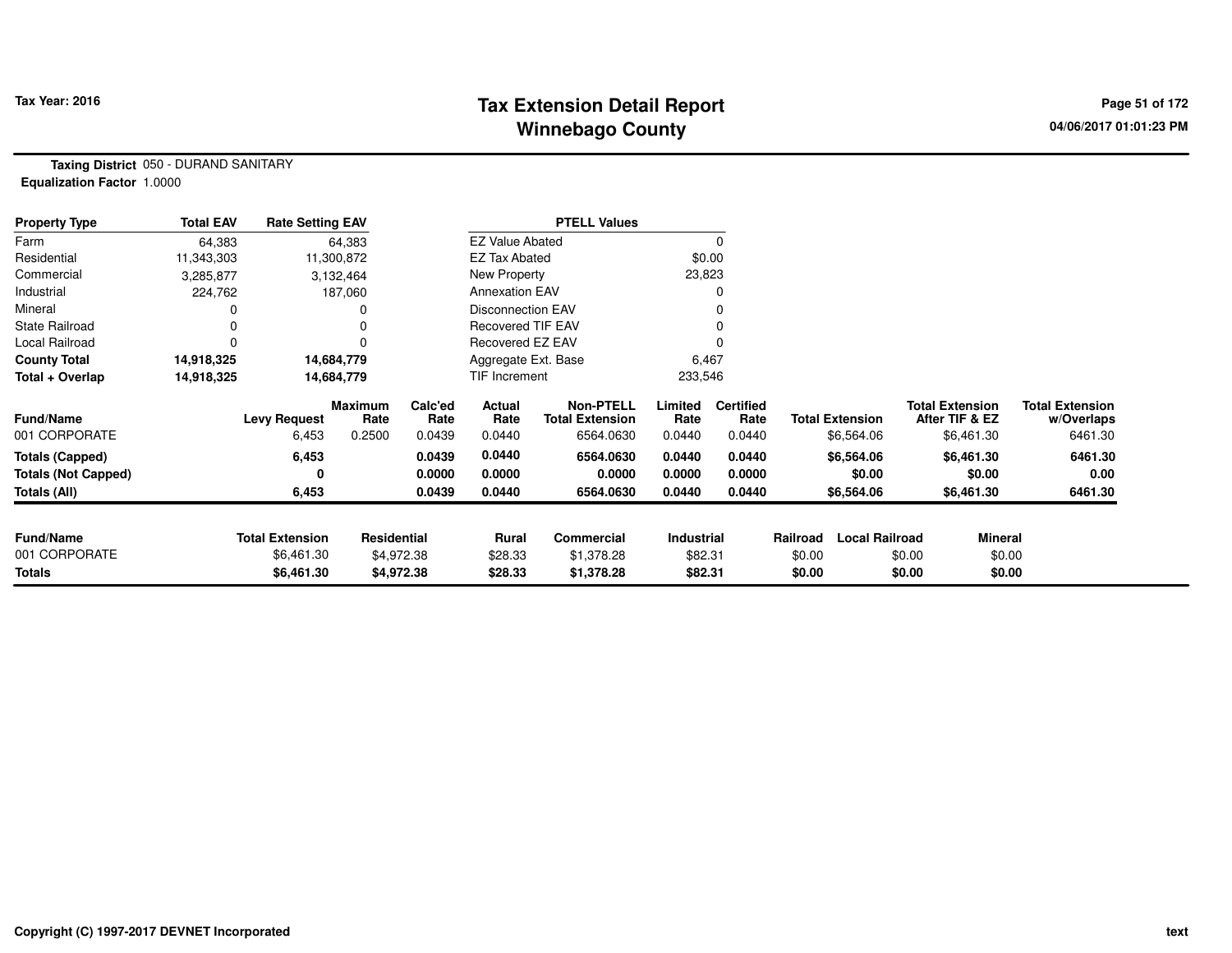# Tax Extension Detail Report
## Winnebago County

Tax Year: 2016

04/06/2017 01:01:23 PM

**Taxing District** 050 - DURAND SANITARY
**Equalization Factor** 1.0000

| Property Type | Total EAV | Rate Setting EAV | PTELL Values | |
|---|---|---|---|---|
| Farm | 64,383 | 64,383 | EZ Value Abated | 0 |
| Residential | 11,343,303 | 11,300,872 | EZ Tax Abated | $0.00 |
| Commercial | 3,285,877 | 3,132,464 | New Property | 23,823 |
| Industrial | 224,762 | 187,060 | Annexation EAV | 0 |
| Mineral | 0 | 0 | Disconnection EAV | 0 |
| State Railroad | 0 | 0 | Recovered TIF EAV | 0 |
| Local Railroad | 0 | 0 | Recovered EZ EAV | 0 |
| **County Total** | **14,918,325** | **14,684,779** | Aggregate Ext. Base | 6,467 |
| **Total + Overlap** | **14,918,325** | **14,684,779** | TIF Increment | 233,546 |

| Fund/Name | Levy Request | Maximum Rate | Calc'ed Rate | Actual Rate | Non-PTELL Total Extension | Limited Rate | Certified Rate | Total Extension | Total Extension After TIF & EZ | Total Extension w/Overlaps |
|---|---|---|---|---|---|---|---|---|---|---|
| 001 CORPORATE | 6,453 | 0.2500 | 0.0439 | 0.0440 | 6564.0630 | 0.0440 | 0.0440 | $6,564.06 | $6,461.30 | 6461.30 |
| **Totals (Capped)** | **6,453** | | **0.0439** | **0.0440** | **6564.0630** | **0.0440** | **0.0440** | **$6,564.06** | **$6,461.30** | **6461.30** |
| **Totals (Not Capped)** | **0** | | **0.0000** | **0.0000** | **0.0000** | **0.0000** | **0.0000** | **$0.00** | **$0.00** | **0.00** |
| **Totals (All)** | **6,453** | | **0.0439** | **0.0440** | **6564.0630** | **0.0440** | **0.0440** | **$6,564.06** | **$6,461.30** | **6461.30** |

| Fund/Name | Total Extension | Residential | Rural | Commercial | Industrial | Railroad | Local Railroad | Mineral |
|---|---|---|---|---|---|---|---|---|
| 001 CORPORATE | $6,461.30 | $4,972.38 | $28.33 | $1,378.28 | $82.31 | $0.00 | $0.00 | $0.00 |
| **Totals** | **$6,461.30** | **$4,972.38** | **$28.33** | **$1,378.28** | **$82.31** | **$0.00** | **$0.00** | **$0.00** |

Copyright (C) 1997-2017 DEVNET Incorporated

text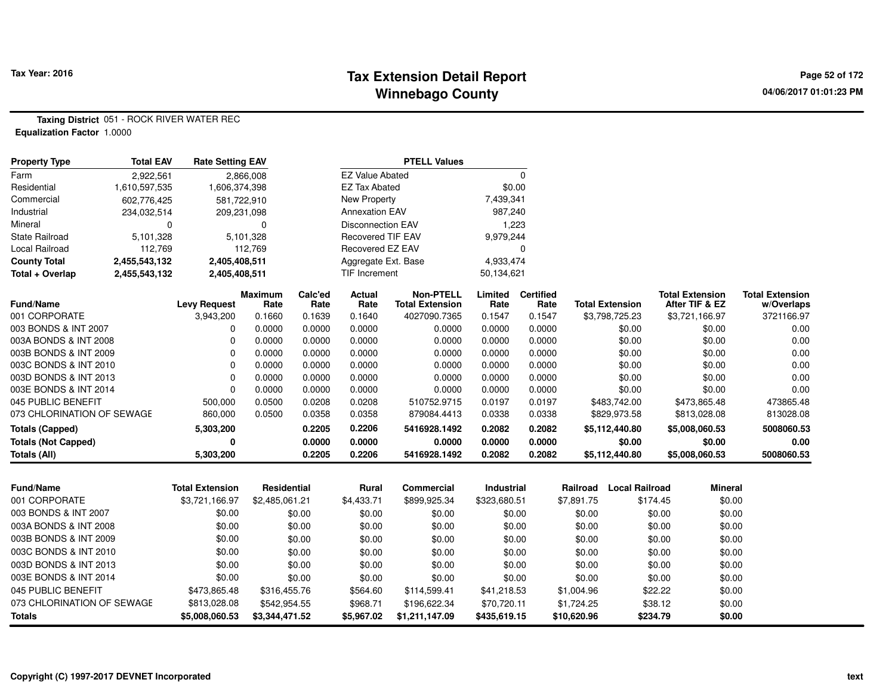# Tax Extension Detail Report
# Winnebago County

Tax Year: 2016

**Taxing District** 051 - ROCK RIVER WATER REC
**Equalization Factor** 1.0000

| Property Type | Total EAV | Rate Setting EAV |
|---|---|---|
| Farm | 2,922,561 | 2,866,008 |
| Residential | 1,610,597,535 | 1,606,374,398 |
| Commercial | 602,776,425 | 581,722,910 |
| Industrial | 234,032,514 | 209,231,098 |
| Mineral | 0 | 0 |
| State Railroad | 5,101,328 | 5,101,328 |
| Local Railroad | 112,769 | 112,769 |
| **County Total** | **2,455,543,132** | **2,405,408,511** |
| **Total + Overlap** | **2,455,543,132** | **2,405,408,511** |

| PTELL Values | |
|---|---|
| EZ Value Abated | 0 |
| EZ Tax Abated | $0.00 |
| New Property | 7,439,341 |
| Annexation EAV | 987,240 |
| Disconnection EAV | 1,223 |
| Recovered TIF EAV | 9,979,244 |
| Recovered EZ EAV | 0 |
| Aggregate Ext. Base | 4,933,474 |
| TIF Increment | 50,134,621 |

| Fund/Name | Levy Request | Maximum Rate | Calc'ed Rate | Actual Rate | Non-PTELL Total Extension | Limited Rate | Certified Rate | Total Extension | Total Extension After TIF & EZ | Total Extension w/Overlaps |
|---|---|---|---|---|---|---|---|---|---|---|
| 001 CORPORATE | 3,943,200 | 0.1660 | 0.1639 | 0.1640 | 4027090.7365 | 0.1547 | 0.1547 | $3,798,725.23 | $3,721,166.97 | 3721166.97 |
| 003 BONDS & INT 2007 | 0 | 0.0000 | 0.0000 | 0.0000 | 0.0000 | 0.0000 | 0.0000 | $0.00 | $0.00 | 0.00 |
| 003A BONDS & INT 2008 | 0 | 0.0000 | 0.0000 | 0.0000 | 0.0000 | 0.0000 | 0.0000 | $0.00 | $0.00 | 0.00 |
| 003B BONDS & INT 2009 | 0 | 0.0000 | 0.0000 | 0.0000 | 0.0000 | 0.0000 | 0.0000 | $0.00 | $0.00 | 0.00 |
| 003C BONDS & INT 2010 | 0 | 0.0000 | 0.0000 | 0.0000 | 0.0000 | 0.0000 | 0.0000 | $0.00 | $0.00 | 0.00 |
| 003D BONDS & INT 2013 | 0 | 0.0000 | 0.0000 | 0.0000 | 0.0000 | 0.0000 | 0.0000 | $0.00 | $0.00 | 0.00 |
| 003E BONDS & INT 2014 | 0 | 0.0000 | 0.0000 | 0.0000 | 0.0000 | 0.0000 | 0.0000 | $0.00 | $0.00 | 0.00 |
| 045 PUBLIC BENEFIT | 500,000 | 0.0500 | 0.0208 | 0.0208 | 510752.9715 | 0.0197 | 0.0197 | $483,742.00 | $473,865.48 | 473865.48 |
| 073 CHLORINATION OF SEWAGE | 860,000 | 0.0500 | 0.0358 | 0.0358 | 879084.4413 | 0.0338 | 0.0338 | $829,973.58 | $813,028.08 | 813028.08 |
| **Totals (Capped)** | **5,303,200** | | **0.2205** | **0.2206** | **5416928.1492** | **0.2082** | **0.2082** | **$5,112,440.80** | **$5,008,060.53** | **5008060.53** |
| **Totals (Not Capped)** | **0** | | **0.0000** | **0.0000** | **0.0000** | **0.0000** | **0.0000** | **$0.00** | **$0.00** | **0.00** |
| **Totals (All)** | **5,303,200** | | **0.2205** | **0.2206** | **5416928.1492** | **0.2082** | **0.2082** | **$5,112,440.80** | **$5,008,060.53** | **5008060.53** |

| Fund/Name | Total Extension | Residential | Rural | Commercial | Industrial | Railroad | Local Railroad | Mineral |
|---|---|---|---|---|---|---|---|---|
| 001 CORPORATE | $3,721,166.97 | $2,485,061.21 | $4,433.71 | $899,925.34 | $323,680.51 | $7,891.75 | $174.45 | $0.00 |
| 003 BONDS & INT 2007 | $0.00 | $0.00 | $0.00 | $0.00 | $0.00 | $0.00 | $0.00 | $0.00 |
| 003A BONDS & INT 2008 | $0.00 | $0.00 | $0.00 | $0.00 | $0.00 | $0.00 | $0.00 | $0.00 |
| 003B BONDS & INT 2009 | $0.00 | $0.00 | $0.00 | $0.00 | $0.00 | $0.00 | $0.00 | $0.00 |
| 003C BONDS & INT 2010 | $0.00 | $0.00 | $0.00 | $0.00 | $0.00 | $0.00 | $0.00 | $0.00 |
| 003D BONDS & INT 2013 | $0.00 | $0.00 | $0.00 | $0.00 | $0.00 | $0.00 | $0.00 | $0.00 |
| 003E BONDS & INT 2014 | $0.00 | $0.00 | $0.00 | $0.00 | $0.00 | $0.00 | $0.00 | $0.00 |
| 045 PUBLIC BENEFIT | $473,865.48 | $316,455.76 | $564.60 | $114,599.41 | $41,218.53 | $1,004.96 | $22.22 | $0.00 |
| 073 CHLORINATION OF SEWAGE | $813,028.08 | $542,954.55 | $968.71 | $196,622.34 | $70,720.11 | $1,724.25 | $38.12 | $0.00 |
| **Totals** | **$5,008,060.53** | **$3,344,471.52** | **$5,967.02** | **$1,211,147.09** | **$435,619.15** | **$10,620.96** | **$234.79** | **$0.00** |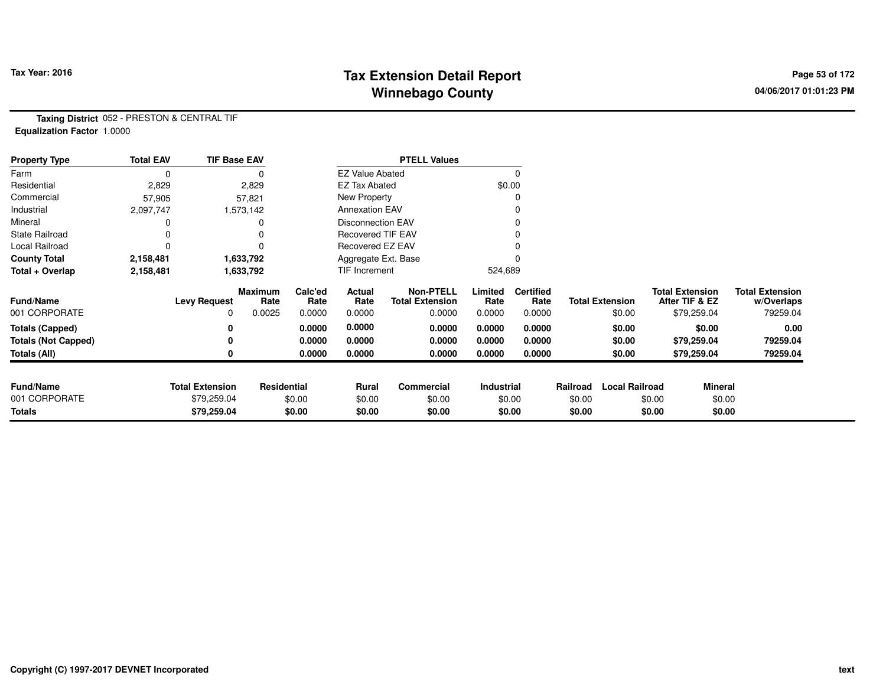**Tax Year: 2016**

# Tax Extension Detail Report
## Winnebago County

04/06/2017 01:01:23 PM

**Taxing District** 052 - PRESTON & CENTRAL TIF
**Equalization Factor** 1.0000

| Property Type | Total EAV | TIF Base EAV |
|---|---|---|
| Farm | 0 | 0 |
| Residential | 2,829 | 2,829 |
| Commercial | 57,905 | 57,821 |
| Industrial | 2,097,747 | 1,573,142 |
| Mineral | 0 | 0 |
| State Railroad | 0 | 0 |
| Local Railroad | 0 | 0 |
| **County Total** | **2,158,481** | **1,633,792** |
| **Total + Overlap** | **2,158,481** | **1,633,792** |

| PTELL Values | |
|---|---|
| EZ Value Abated | 0 |
| EZ Tax Abated | $0.00 |
| New Property | 0 |
| Annexation EAV | 0 |
| Disconnection EAV | 0 |
| Recovered TIF EAV | 0 |
| Recovered EZ EAV | 0 |
| Aggregate Ext. Base | 0 |
| TIF Increment | 524,689 |

| Fund/Name | Levy Request | Maximum Rate | Calc'ed Rate | Actual Rate | Non-PTELL Total Extension | Limited Rate | Certified Rate | Total Extension | Total Extension After TIF & EZ | Total Extension w/Overlaps |
|---|---|---|---|---|---|---|---|---|---|---|
| 001 CORPORATE | 0 | 0.0025 | 0.0000 | 0.0000 | 0.0000 | 0.0000 | 0.0000 | $0.00 | $79,259.04 | 79259.04 |
| **Totals (Capped)** | **0** | | **0.0000** | **0.0000** | **0.0000** | **0.0000** | **0.0000** | **$0.00** | **$0.00** | **0.00** |
| **Totals (Not Capped)** | **0** | | **0.0000** | **0.0000** | **0.0000** | **0.0000** | **0.0000** | **$0.00** | **$79,259.04** | **79259.04** |
| **Totals (All)** | **0** | | **0.0000** | **0.0000** | **0.0000** | **0.0000** | **0.0000** | **$0.00** | **$79,259.04** | **79259.04** |

| Fund/Name | Total Extension | Residential | Rural | Commercial | Industrial | Railroad | Local Railroad | Mineral |
|---|---|---|---|---|---|---|---|---|
| 001 CORPORATE | $79,259.04 | $0.00 | $0.00 | $0.00 | $0.00 | $0.00 | $0.00 | $0.00 |
| **Totals** | **$79,259.04** | **$0.00** | **$0.00** | **$0.00** | **$0.00** | **$0.00** | **$0.00** | **$0.00** |

Copyright (C) 1997-2017 DEVNET Incorporated

text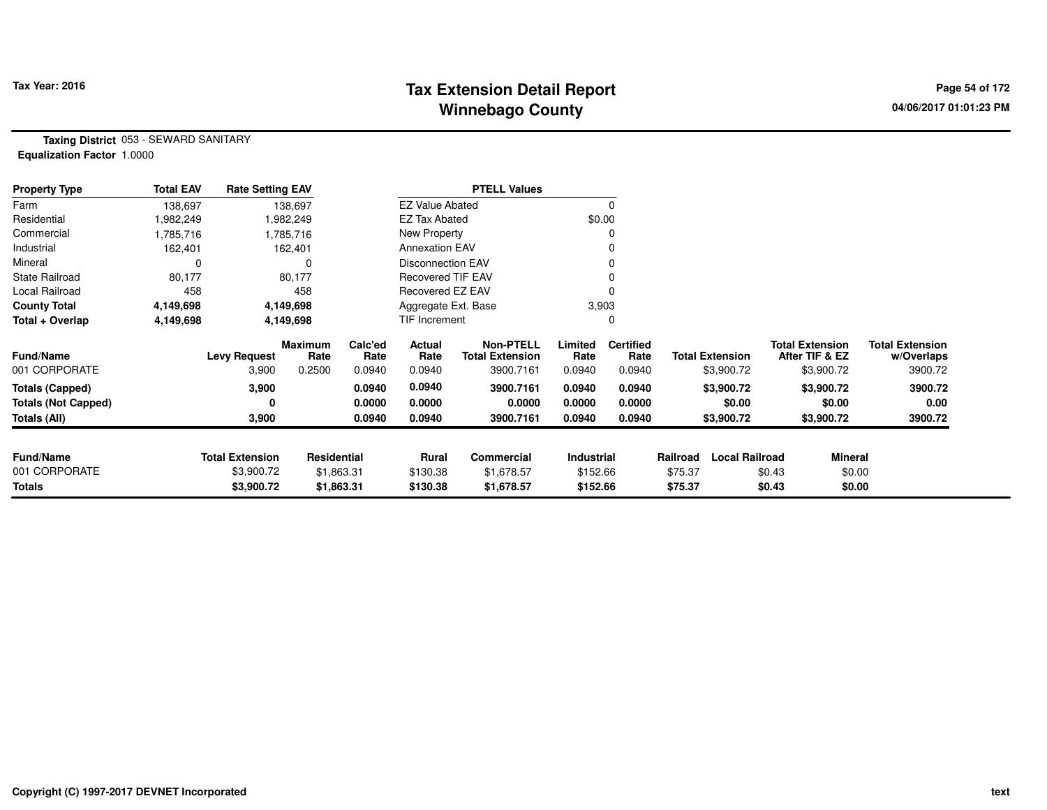**Tax Year: 2016**

# Tax Extension Detail Report
## Winnebago County

04/06/2017 01:01:23 PM

**Taxing District** 053 - SEWARD SANITARY
**Equalization Factor** 1.0000

| Property Type | Total EAV | Rate Setting EAV |
|---|---|---|
| Farm | 138,697 | 138,697 |
| Residential | 1,982,249 | 1,982,249 |
| Commercial | 1,785,716 | 1,785,716 |
| Industrial | 162,401 | 162,401 |
| Mineral | 0 | 0 |
| State Railroad | 80,177 | 80,177 |
| Local Railroad | 458 | 458 |
| **County Total** | **4,149,698** | **4,149,698** |
| **Total + Overlap** | **4,149,698** | **4,149,698** |

| PTELL Values | |
|---|---|
| EZ Value Abated | 0 |
| EZ Tax Abated | $0.00 |
| New Property | 0 |
| Annexation EAV | 0 |
| Disconnection EAV | 0 |
| Recovered TIF EAV | 0 |
| Recovered EZ EAV | 0 |
| Aggregate Ext. Base | 3,903 |
| TIF Increment | 0 |

| Fund/Name | Levy Request | Maximum Rate | Calc'ed Rate | Actual Rate | Non-PTELL Total Extension | Limited Rate | Certified Rate | Total Extension | Total Extension After TIF & EZ | Total Extension w/Overlaps |
|---|---|---|---|---|---|---|---|---|---|---|
| 001 CORPORATE | 3,900 | 0.2500 | 0.0940 | 0.0940 | 3900.7161 | 0.0940 | 0.0940 | $3,900.72 | $3,900.72 | 3900.72 |
| **Totals (Capped)** | **3,900** | | **0.0940** | **0.0940** | **3900.7161** | **0.0940** | **0.0940** | **$3,900.72** | **$3,900.72** | **3900.72** |
| **Totals (Not Capped)** | **0** | | **0.0000** | **0.0000** | **0.0000** | **0.0000** | **0.0000** | **$0.00** | **$0.00** | **0.00** |
| **Totals (All)** | **3,900** | | **0.0940** | **0.0940** | **3900.7161** | **0.0940** | **0.0940** | **$3,900.72** | **$3,900.72** | **3900.72** |

| Fund/Name | Total Extension | Residential | Rural | Commercial | Industrial | Railroad | Local Railroad | Mineral |
|---|---|---|---|---|---|---|---|---|
| 001 CORPORATE | $3,900.72 | $1,863.31 | $130.38 | $1,678.57 | $152.66 | $75.37 | $0.43 | $0.00 |
| **Totals** | **$3,900.72** | **$1,863.31** | **$130.38** | **$1,678.57** | **$152.66** | **$75.37** | **$0.43** | **$0.00** |

Copyright (C) 1997-2017 DEVNET Incorporated

text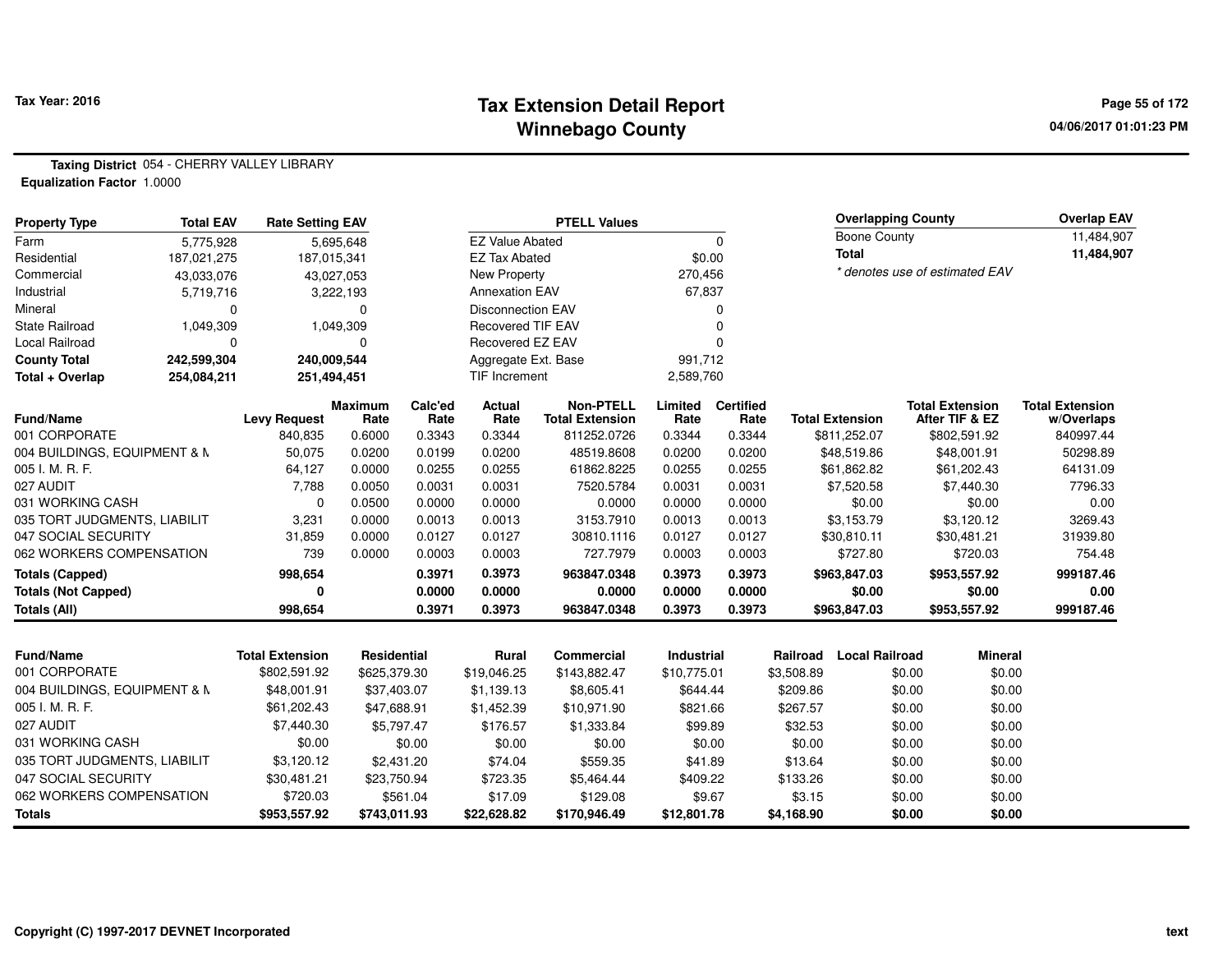# Tax Extension Detail Report
## Winnebago County

Tax Year: 2016

04/06/2017 01:01:23 PM

**Taxing District** 054 - CHERRY VALLEY LIBRARY
**Equalization Factor** 1.0000

| Property Type | Total EAV | Rate Setting EAV |
|---|---|---|
| Farm | 5,775,928 | 5,695,648 |
| Residential | 187,021,275 | 187,015,341 |
| Commercial | 43,033,076 | 43,027,053 |
| Industrial | 5,719,716 | 3,222,193 |
| Mineral | 0 | 0 |
| State Railroad | 1,049,309 | 1,049,309 |
| Local Railroad | 0 | 0 |
| **County Total** | **242,599,304** | **240,009,544** |
| **Total + Overlap** | **254,084,211** | **251,494,451** |

| PTELL Values | |
|---|---|
| EZ Value Abated | 0 |
| EZ Tax Abated | $0.00 |
| New Property | 270,456 |
| Annexation EAV | 67,837 |
| Disconnection EAV | 0 |
| Recovered TIF EAV | 0 |
| Recovered EZ EAV | 0 |
| Aggregate Ext. Base | 991,712 |
| TIF Increment | 2,589,760 |

| Overlapping County | Overlap EAV |
|---|---|
| Boone County | 11,484,907 |
| **Total** | **11,484,907** |

*\* denotes use of estimated EAV*

| Fund/Name | Levy Request | Maximum Rate | Calc'ed Rate | Actual Rate | Non-PTELL Total Extension | Limited Rate | Certified Rate | Total Extension | Total Extension After TIF & EZ | Total Extension w/Overlaps |
|---|---|---|---|---|---|---|---|---|---|---|
| 001 CORPORATE | 840,835 | 0.6000 | 0.3343 | 0.3344 | 811252.0726 | 0.3344 | 0.3344 | $811,252.07 | $802,591.92 | 840997.44 |
| 004 BUILDINGS, EQUIPMENT & M | 50,075 | 0.0200 | 0.0199 | 0.0200 | 48519.8608 | 0.0200 | 0.0200 | $48,519.86 | $48,001.91 | 50298.89 |
| 005 I. M. R. F. | 64,127 | 0.0000 | 0.0255 | 0.0255 | 61862.8225 | 0.0255 | 0.0255 | $61,862.82 | $61,202.43 | 64131.09 |
| 027 AUDIT | 7,788 | 0.0050 | 0.0031 | 0.0031 | 7520.5784 | 0.0031 | 0.0031 | $7,520.58 | $7,440.30 | 7796.33 |
| 031 WORKING CASH | 0 | 0.0500 | 0.0000 | 0.0000 | 0.0000 | 0.0000 | 0.0000 | $0.00 | $0.00 | 0.00 |
| 035 TORT JUDGMENTS, LIABILIT | 3,231 | 0.0000 | 0.0013 | 0.0013 | 3153.7910 | 0.0013 | 0.0013 | $3,153.79 | $3,120.12 | 3269.43 |
| 047 SOCIAL SECURITY | 31,859 | 0.0000 | 0.0127 | 0.0127 | 30810.1116 | 0.0127 | 0.0127 | $30,810.11 | $30,481.21 | 31939.80 |
| 062 WORKERS COMPENSATION | 739 | 0.0000 | 0.0003 | 0.0003 | 727.7979 | 0.0003 | 0.0003 | $727.80 | $720.03 | 754.48 |
| **Totals (Capped)** | **998,654** | | **0.3971** | **0.3973** | **963847.0348** | **0.3973** | **0.3973** | **$963,847.03** | **$953,557.92** | **999187.46** |
| **Totals (Not Capped)** | **0** | | **0.0000** | **0.0000** | **0.0000** | **0.0000** | **0.0000** | **$0.00** | **$0.00** | **0.00** |
| **Totals (All)** | **998,654** | | **0.3971** | **0.3973** | **963847.0348** | **0.3973** | **0.3973** | **$963,847.03** | **$953,557.92** | **999187.46** |

| Fund/Name | Total Extension | Residential | Rural | Commercial | Industrial | Railroad | Local Railroad | Mineral |
|---|---|---|---|---|---|---|---|---|
| 001 CORPORATE | $802,591.92 | $625,379.30 | $19,046.25 | $143,882.47 | $10,775.01 | $3,508.89 | $0.00 | $0.00 |
| 004 BUILDINGS, EQUIPMENT & M | $48,001.91 | $37,403.07 | $1,139.13 | $8,605.41 | $644.44 | $209.86 | $0.00 | $0.00 |
| 005 I. M. R. F. | $61,202.43 | $47,688.91 | $1,452.39 | $10,971.90 | $821.66 | $267.57 | $0.00 | $0.00 |
| 027 AUDIT | $7,440.30 | $5,797.47 | $176.57 | $1,333.84 | $99.89 | $32.53 | $0.00 | $0.00 |
| 031 WORKING CASH | $0.00 | $0.00 | $0.00 | $0.00 | $0.00 | $0.00 | $0.00 | $0.00 |
| 035 TORT JUDGMENTS, LIABILIT | $3,120.12 | $2,431.20 | $74.04 | $559.35 | $41.89 | $13.64 | $0.00 | $0.00 |
| 047 SOCIAL SECURITY | $30,481.21 | $23,750.94 | $723.35 | $5,464.44 | $409.22 | $133.26 | $0.00 | $0.00 |
| 062 WORKERS COMPENSATION | $720.03 | $561.04 | $17.09 | $129.08 | $9.67 | $3.15 | $0.00 | $0.00 |
| **Totals** | **$953,557.92** | **$743,011.93** | **$22,628.82** | **$170,946.49** | **$12,801.78** | **$4,168.90** | **$0.00** | **$0.00** |

Copyright (C) 1997-2017 DEVNET Incorporated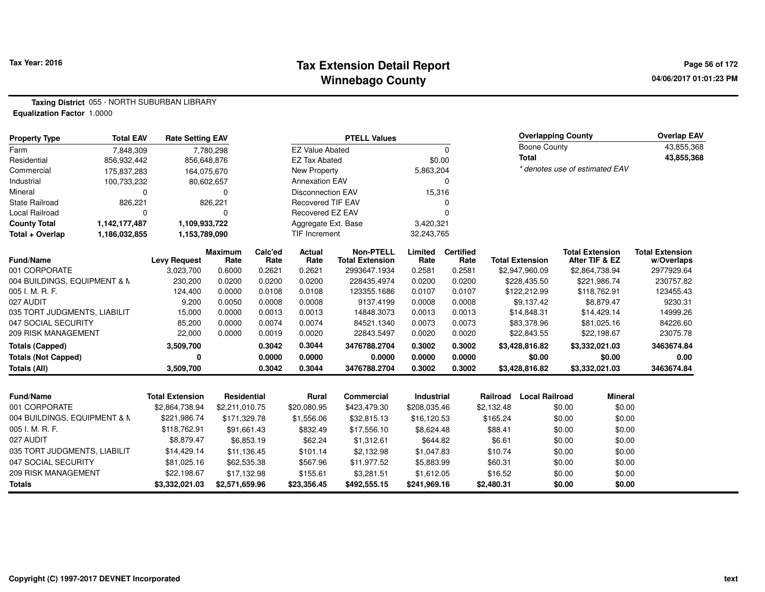Tax Year: 2016

# Tax Extension Detail Report
## Winnebago County

**Taxing District** 055 - NORTH SUBURBAN LIBRARY
**Equalization Factor** 1.0000

| Property Type | Total EAV | Rate Setting EAV |
|---|---|---|
| Farm | 7,848,309 | 7,780,298 |
| Residential | 856,932,442 | 856,648,876 |
| Commercial | 175,837,283 | 164,075,670 |
| Industrial | 100,733,232 | 80,602,657 |
| Mineral | 0 | 0 |
| State Railroad | 826,221 | 826,221 |
| Local Railroad | 0 | 0 |
| **County Total** | **1,142,177,487** | **1,109,933,722** |
| **Total + Overlap** | **1,186,032,855** | **1,153,789,090** |

| PTELL Values | |
|---|---|
| EZ Value Abated | 0 |
| EZ Tax Abated | $0.00 |
| New Property | 5,863,204 |
| Annexation EAV | 0 |
| Disconnection EAV | 15,316 |
| Recovered TIF EAV | 0 |
| Recovered EZ EAV | 0 |
| Aggregate Ext. Base | 3,420,321 |
| TIF Increment | 32,243,765 |

| Overlapping County | Overlap EAV |
|---|---|
| Boone County | 43,855,368 |
| **Total** | **43,855,368** |

*\* denotes use of estimated EAV*

| Fund/Name | Levy Request | Maximum Rate | Calc'ed Rate | Actual Rate | Non-PTELL Total Extension | Limited Rate | Certified Rate | Total Extension | Total Extension After TIF & EZ | Total Extension w/Overlaps |
|---|---|---|---|---|---|---|---|---|---|---|
| 001 CORPORATE | 3,023,700 | 0.6000 | 0.2621 | 0.2621 | 2993647.1934 | 0.2581 | 0.2581 | $2,947,960.09 | $2,864,738.94 | 2977929.64 |
| 004 BUILDINGS, EQUIPMENT & M | 230,200 | 0.0200 | 0.0200 | 0.0200 | 228435.4974 | 0.0200 | 0.0200 | $228,435.50 | $221,986.74 | 230757.82 |
| 005 I. M. R. F. | 124,400 | 0.0000 | 0.0108 | 0.0108 | 123355.1686 | 0.0107 | 0.0107 | $122,212.99 | $118,762.91 | 123455.43 |
| 027 AUDIT | 9,200 | 0.0050 | 0.0008 | 0.0008 | 9137.4199 | 0.0008 | 0.0008 | $9,137.42 | $8,879.47 | 9230.31 |
| 035 TORT JUDGMENTS, LIABILIT | 15,000 | 0.0000 | 0.0013 | 0.0013 | 14848.3073 | 0.0013 | 0.0013 | $14,848.31 | $14,429.14 | 14999.26 |
| 047 SOCIAL SECURITY | 85,200 | 0.0000 | 0.0074 | 0.0074 | 84521.1340 | 0.0073 | 0.0073 | $83,378.96 | $81,025.16 | 84226.60 |
| 209 RISK MANAGEMENT | 22,000 | 0.0000 | 0.0019 | 0.0020 | 22843.5497 | 0.0020 | 0.0020 | $22,843.55 | $22,198.67 | 23075.78 |
| **Totals (Capped)** | **3,509,700** | | **0.3042** | **0.3044** | **3476788.2704** | **0.3002** | **0.3002** | **$3,428,816.82** | **$3,332,021.03** | **3463674.84** |
| **Totals (Not Capped)** | **0** | | **0.0000** | **0.0000** | **0.0000** | **0.0000** | **0.0000** | **$0.00** | **$0.00** | **0.00** |
| **Totals (All)** | **3,509,700** | | **0.3042** | **0.3044** | **3476788.2704** | **0.3002** | **0.3002** | **$3,428,816.82** | **$3,332,021.03** | **3463674.84** |

| Fund/Name | Total Extension | Residential | Rural | Commercial | Industrial | Railroad | Local Railroad | Mineral |
|---|---|---|---|---|---|---|---|---|
| 001 CORPORATE | $2,864,738.94 | $2,211,010.75 | $20,080.95 | $423,479.30 | $208,035.46 | $2,132.48 | $0.00 | $0.00 |
| 004 BUILDINGS, EQUIPMENT & M | $221,986.74 | $171,329.78 | $1,556.06 | $32,815.13 | $16,120.53 | $165.24 | $0.00 | $0.00 |
| 005 I. M. R. F. | $118,762.91 | $91,661.43 | $832.49 | $17,556.10 | $8,624.48 | $88.41 | $0.00 | $0.00 |
| 027 AUDIT | $8,879.47 | $6,853.19 | $62.24 | $1,312.61 | $644.82 | $6.61 | $0.00 | $0.00 |
| 035 TORT JUDGMENTS, LIABILIT | $14,429.14 | $11,136.45 | $101.14 | $2,132.98 | $1,047.83 | $10.74 | $0.00 | $0.00 |
| 047 SOCIAL SECURITY | $81,025.16 | $62,535.38 | $567.96 | $11,977.52 | $5,883.99 | $60.31 | $0.00 | $0.00 |
| 209 RISK MANAGEMENT | $22,198.67 | $17,132.98 | $155.61 | $3,281.51 | $1,612.05 | $16.52 | $0.00 | $0.00 |
| **Totals** | **$3,332,021.03** | **$2,571,659.96** | **$23,356.45** | **$492,555.15** | **$241,969.16** | **$2,480.31** | **$0.00** | **$0.00** |

Copyright (C) 1997-2017 DEVNET Incorporated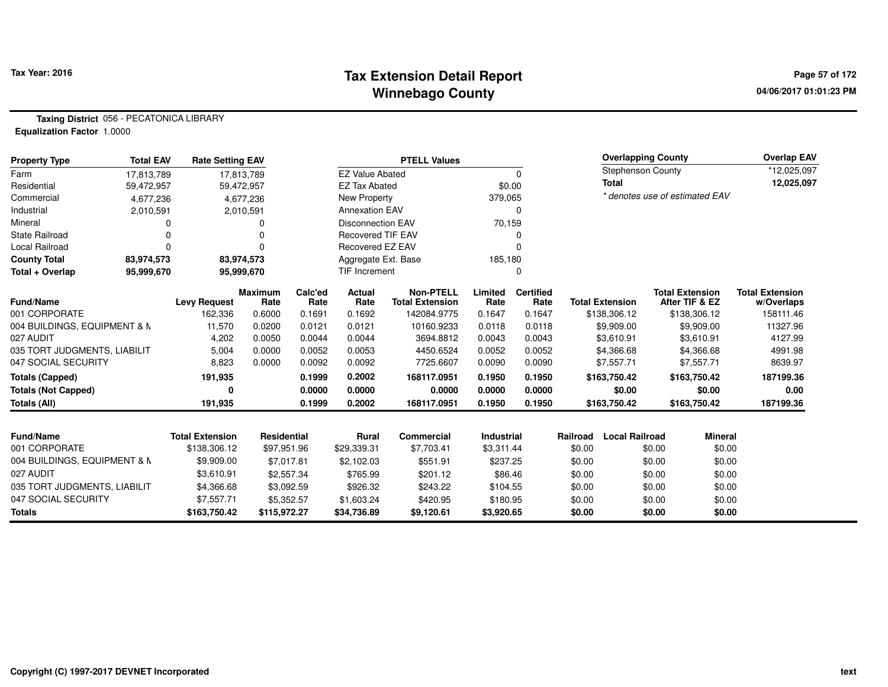Tax Year: 2016

# Tax Extension Detail Report
## Winnebago County

04/06/2017 01:01:23 PM

**Taxing District** 056 - PECATONICA LIBRARY
**Equalization Factor** 1.0000

| Property Type | Total EAV | Rate Setting EAV |
|---|---|---|
| Farm | 17,813,789 | 17,813,789 |
| Residential | 59,472,957 | 59,472,957 |
| Commercial | 4,677,236 | 4,677,236 |
| Industrial | 2,010,591 | 2,010,591 |
| Mineral | 0 | 0 |
| State Railroad | 0 | 0 |
| Local Railroad | 0 | 0 |
| **County Total** | **83,974,573** | **83,974,573** |
| **Total + Overlap** | **95,999,670** | **95,999,670** |

| PTELL Values | |
|---|---|
| EZ Value Abated | 0 |
| EZ Tax Abated | $0.00 |
| New Property | 379,065 |
| Annexation EAV | 0 |
| Disconnection EAV | 70,159 |
| Recovered TIF EAV | 0 |
| Recovered EZ EAV | 0 |
| Aggregate Ext. Base | 185,180 |
| TIF Increment | 0 |

| Overlapping County | Overlap EAV |
|---|---|
| Stephenson County | *12,025,097 |
| **Total** | **12,025,097** |

*\* denotes use of estimated EAV*

| Fund/Name | Levy Request | Maximum Rate | Calc'ed Rate | Actual Rate | Non-PTELL Total Extension | Limited Rate | Certified Rate | Total Extension | Total Extension After TIF & EZ | Total Extension w/Overlaps |
|---|---|---|---|---|---|---|---|---|---|---|
| 001 CORPORATE | 162,336 | 0.6000 | 0.1691 | 0.1692 | 142084.9775 | 0.1647 | 0.1647 | $138,306.12 | $138,306.12 | 158111.46 |
| 004 BUILDINGS, EQUIPMENT & M | 11,570 | 0.0200 | 0.0121 | 0.0121 | 10160.9233 | 0.0118 | 0.0118 | $9,909.00 | $9,909.00 | 11327.96 |
| 027 AUDIT | 4,202 | 0.0050 | 0.0044 | 0.0044 | 3694.8812 | 0.0043 | 0.0043 | $3,610.91 | $3,610.91 | 4127.99 |
| 035 TORT JUDGMENTS, LIABILIT | 5,004 | 0.0000 | 0.0052 | 0.0053 | 4450.6524 | 0.0052 | 0.0052 | $4,366.68 | $4,366.68 | 4991.98 |
| 047 SOCIAL SECURITY | 8,823 | 0.0000 | 0.0092 | 0.0092 | 7725.6607 | 0.0090 | 0.0090 | $7,557.71 | $7,557.71 | 8639.97 |
| **Totals (Capped)** | **191,935** | | **0.1999** | **0.2002** | **168117.0951** | **0.1950** | **0.1950** | **$163,750.42** | **$163,750.42** | **187199.36** |
| **Totals (Not Capped)** | **0** | | **0.0000** | **0.0000** | **0.0000** | **0.0000** | **0.0000** | **$0.00** | **$0.00** | **0.00** |
| **Totals (All)** | **191,935** | | **0.1999** | **0.2002** | **168117.0951** | **0.1950** | **0.1950** | **$163,750.42** | **$163,750.42** | **187199.36** |

| Fund/Name | Total Extension | Residential | Rural | Commercial | Industrial | Railroad | Local Railroad | Mineral |
|---|---|---|---|---|---|---|---|---|
| 001 CORPORATE | $138,306.12 | $97,951.96 | $29,339.31 | $7,703.41 | $3,311.44 | $0.00 | $0.00 | $0.00 |
| 004 BUILDINGS, EQUIPMENT & M | $9,909.00 | $7,017.81 | $2,102.03 | $551.91 | $237.25 | $0.00 | $0.00 | $0.00 |
| 027 AUDIT | $3,610.91 | $2,557.34 | $765.99 | $201.12 | $86.46 | $0.00 | $0.00 | $0.00 |
| 035 TORT JUDGMENTS, LIABILIT | $4,366.68 | $3,092.59 | $926.32 | $243.22 | $104.55 | $0.00 | $0.00 | $0.00 |
| 047 SOCIAL SECURITY | $7,557.71 | $5,352.57 | $1,603.24 | $420.95 | $180.95 | $0.00 | $0.00 | $0.00 |
| **Totals** | **$163,750.42** | **$115,972.27** | **$34,736.89** | **$9,120.61** | **$3,920.65** | **$0.00** | **$0.00** | **$0.00** |

Copyright (C) 1997-2017 DEVNET Incorporated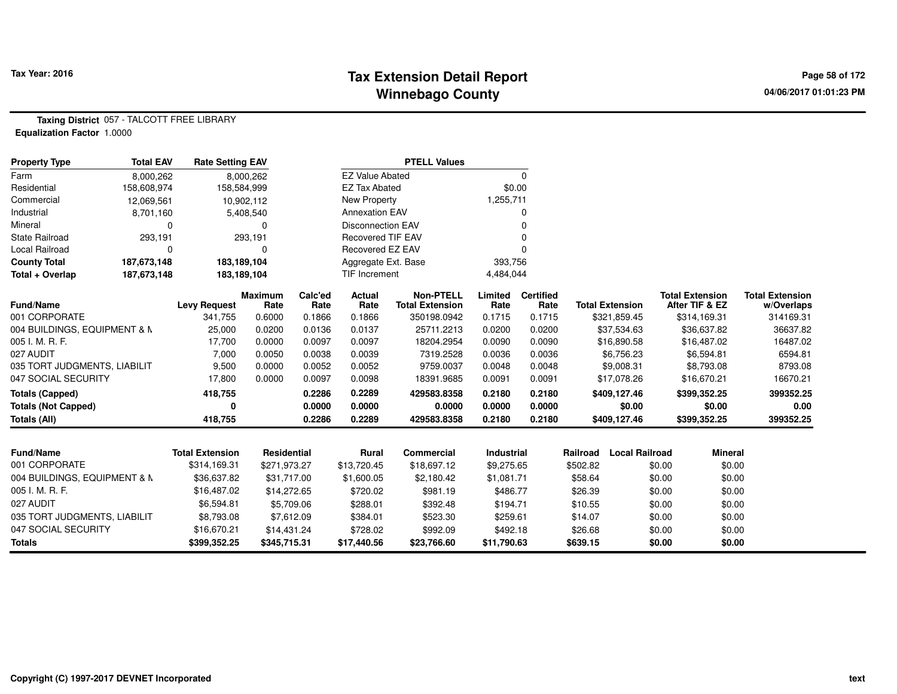**Tax Year: 2016**

# Tax Extension Detail Report
## Winnebago County

04/06/2017 01:01:23 PM

**Taxing District** 057 - TALCOTT FREE LIBRARY
**Equalization Factor** 1.0000

| Property Type | Total EAV | Rate Setting EAV |
|---|---|---|
| Farm | 8,000,262 | 8,000,262 |
| Residential | 158,608,974 | 158,584,999 |
| Commercial | 12,069,561 | 10,902,112 |
| Industrial | 8,701,160 | 5,408,540 |
| Mineral | 0 | 0 |
| State Railroad | 293,191 | 293,191 |
| Local Railroad | 0 | 0 |
| **County Total** | **187,673,148** | **183,189,104** |
| **Total + Overlap** | **187,673,148** | **183,189,104** |

| PTELL Values | |
|---|---|
| EZ Value Abated | 0 |
| EZ Tax Abated | $0.00 |
| New Property | 1,255,711 |
| Annexation EAV | 0 |
| Disconnection EAV | 0 |
| Recovered TIF EAV | 0 |
| Recovered EZ EAV | 0 |
| Aggregate Ext. Base | 393,756 |
| TIF Increment | 4,484,044 |

| Fund/Name | Levy Request | Maximum Rate | Calc'ed Rate | Actual Rate | Non-PTELL Total Extension | Limited Rate | Certified Rate | Total Extension | Total Extension After TIF & EZ | Total Extension w/Overlaps |
|---|---|---|---|---|---|---|---|---|---|---|
| 001 CORPORATE | 341,755 | 0.6000 | 0.1866 | 0.1866 | 350198.0942 | 0.1715 | 0.1715 | $321,859.45 | $314,169.31 | 314169.31 |
| 004 BUILDINGS, EQUIPMENT & M | 25,000 | 0.0200 | 0.0136 | 0.0137 | 25711.2213 | 0.0200 | 0.0200 | $37,534.63 | $36,637.82 | 36637.82 |
| 005 I. M. R. F. | 17,700 | 0.0000 | 0.0097 | 0.0097 | 18204.2954 | 0.0090 | 0.0090 | $16,890.58 | $16,487.02 | 16487.02 |
| 027 AUDIT | 7,000 | 0.0050 | 0.0038 | 0.0039 | 7319.2528 | 0.0036 | 0.0036 | $6,756.23 | $6,594.81 | 6594.81 |
| 035 TORT JUDGMENTS, LIABILIT | 9,500 | 0.0000 | 0.0052 | 0.0052 | 9759.0037 | 0.0048 | 0.0048 | $9,008.31 | $8,793.08 | 8793.08 |
| 047 SOCIAL SECURITY | 17,800 | 0.0000 | 0.0097 | 0.0098 | 18391.9685 | 0.0091 | 0.0091 | $17,078.26 | $16,670.21 | 16670.21 |
| **Totals (Capped)** | **418,755** | | **0.2286** | **0.2289** | **429583.8358** | **0.2180** | **0.2180** | **$409,127.46** | **$399,352.25** | **399352.25** |
| **Totals (Not Capped)** | **0** | | **0.0000** | **0.0000** | **0.0000** | **0.0000** | **0.0000** | **$0.00** | **$0.00** | **0.00** |
| **Totals (All)** | **418,755** | | **0.2286** | **0.2289** | **429583.8358** | **0.2180** | **0.2180** | **$409,127.46** | **$399,352.25** | **399352.25** |

| Fund/Name | Total Extension | Residential | Rural | Commercial | Industrial | Railroad | Local Railroad | Mineral |
|---|---|---|---|---|---|---|---|---|
| 001 CORPORATE | $314,169.31 | $271,973.27 | $13,720.45 | $18,697.12 | $9,275.65 | $502.82 | $0.00 | $0.00 |
| 004 BUILDINGS, EQUIPMENT & M | $36,637.82 | $31,717.00 | $1,600.05 | $2,180.42 | $1,081.71 | $58.64 | $0.00 | $0.00 |
| 005 I. M. R. F. | $16,487.02 | $14,272.65 | $720.02 | $981.19 | $486.77 | $26.39 | $0.00 | $0.00 |
| 027 AUDIT | $6,594.81 | $5,709.06 | $288.01 | $392.48 | $194.71 | $10.55 | $0.00 | $0.00 |
| 035 TORT JUDGMENTS, LIABILIT | $8,793.08 | $7,612.09 | $384.01 | $523.30 | $259.61 | $14.07 | $0.00 | $0.00 |
| 047 SOCIAL SECURITY | $16,670.21 | $14,431.24 | $728.02 | $992.09 | $492.18 | $26.68 | $0.00 | $0.00 |
| **Totals** | **$399,352.25** | **$345,715.31** | **$17,440.56** | **$23,766.60** | **$11,790.63** | **$639.15** | **$0.00** | **$0.00** |

Copyright (C) 1997-2017 DEVNET Incorporated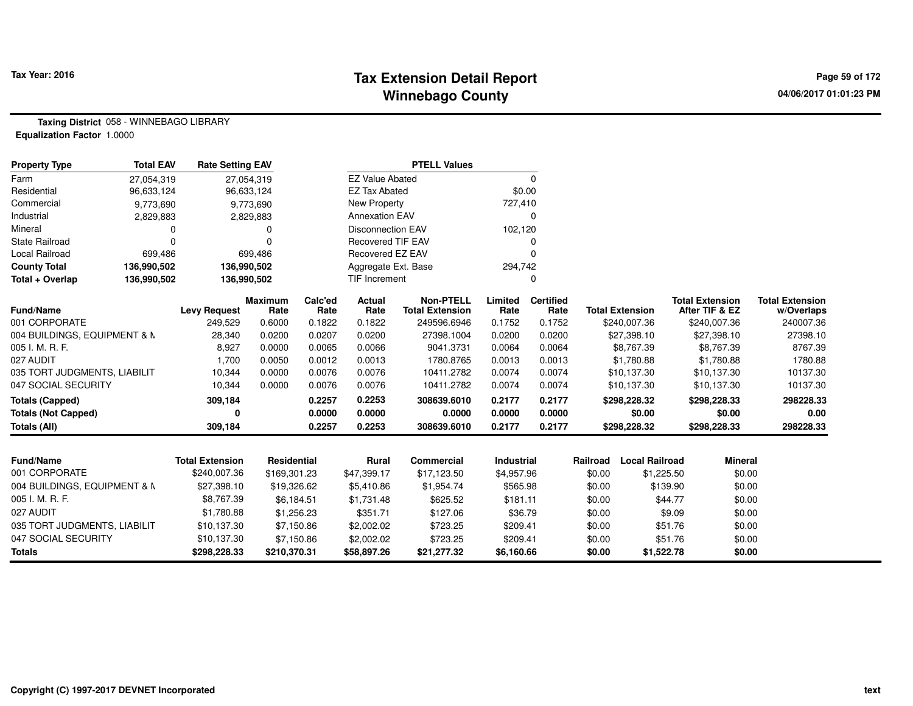# Tax Extension Detail Report
## Winnebago County

**Tax Year: 2016**

04/06/2017 01:01:23 PM

**Taxing District** 058 - WINNEBAGO LIBRARY
**Equalization Factor** 1.0000

| Property Type | Total EAV | Rate Setting EAV |
|---|---|---|
| Farm | 27,054,319 | 27,054,319 |
| Residential | 96,633,124 | 96,633,124 |
| Commercial | 9,773,690 | 9,773,690 |
| Industrial | 2,829,883 | 2,829,883 |
| Mineral | 0 | 0 |
| State Railroad | 0 | 0 |
| Local Railroad | 699,486 | 699,486 |
| **County Total** | **136,990,502** | **136,990,502** |
| **Total + Overlap** | **136,990,502** | **136,990,502** |

| PTELL Values | |
|---|---|
| EZ Value Abated | 0 |
| EZ Tax Abated | $0.00 |
| New Property | 727,410 |
| Annexation EAV | 0 |
| Disconnection EAV | 102,120 |
| Recovered TIF EAV | 0 |
| Recovered EZ EAV | 0 |
| Aggregate Ext. Base | 294,742 |
| TIF Increment | 0 |

| Fund/Name | Levy Request | Maximum Rate | Calc'ed Rate | Actual Rate | Non-PTELL Total Extension | Limited Rate | Certified Rate | Total Extension | Total Extension After TIF & EZ | Total Extension w/Overlaps |
|---|---|---|---|---|---|---|---|---|---|---|
| 001 CORPORATE | 249,529 | 0.6000 | 0.1822 | 0.1822 | 249596.6946 | 0.1752 | 0.1752 | $240,007.36 | $240,007.36 | 240007.36 |
| 004 BUILDINGS, EQUIPMENT & M | 28,340 | 0.0200 | 0.0207 | 0.0200 | 27398.1004 | 0.0200 | 0.0200 | $27,398.10 | $27,398.10 | 27398.10 |
| 005 I. M. R. F. | 8,927 | 0.0000 | 0.0065 | 0.0066 | 9041.3731 | 0.0064 | 0.0064 | $8,767.39 | $8,767.39 | 8767.39 |
| 027 AUDIT | 1,700 | 0.0050 | 0.0012 | 0.0013 | 1780.8765 | 0.0013 | 0.0013 | $1,780.88 | $1,780.88 | 1780.88 |
| 035 TORT JUDGMENTS, LIABILIT | 10,344 | 0.0000 | 0.0076 | 0.0076 | 10411.2782 | 0.0074 | 0.0074 | $10,137.30 | $10,137.30 | 10137.30 |
| 047 SOCIAL SECURITY | 10,344 | 0.0000 | 0.0076 | 0.0076 | 10411.2782 | 0.0074 | 0.0074 | $10,137.30 | $10,137.30 | 10137.30 |
| **Totals (Capped)** | **309,184** | | **0.2257** | **0.2253** | **308639.6010** | **0.2177** | **0.2177** | **$298,228.32** | **$298,228.33** | **298228.33** |
| **Totals (Not Capped)** | **0** | | **0.0000** | **0.0000** | **0.0000** | **0.0000** | **0.0000** | **$0.00** | **$0.00** | **0.00** |
| **Totals (All)** | **309,184** | | **0.2257** | **0.2253** | **308639.6010** | **0.2177** | **0.2177** | **$298,228.32** | **$298,228.33** | **298228.33** |

| Fund/Name | Total Extension | Residential | Rural | Commercial | Industrial | Railroad | Local Railroad | Mineral |
|---|---|---|---|---|---|---|---|---|
| 001 CORPORATE | $240,007.36 | $169,301.23 | $47,399.17 | $17,123.50 | $4,957.96 | $0.00 | $1,225.50 | $0.00 |
| 004 BUILDINGS, EQUIPMENT & M | $27,398.10 | $19,326.62 | $5,410.86 | $1,954.74 | $565.98 | $0.00 | $139.90 | $0.00 |
| 005 I. M. R. F. | $8,767.39 | $6,184.51 | $1,731.48 | $625.52 | $181.11 | $0.00 | $44.77 | $0.00 |
| 027 AUDIT | $1,780.88 | $1,256.23 | $351.71 | $127.06 | $36.79 | $0.00 | $9.09 | $0.00 |
| 035 TORT JUDGMENTS, LIABILIT | $10,137.30 | $7,150.86 | $2,002.02 | $723.25 | $209.41 | $0.00 | $51.76 | $0.00 |
| 047 SOCIAL SECURITY | $10,137.30 | $7,150.86 | $2,002.02 | $723.25 | $209.41 | $0.00 | $51.76 | $0.00 |
| **Totals** | **$298,228.33** | **$210,370.31** | **$58,897.26** | **$21,277.32** | **$6,160.66** | **$0.00** | **$1,522.78** | **$0.00** |

Copyright (C) 1997-2017 DEVNET Incorporated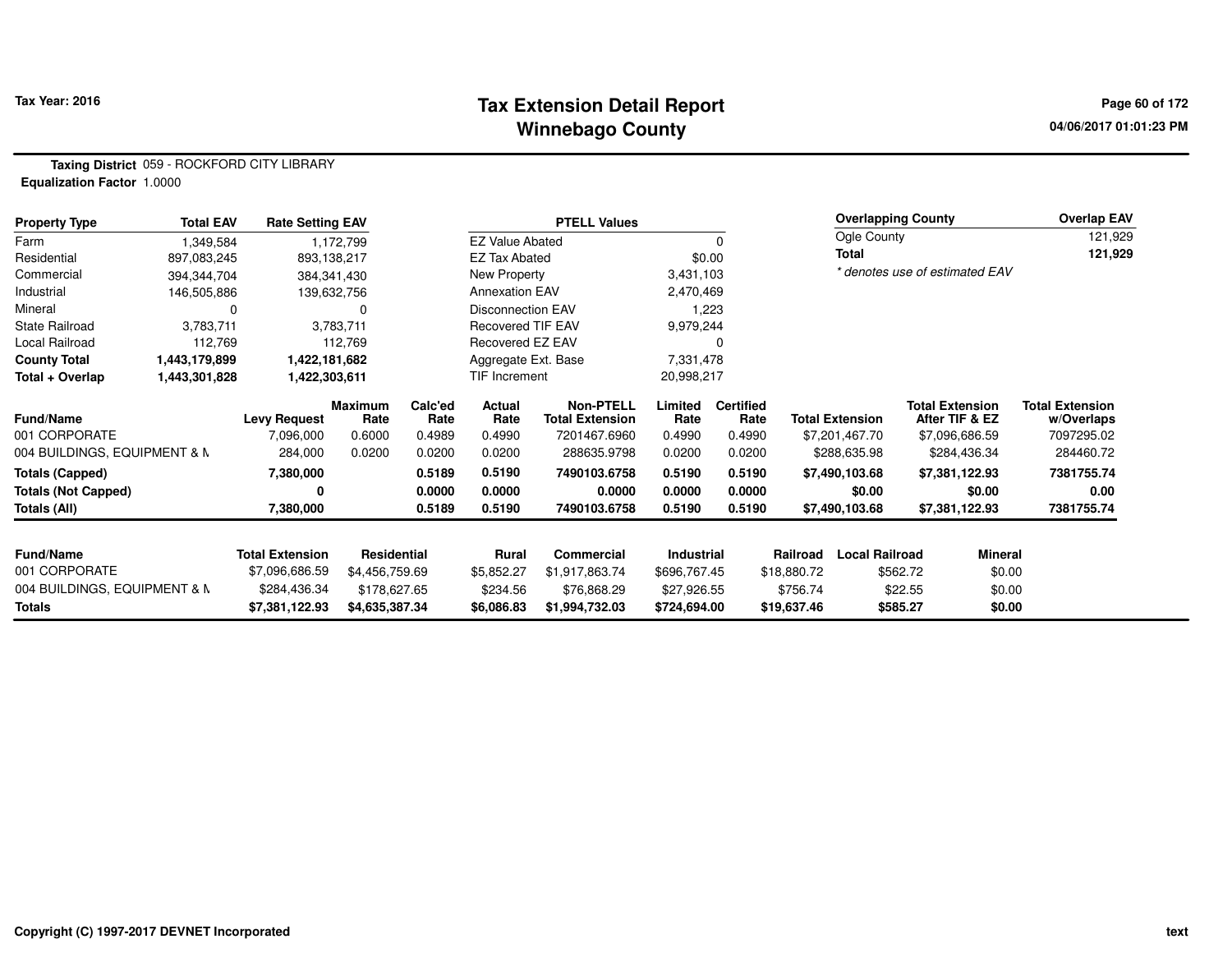Tax Year: 2016

# Tax Extension Detail Report
## Winnebago County

**Taxing District** 059 - ROCKFORD CITY LIBRARY
**Equalization Factor** 1.0000

| Property Type | Total EAV | Rate Setting EAV |
|---|---|---|
| Farm | 1,349,584 | 1,172,799 |
| Residential | 897,083,245 | 893,138,217 |
| Commercial | 394,344,704 | 384,341,430 |
| Industrial | 146,505,886 | 139,632,756 |
| Mineral | 0 | 0 |
| State Railroad | 3,783,711 | 3,783,711 |
| Local Railroad | 112,769 | 112,769 |
| **County Total** | **1,443,179,899** | **1,422,181,682** |
| **Total + Overlap** | **1,443,301,828** | **1,422,303,611** |

| PTELL Values | |
|---|---|
| EZ Value Abated | 0 |
| EZ Tax Abated | $0.00 |
| New Property | 3,431,103 |
| Annexation EAV | 2,470,469 |
| Disconnection EAV | 1,223 |
| Recovered TIF EAV | 9,979,244 |
| Recovered EZ EAV | 0 |
| Aggregate Ext. Base | 7,331,478 |
| TIF Increment | 20,998,217 |

| Overlapping County | Overlap EAV |
|---|---|
| Ogle County | 121,929 |
| **Total** | **121,929** |

*\* denotes use of estimated EAV*

| Fund/Name | Levy Request | Maximum Rate | Calc'ed Rate | Actual Rate | Non-PTELL Total Extension | Limited Rate | Certified Rate | Total Extension | Total Extension After TIF & EZ | Total Extension w/Overlaps |
|---|---|---|---|---|---|---|---|---|---|---|
| 001 CORPORATE | 7,096,000 | 0.6000 | 0.4989 | 0.4990 | 7201467.6960 | 0.4990 | 0.4990 | $7,201,467.70 | $7,096,686.59 | 7097295.02 |
| 004 BUILDINGS, EQUIPMENT & M | 284,000 | 0.0200 | 0.0200 | 0.0200 | 288635.9798 | 0.0200 | 0.0200 | $288,635.98 | $284,436.34 | 284460.72 |
| **Totals (Capped)** | **7,380,000** | | **0.5189** | **0.5190** | **7490103.6758** | **0.5190** | **0.5190** | **$7,490,103.68** | **$7,381,122.93** | **7381755.74** |
| **Totals (Not Capped)** | **0** | | **0.0000** | **0.0000** | **0.0000** | **0.0000** | **0.0000** | **$0.00** | **$0.00** | **0.00** |
| **Totals (All)** | **7,380,000** | | **0.5189** | **0.5190** | **7490103.6758** | **0.5190** | **0.5190** | **$7,490,103.68** | **$7,381,122.93** | **7381755.74** |

| Fund/Name | Total Extension | Residential | Rural | Commercial | Industrial | Railroad | Local Railroad | Mineral |
|---|---|---|---|---|---|---|---|---|
| 001 CORPORATE | $7,096,686.59 | $4,456,759.69 | $5,852.27 | $1,917,863.74 | $696,767.45 | $18,880.72 | $562.72 | $0.00 |
| 004 BUILDINGS, EQUIPMENT & M | $284,436.34 | $178,627.65 | $234.56 | $76,868.29 | $27,926.55 | $756.74 | $22.55 | $0.00 |
| **Totals** | **$7,381,122.93** | **$4,635,387.34** | **$6,086.83** | **$1,994,732.03** | **$724,694.00** | **$19,637.46** | **$585.27** | **$0.00** |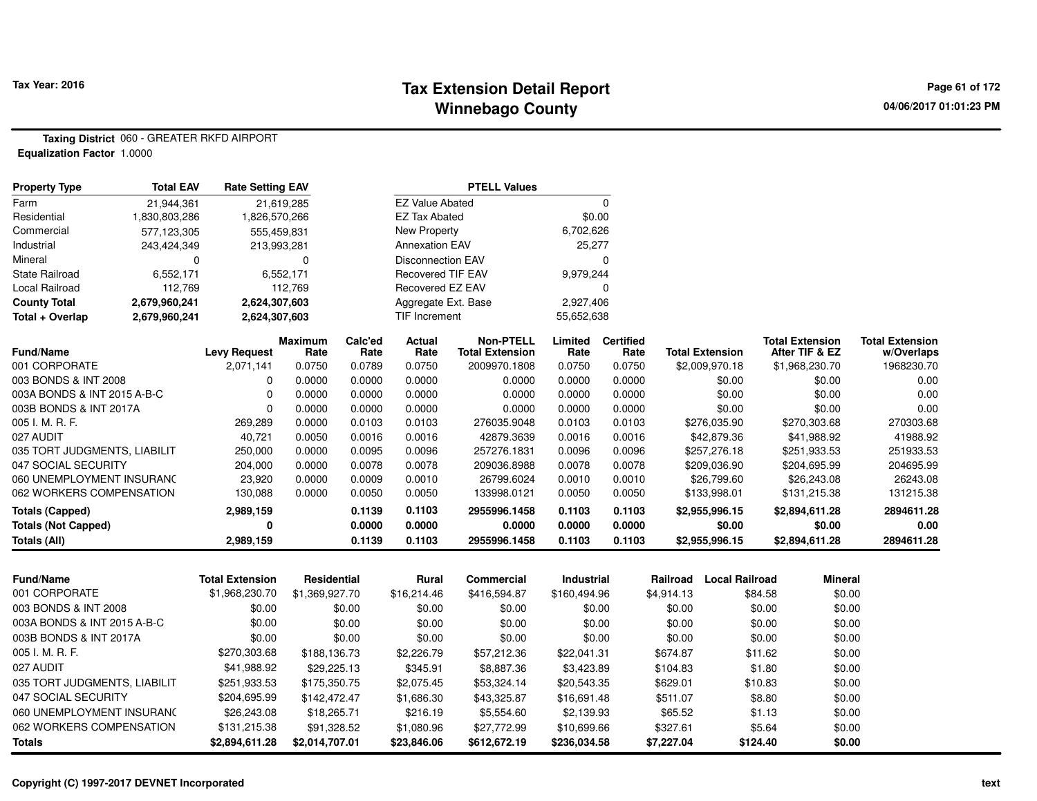# Tax Extension Detail Report
## Winnebago County

Tax Year: 2016

**Taxing District** 060 - GREATER RKFD AIRPORT
**Equalization Factor** 1.0000

| Property Type | Total EAV | Rate Setting EAV |
|---|---|---|
| Farm | 21,944,361 | 21,619,285 |
| Residential | 1,830,803,286 | 1,826,570,266 |
| Commercial | 577,123,305 | 555,459,831 |
| Industrial | 243,424,349 | 213,993,281 |
| Mineral | 0 | 0 |
| State Railroad | 6,552,171 | 6,552,171 |
| Local Railroad | 112,769 | 112,769 |
| **County Total** | **2,679,960,241** | **2,624,307,603** |
| **Total + Overlap** | **2,679,960,241** | **2,624,307,603** |

| PTELL Values | |
|---|---|
| EZ Value Abated | 0 |
| EZ Tax Abated | $0.00 |
| New Property | 6,702,626 |
| Annexation EAV | 25,277 |
| Disconnection EAV | 0 |
| Recovered TIF EAV | 9,979,244 |
| Recovered EZ EAV | 0 |
| Aggregate Ext. Base | 2,927,406 |
| TIF Increment | 55,652,638 |

| Fund/Name | Levy Request | Maximum Rate | Calc'ed Rate | Actual Rate | Non-PTELL Total Extension | Limited Rate | Certified Rate | Total Extension | Total Extension After TIF & EZ | Total Extension w/Overlaps |
|---|---|---|---|---|---|---|---|---|---|---|
| 001 CORPORATE | 2,071,141 | 0.0750 | 0.0789 | 0.0750 | 2009970.1808 | 0.0750 | 0.0750 | $2,009,970.18 | $1,968,230.70 | 1968230.70 |
| 003 BONDS & INT 2008 | 0 | 0.0000 | 0.0000 | 0.0000 | 0.0000 | 0.0000 | 0.0000 | $0.00 | $0.00 | 0.00 |
| 003A BONDS & INT 2015 A-B-C | 0 | 0.0000 | 0.0000 | 0.0000 | 0.0000 | 0.0000 | 0.0000 | $0.00 | $0.00 | 0.00 |
| 003B BONDS & INT 2017A | 0 | 0.0000 | 0.0000 | 0.0000 | 0.0000 | 0.0000 | 0.0000 | $0.00 | $0.00 | 0.00 |
| 005 I. M. R. F. | 269,289 | 0.0000 | 0.0103 | 0.0103 | 276035.9048 | 0.0103 | 0.0103 | $276,035.90 | $270,303.68 | 270303.68 |
| 027 AUDIT | 40,721 | 0.0050 | 0.0016 | 0.0016 | 42879.3639 | 0.0016 | 0.0016 | $42,879.36 | $41,988.92 | 41988.92 |
| 035 TORT JUDGMENTS, LIABILIT | 250,000 | 0.0000 | 0.0095 | 0.0096 | 257276.1831 | 0.0096 | 0.0096 | $257,276.18 | $251,933.53 | 251933.53 |
| 047 SOCIAL SECURITY | 204,000 | 0.0000 | 0.0078 | 0.0078 | 209036.8988 | 0.0078 | 0.0078 | $209,036.90 | $204,695.99 | 204695.99 |
| 060 UNEMPLOYMENT INSURANC | 23,920 | 0.0000 | 0.0009 | 0.0010 | 26799.6024 | 0.0010 | 0.0010 | $26,799.60 | $26,243.08 | 26243.08 |
| 062 WORKERS COMPENSATION | 130,088 | 0.0000 | 0.0050 | 0.0050 | 133998.0121 | 0.0050 | 0.0050 | $133,998.01 | $131,215.38 | 131215.38 |
| **Totals (Capped)** | **2,989,159** | | **0.1139** | **0.1103** | **2955996.1458** | **0.1103** | **0.1103** | **$2,955,996.15** | **$2,894,611.28** | **2894611.28** |
| **Totals (Not Capped)** | **0** | | **0.0000** | **0.0000** | **0.0000** | **0.0000** | **0.0000** | **$0.00** | **$0.00** | **0.00** |
| **Totals (All)** | **2,989,159** | | **0.1139** | **0.1103** | **2955996.1458** | **0.1103** | **0.1103** | **$2,955,996.15** | **$2,894,611.28** | **2894611.28** |

| Fund/Name | Total Extension | Residential | Rural | Commercial | Industrial | Railroad | Local Railroad | Mineral |
|---|---|---|---|---|---|---|---|---|
| 001 CORPORATE | $1,968,230.70 | $1,369,927.70 | $16,214.46 | $416,594.87 | $160,494.96 | $4,914.13 | $84.58 | $0.00 |
| 003 BONDS & INT 2008 | $0.00 | $0.00 | $0.00 | $0.00 | $0.00 | $0.00 | $0.00 | $0.00 |
| 003A BONDS & INT 2015 A-B-C | $0.00 | $0.00 | $0.00 | $0.00 | $0.00 | $0.00 | $0.00 | $0.00 |
| 003B BONDS & INT 2017A | $0.00 | $0.00 | $0.00 | $0.00 | $0.00 | $0.00 | $0.00 | $0.00 |
| 005 I. M. R. F. | $270,303.68 | $188,136.73 | $2,226.79 | $57,212.36 | $22,041.31 | $674.87 | $11.62 | $0.00 |
| 027 AUDIT | $41,988.92 | $29,225.13 | $345.91 | $8,887.36 | $3,423.89 | $104.83 | $1.80 | $0.00 |
| 035 TORT JUDGMENTS, LIABILIT | $251,933.53 | $175,350.75 | $2,075.45 | $53,324.14 | $20,543.35 | $629.01 | $10.83 | $0.00 |
| 047 SOCIAL SECURITY | $204,695.99 | $142,472.47 | $1,686.30 | $43,325.87 | $16,691.48 | $511.07 | $8.80 | $0.00 |
| 060 UNEMPLOYMENT INSURANC | $26,243.08 | $18,265.71 | $216.19 | $5,554.60 | $2,139.93 | $65.52 | $1.13 | $0.00 |
| 062 WORKERS COMPENSATION | $131,215.38 | $91,328.52 | $1,080.96 | $27,772.99 | $10,699.66 | $327.61 | $5.64 | $0.00 |
| **Totals** | **$2,894,611.28** | **$2,014,707.01** | **$23,846.06** | **$612,672.19** | **$236,034.58** | **$7,227.04** | **$124.40** | **$0.00** |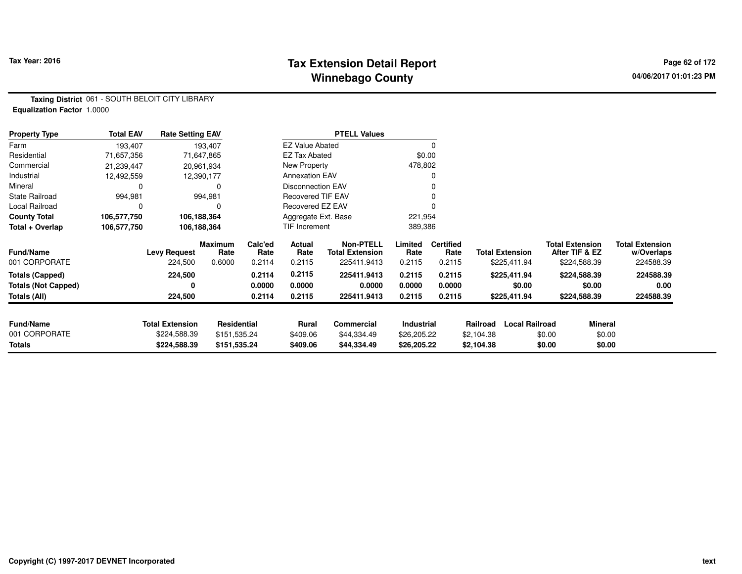# Tax Extension Detail Report
## Winnebago County

Tax Year: 2016

04/06/2017 01:01:23 PM

**Taxing District** 061 - SOUTH BELOIT CITY LIBRARY
**Equalization Factor** 1.0000

| Property Type | Total EAV | Rate Setting EAV |
|---|---|---|
| Farm | 193,407 | 193,407 |
| Residential | 71,657,356 | 71,647,865 |
| Commercial | 21,239,447 | 20,961,934 |
| Industrial | 12,492,559 | 12,390,177 |
| Mineral | 0 | 0 |
| State Railroad | 994,981 | 994,981 |
| Local Railroad | 0 | 0 |
| **County Total** | **106,577,750** | **106,188,364** |
| **Total + Overlap** | **106,577,750** | **106,188,364** |

| PTELL Values | |
|---|---|
| EZ Value Abated | 0 |
| EZ Tax Abated | $0.00 |
| New Property | 478,802 |
| Annexation EAV | 0 |
| Disconnection EAV | 0 |
| Recovered TIF EAV | 0 |
| Recovered EZ EAV | 0 |
| Aggregate Ext. Base | 221,954 |
| TIF Increment | 389,386 |

| Fund/Name | Levy Request | Maximum Rate | Calc'ed Rate | Actual Rate | Non-PTELL Total Extension | Limited Rate | Certified Rate | Total Extension | Total Extension After TIF & EZ | Total Extension w/Overlaps |
|---|---|---|---|---|---|---|---|---|---|---|
| 001 CORPORATE | 224,500 | 0.6000 | 0.2114 | 0.2115 | 225411.9413 | 0.2115 | 0.2115 | $225,411.94 | $224,588.39 | 224588.39 |
| **Totals (Capped)** | **224,500** | | **0.2114** | **0.2115** | **225411.9413** | **0.2115** | **0.2115** | **$225,411.94** | **$224,588.39** | **224588.39** |
| **Totals (Not Capped)** | **0** | | **0.0000** | **0.0000** | **0.0000** | **0.0000** | **0.0000** | **$0.00** | **$0.00** | **0.00** |
| **Totals (All)** | **224,500** | | **0.2114** | **0.2115** | **225411.9413** | **0.2115** | **0.2115** | **$225,411.94** | **$224,588.39** | **224588.39** |

| Fund/Name | Total Extension | Residential | Rural | Commercial | Industrial | Railroad | Local Railroad | Mineral |
|---|---|---|---|---|---|---|---|---|
| 001 CORPORATE | $224,588.39 | $151,535.24 | $409.06 | $44,334.49 | $26,205.22 | $2,104.38 | $0.00 | $0.00 |
| **Totals** | **$224,588.39** | **$151,535.24** | **$409.06** | **$44,334.49** | **$26,205.22** | **$2,104.38** | **$0.00** | **$0.00** |

Copyright (C) 1997-2017 DEVNET Incorporated

text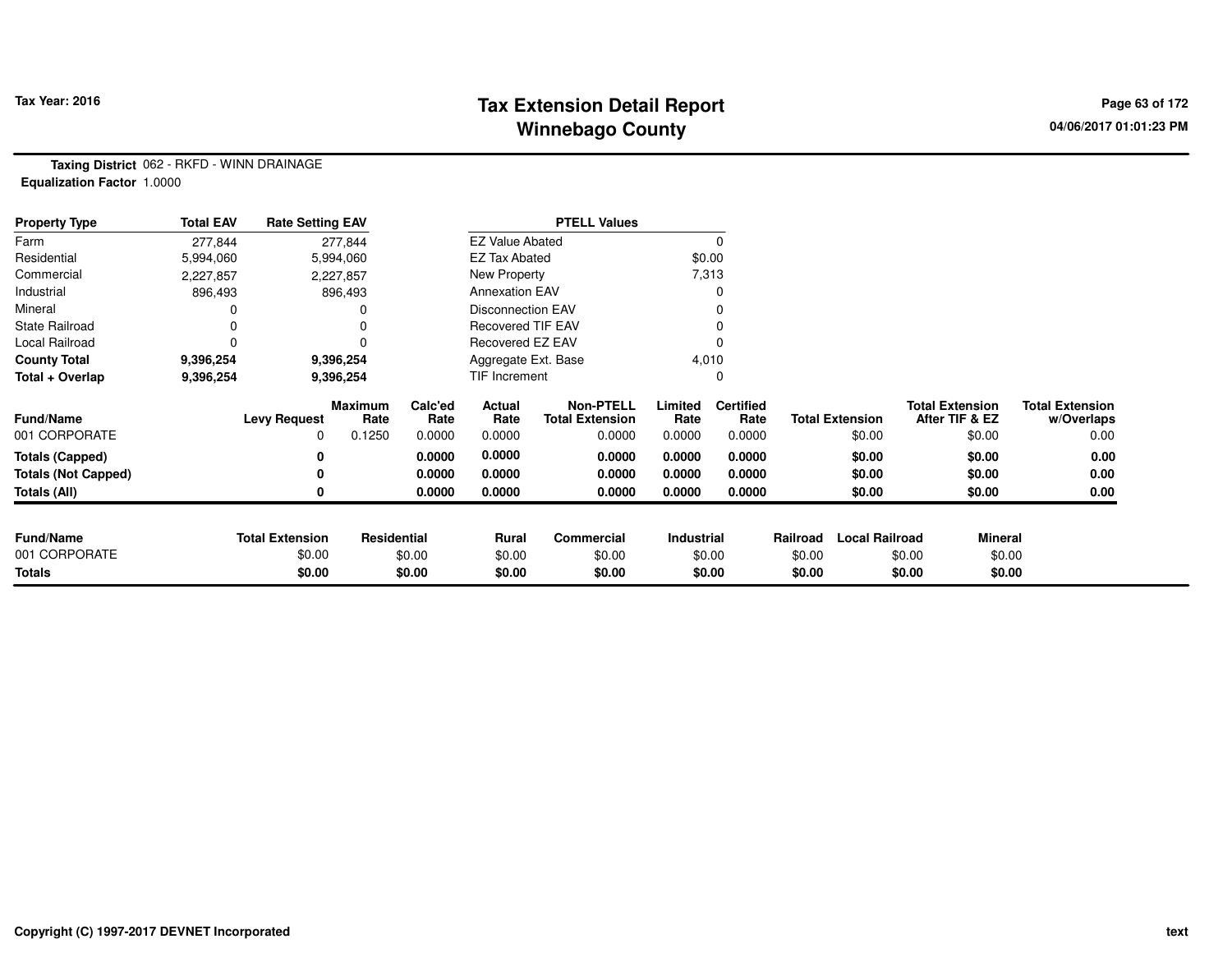# Tax Extension Detail Report
## Winnebago County

Tax Year: 2016

04/06/2017 01:01:23 PM

**Taxing District** 062 - RKFD - WINN DRAINAGE
**Equalization Factor** 1.0000

| Property Type | Total EAV | Rate Setting EAV |
|---|---|---|
| Farm | 277,844 | 277,844 |
| Residential | 5,994,060 | 5,994,060 |
| Commercial | 2,227,857 | 2,227,857 |
| Industrial | 896,493 | 896,493 |
| Mineral | 0 | 0 |
| State Railroad | 0 | 0 |
| Local Railroad | 0 | 0 |
| **County Total** | **9,396,254** | **9,396,254** |
| **Total + Overlap** | **9,396,254** | **9,396,254** |

| PTELL Values | |
|---|---|
| EZ Value Abated | 0 |
| EZ Tax Abated | $0.00 |
| New Property | 7,313 |
| Annexation EAV | 0 |
| Disconnection EAV | 0 |
| Recovered TIF EAV | 0 |
| Recovered EZ EAV | 0 |
| Aggregate Ext. Base | 4,010 |
| TIF Increment | 0 |

| Fund/Name | Levy Request | Maximum Rate | Calc'ed Rate | Actual Rate | Non-PTELL Total Extension | Limited Rate | Certified Rate | Total Extension | Total Extension After TIF & EZ | Total Extension w/Overlaps |
|---|---|---|---|---|---|---|---|---|---|---|
| 001 CORPORATE | 0 | 0.1250 | 0.0000 | 0.0000 | 0.0000 | 0.0000 | 0.0000 | $0.00 | $0.00 | 0.00 |
| **Totals (Capped)** | **0** | | **0.0000** | **0.0000** | **0.0000** | **0.0000** | **0.0000** | **$0.00** | **$0.00** | **0.00** |
| **Totals (Not Capped)** | **0** | | **0.0000** | **0.0000** | **0.0000** | **0.0000** | **0.0000** | **$0.00** | **$0.00** | **0.00** |
| **Totals (All)** | **0** | | **0.0000** | **0.0000** | **0.0000** | **0.0000** | **0.0000** | **$0.00** | **$0.00** | **0.00** |

| Fund/Name | Total Extension | Residential | Rural | Commercial | Industrial | Railroad | Local Railroad | Mineral |
|---|---|---|---|---|---|---|---|---|
| 001 CORPORATE | $0.00 | $0.00 | $0.00 | $0.00 | $0.00 | $0.00 | $0.00 | $0.00 |
| **Totals** | **$0.00** | **$0.00** | **$0.00** | **$0.00** | **$0.00** | **$0.00** | **$0.00** | **$0.00** |

Copyright (C) 1997-2017 DEVNET Incorporated

text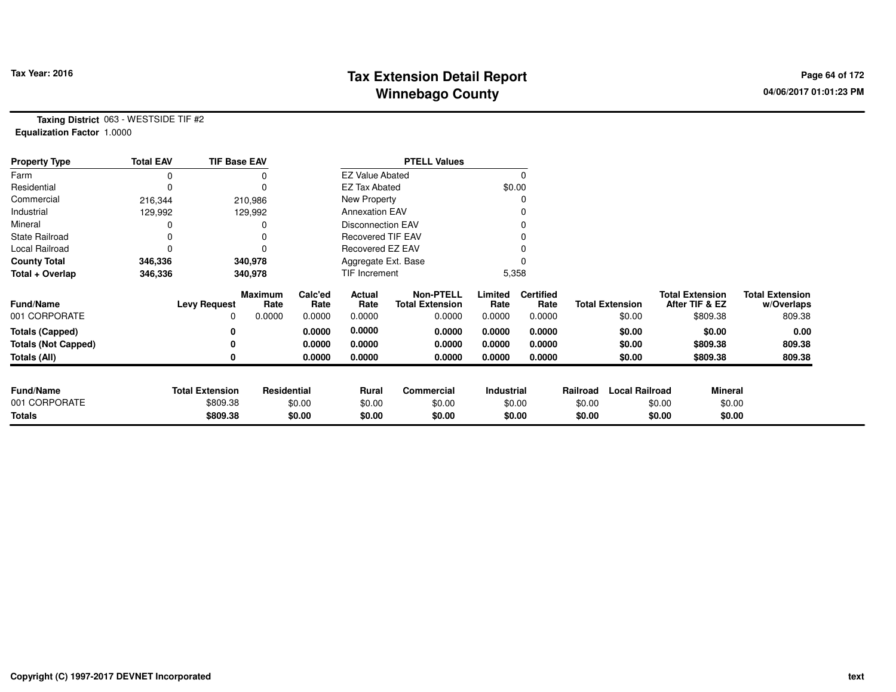Tax Year: 2016

# Tax Extension Detail Report
## Winnebago County

04/06/2017 01:01:23 PM

**Taxing District** 063 - WESTSIDE TIF #2
**Equalization Factor** 1.0000

| Property Type | Total EAV | TIF Base EAV | PTELL Values | |
|---|---|---|---|---|
| Farm | 0 | 0 | EZ Value Abated | 0 |
| Residential | 0 | 0 | EZ Tax Abated | $0.00 |
| Commercial | 216,344 | 210,986 | New Property | 0 |
| Industrial | 129,992 | 129,992 | Annexation EAV | 0 |
| Mineral | 0 | 0 | Disconnection EAV | 0 |
| State Railroad | 0 | 0 | Recovered TIF EAV | 0 |
| Local Railroad | 0 | 0 | Recovered EZ EAV | 0 |
| **County Total** | **346,336** | **340,978** | Aggregate Ext. Base | 0 |
| **Total + Overlap** | **346,336** | **340,978** | TIF Increment | 5,358 |

| Fund/Name | Levy Request | Maximum Rate | Calc'ed Rate | Actual Rate | Non-PTELL Total Extension | Limited Rate | Certified Rate | Total Extension | Total Extension After TIF & EZ | Total Extension w/Overlaps |
|---|---|---|---|---|---|---|---|---|---|---|
| 001 CORPORATE | 0 | 0.0000 | 0.0000 | 0.0000 | 0.0000 | 0.0000 | 0.0000 | $0.00 | $809.38 | 809.38 |
| **Totals (Capped)** | **0** | | **0.0000** | **0.0000** | **0.0000** | **0.0000** | **0.0000** | **$0.00** | **$0.00** | **0.00** |
| **Totals (Not Capped)** | **0** | | **0.0000** | **0.0000** | **0.0000** | **0.0000** | **0.0000** | **$0.00** | **$809.38** | **809.38** |
| **Totals (All)** | **0** | | **0.0000** | **0.0000** | **0.0000** | **0.0000** | **0.0000** | **$0.00** | **$809.38** | **809.38** |

| Fund/Name | Total Extension | Residential | Rural | Commercial | Industrial | Railroad | Local Railroad | Mineral |
|---|---|---|---|---|---|---|---|---|
| 001 CORPORATE | $809.38 | $0.00 | $0.00 | $0.00 | $0.00 | $0.00 | $0.00 | $0.00 |
| **Totals** | **$809.38** | **$0.00** | **$0.00** | **$0.00** | **$0.00** | **$0.00** | **$0.00** | **$0.00** |

Copyright (C) 1997-2017 DEVNET Incorporated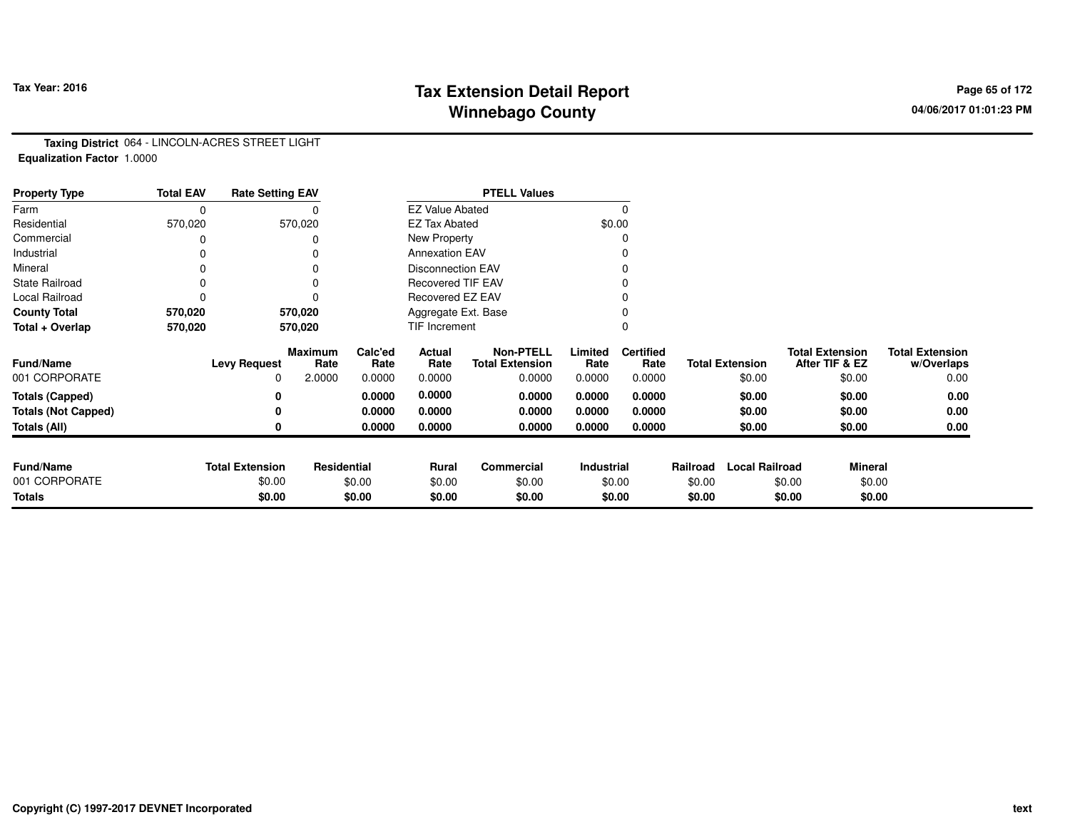# Tax Extension Detail Report
## Winnebago County

Tax Year: 2016

04/06/2017 01:01:23 PM

**Taxing District** 064 - LINCOLN-ACRES STREET LIGHT
**Equalization Factor** 1.0000

| Property Type | Total EAV | Rate Setting EAV | PTELL Values | |
|---|---|---|---|---|
| Farm | 0 | 0 | EZ Value Abated | 0 |
| Residential | 570,020 | 570,020 | EZ Tax Abated | $0.00 |
| Commercial | 0 | 0 | New Property | 0 |
| Industrial | 0 | 0 | Annexation EAV | 0 |
| Mineral | 0 | 0 | Disconnection EAV | 0 |
| State Railroad | 0 | 0 | Recovered TIF EAV | 0 |
| Local Railroad | 0 | 0 | Recovered EZ EAV | 0 |
| **County Total** | **570,020** | **570,020** | Aggregate Ext. Base | 0 |
| **Total + Overlap** | **570,020** | **570,020** | TIF Increment | 0 |

| Fund/Name | Levy Request | Maximum Rate | Calc'ed Rate | Actual Rate | Non-PTELL Total Extension | Limited Rate | Certified Rate | Total Extension | Total Extension After TIF & EZ | Total Extension w/Overlaps |
|---|---|---|---|---|---|---|---|---|---|---|
| 001 CORPORATE | 0 | 2.0000 | 0.0000 | 0.0000 | 0.0000 | 0.0000 | 0.0000 | $0.00 | $0.00 | 0.00 |
| **Totals (Capped)** | **0** | | **0.0000** | **0.0000** | **0.0000** | **0.0000** | **0.0000** | **$0.00** | **$0.00** | **0.00** |
| **Totals (Not Capped)** | **0** | | **0.0000** | **0.0000** | **0.0000** | **0.0000** | **0.0000** | **$0.00** | **$0.00** | **0.00** |
| **Totals (All)** | **0** | | **0.0000** | **0.0000** | **0.0000** | **0.0000** | **0.0000** | **$0.00** | **$0.00** | **0.00** |

| Fund/Name | Total Extension | Residential | Rural | Commercial | Industrial | Railroad | Local Railroad | Mineral |
|---|---|---|---|---|---|---|---|---|
| 001 CORPORATE | $0.00 | $0.00 | $0.00 | $0.00 | $0.00 | $0.00 | $0.00 | $0.00 |
| **Totals** | **$0.00** | **$0.00** | **$0.00** | **$0.00** | **$0.00** | **$0.00** | **$0.00** | **$0.00** |

Copyright (C) 1997-2017 DEVNET Incorporated

text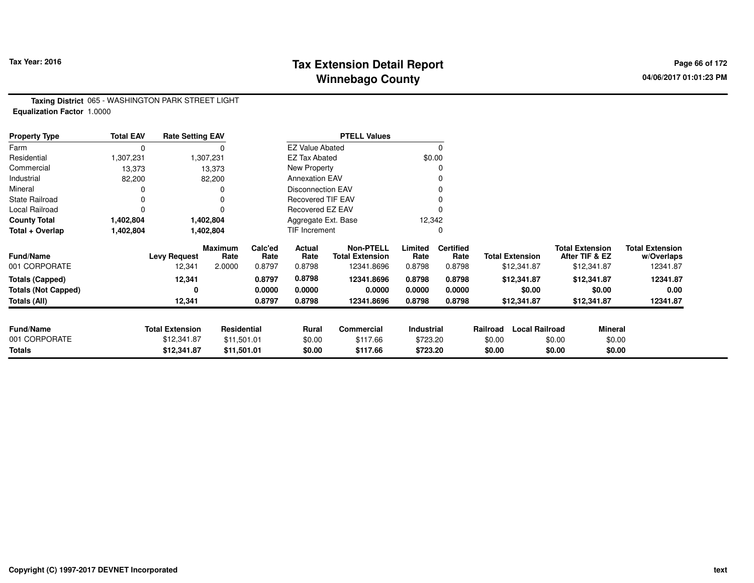# Tax Extension Detail Report
## Winnebago County

Tax Year: 2016

04/06/2017 01:01:23 PM

**Taxing District** 065 - WASHINGTON PARK STREET LIGHT
**Equalization Factor** 1.0000

| Property Type | Total EAV | Rate Setting EAV |
|---|---|---|
| Farm | 0 | 0 |
| Residential | 1,307,231 | 1,307,231 |
| Commercial | 13,373 | 13,373 |
| Industrial | 82,200 | 82,200 |
| Mineral | 0 | 0 |
| State Railroad | 0 | 0 |
| Local Railroad | 0 | 0 |
| **County Total** | **1,402,804** | **1,402,804** |
| **Total + Overlap** | **1,402,804** | **1,402,804** |

| PTELL Values | |
|---|---|
| EZ Value Abated | 0 |
| EZ Tax Abated | $0.00 |
| New Property | 0 |
| Annexation EAV | 0 |
| Disconnection EAV | 0 |
| Recovered TIF EAV | 0 |
| Recovered EZ EAV | 0 |
| Aggregate Ext. Base | 12,342 |
| TIF Increment | 0 |

| Fund/Name | Levy Request | Maximum Rate | Calc'ed Rate | Actual Rate | Non-PTELL Total Extension | Limited Rate | Certified Rate | Total Extension | Total Extension After TIF & EZ | Total Extension w/Overlaps |
|---|---|---|---|---|---|---|---|---|---|---|
| 001 CORPORATE | 12,341 | 2.0000 | 0.8797 | 0.8798 | 12341.8696 | 0.8798 | 0.8798 | $12,341.87 | $12,341.87 | 12341.87 |
| **Totals (Capped)** | **12,341** | | **0.8797** | **0.8798** | **12341.8696** | **0.8798** | **0.8798** | **$12,341.87** | **$12,341.87** | **12341.87** |
| **Totals (Not Capped)** | **0** | | **0.0000** | **0.0000** | **0.0000** | **0.0000** | **0.0000** | **$0.00** | **$0.00** | **0.00** |
| **Totals (All)** | **12,341** | | **0.8797** | **0.8798** | **12341.8696** | **0.8798** | **0.8798** | **$12,341.87** | **$12,341.87** | **12341.87** |

| Fund/Name | Total Extension | Residential | Rural | Commercial | Industrial | Railroad | Local Railroad | Mineral |
|---|---|---|---|---|---|---|---|---|
| 001 CORPORATE | $12,341.87 | $11,501.01 | $0.00 | $117.66 | $723.20 | $0.00 | $0.00 | $0.00 |
| **Totals** | **$12,341.87** | **$11,501.01** | **$0.00** | **$117.66** | **$723.20** | **$0.00** | **$0.00** | **$0.00** |

Copyright (C) 1997-2017 DEVNET Incorporated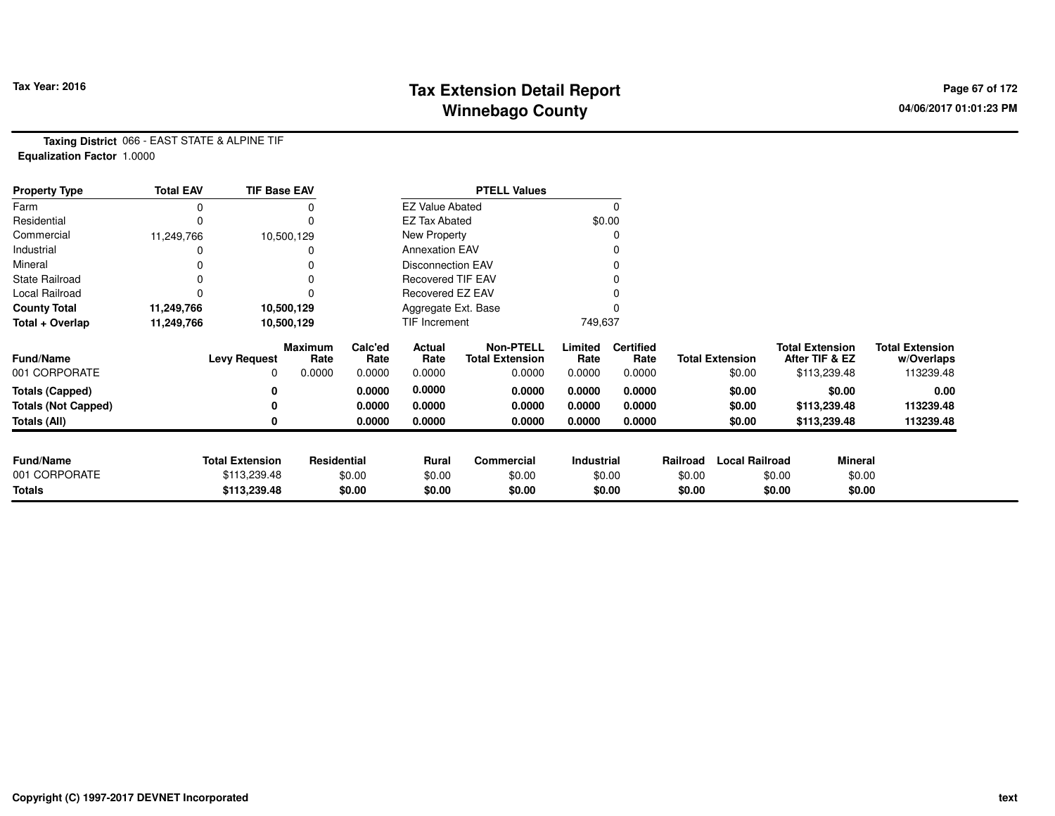# Tax Extension Detail Report
# Winnebago County

**Tax Year: 2016**

04/06/2017 01:01:23 PM

**Taxing District** 066 - EAST STATE & ALPINE TIF
**Equalization Factor** 1.0000

| Property Type | Total EAV | TIF Base EAV | PTELL Values | |
|---|---|---|---|---|
| Farm | 0 | 0 | EZ Value Abated | 0 |
| Residential | 0 | 0 | EZ Tax Abated | $0.00 |
| Commercial | 11,249,766 | 10,500,129 | New Property | 0 |
| Industrial | 0 | 0 | Annexation EAV | 0 |
| Mineral | 0 | 0 | Disconnection EAV | 0 |
| State Railroad | 0 | 0 | Recovered TIF EAV | 0 |
| Local Railroad | 0 | 0 | Recovered EZ EAV | 0 |
| **County Total** | **11,249,766** | **10,500,129** | Aggregate Ext. Base | 0 |
| **Total + Overlap** | **11,249,766** | **10,500,129** | TIF Increment | 749,637 |

| Fund/Name | Levy Request | Maximum Rate | Calc'ed Rate | Actual Rate | Non-PTELL Total Extension | Limited Rate | Certified Rate | Total Extension | Total Extension After TIF & EZ | Total Extension w/Overlaps |
|---|---|---|---|---|---|---|---|---|---|---|
| 001 CORPORATE | 0 | 0.0000 | 0.0000 | 0.0000 | 0.0000 | 0.0000 | 0.0000 | $0.00 | $113,239.48 | 113239.48 |
| **Totals (Capped)** | **0** | | **0.0000** | **0.0000** | **0.0000** | **0.0000** | **0.0000** | **$0.00** | **$0.00** | **0.00** |
| **Totals (Not Capped)** | **0** | | **0.0000** | **0.0000** | **0.0000** | **0.0000** | **0.0000** | **$0.00** | **$113,239.48** | **113239.48** |
| **Totals (All)** | **0** | | **0.0000** | **0.0000** | **0.0000** | **0.0000** | **0.0000** | **$0.00** | **$113,239.48** | **113239.48** |

| Fund/Name | Total Extension | Residential | Rural | Commercial | Industrial | Railroad | Local Railroad | Mineral |
|---|---|---|---|---|---|---|---|---|
| 001 CORPORATE | $113,239.48 | $0.00 | $0.00 | $0.00 | $0.00 | $0.00 | $0.00 | $0.00 |
| **Totals** | **$113,239.48** | **$0.00** | **$0.00** | **$0.00** | **$0.00** | **$0.00** | **$0.00** | **$0.00** |

Copyright (C) 1997-2017 DEVNET Incorporated

text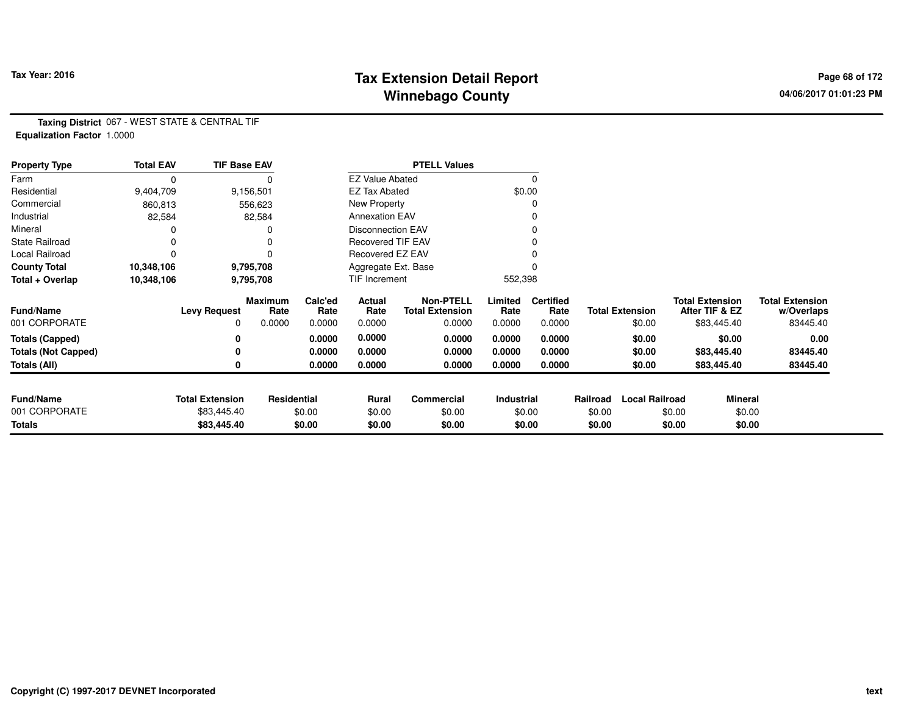# Tax Extension Detail Report
## Winnebago County

Tax Year: 2016

04/06/2017 01:01:23 PM

**Taxing District** 067 - WEST STATE & CENTRAL TIF
**Equalization Factor** 1.0000

| Property Type | Total EAV | TIF Base EAV | PTELL Values | |
|---|---|---|---|---|
| Farm | 0 | 0 | EZ Value Abated | 0 |
| Residential | 9,404,709 | 9,156,501 | EZ Tax Abated | $0.00 |
| Commercial | 860,813 | 556,623 | New Property | 0 |
| Industrial | 82,584 | 82,584 | Annexation EAV | 0 |
| Mineral | 0 | 0 | Disconnection EAV | 0 |
| State Railroad | 0 | 0 | Recovered TIF EAV | 0 |
| Local Railroad | 0 | 0 | Recovered EZ EAV | 0 |
| **County Total** | **10,348,106** | **9,795,708** | Aggregate Ext. Base | 0 |
| **Total + Overlap** | **10,348,106** | **9,795,708** | TIF Increment | 552,398 |

| Fund/Name | Levy Request | Maximum Rate | Calc'ed Rate | Actual Rate | Non-PTELL Total Extension | Limited Rate | Certified Rate | Total Extension | Total Extension After TIF & EZ | Total Extension w/Overlaps |
|---|---|---|---|---|---|---|---|---|---|---|
| 001 CORPORATE | 0 | 0.0000 | 0.0000 | 0.0000 | 0.0000 | 0.0000 | 0.0000 | $0.00 | $83,445.40 | 83445.40 |
| **Totals (Capped)** | **0** | | **0.0000** | **0.0000** | **0.0000** | **0.0000** | **0.0000** | **$0.00** | **$0.00** | **0.00** |
| **Totals (Not Capped)** | **0** | | **0.0000** | **0.0000** | **0.0000** | **0.0000** | **0.0000** | **$0.00** | **$83,445.40** | **83445.40** |
| **Totals (All)** | **0** | | **0.0000** | **0.0000** | **0.0000** | **0.0000** | **0.0000** | **$0.00** | **$83,445.40** | **83445.40** |

| Fund/Name | Total Extension | Residential | Rural | Commercial | Industrial | Railroad | Local Railroad | Mineral |
|---|---|---|---|---|---|---|---|---|
| 001 CORPORATE | $83,445.40 | $0.00 | $0.00 | $0.00 | $0.00 | $0.00 | $0.00 | $0.00 |
| **Totals** | **$83,445.40** | **$0.00** | **$0.00** | **$0.00** | **$0.00** | **$0.00** | **$0.00** | **$0.00** |

Copyright (C) 1997-2017 DEVNET Incorporated

text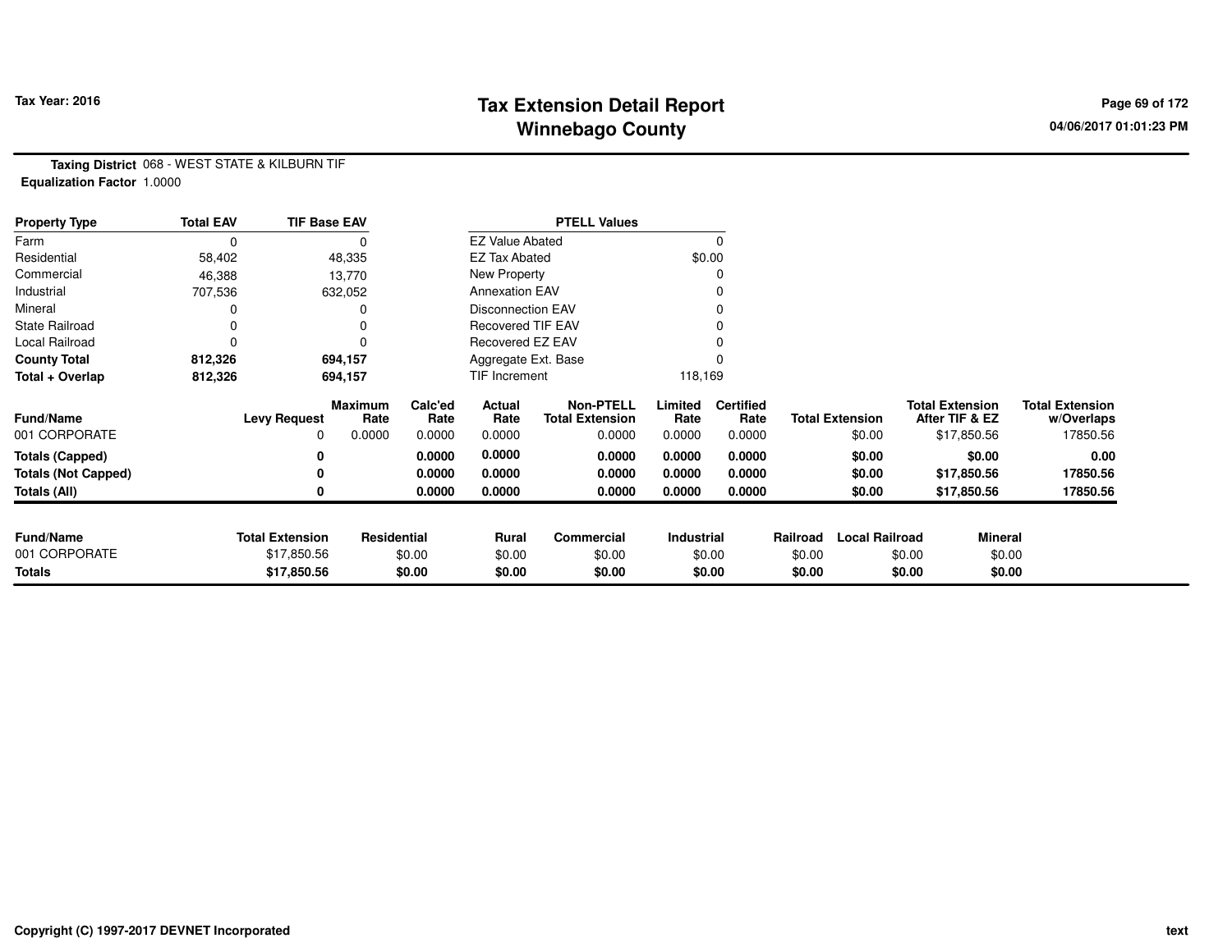**Tax Year: 2016**

# Tax Extension Detail Report
## Winnebago County

04/06/2017 01:01:23 PM

**Taxing District** 068 - WEST STATE & KILBURN TIF
**Equalization Factor** 1.0000

| Property Type | Total EAV | TIF Base EAV | | PTELL Values | |
|---|---|---|---|---|---|
| Farm | 0 | 0 | | EZ Value Abated | 0 |
| Residential | 58,402 | 48,335 | | EZ Tax Abated | $0.00 |
| Commercial | 46,388 | 13,770 | | New Property | 0 |
| Industrial | 707,536 | 632,052 | | Annexation EAV | 0 |
| Mineral | 0 | 0 | | Disconnection EAV | 0 |
| State Railroad | 0 | 0 | | Recovered TIF EAV | 0 |
| Local Railroad | 0 | 0 | | Recovered EZ EAV | 0 |
| **County Total** | **812,326** | **694,157** | | Aggregate Ext. Base | 0 |
| **Total + Overlap** | **812,326** | **694,157** | | TIF Increment | 118,169 |

| Fund/Name | Levy Request | Maximum Rate | Calc'ed Rate | Actual Rate | Non-PTELL Total Extension | Limited Rate | Certified Rate | Total Extension | Total Extension After TIF & EZ | Total Extension w/Overlaps |
|---|---|---|---|---|---|---|---|---|---|---|
| 001 CORPORATE | 0 | 0.0000 | 0.0000 | 0.0000 | 0.0000 | 0.0000 | 0.0000 | $0.00 | $17,850.56 | 17850.56 |
| **Totals (Capped)** | **0** | | **0.0000** | **0.0000** | **0.0000** | **0.0000** | **0.0000** | **$0.00** | **$0.00** | **0.00** |
| **Totals (Not Capped)** | **0** | | **0.0000** | **0.0000** | **0.0000** | **0.0000** | **0.0000** | **$0.00** | **$17,850.56** | **17850.56** |
| **Totals (All)** | **0** | | **0.0000** | **0.0000** | **0.0000** | **0.0000** | **0.0000** | **$0.00** | **$17,850.56** | **17850.56** |

| Fund/Name | Total Extension | Residential | Rural | Commercial | Industrial | Railroad | Local Railroad | Mineral |
|---|---|---|---|---|---|---|---|---|
| 001 CORPORATE | $17,850.56 | $0.00 | $0.00 | $0.00 | $0.00 | $0.00 | $0.00 | $0.00 |
| **Totals** | **$17,850.56** | **$0.00** | **$0.00** | **$0.00** | **$0.00** | **$0.00** | **$0.00** | **$0.00** |

Copyright (C) 1997-2017 DEVNET Incorporated

text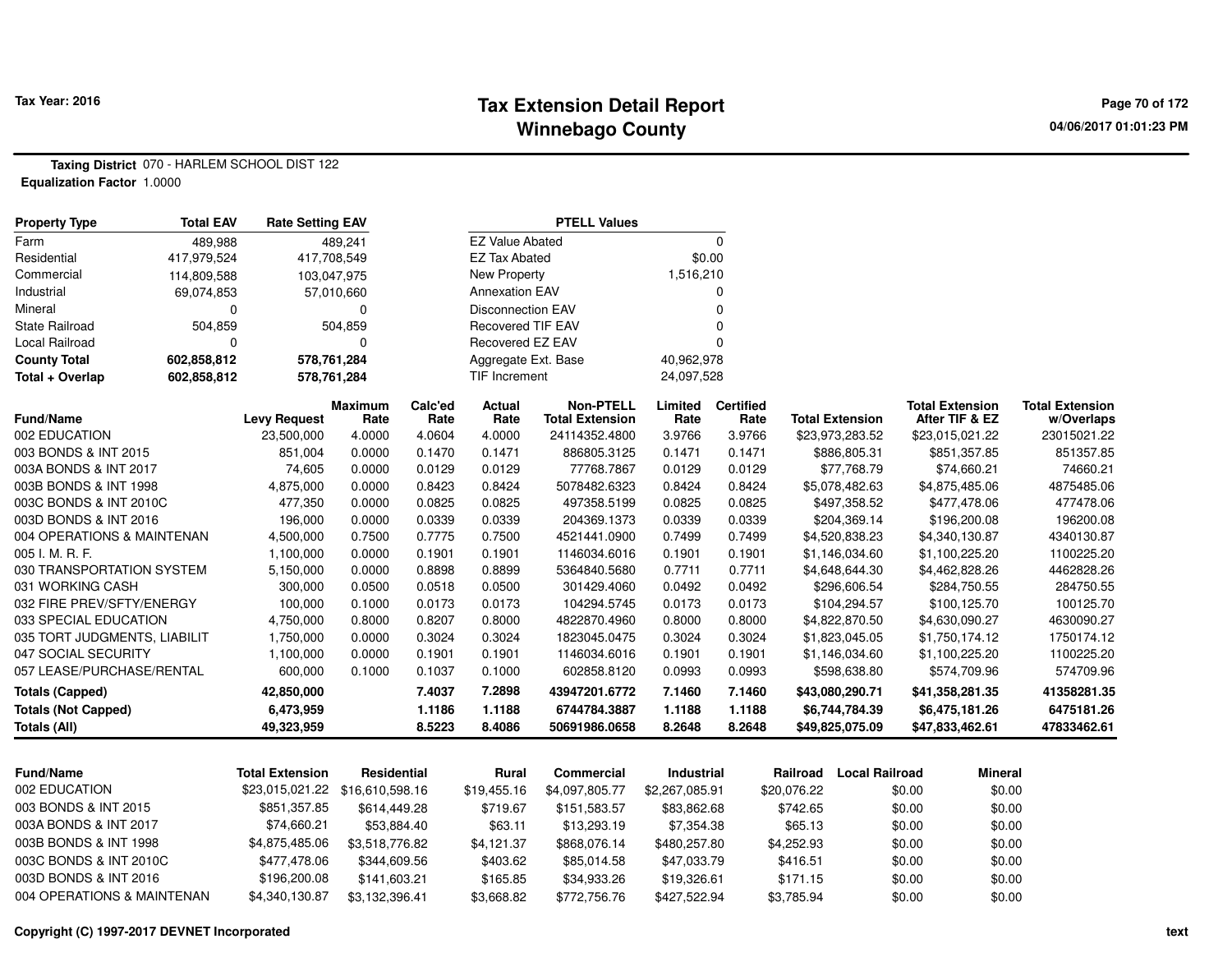# Tax Extension Detail Report

## Winnebago County

Tax Year: 2016

**Taxing District** 070 - HARLEM SCHOOL DIST 122
**Equalization Factor** 1.0000

| Property Type | Total EAV | Rate Setting EAV |
|---|---|---|
| Farm | 489,988 | 489,241 |
| Residential | 417,979,524 | 417,708,549 |
| Commercial | 114,809,588 | 103,047,975 |
| Industrial | 69,074,853 | 57,010,660 |
| Mineral | 0 | 0 |
| State Railroad | 504,859 | 504,859 |
| Local Railroad | 0 | 0 |
| **County Total** | **602,858,812** | **578,761,284** |
| **Total + Overlap** | **602,858,812** | **578,761,284** |

| PTELL Values | |
|---|---|
| EZ Value Abated | 0 |
| EZ Tax Abated | $0.00 |
| New Property | 1,516,210 |
| Annexation EAV | 0 |
| Disconnection EAV | 0 |
| Recovered TIF EAV | 0 |
| Recovered EZ EAV | 0 |
| Aggregate Ext. Base | 40,962,978 |
| TIF Increment | 24,097,528 |

| Fund/Name | Levy Request | Maximum Rate | Calc'ed Rate | Actual Rate | Non-PTELL Total Extension | Limited Rate | Certified Rate | Total Extension | Total Extension After TIF & EZ | Total Extension w/Overlaps |
|---|---|---|---|---|---|---|---|---|---|---|
| 002 EDUCATION | 23,500,000 | 4.0000 | 4.0604 | 4.0000 | 24114352.4800 | 3.9766 | 3.9766 | $23,973,283.52 | $23,015,021.22 | 23015021.22 |
| 003 BONDS & INT 2015 | 851,004 | 0.0000 | 0.1470 | 0.1471 | 886805.3125 | 0.1471 | 0.1471 | $886,805.31 | $851,357.85 | 851357.85 |
| 003A BONDS & INT 2017 | 74,605 | 0.0000 | 0.0129 | 0.0129 | 77768.7867 | 0.0129 | 0.0129 | $77,768.79 | $74,660.21 | 74660.21 |
| 003B BONDS & INT 1998 | 4,875,000 | 0.0000 | 0.8423 | 0.8424 | 5078482.6323 | 0.8424 | 0.8424 | $5,078,482.63 | $4,875,485.06 | 4875485.06 |
| 003C BONDS & INT 2010C | 477,350 | 0.0000 | 0.0825 | 0.0825 | 497358.5199 | 0.0825 | 0.0825 | $497,358.52 | $477,478.06 | 477478.06 |
| 003D BONDS & INT 2016 | 196,000 | 0.0000 | 0.0339 | 0.0339 | 204369.1373 | 0.0339 | 0.0339 | $204,369.14 | $196,200.08 | 196200.08 |
| 004 OPERATIONS & MAINTENAN | 4,500,000 | 0.7500 | 0.7775 | 0.7500 | 4521441.0900 | 0.7499 | 0.7499 | $4,520,838.23 | $4,340,130.87 | 4340130.87 |
| 005 I. M. R. F. | 1,100,000 | 0.0000 | 0.1901 | 0.1901 | 1146034.6016 | 0.1901 | 0.1901 | $1,146,034.60 | $1,100,225.20 | 1100225.20 |
| 030 TRANSPORTATION SYSTEM | 5,150,000 | 0.0000 | 0.8898 | 0.8899 | 5364840.5680 | 0.7711 | 0.7711 | $4,648,644.30 | $4,462,828.26 | 4462828.26 |
| 031 WORKING CASH | 300,000 | 0.0500 | 0.0518 | 0.0500 | 301429.4060 | 0.0492 | 0.0492 | $296,606.54 | $284,750.55 | 284750.55 |
| 032 FIRE PREV/SFTY/ENERGY | 100,000 | 0.1000 | 0.0173 | 0.0173 | 104294.5745 | 0.0173 | 0.0173 | $104,294.57 | $100,125.70 | 100125.70 |
| 033 SPECIAL EDUCATION | 4,750,000 | 0.8000 | 0.8207 | 0.8000 | 4822870.4960 | 0.8000 | 0.8000 | $4,822,870.50 | $4,630,090.27 | 4630090.27 |
| 035 TORT JUDGMENTS, LIABILIT | 1,750,000 | 0.0000 | 0.3024 | 0.3024 | 1823045.0475 | 0.3024 | 0.3024 | $1,823,045.05 | $1,750,174.12 | 1750174.12 |
| 047 SOCIAL SECURITY | 1,100,000 | 0.0000 | 0.1901 | 0.1901 | 1146034.6016 | 0.1901 | 0.1901 | $1,146,034.60 | $1,100,225.20 | 1100225.20 |
| 057 LEASE/PURCHASE/RENTAL | 600,000 | 0.1000 | 0.1037 | 0.1000 | 602858.8120 | 0.0993 | 0.0993 | $598,638.80 | $574,709.96 | 574709.96 |
| **Totals (Capped)** | **42,850,000** | | **7.4037** | **7.2898** | **43947201.6772** | **7.1460** | **7.1460** | **$43,080,290.71** | **$41,358,281.35** | **41358281.35** |
| **Totals (Not Capped)** | **6,473,959** | | **1.1186** | **1.1188** | **6744784.3887** | **1.1188** | **1.1188** | **$6,744,784.39** | **$6,475,181.26** | **6475181.26** |
| **Totals (All)** | **49,323,959** | | **8.5223** | **8.4086** | **50691986.0658** | **8.2648** | **8.2648** | **$49,825,075.09** | **$47,833,462.61** | **47833462.61** |

| Fund/Name | Total Extension | Residential | Rural | Commercial | Industrial | Railroad | Local Railroad | Mineral |
|---|---|---|---|---|---|---|---|---|
| 002 EDUCATION | $23,015,021.22 | $16,610,598.16 | $19,455.16 | $4,097,805.77 | $2,267,085.91 | $20,076.22 | $0.00 | $0.00 |
| 003 BONDS & INT 2015 | $851,357.85 | $614,449.28 | $719.67 | $151,583.57 | $83,862.68 | $742.65 | $0.00 | $0.00 |
| 003A BONDS & INT 2017 | $74,660.21 | $53,884.40 | $63.11 | $13,293.19 | $7,354.38 | $65.13 | $0.00 | $0.00 |
| 003B BONDS & INT 1998 | $4,875,485.06 | $3,518,776.82 | $4,121.37 | $868,076.14 | $480,257.80 | $4,252.93 | $0.00 | $0.00 |
| 003C BONDS & INT 2010C | $477,478.06 | $344,609.56 | $403.62 | $85,014.58 | $47,033.79 | $416.51 | $0.00 | $0.00 |
| 003D BONDS & INT 2016 | $196,200.08 | $141,603.21 | $165.85 | $34,933.26 | $19,326.61 | $171.15 | $0.00 | $0.00 |
| 004 OPERATIONS & MAINTENAN | $4,340,130.87 | $3,132,396.41 | $3,668.82 | $772,756.76 | $427,522.94 | $3,785.94 | $0.00 | $0.00 |

Copyright (C) 1997-2017 DEVNET Incorporated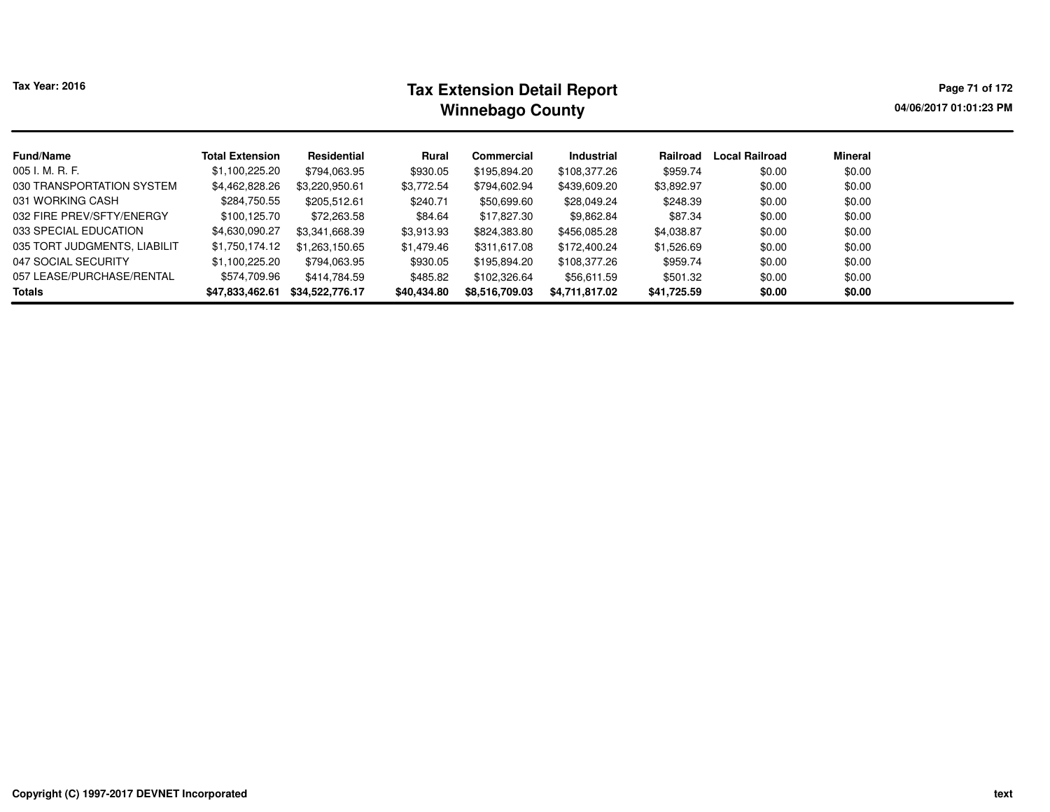Tax Year: 2016

# Tax Extension Detail Report
## Winnebago County

04/06/2017 01:01:23 PM

| Fund/Name | Total Extension | Residential | Rural | Commercial | Industrial | Railroad | Local Railroad | Mineral |
|---|---|---|---|---|---|---|---|---|
| 005 I. M. R. F. | $1,100,225.20 | $794,063.95 | $930.05 | $195,894.20 | $108,377.26 | $959.74 | $0.00 | $0.00 |
| 030 TRANSPORTATION SYSTEM | $4,462,828.26 | $3,220,950.61 | $3,772.54 | $794,602.94 | $439,609.20 | $3,892.97 | $0.00 | $0.00 |
| 031 WORKING CASH | $284,750.55 | $205,512.61 | $240.71 | $50,699.60 | $28,049.24 | $248.39 | $0.00 | $0.00 |
| 032 FIRE PREV/SFTY/ENERGY | $100,125.70 | $72,263.58 | $84.64 | $17,827.30 | $9,862.84 | $87.34 | $0.00 | $0.00 |
| 033 SPECIAL EDUCATION | $4,630,090.27 | $3,341,668.39 | $3,913.93 | $824,383.80 | $456,085.28 | $4,038.87 | $0.00 | $0.00 |
| 035 TORT JUDGMENTS, LIABILIT | $1,750,174.12 | $1,263,150.65 | $1,479.46 | $311,617.08 | $172,400.24 | $1,526.69 | $0.00 | $0.00 |
| 047 SOCIAL SECURITY | $1,100,225.20 | $794,063.95 | $930.05 | $195,894.20 | $108,377.26 | $959.74 | $0.00 | $0.00 |
| 057 LEASE/PURCHASE/RENTAL | $574,709.96 | $414,784.59 | $485.82 | $102,326.64 | $56,611.59 | $501.32 | $0.00 | $0.00 |
| **Totals** | **$47,833,462.61** | **$34,522,776.17** | **$40,434.80** | **$8,516,709.03** | **$4,711,817.02** | **$41,725.59** | **$0.00** | **$0.00** |

Copyright (C) 1997-2017 DEVNET Incorporated

text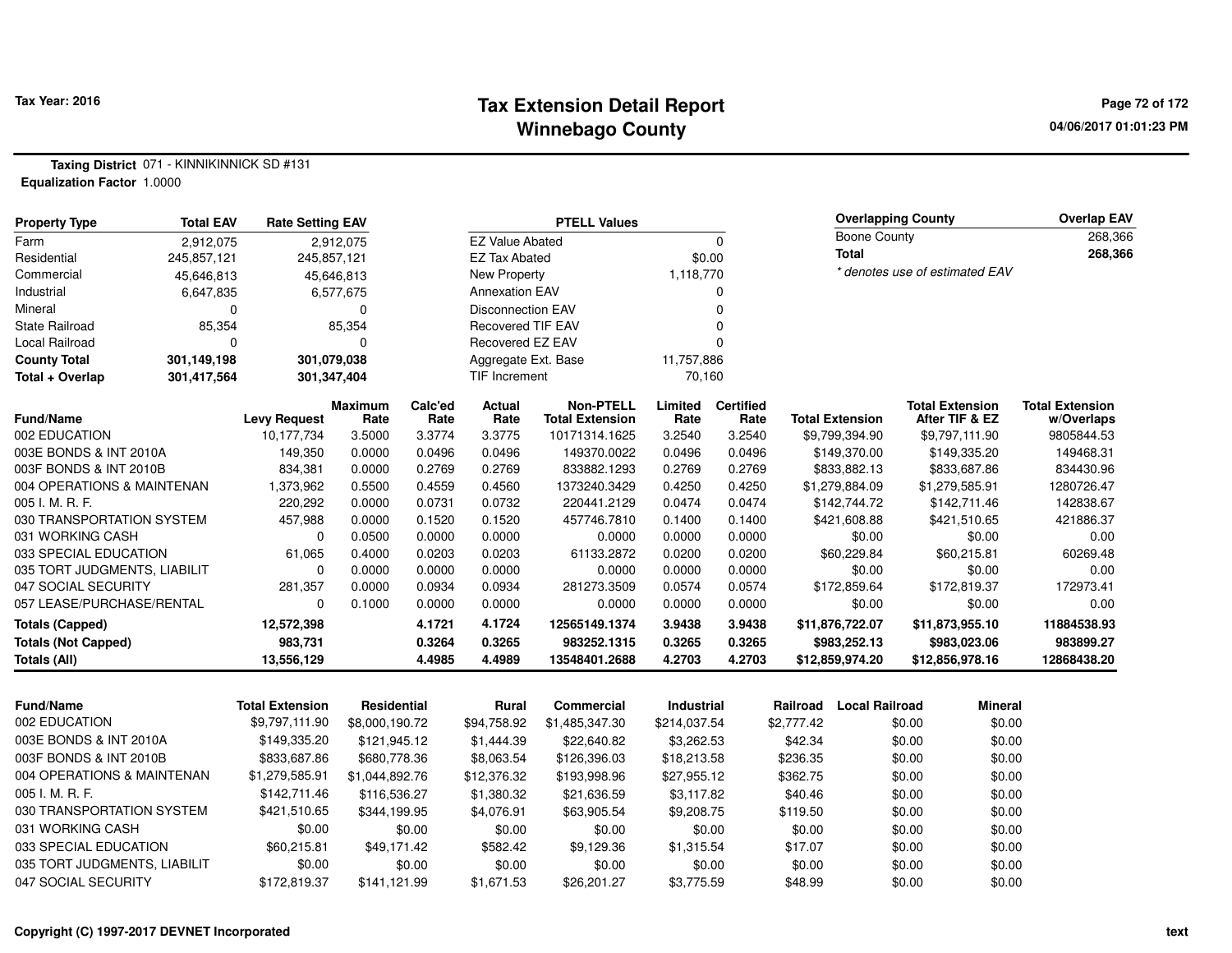# Tax Extension Detail Report
## Winnebago County

Tax Year: 2016

04/06/2017 01:01:23 PM

**Taxing District** 071 - KINNIKINNICK SD #131
**Equalization Factor** 1.0000

| Property Type | Total EAV | Rate Setting EAV |
|---|---|---|
| Farm | 2,912,075 | 2,912,075 |
| Residential | 245,857,121 | 245,857,121 |
| Commercial | 45,646,813 | 45,646,813 |
| Industrial | 6,647,835 | 6,577,675 |
| Mineral | 0 | 0 |
| State Railroad | 85,354 | 85,354 |
| Local Railroad | 0 | 0 |
| **County Total** | **301,149,198** | **301,079,038** |
| **Total + Overlap** | **301,417,564** | **301,347,404** |

| PTELL Values | |
|---|---|
| EZ Value Abated | 0 |
| EZ Tax Abated | $0.00 |
| New Property | 1,118,770 |
| Annexation EAV | 0 |
| Disconnection EAV | 0 |
| Recovered TIF EAV | 0 |
| Recovered EZ EAV | 0 |
| Aggregate Ext. Base | 11,757,886 |
| TIF Increment | 70,160 |

| Overlapping County | Overlap EAV |
|---|---|
| Boone County | 268,366 |
| **Total** | **268,366** |

*\* denotes use of estimated EAV*

| Fund/Name | Levy Request | Maximum Rate | Calc'ed Rate | Actual Rate | Non-PTELL Total Extension | Limited Rate | Certified Rate | Total Extension | Total Extension After TIF & EZ | Total Extension w/Overlaps |
|---|---|---|---|---|---|---|---|---|---|---|
| 002 EDUCATION | 10,177,734 | 3.5000 | 3.3774 | 3.3775 | 10171314.1625 | 3.2540 | 3.2540 | $9,799,394.90 | $9,797,111.90 | 9805844.53 |
| 003E BONDS & INT 2010A | 149,350 | 0.0000 | 0.0496 | 0.0496 | 149370.0022 | 0.0496 | 0.0496 | $149,370.00 | $149,335.20 | 149468.31 |
| 003F BONDS & INT 2010B | 834,381 | 0.0000 | 0.2769 | 0.2769 | 833882.1293 | 0.2769 | 0.2769 | $833,882.13 | $833,687.86 | 834430.96 |
| 004 OPERATIONS & MAINTENAN | 1,373,962 | 0.5500 | 0.4559 | 0.4560 | 1373240.3429 | 0.4250 | 0.4250 | $1,279,884.09 | $1,279,585.91 | 1280726.47 |
| 005 I. M. R. F. | 220,292 | 0.0000 | 0.0731 | 0.0732 | 220441.2129 | 0.0474 | 0.0474 | $142,744.72 | $142,711.46 | 142838.67 |
| 030 TRANSPORTATION SYSTEM | 457,988 | 0.0000 | 0.1520 | 0.1520 | 457746.7810 | 0.1400 | 0.1400 | $421,608.88 | $421,510.65 | 421886.37 |
| 031 WORKING CASH | 0 | 0.0500 | 0.0000 | 0.0000 | 0.0000 | 0.0000 | 0.0000 | $0.00 | $0.00 | 0.00 |
| 033 SPECIAL EDUCATION | 61,065 | 0.4000 | 0.0203 | 0.0203 | 61133.2872 | 0.0200 | 0.0200 | $60,229.84 | $60,215.81 | 60269.48 |
| 035 TORT JUDGMENTS, LIABILIT | 0 | 0.0000 | 0.0000 | 0.0000 | 0.0000 | 0.0000 | 0.0000 | $0.00 | $0.00 | 0.00 |
| 047 SOCIAL SECURITY | 281,357 | 0.0000 | 0.0934 | 0.0934 | 281273.3509 | 0.0574 | 0.0574 | $172,859.64 | $172,819.37 | 172973.41 |
| 057 LEASE/PURCHASE/RENTAL | 0 | 0.1000 | 0.0000 | 0.0000 | 0.0000 | 0.0000 | 0.0000 | $0.00 | $0.00 | 0.00 |
| **Totals (Capped)** | **12,572,398** | | **4.1721** | **4.1724** | **12565149.1374** | **3.9438** | **3.9438** | **$11,876,722.07** | **$11,873,955.10** | **11884538.93** |
| **Totals (Not Capped)** | **983,731** | | **0.3264** | **0.3265** | **983252.1315** | **0.3265** | **0.3265** | **$983,252.13** | **$983,023.06** | **983899.27** |
| **Totals (All)** | **13,556,129** | | **4.4985** | **4.4989** | **13548401.2688** | **4.2703** | **4.2703** | **$12,859,974.20** | **$12,856,978.16** | **12868438.20** |

| Fund/Name | Total Extension | Residential | Rural | Commercial | Industrial | Railroad | Local Railroad | Mineral |
|---|---|---|---|---|---|---|---|---|
| 002 EDUCATION | $9,797,111.90 | $8,000,190.72 | $94,758.92 | $1,485,347.30 | $214,037.54 | $2,777.42 | $0.00 | $0.00 |
| 003E BONDS & INT 2010A | $149,335.20 | $121,945.12 | $1,444.39 | $22,640.82 | $3,262.53 | $42.34 | $0.00 | $0.00 |
| 003F BONDS & INT 2010B | $833,687.86 | $680,778.36 | $8,063.54 | $126,396.03 | $18,213.58 | $236.35 | $0.00 | $0.00 |
| 004 OPERATIONS & MAINTENAN | $1,279,585.91 | $1,044,892.76 | $12,376.32 | $193,998.96 | $27,955.12 | $362.75 | $0.00 | $0.00 |
| 005 I. M. R. F. | $142,711.46 | $116,536.27 | $1,380.32 | $21,636.59 | $3,117.82 | $40.46 | $0.00 | $0.00 |
| 030 TRANSPORTATION SYSTEM | $421,510.65 | $344,199.95 | $4,076.91 | $63,905.54 | $9,208.75 | $119.50 | $0.00 | $0.00 |
| 031 WORKING CASH | $0.00 | $0.00 | $0.00 | $0.00 | $0.00 | $0.00 | $0.00 | $0.00 |
| 033 SPECIAL EDUCATION | $60,215.81 | $49,171.42 | $582.42 | $9,129.36 | $1,315.54 | $17.07 | $0.00 | $0.00 |
| 035 TORT JUDGMENTS, LIABILIT | $0.00 | $0.00 | $0.00 | $0.00 | $0.00 | $0.00 | $0.00 | $0.00 |
| 047 SOCIAL SECURITY | $172,819.37 | $141,121.99 | $1,671.53 | $26,201.27 | $3,775.59 | $48.99 | $0.00 | $0.00 |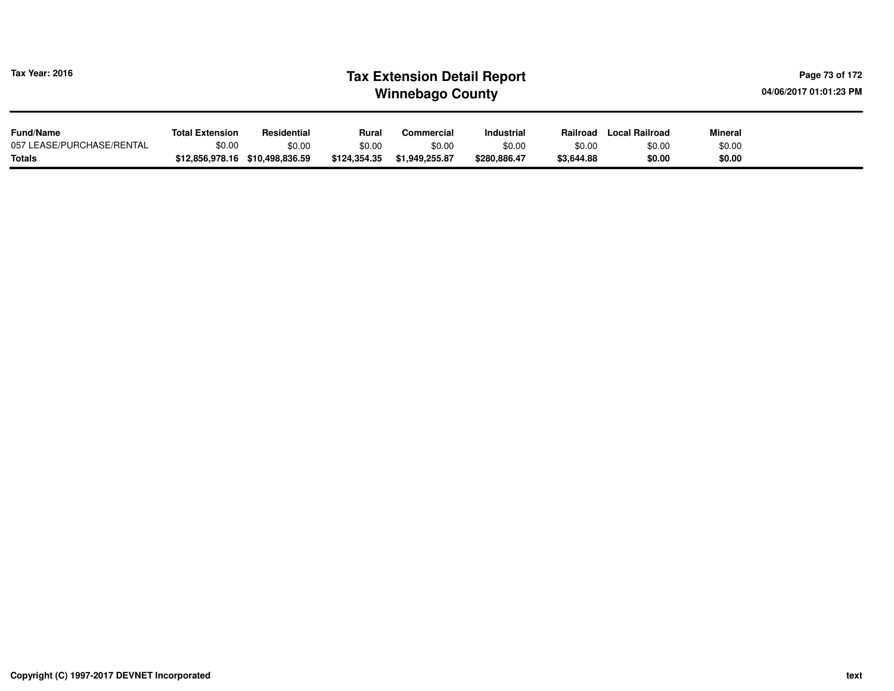| Fund/Name | Total Extension | Residential | Rural | Commercial | Industrial | Railroad | Local Railroad | Mineral |
|---|---|---|---|---|---|---|---|---|
| 057 LEASE/PURCHASE/RENTAL | $0.00 | $0.00 | $0.00 | $0.00 | $0.00 | $0.00 | $0.00 | $0.00 |
| **Totals** | **$12,856,978.16** | **$10,498,836.59** | **$124,354.35** | **$1,949,255.87** | **$280,886.47** | **$3,644.88** | **$0.00** | **$0.00** |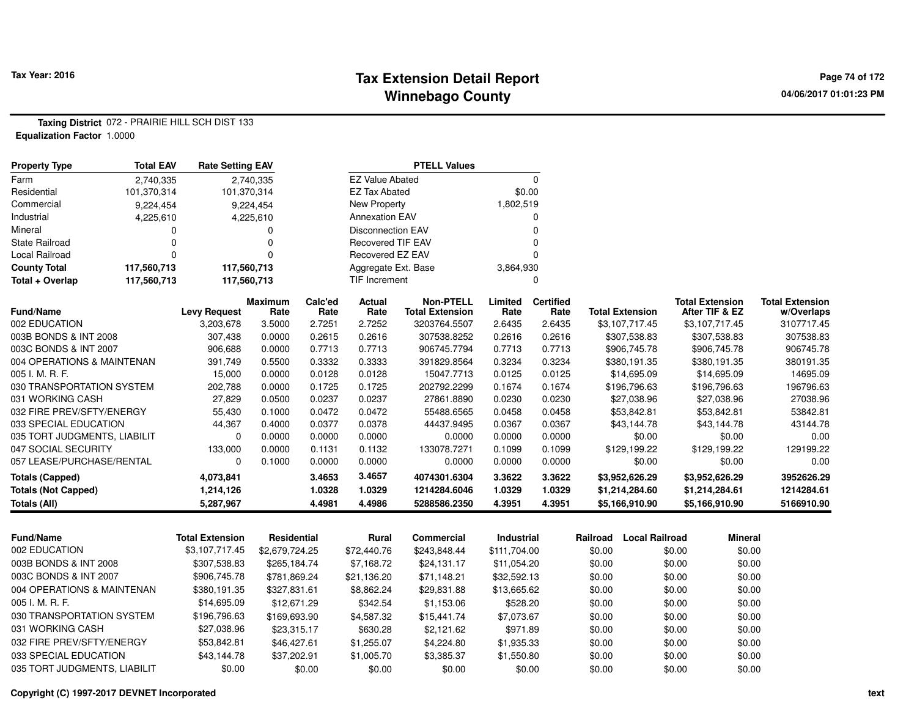Tax Year: 2016

# Tax Extension Detail Report
## Winnebago County

04/06/2017 01:01:23 PM

**Taxing District** 072 - PRAIRIE HILL SCH DIST 133
**Equalization Factor** 1.0000

| Property Type | Total EAV | Rate Setting EAV |
|---|---|---|
| Farm | 2,740,335 | 2,740,335 |
| Residential | 101,370,314 | 101,370,314 |
| Commercial | 9,224,454 | 9,224,454 |
| Industrial | 4,225,610 | 4,225,610 |
| Mineral | 0 | 0 |
| State Railroad | 0 | 0 |
| Local Railroad | 0 | 0 |
| **County Total** | **117,560,713** | **117,560,713** |
| **Total + Overlap** | **117,560,713** | **117,560,713** |

| PTELL Values | |
|---|---|
| EZ Value Abated | 0 |
| EZ Tax Abated | $0.00 |
| New Property | 1,802,519 |
| Annexation EAV | 0 |
| Disconnection EAV | 0 |
| Recovered TIF EAV | 0 |
| Recovered EZ EAV | 0 |
| Aggregate Ext. Base | 3,864,930 |
| TIF Increment | 0 |

| Fund/Name | Levy Request | Maximum Rate | Calc'ed Rate | Actual Rate | Non-PTELL Total Extension | Limited Rate | Certified Rate | Total Extension | Total Extension After TIF & EZ | Total Extension w/Overlaps |
|---|---|---|---|---|---|---|---|---|---|---|
| 002 EDUCATION | 3,203,678 | 3.5000 | 2.7251 | 2.7252 | 3203764.5507 | 2.6435 | 2.6435 | $3,107,717.45 | $3,107,717.45 | 3107717.45 |
| 003B BONDS & INT 2008 | 307,438 | 0.0000 | 0.2615 | 0.2616 | 307538.8252 | 0.2616 | 0.2616 | $307,538.83 | $307,538.83 | 307538.83 |
| 003C BONDS & INT 2007 | 906,688 | 0.0000 | 0.7713 | 0.7713 | 906745.7794 | 0.7713 | 0.7713 | $906,745.78 | $906,745.78 | 906745.78 |
| 004 OPERATIONS & MAINTENAN | 391,749 | 0.5500 | 0.3332 | 0.3333 | 391829.8564 | 0.3234 | 0.3234 | $380,191.35 | $380,191.35 | 380191.35 |
| 005 I. M. R. F. | 15,000 | 0.0000 | 0.0128 | 0.0128 | 15047.7713 | 0.0125 | 0.0125 | $14,695.09 | $14,695.09 | 14695.09 |
| 030 TRANSPORTATION SYSTEM | 202,788 | 0.0000 | 0.1725 | 0.1725 | 202792.2299 | 0.1674 | 0.1674 | $196,796.63 | $196,796.63 | 196796.63 |
| 031 WORKING CASH | 27,829 | 0.0500 | 0.0237 | 0.0237 | 27861.8890 | 0.0230 | 0.0230 | $27,038.96 | $27,038.96 | 27038.96 |
| 032 FIRE PREV/SFTY/ENERGY | 55,430 | 0.1000 | 0.0472 | 0.0472 | 55488.6565 | 0.0458 | 0.0458 | $53,842.81 | $53,842.81 | 53842.81 |
| 033 SPECIAL EDUCATION | 44,367 | 0.4000 | 0.0377 | 0.0378 | 44437.9495 | 0.0367 | 0.0367 | $43,144.78 | $43,144.78 | 43144.78 |
| 035 TORT JUDGMENTS, LIABILIT | 0 | 0.0000 | 0.0000 | 0.0000 | 0.0000 | 0.0000 | 0.0000 | $0.00 | $0.00 | 0.00 |
| 047 SOCIAL SECURITY | 133,000 | 0.0000 | 0.1131 | 0.1132 | 133078.7271 | 0.1099 | 0.1099 | $129,199.22 | $129,199.22 | 129199.22 |
| 057 LEASE/PURCHASE/RENTAL | 0 | 0.1000 | 0.0000 | 0.0000 | 0.0000 | 0.0000 | 0.0000 | $0.00 | $0.00 | 0.00 |
| **Totals (Capped)** | **4,073,841** | | **3.4653** | **3.4657** | **4074301.6304** | **3.3622** | **3.3622** | **$3,952,626.29** | **$3,952,626.29** | **3952626.29** |
| **Totals (Not Capped)** | **1,214,126** | | **1.0328** | **1.0329** | **1214284.6046** | **1.0329** | **1.0329** | **$1,214,284.60** | **$1,214,284.61** | **1214284.61** |
| **Totals (All)** | **5,287,967** | | **4.4981** | **4.4986** | **5288586.2350** | **4.3951** | **4.3951** | **$5,166,910.90** | **$5,166,910.90** | **5166910.90** |

| Fund/Name | Total Extension | Residential | Rural | Commercial | Industrial | Railroad | Local Railroad | Mineral |
|---|---|---|---|---|---|---|---|---|
| 002 EDUCATION | $3,107,717.45 | $2,679,724.25 | $72,440.76 | $243,848.44 | $111,704.00 | $0.00 | $0.00 | $0.00 |
| 003B BONDS & INT 2008 | $307,538.83 | $265,184.74 | $7,168.72 | $24,131.17 | $11,054.20 | $0.00 | $0.00 | $0.00 |
| 003C BONDS & INT 2007 | $906,745.78 | $781,869.24 | $21,136.20 | $71,148.21 | $32,592.13 | $0.00 | $0.00 | $0.00 |
| 004 OPERATIONS & MAINTENAN | $380,191.35 | $327,831.61 | $8,862.24 | $29,831.88 | $13,665.62 | $0.00 | $0.00 | $0.00 |
| 005 I. M. R. F. | $14,695.09 | $12,671.29 | $342.54 | $1,153.06 | $528.20 | $0.00 | $0.00 | $0.00 |
| 030 TRANSPORTATION SYSTEM | $196,796.63 | $169,693.90 | $4,587.32 | $15,441.74 | $7,073.67 | $0.00 | $0.00 | $0.00 |
| 031 WORKING CASH | $27,038.96 | $23,315.17 | $630.28 | $2,121.62 | $971.89 | $0.00 | $0.00 | $0.00 |
| 032 FIRE PREV/SFTY/ENERGY | $53,842.81 | $46,427.61 | $1,255.07 | $4,224.80 | $1,935.33 | $0.00 | $0.00 | $0.00 |
| 033 SPECIAL EDUCATION | $43,144.78 | $37,202.91 | $1,005.70 | $3,385.37 | $1,550.80 | $0.00 | $0.00 | $0.00 |
| 035 TORT JUDGMENTS, LIABILIT | $0.00 | $0.00 | $0.00 | $0.00 | $0.00 | $0.00 | $0.00 | $0.00 |

Copyright (C) 1997-2017 DEVNET Incorporated

text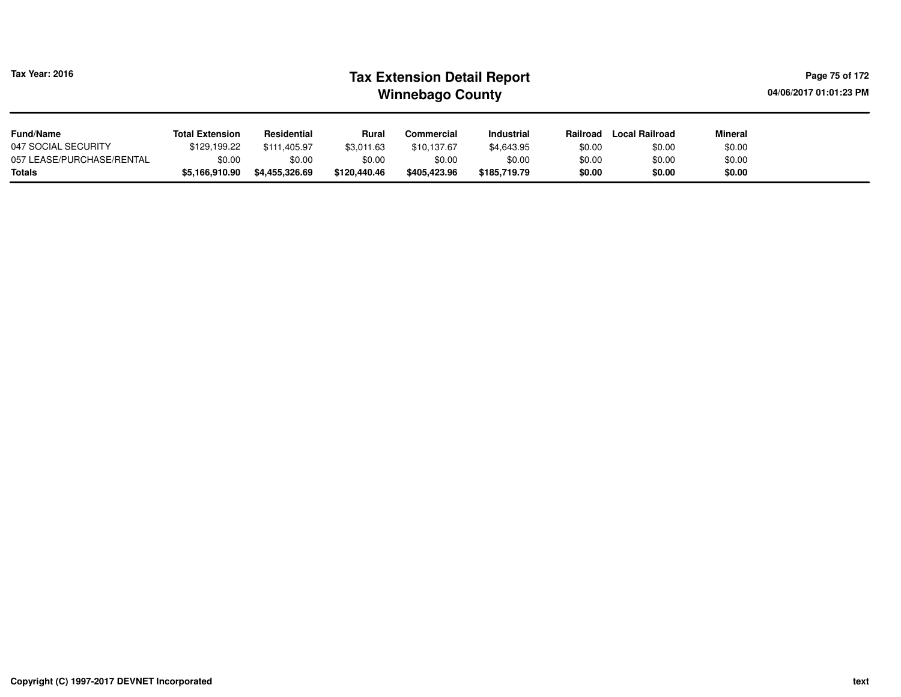| Fund/Name | Total Extension | Residential | Rural | Commercial | Industrial | Railroad | Local Railroad | Mineral |
|---|---|---|---|---|---|---|---|---|
| 047 SOCIAL SECURITY | $129,199.22 | $111,405.97 | $3,011.63 | $10,137.67 | $4,643.95 | $0.00 | $0.00 | $0.00 |
| 057 LEASE/PURCHASE/RENTAL | $0.00 | $0.00 | $0.00 | $0.00 | $0.00 | $0.00 | $0.00 | $0.00 |
| **Totals** | **$5,166,910.90** | **$4,455,326.69** | **$120,440.46** | **$405,423.96** | **$185,719.79** | **$0.00** | **$0.00** | **$0.00** |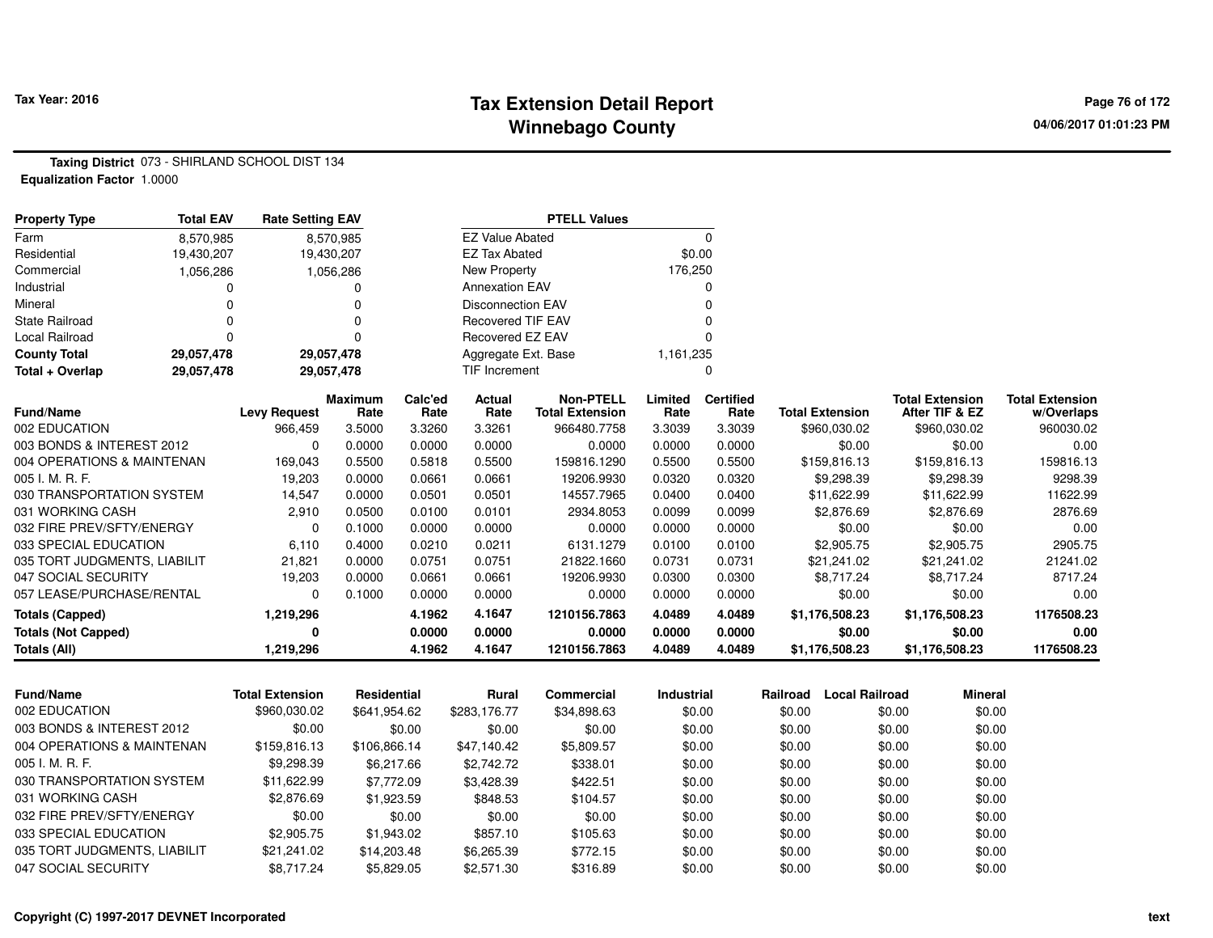# Tax Extension Detail Report

## Winnebago County

Tax Year: 2016

**Taxing District** 073 - SHIRLAND SCHOOL DIST 134

**Equalization Factor** 1.0000

| Property Type | Total EAV | Rate Setting EAV |
|---|---|---|
| Farm | 8,570,985 | 8,570,985 |
| Residential | 19,430,207 | 19,430,207 |
| Commercial | 1,056,286 | 1,056,286 |
| Industrial | 0 | 0 |
| Mineral | 0 | 0 |
| State Railroad | 0 | 0 |
| Local Railroad | 0 | 0 |
| **County Total** | **29,057,478** | **29,057,478** |
| **Total + Overlap** | **29,057,478** | **29,057,478** |

| PTELL Values | |
|---|---|
| EZ Value Abated | 0 |
| EZ Tax Abated | $0.00 |
| New Property | 176,250 |
| Annexation EAV | 0 |
| Disconnection EAV | 0 |
| Recovered TIF EAV | 0 |
| Recovered EZ EAV | 0 |
| Aggregate Ext. Base | 1,161,235 |
| TIF Increment | 0 |

| Fund/Name | Levy Request | Maximum Rate | Calc'ed Rate | Actual Rate | Non-PTELL Total Extension | Limited Rate | Certified Rate | Total Extension | Total Extension After TIF & EZ | Total Extension w/Overlaps |
|---|---|---|---|---|---|---|---|---|---|---|
| 002 EDUCATION | 966,459 | 3.5000 | 3.3260 | 3.3261 | 966480.7758 | 3.3039 | 3.3039 | $960,030.02 | $960,030.02 | 960030.02 |
| 003 BONDS & INTEREST 2012 | 0 | 0.0000 | 0.0000 | 0.0000 | 0.0000 | 0.0000 | 0.0000 | $0.00 | $0.00 | 0.00 |
| 004 OPERATIONS & MAINTENAN | 169,043 | 0.5500 | 0.5818 | 0.5500 | 159816.1290 | 0.5500 | 0.5500 | $159,816.13 | $159,816.13 | 159816.13 |
| 005 I. M. R. F. | 19,203 | 0.0000 | 0.0661 | 0.0661 | 19206.9930 | 0.0320 | 0.0320 | $9,298.39 | $9,298.39 | 9298.39 |
| 030 TRANSPORTATION SYSTEM | 14,547 | 0.0000 | 0.0501 | 0.0501 | 14557.7965 | 0.0400 | 0.0400 | $11,622.99 | $11,622.99 | 11622.99 |
| 031 WORKING CASH | 2,910 | 0.0500 | 0.0100 | 0.0101 | 2934.8053 | 0.0099 | 0.0099 | $2,876.69 | $2,876.69 | 2876.69 |
| 032 FIRE PREV/SFTY/ENERGY | 0 | 0.1000 | 0.0000 | 0.0000 | 0.0000 | 0.0000 | 0.0000 | $0.00 | $0.00 | 0.00 |
| 033 SPECIAL EDUCATION | 6,110 | 0.4000 | 0.0210 | 0.0211 | 6131.1279 | 0.0100 | 0.0100 | $2,905.75 | $2,905.75 | 2905.75 |
| 035 TORT JUDGMENTS, LIABILIT | 21,821 | 0.0000 | 0.0751 | 0.0751 | 21822.1660 | 0.0731 | 0.0731 | $21,241.02 | $21,241.02 | 21241.02 |
| 047 SOCIAL SECURITY | 19,203 | 0.0000 | 0.0661 | 0.0661 | 19206.9930 | 0.0300 | 0.0300 | $8,717.24 | $8,717.24 | 8717.24 |
| 057 LEASE/PURCHASE/RENTAL | 0 | 0.1000 | 0.0000 | 0.0000 | 0.0000 | 0.0000 | 0.0000 | $0.00 | $0.00 | 0.00 |
| **Totals (Capped)** | **1,219,296** | | **4.1962** | **4.1647** | **1210156.7863** | **4.0489** | **4.0489** | **$1,176,508.23** | **$1,176,508.23** | **1176508.23** |
| **Totals (Not Capped)** | **0** | | **0.0000** | **0.0000** | **0.0000** | **0.0000** | **0.0000** | **$0.00** | **$0.00** | **0.00** |
| **Totals (All)** | **1,219,296** | | **4.1962** | **4.1647** | **1210156.7863** | **4.0489** | **4.0489** | **$1,176,508.23** | **$1,176,508.23** | **1176508.23** |

| Fund/Name | Total Extension | Residential | Rural | Commercial | Industrial | Railroad | Local Railroad | Mineral |
|---|---|---|---|---|---|---|---|---|
| 002 EDUCATION | $960,030.02 | $641,954.62 | $283,176.77 | $34,898.63 | $0.00 | $0.00 | $0.00 | $0.00 |
| 003 BONDS & INTEREST 2012 | $0.00 | $0.00 | $0.00 | $0.00 | $0.00 | $0.00 | $0.00 | $0.00 |
| 004 OPERATIONS & MAINTENAN | $159,816.13 | $106,866.14 | $47,140.42 | $5,809.57 | $0.00 | $0.00 | $0.00 | $0.00 |
| 005 I. M. R. F. | $9,298.39 | $6,217.66 | $2,742.72 | $338.01 | $0.00 | $0.00 | $0.00 | $0.00 |
| 030 TRANSPORTATION SYSTEM | $11,622.99 | $7,772.09 | $3,428.39 | $422.51 | $0.00 | $0.00 | $0.00 | $0.00 |
| 031 WORKING CASH | $2,876.69 | $1,923.59 | $848.53 | $104.57 | $0.00 | $0.00 | $0.00 | $0.00 |
| 032 FIRE PREV/SFTY/ENERGY | $0.00 | $0.00 | $0.00 | $0.00 | $0.00 | $0.00 | $0.00 | $0.00 |
| 033 SPECIAL EDUCATION | $2,905.75 | $1,943.02 | $857.10 | $105.63 | $0.00 | $0.00 | $0.00 | $0.00 |
| 035 TORT JUDGMENTS, LIABILIT | $21,241.02 | $14,203.48 | $6,265.39 | $772.15 | $0.00 | $0.00 | $0.00 | $0.00 |
| 047 SOCIAL SECURITY | $8,717.24 | $5,829.05 | $2,571.30 | $316.89 | $0.00 | $0.00 | $0.00 | $0.00 |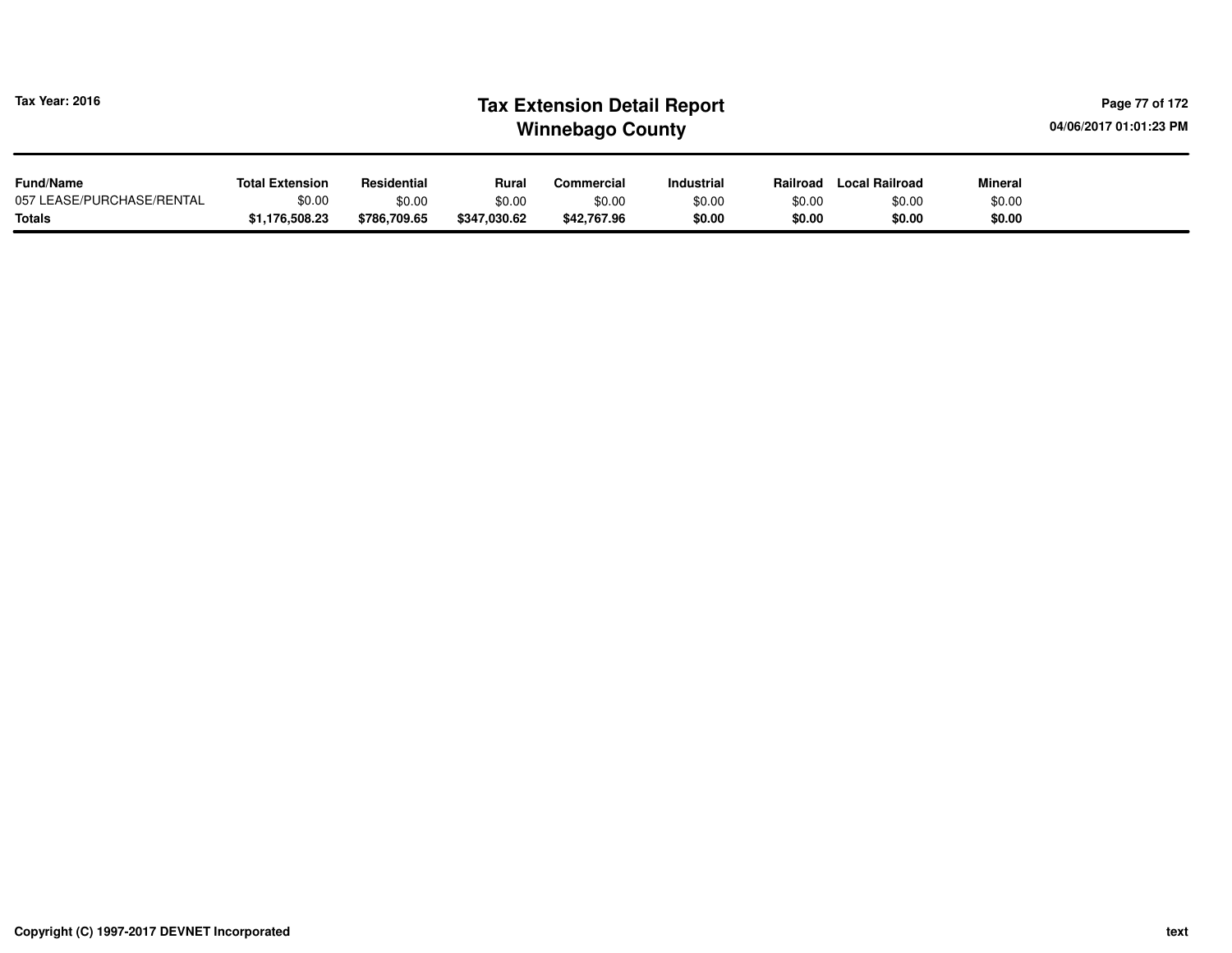| Fund/Name | Total Extension | Residential | Rural | Commercial | Industrial | Railroad | Local Railroad | Mineral |
|---|---|---|---|---|---|---|---|---|
| 057 LEASE/PURCHASE/RENTAL | $0.00 | $0.00 | $0.00 | $0.00 | $0.00 | $0.00 | $0.00 | $0.00 |
| **Totals** | **$1,176,508.23** | **$786,709.65** | **$347,030.62** | **$42,767.96** | **$0.00** | **$0.00** | **$0.00** | **$0.00** |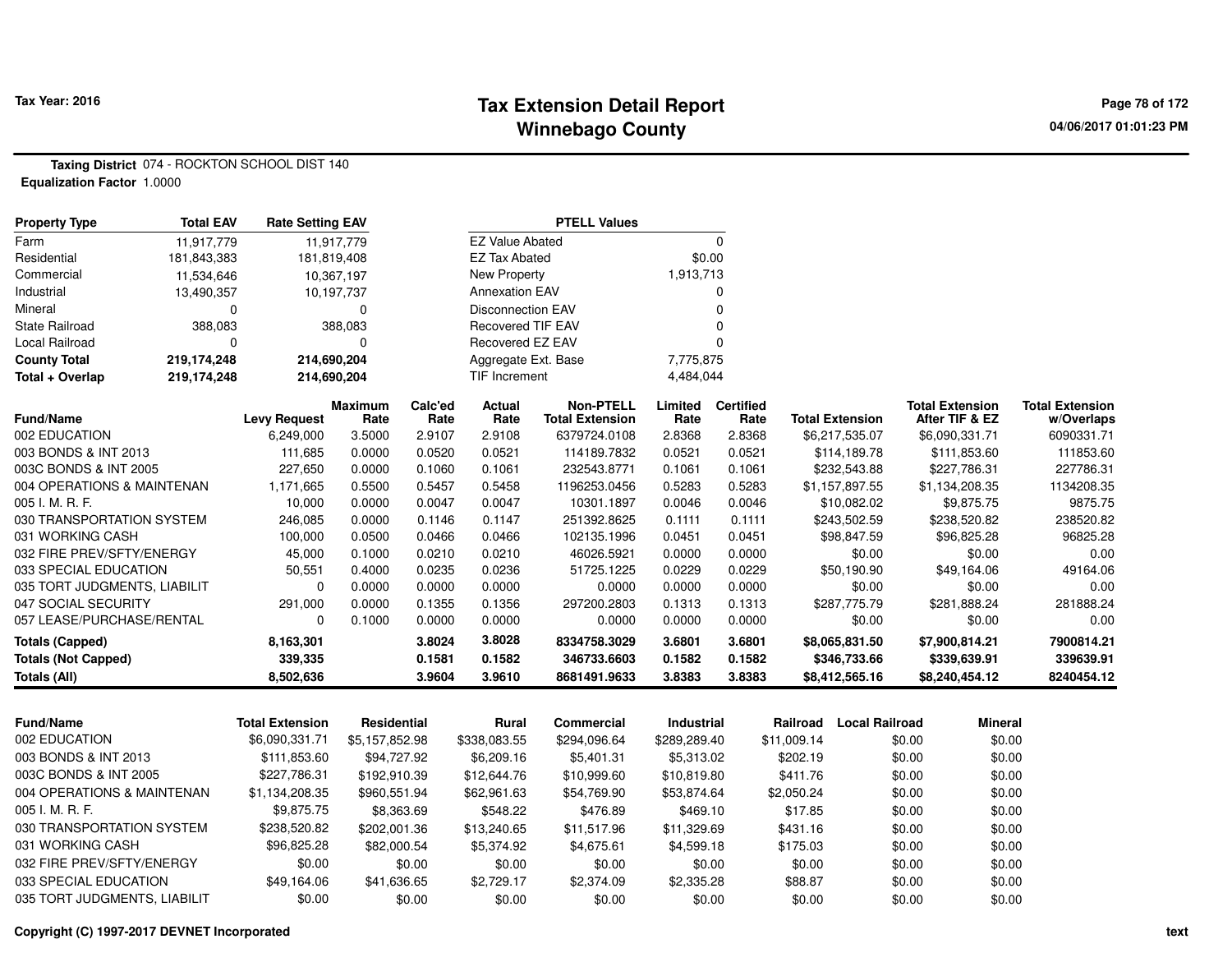# Tax Extension Detail Report
## Winnebago County

Tax Year: 2016

**Taxing District** 074 - ROCKTON SCHOOL DIST 140
**Equalization Factor** 1.0000

| Property Type | Total EAV | Rate Setting EAV |
|---|---|---|
| Farm | 11,917,779 | 11,917,779 |
| Residential | 181,843,383 | 181,819,408 |
| Commercial | 11,534,646 | 10,367,197 |
| Industrial | 13,490,357 | 10,197,737 |
| Mineral | 0 | 0 |
| State Railroad | 388,083 | 388,083 |
| Local Railroad | 0 | 0 |
| **County Total** | **219,174,248** | **214,690,204** |
| **Total + Overlap** | **219,174,248** | **214,690,204** |

| PTELL Values | |
|---|---|
| EZ Value Abated | 0 |
| EZ Tax Abated | $0.00 |
| New Property | 1,913,713 |
| Annexation EAV | 0 |
| Disconnection EAV | 0 |
| Recovered TIF EAV | 0 |
| Recovered EZ EAV | 0 |
| Aggregate Ext. Base | 7,775,875 |
| TIF Increment | 4,484,044 |

| Fund/Name | Levy Request | Maximum Rate | Calc'ed Rate | Actual Rate | Non-PTELL Total Extension | Limited Rate | Certified Rate | Total Extension | Total Extension After TIF & EZ | Total Extension w/Overlaps |
|---|---|---|---|---|---|---|---|---|---|---|
| 002 EDUCATION | 6,249,000 | 3.5000 | 2.9107 | 2.9108 | 6379724.0108 | 2.8368 | 2.8368 | $6,217,535.07 | $6,090,331.71 | 6090331.71 |
| 003 BONDS & INT 2013 | 111,685 | 0.0000 | 0.0520 | 0.0521 | 114189.7832 | 0.0521 | 0.0521 | $114,189.78 | $111,853.60 | 111853.60 |
| 003C BONDS & INT 2005 | 227,650 | 0.0000 | 0.1060 | 0.1061 | 232543.8771 | 0.1061 | 0.1061 | $232,543.88 | $227,786.31 | 227786.31 |
| 004 OPERATIONS & MAINTENAN | 1,171,665 | 0.5500 | 0.5457 | 0.5458 | 1196253.0456 | 0.5283 | 0.5283 | $1,157,897.55 | $1,134,208.35 | 1134208.35 |
| 005 I. M. R. F. | 10,000 | 0.0000 | 0.0047 | 0.0047 | 10301.1897 | 0.0046 | 0.0046 | $10,082.02 | $9,875.75 | 9875.75 |
| 030 TRANSPORTATION SYSTEM | 246,085 | 0.0000 | 0.1146 | 0.1147 | 251392.8625 | 0.1111 | 0.1111 | $243,502.59 | $238,520.82 | 238520.82 |
| 031 WORKING CASH | 100,000 | 0.0500 | 0.0466 | 0.0466 | 102135.1996 | 0.0451 | 0.0451 | $98,847.59 | $96,825.28 | 96825.28 |
| 032 FIRE PREV/SFTY/ENERGY | 45,000 | 0.1000 | 0.0210 | 0.0210 | 46026.5921 | 0.0000 | 0.0000 | $0.00 | $0.00 | 0.00 |
| 033 SPECIAL EDUCATION | 50,551 | 0.4000 | 0.0235 | 0.0236 | 51725.1225 | 0.0229 | 0.0229 | $50,190.90 | $49,164.06 | 49164.06 |
| 035 TORT JUDGMENTS, LIABILIT | 0 | 0.0000 | 0.0000 | 0.0000 | 0.0000 | 0.0000 | 0.0000 | $0.00 | $0.00 | 0.00 |
| 047 SOCIAL SECURITY | 291,000 | 0.0000 | 0.1355 | 0.1356 | 297200.2803 | 0.1313 | 0.1313 | $287,775.79 | $281,888.24 | 281888.24 |
| 057 LEASE/PURCHASE/RENTAL | 0 | 0.1000 | 0.0000 | 0.0000 | 0.0000 | 0.0000 | 0.0000 | $0.00 | $0.00 | 0.00 |
| **Totals (Capped)** | **8,163,301** | | **3.8024** | **3.8028** | **8334758.3029** | **3.6801** | **3.6801** | **$8,065,831.50** | **$7,900,814.21** | **7900814.21** |
| **Totals (Not Capped)** | **339,335** | | **0.1581** | **0.1582** | **346733.6603** | **0.1582** | **0.1582** | **$346,733.66** | **$339,639.91** | **339639.91** |
| **Totals (All)** | **8,502,636** | | **3.9604** | **3.9610** | **8681491.9633** | **3.8383** | **3.8383** | **$8,412,565.16** | **$8,240,454.12** | **8240454.12** |

| Fund/Name | Total Extension | Residential | Rural | Commercial | Industrial | Railroad | Local Railroad | Mineral |
|---|---|---|---|---|---|---|---|---|
| 002 EDUCATION | $6,090,331.71 | $5,157,852.98 | $338,083.55 | $294,096.64 | $289,289.40 | $11,009.14 | $0.00 | $0.00 |
| 003 BONDS & INT 2013 | $111,853.60 | $94,727.92 | $6,209.16 | $5,401.31 | $5,313.02 | $202.19 | $0.00 | $0.00 |
| 003C BONDS & INT 2005 | $227,786.31 | $192,910.39 | $12,644.76 | $10,999.60 | $10,819.80 | $411.76 | $0.00 | $0.00 |
| 004 OPERATIONS & MAINTENAN | $1,134,208.35 | $960,551.94 | $62,961.63 | $54,769.90 | $53,874.64 | $2,050.24 | $0.00 | $0.00 |
| 005 I. M. R. F. | $9,875.75 | $8,363.69 | $548.22 | $476.89 | $469.10 | $17.85 | $0.00 | $0.00 |
| 030 TRANSPORTATION SYSTEM | $238,520.82 | $202,001.36 | $13,240.65 | $11,517.96 | $11,329.69 | $431.16 | $0.00 | $0.00 |
| 031 WORKING CASH | $96,825.28 | $82,000.54 | $5,374.92 | $4,675.61 | $4,599.18 | $175.03 | $0.00 | $0.00 |
| 032 FIRE PREV/SFTY/ENERGY | $0.00 | $0.00 | $0.00 | $0.00 | $0.00 | $0.00 | $0.00 | $0.00 |
| 033 SPECIAL EDUCATION | $49,164.06 | $41,636.65 | $2,729.17 | $2,374.09 | $2,335.28 | $88.87 | $0.00 | $0.00 |
| 035 TORT JUDGMENTS, LIABILIT | $0.00 | $0.00 | $0.00 | $0.00 | $0.00 | $0.00 | $0.00 | $0.00 |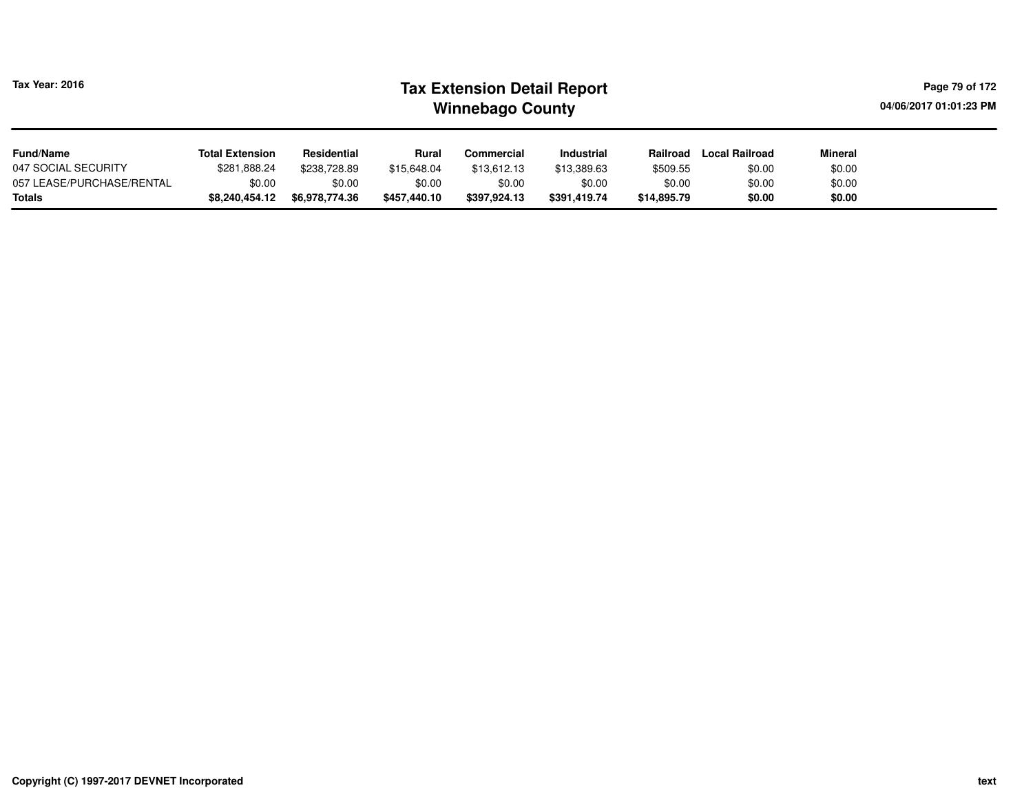| Fund/Name | Total Extension | Residential | Rural | Commercial | Industrial | Railroad | Local Railroad | Mineral |
|---|---|---|---|---|---|---|---|---|
| 047 SOCIAL SECURITY | $281,888.24 | $238,728.89 | $15,648.04 | $13,612.13 | $13,389.63 | $509.55 | $0.00 | $0.00 |
| 057 LEASE/PURCHASE/RENTAL | $0.00 | $0.00 | $0.00 | $0.00 | $0.00 | $0.00 | $0.00 | $0.00 |
| **Totals** | **$8,240,454.12** | **$6,978,774.36** | **$457,440.10** | **$397,924.13** | **$391,419.74** | **$14,895.79** | **$0.00** | **$0.00** |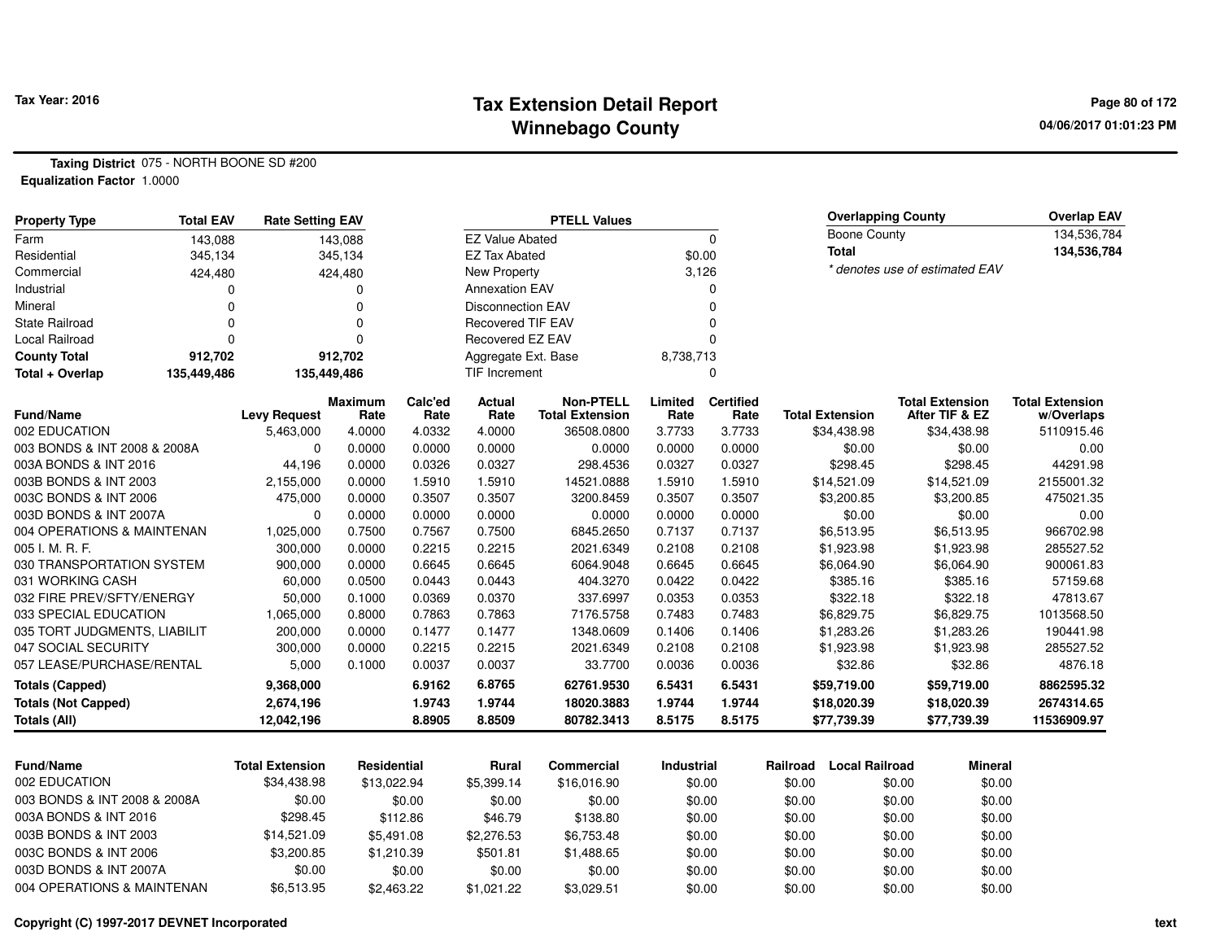# Tax Extension Detail Report
## Winnebago County

Tax Year: 2016

**Taxing District** 075 - NORTH BOONE SD #200
**Equalization Factor** 1.0000

| Property Type | Total EAV | Rate Setting EAV |
|---|---|---|
| Farm | 143,088 | 143,088 |
| Residential | 345,134 | 345,134 |
| Commercial | 424,480 | 424,480 |
| Industrial | 0 | 0 |
| Mineral | 0 | 0 |
| State Railroad | 0 | 0 |
| Local Railroad | 0 | 0 |
| **County Total** | **912,702** | **912,702** |
| **Total + Overlap** | **135,449,486** | **135,449,486** |

| PTELL Values | |
|---|---|
| EZ Value Abated | 0 |
| EZ Tax Abated | $0.00 |
| New Property | 3,126 |
| Annexation EAV | 0 |
| Disconnection EAV | 0 |
| Recovered TIF EAV | 0 |
| Recovered EZ EAV | 0 |
| Aggregate Ext. Base | 8,738,713 |
| TIF Increment | 0 |

| Overlapping County | Overlap EAV |
|---|---|
| Boone County | 134,536,784 |
| **Total** | **134,536,784** |

* denotes use of estimated EAV

| Fund/Name | Levy Request | Maximum Rate | Calc'ed Rate | Actual Rate | Non-PTELL Total Extension | Limited Rate | Certified Rate | Total Extension | Total Extension After TIF & EZ | Total Extension w/Overlaps |
|---|---|---|---|---|---|---|---|---|---|---|
| 002 EDUCATION | 5,463,000 | 4.0000 | 4.0332 | 4.0000 | 36508.0800 | 3.7733 | 3.7733 | $34,438.98 | $34,438.98 | 5110915.46 |
| 003 BONDS & INT 2008 & 2008A | 0 | 0.0000 | 0.0000 | 0.0000 | 0.0000 | 0.0000 | 0.0000 | $0.00 | $0.00 | 0.00 |
| 003A BONDS & INT 2016 | 44,196 | 0.0000 | 0.0326 | 0.0327 | 298.4536 | 0.0327 | 0.0327 | $298.45 | $298.45 | 44291.98 |
| 003B BONDS & INT 2003 | 2,155,000 | 0.0000 | 1.5910 | 1.5910 | 14521.0888 | 1.5910 | 1.5910 | $14,521.09 | $14,521.09 | 2155001.32 |
| 003C BONDS & INT 2006 | 475,000 | 0.0000 | 0.3507 | 0.3507 | 3200.8459 | 0.3507 | 0.3507 | $3,200.85 | $3,200.85 | 475021.35 |
| 003D BONDS & INT 2007A | 0 | 0.0000 | 0.0000 | 0.0000 | 0.0000 | 0.0000 | 0.0000 | $0.00 | $0.00 | 0.00 |
| 004 OPERATIONS & MAINTENAN | 1,025,000 | 0.7500 | 0.7567 | 0.7500 | 6845.2650 | 0.7137 | 0.7137 | $6,513.95 | $6,513.95 | 966702.98 |
| 005 I. M. R. F. | 300,000 | 0.0000 | 0.2215 | 0.2215 | 2021.6349 | 0.2108 | 0.2108 | $1,923.98 | $1,923.98 | 285527.52 |
| 030 TRANSPORTATION SYSTEM | 900,000 | 0.0000 | 0.6645 | 0.6645 | 6064.9048 | 0.6645 | 0.6645 | $6,064.90 | $6,064.90 | 900061.83 |
| 031 WORKING CASH | 60,000 | 0.0500 | 0.0443 | 0.0443 | 404.3270 | 0.0422 | 0.0422 | $385.16 | $385.16 | 57159.68 |
| 032 FIRE PREV/SFTY/ENERGY | 50,000 | 0.1000 | 0.0369 | 0.0370 | 337.6997 | 0.0353 | 0.0353 | $322.18 | $322.18 | 47813.67 |
| 033 SPECIAL EDUCATION | 1,065,000 | 0.8000 | 0.7863 | 0.7863 | 7176.5758 | 0.7483 | 0.7483 | $6,829.75 | $6,829.75 | 1013568.50 |
| 035 TORT JUDGMENTS, LIABILIT | 200,000 | 0.0000 | 0.1477 | 0.1477 | 1348.0609 | 0.1406 | 0.1406 | $1,283.26 | $1,283.26 | 190441.98 |
| 047 SOCIAL SECURITY | 300,000 | 0.0000 | 0.2215 | 0.2215 | 2021.6349 | 0.2108 | 0.2108 | $1,923.98 | $1,923.98 | 285527.52 |
| 057 LEASE/PURCHASE/RENTAL | 5,000 | 0.1000 | 0.0037 | 0.0037 | 33.7700 | 0.0036 | 0.0036 | $32.86 | $32.86 | 4876.18 |
| **Totals (Capped)** | **9,368,000** | | **6.9162** | **6.8765** | **62761.9530** | **6.5431** | **6.5431** | **$59,719.00** | **$59,719.00** | **8862595.32** |
| **Totals (Not Capped)** | **2,674,196** | | **1.9743** | **1.9744** | **18020.3883** | **1.9744** | **1.9744** | **$18,020.39** | **$18,020.39** | **2674314.65** |
| **Totals (All)** | **12,042,196** | | **8.8905** | **8.8509** | **80782.3413** | **8.5175** | **8.5175** | **$77,739.39** | **$77,739.39** | **11536909.97** |

| Fund/Name | Total Extension | Residential | Rural | Commercial | Industrial | Railroad | Local Railroad | Mineral |
|---|---|---|---|---|---|---|---|---|
| 002 EDUCATION | $34,438.98 | $13,022.94 | $5,399.14 | $16,016.90 | $0.00 | $0.00 | $0.00 | $0.00 |
| 003 BONDS & INT 2008 & 2008A | $0.00 | $0.00 | $0.00 | $0.00 | $0.00 | $0.00 | $0.00 | $0.00 |
| 003A BONDS & INT 2016 | $298.45 | $112.86 | $46.79 | $138.80 | $0.00 | $0.00 | $0.00 | $0.00 |
| 003B BONDS & INT 2003 | $14,521.09 | $5,491.08 | $2,276.53 | $6,753.48 | $0.00 | $0.00 | $0.00 | $0.00 |
| 003C BONDS & INT 2006 | $3,200.85 | $1,210.39 | $501.81 | $1,488.65 | $0.00 | $0.00 | $0.00 | $0.00 |
| 003D BONDS & INT 2007A | $0.00 | $0.00 | $0.00 | $0.00 | $0.00 | $0.00 | $0.00 | $0.00 |
| 004 OPERATIONS & MAINTENAN | $6,513.95 | $2,463.22 | $1,021.22 | $3,029.51 | $0.00 | $0.00 | $0.00 | $0.00 |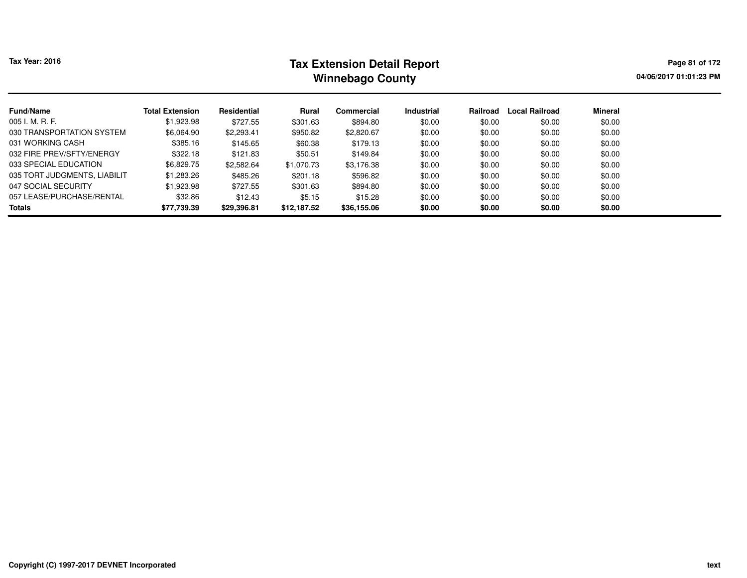# Tax Extension Detail Report
## Winnebago County

Tax Year: 2016

| Fund/Name | Total Extension | Residential | Rural | Commercial | Industrial | Railroad | Local Railroad | Mineral |
|---|---|---|---|---|---|---|---|---|
| 005 I. M. R. F. | $1,923.98 | $727.55 | $301.63 | $894.80 | $0.00 | $0.00 | $0.00 | $0.00 |
| 030 TRANSPORTATION SYSTEM | $6,064.90 | $2,293.41 | $950.82 | $2,820.67 | $0.00 | $0.00 | $0.00 | $0.00 |
| 031 WORKING CASH | $385.16 | $145.65 | $60.38 | $179.13 | $0.00 | $0.00 | $0.00 | $0.00 |
| 032 FIRE PREV/SFTY/ENERGY | $322.18 | $121.83 | $50.51 | $149.84 | $0.00 | $0.00 | $0.00 | $0.00 |
| 033 SPECIAL EDUCATION | $6,829.75 | $2,582.64 | $1,070.73 | $3,176.38 | $0.00 | $0.00 | $0.00 | $0.00 |
| 035 TORT JUDGMENTS, LIABILIT | $1,283.26 | $485.26 | $201.18 | $596.82 | $0.00 | $0.00 | $0.00 | $0.00 |
| 047 SOCIAL SECURITY | $1,923.98 | $727.55 | $301.63 | $894.80 | $0.00 | $0.00 | $0.00 | $0.00 |
| 057 LEASE/PURCHASE/RENTAL | $32.86 | $12.43 | $5.15 | $15.28 | $0.00 | $0.00 | $0.00 | $0.00 |
| **Totals** | **$77,739.39** | **$29,396.81** | **$12,187.52** | **$36,155.06** | **$0.00** | **$0.00** | **$0.00** | **$0.00** |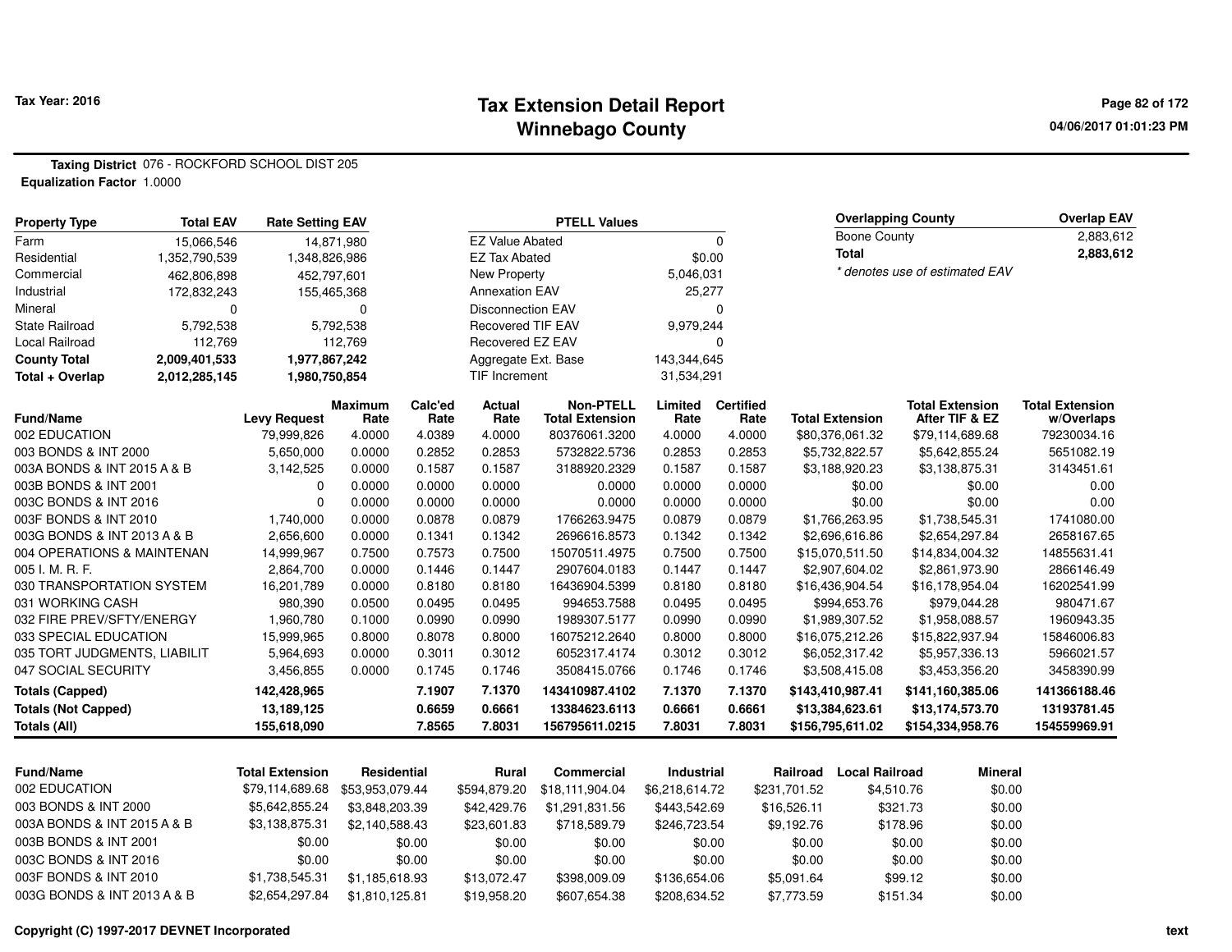# Tax Extension Detail Report
## Winnebago County

Tax Year: 2016

04/06/2017 01:01:23 PM

**Taxing District** 076 - ROCKFORD SCHOOL DIST 205
**Equalization Factor** 1.0000

| Property Type | Total EAV | Rate Setting EAV |
|---|---|---|
| Farm | 15,066,546 | 14,871,980 |
| Residential | 1,352,790,539 | 1,348,826,986 |
| Commercial | 462,806,898 | 452,797,601 |
| Industrial | 172,832,243 | 155,465,368 |
| Mineral | 0 | 0 |
| State Railroad | 5,792,538 | 5,792,538 |
| Local Railroad | 112,769 | 112,769 |
| **County Total** | **2,009,401,533** | **1,977,867,242** |
| **Total + Overlap** | **2,012,285,145** | **1,980,750,854** |

| PTELL Values | |
|---|---|
| EZ Value Abated | 0 |
| EZ Tax Abated | $0.00 |
| New Property | 5,046,031 |
| Annexation EAV | 25,277 |
| Disconnection EAV | 0 |
| Recovered TIF EAV | 9,979,244 |
| Recovered EZ EAV | 0 |
| Aggregate Ext. Base | 143,344,645 |
| TIF Increment | 31,534,291 |

| Overlapping County | Overlap EAV |
|---|---|
| Boone County | 2,883,612 |
| **Total** | **2,883,612** |

*\* denotes use of estimated EAV*

| Fund/Name | Levy Request | Maximum Rate | Calc'ed Rate | Actual Rate | Non-PTELL Total Extension | Limited Rate | Certified Rate | Total Extension | Total Extension After TIF & EZ | Total Extension w/Overlaps |
|---|---|---|---|---|---|---|---|---|---|---|
| 002 EDUCATION | 79,999,826 | 4.0000 | 4.0389 | 4.0000 | 80376061.3200 | 4.0000 | 4.0000 | $80,376,061.32 | $79,114,689.68 | 79230034.16 |
| 003 BONDS & INT 2000 | 5,650,000 | 0.0000 | 0.2852 | 0.2853 | 5732822.5736 | 0.2853 | 0.2853 | $5,732,822.57 | $5,642,855.24 | 5651082.19 |
| 003A BONDS & INT 2015 A & B | 3,142,525 | 0.0000 | 0.1587 | 0.1587 | 3188920.2329 | 0.1587 | 0.1587 | $3,188,920.23 | $3,138,875.31 | 3143451.61 |
| 003B BONDS & INT 2001 | 0 | 0.0000 | 0.0000 | 0.0000 | 0.0000 | 0.0000 | 0.0000 | $0.00 | $0.00 | 0.00 |
| 003C BONDS & INT 2016 | 0 | 0.0000 | 0.0000 | 0.0000 | 0.0000 | 0.0000 | 0.0000 | $0.00 | $0.00 | 0.00 |
| 003F BONDS & INT 2010 | 1,740,000 | 0.0000 | 0.0878 | 0.0879 | 1766263.9475 | 0.0879 | 0.0879 | $1,766,263.95 | $1,738,545.31 | 1741080.00 |
| 003G BONDS & INT 2013 A & B | 2,656,600 | 0.0000 | 0.1341 | 0.1342 | 2696616.8573 | 0.1342 | 0.1342 | $2,696,616.86 | $2,654,297.84 | 2658167.65 |
| 004 OPERATIONS & MAINTENAN | 14,999,967 | 0.7500 | 0.7573 | 0.7500 | 15070511.4975 | 0.7500 | 0.7500 | $15,070,511.50 | $14,834,004.32 | 14855631.41 |
| 005 I. M. R. F. | 2,864,700 | 0.0000 | 0.1446 | 0.1447 | 2907604.0183 | 0.1447 | 0.1447 | $2,907,604.02 | $2,861,973.90 | 2866146.49 |
| 030 TRANSPORTATION SYSTEM | 16,201,789 | 0.0000 | 0.8180 | 0.8180 | 16436904.5399 | 0.8180 | 0.8180 | $16,436,904.54 | $16,178,954.04 | 16202541.99 |
| 031 WORKING CASH | 980,390 | 0.0500 | 0.0495 | 0.0495 | 994653.7588 | 0.0495 | 0.0495 | $994,653.76 | $979,044.28 | 980471.67 |
| 032 FIRE PREV/SFTY/ENERGY | 1,960,780 | 0.1000 | 0.0990 | 0.0990 | 1989307.5177 | 0.0990 | 0.0990 | $1,989,307.52 | $1,958,088.57 | 1960943.35 |
| 033 SPECIAL EDUCATION | 15,999,965 | 0.8000 | 0.8078 | 0.8000 | 16075212.2640 | 0.8000 | 0.8000 | $16,075,212.26 | $15,822,937.94 | 15846006.83 |
| 035 TORT JUDGMENTS, LIABILIT | 5,964,693 | 0.0000 | 0.3011 | 0.3012 | 6052317.4174 | 0.3012 | 0.3012 | $6,052,317.42 | $5,957,336.13 | 5966021.57 |
| 047 SOCIAL SECURITY | 3,456,855 | 0.0000 | 0.1745 | 0.1746 | 3508415.0766 | 0.1746 | 0.1746 | $3,508,415.08 | $3,453,356.20 | 3458390.99 |
| **Totals (Capped)** | **142,428,965** | | **7.1907** | **7.1370** | **143410987.4102** | **7.1370** | **7.1370** | **$143,410,987.41** | **$141,160,385.06** | **141366188.46** |
| **Totals (Not Capped)** | **13,189,125** | | **0.6659** | **0.6661** | **13384623.6113** | **0.6661** | **0.6661** | **$13,384,623.61** | **$13,174,573.70** | **13193781.45** |
| **Totals (All)** | **155,618,090** | | **7.8565** | **7.8031** | **156795611.0215** | **7.8031** | **7.8031** | **$156,795,611.02** | **$154,334,958.76** | **154559969.91** |

| Fund/Name | Total Extension | Residential | Rural | Commercial | Industrial | Railroad | Local Railroad | Mineral |
|---|---|---|---|---|---|---|---|---|
| 002 EDUCATION | $79,114,689.68 | $53,953,079.44 | $594,879.20 | $18,111,904.04 | $6,218,614.72 | $231,701.52 | $4,510.76 | $0.00 |
| 003 BONDS & INT 2000 | $5,642,855.24 | $3,848,203.39 | $42,429.76 | $1,291,831.56 | $443,542.69 | $16,526.11 | $321.73 | $0.00 |
| 003A BONDS & INT 2015 A & B | $3,138,875.31 | $2,140,588.43 | $23,601.83 | $718,589.79 | $246,723.54 | $9,192.76 | $178.96 | $0.00 |
| 003B BONDS & INT 2001 | $0.00 | $0.00 | $0.00 | $0.00 | $0.00 | $0.00 | $0.00 | $0.00 |
| 003C BONDS & INT 2016 | $0.00 | $0.00 | $0.00 | $0.00 | $0.00 | $0.00 | $0.00 | $0.00 |
| 003F BONDS & INT 2010 | $1,738,545.31 | $1,185,618.93 | $13,072.47 | $398,009.09 | $136,654.06 | $5,091.64 | $99.12 | $0.00 |
| 003G BONDS & INT 2013 A & B | $2,654,297.84 | $1,810,125.81 | $19,958.20 | $607,654.38 | $208,634.52 | $7,773.59 | $151.34 | $0.00 |

Copyright (C) 1997-2017 DEVNET Incorporated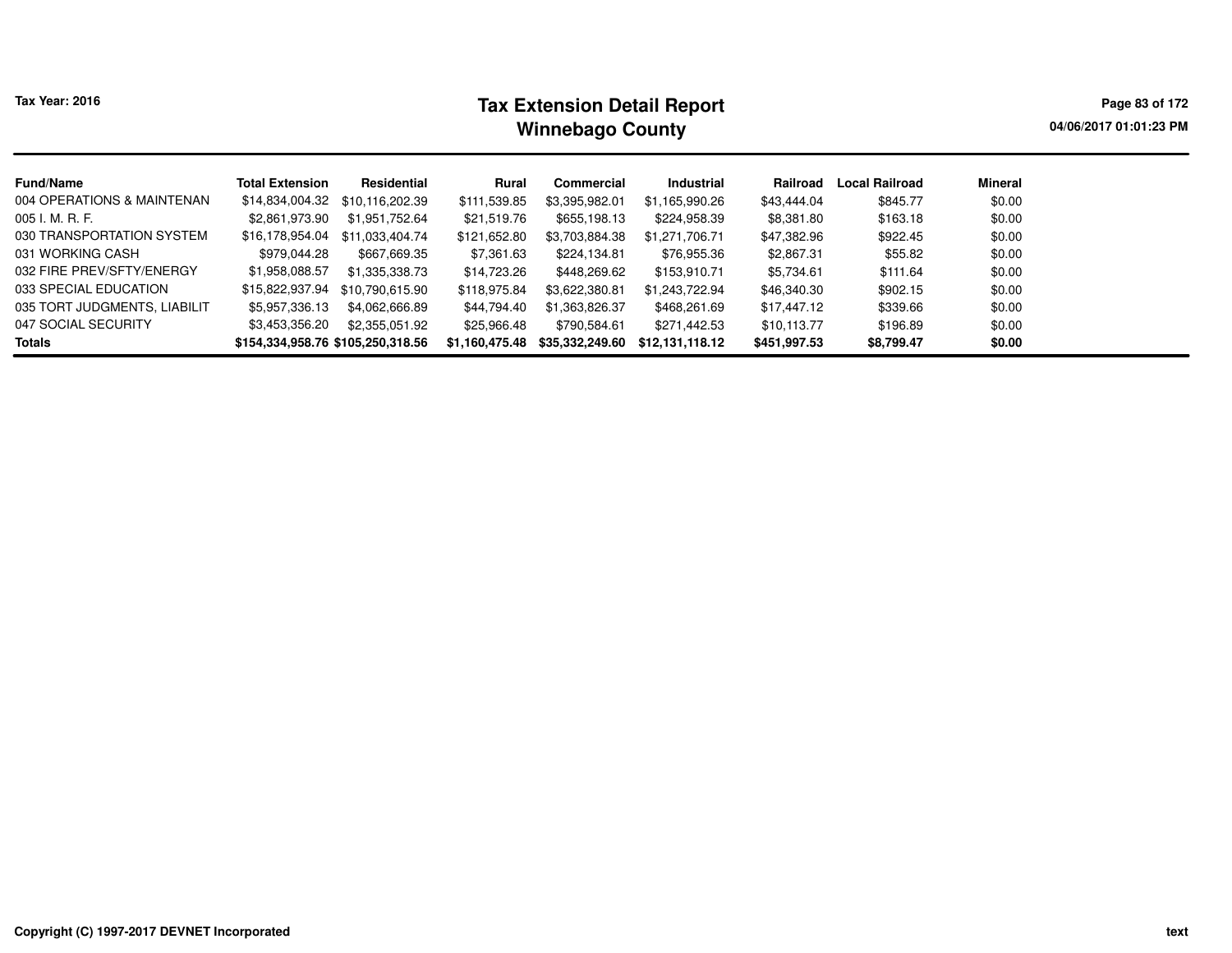# Tax Extension Detail Report
## Winnebago County

Tax Year: 2016

| Fund/Name | Total Extension | Residential | Rural | Commercial | Industrial | Railroad | Local Railroad | Mineral |
|---|---|---|---|---|---|---|---|---|
| 004 OPERATIONS & MAINTENAN | $14,834,004.32 | $10,116,202.39 | $111,539.85 | $3,395,982.01 | $1,165,990.26 | $43,444.04 | $845.77 | $0.00 |
| 005 I. M. R. F. | $2,861,973.90 | $1,951,752.64 | $21,519.76 | $655,198.13 | $224,958.39 | $8,381.80 | $163.18 | $0.00 |
| 030 TRANSPORTATION SYSTEM | $16,178,954.04 | $11,033,404.74 | $121,652.80 | $3,703,884.38 | $1,271,706.71 | $47,382.96 | $922.45 | $0.00 |
| 031 WORKING CASH | $979,044.28 | $667,669.35 | $7,361.63 | $224,134.81 | $76,955.36 | $2,867.31 | $55.82 | $0.00 |
| 032 FIRE PREV/SFTY/ENERGY | $1,958,088.57 | $1,335,338.73 | $14,723.26 | $448,269.62 | $153,910.71 | $5,734.61 | $111.64 | $0.00 |
| 033 SPECIAL EDUCATION | $15,822,937.94 | $10,790,615.90 | $118,975.84 | $3,622,380.81 | $1,243,722.94 | $46,340.30 | $902.15 | $0.00 |
| 035 TORT JUDGMENTS, LIABILIT | $5,957,336.13 | $4,062,666.89 | $44,794.40 | $1,363,826.37 | $468,261.69 | $17,447.12 | $339.66 | $0.00 |
| 047 SOCIAL SECURITY | $3,453,356.20 | $2,355,051.92 | $25,966.48 | $790,584.61 | $271,442.53 | $10,113.77 | $196.89 | $0.00 |
| **Totals** | **$154,334,958.76** | **$105,250,318.56** | **$1,160,475.48** | **$35,332,249.60** | **$12,131,118.12** | **$451,997.53** | **$8,799.47** | **$0.00** |

Copyright (C) 1997-2017 DEVNET Incorporated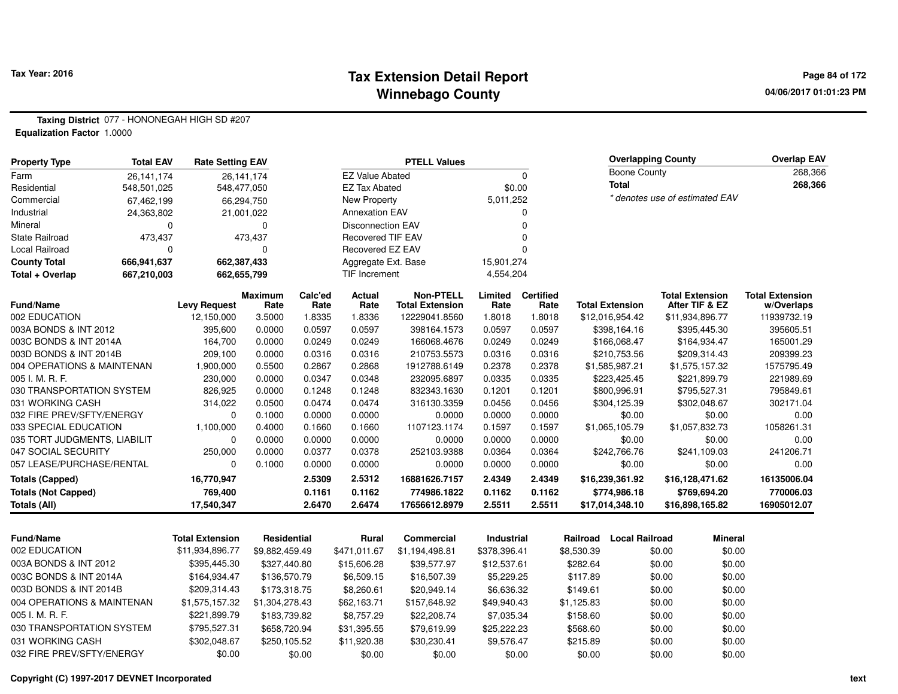# Tax Extension Detail Report
## Winnebago County

Tax Year: 2016

04/06/2017 01:01:23 PM

**Taxing District** 077 - HONONEGAH HIGH SD #207
**Equalization Factor** 1.0000

| Property Type | Total EAV | Rate Setting EAV |
|---|---|---|
| Farm | 26,141,174 | 26,141,174 |
| Residential | 548,501,025 | 548,477,050 |
| Commercial | 67,462,199 | 66,294,750 |
| Industrial | 24,363,802 | 21,001,022 |
| Mineral | 0 | 0 |
| State Railroad | 473,437 | 473,437 |
| Local Railroad | 0 | 0 |
| **County Total** | **666,941,637** | **662,387,433** |
| **Total + Overlap** | **667,210,003** | **662,655,799** |

| PTELL Values | |
|---|---|
| EZ Value Abated | 0 |
| EZ Tax Abated | $0.00 |
| New Property | 5,011,252 |
| Annexation EAV | 0 |
| Disconnection EAV | 0 |
| Recovered TIF EAV | 0 |
| Recovered EZ EAV | 0 |
| Aggregate Ext. Base | 15,901,274 |
| TIF Increment | 4,554,204 |

| Overlapping County | Overlap EAV |
|---|---|
| Boone County | 268,366 |
| **Total** | **268,366** |

*\* denotes use of estimated EAV*

| Fund/Name | Levy Request | Maximum Rate | Calc'ed Rate | Actual Rate | Non-PTELL Total Extension | Limited Rate | Certified Rate | Total Extension | Total Extension After TIF & EZ | Total Extension w/Overlaps |
|---|---|---|---|---|---|---|---|---|---|---|
| 002 EDUCATION | 12,150,000 | 3.5000 | 1.8335 | 1.8336 | 12229041.8560 | 1.8018 | 1.8018 | $12,016,954.42 | $11,934,896.77 | 11939732.19 |
| 003A BONDS & INT 2012 | 395,600 | 0.0000 | 0.0597 | 0.0597 | 398164.1573 | 0.0597 | 0.0597 | $398,164.16 | $395,445.30 | 395605.51 |
| 003C BONDS & INT 2014A | 164,700 | 0.0000 | 0.0249 | 0.0249 | 166068.4676 | 0.0249 | 0.0249 | $166,068.47 | $164,934.47 | 165001.29 |
| 003D BONDS & INT 2014B | 209,100 | 0.0000 | 0.0316 | 0.0316 | 210753.5573 | 0.0316 | 0.0316 | $210,753.56 | $209,314.43 | 209399.23 |
| 004 OPERATIONS & MAINTENAN | 1,900,000 | 0.5500 | 0.2867 | 0.2868 | 1912788.6149 | 0.2378 | 0.2378 | $1,585,987.21 | $1,575,157.32 | 1575795.49 |
| 005 I. M. R. F. | 230,000 | 0.0000 | 0.0347 | 0.0348 | 232095.6897 | 0.0335 | 0.0335 | $223,425.45 | $221,899.79 | 221989.69 |
| 030 TRANSPORTATION SYSTEM | 826,925 | 0.0000 | 0.1248 | 0.1248 | 832343.1630 | 0.1201 | 0.1201 | $800,996.91 | $795,527.31 | 795849.61 |
| 031 WORKING CASH | 314,022 | 0.0500 | 0.0474 | 0.0474 | 316130.3359 | 0.0456 | 0.0456 | $304,125.39 | $302,048.67 | 302171.04 |
| 032 FIRE PREV/SFTY/ENERGY | 0 | 0.1000 | 0.0000 | 0.0000 | 0.0000 | 0.0000 | 0.0000 | $0.00 | $0.00 | 0.00 |
| 033 SPECIAL EDUCATION | 1,100,000 | 0.4000 | 0.1660 | 0.1660 | 1107123.1174 | 0.1597 | 0.1597 | $1,065,105.79 | $1,057,832.73 | 1058261.31 |
| 035 TORT JUDGMENTS, LIABILIT | 0 | 0.0000 | 0.0000 | 0.0000 | 0.0000 | 0.0000 | 0.0000 | $0.00 | $0.00 | 0.00 |
| 047 SOCIAL SECURITY | 250,000 | 0.0000 | 0.0377 | 0.0378 | 252103.9388 | 0.0364 | 0.0364 | $242,766.76 | $241,109.03 | 241206.71 |
| 057 LEASE/PURCHASE/RENTAL | 0 | 0.1000 | 0.0000 | 0.0000 | 0.0000 | 0.0000 | 0.0000 | $0.00 | $0.00 | 0.00 |
| **Totals (Capped)** | **16,770,947** | | **2.5309** | **2.5312** | **16881626.7157** | **2.4349** | **2.4349** | **$16,239,361.92** | **$16,128,471.62** | **16135006.04** |
| **Totals (Not Capped)** | **769,400** | | **0.1161** | **0.1162** | **774986.1822** | **0.1162** | **0.1162** | **$774,986.18** | **$769,694.20** | **770006.03** |
| **Totals (All)** | **17,540,347** | | **2.6470** | **2.6474** | **17656612.8979** | **2.5511** | **2.5511** | **$17,014,348.10** | **$16,898,165.82** | **16905012.07** |

| Fund/Name | Total Extension | Residential | Rural | Commercial | Industrial | Railroad | Local Railroad | Mineral |
|---|---|---|---|---|---|---|---|---|
| 002 EDUCATION | $11,934,896.77 | $9,882,459.49 | $471,011.67 | $1,194,498.81 | $378,396.41 | $8,530.39 | $0.00 | $0.00 |
| 003A BONDS & INT 2012 | $395,445.30 | $327,440.80 | $15,606.28 | $39,577.97 | $12,537.61 | $282.64 | $0.00 | $0.00 |
| 003C BONDS & INT 2014A | $164,934.47 | $136,570.79 | $6,509.15 | $16,507.39 | $5,229.25 | $117.89 | $0.00 | $0.00 |
| 003D BONDS & INT 2014B | $209,314.43 | $173,318.75 | $8,260.61 | $20,949.14 | $6,636.32 | $149.61 | $0.00 | $0.00 |
| 004 OPERATIONS & MAINTENAN | $1,575,157.32 | $1,304,278.43 | $62,163.71 | $157,648.92 | $49,940.43 | $1,125.83 | $0.00 | $0.00 |
| 005 I. M. R. F. | $221,899.79 | $183,739.82 | $8,757.29 | $22,208.74 | $7,035.34 | $158.60 | $0.00 | $0.00 |
| 030 TRANSPORTATION SYSTEM | $795,527.31 | $658,720.94 | $31,395.55 | $79,619.99 | $25,222.23 | $568.60 | $0.00 | $0.00 |
| 031 WORKING CASH | $302,048.67 | $250,105.52 | $11,920.38 | $30,230.41 | $9,576.47 | $215.89 | $0.00 | $0.00 |
| 032 FIRE PREV/SFTY/ENERGY | $0.00 | $0.00 | $0.00 | $0.00 | $0.00 | $0.00 | $0.00 | $0.00 |

Copyright (C) 1997-2017 DEVNET Incorporated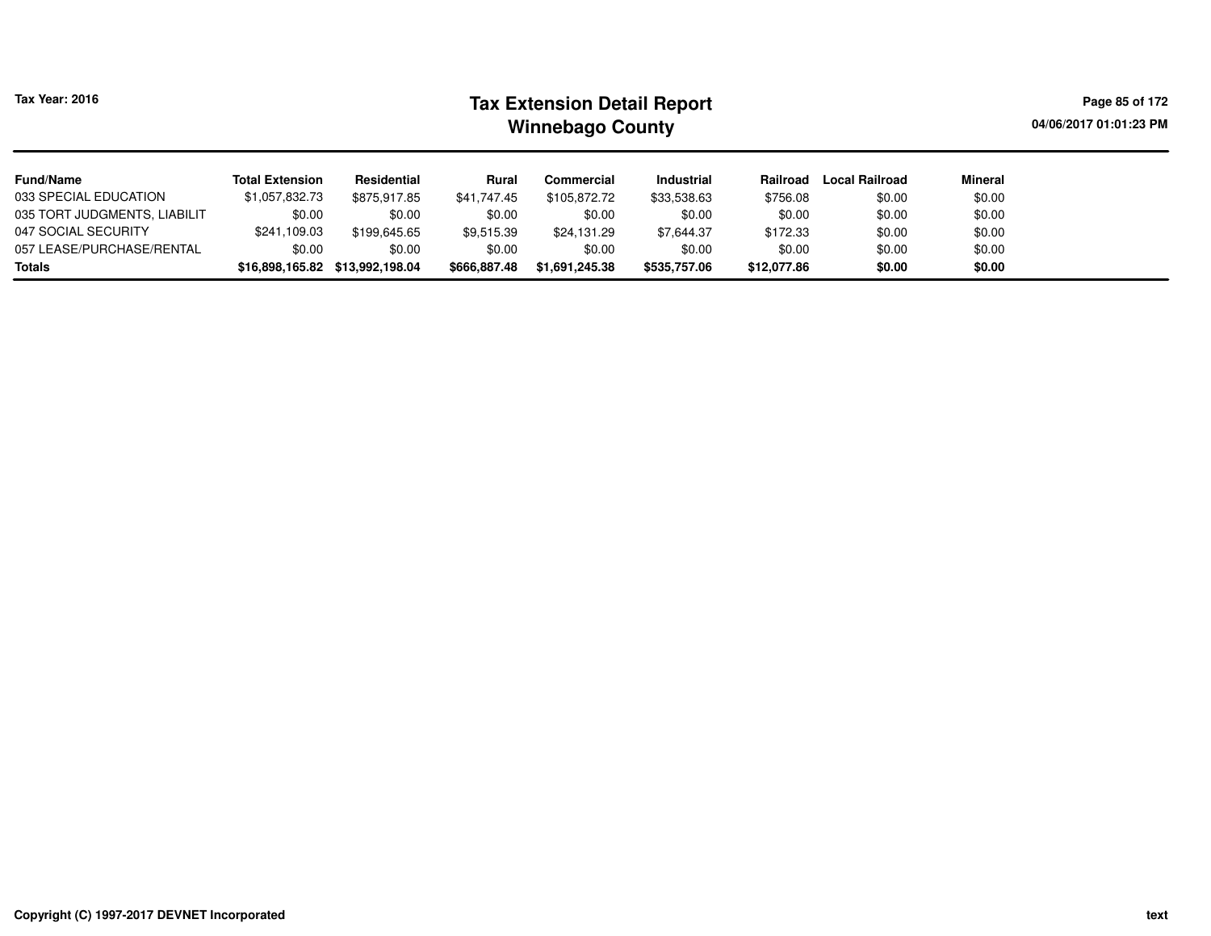Tax Year: 2016

# Tax Extension Detail Report
## Winnebago County

04/06/2017 01:01:23 PM

| Fund/Name | Total Extension | Residential | Rural | Commercial | Industrial | Railroad | Local Railroad | Mineral |
|---|---|---|---|---|---|---|---|---|
| 033 SPECIAL EDUCATION | $1,057,832.73 | $875,917.85 | $41,747.45 | $105,872.72 | $33,538.63 | $756.08 | $0.00 | $0.00 |
| 035 TORT JUDGMENTS, LIABILIT | $0.00 | $0.00 | $0.00 | $0.00 | $0.00 | $0.00 | $0.00 | $0.00 |
| 047 SOCIAL SECURITY | $241,109.03 | $199,645.65 | $9,515.39 | $24,131.29 | $7,644.37 | $172.33 | $0.00 | $0.00 |
| 057 LEASE/PURCHASE/RENTAL | $0.00 | $0.00 | $0.00 | $0.00 | $0.00 | $0.00 | $0.00 | $0.00 |
| **Totals** | **$16,898,165.82** | **$13,992,198.04** | **$666,887.48** | **$1,691,245.38** | **$535,757.06** | **$12,077.86** | **$0.00** | **$0.00** |

Copyright (C) 1997-2017 DEVNET Incorporated

text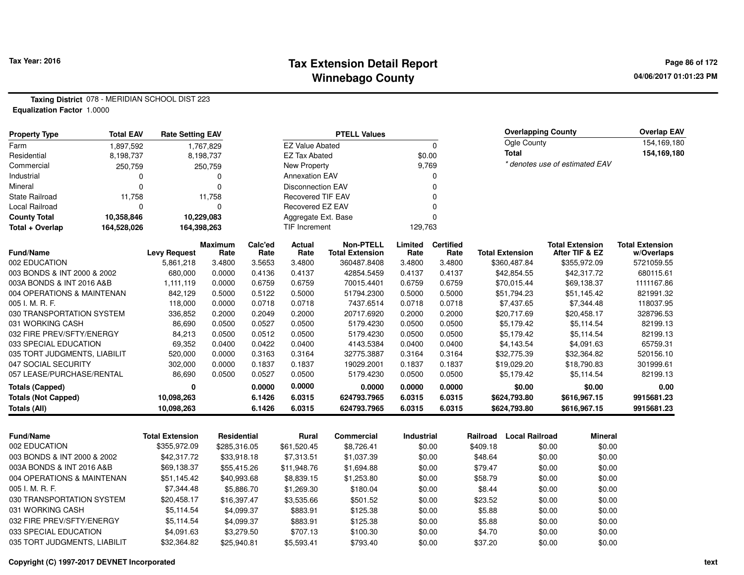# Tax Extension Detail Report
## Winnebago County

Tax Year: 2016

04/06/2017 01:01:23 PM

**Taxing District** 078 - MERIDIAN SCHOOL DIST 223
**Equalization Factor** 1.0000

| Property Type | Total EAV | Rate Setting EAV |
|---|---|---|
| Farm | 1,897,592 | 1,767,829 |
| Residential | 8,198,737 | 8,198,737 |
| Commercial | 250,759 | 250,759 |
| Industrial | 0 | 0 |
| Mineral | 0 | 0 |
| State Railroad | 11,758 | 11,758 |
| Local Railroad | 0 | 0 |
| **County Total** | **10,358,846** | **10,229,083** |
| **Total + Overlap** | **164,528,026** | **164,398,263** |

| PTELL Values | |
|---|---|
| EZ Value Abated | 0 |
| EZ Tax Abated | $0.00 |
| New Property | 9,769 |
| Annexation EAV | 0 |
| Disconnection EAV | 0 |
| Recovered TIF EAV | 0 |
| Recovered EZ EAV | 0 |
| Aggregate Ext. Base | 0 |
| TIF Increment | 129,763 |

| Overlapping County | Overlap EAV |
|---|---|
| Ogle County | 154,169,180 |
| **Total** | **154,169,180** |

*\* denotes use of estimated EAV*

| Fund/Name | Levy Request | Maximum Rate | Calc'ed Rate | Actual Rate | Non-PTELL Total Extension | Limited Rate | Certified Rate | Total Extension | Total Extension After TIF & EZ | Total Extension w/Overlaps |
|---|---|---|---|---|---|---|---|---|---|---|
| 002 EDUCATION | 5,861,218 | 3.4800 | 3.5653 | 3.4800 | 360487.8408 | 3.4800 | 3.4800 | $360,487.84 | $355,972.09 | 5721059.55 |
| 003 BONDS & INT 2000 & 2002 | 680,000 | 0.0000 | 0.4136 | 0.4137 | 42854.5459 | 0.4137 | 0.4137 | $42,854.55 | $42,317.72 | 680115.61 |
| 003A BONDS & INT 2016 A&B | 1,111,119 | 0.0000 | 0.6759 | 0.6759 | 70015.4401 | 0.6759 | 0.6759 | $70,015.44 | $69,138.37 | 1111167.86 |
| 004 OPERATIONS & MAINTENAN | 842,129 | 0.5000 | 0.5122 | 0.5000 | 51794.2300 | 0.5000 | 0.5000 | $51,794.23 | $51,145.42 | 821991.32 |
| 005 I. M. R. F. | 118,000 | 0.0000 | 0.0718 | 0.0718 | 7437.6514 | 0.0718 | 0.0718 | $7,437.65 | $7,344.48 | 118037.95 |
| 030 TRANSPORTATION SYSTEM | 336,852 | 0.2000 | 0.2049 | 0.2000 | 20717.6920 | 0.2000 | 0.2000 | $20,717.69 | $20,458.17 | 328796.53 |
| 031 WORKING CASH | 86,690 | 0.0500 | 0.0527 | 0.0500 | 5179.4230 | 0.0500 | 0.0500 | $5,179.42 | $5,114.54 | 82199.13 |
| 032 FIRE PREV/SFTY/ENERGY | 84,213 | 0.0500 | 0.0512 | 0.0500 | 5179.4230 | 0.0500 | 0.0500 | $5,179.42 | $5,114.54 | 82199.13 |
| 033 SPECIAL EDUCATION | 69,352 | 0.0400 | 0.0422 | 0.0400 | 4143.5384 | 0.0400 | 0.0400 | $4,143.54 | $4,091.63 | 65759.31 |
| 035 TORT JUDGMENTS, LIABILIT | 520,000 | 0.0000 | 0.3163 | 0.3164 | 32775.3887 | 0.3164 | 0.3164 | $32,775.39 | $32,364.82 | 520156.10 |
| 047 SOCIAL SECURITY | 302,000 | 0.0000 | 0.1837 | 0.1837 | 19029.2001 | 0.1837 | 0.1837 | $19,029.20 | $18,790.83 | 301999.61 |
| 057 LEASE/PURCHASE/RENTAL | 86,690 | 0.0500 | 0.0527 | 0.0500 | 5179.4230 | 0.0500 | 0.0500 | $5,179.42 | $5,114.54 | 82199.13 |
| **Totals (Capped)** | **0** | | **0.0000** | **0.0000** | **0.0000** | **0.0000** | **0.0000** | **$0.00** | **$0.00** | **0.00** |
| **Totals (Not Capped)** | **10,098,263** | | **6.1426** | **6.0315** | **624793.7965** | **6.0315** | **6.0315** | **$624,793.80** | **$616,967.15** | **9915681.23** |
| **Totals (All)** | **10,098,263** | | **6.1426** | **6.0315** | **624793.7965** | **6.0315** | **6.0315** | **$624,793.80** | **$616,967.15** | **9915681.23** |

| Fund/Name | Total Extension | Residential | Rural | Commercial | Industrial | Railroad | Local Railroad | Mineral |
|---|---|---|---|---|---|---|---|---|
| 002 EDUCATION | $355,972.09 | $285,316.05 | $61,520.45 | $8,726.41 | $0.00 | $409.18 | $0.00 | $0.00 |
| 003 BONDS & INT 2000 & 2002 | $42,317.72 | $33,918.18 | $7,313.51 | $1,037.39 | $0.00 | $48.64 | $0.00 | $0.00 |
| 003A BONDS & INT 2016 A&B | $69,138.37 | $55,415.26 | $11,948.76 | $1,694.88 | $0.00 | $79.47 | $0.00 | $0.00 |
| 004 OPERATIONS & MAINTENAN | $51,145.42 | $40,993.68 | $8,839.15 | $1,253.80 | $0.00 | $58.79 | $0.00 | $0.00 |
| 005 I. M. R. F. | $7,344.48 | $5,886.70 | $1,269.30 | $180.04 | $0.00 | $8.44 | $0.00 | $0.00 |
| 030 TRANSPORTATION SYSTEM | $20,458.17 | $16,397.47 | $3,535.66 | $501.52 | $0.00 | $23.52 | $0.00 | $0.00 |
| 031 WORKING CASH | $5,114.54 | $4,099.37 | $883.91 | $125.38 | $0.00 | $5.88 | $0.00 | $0.00 |
| 032 FIRE PREV/SFTY/ENERGY | $5,114.54 | $4,099.37 | $883.91 | $125.38 | $0.00 | $5.88 | $0.00 | $0.00 |
| 033 SPECIAL EDUCATION | $4,091.63 | $3,279.50 | $707.13 | $100.30 | $0.00 | $4.70 | $0.00 | $0.00 |
| 035 TORT JUDGMENTS, LIABILIT | $32,364.82 | $25,940.81 | $5,593.41 | $793.40 | $0.00 | $37.20 | $0.00 | $0.00 |

Copyright (C) 1997-2017 DEVNET Incorporated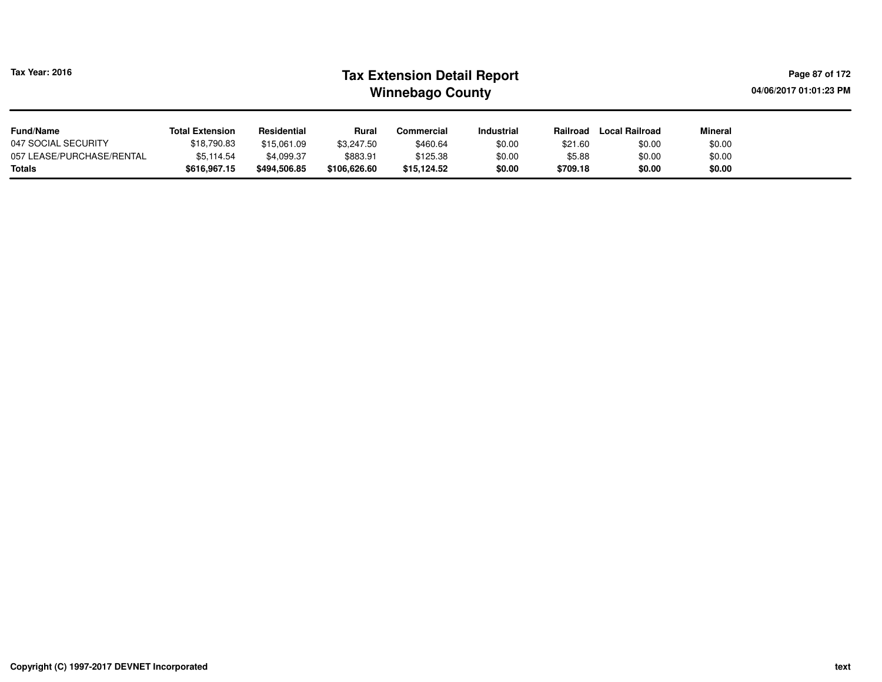| Fund/Name | Total Extension | Residential | Rural | Commercial | Industrial | Railroad | Local Railroad | Mineral |
|---|---|---|---|---|---|---|---|---|
| 047 SOCIAL SECURITY | $18,790.83 | $15,061.09 | $3,247.50 | $460.64 | $0.00 | $21.60 | $0.00 | $0.00 |
| 057 LEASE/PURCHASE/RENTAL | $5,114.54 | $4,099.37 | $883.91 | $125.38 | $0.00 | $5.88 | $0.00 | $0.00 |
| **Totals** | **$616,967.15** | **$494,506.85** | **$106,626.60** | **$15,124.52** | **$0.00** | **$709.18** | **$0.00** | **$0.00** |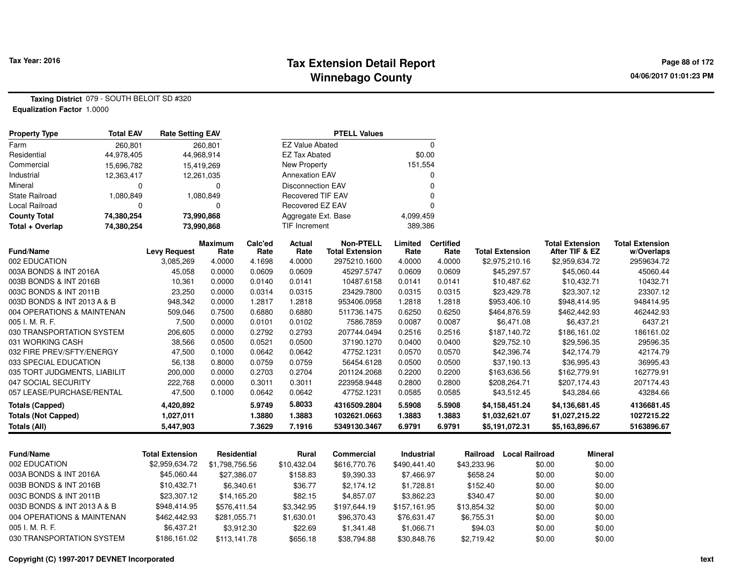# Tax Extension Detail Report
## Winnebago County

Tax Year: 2016

**Taxing District** 079 - SOUTH BELOIT SD #320
**Equalization Factor** 1.0000

| Property Type | Total EAV | Rate Setting EAV |
|---|---|---|
| Farm | 260,801 | 260,801 |
| Residential | 44,978,405 | 44,968,914 |
| Commercial | 15,696,782 | 15,419,269 |
| Industrial | 12,363,417 | 12,261,035 |
| Mineral | 0 | 0 |
| State Railroad | 1,080,849 | 1,080,849 |
| Local Railroad | 0 | 0 |
| **County Total** | **74,380,254** | **73,990,868** |
| **Total + Overlap** | **74,380,254** | **73,990,868** |

| PTELL Values | |
|---|---|
| EZ Value Abated | 0 |
| EZ Tax Abated | $0.00 |
| New Property | 151,554 |
| Annexation EAV | 0 |
| Disconnection EAV | 0 |
| Recovered TIF EAV | 0 |
| Recovered EZ EAV | 0 |
| Aggregate Ext. Base | 4,099,459 |
| TIF Increment | 389,386 |

| Fund/Name | Levy Request | Maximum Rate | Calc'ed Rate | Actual Rate | Non-PTELL Total Extension | Limited Rate | Certified Rate | Total Extension | Total Extension After TIF & EZ | Total Extension w/Overlaps |
|---|---|---|---|---|---|---|---|---|---|---|
| 002 EDUCATION | 3,085,269 | 4.0000 | 4.1698 | 4.0000 | 2975210.1600 | 4.0000 | 4.0000 | $2,975,210.16 | $2,959,634.72 | 2959634.72 |
| 003A BONDS & INT 2016A | 45,058 | 0.0000 | 0.0609 | 0.0609 | 45297.5747 | 0.0609 | 0.0609 | $45,297.57 | $45,060.44 | 45060.44 |
| 003B BONDS & INT 2016B | 10,361 | 0.0000 | 0.0140 | 0.0141 | 10487.6158 | 0.0141 | 0.0141 | $10,487.62 | $10,432.71 | 10432.71 |
| 003C BONDS & INT 2011B | 23,250 | 0.0000 | 0.0314 | 0.0315 | 23429.7800 | 0.0315 | 0.0315 | $23,429.78 | $23,307.12 | 23307.12 |
| 003D BONDS & INT 2013 A & B | 948,342 | 0.0000 | 1.2817 | 1.2818 | 953406.0958 | 1.2818 | 1.2818 | $953,406.10 | $948,414.95 | 948414.95 |
| 004 OPERATIONS & MAINTENAN | 509,046 | 0.7500 | 0.6880 | 0.6880 | 511736.1475 | 0.6250 | 0.6250 | $464,876.59 | $462,442.93 | 462442.93 |
| 005 I. M. R. F. | 7,500 | 0.0000 | 0.0101 | 0.0102 | 7586.7859 | 0.0087 | 0.0087 | $6,471.08 | $6,437.21 | 6437.21 |
| 030 TRANSPORTATION SYSTEM | 206,605 | 0.0000 | 0.2792 | 0.2793 | 207744.0494 | 0.2516 | 0.2516 | $187,140.72 | $186,161.02 | 186161.02 |
| 031 WORKING CASH | 38,566 | 0.0500 | 0.0521 | 0.0500 | 37190.1270 | 0.0400 | 0.0400 | $29,752.10 | $29,596.35 | 29596.35 |
| 032 FIRE PREV/SFTY/ENERGY | 47,500 | 0.1000 | 0.0642 | 0.0642 | 47752.1231 | 0.0570 | 0.0570 | $42,396.74 | $42,174.79 | 42174.79 |
| 033 SPECIAL EDUCATION | 56,138 | 0.8000 | 0.0759 | 0.0759 | 56454.6128 | 0.0500 | 0.0500 | $37,190.13 | $36,995.43 | 36995.43 |
| 035 TORT JUDGMENTS, LIABILIT | 200,000 | 0.0000 | 0.2703 | 0.2704 | 201124.2068 | 0.2200 | 0.2200 | $163,636.56 | $162,779.91 | 162779.91 |
| 047 SOCIAL SECURITY | 222,768 | 0.0000 | 0.3011 | 0.3011 | 223958.9448 | 0.2800 | 0.2800 | $208,264.71 | $207,174.43 | 207174.43 |
| 057 LEASE/PURCHASE/RENTAL | 47,500 | 0.1000 | 0.0642 | 0.0642 | 47752.1231 | 0.0585 | 0.0585 | $43,512.45 | $43,284.66 | 43284.66 |
| **Totals (Capped)** | **4,420,892** | | **5.9749** | **5.8033** | **4316509.2804** | **5.5908** | **5.5908** | **$4,158,451.24** | **$4,136,681.45** | **4136681.45** |
| **Totals (Not Capped)** | **1,027,011** | | **1.3880** | **1.3883** | **1032621.0663** | **1.3883** | **1.3883** | **$1,032,621.07** | **$1,027,215.22** | **1027215.22** |
| **Totals (All)** | **5,447,903** | | **7.3629** | **7.1916** | **5349130.3467** | **6.9791** | **6.9791** | **$5,191,072.31** | **$5,163,896.67** | **5163896.67** |

| Fund/Name | Total Extension | Residential | Rural | Commercial | Industrial | Railroad | Local Railroad | Mineral |
|---|---|---|---|---|---|---|---|---|
| 002 EDUCATION | $2,959,634.72 | $1,798,756.56 | $10,432.04 | $616,770.76 | $490,441.40 | $43,233.96 | $0.00 | $0.00 |
| 003A BONDS & INT 2016A | $45,060.44 | $27,386.07 | $158.83 | $9,390.33 | $7,466.97 | $658.24 | $0.00 | $0.00 |
| 003B BONDS & INT 2016B | $10,432.71 | $6,340.61 | $36.77 | $2,174.12 | $1,728.81 | $152.40 | $0.00 | $0.00 |
| 003C BONDS & INT 2011B | $23,307.12 | $14,165.20 | $82.15 | $4,857.07 | $3,862.23 | $340.47 | $0.00 | $0.00 |
| 003D BONDS & INT 2013 A & B | $948,414.95 | $576,411.54 | $3,342.95 | $197,644.19 | $157,161.95 | $13,854.32 | $0.00 | $0.00 |
| 004 OPERATIONS & MAINTENAN | $462,442.93 | $281,055.71 | $1,630.01 | $96,370.43 | $76,631.47 | $6,755.31 | $0.00 | $0.00 |
| 005 I. M. R. F. | $6,437.21 | $3,912.30 | $22.69 | $1,341.48 | $1,066.71 | $94.03 | $0.00 | $0.00 |
| 030 TRANSPORTATION SYSTEM | $186,161.02 | $113,141.78 | $656.18 | $38,794.88 | $30,848.76 | $2,719.42 | $0.00 | $0.00 |

Copyright (C) 1997-2017 DEVNET Incorporated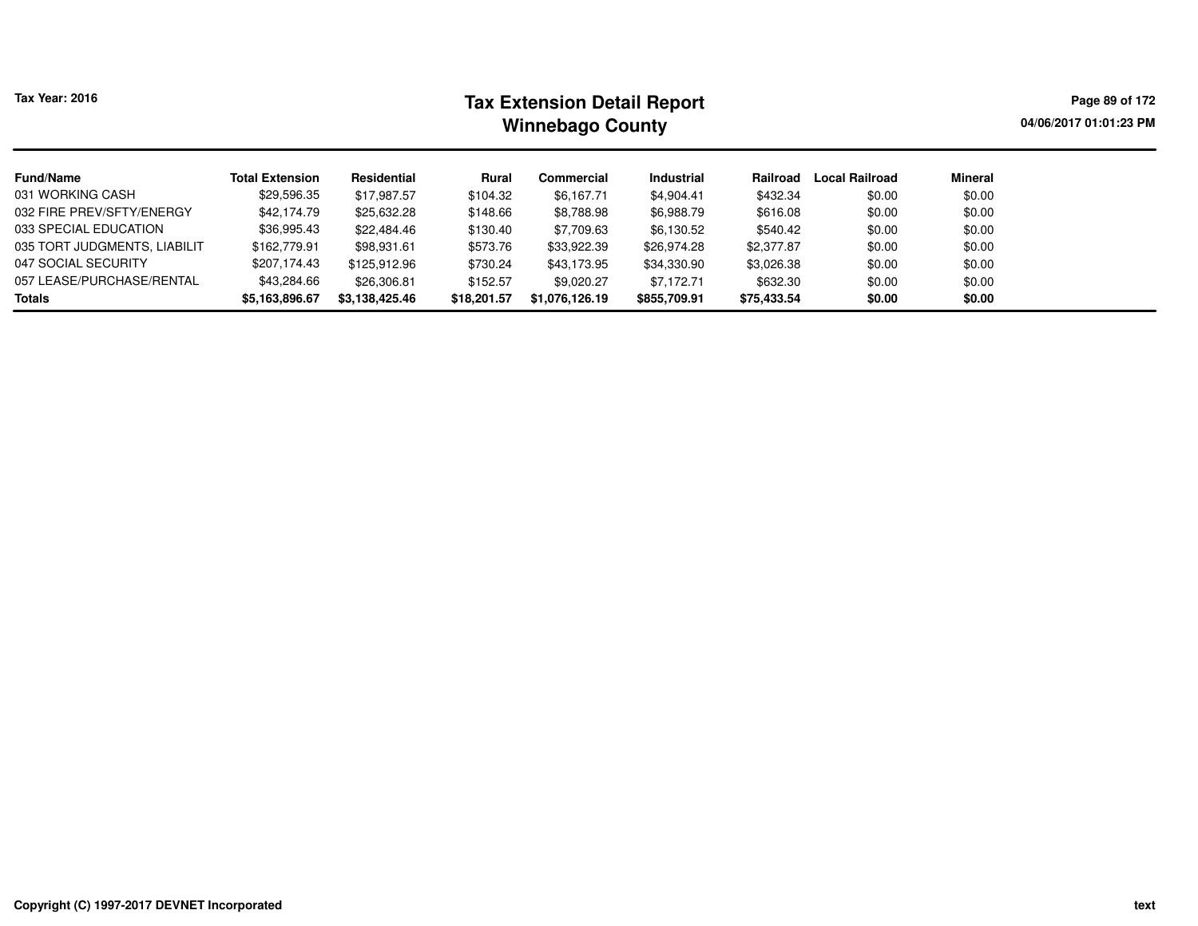| Fund/Name | Total Extension | Residential | Rural | Commercial | Industrial | Railroad | Local Railroad | Mineral |
|---|---|---|---|---|---|---|---|---|
| 031 WORKING CASH | $29,596.35 | $17,987.57 | $104.32 | $6,167.71 | $4,904.41 | $432.34 | $0.00 | $0.00 |
| 032 FIRE PREV/SFTY/ENERGY | $42,174.79 | $25,632.28 | $148.66 | $8,788.98 | $6,988.79 | $616.08 | $0.00 | $0.00 |
| 033 SPECIAL EDUCATION | $36,995.43 | $22,484.46 | $130.40 | $7,709.63 | $6,130.52 | $540.42 | $0.00 | $0.00 |
| 035 TORT JUDGMENTS, LIABILIT | $162,779.91 | $98,931.61 | $573.76 | $33,922.39 | $26,974.28 | $2,377.87 | $0.00 | $0.00 |
| 047 SOCIAL SECURITY | $207,174.43 | $125,912.96 | $730.24 | $43,173.95 | $34,330.90 | $3,026.38 | $0.00 | $0.00 |
| 057 LEASE/PURCHASE/RENTAL | $43,284.66 | $26,306.81 | $152.57 | $9,020.27 | $7,172.71 | $632.30 | $0.00 | $0.00 |
| **Totals** | **$5,163,896.67** | **$3,138,425.46** | **$18,201.57** | **$1,076,126.19** | **$855,709.91** | **$75,433.54** | **$0.00** | **$0.00** |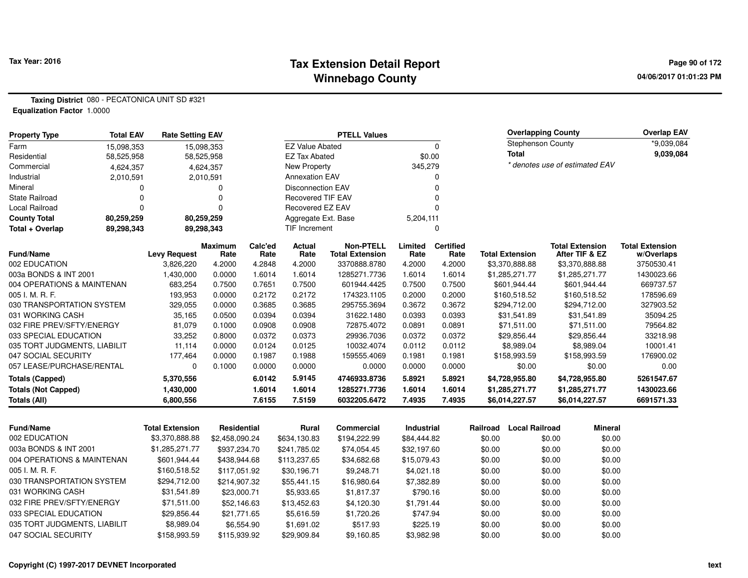# Tax Extension Detail Report
## Winnebago County

Tax Year: 2016

**Taxing District** 080 - PECATONICA UNIT SD #321
**Equalization Factor** 1.0000

| Property Type | Total EAV | Rate Setting EAV |
|---|---|---|
| Farm | 15,098,353 | 15,098,353 |
| Residential | 58,525,958 | 58,525,958 |
| Commercial | 4,624,357 | 4,624,357 |
| Industrial | 2,010,591 | 2,010,591 |
| Mineral | 0 | 0 |
| State Railroad | 0 | 0 |
| Local Railroad | 0 | 0 |
| **County Total** | **80,259,259** | **80,259,259** |
| **Total + Overlap** | **89,298,343** | **89,298,343** |

| PTELL Values | |
|---|---|
| EZ Value Abated | 0 |
| EZ Tax Abated | $0.00 |
| New Property | 345,279 |
| Annexation EAV | 0 |
| Disconnection EAV | 0 |
| Recovered TIF EAV | 0 |
| Recovered EZ EAV | 0 |
| Aggregate Ext. Base | 5,204,111 |
| TIF Increment | 0 |

| Overlapping County | Overlap EAV |
|---|---|
| Stephenson County | *9,039,084 |
| **Total** | **9,039,084** |

* denotes use of estimated EAV

| Fund/Name | Levy Request | Maximum Rate | Calc'ed Rate | Actual Rate | Non-PTELL Total Extension | Limited Rate | Certified Rate | Total Extension | Total Extension After TIF & EZ | Total Extension w/Overlaps |
|---|---|---|---|---|---|---|---|---|---|---|
| 002 EDUCATION | 3,826,220 | 4.2000 | 4.2848 | 4.2000 | 3370888.8780 | 4.2000 | 4.2000 | $3,370,888.88 | $3,370,888.88 | 3750530.41 |
| 003a BONDS & INT 2001 | 1,430,000 | 0.0000 | 1.6014 | 1.6014 | 1285271.7736 | 1.6014 | 1.6014 | $1,285,271.77 | $1,285,271.77 | 1430023.66 |
| 004 OPERATIONS & MAINTENAN | 683,254 | 0.7500 | 0.7651 | 0.7500 | 601944.4425 | 0.7500 | 0.7500 | $601,944.44 | $601,944.44 | 669737.57 |
| 005 I. M. R. F. | 193,953 | 0.0000 | 0.2172 | 0.2172 | 174323.1105 | 0.2000 | 0.2000 | $160,518.52 | $160,518.52 | 178596.69 |
| 030 TRANSPORTATION SYSTEM | 329,055 | 0.0000 | 0.3685 | 0.3685 | 295755.3694 | 0.3672 | 0.3672 | $294,712.00 | $294,712.00 | 327903.52 |
| 031 WORKING CASH | 35,165 | 0.0500 | 0.0394 | 0.0394 | 31622.1480 | 0.0393 | 0.0393 | $31,541.89 | $31,541.89 | 35094.25 |
| 032 FIRE PREV/SFTY/ENERGY | 81,079 | 0.1000 | 0.0908 | 0.0908 | 72875.4072 | 0.0891 | 0.0891 | $71,511.00 | $71,511.00 | 79564.82 |
| 033 SPECIAL EDUCATION | 33,252 | 0.8000 | 0.0372 | 0.0373 | 29936.7036 | 0.0372 | 0.0372 | $29,856.44 | $29,856.44 | 33218.98 |
| 035 TORT JUDGMENTS, LIABILIT | 11,114 | 0.0000 | 0.0124 | 0.0125 | 10032.4074 | 0.0112 | 0.0112 | $8,989.04 | $8,989.04 | 10001.41 |
| 047 SOCIAL SECURITY | 177,464 | 0.0000 | 0.1987 | 0.1988 | 159555.4069 | 0.1981 | 0.1981 | $158,993.59 | $158,993.59 | 176900.02 |
| 057 LEASE/PURCHASE/RENTAL | 0 | 0.1000 | 0.0000 | 0.0000 | 0.0000 | 0.0000 | 0.0000 | $0.00 | $0.00 | 0.00 |
| **Totals (Capped)** | **5,370,556** | | **6.0142** | **5.9145** | **4746933.8736** | **5.8921** | **5.8921** | **$4,728,955.80** | **$4,728,955.80** | **5261547.67** |
| **Totals (Not Capped)** | **1,430,000** | | **1.6014** | **1.6014** | **1285271.7736** | **1.6014** | **1.6014** | **$1,285,271.77** | **$1,285,271.77** | **1430023.66** |
| **Totals (All)** | **6,800,556** | | **7.6155** | **7.5159** | **6032205.6472** | **7.4935** | **7.4935** | **$6,014,227.57** | **$6,014,227.57** | **6691571.33** |

| Fund/Name | Total Extension | Residential | Rural | Commercial | Industrial | Railroad | Local Railroad | Mineral |
|---|---|---|---|---|---|---|---|---|
| 002 EDUCATION | $3,370,888.88 | $2,458,090.24 | $634,130.83 | $194,222.99 | $84,444.82 | $0.00 | $0.00 | $0.00 |
| 003a BONDS & INT 2001 | $1,285,271.77 | $937,234.70 | $241,785.02 | $74,054.45 | $32,197.60 | $0.00 | $0.00 | $0.00 |
| 004 OPERATIONS & MAINTENAN | $601,944.44 | $438,944.68 | $113,237.65 | $34,682.68 | $15,079.43 | $0.00 | $0.00 | $0.00 |
| 005 I. M. R. F. | $160,518.52 | $117,051.92 | $30,196.71 | $9,248.71 | $4,021.18 | $0.00 | $0.00 | $0.00 |
| 030 TRANSPORTATION SYSTEM | $294,712.00 | $214,907.32 | $55,441.15 | $16,980.64 | $7,382.89 | $0.00 | $0.00 | $0.00 |
| 031 WORKING CASH | $31,541.89 | $23,000.71 | $5,933.65 | $1,817.37 | $790.16 | $0.00 | $0.00 | $0.00 |
| 032 FIRE PREV/SFTY/ENERGY | $71,511.00 | $52,146.63 | $13,452.63 | $4,120.30 | $1,791.44 | $0.00 | $0.00 | $0.00 |
| 033 SPECIAL EDUCATION | $29,856.44 | $21,771.65 | $5,616.59 | $1,720.26 | $747.94 | $0.00 | $0.00 | $0.00 |
| 035 TORT JUDGMENTS, LIABILIT | $8,989.04 | $6,554.90 | $1,691.02 | $517.93 | $225.19 | $0.00 | $0.00 | $0.00 |
| 047 SOCIAL SECURITY | $158,993.59 | $115,939.92 | $29,909.84 | $9,160.85 | $3,982.98 | $0.00 | $0.00 | $0.00 |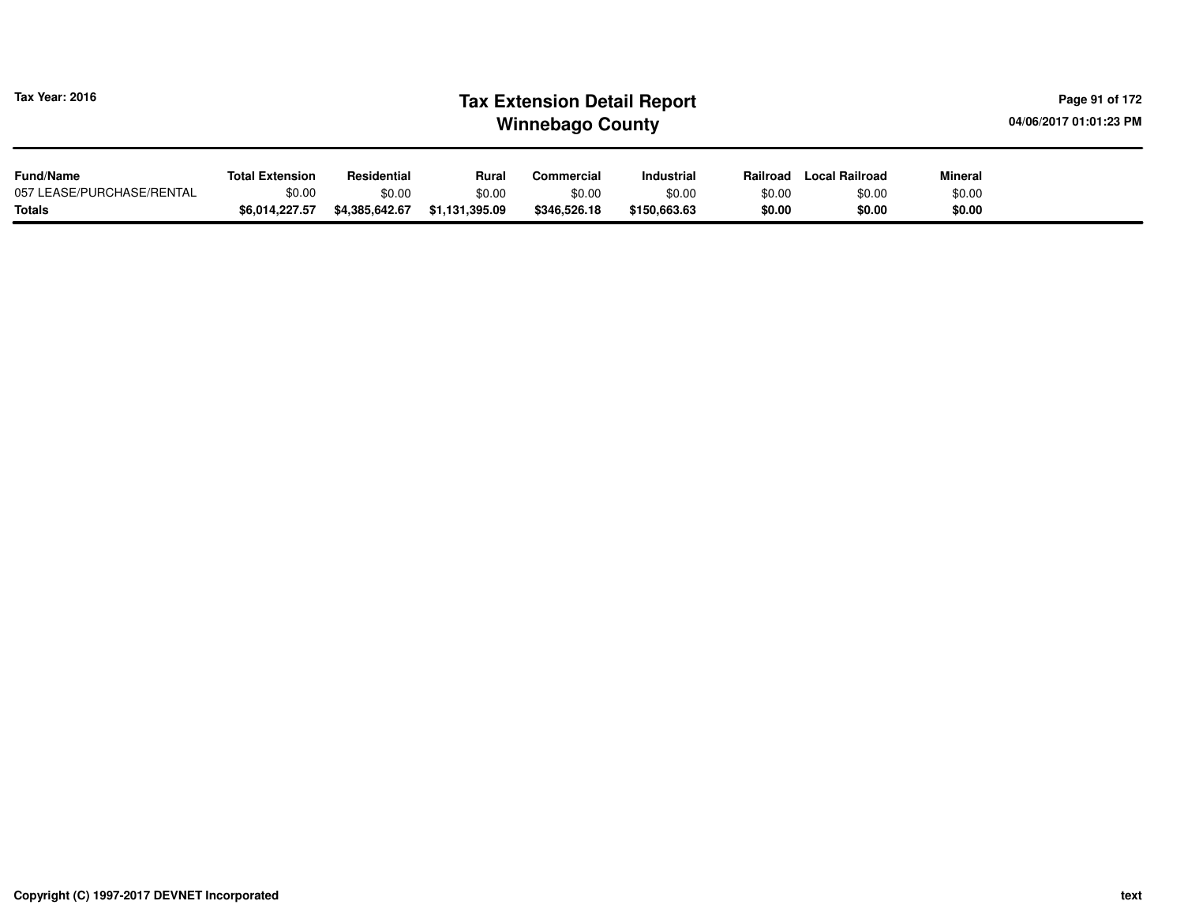| Fund/Name | Total Extension | Residential | Rural | Commercial | Industrial | Railroad | Local Railroad | Mineral |
|---|---|---|---|---|---|---|---|---|
| 057 LEASE/PURCHASE/RENTAL | $0.00 | $0.00 | $0.00 | $0.00 | $0.00 | $0.00 | $0.00 | $0.00 |
| **Totals** | **$6,014,227.57** | **$4,385,642.67** | **$1,131,395.09** | **$346,526.18** | **$150,663.63** | **$0.00** | **$0.00** | **$0.00** |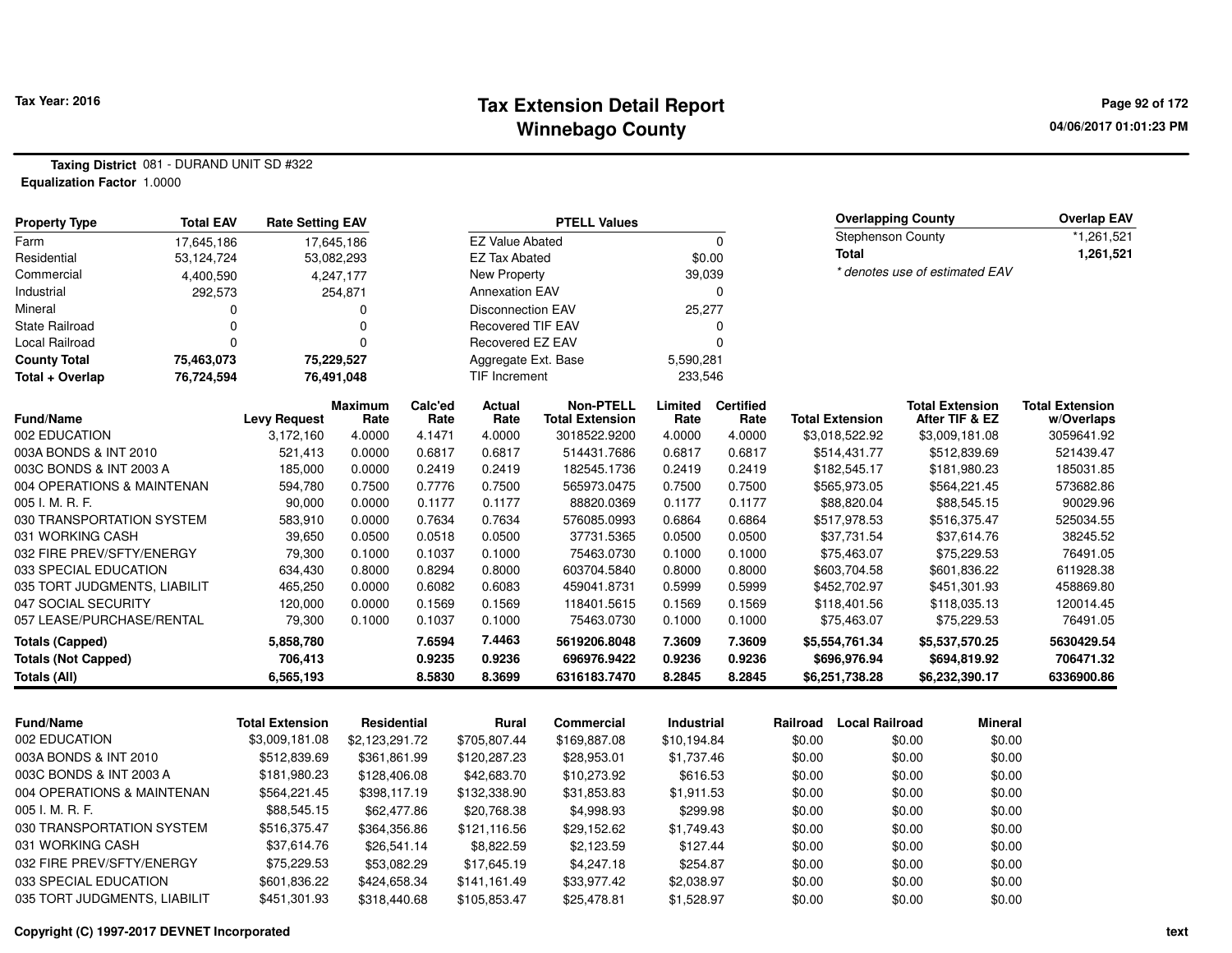**Tax Year: 2016**

# Tax Extension Detail Report
## Winnebago County

**Taxing District** 081 - DURAND UNIT SD #322
**Equalization Factor** 1.0000

| Property Type | Total EAV | Rate Setting EAV |
|---|---|---|
| Farm | 17,645,186 | 17,645,186 |
| Residential | 53,124,724 | 53,082,293 |
| Commercial | 4,400,590 | 4,247,177 |
| Industrial | 292,573 | 254,871 |
| Mineral | 0 | 0 |
| State Railroad | 0 | 0 |
| Local Railroad | 0 | 0 |
| **County Total** | **75,463,073** | **75,229,527** |
| **Total + Overlap** | **76,724,594** | **76,491,048** |

| PTELL Values | |
|---|---|
| EZ Value Abated | 0 |
| EZ Tax Abated | $0.00 |
| New Property | 39,039 |
| Annexation EAV | 0 |
| Disconnection EAV | 25,277 |
| Recovered TIF EAV | 0 |
| Recovered EZ EAV | 0 |
| Aggregate Ext. Base | 5,590,281 |
| TIF Increment | 233,546 |

| Overlapping County | Overlap EAV |
|---|---|
| Stephenson County | *1,261,521 |
| **Total** | **1,261,521** |

*\* denotes use of estimated EAV*

| Fund/Name | Levy Request | Maximum Rate | Calc'ed Rate | Actual Rate | Non-PTELL Total Extension | Limited Rate | Certified Rate | Total Extension | Total Extension After TIF & EZ | Total Extension w/Overlaps |
|---|---|---|---|---|---|---|---|---|---|---|
| 002 EDUCATION | 3,172,160 | 4.0000 | 4.1471 | 4.0000 | 3018522.9200 | 4.0000 | 4.0000 | $3,018,522.92 | $3,009,181.08 | 3059641.92 |
| 003A BONDS & INT 2010 | 521,413 | 0.0000 | 0.6817 | 0.6817 | 514431.7686 | 0.6817 | 0.6817 | $514,431.77 | $512,839.69 | 521439.47 |
| 003C BONDS & INT 2003 A | 185,000 | 0.0000 | 0.2419 | 0.2419 | 182545.1736 | 0.2419 | 0.2419 | $182,545.17 | $181,980.23 | 185031.85 |
| 004 OPERATIONS & MAINTENAN | 594,780 | 0.7500 | 0.7776 | 0.7500 | 565973.0475 | 0.7500 | 0.7500 | $565,973.05 | $564,221.45 | 573682.86 |
| 005 I. M. R. F. | 90,000 | 0.0000 | 0.1177 | 0.1177 | 88820.0369 | 0.1177 | 0.1177 | $88,820.04 | $88,545.15 | 90029.96 |
| 030 TRANSPORTATION SYSTEM | 583,910 | 0.0000 | 0.7634 | 0.7634 | 576085.0993 | 0.6864 | 0.6864 | $517,978.53 | $516,375.47 | 525034.55 |
| 031 WORKING CASH | 39,650 | 0.0500 | 0.0518 | 0.0500 | 37731.5365 | 0.0500 | 0.0500 | $37,731.54 | $37,614.76 | 38245.52 |
| 032 FIRE PREV/SFTY/ENERGY | 79,300 | 0.1000 | 0.1037 | 0.1000 | 75463.0730 | 0.1000 | 0.1000 | $75,463.07 | $75,229.53 | 76491.05 |
| 033 SPECIAL EDUCATION | 634,430 | 0.8000 | 0.8294 | 0.8000 | 603704.5840 | 0.8000 | 0.8000 | $603,704.58 | $601,836.22 | 611928.38 |
| 035 TORT JUDGMENTS, LIABILIT | 465,250 | 0.0000 | 0.6082 | 0.6083 | 459041.8731 | 0.5999 | 0.5999 | $452,702.97 | $451,301.93 | 458869.80 |
| 047 SOCIAL SECURITY | 120,000 | 0.0000 | 0.1569 | 0.1569 | 118401.5615 | 0.1569 | 0.1569 | $118,401.56 | $118,035.13 | 120014.45 |
| 057 LEASE/PURCHASE/RENTAL | 79,300 | 0.1000 | 0.1037 | 0.1000 | 75463.0730 | 0.1000 | 0.1000 | $75,463.07 | $75,229.53 | 76491.05 |
| **Totals (Capped)** | **5,858,780** | | **7.6594** | **7.4463** | **5619206.8048** | **7.3609** | **7.3609** | **$5,554,761.34** | **$5,537,570.25** | **5630429.54** |
| **Totals (Not Capped)** | **706,413** | | **0.9235** | **0.9236** | **696976.9422** | **0.9236** | **0.9236** | **$696,976.94** | **$694,819.92** | **706471.32** |
| **Totals (All)** | **6,565,193** | | **8.5830** | **8.3699** | **6316183.7470** | **8.2845** | **8.2845** | **$6,251,738.28** | **$6,232,390.17** | **6336900.86** |

| Fund/Name | Total Extension | Residential | Rural | Commercial | Industrial | Railroad | Local Railroad | Mineral |
|---|---|---|---|---|---|---|---|---|
| 002 EDUCATION | $3,009,181.08 | $2,123,291.72 | $705,807.44 | $169,887.08 | $10,194.84 | $0.00 | $0.00 | $0.00 |
| 003A BONDS & INT 2010 | $512,839.69 | $361,861.99 | $120,287.23 | $28,953.01 | $1,737.46 | $0.00 | $0.00 | $0.00 |
| 003C BONDS & INT 2003 A | $181,980.23 | $128,406.08 | $42,683.70 | $10,273.92 | $616.53 | $0.00 | $0.00 | $0.00 |
| 004 OPERATIONS & MAINTENAN | $564,221.45 | $398,117.19 | $132,338.90 | $31,853.83 | $1,911.53 | $0.00 | $0.00 | $0.00 |
| 005 I. M. R. F. | $88,545.15 | $62,477.86 | $20,768.38 | $4,998.93 | $299.98 | $0.00 | $0.00 | $0.00 |
| 030 TRANSPORTATION SYSTEM | $516,375.47 | $364,356.86 | $121,116.56 | $29,152.62 | $1,749.43 | $0.00 | $0.00 | $0.00 |
| 031 WORKING CASH | $37,614.76 | $26,541.14 | $8,822.59 | $2,123.59 | $127.44 | $0.00 | $0.00 | $0.00 |
| 032 FIRE PREV/SFTY/ENERGY | $75,229.53 | $53,082.29 | $17,645.19 | $4,247.18 | $254.87 | $0.00 | $0.00 | $0.00 |
| 033 SPECIAL EDUCATION | $601,836.22 | $424,658.34 | $141,161.49 | $33,977.42 | $2,038.97 | $0.00 | $0.00 | $0.00 |
| 035 TORT JUDGMENTS, LIABILIT | $451,301.93 | $318,440.68 | $105,853.47 | $25,478.81 | $1,528.97 | $0.00 | $0.00 | $0.00 |

Copyright (C) 1997-2017 DEVNET Incorporated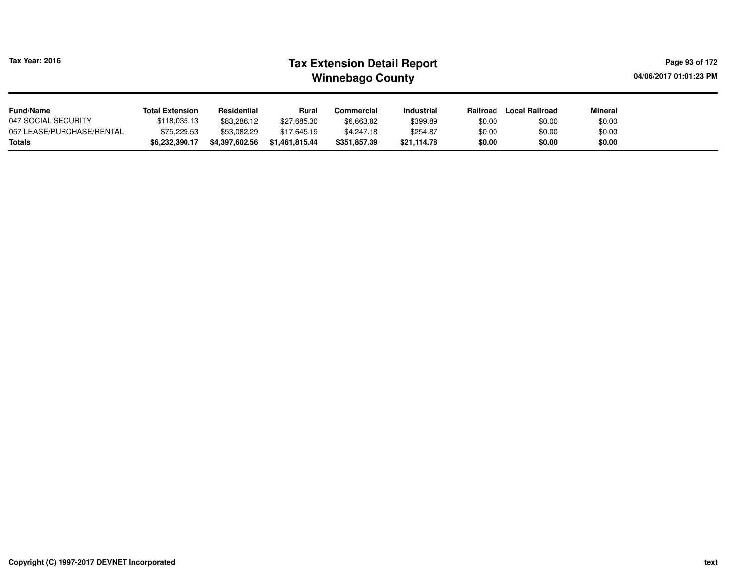| Fund/Name | Total Extension | Residential | Rural | Commercial | Industrial | Railroad | Local Railroad | Mineral |
|---|---|---|---|---|---|---|---|---|
| 047 SOCIAL SECURITY | $118,035.13 | $83,286.12 | $27,685.30 | $6,663.82 | $399.89 | $0.00 | $0.00 | $0.00 |
| 057 LEASE/PURCHASE/RENTAL | $75,229.53 | $53,082.29 | $17,645.19 | $4,247.18 | $254.87 | $0.00 | $0.00 | $0.00 |
| **Totals** | **$6,232,390.17** | **$4,397,602.56** | **$1,461,815.44** | **$351,857.39** | **$21,114.78** | **$0.00** | **$0.00** | **$0.00** |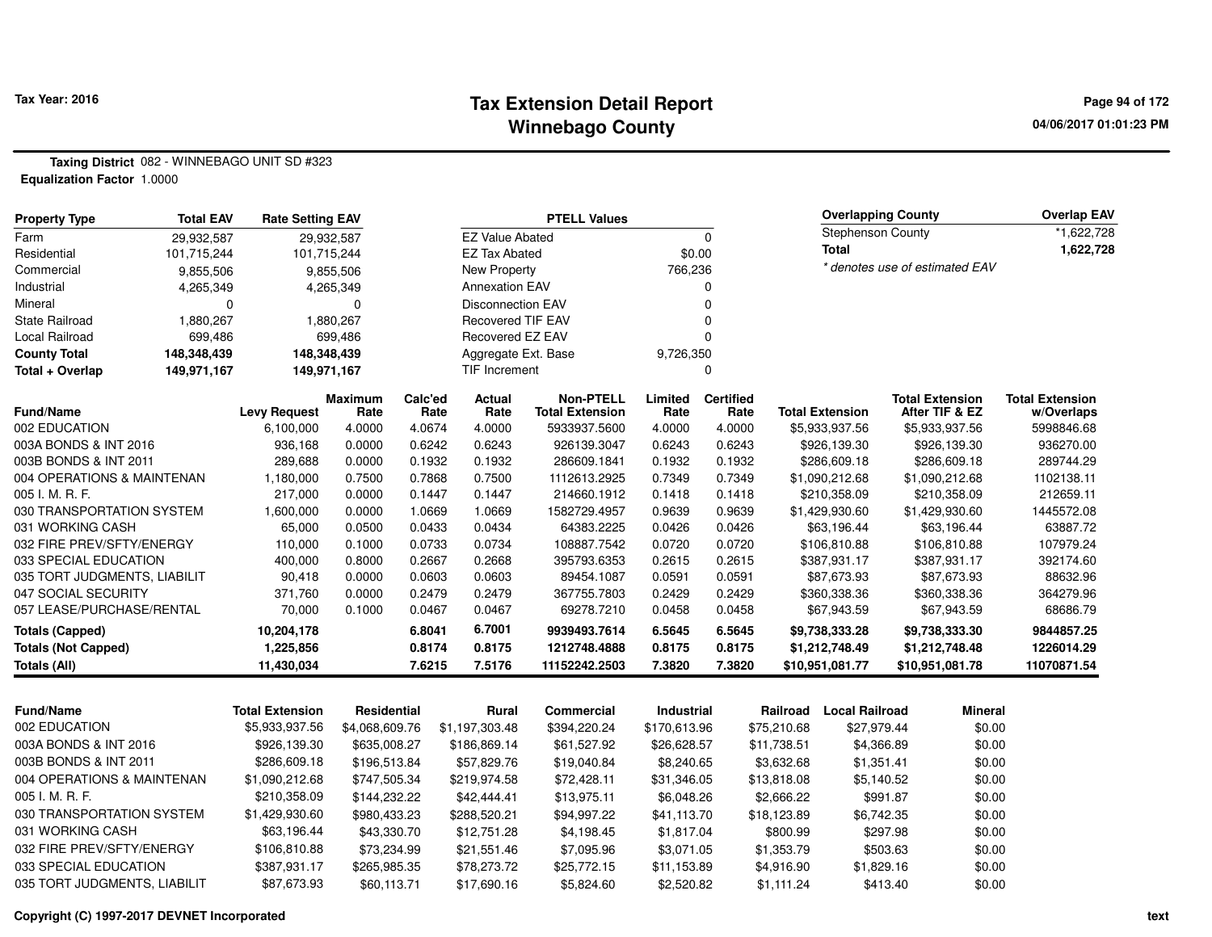Tax Year: 2016

# Tax Extension Detail Report
## Winnebago County

**Taxing District** 082 - WINNEBAGO UNIT SD #323
**Equalization Factor** 1.0000

| Property Type | Total EAV | Rate Setting EAV |
|---|---|---|
| Farm | 29,932,587 | 29,932,587 |
| Residential | 101,715,244 | 101,715,244 |
| Commercial | 9,855,506 | 9,855,506 |
| Industrial | 4,265,349 | 4,265,349 |
| Mineral | 0 | 0 |
| State Railroad | 1,880,267 | 1,880,267 |
| Local Railroad | 699,486 | 699,486 |
| **County Total** | **148,348,439** | **148,348,439** |
| **Total + Overlap** | **149,971,167** | **149,971,167** |

| PTELL Values | |
|---|---|
| EZ Value Abated | 0 |
| EZ Tax Abated | $0.00 |
| New Property | 766,236 |
| Annexation EAV | 0 |
| Disconnection EAV | 0 |
| Recovered TIF EAV | 0 |
| Recovered EZ EAV | 0 |
| Aggregate Ext. Base | 9,726,350 |
| TIF Increment | 0 |

| Overlapping County | Overlap EAV |
|---|---|
| Stephenson County | *1,622,728 |
| **Total** | **1,622,728** |

*\* denotes use of estimated EAV*

| Fund/Name | Levy Request | Maximum Rate | Calc'ed Rate | Actual Rate | Non-PTELL Total Extension | Limited Rate | Certified Rate | Total Extension | Total Extension After TIF & EZ | Total Extension w/Overlaps |
|---|---|---|---|---|---|---|---|---|---|---|
| 002 EDUCATION | 6,100,000 | 4.0000 | 4.0674 | 4.0000 | 5933937.5600 | 4.0000 | 4.0000 | $5,933,937.56 | $5,933,937.56 | 5998846.68 |
| 003A BONDS & INT 2016 | 936,168 | 0.0000 | 0.6242 | 0.6243 | 926139.3047 | 0.6243 | 0.6243 | $926,139.30 | $926,139.30 | 936270.00 |
| 003B BONDS & INT 2011 | 289,688 | 0.0000 | 0.1932 | 0.1932 | 286609.1841 | 0.1932 | 0.1932 | $286,609.18 | $286,609.18 | 289744.29 |
| 004 OPERATIONS & MAINTENAN | 1,180,000 | 0.7500 | 0.7868 | 0.7500 | 1112613.2925 | 0.7349 | 0.7349 | $1,090,212.68 | $1,090,212.68 | 1102138.11 |
| 005 I. M. R. F. | 217,000 | 0.0000 | 0.1447 | 0.1447 | 214660.1912 | 0.1418 | 0.1418 | $210,358.09 | $210,358.09 | 212659.11 |
| 030 TRANSPORTATION SYSTEM | 1,600,000 | 0.0000 | 1.0669 | 1.0669 | 1582729.4957 | 0.9639 | 0.9639 | $1,429,930.60 | $1,429,930.60 | 1445572.08 |
| 031 WORKING CASH | 65,000 | 0.0500 | 0.0433 | 0.0434 | 64383.2225 | 0.0426 | 0.0426 | $63,196.44 | $63,196.44 | 63887.72 |
| 032 FIRE PREV/SFTY/ENERGY | 110,000 | 0.1000 | 0.0733 | 0.0734 | 108887.7542 | 0.0720 | 0.0720 | $106,810.88 | $106,810.88 | 107979.24 |
| 033 SPECIAL EDUCATION | 400,000 | 0.8000 | 0.2667 | 0.2668 | 395793.6353 | 0.2615 | 0.2615 | $387,931.17 | $387,931.17 | 392174.60 |
| 035 TORT JUDGMENTS, LIABILIT | 90,418 | 0.0000 | 0.0603 | 0.0603 | 89454.1087 | 0.0591 | 0.0591 | $87,673.93 | $87,673.93 | 88632.96 |
| 047 SOCIAL SECURITY | 371,760 | 0.0000 | 0.2479 | 0.2479 | 367755.7803 | 0.2429 | 0.2429 | $360,338.36 | $360,338.36 | 364279.96 |
| 057 LEASE/PURCHASE/RENTAL | 70,000 | 0.1000 | 0.0467 | 0.0467 | 69278.7210 | 0.0458 | 0.0458 | $67,943.59 | $67,943.59 | 68686.79 |
| **Totals (Capped)** | **10,204,178** | | **6.8041** | **6.7001** | **9939493.7614** | **6.5645** | **6.5645** | **$9,738,333.28** | **$9,738,333.30** | **9844857.25** |
| **Totals (Not Capped)** | **1,225,856** | | **0.8174** | **0.8175** | **1212748.4888** | **0.8175** | **0.8175** | **$1,212,748.49** | **$1,212,748.48** | **1226014.29** |
| **Totals (All)** | **11,430,034** | | **7.6215** | **7.5176** | **11152242.2503** | **7.3820** | **7.3820** | **$10,951,081.77** | **$10,951,081.78** | **11070871.54** |

| Fund/Name | Total Extension | Residential | Rural | Commercial | Industrial | Railroad | Local Railroad | Mineral |
|---|---|---|---|---|---|---|---|---|
| 002 EDUCATION | $5,933,937.56 | $4,068,609.76 | $1,197,303.48 | $394,220.24 | $170,613.96 | $75,210.68 | $27,979.44 | $0.00 |
| 003A BONDS & INT 2016 | $926,139.30 | $635,008.27 | $186,869.14 | $61,527.92 | $26,628.57 | $11,738.51 | $4,366.89 | $0.00 |
| 003B BONDS & INT 2011 | $286,609.18 | $196,513.84 | $57,829.76 | $19,040.84 | $8,240.65 | $3,632.68 | $1,351.41 | $0.00 |
| 004 OPERATIONS & MAINTENAN | $1,090,212.68 | $747,505.34 | $219,974.58 | $72,428.11 | $31,346.05 | $13,818.08 | $5,140.52 | $0.00 |
| 005 I. M. R. F. | $210,358.09 | $144,232.22 | $42,444.41 | $13,975.11 | $6,048.26 | $2,666.22 | $991.87 | $0.00 |
| 030 TRANSPORTATION SYSTEM | $1,429,930.60 | $980,433.23 | $288,520.21 | $94,997.22 | $41,113.70 | $18,123.89 | $6,742.35 | $0.00 |
| 031 WORKING CASH | $63,196.44 | $43,330.70 | $12,751.28 | $4,198.45 | $1,817.04 | $800.99 | $297.98 | $0.00 |
| 032 FIRE PREV/SFTY/ENERGY | $106,810.88 | $73,234.99 | $21,551.46 | $7,095.96 | $3,071.05 | $1,353.79 | $503.63 | $0.00 |
| 033 SPECIAL EDUCATION | $387,931.17 | $265,985.35 | $78,273.72 | $25,772.15 | $11,153.89 | $4,916.90 | $1,829.16 | $0.00 |
| 035 TORT JUDGMENTS, LIABILIT | $87,673.93 | $60,113.71 | $17,690.16 | $5,824.60 | $2,520.82 | $1,111.24 | $413.40 | $0.00 |

Copyright (C) 1997-2017 DEVNET Incorporated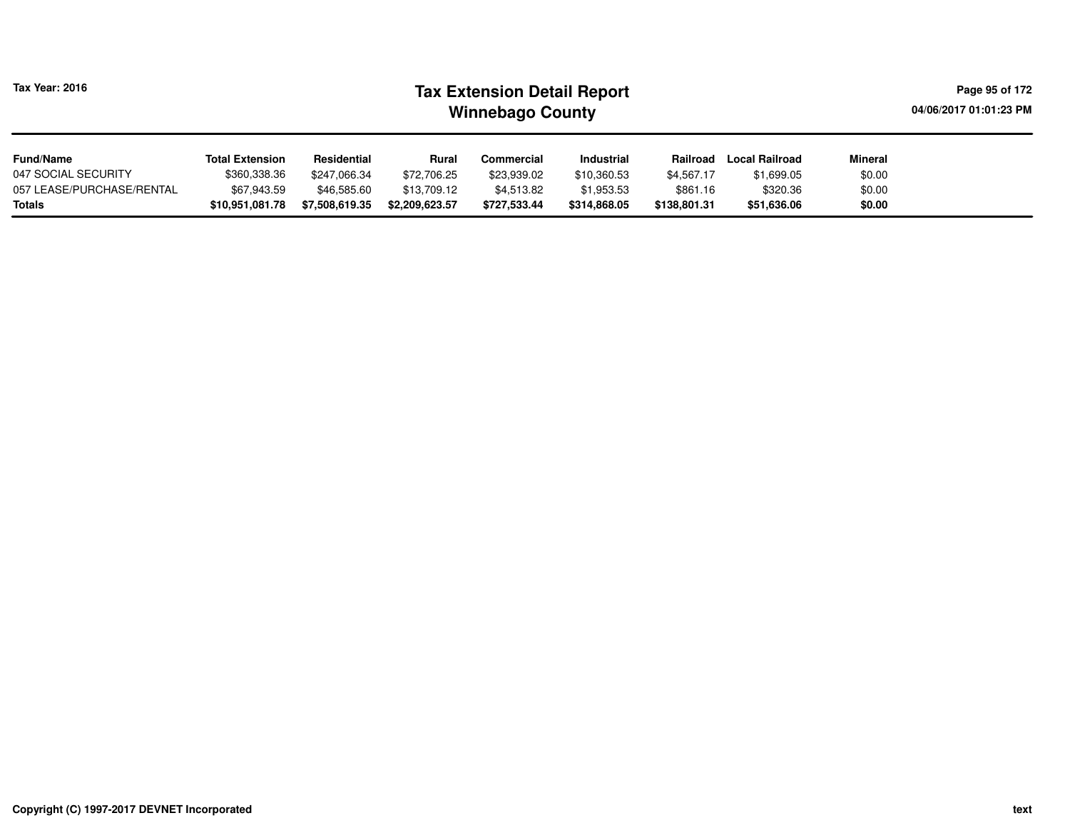# Tax Extension Detail Report

## Winnebago County

Tax Year: 2016

| Fund/Name | Total Extension | Residential | Rural | Commercial | Industrial | Railroad | Local Railroad | Mineral |
|---|---|---|---|---|---|---|---|---|
| 047 SOCIAL SECURITY | $360,338.36 | $247,066.34 | $72,706.25 | $23,939.02 | $10,360.53 | $4,567.17 | $1,699.05 | $0.00 |
| 057 LEASE/PURCHASE/RENTAL | $67,943.59 | $46,585.60 | $13,709.12 | $4,513.82 | $1,953.53 | $861.16 | $320.36 | $0.00 |
| **Totals** | **$10,951,081.78** | **$7,508,619.35** | **$2,209,623.57** | **$727,533.44** | **$314,868.05** | **$138,801.31** | **$51,636.06** | **$0.00** |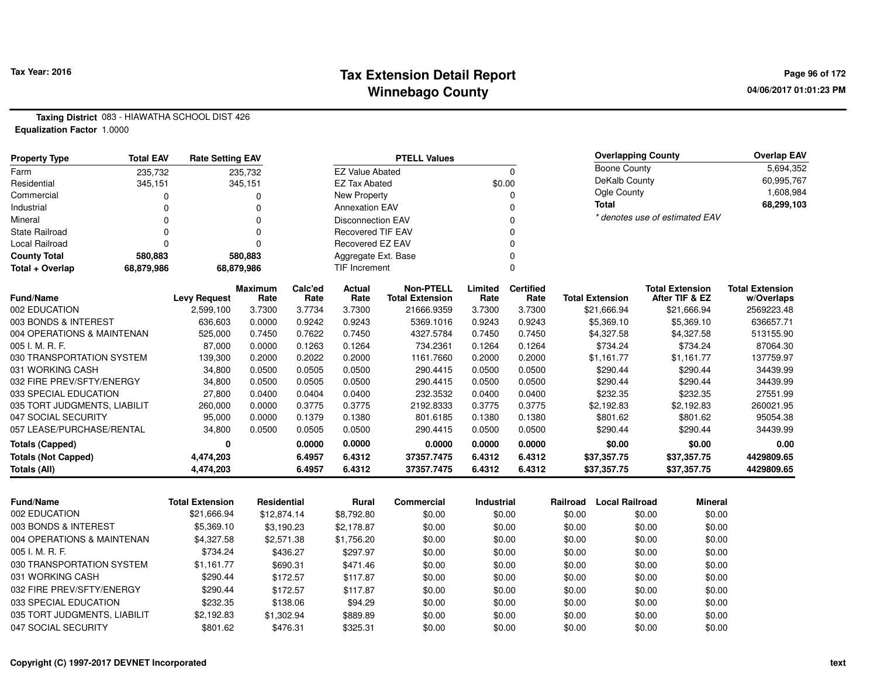**Tax Year: 2016**

# Tax Extension Detail Report
## Winnebago County

04/06/2017 01:01:23 PM

**Taxing District** 083 - HIAWATHA SCHOOL DIST 426
**Equalization Factor** 1.0000

| Property Type | Total EAV | Rate Setting EAV |
|---|---|---|
| Farm | 235,732 | 235,732 |
| Residential | 345,151 | 345,151 |
| Commercial | 0 | 0 |
| Industrial | 0 | 0 |
| Mineral | 0 | 0 |
| State Railroad | 0 | 0 |
| Local Railroad | 0 | 0 |
| **County Total** | **580,883** | **580,883** |
| **Total + Overlap** | **68,879,986** | **68,879,986** |

| PTELL Values | |
|---|---|
| EZ Value Abated | 0 |
| EZ Tax Abated | $0.00 |
| New Property | 0 |
| Annexation EAV | 0 |
| Disconnection EAV | 0 |
| Recovered TIF EAV | 0 |
| Recovered EZ EAV | 0 |
| Aggregate Ext. Base | 0 |
| TIF Increment | 0 |

| Overlapping County | Overlap EAV |
|---|---|
| Boone County | 5,694,352 |
| DeKalb County | 60,995,767 |
| Ogle County | 1,608,984 |
| **Total** | **68,299,103** |

* denotes use of estimated EAV

| Fund/Name | Levy Request | Maximum Rate | Calc'ed Rate | Actual Rate | Non-PTELL Total Extension | Limited Rate | Certified Rate | Total Extension | Total Extension After TIF & EZ | Total Extension w/Overlaps |
|---|---|---|---|---|---|---|---|---|---|---|
| 002 EDUCATION | 2,599,100 | 3.7300 | 3.7734 | 3.7300 | 21666.9359 | 3.7300 | 3.7300 | $21,666.94 | $21,666.94 | 2569223.48 |
| 003 BONDS & INTEREST | 636,603 | 0.0000 | 0.9242 | 0.9243 | 5369.1016 | 0.9243 | 0.9243 | $5,369.10 | $5,369.10 | 636657.71 |
| 004 OPERATIONS & MAINTENAN | 525,000 | 0.7450 | 0.7622 | 0.7450 | 4327.5784 | 0.7450 | 0.7450 | $4,327.58 | $4,327.58 | 513155.90 |
| 005 I. M. R. F. | 87,000 | 0.0000 | 0.1263 | 0.1264 | 734.2361 | 0.1264 | 0.1264 | $734.24 | $734.24 | 87064.30 |
| 030 TRANSPORTATION SYSTEM | 139,300 | 0.2000 | 0.2022 | 0.2000 | 1161.7660 | 0.2000 | 0.2000 | $1,161.77 | $1,161.77 | 137759.97 |
| 031 WORKING CASH | 34,800 | 0.0500 | 0.0505 | 0.0500 | 290.4415 | 0.0500 | 0.0500 | $290.44 | $290.44 | 34439.99 |
| 032 FIRE PREV/SFTY/ENERGY | 34,800 | 0.0500 | 0.0505 | 0.0500 | 290.4415 | 0.0500 | 0.0500 | $290.44 | $290.44 | 34439.99 |
| 033 SPECIAL EDUCATION | 27,800 | 0.0400 | 0.0404 | 0.0400 | 232.3532 | 0.0400 | 0.0400 | $232.35 | $232.35 | 27551.99 |
| 035 TORT JUDGMENTS, LIABILIT | 260,000 | 0.0000 | 0.3775 | 0.3775 | 2192.8333 | 0.3775 | 0.3775 | $2,192.83 | $2,192.83 | 260021.95 |
| 047 SOCIAL SECURITY | 95,000 | 0.0000 | 0.1379 | 0.1380 | 801.6185 | 0.1380 | 0.1380 | $801.62 | $801.62 | 95054.38 |
| 057 LEASE/PURCHASE/RENTAL | 34,800 | 0.0500 | 0.0505 | 0.0500 | 290.4415 | 0.0500 | 0.0500 | $290.44 | $290.44 | 34439.99 |
| **Totals (Capped)** | **0** | | **0.0000** | **0.0000** | **0.0000** | **0.0000** | **0.0000** | **$0.00** | **$0.00** | **0.00** |
| **Totals (Not Capped)** | **4,474,203** | | **6.4957** | **6.4312** | **37357.7475** | **6.4312** | **6.4312** | **$37,357.75** | **$37,357.75** | **4429809.65** |
| **Totals (All)** | **4,474,203** | | **6.4957** | **6.4312** | **37357.7475** | **6.4312** | **6.4312** | **$37,357.75** | **$37,357.75** | **4429809.65** |

| Fund/Name | Total Extension | Residential | Rural | Commercial | Industrial | Railroad | Local Railroad | Mineral |
|---|---|---|---|---|---|---|---|---|
| 002 EDUCATION | $21,666.94 | $12,874.14 | $8,792.80 | $0.00 | $0.00 | $0.00 | $0.00 | $0.00 |
| 003 BONDS & INTEREST | $5,369.10 | $3,190.23 | $2,178.87 | $0.00 | $0.00 | $0.00 | $0.00 | $0.00 |
| 004 OPERATIONS & MAINTENAN | $4,327.58 | $2,571.38 | $1,756.20 | $0.00 | $0.00 | $0.00 | $0.00 | $0.00 |
| 005 I. M. R. F. | $734.24 | $436.27 | $297.97 | $0.00 | $0.00 | $0.00 | $0.00 | $0.00 |
| 030 TRANSPORTATION SYSTEM | $1,161.77 | $690.31 | $471.46 | $0.00 | $0.00 | $0.00 | $0.00 | $0.00 |
| 031 WORKING CASH | $290.44 | $172.57 | $117.87 | $0.00 | $0.00 | $0.00 | $0.00 | $0.00 |
| 032 FIRE PREV/SFTY/ENERGY | $290.44 | $172.57 | $117.87 | $0.00 | $0.00 | $0.00 | $0.00 | $0.00 |
| 033 SPECIAL EDUCATION | $232.35 | $138.06 | $94.29 | $0.00 | $0.00 | $0.00 | $0.00 | $0.00 |
| 035 TORT JUDGMENTS, LIABILIT | $2,192.83 | $1,302.94 | $889.89 | $0.00 | $0.00 | $0.00 | $0.00 | $0.00 |
| 047 SOCIAL SECURITY | $801.62 | $476.31 | $325.31 | $0.00 | $0.00 | $0.00 | $0.00 | $0.00 |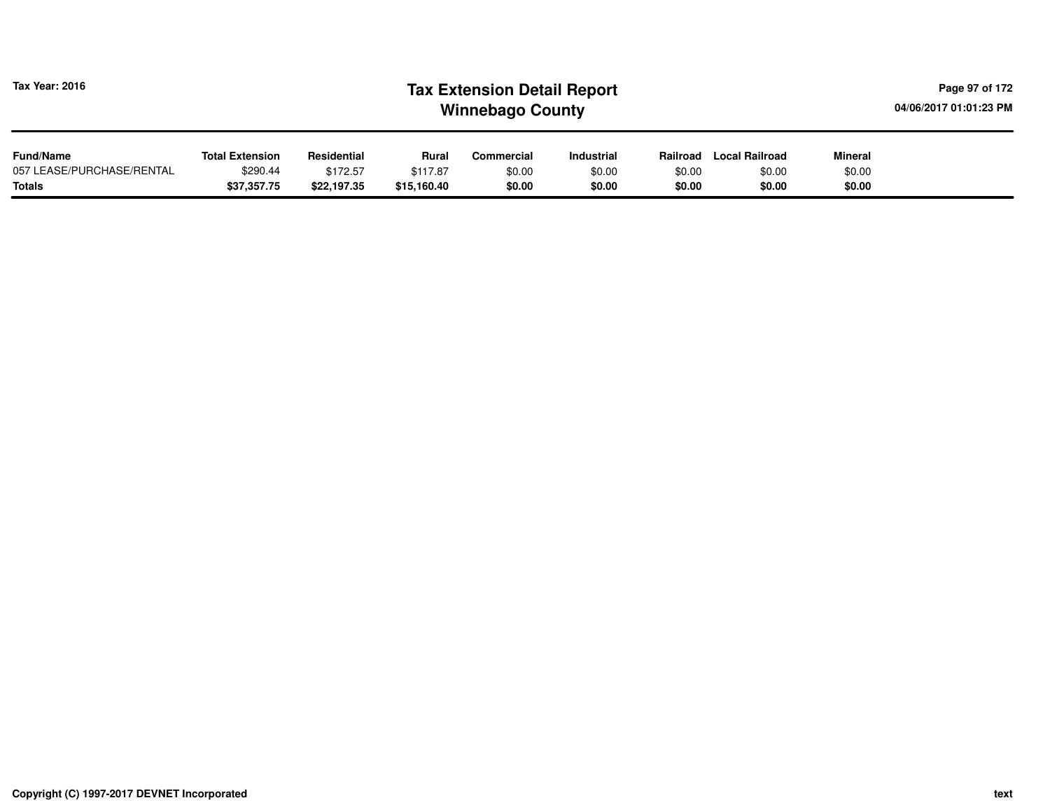# Tax Extension Detail Report
## Winnebago County

Tax Year: 2016

04/06/2017 01:01:23 PM

| Fund/Name | Total Extension | Residential | Rural | Commercial | Industrial | Railroad | Local Railroad | Mineral |
|---|---|---|---|---|---|---|---|---|
| 057 LEASE/PURCHASE/RENTAL | $290.44 | $172.57 | $117.87 | $0.00 | $0.00 | $0.00 | $0.00 | $0.00 |
| **Totals** | **$37,357.75** | **$22,197.35** | **$15,160.40** | **$0.00** | **$0.00** | **$0.00** | **$0.00** | **$0.00** |

Copyright (C) 1997-2017 DEVNET Incorporated

text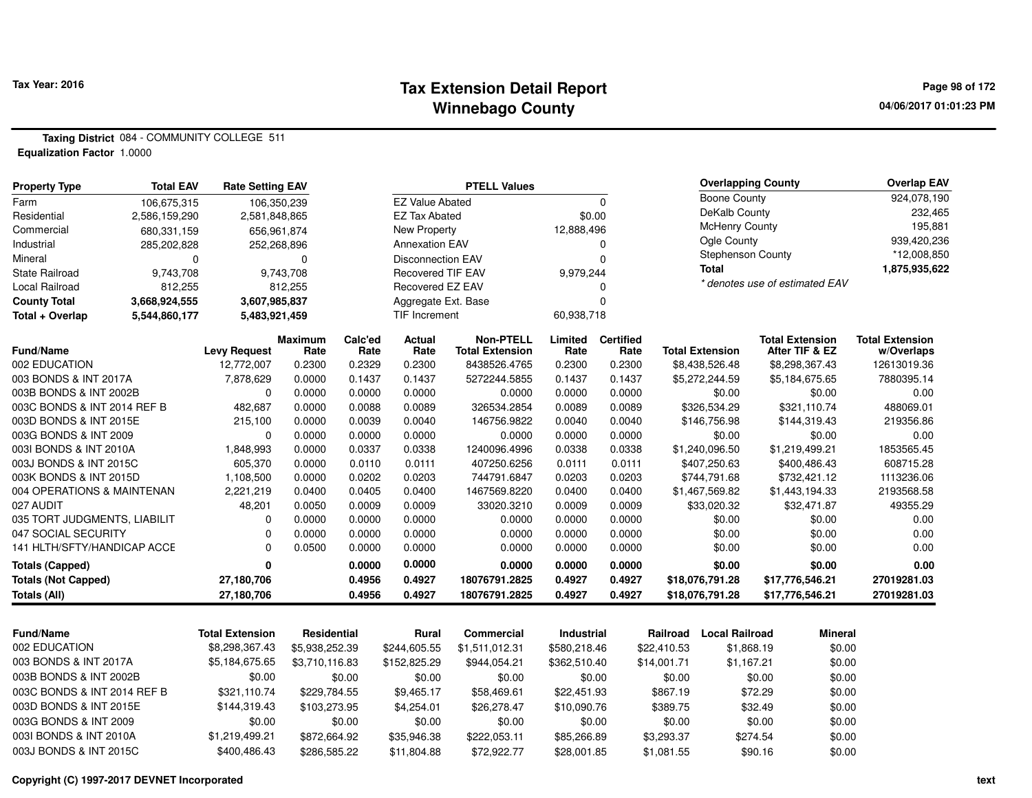# Tax Extension Detail Report
## Winnebago County

Tax Year: 2016

04/06/2017 01:01:23 PM

**Taxing District** 084 - COMMUNITY COLLEGE 511
**Equalization Factor** 1.0000

| Property Type | Total EAV | Rate Setting EAV |
|---|---|---|
| Farm | 106,675,315 | 106,350,239 |
| Residential | 2,586,159,290 | 2,581,848,865 |
| Commercial | 680,331,159 | 656,961,874 |
| Industrial | 285,202,828 | 252,268,896 |
| Mineral | 0 | 0 |
| State Railroad | 9,743,708 | 9,743,708 |
| Local Railroad | 812,255 | 812,255 |
| **County Total** | **3,668,924,555** | **3,607,985,837** |
| **Total + Overlap** | **5,544,860,177** | **5,483,921,459** |

| PTELL Values | |
|---|---|
| EZ Value Abated | 0 |
| EZ Tax Abated | $0.00 |
| New Property | 12,888,496 |
| Annexation EAV | 0 |
| Disconnection EAV | 0 |
| Recovered TIF EAV | 9,979,244 |
| Recovered EZ EAV | 0 |
| Aggregate Ext. Base | 0 |
| TIF Increment | 60,938,718 |

| Overlapping County | Overlap EAV |
|---|---|
| Boone County | 924,078,190 |
| DeKalb County | 232,465 |
| McHenry County | 195,881 |
| Ogle County | 939,420,236 |
| Stephenson County | *12,008,850 |
| **Total** | **1,875,935,622** |

* denotes use of estimated EAV

| Fund/Name | Levy Request | Maximum Rate | Calc'ed Rate | Actual Rate | Non-PTELL Total Extension | Limited Rate | Certified Rate | Total Extension | Total Extension After TIF & EZ | Total Extension w/Overlaps |
|---|---|---|---|---|---|---|---|---|---|---|
| 002 EDUCATION | 12,772,007 | 0.2300 | 0.2329 | 0.2300 | 8438526.4765 | 0.2300 | 0.2300 | $8,438,526.48 | $8,298,367.43 | 12613019.36 |
| 003 BONDS & INT 2017A | 7,878,629 | 0.0000 | 0.1437 | 0.1437 | 5272244.5855 | 0.1437 | 0.1437 | $5,272,244.59 | $5,184,675.65 | 7880395.14 |
| 003B BONDS & INT 2002B | 0 | 0.0000 | 0.0000 | 0.0000 | 0.0000 | 0.0000 | 0.0000 | $0.00 | $0.00 | 0.00 |
| 003C BONDS & INT 2014 REF B | 482,687 | 0.0000 | 0.0088 | 0.0089 | 326534.2854 | 0.0089 | 0.0089 | $326,534.29 | $321,110.74 | 488069.01 |
| 003D BONDS & INT 2015E | 215,100 | 0.0000 | 0.0039 | 0.0040 | 146756.9822 | 0.0040 | 0.0040 | $146,756.98 | $144,319.43 | 219356.86 |
| 003G BONDS & INT 2009 | 0 | 0.0000 | 0.0000 | 0.0000 | 0.0000 | 0.0000 | 0.0000 | $0.00 | $0.00 | 0.00 |
| 003I BONDS & INT 2010A | 1,848,993 | 0.0000 | 0.0337 | 0.0338 | 1240096.4996 | 0.0338 | 0.0338 | $1,240,096.50 | $1,219,499.21 | 1853565.45 |
| 003J BONDS & INT 2015C | 605,370 | 0.0000 | 0.0110 | 0.0111 | 407250.6256 | 0.0111 | 0.0111 | $407,250.63 | $400,486.43 | 608715.28 |
| 003K BONDS & INT 2015D | 1,108,500 | 0.0000 | 0.0202 | 0.0203 | 744791.6847 | 0.0203 | 0.0203 | $744,791.68 | $732,421.12 | 1113236.06 |
| 004 OPERATIONS & MAINTENAN | 2,221,219 | 0.0400 | 0.0405 | 0.0400 | 1467569.8220 | 0.0400 | 0.0400 | $1,467,569.82 | $1,443,194.33 | 2193568.58 |
| 027 AUDIT | 48,201 | 0.0050 | 0.0009 | 0.0009 | 33020.3210 | 0.0009 | 0.0009 | $33,020.32 | $32,471.87 | 49355.29 |
| 035 TORT JUDGMENTS, LIABILIT | 0 | 0.0000 | 0.0000 | 0.0000 | 0.0000 | 0.0000 | 0.0000 | $0.00 | $0.00 | 0.00 |
| 047 SOCIAL SECURITY | 0 | 0.0000 | 0.0000 | 0.0000 | 0.0000 | 0.0000 | 0.0000 | $0.00 | $0.00 | 0.00 |
| 141 HLTH/SFTY/HANDICAP ACCE | 0 | 0.0500 | 0.0000 | 0.0000 | 0.0000 | 0.0000 | 0.0000 | $0.00 | $0.00 | 0.00 |
| **Totals (Capped)** | **0** | | **0.0000** | **0.0000** | **0.0000** | **0.0000** | **0.0000** | **$0.00** | **$0.00** | **0.00** |
| **Totals (Not Capped)** | **27,180,706** | | **0.4956** | **0.4927** | **18076791.2825** | **0.4927** | **0.4927** | **$18,076,791.28** | **$17,776,546.21** | **27019281.03** |
| **Totals (All)** | **27,180,706** | | **0.4956** | **0.4927** | **18076791.2825** | **0.4927** | **0.4927** | **$18,076,791.28** | **$17,776,546.21** | **27019281.03** |

| Fund/Name | Total Extension | Residential | Rural | Commercial | Industrial | Railroad | Local Railroad | Mineral |
|---|---|---|---|---|---|---|---|---|
| 002 EDUCATION | $8,298,367.43 | $5,938,252.39 | $244,605.55 | $1,511,012.31 | $580,218.46 | $22,410.53 | $1,868.19 | $0.00 |
| 003 BONDS & INT 2017A | $5,184,675.65 | $3,710,116.83 | $152,825.29 | $944,054.21 | $362,510.40 | $14,001.71 | $1,167.21 | $0.00 |
| 003B BONDS & INT 2002B | $0.00 | $0.00 | $0.00 | $0.00 | $0.00 | $0.00 | $0.00 | $0.00 |
| 003C BONDS & INT 2014 REF B | $321,110.74 | $229,784.55 | $9,465.17 | $58,469.61 | $22,451.93 | $867.19 | $72.29 | $0.00 |
| 003D BONDS & INT 2015E | $144,319.43 | $103,273.95 | $4,254.01 | $26,278.47 | $10,090.76 | $389.75 | $32.49 | $0.00 |
| 003G BONDS & INT 2009 | $0.00 | $0.00 | $0.00 | $0.00 | $0.00 | $0.00 | $0.00 | $0.00 |
| 003I BONDS & INT 2010A | $1,219,499.21 | $872,664.92 | $35,946.38 | $222,053.11 | $85,266.89 | $3,293.37 | $274.54 | $0.00 |
| 003J BONDS & INT 2015C | $400,486.43 | $286,585.22 | $11,804.88 | $72,922.77 | $28,001.85 | $1,081.55 | $90.16 | $0.00 |

Copyright (C) 1997-2017 DEVNET Incorporated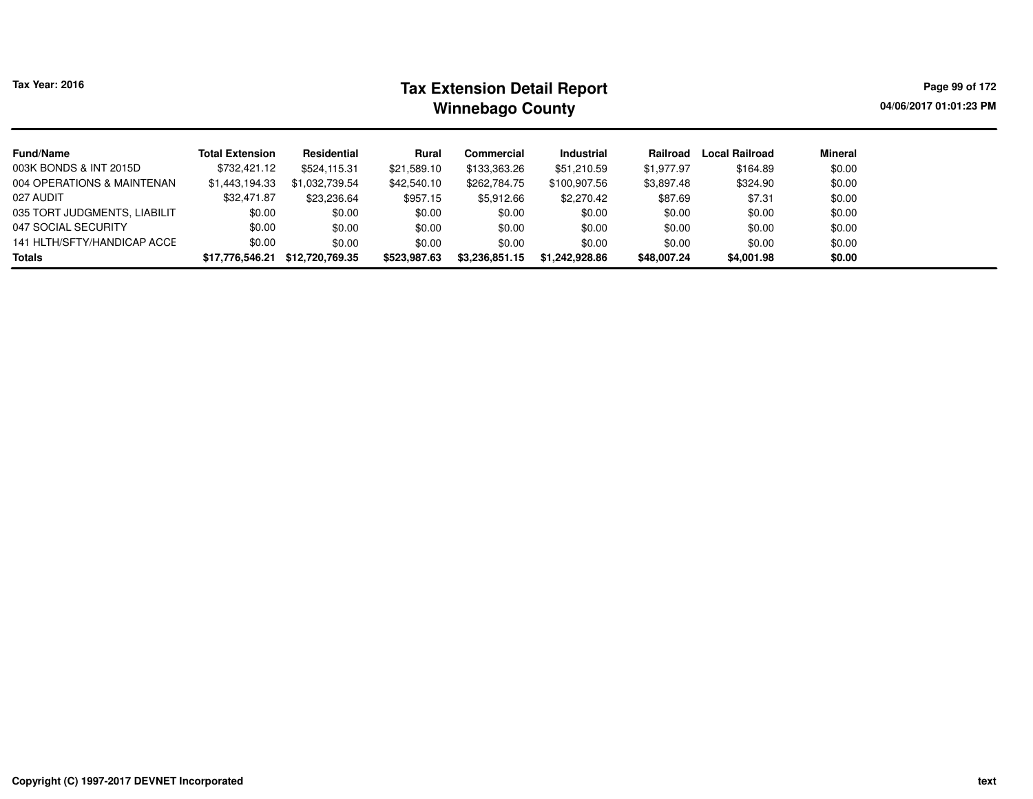# Tax Extension Detail Report
## Winnebago County

Tax Year: 2016

04/06/2017 01:01:23 PM

| Fund/Name | Total Extension | Residential | Rural | Commercial | Industrial | Railroad | Local Railroad | Mineral |
|---|---|---|---|---|---|---|---|---|
| 003K BONDS & INT 2015D | $732,421.12 | $524,115.31 | $21,589.10 | $133,363.26 | $51,210.59 | $1,977.97 | $164.89 | $0.00 |
| 004 OPERATIONS & MAINTENAN | $1,443,194.33 | $1,032,739.54 | $42,540.10 | $262,784.75 | $100,907.56 | $3,897.48 | $324.90 | $0.00 |
| 027 AUDIT | $32,471.87 | $23,236.64 | $957.15 | $5,912.66 | $2,270.42 | $87.69 | $7.31 | $0.00 |
| 035 TORT JUDGMENTS, LIABILIT | $0.00 | $0.00 | $0.00 | $0.00 | $0.00 | $0.00 | $0.00 | $0.00 |
| 047 SOCIAL SECURITY | $0.00 | $0.00 | $0.00 | $0.00 | $0.00 | $0.00 | $0.00 | $0.00 |
| 141 HLTH/SFTY/HANDICAP ACCE | $0.00 | $0.00 | $0.00 | $0.00 | $0.00 | $0.00 | $0.00 | $0.00 |
| **Totals** | **$17,776,546.21** | **$12,720,769.35** | **$523,987.63** | **$3,236,851.15** | **$1,242,928.86** | **$48,007.24** | **$4,001.98** | **$0.00** |

Copyright (C) 1997-2017 DEVNET Incorporated

text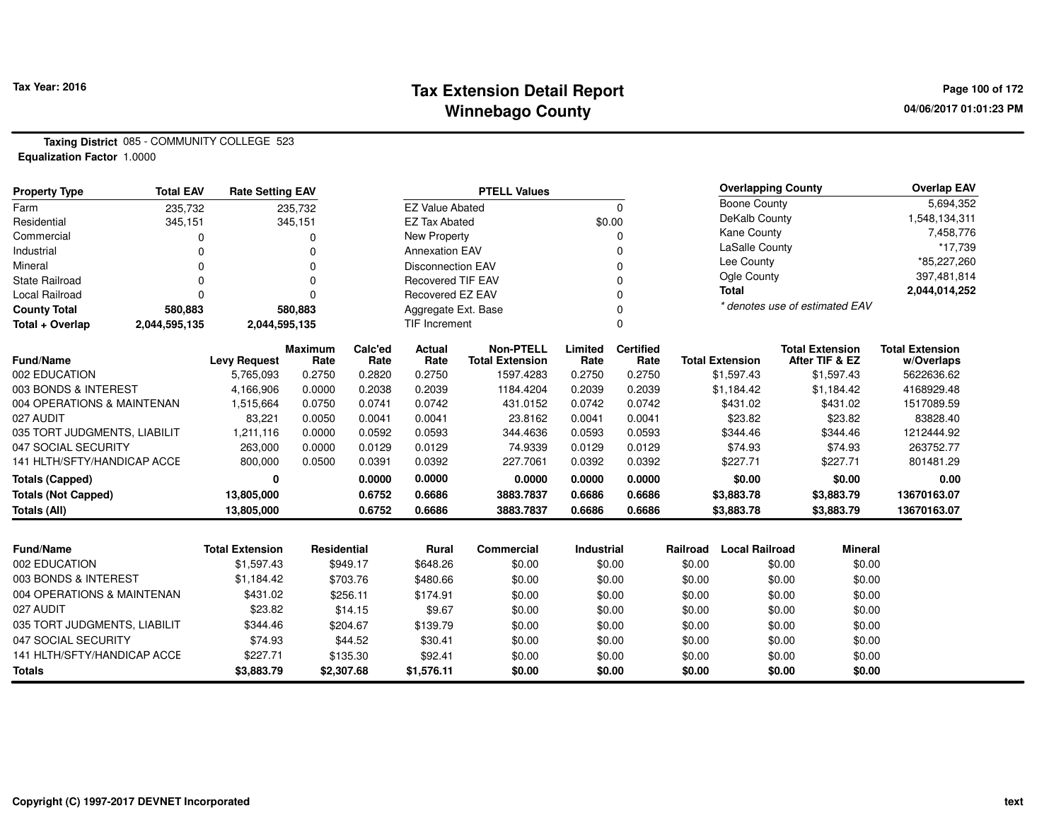# Tax Extension Detail Report
## Winnebago County

Tax Year: 2016

04/06/2017 01:01:23 PM

**Taxing District** 085 - COMMUNITY COLLEGE 523
**Equalization Factor** 1.0000

| Property Type | Total EAV | Rate Setting EAV |
|---|---|---|
| Farm | 235,732 | 235,732 |
| Residential | 345,151 | 345,151 |
| Commercial | 0 | 0 |
| Industrial | 0 | 0 |
| Mineral | 0 | 0 |
| State Railroad | 0 | 0 |
| Local Railroad | 0 | 0 |
| **County Total** | **580,883** | **580,883** |
| **Total + Overlap** | **2,044,595,135** | **2,044,595,135** |

| PTELL Values | |
|---|---|
| EZ Value Abated | 0 |
| EZ Tax Abated | $0.00 |
| New Property | 0 |
| Annexation EAV | 0 |
| Disconnection EAV | 0 |
| Recovered TIF EAV | 0 |
| Recovered EZ EAV | 0 |
| Aggregate Ext. Base | 0 |
| TIF Increment | 0 |

| Overlapping County | Overlap EAV |
|---|---|
| Boone County | 5,694,352 |
| DeKalb County | 1,548,134,311 |
| Kane County | 7,458,776 |
| LaSalle County | *17,739 |
| Lee County | *85,227,260 |
| Ogle County | 397,481,814 |
| **Total** | **2,044,014,252** |

* denotes use of estimated EAV

| Fund/Name | Levy Request | Maximum Rate | Calc'ed Rate | Actual Rate | Non-PTELL Total Extension | Limited Rate | Certified Rate | Total Extension | Total Extension After TIF & EZ | Total Extension w/Overlaps |
|---|---|---|---|---|---|---|---|---|---|---|
| 002 EDUCATION | 5,765,093 | 0.2750 | 0.2820 | 0.2750 | 1597.4283 | 0.2750 | 0.2750 | $1,597.43 | $1,597.43 | 5622636.62 |
| 003 BONDS & INTEREST | 4,166,906 | 0.0000 | 0.2038 | 0.2039 | 1184.4204 | 0.2039 | 0.2039 | $1,184.42 | $1,184.42 | 4168929.48 |
| 004 OPERATIONS & MAINTENAN | 1,515,664 | 0.0750 | 0.0741 | 0.0742 | 431.0152 | 0.0742 | 0.0742 | $431.02 | $431.02 | 1517089.59 |
| 027 AUDIT | 83,221 | 0.0050 | 0.0041 | 0.0041 | 23.8162 | 0.0041 | 0.0041 | $23.82 | $23.82 | 83828.40 |
| 035 TORT JUDGMENTS, LIABILIT | 1,211,116 | 0.0000 | 0.0592 | 0.0593 | 344.4636 | 0.0593 | 0.0593 | $344.46 | $344.46 | 1212444.92 |
| 047 SOCIAL SECURITY | 263,000 | 0.0000 | 0.0129 | 0.0129 | 74.9339 | 0.0129 | 0.0129 | $74.93 | $74.93 | 263752.77 |
| 141 HLTH/SFTY/HANDICAP ACCE | 800,000 | 0.0500 | 0.0391 | 0.0392 | 227.7061 | 0.0392 | 0.0392 | $227.71 | $227.71 | 801481.29 |
| **Totals (Capped)** | **0** | | **0.0000** | **0.0000** | **0.0000** | **0.0000** | **0.0000** | **$0.00** | **$0.00** | **0.00** |
| **Totals (Not Capped)** | **13,805,000** | | **0.6752** | **0.6686** | **3883.7837** | **0.6686** | **0.6686** | **$3,883.78** | **$3,883.79** | **13670163.07** |
| **Totals (All)** | **13,805,000** | | **0.6752** | **0.6686** | **3883.7837** | **0.6686** | **0.6686** | **$3,883.78** | **$3,883.79** | **13670163.07** |

| Fund/Name | Total Extension | Residential | Rural | Commercial | Industrial | Railroad | Local Railroad | Mineral |
|---|---|---|---|---|---|---|---|---|
| 002 EDUCATION | $1,597.43 | $949.17 | $648.26 | $0.00 | $0.00 | $0.00 | $0.00 | $0.00 |
| 003 BONDS & INTEREST | $1,184.42 | $703.76 | $480.66 | $0.00 | $0.00 | $0.00 | $0.00 | $0.00 |
| 004 OPERATIONS & MAINTENAN | $431.02 | $256.11 | $174.91 | $0.00 | $0.00 | $0.00 | $0.00 | $0.00 |
| 027 AUDIT | $23.82 | $14.15 | $9.67 | $0.00 | $0.00 | $0.00 | $0.00 | $0.00 |
| 035 TORT JUDGMENTS, LIABILIT | $344.46 | $204.67 | $139.79 | $0.00 | $0.00 | $0.00 | $0.00 | $0.00 |
| 047 SOCIAL SECURITY | $74.93 | $44.52 | $30.41 | $0.00 | $0.00 | $0.00 | $0.00 | $0.00 |
| 141 HLTH/SFTY/HANDICAP ACCE | $227.71 | $135.30 | $92.41 | $0.00 | $0.00 | $0.00 | $0.00 | $0.00 |
| **Totals** | **$3,883.79** | **$2,307.68** | **$1,576.11** | **$0.00** | **$0.00** | **$0.00** | **$0.00** | **$0.00** |

Copyright (C) 1997-2017 DEVNET Incorporated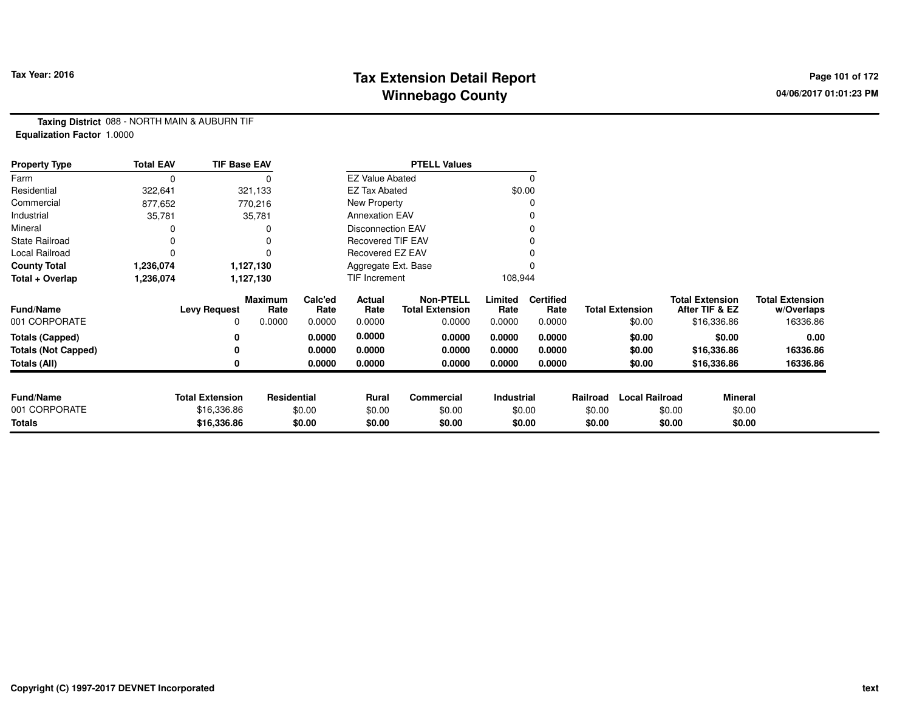**Tax Year: 2016**

# Tax Extension Detail Report
## Winnebago County

04/06/2017 01:01:23 PM

**Taxing District** 088 - NORTH MAIN & AUBURN TIF
**Equalization Factor** 1.0000

| Property Type | Total EAV | TIF Base EAV |
|---|---|---|
| Farm | 0 | 0 |
| Residential | 322,641 | 321,133 |
| Commercial | 877,652 | 770,216 |
| Industrial | 35,781 | 35,781 |
| Mineral | 0 | 0 |
| State Railroad | 0 | 0 |
| Local Railroad | 0 | 0 |
| **County Total** | **1,236,074** | **1,127,130** |
| **Total + Overlap** | **1,236,074** | **1,127,130** |

| PTELL Values | |
|---|---|
| EZ Value Abated | 0 |
| EZ Tax Abated | $0.00 |
| New Property | 0 |
| Annexation EAV | 0 |
| Disconnection EAV | 0 |
| Recovered TIF EAV | 0 |
| Recovered EZ EAV | 0 |
| Aggregate Ext. Base | 0 |
| TIF Increment | 108,944 |

| Fund/Name | Levy Request | Maximum Rate | Calc'ed Rate | Actual Rate | Non-PTELL Total Extension | Limited Rate | Certified Rate | Total Extension | Total Extension After TIF & EZ | Total Extension w/Overlaps |
|---|---|---|---|---|---|---|---|---|---|---|
| 001 CORPORATE | 0 | 0.0000 | 0.0000 | 0.0000 | 0.0000 | 0.0000 | 0.0000 | $0.00 | $16,336.86 | 16336.86 |
| **Totals (Capped)** | **0** | | **0.0000** | **0.0000** | **0.0000** | **0.0000** | **0.0000** | **$0.00** | **$0.00** | **0.00** |
| **Totals (Not Capped)** | **0** | | **0.0000** | **0.0000** | **0.0000** | **0.0000** | **0.0000** | **$0.00** | **$16,336.86** | **16336.86** |
| **Totals (All)** | **0** | | **0.0000** | **0.0000** | **0.0000** | **0.0000** | **0.0000** | **$0.00** | **$16,336.86** | **16336.86** |

| Fund/Name | Total Extension | Residential | Rural | Commercial | Industrial | Railroad | Local Railroad | Mineral |
|---|---|---|---|---|---|---|---|---|
| 001 CORPORATE | $16,336.86 | $0.00 | $0.00 | $0.00 | $0.00 | $0.00 | $0.00 | $0.00 |
| **Totals** | **$16,336.86** | **$0.00** | **$0.00** | **$0.00** | **$0.00** | **$0.00** | **$0.00** | **$0.00** |

Copyright (C) 1997-2017 DEVNET Incorporated

text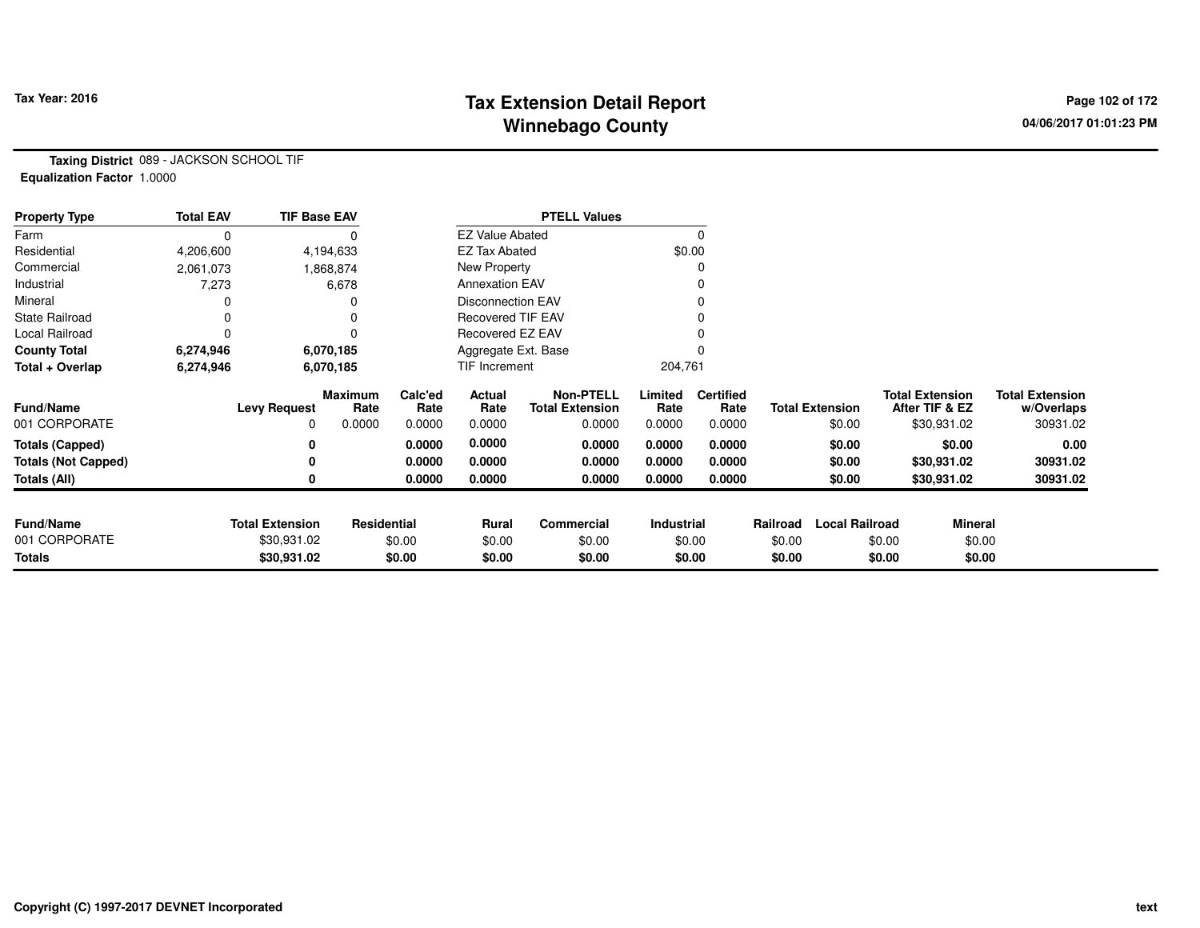# Tax Extension Detail Report
## Winnebago County

**Tax Year: 2016**

**Taxing District** 089 - JACKSON SCHOOL TIF
**Equalization Factor** 1.0000

| Property Type | Total EAV | TIF Base EAV |
|---|---|---|
| Farm | 0 | 0 |
| Residential | 4,206,600 | 4,194,633 |
| Commercial | 2,061,073 | 1,868,874 |
| Industrial | 7,273 | 6,678 |
| Mineral | 0 | 0 |
| State Railroad | 0 | 0 |
| Local Railroad | 0 | 0 |
| **County Total** | **6,274,946** | **6,070,185** |
| **Total + Overlap** | **6,274,946** | **6,070,185** |

| PTELL Values | |
|---|---|
| EZ Value Abated | 0 |
| EZ Tax Abated | $0.00 |
| New Property | 0 |
| Annexation EAV | 0 |
| Disconnection EAV | 0 |
| Recovered TIF EAV | 0 |
| Recovered EZ EAV | 0 |
| Aggregate Ext. Base | 0 |
| TIF Increment | 204,761 |

| Fund/Name | Levy Request | Maximum Rate | Calc'ed Rate | Actual Rate | Non-PTELL Total Extension | Limited Rate | Certified Rate | Total Extension | Total Extension After TIF & EZ | Total Extension w/Overlaps |
|---|---|---|---|---|---|---|---|---|---|---|
| 001 CORPORATE | 0 | 0.0000 | 0.0000 | 0.0000 | 0.0000 | 0.0000 | 0.0000 | $0.00 | $30,931.02 | 30931.02 |
| **Totals (Capped)** | **0** | | **0.0000** | **0.0000** | **0.0000** | **0.0000** | **0.0000** | **$0.00** | **$0.00** | **0.00** |
| **Totals (Not Capped)** | **0** | | **0.0000** | **0.0000** | **0.0000** | **0.0000** | **0.0000** | **$0.00** | **$30,931.02** | **30931.02** |
| **Totals (All)** | **0** | | **0.0000** | **0.0000** | **0.0000** | **0.0000** | **0.0000** | **$0.00** | **$30,931.02** | **30931.02** |

| Fund/Name | Total Extension | Residential | Rural | Commercial | Industrial | Railroad | Local Railroad | Mineral |
|---|---|---|---|---|---|---|---|---|
| 001 CORPORATE | $30,931.02 | $0.00 | $0.00 | $0.00 | $0.00 | $0.00 | $0.00 | $0.00 |
| **Totals** | **$30,931.02** | **$0.00** | **$0.00** | **$0.00** | **$0.00** | **$0.00** | **$0.00** | **$0.00** |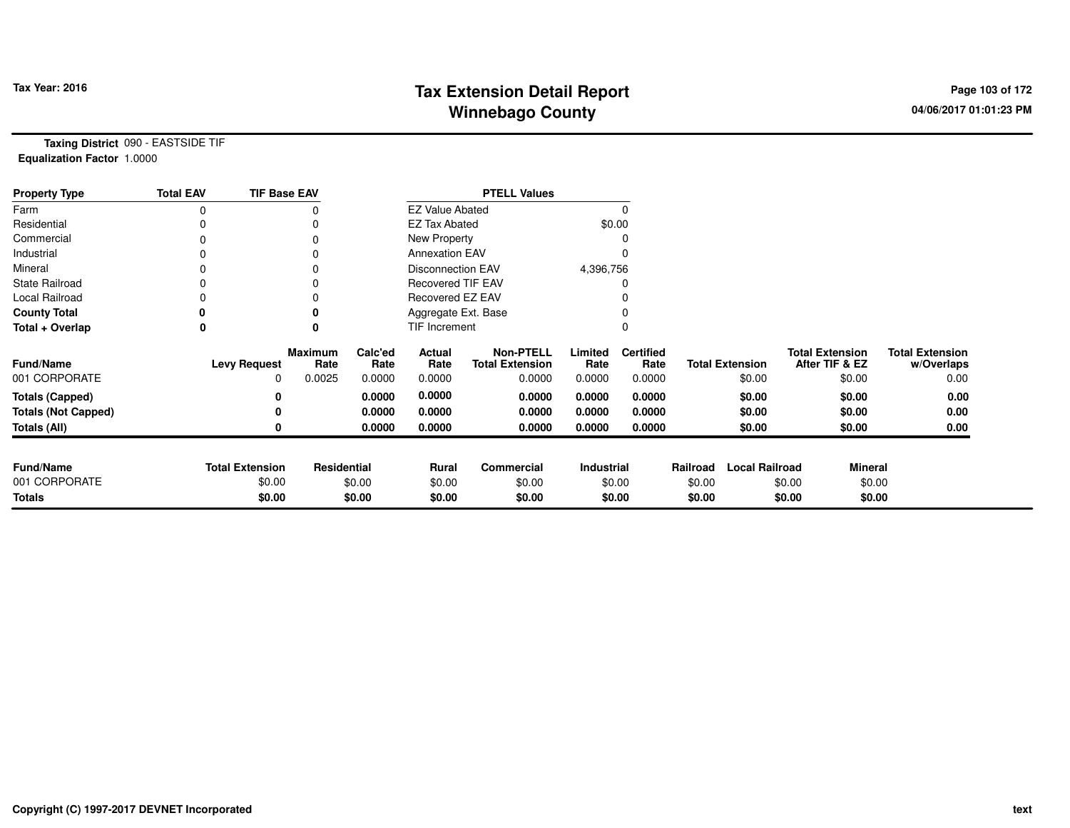# Tax Extension Detail Report
## Winnebago County

Tax Year: 2016

04/06/2017 01:01:23 PM

**Taxing District** 090 - EASTSIDE TIF
**Equalization Factor** 1.0000

| Property Type | Total EAV | TIF Base EAV |
|---|---|---|
| Farm | 0 | 0 |
| Residential | 0 | 0 |
| Commercial | 0 | 0 |
| Industrial | 0 | 0 |
| Mineral | 0 | 0 |
| State Railroad | 0 | 0 |
| Local Railroad | 0 | 0 |
| **County Total** | **0** | **0** |
| **Total + Overlap** | **0** | **0** |

| PTELL Values | |
|---|---|
| EZ Value Abated | 0 |
| EZ Tax Abated | $0.00 |
| New Property | 0 |
| Annexation EAV | 0 |
| Disconnection EAV | 4,396,756 |
| Recovered TIF EAV | 0 |
| Recovered EZ EAV | 0 |
| Aggregate Ext. Base | 0 |
| TIF Increment | 0 |

| Fund/Name | Levy Request | Maximum Rate | Calc'ed Rate | Actual Rate | Non-PTELL Total Extension | Limited Rate | Certified Rate | Total Extension | Total Extension After TIF & EZ | Total Extension w/Overlaps |
|---|---|---|---|---|---|---|---|---|---|---|
| 001 CORPORATE | 0 | 0.0025 | 0.0000 | 0.0000 | 0.0000 | 0.0000 | 0.0000 | $0.00 | $0.00 | 0.00 |
| **Totals (Capped)** | **0** | | **0.0000** | **0.0000** | **0.0000** | **0.0000** | **0.0000** | **$0.00** | **$0.00** | **0.00** |
| **Totals (Not Capped)** | **0** | | **0.0000** | **0.0000** | **0.0000** | **0.0000** | **0.0000** | **$0.00** | **$0.00** | **0.00** |
| **Totals (All)** | **0** | | **0.0000** | **0.0000** | **0.0000** | **0.0000** | **0.0000** | **$0.00** | **$0.00** | **0.00** |

| Fund/Name | Total Extension | Residential | Rural | Commercial | Industrial | Railroad | Local Railroad | Mineral |
|---|---|---|---|---|---|---|---|---|
| 001 CORPORATE | $0.00 | $0.00 | $0.00 | $0.00 | $0.00 | $0.00 | $0.00 | $0.00 |
| **Totals** | **$0.00** | **$0.00** | **$0.00** | **$0.00** | **$0.00** | **$0.00** | **$0.00** | **$0.00** |

Copyright (C) 1997-2017 DEVNET Incorporated

text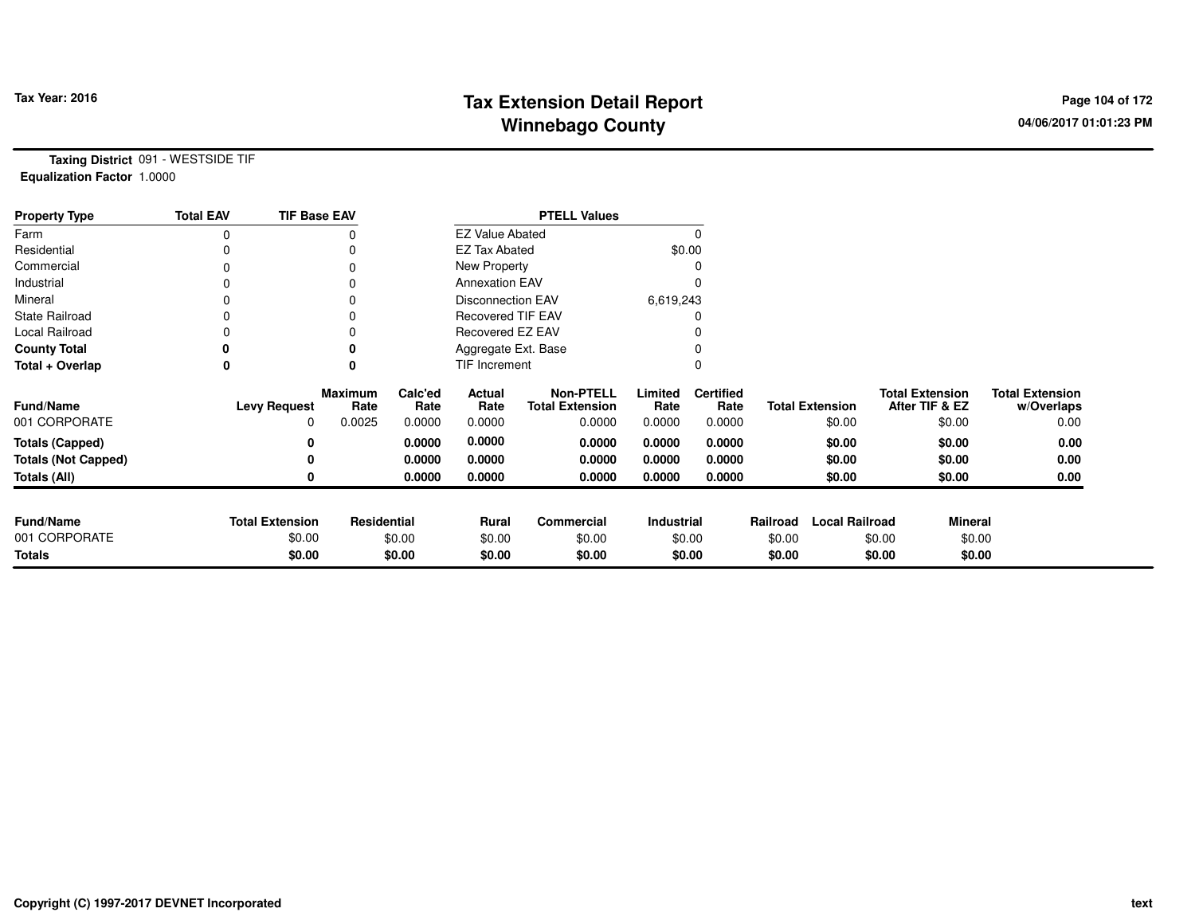Tax Year: 2016

# Tax Extension Detail Report
## Winnebago County

04/06/2017 01:01:23 PM

**Taxing District** 091 - WESTSIDE TIF
**Equalization Factor** 1.0000

| Property Type | Total EAV | TIF Base EAV | PTELL Values | |
|---|---|---|---|---|
| Farm | 0 | 0 | EZ Value Abated | 0 |
| Residential | 0 | 0 | EZ Tax Abated | $0.00 |
| Commercial | 0 | 0 | New Property | 0 |
| Industrial | 0 | 0 | Annexation EAV | 0 |
| Mineral | 0 | 0 | Disconnection EAV | 6,619,243 |
| State Railroad | 0 | 0 | Recovered TIF EAV | 0 |
| Local Railroad | 0 | 0 | Recovered EZ EAV | 0 |
| **County Total** | **0** | **0** | Aggregate Ext. Base | 0 |
| **Total + Overlap** | **0** | **0** | TIF Increment | 0 |

| Fund/Name | Levy Request | Maximum Rate | Calc'ed Rate | Actual Rate | Non-PTELL Total Extension | Limited Rate | Certified Rate | Total Extension | Total Extension After TIF & EZ | Total Extension w/Overlaps |
|---|---|---|---|---|---|---|---|---|---|---|
| 001 CORPORATE | 0 | 0.0025 | 0.0000 | 0.0000 | 0.0000 | 0.0000 | 0.0000 | $0.00 | $0.00 | 0.00 |
| **Totals (Capped)** | **0** | | **0.0000** | **0.0000** | **0.0000** | **0.0000** | **0.0000** | **$0.00** | **$0.00** | **0.00** |
| **Totals (Not Capped)** | **0** | | **0.0000** | **0.0000** | **0.0000** | **0.0000** | **0.0000** | **$0.00** | **$0.00** | **0.00** |
| **Totals (All)** | **0** | | **0.0000** | **0.0000** | **0.0000** | **0.0000** | **0.0000** | **$0.00** | **$0.00** | **0.00** |

| Fund/Name | Total Extension | Residential | Rural | Commercial | Industrial | Railroad | Local Railroad | Mineral |
|---|---|---|---|---|---|---|---|---|
| 001 CORPORATE | $0.00 | $0.00 | $0.00 | $0.00 | $0.00 | $0.00 | $0.00 | $0.00 |
| **Totals** | **$0.00** | **$0.00** | **$0.00** | **$0.00** | **$0.00** | **$0.00** | **$0.00** | **$0.00** |

Copyright (C) 1997-2017 DEVNET Incorporated

text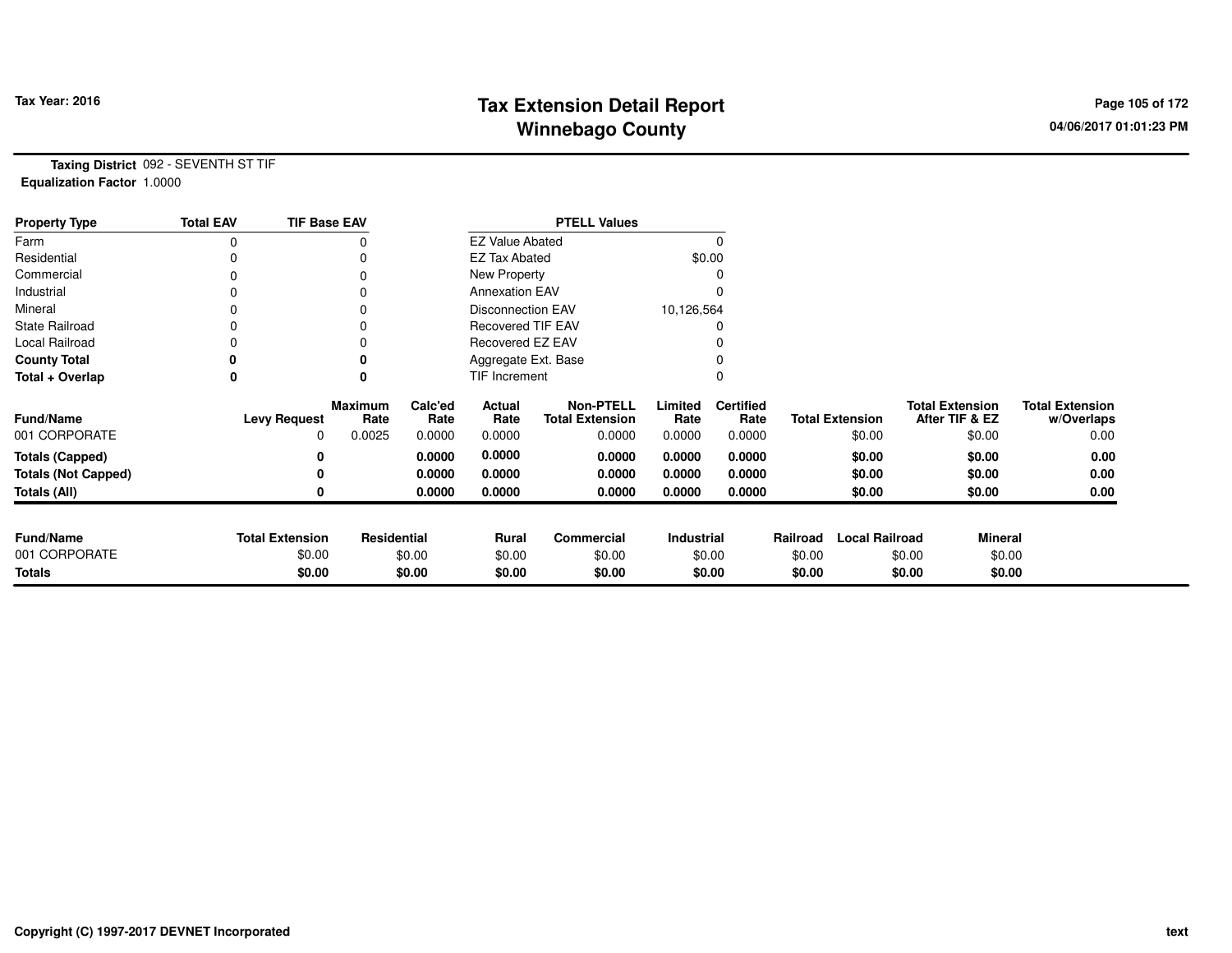# Tax Extension Detail Report
# Winnebago County

Tax Year: 2016

04/06/2017 01:01:23 PM

**Taxing District** 092 - SEVENTH ST TIF
**Equalization Factor** 1.0000

| Property Type | Total EAV | TIF Base EAV |
|---|---|---|
| Farm | 0 | 0 |
| Residential | 0 | 0 |
| Commercial | 0 | 0 |
| Industrial | 0 | 0 |
| Mineral | 0 | 0 |
| State Railroad | 0 | 0 |
| Local Railroad | 0 | 0 |
| **County Total** | **0** | **0** |
| **Total + Overlap** | **0** | **0** |

| PTELL Values | |
|---|---|
| EZ Value Abated | 0 |
| EZ Tax Abated | $0.00 |
| New Property | 0 |
| Annexation EAV | 0 |
| Disconnection EAV | 10,126,564 |
| Recovered TIF EAV | 0 |
| Recovered EZ EAV | 0 |
| Aggregate Ext. Base | 0 |
| TIF Increment | 0 |

| Fund/Name | Levy Request | Maximum Rate | Calc'ed Rate | Actual Rate | Non-PTELL Total Extension | Limited Rate | Certified Rate | Total Extension | Total Extension After TIF & EZ | Total Extension w/Overlaps |
|---|---|---|---|---|---|---|---|---|---|---|
| 001 CORPORATE | 0 | 0.0025 | 0.0000 | 0.0000 | 0.0000 | 0.0000 | 0.0000 | $0.00 | $0.00 | 0.00 |
| **Totals (Capped)** | **0** | | **0.0000** | **0.0000** | **0.0000** | **0.0000** | **0.0000** | **$0.00** | **$0.00** | **0.00** |
| **Totals (Not Capped)** | **0** | | **0.0000** | **0.0000** | **0.0000** | **0.0000** | **0.0000** | **$0.00** | **$0.00** | **0.00** |
| **Totals (All)** | **0** | | **0.0000** | **0.0000** | **0.0000** | **0.0000** | **0.0000** | **$0.00** | **$0.00** | **0.00** |

| Fund/Name | Total Extension | Residential | Rural | Commercial | Industrial | Railroad | Local Railroad | Mineral |
|---|---|---|---|---|---|---|---|---|
| 001 CORPORATE | $0.00 | $0.00 | $0.00 | $0.00 | $0.00 | $0.00 | $0.00 | $0.00 |
| **Totals** | **$0.00** | **$0.00** | **$0.00** | **$0.00** | **$0.00** | **$0.00** | **$0.00** | **$0.00** |

Copyright (C) 1997-2017 DEVNET Incorporated

text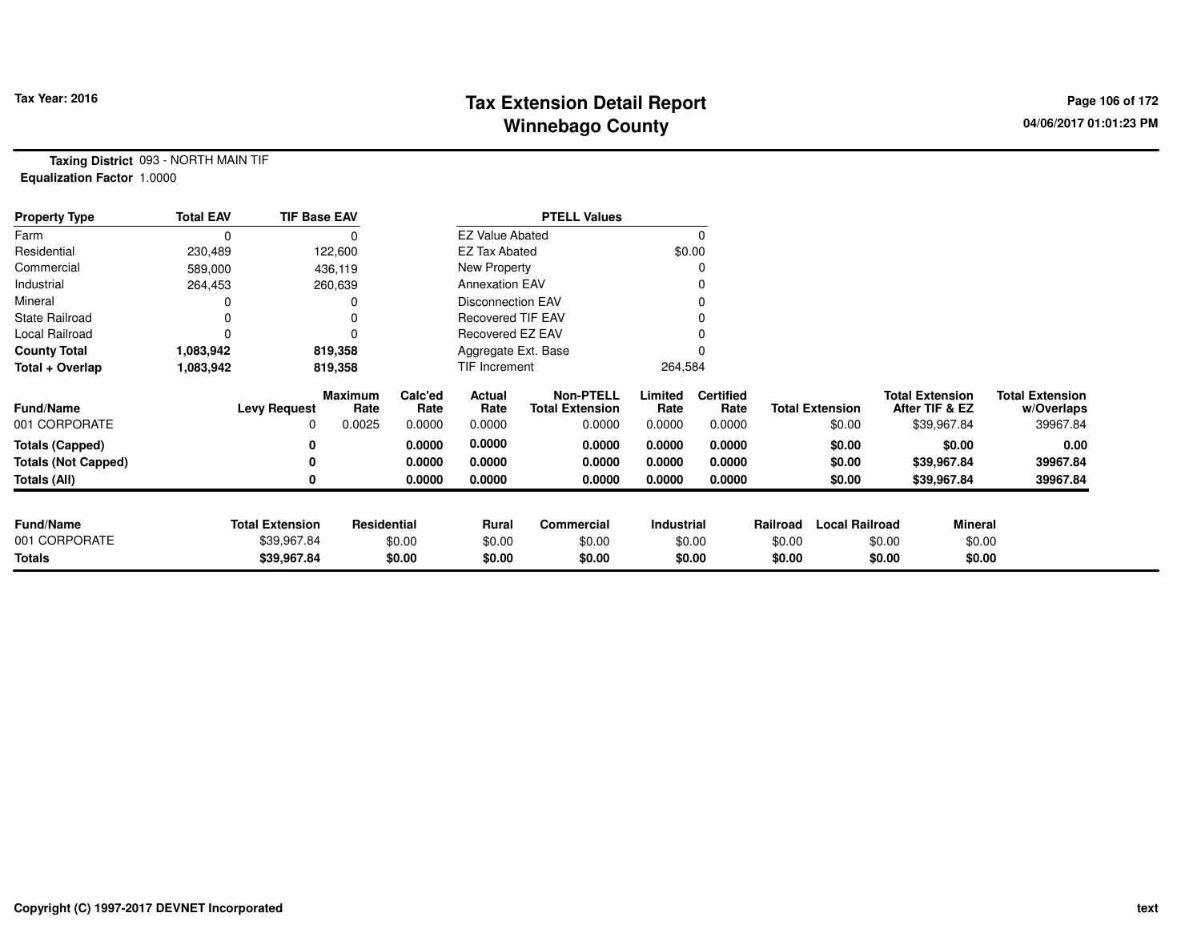# Tax Extension Detail Report
# Winnebago County

Tax Year: 2016

**Taxing District** 093 - NORTH MAIN TIF
**Equalization Factor** 1.0000

| Property Type | Total EAV | TIF Base EAV | PTELL Values | |
|---|---|---|---|---|
| Farm | 0 | 0 | EZ Value Abated | 0 |
| Residential | 230,489 | 122,600 | EZ Tax Abated | $0.00 |
| Commercial | 589,000 | 436,119 | New Property | 0 |
| Industrial | 264,453 | 260,639 | Annexation EAV | 0 |
| Mineral | 0 | 0 | Disconnection EAV | 0 |
| State Railroad | 0 | 0 | Recovered TIF EAV | 0 |
| Local Railroad | 0 | 0 | Recovered EZ EAV | 0 |
| **County Total** | **1,083,942** | **819,358** | Aggregate Ext. Base | 0 |
| **Total + Overlap** | **1,083,942** | **819,358** | TIF Increment | 264,584 |

| Fund/Name | Levy Request | Maximum Rate | Calc'ed Rate | Actual Rate | Non-PTELL Total Extension | Limited Rate | Certified Rate | Total Extension | Total Extension After TIF & EZ | Total Extension w/Overlaps |
|---|---|---|---|---|---|---|---|---|---|---|
| 001 CORPORATE | 0 | 0.0025 | 0.0000 | 0.0000 | 0.0000 | 0.0000 | 0.0000 | $0.00 | $39,967.84 | 39967.84 |
| **Totals (Capped)** | **0** | | **0.0000** | **0.0000** | **0.0000** | **0.0000** | **0.0000** | **$0.00** | **$0.00** | **0.00** |
| **Totals (Not Capped)** | **0** | | **0.0000** | **0.0000** | **0.0000** | **0.0000** | **0.0000** | **$0.00** | **$39,967.84** | **39967.84** |
| **Totals (All)** | **0** | | **0.0000** | **0.0000** | **0.0000** | **0.0000** | **0.0000** | **$0.00** | **$39,967.84** | **39967.84** |

| Fund/Name | Total Extension | Residential | Rural | Commercial | Industrial | Railroad | Local Railroad | Mineral |
|---|---|---|---|---|---|---|---|---|
| 001 CORPORATE | $39,967.84 | $0.00 | $0.00 | $0.00 | $0.00 | $0.00 | $0.00 | $0.00 |
| **Totals** | **$39,967.84** | **$0.00** | **$0.00** | **$0.00** | **$0.00** | **$0.00** | **$0.00** | **$0.00** |

Copyright (C) 1997-2017 DEVNET Incorporated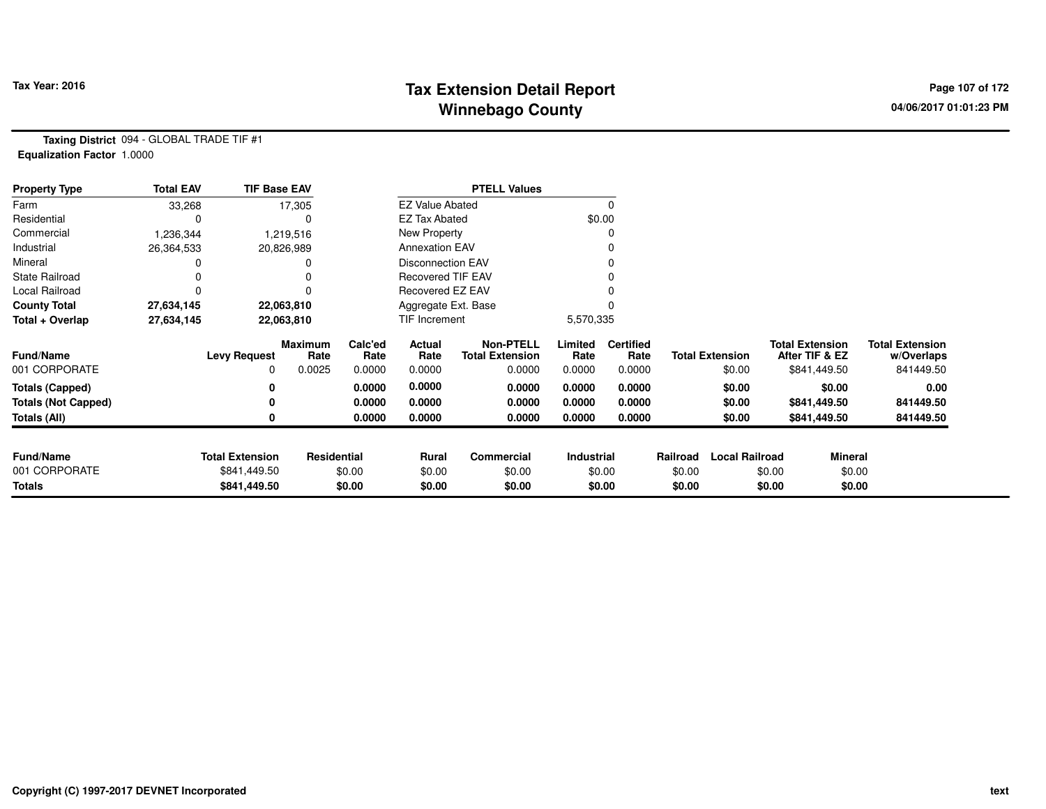Tax Year: 2016

# Tax Extension Detail Report
## Winnebago County

04/06/2017 01:01:23 PM

**Taxing District** 094 - GLOBAL TRADE TIF #1
**Equalization Factor** 1.0000

| Property Type | Total EAV | TIF Base EAV | PTELL Values | |
|---|---|---|---|---|
| Farm | 33,268 | 17,305 | EZ Value Abated | 0 |
| Residential | 0 | 0 | EZ Tax Abated | $0.00 |
| Commercial | 1,236,344 | 1,219,516 | New Property | 0 |
| Industrial | 26,364,533 | 20,826,989 | Annexation EAV | 0 |
| Mineral | 0 | 0 | Disconnection EAV | 0 |
| State Railroad | 0 | 0 | Recovered TIF EAV | 0 |
| Local Railroad | 0 | 0 | Recovered EZ EAV | 0 |
| **County Total** | **27,634,145** | **22,063,810** | Aggregate Ext. Base | 0 |
| **Total + Overlap** | **27,634,145** | **22,063,810** | TIF Increment | 5,570,335 |

| Fund/Name | Levy Request | Maximum Rate | Calc'ed Rate | Actual Rate | Non-PTELL Total Extension | Limited Rate | Certified Rate | Total Extension | Total Extension After TIF & EZ | Total Extension w/Overlaps |
|---|---|---|---|---|---|---|---|---|---|---|
| 001 CORPORATE | 0 | 0.0025 | 0.0000 | 0.0000 | 0.0000 | 0.0000 | 0.0000 | $0.00 | $841,449.50 | 841449.50 |
| **Totals (Capped)** | **0** | | **0.0000** | **0.0000** | **0.0000** | **0.0000** | **0.0000** | **$0.00** | **$0.00** | **0.00** |
| **Totals (Not Capped)** | **0** | | **0.0000** | **0.0000** | **0.0000** | **0.0000** | **0.0000** | **$0.00** | **$841,449.50** | **841449.50** |
| **Totals (All)** | **0** | | **0.0000** | **0.0000** | **0.0000** | **0.0000** | **0.0000** | **$0.00** | **$841,449.50** | **841449.50** |

| Fund/Name | Total Extension | Residential | Rural | Commercial | Industrial | Railroad | Local Railroad | Mineral |
|---|---|---|---|---|---|---|---|---|
| 001 CORPORATE | $841,449.50 | $0.00 | $0.00 | $0.00 | $0.00 | $0.00 | $0.00 | $0.00 |
| **Totals** | **$841,449.50** | **$0.00** | **$0.00** | **$0.00** | **$0.00** | **$0.00** | **$0.00** | **$0.00** |

Copyright (C) 1997-2017 DEVNET Incorporated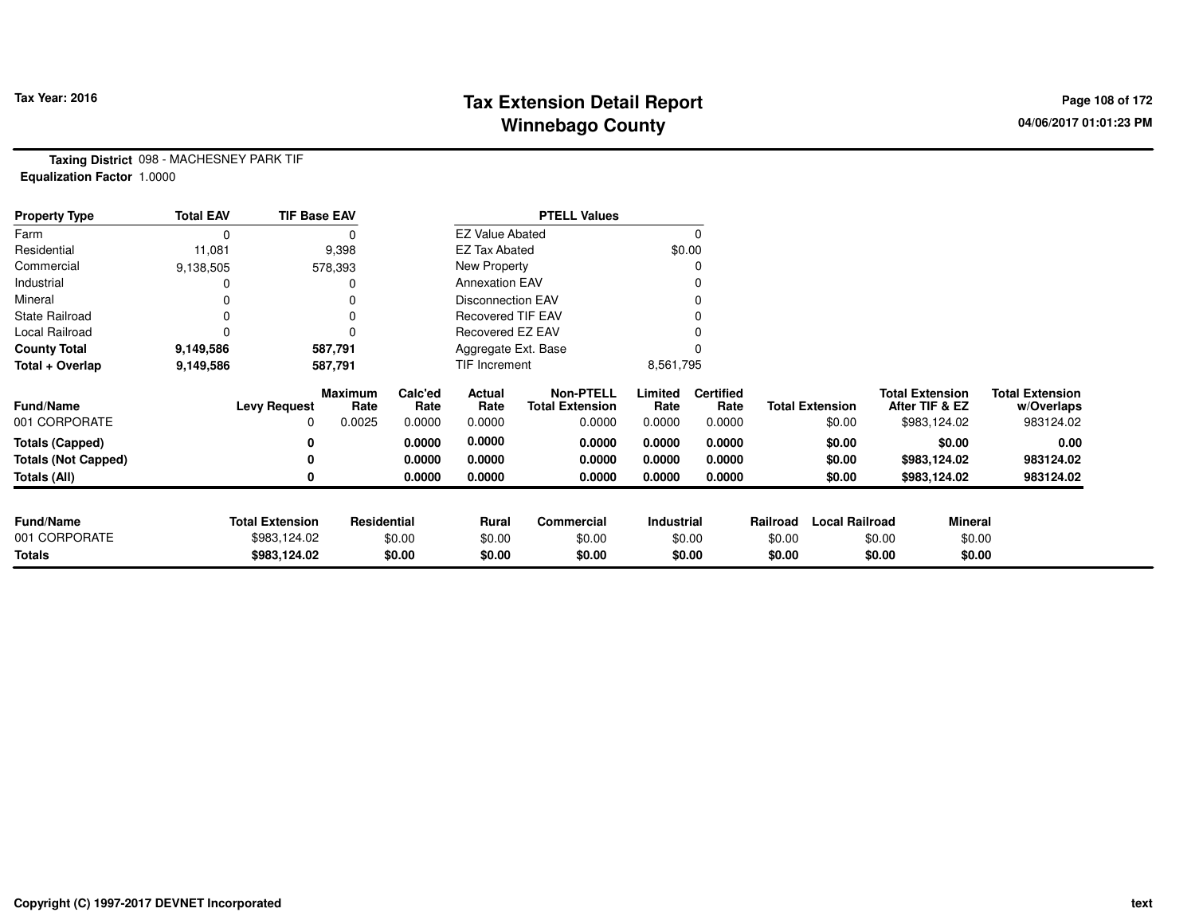**Tax Year: 2016**

# Tax Extension Detail Report
## Winnebago County

04/06/2017 01:01:23 PM

**Taxing District** 098 - MACHESNEY PARK TIF
**Equalization Factor** 1.0000

| Property Type | Total EAV | TIF Base EAV |
|---|---|---|
| Farm | 0 | 0 |
| Residential | 11,081 | 9,398 |
| Commercial | 9,138,505 | 578,393 |
| Industrial | 0 | 0 |
| Mineral | 0 | 0 |
| State Railroad | 0 | 0 |
| Local Railroad | 0 | 0 |
| **County Total** | **9,149,586** | **587,791** |
| **Total + Overlap** | **9,149,586** | **587,791** |

| PTELL Values | |
|---|---|
| EZ Value Abated | 0 |
| EZ Tax Abated | $0.00 |
| New Property | 0 |
| Annexation EAV | 0 |
| Disconnection EAV | 0 |
| Recovered TIF EAV | 0 |
| Recovered EZ EAV | 0 |
| Aggregate Ext. Base | 0 |
| TIF Increment | 8,561,795 |

| Fund/Name | Levy Request | Maximum Rate | Calc'ed Rate | Actual Rate | Non-PTELL Total Extension | Limited Rate | Certified Rate | Total Extension | Total Extension After TIF & EZ | Total Extension w/Overlaps |
|---|---|---|---|---|---|---|---|---|---|---|
| 001 CORPORATE | 0 | 0.0025 | 0.0000 | 0.0000 | 0.0000 | 0.0000 | 0.0000 | $0.00 | $983,124.02 | 983124.02 |
| **Totals (Capped)** | **0** | | **0.0000** | **0.0000** | **0.0000** | **0.0000** | **0.0000** | **$0.00** | **$0.00** | **0.00** |
| **Totals (Not Capped)** | **0** | | **0.0000** | **0.0000** | **0.0000** | **0.0000** | **0.0000** | **$0.00** | **$983,124.02** | **983124.02** |
| **Totals (All)** | **0** | | **0.0000** | **0.0000** | **0.0000** | **0.0000** | **0.0000** | **$0.00** | **$983,124.02** | **983124.02** |

| Fund/Name | Total Extension | Residential | Rural | Commercial | Industrial | Railroad | Local Railroad | Mineral |
|---|---|---|---|---|---|---|---|---|
| 001 CORPORATE | $983,124.02 | $0.00 | $0.00 | $0.00 | $0.00 | $0.00 | $0.00 | $0.00 |
| **Totals** | **$983,124.02** | **$0.00** | **$0.00** | **$0.00** | **$0.00** | **$0.00** | **$0.00** | **$0.00** |

Copyright (C) 1997-2017 DEVNET Incorporated

text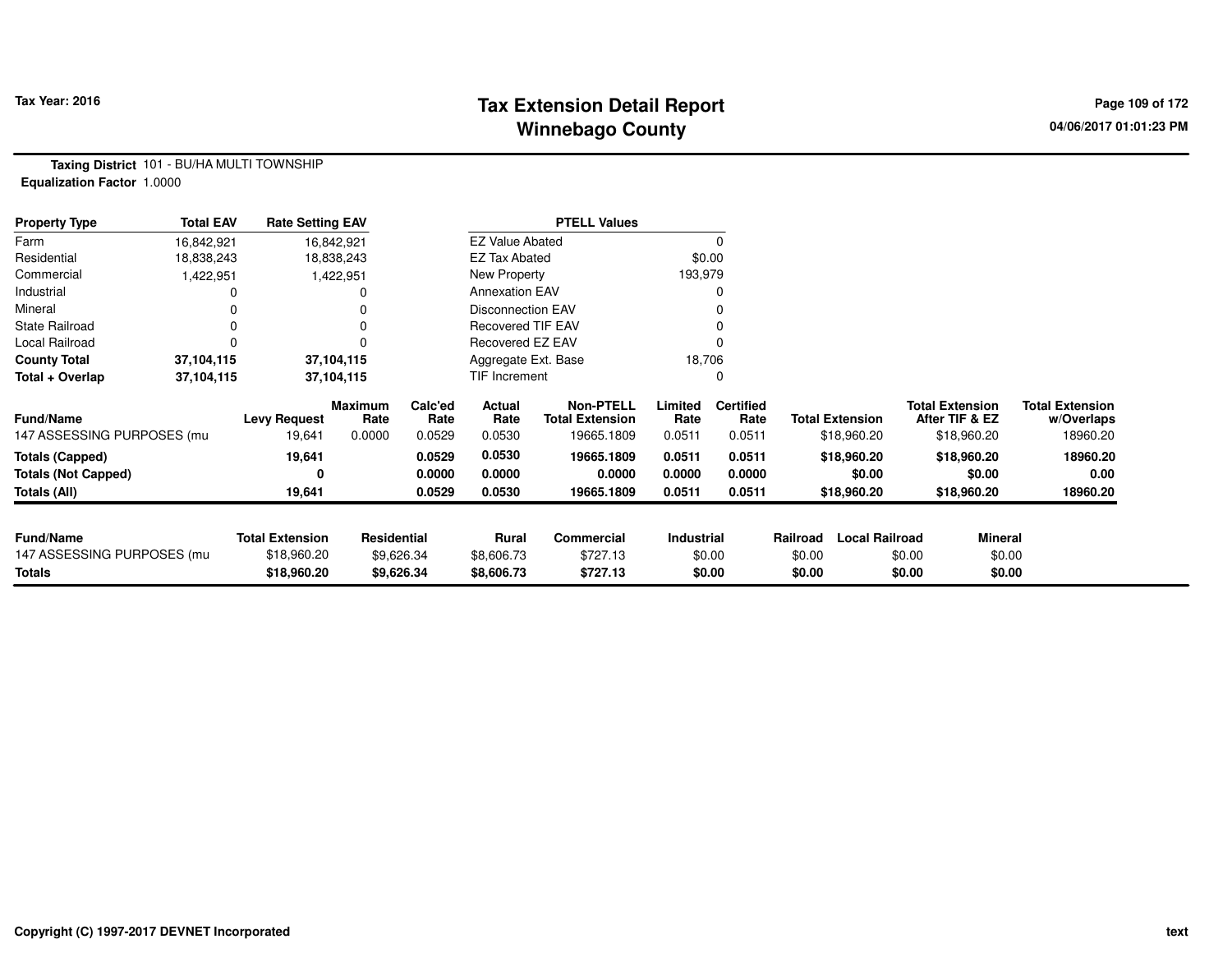# Tax Extension Detail Report
## Winnebago County

Tax Year: 2016

04/06/2017 01:01:23 PM

**Taxing District** 101 - BU/HA MULTI TOWNSHIP
**Equalization Factor** 1.0000

| Property Type | Total EAV | Rate Setting EAV |
|---|---|---|
| Farm | 16,842,921 | 16,842,921 |
| Residential | 18,838,243 | 18,838,243 |
| Commercial | 1,422,951 | 1,422,951 |
| Industrial | 0 | 0 |
| Mineral | 0 | 0 |
| State Railroad | 0 | 0 |
| Local Railroad | 0 | 0 |
| **County Total** | **37,104,115** | **37,104,115** |
| **Total + Overlap** | **37,104,115** | **37,104,115** |

| PTELL Values | |
|---|---|
| EZ Value Abated | 0 |
| EZ Tax Abated | $0.00 |
| New Property | 193,979 |
| Annexation EAV | 0 |
| Disconnection EAV | 0 |
| Recovered TIF EAV | 0 |
| Recovered EZ EAV | 0 |
| Aggregate Ext. Base | 18,706 |
| TIF Increment | 0 |

| Fund/Name | Levy Request | Maximum Rate | Calc'ed Rate | Actual Rate | Non-PTELL Total Extension | Limited Rate | Certified Rate | Total Extension | Total Extension After TIF & EZ | Total Extension w/Overlaps |
|---|---|---|---|---|---|---|---|---|---|---|
| 147 ASSESSING PURPOSES (mu | 19,641 | 0.0000 | 0.0529 | 0.0530 | 19665.1809 | 0.0511 | 0.0511 | $18,960.20 | $18,960.20 | 18960.20 |
| **Totals (Capped)** | **19,641** | | **0.0529** | **0.0530** | **19665.1809** | **0.0511** | **0.0511** | **$18,960.20** | **$18,960.20** | **18960.20** |
| **Totals (Not Capped)** | **0** | | **0.0000** | **0.0000** | **0.0000** | **0.0000** | **0.0000** | **$0.00** | **$0.00** | **0.00** |
| **Totals (All)** | **19,641** | | **0.0529** | **0.0530** | **19665.1809** | **0.0511** | **0.0511** | **$18,960.20** | **$18,960.20** | **18960.20** |

| Fund/Name | Total Extension | Residential | Rural | Commercial | Industrial | Railroad | Local Railroad | Mineral |
|---|---|---|---|---|---|---|---|---|
| 147 ASSESSING PURPOSES (mu | $18,960.20 | $9,626.34 | $8,606.73 | $727.13 | $0.00 | $0.00 | $0.00 | $0.00 |
| **Totals** | **$18,960.20** | **$9,626.34** | **$8,606.73** | **$727.13** | **$0.00** | **$0.00** | **$0.00** | **$0.00** |

Copyright (C) 1997-2017 DEVNET Incorporated

text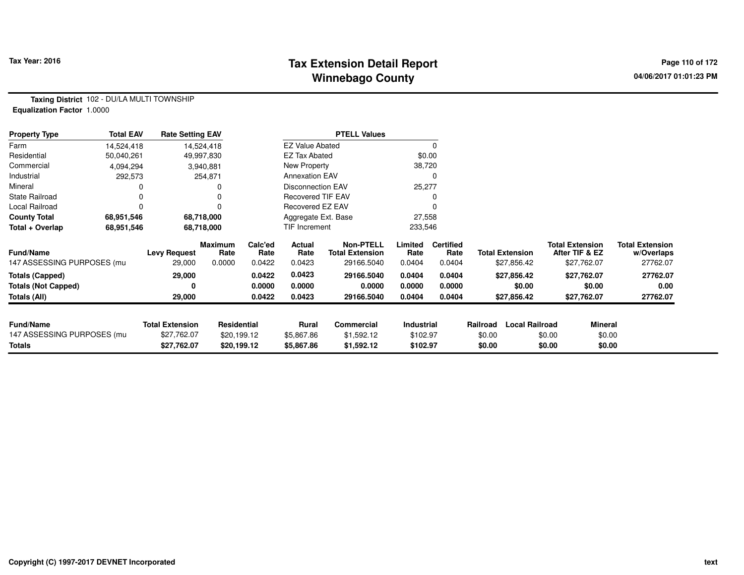**Tax Year: 2016**

# Tax Extension Detail Report
## Winnebago County

04/06/2017 01:01:23 PM

**Taxing District** 102 - DU/LA MULTI TOWNSHIP
**Equalization Factor** 1.0000

| Property Type | Total EAV | Rate Setting EAV |
|---|---|---|
| Farm | 14,524,418 | 14,524,418 |
| Residential | 50,040,261 | 49,997,830 |
| Commercial | 4,094,294 | 3,940,881 |
| Industrial | 292,573 | 254,871 |
| Mineral | 0 | 0 |
| State Railroad | 0 | 0 |
| Local Railroad | 0 | 0 |
| **County Total** | **68,951,546** | **68,718,000** |
| **Total + Overlap** | **68,951,546** | **68,718,000** |

| PTELL Values | |
|---|---|
| EZ Value Abated | 0 |
| EZ Tax Abated | $0.00 |
| New Property | 38,720 |
| Annexation EAV | 0 |
| Disconnection EAV | 25,277 |
| Recovered TIF EAV | 0 |
| Recovered EZ EAV | 0 |
| Aggregate Ext. Base | 27,558 |
| TIF Increment | 233,546 |

| Fund/Name | Levy Request | Maximum Rate | Calc'ed Rate | Actual Rate | Non-PTELL Total Extension | Limited Rate | Certified Rate | Total Extension | Total Extension After TIF & EZ | Total Extension w/Overlaps |
|---|---|---|---|---|---|---|---|---|---|---|
| 147 ASSESSING PURPOSES (mu | 29,000 | 0.0000 | 0.0422 | 0.0423 | 29166.5040 | 0.0404 | 0.0404 | $27,856.42 | $27,762.07 | 27762.07 |
| **Totals (Capped)** | **29,000** | | **0.0422** | **0.0423** | **29166.5040** | **0.0404** | **0.0404** | **$27,856.42** | **$27,762.07** | **27762.07** |
| **Totals (Not Capped)** | **0** | | **0.0000** | **0.0000** | **0.0000** | **0.0000** | **0.0000** | **$0.00** | **$0.00** | **0.00** |
| **Totals (All)** | **29,000** | | **0.0422** | **0.0423** | **29166.5040** | **0.0404** | **0.0404** | **$27,856.42** | **$27,762.07** | **27762.07** |

| Fund/Name | Total Extension | Residential | Rural | Commercial | Industrial | Railroad | Local Railroad | Mineral |
|---|---|---|---|---|---|---|---|---|
| 147 ASSESSING PURPOSES (mu | $27,762.07 | $20,199.12 | $5,867.86 | $1,592.12 | $102.97 | $0.00 | $0.00 | $0.00 |
| **Totals** | **$27,762.07** | **$20,199.12** | **$5,867.86** | **$1,592.12** | **$102.97** | **$0.00** | **$0.00** | **$0.00** |

Copyright (C) 1997-2017 DEVNET Incorporated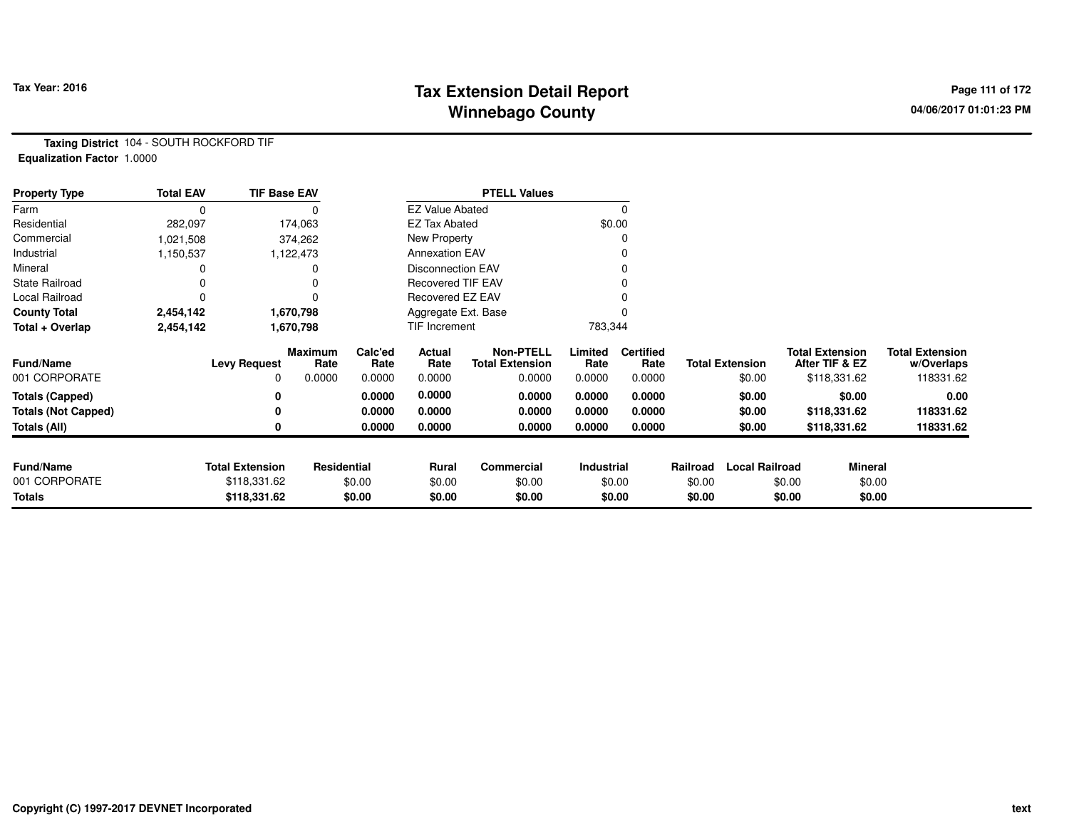# Tax Extension Detail Report
## Winnebago County

Tax Year: 2016

04/06/2017 01:01:23 PM

**Taxing District** 104 - SOUTH ROCKFORD TIF
**Equalization Factor** 1.0000

| Property Type | Total EAV | TIF Base EAV | PTELL Values | |
|---|---|---|---|---|
| Farm | 0 | 0 | EZ Value Abated | 0 |
| Residential | 282,097 | 174,063 | EZ Tax Abated | $0.00 |
| Commercial | 1,021,508 | 374,262 | New Property | 0 |
| Industrial | 1,150,537 | 1,122,473 | Annexation EAV | 0 |
| Mineral | 0 | 0 | Disconnection EAV | 0 |
| State Railroad | 0 | 0 | Recovered TIF EAV | 0 |
| Local Railroad | 0 | 0 | Recovered EZ EAV | 0 |
| **County Total** | **2,454,142** | **1,670,798** | Aggregate Ext. Base | 0 |
| **Total + Overlap** | **2,454,142** | **1,670,798** | TIF Increment | 783,344 |

| Fund/Name | Levy Request | Maximum Rate | Calc'ed Rate | Actual Rate | Non-PTELL Total Extension | Limited Rate | Certified Rate | Total Extension | Total Extension After TIF & EZ | Total Extension w/Overlaps |
|---|---|---|---|---|---|---|---|---|---|---|
| 001 CORPORATE | 0 | 0.0000 | 0.0000 | 0.0000 | 0.0000 | 0.0000 | 0.0000 | $0.00 | $118,331.62 | 118331.62 |
| **Totals (Capped)** | **0** | | **0.0000** | **0.0000** | **0.0000** | **0.0000** | **0.0000** | **$0.00** | **$0.00** | **0.00** |
| **Totals (Not Capped)** | **0** | | **0.0000** | **0.0000** | **0.0000** | **0.0000** | **0.0000** | **$0.00** | **$118,331.62** | **118331.62** |
| **Totals (All)** | **0** | | **0.0000** | **0.0000** | **0.0000** | **0.0000** | **0.0000** | **$0.00** | **$118,331.62** | **118331.62** |

| Fund/Name | Total Extension | Residential | Rural | Commercial | Industrial | Railroad | Local Railroad | Mineral |
|---|---|---|---|---|---|---|---|---|
| 001 CORPORATE | $118,331.62 | $0.00 | $0.00 | $0.00 | $0.00 | $0.00 | $0.00 | $0.00 |
| **Totals** | **$118,331.62** | **$0.00** | **$0.00** | **$0.00** | **$0.00** | **$0.00** | **$0.00** | **$0.00** |

Copyright (C) 1997-2017 DEVNET Incorporated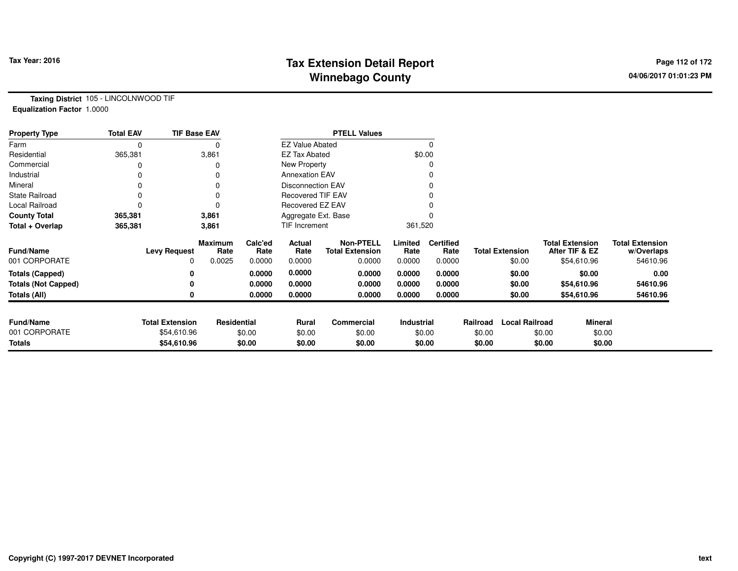# Tax Extension Detail Report
## Winnebago County

Tax Year: 2016

04/06/2017 01:01:23 PM

**Taxing District** 105 - LINCOLNWOOD TIF
**Equalization Factor** 1.0000

| Property Type | Total EAV | TIF Base EAV | PTELL Values | |
|---|---|---|---|---|
| Farm | 0 | 0 | EZ Value Abated | 0 |
| Residential | 365,381 | 3,861 | EZ Tax Abated | $0.00 |
| Commercial | 0 | 0 | New Property | 0 |
| Industrial | 0 | 0 | Annexation EAV | 0 |
| Mineral | 0 | 0 | Disconnection EAV | 0 |
| State Railroad | 0 | 0 | Recovered TIF EAV | 0 |
| Local Railroad | 0 | 0 | Recovered EZ EAV | 0 |
| **County Total** | **365,381** | **3,861** | Aggregate Ext. Base | 0 |
| **Total + Overlap** | **365,381** | **3,861** | TIF Increment | 361,520 |

| Fund/Name | Levy Request | Maximum Rate | Calc'ed Rate | Actual Rate | Non-PTELL Total Extension | Limited Rate | Certified Rate | Total Extension | Total Extension After TIF & EZ | Total Extension w/Overlaps |
|---|---|---|---|---|---|---|---|---|---|---|
| 001 CORPORATE | 0 | 0.0025 | 0.0000 | 0.0000 | 0.0000 | 0.0000 | 0.0000 | $0.00 | $54,610.96 | 54610.96 |
| **Totals (Capped)** | **0** | | **0.0000** | **0.0000** | **0.0000** | **0.0000** | **0.0000** | **$0.00** | **$0.00** | **0.00** |
| **Totals (Not Capped)** | **0** | | **0.0000** | **0.0000** | **0.0000** | **0.0000** | **0.0000** | **$0.00** | **$54,610.96** | **54610.96** |
| **Totals (All)** | **0** | | **0.0000** | **0.0000** | **0.0000** | **0.0000** | **0.0000** | **$0.00** | **$54,610.96** | **54610.96** |

| Fund/Name | Total Extension | Residential | Rural | Commercial | Industrial | Railroad | Local Railroad | Mineral |
|---|---|---|---|---|---|---|---|---|
| 001 CORPORATE | $54,610.96 | $0.00 | $0.00 | $0.00 | $0.00 | $0.00 | $0.00 | $0.00 |
| **Totals** | **$54,610.96** | **$0.00** | **$0.00** | **$0.00** | **$0.00** | **$0.00** | **$0.00** | **$0.00** |

Copyright (C) 1997-2017 DEVNET Incorporated

text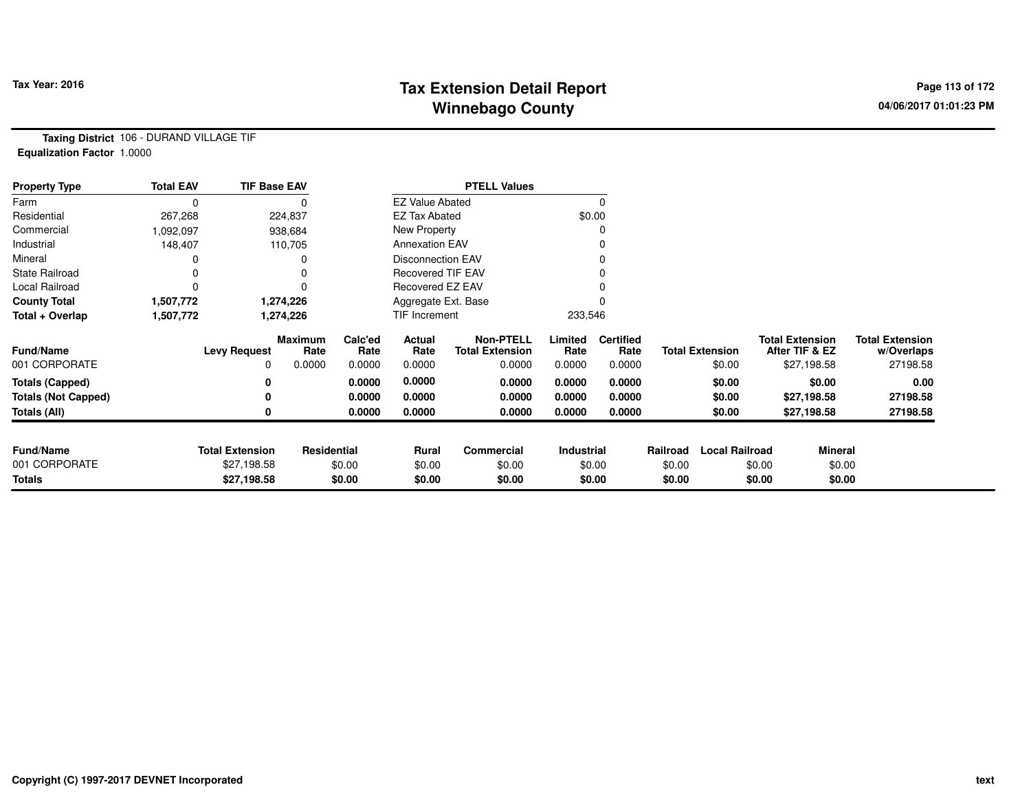# Tax Extension Detail Report
# Winnebago County

Tax Year: 2016

04/06/2017 01:01:23 PM

**Taxing District** 106 - DURAND VILLAGE TIF
**Equalization Factor** 1.0000

| Property Type | Total EAV | TIF Base EAV |
|---|---|---|
| Farm | 0 | 0 |
| Residential | 267,268 | 224,837 |
| Commercial | 1,092,097 | 938,684 |
| Industrial | 148,407 | 110,705 |
| Mineral | 0 | 0 |
| State Railroad | 0 | 0 |
| Local Railroad | 0 | 0 |
| **County Total** | **1,507,772** | **1,274,226** |
| **Total + Overlap** | **1,507,772** | **1,274,226** |

| PTELL Values | |
|---|---|
| EZ Value Abated | 0 |
| EZ Tax Abated | $0.00 |
| New Property | 0 |
| Annexation EAV | 0 |
| Disconnection EAV | 0 |
| Recovered TIF EAV | 0 |
| Recovered EZ EAV | 0 |
| Aggregate Ext. Base | 0 |
| TIF Increment | 233,546 |

| Fund/Name | Levy Request | Maximum Rate | Calc'ed Rate | Actual Rate | Non-PTELL Total Extension | Limited Rate | Certified Rate | Total Extension | Total Extension After TIF & EZ | Total Extension w/Overlaps |
|---|---|---|---|---|---|---|---|---|---|---|
| 001 CORPORATE | 0 | 0.0000 | 0.0000 | 0.0000 | 0.0000 | 0.0000 | 0.0000 | $0.00 | $27,198.58 | 27198.58 |
| **Totals (Capped)** | **0** | | **0.0000** | **0.0000** | **0.0000** | **0.0000** | **0.0000** | **$0.00** | **$0.00** | **0.00** |
| **Totals (Not Capped)** | **0** | | **0.0000** | **0.0000** | **0.0000** | **0.0000** | **0.0000** | **$0.00** | **$27,198.58** | **27198.58** |
| **Totals (All)** | **0** | | **0.0000** | **0.0000** | **0.0000** | **0.0000** | **0.0000** | **$0.00** | **$27,198.58** | **27198.58** |

| Fund/Name | Total Extension | Residential | Rural | Commercial | Industrial | Railroad | Local Railroad | Mineral |
|---|---|---|---|---|---|---|---|---|
| 001 CORPORATE | $27,198.58 | $0.00 | $0.00 | $0.00 | $0.00 | $0.00 | $0.00 | $0.00 |
| **Totals** | **$27,198.58** | **$0.00** | **$0.00** | **$0.00** | **$0.00** | **$0.00** | **$0.00** | **$0.00** |

Copyright (C) 1997-2017 DEVNET Incorporated

text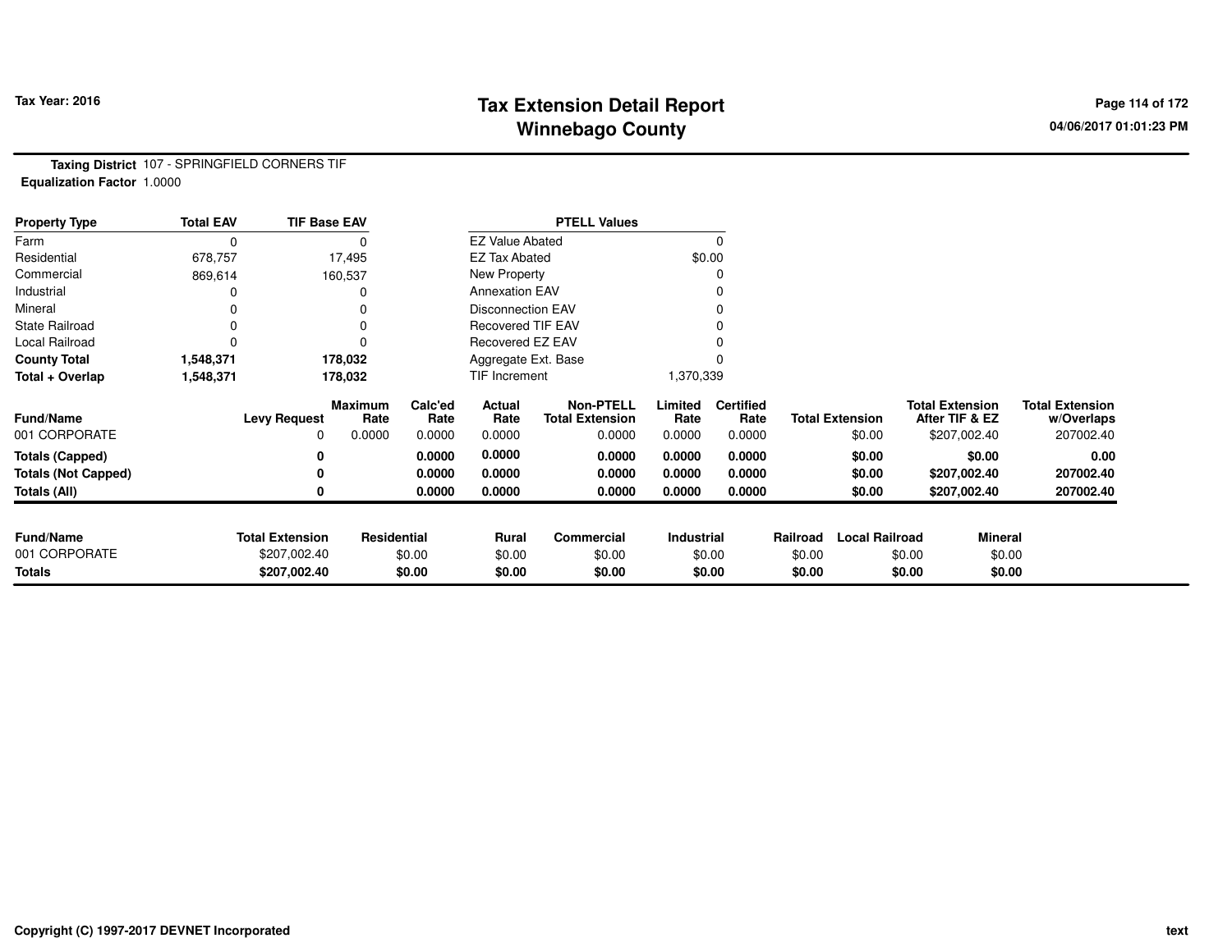# Tax Extension Detail Report
## Winnebago County

**Tax Year: 2016**

04/06/2017 01:01:23 PM

**Taxing District** 107 - SPRINGFIELD CORNERS TIF
**Equalization Factor** 1.0000

| Property Type | Total EAV | TIF Base EAV | PTELL Values | |
|---|---|---|---|---|
| Farm | 0 | 0 | EZ Value Abated | 0 |
| Residential | 678,757 | 17,495 | EZ Tax Abated | $0.00 |
| Commercial | 869,614 | 160,537 | New Property | 0 |
| Industrial | 0 | 0 | Annexation EAV | 0 |
| Mineral | 0 | 0 | Disconnection EAV | 0 |
| State Railroad | 0 | 0 | Recovered TIF EAV | 0 |
| Local Railroad | 0 | 0 | Recovered EZ EAV | 0 |
| **County Total** | **1,548,371** | **178,032** | Aggregate Ext. Base | 0 |
| **Total + Overlap** | **1,548,371** | **178,032** | TIF Increment | 1,370,339 |

| Fund/Name | Levy Request | Maximum Rate | Calc'ed Rate | Actual Rate | Non-PTELL Total Extension | Limited Rate | Certified Rate | Total Extension | Total Extension After TIF & EZ | Total Extension w/Overlaps |
|---|---|---|---|---|---|---|---|---|---|---|
| 001 CORPORATE | 0 | 0.0000 | 0.0000 | 0.0000 | 0.0000 | 0.0000 | 0.0000 | $0.00 | $207,002.40 | 207002.40 |
| **Totals (Capped)** | **0** | | **0.0000** | **0.0000** | **0.0000** | **0.0000** | **0.0000** | **$0.00** | **$0.00** | **0.00** |
| **Totals (Not Capped)** | **0** | | **0.0000** | **0.0000** | **0.0000** | **0.0000** | **0.0000** | **$0.00** | **$207,002.40** | **207002.40** |
| **Totals (All)** | **0** | | **0.0000** | **0.0000** | **0.0000** | **0.0000** | **0.0000** | **$0.00** | **$207,002.40** | **207002.40** |

| Fund/Name | Total Extension | Residential | Rural | Commercial | Industrial | Railroad | Local Railroad | Mineral |
|---|---|---|---|---|---|---|---|---|
| 001 CORPORATE | $207,002.40 | $0.00 | $0.00 | $0.00 | $0.00 | $0.00 | $0.00 | $0.00 |
| **Totals** | **$207,002.40** | **$0.00** | **$0.00** | **$0.00** | **$0.00** | **$0.00** | **$0.00** | **$0.00** |

Copyright (C) 1997-2017 DEVNET Incorporated

text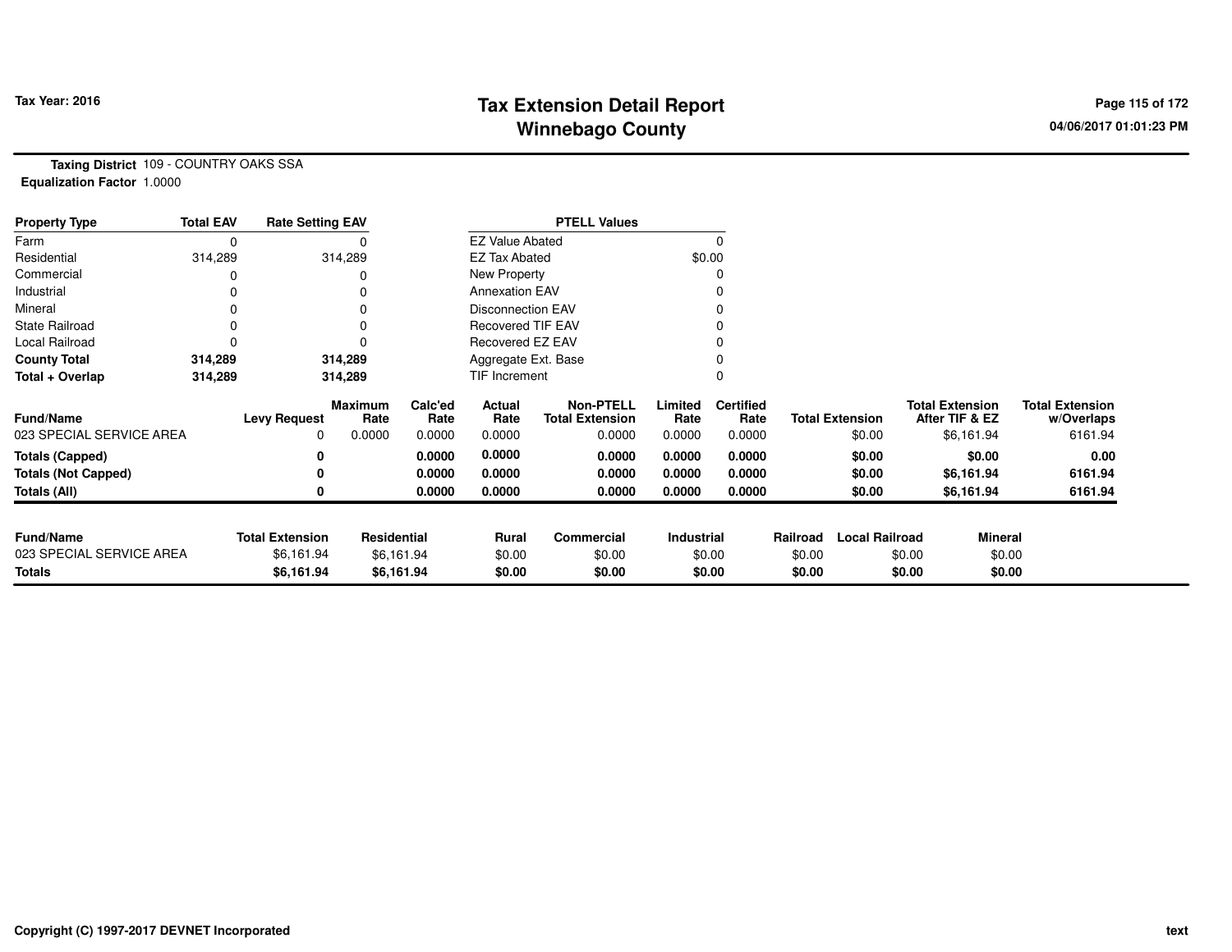# Tax Extension Detail Report
# Winnebago County

Tax Year: 2016

04/06/2017 01:01:23 PM

**Taxing District** 109 - COUNTRY OAKS SSA
**Equalization Factor** 1.0000

| Property Type | Total EAV | Rate Setting EAV |
|---|---|---|
| Farm | 0 | 0 |
| Residential | 314,289 | 314,289 |
| Commercial | 0 | 0 |
| Industrial | 0 | 0 |
| Mineral | 0 | 0 |
| State Railroad | 0 | 0 |
| Local Railroad | 0 | 0 |
| **County Total** | **314,289** | **314,289** |
| **Total + Overlap** | **314,289** | **314,289** |

| PTELL Values | |
|---|---|
| EZ Value Abated | 0 |
| EZ Tax Abated | $0.00 |
| New Property | 0 |
| Annexation EAV | 0 |
| Disconnection EAV | 0 |
| Recovered TIF EAV | 0 |
| Recovered EZ EAV | 0 |
| Aggregate Ext. Base | 0 |
| TIF Increment | 0 |

| Fund/Name | Levy Request | Maximum Rate | Calc'ed Rate | Actual Rate | Non-PTELL Total Extension | Limited Rate | Certified Rate | Total Extension | Total Extension After TIF & EZ | Total Extension w/Overlaps |
|---|---|---|---|---|---|---|---|---|---|---|
| 023 SPECIAL SERVICE AREA | 0 | 0.0000 | 0.0000 | 0.0000 | 0.0000 | 0.0000 | 0.0000 | $0.00 | $6,161.94 | 6161.94 |
| **Totals (Capped)** | **0** | | **0.0000** | **0.0000** | **0.0000** | **0.0000** | **0.0000** | **$0.00** | **$0.00** | **0.00** |
| **Totals (Not Capped)** | **0** | | **0.0000** | **0.0000** | **0.0000** | **0.0000** | **0.0000** | **$0.00** | **$6,161.94** | **6161.94** |
| **Totals (All)** | **0** | | **0.0000** | **0.0000** | **0.0000** | **0.0000** | **0.0000** | **$0.00** | **$6,161.94** | **6161.94** |

| Fund/Name | Total Extension | Residential | Rural | Commercial | Industrial | Railroad | Local Railroad | Mineral |
|---|---|---|---|---|---|---|---|---|
| 023 SPECIAL SERVICE AREA | $6,161.94 | $6,161.94 | $0.00 | $0.00 | $0.00 | $0.00 | $0.00 | $0.00 |
| **Totals** | **$6,161.94** | **$6,161.94** | **$0.00** | **$0.00** | **$0.00** | **$0.00** | **$0.00** | **$0.00** |

Copyright (C) 1997-2017 DEVNET Incorporated

text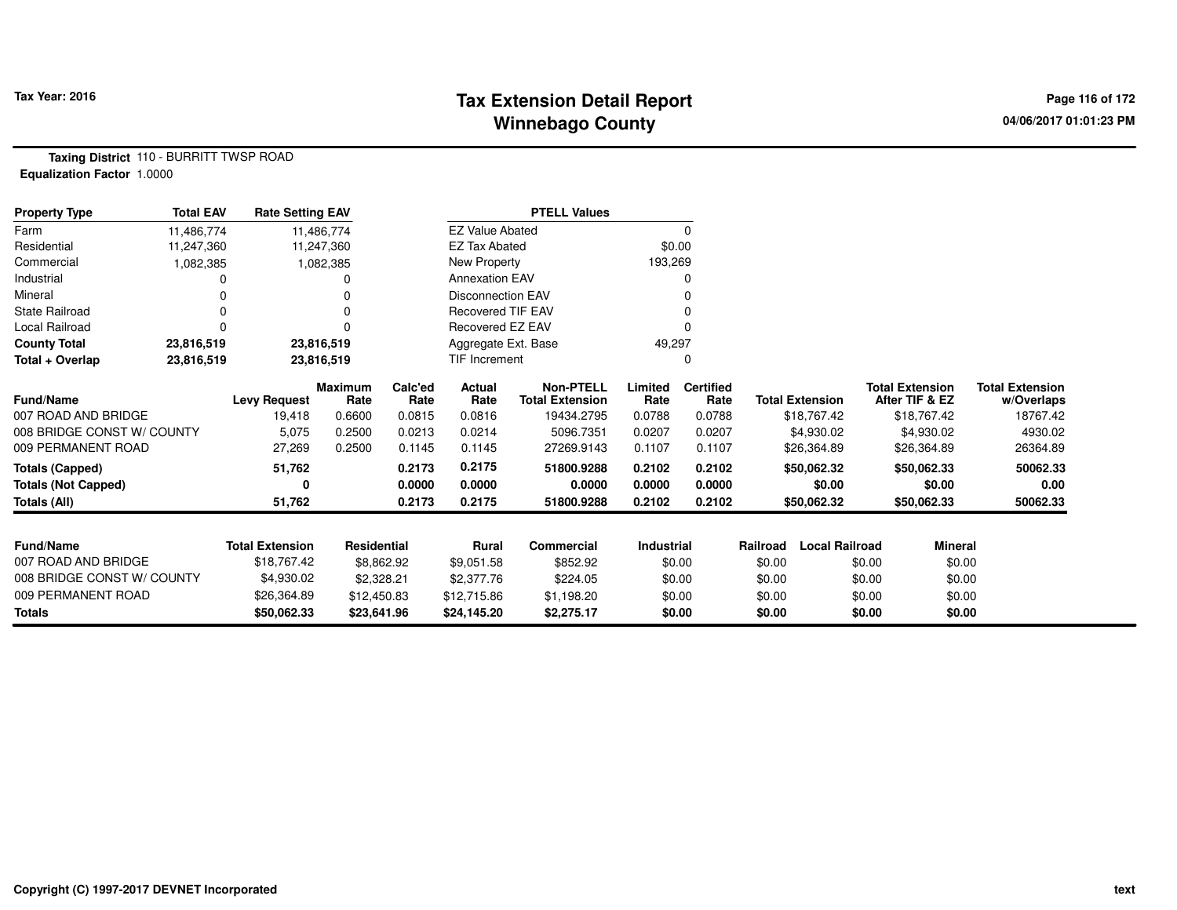Tax Year: 2016

# Tax Extension Detail Report
## Winnebago County

04/06/2017 01:01:23 PM

**Taxing District** 110 - BURRITT TWSP ROAD
**Equalization Factor** 1.0000

| Property Type | Total EAV | Rate Setting EAV |
|---|---|---|
| Farm | 11,486,774 | 11,486,774 |
| Residential | 11,247,360 | 11,247,360 |
| Commercial | 1,082,385 | 1,082,385 |
| Industrial | 0 | 0 |
| Mineral | 0 | 0 |
| State Railroad | 0 | 0 |
| Local Railroad | 0 | 0 |
| **County Total** | **23,816,519** | **23,816,519** |
| **Total + Overlap** | **23,816,519** | **23,816,519** |

| PTELL Values | |
|---|---|
| EZ Value Abated | 0 |
| EZ Tax Abated | $0.00 |
| New Property | 193,269 |
| Annexation EAV | 0 |
| Disconnection EAV | 0 |
| Recovered TIF EAV | 0 |
| Recovered EZ EAV | 0 |
| Aggregate Ext. Base | 49,297 |
| TIF Increment | 0 |

| Fund/Name | Levy Request | Maximum Rate | Calc'ed Rate | Actual Rate | Non-PTELL Total Extension | Limited Rate | Certified Rate | Total Extension | Total Extension After TIF & EZ | Total Extension w/Overlaps |
|---|---|---|---|---|---|---|---|---|---|---|
| 007 ROAD AND BRIDGE | 19,418 | 0.6600 | 0.0815 | 0.0816 | 19434.2795 | 0.0788 | 0.0788 | $18,767.42 | $18,767.42 | 18767.42 |
| 008 BRIDGE CONST W/ COUNTY | 5,075 | 0.2500 | 0.0213 | 0.0214 | 5096.7351 | 0.0207 | 0.0207 | $4,930.02 | $4,930.02 | 4930.02 |
| 009 PERMANENT ROAD | 27,269 | 0.2500 | 0.1145 | 0.1145 | 27269.9143 | 0.1107 | 0.1107 | $26,364.89 | $26,364.89 | 26364.89 |
| **Totals (Capped)** | **51,762** | | **0.2173** | **0.2175** | **51800.9288** | **0.2102** | **0.2102** | **$50,062.32** | **$50,062.33** | **50062.33** |
| **Totals (Not Capped)** | **0** | | **0.0000** | **0.0000** | **0.0000** | **0.0000** | **0.0000** | **$0.00** | **$0.00** | **0.00** |
| **Totals (All)** | **51,762** | | **0.2173** | **0.2175** | **51800.9288** | **0.2102** | **0.2102** | **$50,062.32** | **$50,062.33** | **50062.33** |

| Fund/Name | Total Extension | Residential | Rural | Commercial | Industrial | Railroad | Local Railroad | Mineral |
|---|---|---|---|---|---|---|---|---|
| 007 ROAD AND BRIDGE | $18,767.42 | $8,862.92 | $9,051.58 | $852.92 | $0.00 | $0.00 | $0.00 | $0.00 |
| 008 BRIDGE CONST W/ COUNTY | $4,930.02 | $2,328.21 | $2,377.76 | $224.05 | $0.00 | $0.00 | $0.00 | $0.00 |
| 009 PERMANENT ROAD | $26,364.89 | $12,450.83 | $12,715.86 | $1,198.20 | $0.00 | $0.00 | $0.00 | $0.00 |
| **Totals** | **$50,062.33** | **$23,641.96** | **$24,145.20** | **$2,275.17** | **$0.00** | **$0.00** | **$0.00** | **$0.00** |

Copyright (C) 1997-2017 DEVNET Incorporated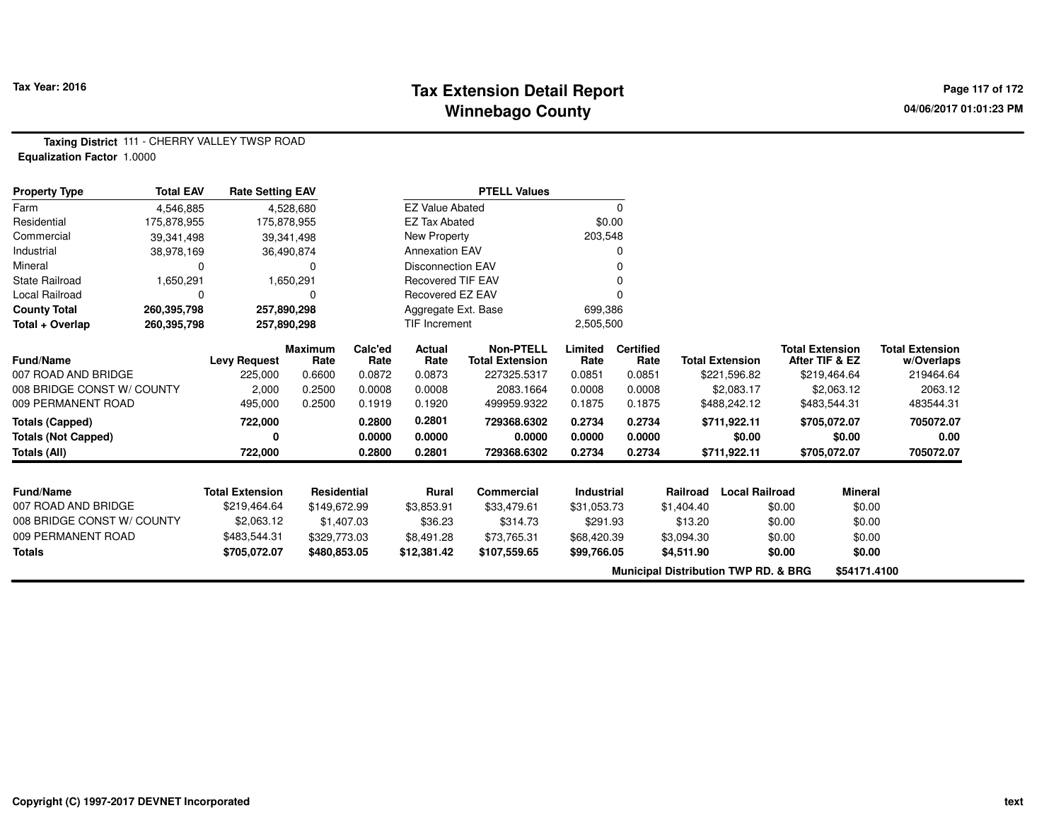# Tax Extension Detail Report
# Winnebago County

**Tax Year: 2016**

04/06/2017 01:01:23 PM

**Taxing District** 111 - CHERRY VALLEY TWSP ROAD
**Equalization Factor** 1.0000

| Property Type | Total EAV | Rate Setting EAV |
|---|---|---|
| Farm | 4,546,885 | 4,528,680 |
| Residential | 175,878,955 | 175,878,955 |
| Commercial | 39,341,498 | 39,341,498 |
| Industrial | 38,978,169 | 36,490,874 |
| Mineral | 0 | 0 |
| State Railroad | 1,650,291 | 1,650,291 |
| Local Railroad | 0 | 0 |
| **County Total** | **260,395,798** | **257,890,298** |
| **Total + Overlap** | **260,395,798** | **257,890,298** |

| PTELL Values | |
|---|---|
| EZ Value Abated | 0 |
| EZ Tax Abated | $0.00 |
| New Property | 203,548 |
| Annexation EAV | 0 |
| Disconnection EAV | 0 |
| Recovered TIF EAV | 0 |
| Recovered EZ EAV | 0 |
| Aggregate Ext. Base | 699,386 |
| TIF Increment | 2,505,500 |

| Fund/Name | Levy Request | Maximum Rate | Calc'ed Rate | Actual Rate | Non-PTELL Total Extension | Limited Rate | Certified Rate | Total Extension | Total Extension After TIF & EZ | Total Extension w/Overlaps |
|---|---|---|---|---|---|---|---|---|---|---|
| 007 ROAD AND BRIDGE | 225,000 | 0.6600 | 0.0872 | 0.0873 | 227325.5317 | 0.0851 | 0.0851 | $221,596.82 | $219,464.64 | 219464.64 |
| 008 BRIDGE CONST W/ COUNTY | 2,000 | 0.2500 | 0.0008 | 0.0008 | 2083.1664 | 0.0008 | 0.0008 | $2,083.17 | $2,063.12 | 2063.12 |
| 009 PERMANENT ROAD | 495,000 | 0.2500 | 0.1919 | 0.1920 | 499959.9322 | 0.1875 | 0.1875 | $488,242.12 | $483,544.31 | 483544.31 |
| **Totals (Capped)** | **722,000** | | **0.2800** | **0.2801** | **729368.6302** | **0.2734** | **0.2734** | **$711,922.11** | **$705,072.07** | **705072.07** |
| **Totals (Not Capped)** | **0** | | **0.0000** | **0.0000** | **0.0000** | **0.0000** | **0.0000** | **$0.00** | **$0.00** | **0.00** |
| **Totals (All)** | **722,000** | | **0.2800** | **0.2801** | **729368.6302** | **0.2734** | **0.2734** | **$711,922.11** | **$705,072.07** | **705072.07** |

| Fund/Name | Total Extension | Residential | Rural | Commercial | Industrial | Railroad | Local Railroad | Mineral |
|---|---|---|---|---|---|---|---|---|
| 007 ROAD AND BRIDGE | $219,464.64 | $149,672.99 | $3,853.91 | $33,479.61 | $31,053.73 | $1,404.40 | $0.00 | $0.00 |
| 008 BRIDGE CONST W/ COUNTY | $2,063.12 | $1,407.03 | $36.23 | $314.73 | $291.93 | $13.20 | $0.00 | $0.00 |
| 009 PERMANENT ROAD | $483,544.31 | $329,773.03 | $8,491.28 | $73,765.31 | $68,420.39 | $3,094.30 | $0.00 | $0.00 |
| **Totals** | **$705,072.07** | **$480,853.05** | **$12,381.42** | **$107,559.65** | **$99,766.05** | **$4,511.90** | **$0.00** | **$0.00** |

**Municipal Distribution TWP RD. & BRG** $54171.4100

Copyright (C) 1997-2017 DEVNET Incorporated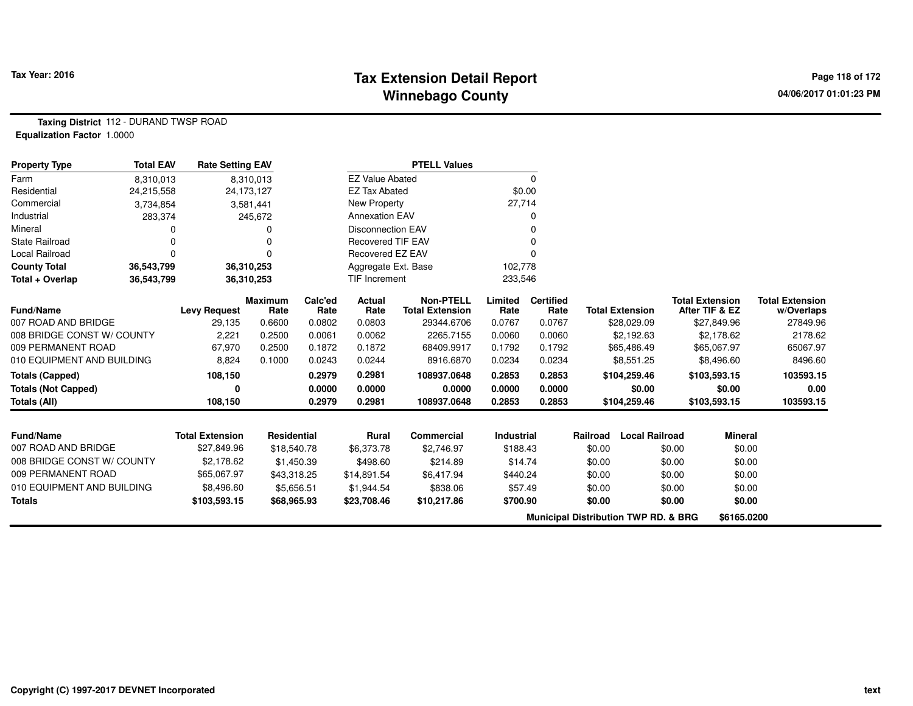# Tax Extension Detail Report
## Winnebago County

Tax Year: 2016

04/06/2017 01:01:23 PM

**Taxing District** 112 - DURAND TWSP ROAD
**Equalization Factor** 1.0000

| Property Type | Total EAV | Rate Setting EAV |
|---|---|---|
| Farm | 8,310,013 | 8,310,013 |
| Residential | 24,215,558 | 24,173,127 |
| Commercial | 3,734,854 | 3,581,441 |
| Industrial | 283,374 | 245,672 |
| Mineral | 0 | 0 |
| State Railroad | 0 | 0 |
| Local Railroad | 0 | 0 |
| **County Total** | **36,543,799** | **36,310,253** |
| **Total + Overlap** | **36,543,799** | **36,310,253** |

| PTELL Values | |
|---|---|
| EZ Value Abated | 0 |
| EZ Tax Abated | $0.00 |
| New Property | 27,714 |
| Annexation EAV | 0 |
| Disconnection EAV | 0 |
| Recovered TIF EAV | 0 |
| Recovered EZ EAV | 0 |
| Aggregate Ext. Base | 102,778 |
| TIF Increment | 233,546 |

| Fund/Name | Levy Request | Maximum Rate | Calc'ed Rate | Actual Rate | Non-PTELL Total Extension | Limited Rate | Certified Rate | Total Extension | Total Extension After TIF & EZ | Total Extension w/Overlaps |
|---|---|---|---|---|---|---|---|---|---|---|
| 007 ROAD AND BRIDGE | 29,135 | 0.6600 | 0.0802 | 0.0803 | 29344.6706 | 0.0767 | 0.0767 | $28,029.09 | $27,849.96 | 27849.96 |
| 008 BRIDGE CONST W/ COUNTY | 2,221 | 0.2500 | 0.0061 | 0.0062 | 2265.7155 | 0.0060 | 0.0060 | $2,192.63 | $2,178.62 | 2178.62 |
| 009 PERMANENT ROAD | 67,970 | 0.2500 | 0.1872 | 0.1872 | 68409.9917 | 0.1792 | 0.1792 | $65,486.49 | $65,067.97 | 65067.97 |
| 010 EQUIPMENT AND BUILDING | 8,824 | 0.1000 | 0.0243 | 0.0244 | 8916.6870 | 0.0234 | 0.0234 | $8,551.25 | $8,496.60 | 8496.60 |
| **Totals (Capped)** | **108,150** | | **0.2979** | **0.2981** | **108937.0648** | **0.2853** | **0.2853** | **$104,259.46** | **$103,593.15** | **103593.15** |
| **Totals (Not Capped)** | **0** | | **0.0000** | **0.0000** | **0.0000** | **0.0000** | **0.0000** | **$0.00** | **$0.00** | **0.00** |
| **Totals (All)** | **108,150** | | **0.2979** | **0.2981** | **108937.0648** | **0.2853** | **0.2853** | **$104,259.46** | **$103,593.15** | **103593.15** |

| Fund/Name | Total Extension | Residential | Rural | Commercial | Industrial | Railroad | Local Railroad | Mineral |
|---|---|---|---|---|---|---|---|---|
| 007 ROAD AND BRIDGE | $27,849.96 | $18,540.78 | $6,373.78 | $2,746.97 | $188.43 | $0.00 | $0.00 | $0.00 |
| 008 BRIDGE CONST W/ COUNTY | $2,178.62 | $1,450.39 | $498.60 | $214.89 | $14.74 | $0.00 | $0.00 | $0.00 |
| 009 PERMANENT ROAD | $65,067.97 | $43,318.25 | $14,891.54 | $6,417.94 | $440.24 | $0.00 | $0.00 | $0.00 |
| 010 EQUIPMENT AND BUILDING | $8,496.60 | $5,656.51 | $1,944.54 | $838.06 | $57.49 | $0.00 | $0.00 | $0.00 |
| **Totals** | **$103,593.15** | **$68,965.93** | **$23,708.46** | **$10,217.86** | **$700.90** | **$0.00** | **$0.00** | **$0.00** |

**Municipal Distribution TWP RD. & BRG** **$6165.0200**

Copyright (C) 1997-2017 DEVNET Incorporated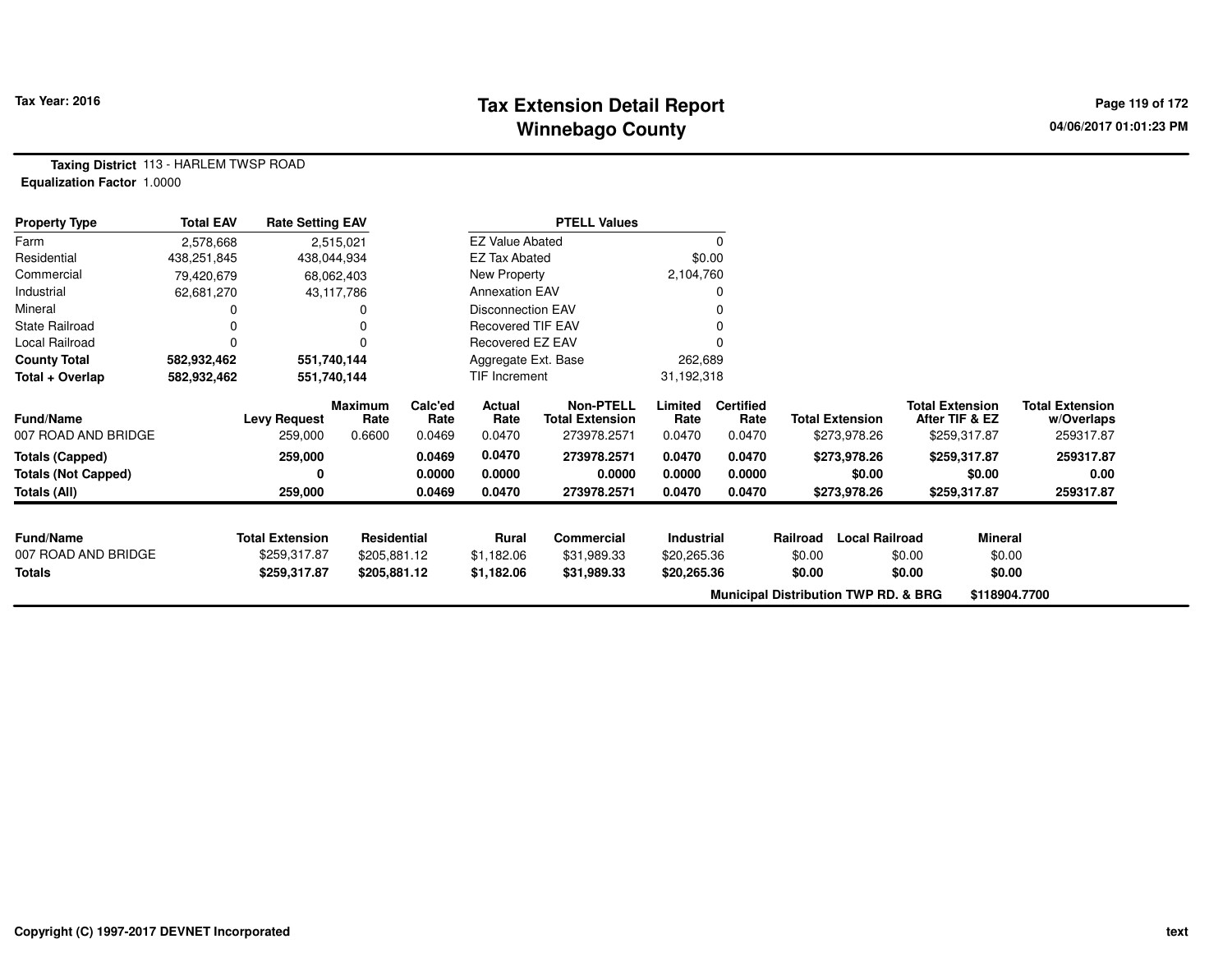# Tax Extension Detail Report
# Winnebago County

Tax Year: 2016

04/06/2017 01:01:23 PM

**Taxing District** 113 - HARLEM TWSP ROAD
**Equalization Factor** 1.0000

| Property Type | Total EAV | Rate Setting EAV |
|---|---|---|
| Farm | 2,578,668 | 2,515,021 |
| Residential | 438,251,845 | 438,044,934 |
| Commercial | 79,420,679 | 68,062,403 |
| Industrial | 62,681,270 | 43,117,786 |
| Mineral | 0 | 0 |
| State Railroad | 0 | 0 |
| Local Railroad | 0 | 0 |
| **County Total** | **582,932,462** | **551,740,144** |
| **Total + Overlap** | **582,932,462** | **551,740,144** |

| PTELL Values | |
|---|---|
| EZ Value Abated | 0 |
| EZ Tax Abated | $0.00 |
| New Property | 2,104,760 |
| Annexation EAV | 0 |
| Disconnection EAV | 0 |
| Recovered TIF EAV | 0 |
| Recovered EZ EAV | 0 |
| Aggregate Ext. Base | 262,689 |
| TIF Increment | 31,192,318 |

| Fund/Name | Levy Request | Maximum Rate | Calc'ed Rate | Actual Rate | Non-PTELL Total Extension | Limited Rate | Certified Rate | Total Extension | Total Extension After TIF & EZ | Total Extension w/Overlaps |
|---|---|---|---|---|---|---|---|---|---|---|
| 007 ROAD AND BRIDGE | 259,000 | 0.6600 | 0.0469 | 0.0470 | 273978.2571 | 0.0470 | 0.0470 | $273,978.26 | $259,317.87 | 259317.87 |
| **Totals (Capped)** | **259,000** | | **0.0469** | **0.0470** | **273978.2571** | **0.0470** | **0.0470** | **$273,978.26** | **$259,317.87** | **259317.87** |
| **Totals (Not Capped)** | **0** | | **0.0000** | **0.0000** | **0.0000** | **0.0000** | **0.0000** | **$0.00** | **$0.00** | **0.00** |
| **Totals (All)** | **259,000** | | **0.0469** | **0.0470** | **273978.2571** | **0.0470** | **0.0470** | **$273,978.26** | **$259,317.87** | **259317.87** |

| Fund/Name | Total Extension | Residential | Rural | Commercial | Industrial | Railroad | Local Railroad | Mineral |
|---|---|---|---|---|---|---|---|---|
| 007 ROAD AND BRIDGE | $259,317.87 | $205,881.12 | $1,182.06 | $31,989.33 | $20,265.36 | $0.00 | $0.00 | $0.00 |
| **Totals** | **$259,317.87** | **$205,881.12** | **$1,182.06** | **$31,989.33** | **$20,265.36** | **$0.00** | **$0.00** | **$0.00** |

**Municipal Distribution TWP RD. & BRG** **$118904.7700**

Copyright (C) 1997-2017 DEVNET Incorporated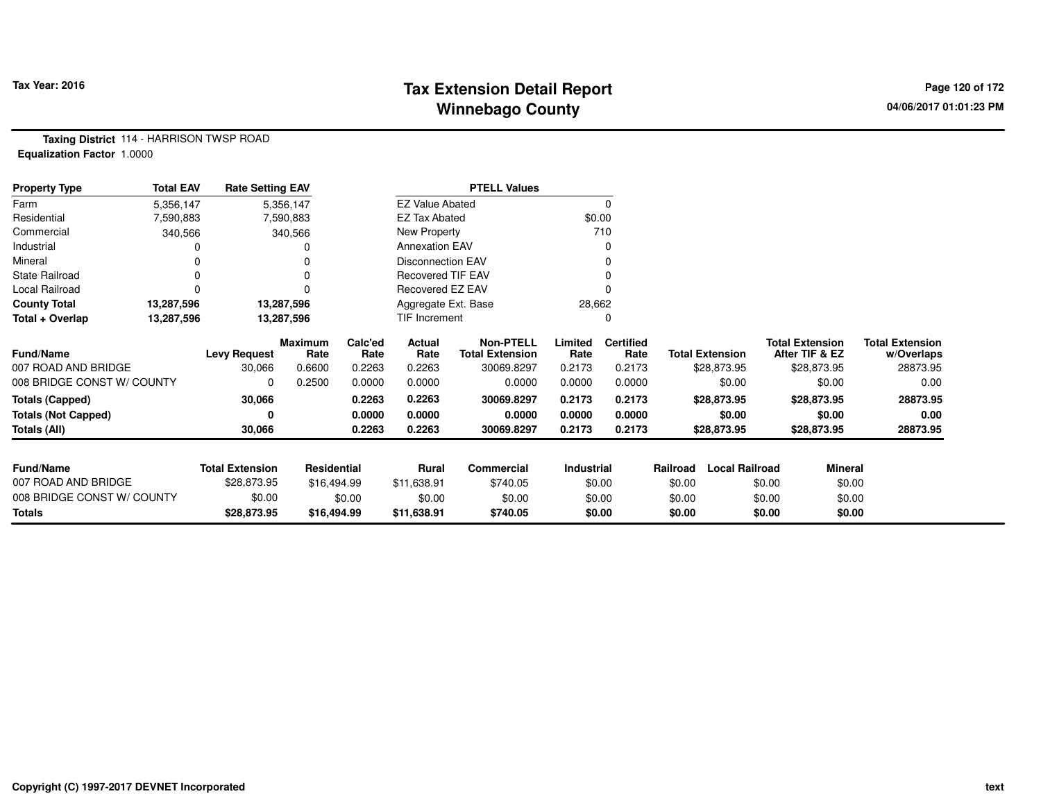# Tax Extension Detail Report
# Winnebago County

Tax Year: 2016

04/06/2017 01:01:23 PM

**Taxing District** 114 - HARRISON TWSP ROAD
**Equalization Factor** 1.0000

| Property Type | Total EAV | Rate Setting EAV |
|---|---|---|
| Farm | 5,356,147 | 5,356,147 |
| Residential | 7,590,883 | 7,590,883 |
| Commercial | 340,566 | 340,566 |
| Industrial | 0 | 0 |
| Mineral | 0 | 0 |
| State Railroad | 0 | 0 |
| Local Railroad | 0 | 0 |
| **County Total** | **13,287,596** | **13,287,596** |
| **Total + Overlap** | **13,287,596** | **13,287,596** |

| PTELL Values | |
|---|---|
| EZ Value Abated | 0 |
| EZ Tax Abated | $0.00 |
| New Property | 710 |
| Annexation EAV | 0 |
| Disconnection EAV | 0 |
| Recovered TIF EAV | 0 |
| Recovered EZ EAV | 0 |
| Aggregate Ext. Base | 28,662 |
| TIF Increment | 0 |

| Fund/Name | Levy Request | Maximum Rate | Calc'ed Rate | Actual Rate | Non-PTELL Total Extension | Limited Rate | Certified Rate | Total Extension | Total Extension After TIF & EZ | Total Extension w/Overlaps |
|---|---|---|---|---|---|---|---|---|---|---|
| 007 ROAD AND BRIDGE | 30,066 | 0.6600 | 0.2263 | 0.2263 | 30069.8297 | 0.2173 | 0.2173 | $28,873.95 | $28,873.95 | 28873.95 |
| 008 BRIDGE CONST W/ COUNTY | 0 | 0.2500 | 0.0000 | 0.0000 | 0.0000 | 0.0000 | 0.0000 | $0.00 | $0.00 | 0.00 |
| **Totals (Capped)** | **30,066** | | **0.2263** | **0.2263** | **30069.8297** | **0.2173** | **0.2173** | **$28,873.95** | **$28,873.95** | **28873.95** |
| **Totals (Not Capped)** | **0** | | **0.0000** | **0.0000** | **0.0000** | **0.0000** | **0.0000** | **$0.00** | **$0.00** | **0.00** |
| **Totals (All)** | **30,066** | | **0.2263** | **0.2263** | **30069.8297** | **0.2173** | **0.2173** | **$28,873.95** | **$28,873.95** | **28873.95** |

| Fund/Name | Total Extension | Residential | Rural | Commercial | Industrial | Railroad | Local Railroad | Mineral |
|---|---|---|---|---|---|---|---|---|
| 007 ROAD AND BRIDGE | $28,873.95 | $16,494.99 | $11,638.91 | $740.05 | $0.00 | $0.00 | $0.00 | $0.00 |
| 008 BRIDGE CONST W/ COUNTY | $0.00 | $0.00 | $0.00 | $0.00 | $0.00 | $0.00 | $0.00 | $0.00 |
| **Totals** | **$28,873.95** | **$16,494.99** | **$11,638.91** | **$740.05** | **$0.00** | **$0.00** | **$0.00** | **$0.00** |

Copyright (C) 1997-2017 DEVNET Incorporated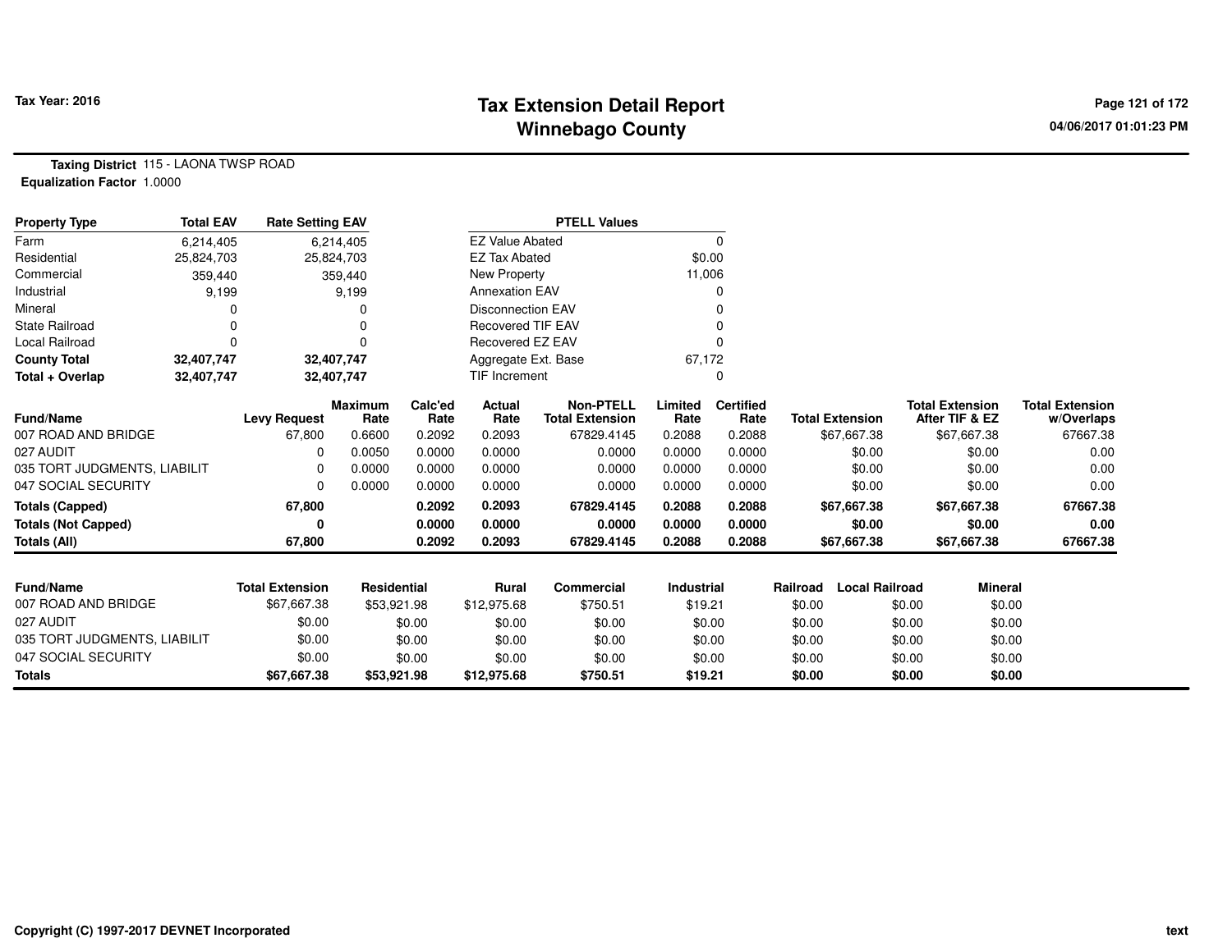**Tax Year: 2016**

# Tax Extension Detail Report
## Winnebago County

04/06/2017 01:01:23 PM

**Taxing District** 115 - LAONA TWSP ROAD
**Equalization Factor** 1.0000

| Property Type | Total EAV | Rate Setting EAV |
|---|---|---|
| Farm | 6,214,405 | 6,214,405 |
| Residential | 25,824,703 | 25,824,703 |
| Commercial | 359,440 | 359,440 |
| Industrial | 9,199 | 9,199 |
| Mineral | 0 | 0 |
| State Railroad | 0 | 0 |
| Local Railroad | 0 | 0 |
| **County Total** | **32,407,747** | **32,407,747** |
| **Total + Overlap** | **32,407,747** | **32,407,747** |

| PTELL Values | |
|---|---|
| EZ Value Abated | 0 |
| EZ Tax Abated | $0.00 |
| New Property | 11,006 |
| Annexation EAV | 0 |
| Disconnection EAV | 0 |
| Recovered TIF EAV | 0 |
| Recovered EZ EAV | 0 |
| Aggregate Ext. Base | 67,172 |
| TIF Increment | 0 |

| Fund/Name | Levy Request | Maximum Rate | Calc'ed Rate | Actual Rate | Non-PTELL Total Extension | Limited Rate | Certified Rate | Total Extension | Total Extension After TIF & EZ | Total Extension w/Overlaps |
|---|---|---|---|---|---|---|---|---|---|---|
| 007 ROAD AND BRIDGE | 67,800 | 0.6600 | 0.2092 | 0.2093 | 67829.4145 | 0.2088 | 0.2088 | $67,667.38 | $67,667.38 | 67667.38 |
| 027 AUDIT | 0 | 0.0050 | 0.0000 | 0.0000 | 0.0000 | 0.0000 | 0.0000 | $0.00 | $0.00 | 0.00 |
| 035 TORT JUDGMENTS, LIABILIT | 0 | 0.0000 | 0.0000 | 0.0000 | 0.0000 | 0.0000 | 0.0000 | $0.00 | $0.00 | 0.00 |
| 047 SOCIAL SECURITY | 0 | 0.0000 | 0.0000 | 0.0000 | 0.0000 | 0.0000 | 0.0000 | $0.00 | $0.00 | 0.00 |
| **Totals (Capped)** | **67,800** | | **0.2092** | **0.2093** | **67829.4145** | **0.2088** | **0.2088** | **$67,667.38** | **$67,667.38** | **67667.38** |
| **Totals (Not Capped)** | **0** | | **0.0000** | **0.0000** | **0.0000** | **0.0000** | **0.0000** | **$0.00** | **$0.00** | **0.00** |
| **Totals (All)** | **67,800** | | **0.2092** | **0.2093** | **67829.4145** | **0.2088** | **0.2088** | **$67,667.38** | **$67,667.38** | **67667.38** |

| Fund/Name | Total Extension | Residential | Rural | Commercial | Industrial | Railroad | Local Railroad | Mineral |
|---|---|---|---|---|---|---|---|---|
| 007 ROAD AND BRIDGE | $67,667.38 | $53,921.98 | $12,975.68 | $750.51 | $19.21 | $0.00 | $0.00 | $0.00 |
| 027 AUDIT | $0.00 | $0.00 | $0.00 | $0.00 | $0.00 | $0.00 | $0.00 | $0.00 |
| 035 TORT JUDGMENTS, LIABILIT | $0.00 | $0.00 | $0.00 | $0.00 | $0.00 | $0.00 | $0.00 | $0.00 |
| 047 SOCIAL SECURITY | $0.00 | $0.00 | $0.00 | $0.00 | $0.00 | $0.00 | $0.00 | $0.00 |
| **Totals** | **$67,667.38** | **$53,921.98** | **$12,975.68** | **$750.51** | **$19.21** | **$0.00** | **$0.00** | **$0.00** |

Copyright (C) 1997-2017 DEVNET Incorporated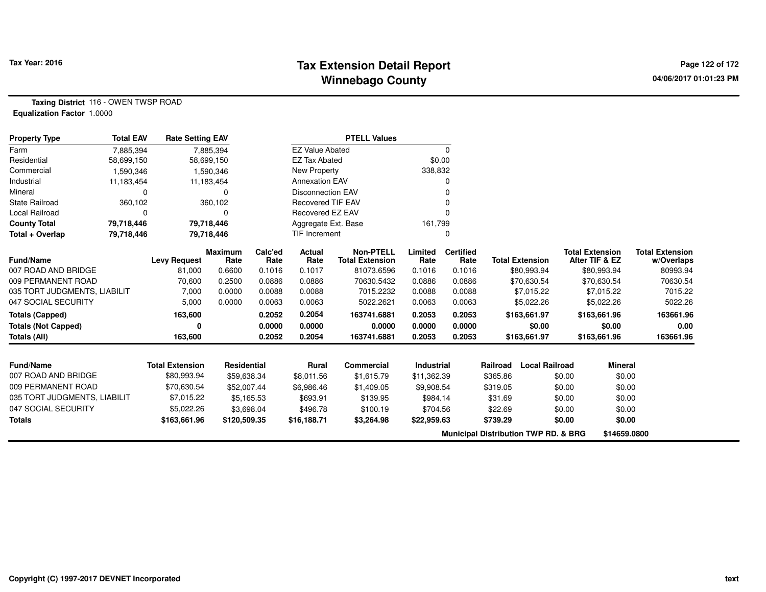**Tax Year: 2016**

# Tax Extension Detail Report
## Winnebago County

04/06/2017 01:01:23 PM

**Taxing District** 116 - OWEN TWSP ROAD
**Equalization Factor** 1.0000

| Property Type | Total EAV | Rate Setting EAV |
|---|---|---|
| Farm | 7,885,394 | 7,885,394 |
| Residential | 58,699,150 | 58,699,150 |
| Commercial | 1,590,346 | 1,590,346 |
| Industrial | 11,183,454 | 11,183,454 |
| Mineral | 0 | 0 |
| State Railroad | 360,102 | 360,102 |
| Local Railroad | 0 | 0 |
| **County Total** | **79,718,446** | **79,718,446** |
| **Total + Overlap** | **79,718,446** | **79,718,446** |

| PTELL Values | |
|---|---|
| EZ Value Abated | 0 |
| EZ Tax Abated | $0.00 |
| New Property | 338,832 |
| Annexation EAV | 0 |
| Disconnection EAV | 0 |
| Recovered TIF EAV | 0 |
| Recovered EZ EAV | 0 |
| Aggregate Ext. Base | 161,799 |
| TIF Increment | 0 |

| Fund/Name | Levy Request | Maximum Rate | Calc'ed Rate | Actual Rate | Non-PTELL Total Extension | Limited Rate | Certified Rate | Total Extension | Total Extension After TIF & EZ | Total Extension w/Overlaps |
|---|---|---|---|---|---|---|---|---|---|---|
| 007 ROAD AND BRIDGE | 81,000 | 0.6600 | 0.1016 | 0.1017 | 81073.6596 | 0.1016 | 0.1016 | $80,993.94 | $80,993.94 | 80993.94 |
| 009 PERMANENT ROAD | 70,600 | 0.2500 | 0.0886 | 0.0886 | 70630.5432 | 0.0886 | 0.0886 | $70,630.54 | $70,630.54 | 70630.54 |
| 035 TORT JUDGMENTS, LIABILIT | 7,000 | 0.0000 | 0.0088 | 0.0088 | 7015.2232 | 0.0088 | 0.0088 | $7,015.22 | $7,015.22 | 7015.22 |
| 047 SOCIAL SECURITY | 5,000 | 0.0000 | 0.0063 | 0.0063 | 5022.2621 | 0.0063 | 0.0063 | $5,022.26 | $5,022.26 | 5022.26 |
| **Totals (Capped)** | **163,600** | | **0.2052** | **0.2054** | **163741.6881** | **0.2053** | **0.2053** | **$163,661.97** | **$163,661.96** | **163661.96** |
| **Totals (Not Capped)** | **0** | | **0.0000** | **0.0000** | **0.0000** | **0.0000** | **0.0000** | **$0.00** | **$0.00** | **0.00** |
| **Totals (All)** | **163,600** | | **0.2052** | **0.2054** | **163741.6881** | **0.2053** | **0.2053** | **$163,661.97** | **$163,661.96** | **163661.96** |

| Fund/Name | Total Extension | Residential | Rural | Commercial | Industrial | Railroad | Local Railroad | Mineral |
|---|---|---|---|---|---|---|---|---|
| 007 ROAD AND BRIDGE | $80,993.94 | $59,638.34 | $8,011.56 | $1,615.79 | $11,362.39 | $365.86 | $0.00 | $0.00 |
| 009 PERMANENT ROAD | $70,630.54 | $52,007.44 | $6,986.46 | $1,409.05 | $9,908.54 | $319.05 | $0.00 | $0.00 |
| 035 TORT JUDGMENTS, LIABILIT | $7,015.22 | $5,165.53 | $693.91 | $139.95 | $984.14 | $31.69 | $0.00 | $0.00 |
| 047 SOCIAL SECURITY | $5,022.26 | $3,698.04 | $496.78 | $100.19 | $704.56 | $22.69 | $0.00 | $0.00 |
| **Totals** | **$163,661.96** | **$120,509.35** | **$16,188.71** | **$3,264.98** | **$22,959.63** | **$739.29** | **$0.00** | **$0.00** |

**Municipal Distribution TWP RD. & BRG** **$14659.0800**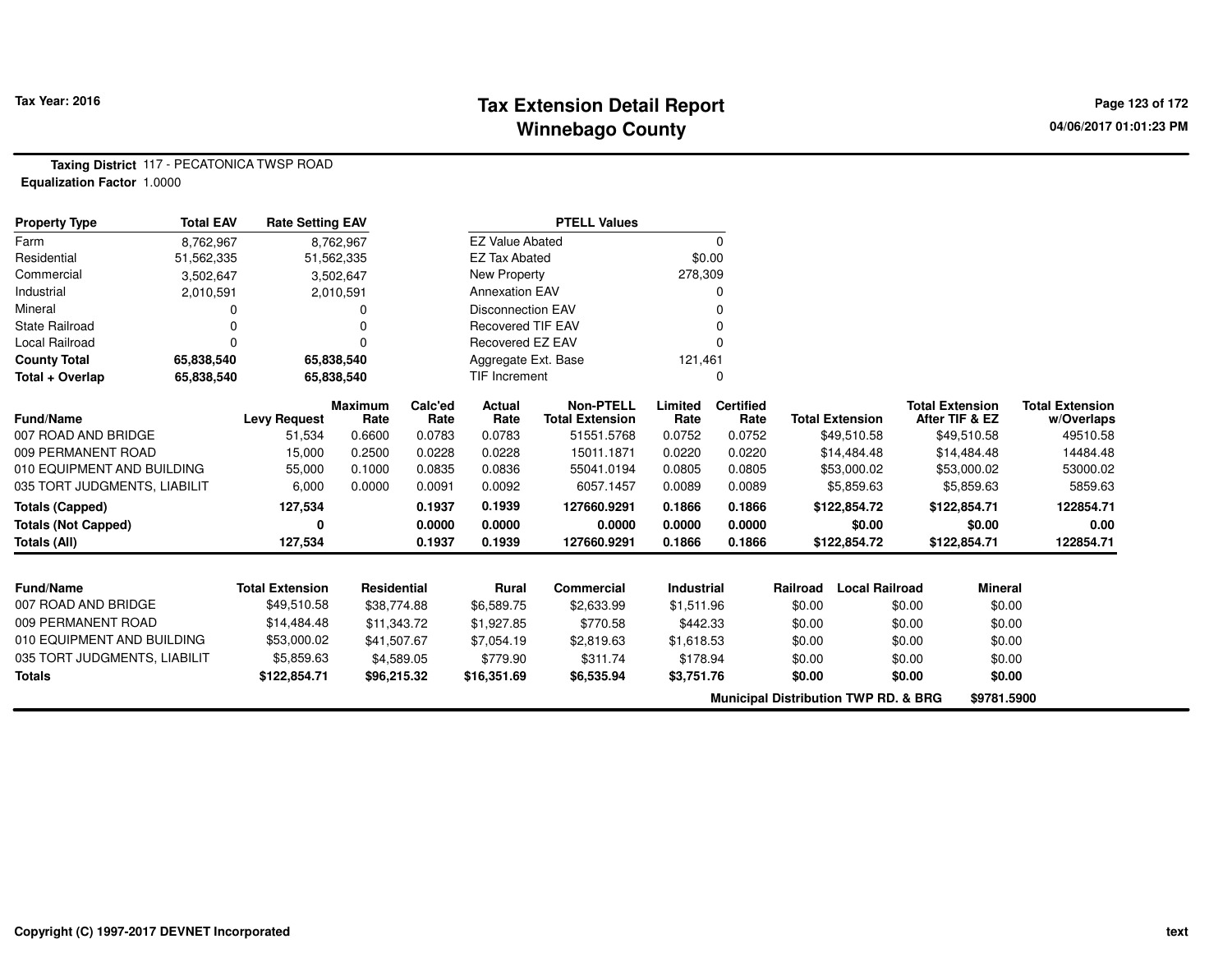Tax Year: 2016

# Tax Extension Detail Report
## Winnebago County

04/06/2017 01:01:23 PM

**Taxing District** 117 - PECATONICA TWSP ROAD
**Equalization Factor** 1.0000

| Property Type | Total EAV | Rate Setting EAV |
|---|---|---|
| Farm | 8,762,967 | 8,762,967 |
| Residential | 51,562,335 | 51,562,335 |
| Commercial | 3,502,647 | 3,502,647 |
| Industrial | 2,010,591 | 2,010,591 |
| Mineral | 0 | 0 |
| State Railroad | 0 | 0 |
| Local Railroad | 0 | 0 |
| **County Total** | **65,838,540** | **65,838,540** |
| **Total + Overlap** | **65,838,540** | **65,838,540** |

| PTELL Values | |
|---|---|
| EZ Value Abated | 0 |
| EZ Tax Abated | $0.00 |
| New Property | 278,309 |
| Annexation EAV | 0 |
| Disconnection EAV | 0 |
| Recovered TIF EAV | 0 |
| Recovered EZ EAV | 0 |
| Aggregate Ext. Base | 121,461 |
| TIF Increment | 0 |

| Fund/Name | Levy Request | Maximum Rate | Calc'ed Rate | Actual Rate | Non-PTELL Total Extension | Limited Rate | Certified Rate | Total Extension | Total Extension After TIF & EZ | Total Extension w/Overlaps |
|---|---|---|---|---|---|---|---|---|---|---|
| 007 ROAD AND BRIDGE | 51,534 | 0.6600 | 0.0783 | 0.0783 | 51551.5768 | 0.0752 | 0.0752 | $49,510.58 | $49,510.58 | 49510.58 |
| 009 PERMANENT ROAD | 15,000 | 0.2500 | 0.0228 | 0.0228 | 15011.1871 | 0.0220 | 0.0220 | $14,484.48 | $14,484.48 | 14484.48 |
| 010 EQUIPMENT AND BUILDING | 55,000 | 0.1000 | 0.0835 | 0.0836 | 55041.0194 | 0.0805 | 0.0805 | $53,000.02 | $53,000.02 | 53000.02 |
| 035 TORT JUDGMENTS, LIABILIT | 6,000 | 0.0000 | 0.0091 | 0.0092 | 6057.1457 | 0.0089 | 0.0089 | $5,859.63 | $5,859.63 | 5859.63 |
| **Totals (Capped)** | **127,534** | | **0.1937** | **0.1939** | **127660.9291** | **0.1866** | **0.1866** | **$122,854.72** | **$122,854.71** | **122854.71** |
| **Totals (Not Capped)** | **0** | | **0.0000** | **0.0000** | **0.0000** | **0.0000** | **0.0000** | **$0.00** | **$0.00** | **0.00** |
| **Totals (All)** | **127,534** | | **0.1937** | **0.1939** | **127660.9291** | **0.1866** | **0.1866** | **$122,854.72** | **$122,854.71** | **122854.71** |

| Fund/Name | Total Extension | Residential | Rural | Commercial | Industrial | Railroad | Local Railroad | Mineral |
|---|---|---|---|---|---|---|---|---|
| 007 ROAD AND BRIDGE | $49,510.58 | $38,774.88 | $6,589.75 | $2,633.99 | $1,511.96 | $0.00 | $0.00 | $0.00 |
| 009 PERMANENT ROAD | $14,484.48 | $11,343.72 | $1,927.85 | $770.58 | $442.33 | $0.00 | $0.00 | $0.00 |
| 010 EQUIPMENT AND BUILDING | $53,000.02 | $41,507.67 | $7,054.19 | $2,819.63 | $1,618.53 | $0.00 | $0.00 | $0.00 |
| 035 TORT JUDGMENTS, LIABILIT | $5,859.63 | $4,589.05 | $779.90 | $311.74 | $178.94 | $0.00 | $0.00 | $0.00 |
| **Totals** | **$122,854.71** | **$96,215.32** | **$16,351.69** | **$6,535.94** | **$3,751.76** | **$0.00** | **$0.00** | **$0.00** |

**Municipal Distribution TWP RD. & BRG** **$9781.5900**

Copyright (C) 1997-2017 DEVNET Incorporated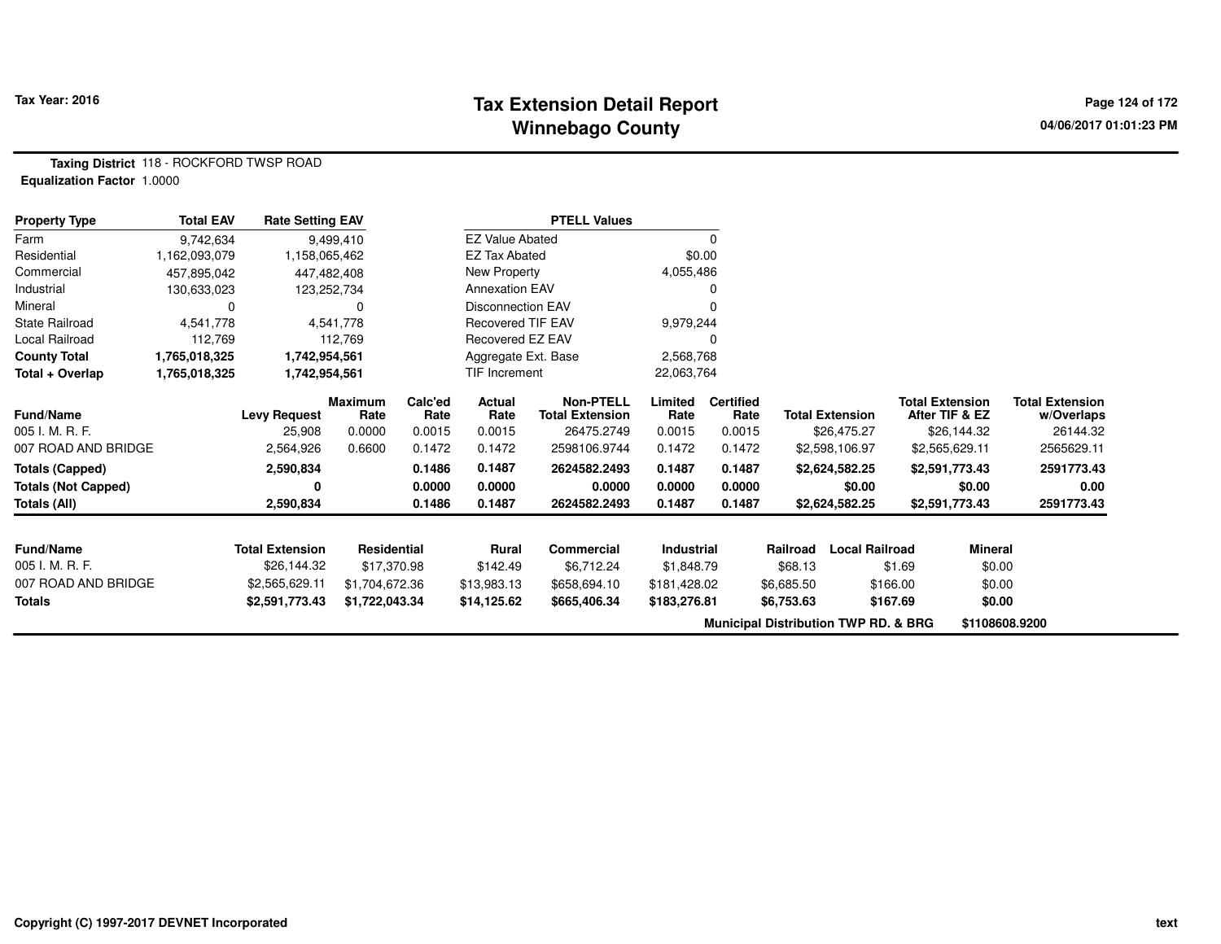# Tax Extension Detail Report
## Winnebago County

Tax Year: 2016

04/06/2017 01:01:23 PM

**Taxing District** 118 - ROCKFORD TWSP ROAD
**Equalization Factor** 1.0000

| Property Type | Total EAV | Rate Setting EAV | | PTELL Values | |
|---|---|---|---|---|---|
| Farm | 9,742,634 | 9,499,410 | | EZ Value Abated | 0 |
| Residential | 1,162,093,079 | 1,158,065,462 | | EZ Tax Abated | $0.00 |
| Commercial | 457,895,042 | 447,482,408 | | New Property | 4,055,486 |
| Industrial | 130,633,023 | 123,252,734 | | Annexation EAV | 0 |
| Mineral | 0 | 0 | | Disconnection EAV | 0 |
| State Railroad | 4,541,778 | 4,541,778 | | Recovered TIF EAV | 9,979,244 |
| Local Railroad | 112,769 | 112,769 | | Recovered EZ EAV | 0 |
| **County Total** | **1,765,018,325** | **1,742,954,561** | | Aggregate Ext. Base | 2,568,768 |
| **Total + Overlap** | **1,765,018,325** | **1,742,954,561** | | TIF Increment | 22,063,764 |

| Fund/Name | Levy Request | Maximum Rate | Calc'ed Rate | Actual Rate | Non-PTELL Total Extension | Limited Rate | Certified Rate | Total Extension | Total Extension After TIF & EZ | Total Extension w/Overlaps |
|---|---|---|---|---|---|---|---|---|---|---|
| 005 I. M. R. F. | 25,908 | 0.0000 | 0.0015 | 0.0015 | 26475.2749 | 0.0015 | 0.0015 | $26,475.27 | $26,144.32 | 26144.32 |
| 007 ROAD AND BRIDGE | 2,564,926 | 0.6600 | 0.1472 | 0.1472 | 2598106.9744 | 0.1472 | 0.1472 | $2,598,106.97 | $2,565,629.11 | 2565629.11 |
| **Totals (Capped)** | **2,590,834** | | **0.1486** | **0.1487** | **2624582.2493** | **0.1487** | **0.1487** | **$2,624,582.25** | **$2,591,773.43** | **2591773.43** |
| **Totals (Not Capped)** | **0** | | **0.0000** | **0.0000** | **0.0000** | **0.0000** | **0.0000** | **$0.00** | **$0.00** | **0.00** |
| **Totals (All)** | **2,590,834** | | **0.1486** | **0.1487** | **2624582.2493** | **0.1487** | **0.1487** | **$2,624,582.25** | **$2,591,773.43** | **2591773.43** |

| Fund/Name | Total Extension | Residential | Rural | Commercial | Industrial | Railroad | Local Railroad | Mineral |
|---|---|---|---|---|---|---|---|---|
| 005 I. M. R. F. | $26,144.32 | $17,370.98 | $142.49 | $6,712.24 | $1,848.79 | $68.13 | $1.69 | $0.00 |
| 007 ROAD AND BRIDGE | $2,565,629.11 | $1,704,672.36 | $13,983.13 | $658,694.10 | $181,428.02 | $6,685.50 | $166.00 | $0.00 |
| **Totals** | **$2,591,773.43** | **$1,722,043.34** | **$14,125.62** | **$665,406.34** | **$183,276.81** | **$6,753.63** | **$167.69** | **$0.00** |

**Municipal Distribution TWP RD. & BRG** **$1108608.9200**

Copyright (C) 1997-2017 DEVNET Incorporated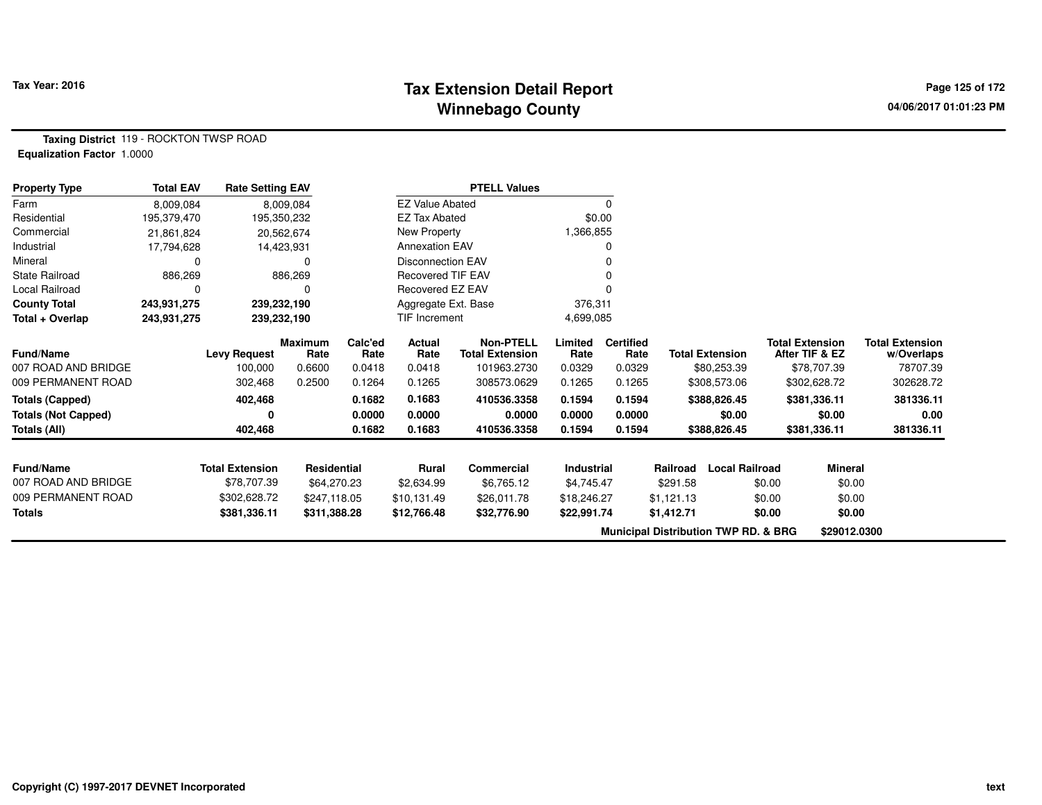**Tax Year: 2016**

# Tax Extension Detail Report
## Winnebago County

04/06/2017 01:01:23 PM

**Taxing District** 119 - ROCKTON TWSP ROAD
**Equalization Factor** 1.0000

| Property Type | Total EAV | Rate Setting EAV |
|---|---|---|
| Farm | 8,009,084 | 8,009,084 |
| Residential | 195,379,470 | 195,350,232 |
| Commercial | 21,861,824 | 20,562,674 |
| Industrial | 17,794,628 | 14,423,931 |
| Mineral | 0 | 0 |
| State Railroad | 886,269 | 886,269 |
| Local Railroad | 0 | 0 |
| **County Total** | **243,931,275** | **239,232,190** |
| **Total + Overlap** | **243,931,275** | **239,232,190** |

| PTELL Values | |
|---|---|
| EZ Value Abated | 0 |
| EZ Tax Abated | $0.00 |
| New Property | 1,366,855 |
| Annexation EAV | 0 |
| Disconnection EAV | 0 |
| Recovered TIF EAV | 0 |
| Recovered EZ EAV | 0 |
| Aggregate Ext. Base | 376,311 |
| TIF Increment | 4,699,085 |

| Fund/Name | Levy Request | Maximum Rate | Calc'ed Rate | Actual Rate | Non-PTELL Total Extension | Limited Rate | Certified Rate | Total Extension | Total Extension After TIF & EZ | Total Extension w/Overlaps |
|---|---|---|---|---|---|---|---|---|---|---|
| 007 ROAD AND BRIDGE | 100,000 | 0.6600 | 0.0418 | 0.0418 | 101963.2730 | 0.0329 | 0.0329 | $80,253.39 | $78,707.39 | 78707.39 |
| 009 PERMANENT ROAD | 302,468 | 0.2500 | 0.1264 | 0.1265 | 308573.0629 | 0.1265 | 0.1265 | $308,573.06 | $302,628.72 | 302628.72 |
| **Totals (Capped)** | **402,468** | | **0.1682** | **0.1683** | **410536.3358** | **0.1594** | **0.1594** | **$388,826.45** | **$381,336.11** | **381336.11** |
| **Totals (Not Capped)** | **0** | | **0.0000** | **0.0000** | **0.0000** | **0.0000** | **0.0000** | **$0.00** | **$0.00** | **0.00** |
| **Totals (All)** | **402,468** | | **0.1682** | **0.1683** | **410536.3358** | **0.1594** | **0.1594** | **$388,826.45** | **$381,336.11** | **381336.11** |

| Fund/Name | Total Extension | Residential | Rural | Commercial | Industrial | Railroad | Local Railroad | Mineral |
|---|---|---|---|---|---|---|---|---|
| 007 ROAD AND BRIDGE | $78,707.39 | $64,270.23 | $2,634.99 | $6,765.12 | $4,745.47 | $291.58 | $0.00 | $0.00 |
| 009 PERMANENT ROAD | $302,628.72 | $247,118.05 | $10,131.49 | $26,011.78 | $18,246.27 | $1,121.13 | $0.00 | $0.00 |
| **Totals** | **$381,336.11** | **$311,388.28** | **$12,766.48** | **$32,776.90** | **$22,991.74** | **$1,412.71** | **$0.00** | **$0.00** |

**Municipal Distribution TWP RD. & BRG** **$29012.0300**

**Copyright (C) 1997-2017 DEVNET Incorporated**

text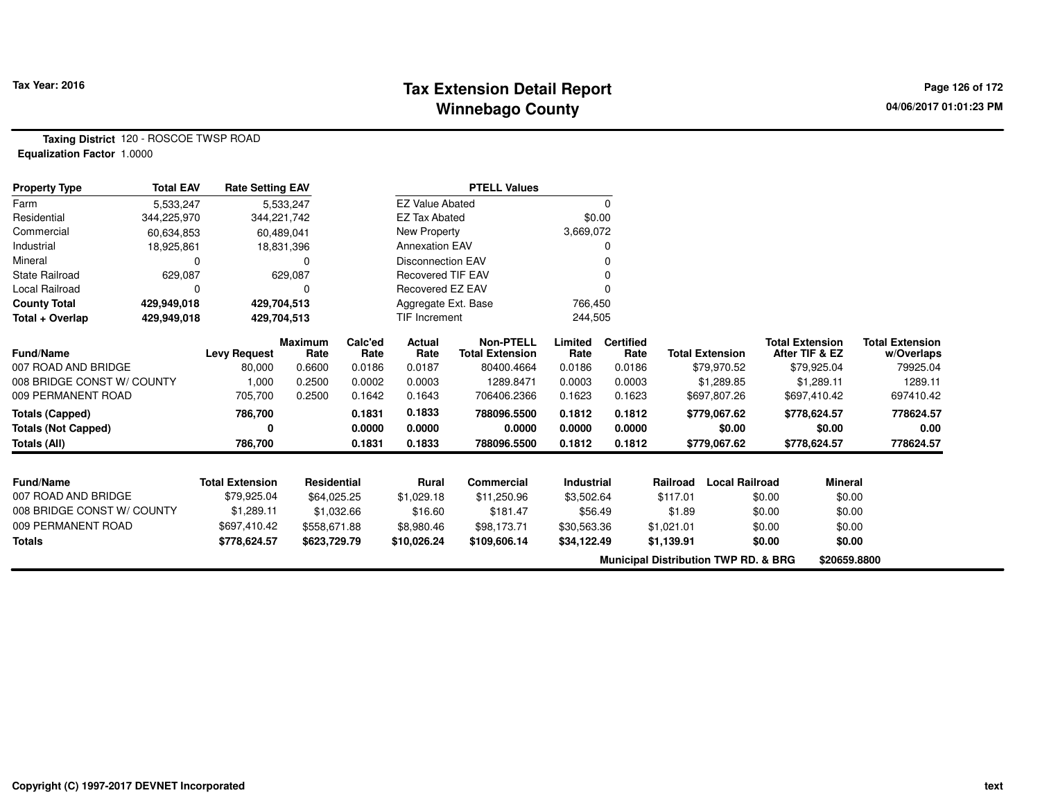**Tax Year: 2016**

# Tax Extension Detail Report
## Winnebago County

04/06/2017 01:01:23 PM

**Taxing District** 120 - ROSCOE TWSP ROAD
**Equalization Factor** 1.0000

| Property Type | Total EAV | Rate Setting EAV |
|---|---|---|
| Farm | 5,533,247 | 5,533,247 |
| Residential | 344,225,970 | 344,221,742 |
| Commercial | 60,634,853 | 60,489,041 |
| Industrial | 18,925,861 | 18,831,396 |
| Mineral | 0 | 0 |
| State Railroad | 629,087 | 629,087 |
| Local Railroad | 0 | 0 |
| **County Total** | **429,949,018** | **429,704,513** |
| **Total + Overlap** | **429,949,018** | **429,704,513** |

| PTELL Values | |
|---|---|
| EZ Value Abated | 0 |
| EZ Tax Abated | $0.00 |
| New Property | 3,669,072 |
| Annexation EAV | 0 |
| Disconnection EAV | 0 |
| Recovered TIF EAV | 0 |
| Recovered EZ EAV | 0 |
| Aggregate Ext. Base | 766,450 |
| TIF Increment | 244,505 |

| Fund/Name | Levy Request | Maximum Rate | Calc'ed Rate | Actual Rate | Non-PTELL Total Extension | Limited Rate | Certified Rate | Total Extension | Total Extension After TIF & EZ | Total Extension w/Overlaps |
|---|---|---|---|---|---|---|---|---|---|---|
| 007 ROAD AND BRIDGE | 80,000 | 0.6600 | 0.0186 | 0.0187 | 80400.4664 | 0.0186 | 0.0186 | $79,970.52 | $79,925.04 | 79925.04 |
| 008 BRIDGE CONST W/ COUNTY | 1,000 | 0.2500 | 0.0002 | 0.0003 | 1289.8471 | 0.0003 | 0.0003 | $1,289.85 | $1,289.11 | 1289.11 |
| 009 PERMANENT ROAD | 705,700 | 0.2500 | 0.1642 | 0.1643 | 706406.2366 | 0.1623 | 0.1623 | $697,807.26 | $697,410.42 | 697410.42 |
| **Totals (Capped)** | **786,700** | | **0.1831** | **0.1833** | **788096.5500** | **0.1812** | **0.1812** | **$779,067.62** | **$778,624.57** | **778624.57** |
| **Totals (Not Capped)** | **0** | | **0.0000** | **0.0000** | **0.0000** | **0.0000** | **0.0000** | **$0.00** | **$0.00** | **0.00** |
| **Totals (All)** | **786,700** | | **0.1831** | **0.1833** | **788096.5500** | **0.1812** | **0.1812** | **$779,067.62** | **$778,624.57** | **778624.57** |

| Fund/Name | Total Extension | Residential | Rural | Commercial | Industrial | Railroad | Local Railroad | Mineral |
|---|---|---|---|---|---|---|---|---|
| 007 ROAD AND BRIDGE | $79,925.04 | $64,025.25 | $1,029.18 | $11,250.96 | $3,502.64 | $117.01 | $0.00 | $0.00 |
| 008 BRIDGE CONST W/ COUNTY | $1,289.11 | $1,032.66 | $16.60 | $181.47 | $56.49 | $1.89 | $0.00 | $0.00 |
| 009 PERMANENT ROAD | $697,410.42 | $558,671.88 | $8,980.46 | $98,173.71 | $30,563.36 | $1,021.01 | $0.00 | $0.00 |
| **Totals** | **$778,624.57** | **$623,729.79** | **$10,026.24** | **$109,606.14** | **$34,122.49** | **$1,139.91** | **$0.00** | **$0.00** |

**Municipal Distribution TWP RD. & BRG** **$20659.8800**

**Copyright (C) 1997-2017 DEVNET Incorporated**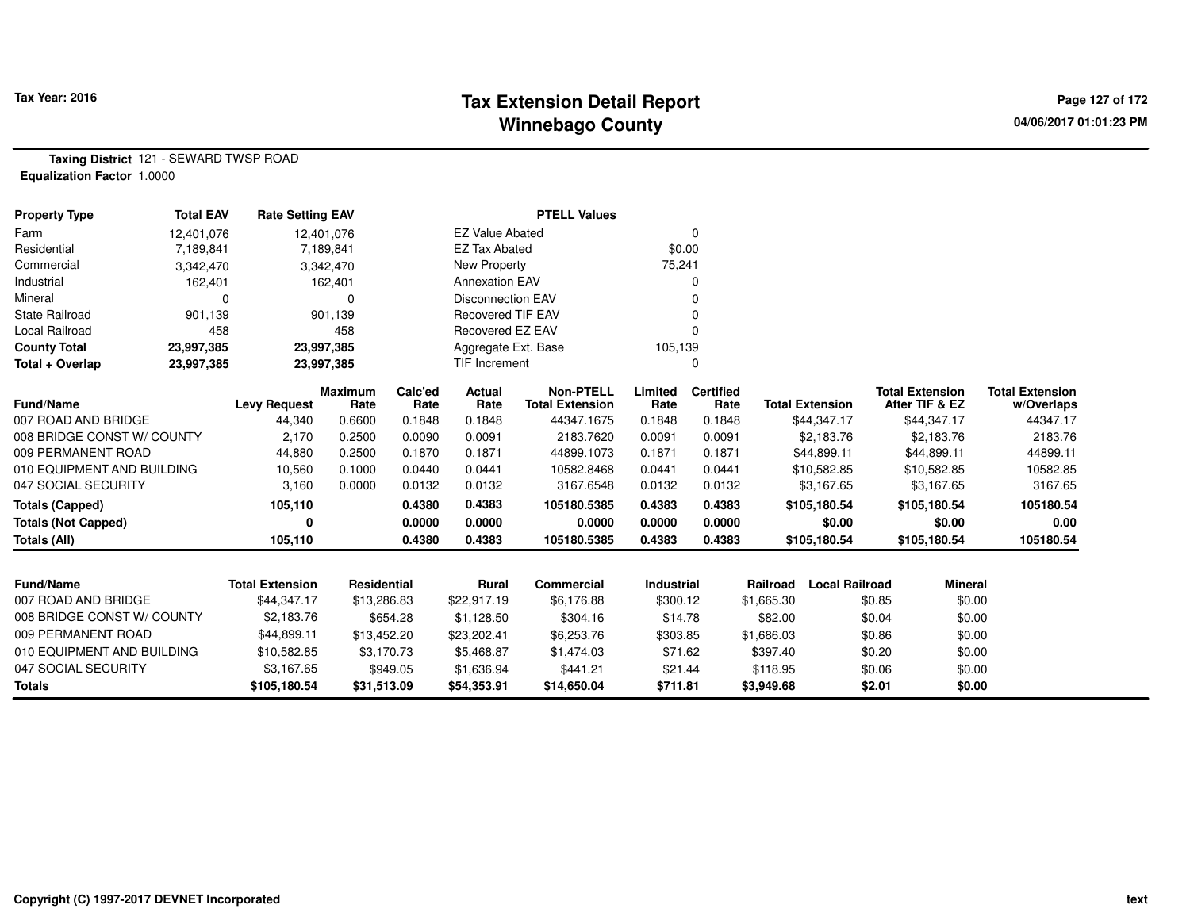# Tax Extension Detail Report
## Winnebago County

Tax Year: 2016

**Taxing District** 121 - SEWARD TWSP ROAD
**Equalization Factor** 1.0000

| Property Type | Total EAV | Rate Setting EAV |
|---|---|---|
| Farm | 12,401,076 | 12,401,076 |
| Residential | 7,189,841 | 7,189,841 |
| Commercial | 3,342,470 | 3,342,470 |
| Industrial | 162,401 | 162,401 |
| Mineral | 0 | 0 |
| State Railroad | 901,139 | 901,139 |
| Local Railroad | 458 | 458 |
| **County Total** | **23,997,385** | **23,997,385** |
| **Total + Overlap** | **23,997,385** | **23,997,385** |

| PTELL Values | |
|---|---|
| EZ Value Abated | 0 |
| EZ Tax Abated | $0.00 |
| New Property | 75,241 |
| Annexation EAV | 0 |
| Disconnection EAV | 0 |
| Recovered TIF EAV | 0 |
| Recovered EZ EAV | 0 |
| Aggregate Ext. Base | 105,139 |
| TIF Increment | 0 |

| Fund/Name | Levy Request | Maximum Rate | Calc'ed Rate | Actual Rate | Non-PTELL Total Extension | Limited Rate | Certified Rate | Total Extension | Total Extension After TIF & EZ | Total Extension w/Overlaps |
|---|---|---|---|---|---|---|---|---|---|---|
| 007 ROAD AND BRIDGE | 44,340 | 0.6600 | 0.1848 | 0.1848 | 44347.1675 | 0.1848 | 0.1848 | $44,347.17 | $44,347.17 | 44347.17 |
| 008 BRIDGE CONST W/ COUNTY | 2,170 | 0.2500 | 0.0090 | 0.0091 | 2183.7620 | 0.0091 | 0.0091 | $2,183.76 | $2,183.76 | 2183.76 |
| 009 PERMANENT ROAD | 44,880 | 0.2500 | 0.1870 | 0.1871 | 44899.1073 | 0.1871 | 0.1871 | $44,899.11 | $44,899.11 | 44899.11 |
| 010 EQUIPMENT AND BUILDING | 10,560 | 0.1000 | 0.0440 | 0.0441 | 10582.8468 | 0.0441 | 0.0441 | $10,582.85 | $10,582.85 | 10582.85 |
| 047 SOCIAL SECURITY | 3,160 | 0.0000 | 0.0132 | 0.0132 | 3167.6548 | 0.0132 | 0.0132 | $3,167.65 | $3,167.65 | 3167.65 |
| **Totals (Capped)** | **105,110** | | **0.4380** | **0.4383** | **105180.5385** | **0.4383** | **0.4383** | **$105,180.54** | **$105,180.54** | **105180.54** |
| **Totals (Not Capped)** | **0** | | **0.0000** | **0.0000** | **0.0000** | **0.0000** | **0.0000** | **$0.00** | **$0.00** | **0.00** |
| **Totals (All)** | **105,110** | | **0.4380** | **0.4383** | **105180.5385** | **0.4383** | **0.4383** | **$105,180.54** | **$105,180.54** | **105180.54** |

| Fund/Name | Total Extension | Residential | Rural | Commercial | Industrial | Railroad | Local Railroad | Mineral |
|---|---|---|---|---|---|---|---|---|
| 007 ROAD AND BRIDGE | $44,347.17 | $13,286.83 | $22,917.19 | $6,176.88 | $300.12 | $1,665.30 | $0.85 | $0.00 |
| 008 BRIDGE CONST W/ COUNTY | $2,183.76 | $654.28 | $1,128.50 | $304.16 | $14.78 | $82.00 | $0.04 | $0.00 |
| 009 PERMANENT ROAD | $44,899.11 | $13,452.20 | $23,202.41 | $6,253.76 | $303.85 | $1,686.03 | $0.86 | $0.00 |
| 010 EQUIPMENT AND BUILDING | $10,582.85 | $3,170.73 | $5,468.87 | $1,474.03 | $71.62 | $397.40 | $0.20 | $0.00 |
| 047 SOCIAL SECURITY | $3,167.65 | $949.05 | $1,636.94 | $441.21 | $21.44 | $118.95 | $0.06 | $0.00 |
| **Totals** | **$105,180.54** | **$31,513.09** | **$54,353.91** | **$14,650.04** | **$711.81** | **$3,949.68** | **$2.01** | **$0.00** |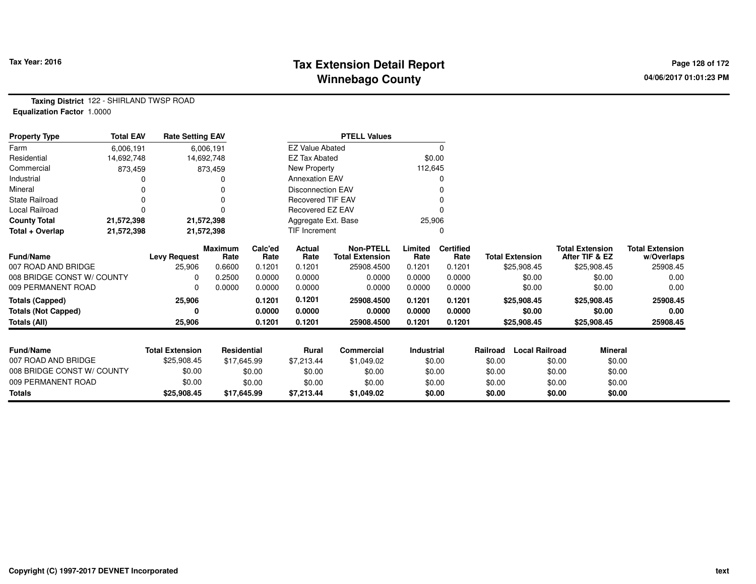# Tax Extension Detail Report
## Winnebago County

Tax Year: 2016

04/06/2017 01:01:23 PM

**Taxing District** 122 - SHIRLAND TWSP ROAD
**Equalization Factor** 1.0000

| Property Type | Total EAV | Rate Setting EAV | PTELL Values | |
|---|---|---|---|---|
| Farm | 6,006,191 | 6,006,191 | EZ Value Abated | 0 |
| Residential | 14,692,748 | 14,692,748 | EZ Tax Abated | $0.00 |
| Commercial | 873,459 | 873,459 | New Property | 112,645 |
| Industrial | 0 | 0 | Annexation EAV | 0 |
| Mineral | 0 | 0 | Disconnection EAV | 0 |
| State Railroad | 0 | 0 | Recovered TIF EAV | 0 |
| Local Railroad | 0 | 0 | Recovered EZ EAV | 0 |
| **County Total** | **21,572,398** | **21,572,398** | Aggregate Ext. Base | 25,906 |
| **Total + Overlap** | **21,572,398** | **21,572,398** | TIF Increment | 0 |

| Fund/Name | Levy Request | Maximum Rate | Calc'ed Rate | Actual Rate | Non-PTELL Total Extension | Limited Rate | Certified Rate | Total Extension | Total Extension After TIF & EZ | Total Extension w/Overlaps |
|---|---|---|---|---|---|---|---|---|---|---|
| 007 ROAD AND BRIDGE | 25,906 | 0.6600 | 0.1201 | 0.1201 | 25908.4500 | 0.1201 | 0.1201 | $25,908.45 | $25,908.45 | 25908.45 |
| 008 BRIDGE CONST W/ COUNTY | 0 | 0.2500 | 0.0000 | 0.0000 | 0.0000 | 0.0000 | 0.0000 | $0.00 | $0.00 | 0.00 |
| 009 PERMANENT ROAD | 0 | 0.0000 | 0.0000 | 0.0000 | 0.0000 | 0.0000 | 0.0000 | $0.00 | $0.00 | 0.00 |
| **Totals (Capped)** | **25,906** | | **0.1201** | **0.1201** | **25908.4500** | **0.1201** | **0.1201** | **$25,908.45** | **$25,908.45** | **25908.45** |
| **Totals (Not Capped)** | **0** | | **0.0000** | **0.0000** | **0.0000** | **0.0000** | **0.0000** | **$0.00** | **$0.00** | **0.00** |
| **Totals (All)** | **25,906** | | **0.1201** | **0.1201** | **25908.4500** | **0.1201** | **0.1201** | **$25,908.45** | **$25,908.45** | **25908.45** |

| Fund/Name | Total Extension | Residential | Rural | Commercial | Industrial | Railroad | Local Railroad | Mineral |
|---|---|---|---|---|---|---|---|---|
| 007 ROAD AND BRIDGE | $25,908.45 | $17,645.99 | $7,213.44 | $1,049.02 | $0.00 | $0.00 | $0.00 | $0.00 |
| 008 BRIDGE CONST W/ COUNTY | $0.00 | $0.00 | $0.00 | $0.00 | $0.00 | $0.00 | $0.00 | $0.00 |
| 009 PERMANENT ROAD | $0.00 | $0.00 | $0.00 | $0.00 | $0.00 | $0.00 | $0.00 | $0.00 |
| **Totals** | **$25,908.45** | **$17,645.99** | **$7,213.44** | **$1,049.02** | **$0.00** | **$0.00** | **$0.00** | **$0.00** |

Copyright (C) 1997-2017 DEVNET Incorporated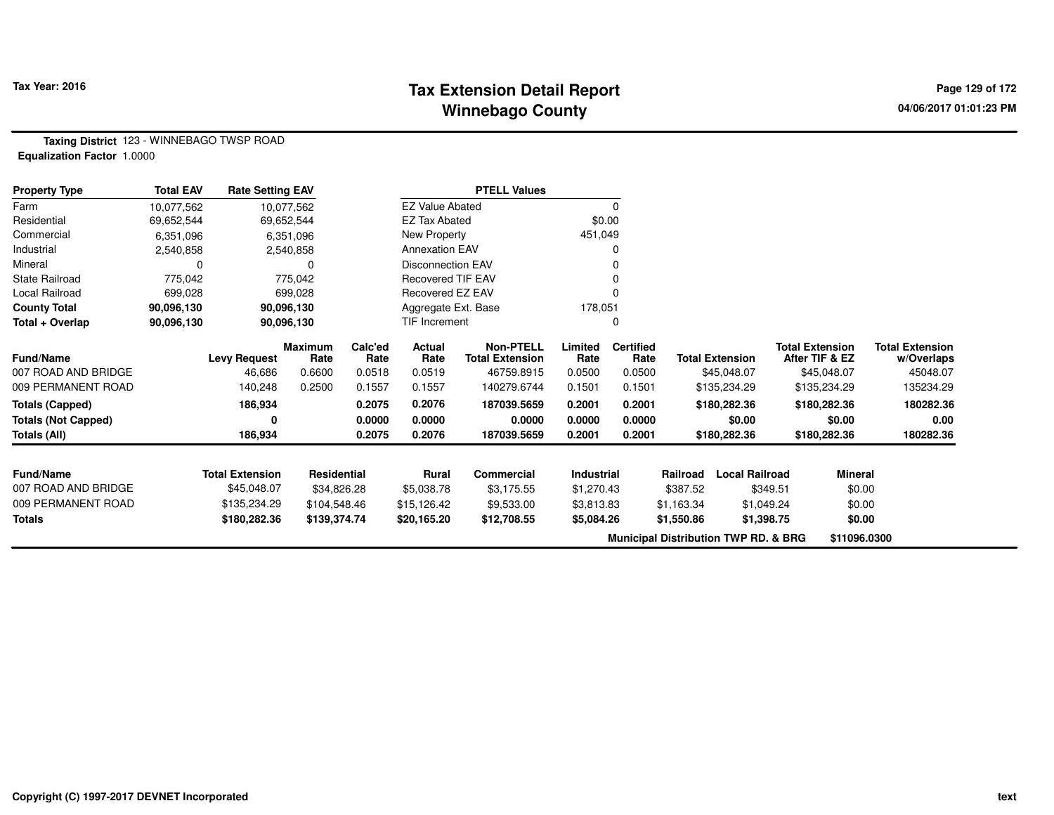Tax Year: 2016

# Tax Extension Detail Report
## Winnebago County

**Taxing District** 123 - WINNEBAGO TWSP ROAD
**Equalization Factor** 1.0000

| Property Type | Total EAV | Rate Setting EAV |
|---|---|---|
| Farm | 10,077,562 | 10,077,562 |
| Residential | 69,652,544 | 69,652,544 |
| Commercial | 6,351,096 | 6,351,096 |
| Industrial | 2,540,858 | 2,540,858 |
| Mineral | 0 | 0 |
| State Railroad | 775,042 | 775,042 |
| Local Railroad | 699,028 | 699,028 |
| **County Total** | **90,096,130** | **90,096,130** |
| **Total + Overlap** | **90,096,130** | **90,096,130** |

| PTELL Values | |
|---|---|
| EZ Value Abated | 0 |
| EZ Tax Abated | $0.00 |
| New Property | 451,049 |
| Annexation EAV | 0 |
| Disconnection EAV | 0 |
| Recovered TIF EAV | 0 |
| Recovered EZ EAV | 0 |
| Aggregate Ext. Base | 178,051 |
| TIF Increment | 0 |

| Fund/Name | Levy Request | Maximum Rate | Calc'ed Rate | Actual Rate | Non-PTELL Total Extension | Limited Rate | Certified Rate | Total Extension | Total Extension After TIF & EZ | Total Extension w/Overlaps |
|---|---|---|---|---|---|---|---|---|---|---|
| 007 ROAD AND BRIDGE | 46,686 | 0.6600 | 0.0518 | 0.0519 | 46759.8915 | 0.0500 | 0.0500 | $45,048.07 | $45,048.07 | 45048.07 |
| 009 PERMANENT ROAD | 140,248 | 0.2500 | 0.1557 | 0.1557 | 140279.6744 | 0.1501 | 0.1501 | $135,234.29 | $135,234.29 | 135234.29 |
| **Totals (Capped)** | **186,934** | | **0.2075** | **0.2076** | **187039.5659** | **0.2001** | **0.2001** | **$180,282.36** | **$180,282.36** | **180282.36** |
| **Totals (Not Capped)** | **0** | | **0.0000** | **0.0000** | **0.0000** | **0.0000** | **0.0000** | **$0.00** | **$0.00** | **0.00** |
| **Totals (All)** | **186,934** | | **0.2075** | **0.2076** | **187039.5659** | **0.2001** | **0.2001** | **$180,282.36** | **$180,282.36** | **180282.36** |

| Fund/Name | Total Extension | Residential | Rural | Commercial | Industrial | Railroad | Local Railroad | Mineral |
|---|---|---|---|---|---|---|---|---|
| 007 ROAD AND BRIDGE | $45,048.07 | $34,826.28 | $5,038.78 | $3,175.55 | $1,270.43 | $387.52 | $349.51 | $0.00 |
| 009 PERMANENT ROAD | $135,234.29 | $104,548.46 | $15,126.42 | $9,533.00 | $3,813.83 | $1,163.34 | $1,049.24 | $0.00 |
| **Totals** | **$180,282.36** | **$139,374.74** | **$20,165.20** | **$12,708.55** | **$5,084.26** | **$1,550.86** | **$1,398.75** | **$0.00** |

**Municipal Distribution TWP RD. & BRG** $11096.0300

Copyright (C) 1997-2017 DEVNET Incorporated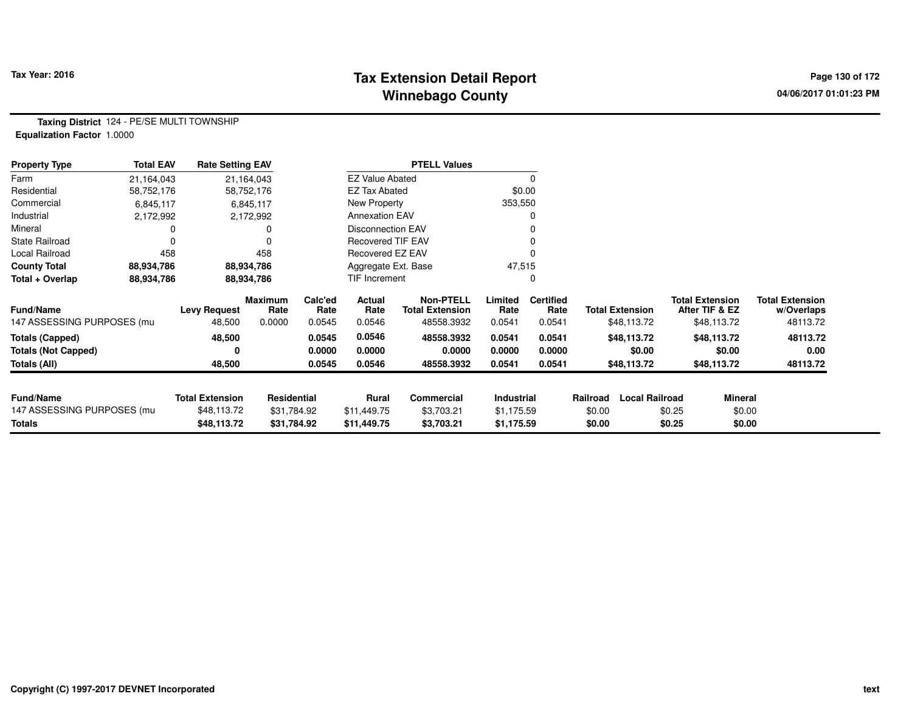# Tax Extension Detail Report
## Winnebago County

Tax Year: 2016

**Taxing District** 124 - PE/SE MULTI TOWNSHIP
**Equalization Factor** 1.0000

| Property Type | Total EAV | Rate Setting EAV |
|---|---|---|
| Farm | 21,164,043 | 21,164,043 |
| Residential | 58,752,176 | 58,752,176 |
| Commercial | 6,845,117 | 6,845,117 |
| Industrial | 2,172,992 | 2,172,992 |
| Mineral | 0 | 0 |
| State Railroad | 0 | 0 |
| Local Railroad | 458 | 458 |
| **County Total** | **88,934,786** | **88,934,786** |
| **Total + Overlap** | **88,934,786** | **88,934,786** |

| PTELL Values | |
|---|---|
| EZ Value Abated | 0 |
| EZ Tax Abated | $0.00 |
| New Property | 353,550 |
| Annexation EAV | 0 |
| Disconnection EAV | 0 |
| Recovered TIF EAV | 0 |
| Recovered EZ EAV | 0 |
| Aggregate Ext. Base | 47,515 |
| TIF Increment | 0 |

| Fund/Name | Levy Request | Maximum Rate | Calc'ed Rate | Actual Rate | Non-PTELL Total Extension | Limited Rate | Certified Rate | Total Extension | Total Extension After TIF & EZ | Total Extension w/Overlaps |
|---|---|---|---|---|---|---|---|---|---|---|
| 147 ASSESSING PURPOSES (mu | 48,500 | 0.0000 | 0.0545 | 0.0546 | 48558.3932 | 0.0541 | 0.0541 | $48,113.72 | $48,113.72 | 48113.72 |
| **Totals (Capped)** | **48,500** | | **0.0545** | **0.0546** | **48558.3932** | **0.0541** | **0.0541** | **$48,113.72** | **$48,113.72** | **48113.72** |
| **Totals (Not Capped)** | **0** | | **0.0000** | **0.0000** | **0.0000** | **0.0000** | **0.0000** | **$0.00** | **$0.00** | **0.00** |
| **Totals (All)** | **48,500** | | **0.0545** | **0.0546** | **48558.3932** | **0.0541** | **0.0541** | **$48,113.72** | **$48,113.72** | **48113.72** |

| Fund/Name | Total Extension | Residential | Rural | Commercial | Industrial | Railroad | Local Railroad | Mineral |
|---|---|---|---|---|---|---|---|---|
| 147 ASSESSING PURPOSES (mu | $48,113.72 | $31,784.92 | $11,449.75 | $3,703.21 | $1,175.59 | $0.00 | $0.25 | $0.00 |
| **Totals** | **$48,113.72** | **$31,784.92** | **$11,449.75** | **$3,703.21** | **$1,175.59** | **$0.00** | **$0.25** | **$0.00** |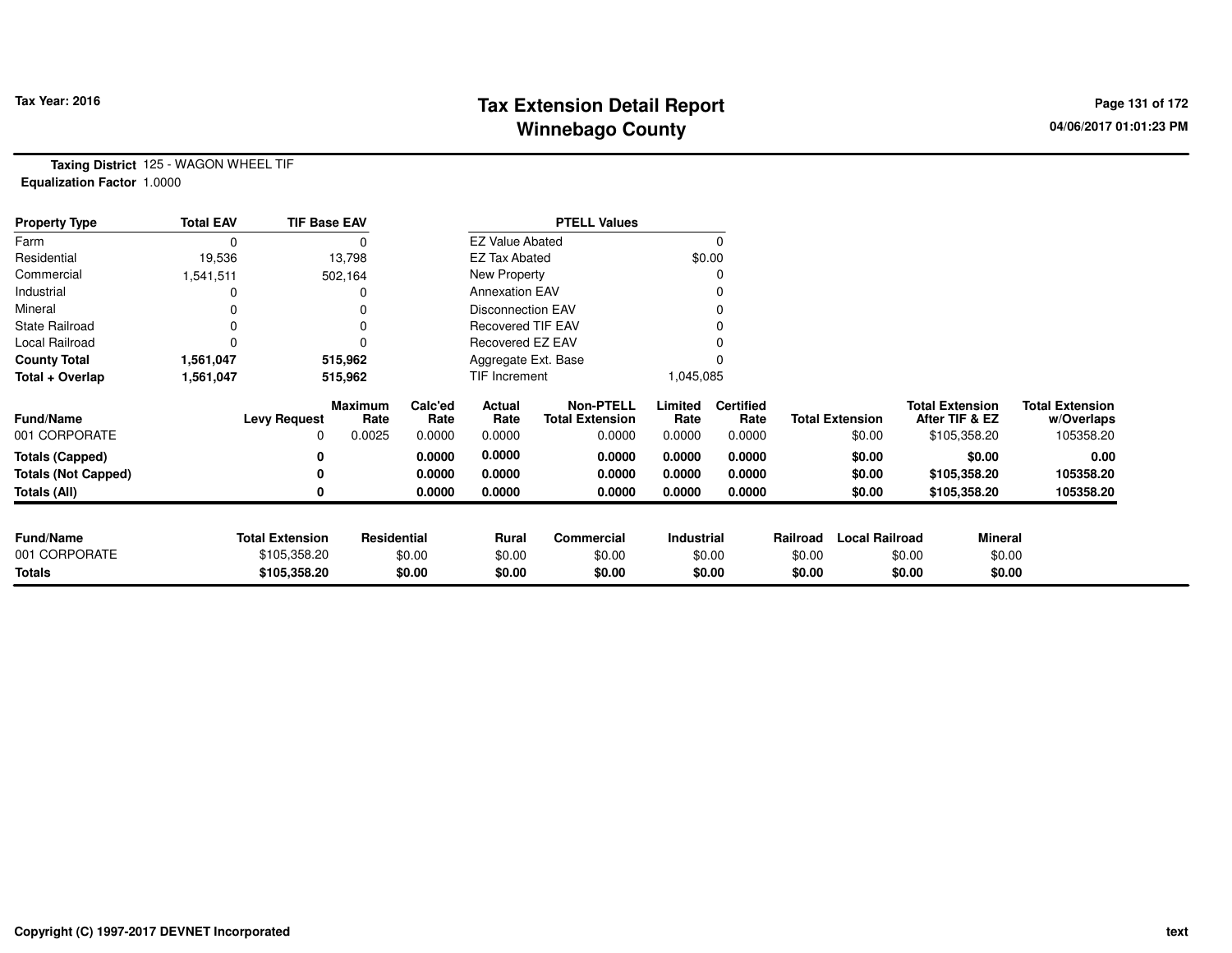# Tax Extension Detail Report
## Winnebago County

Tax Year: 2016

04/06/2017 01:01:23 PM

**Taxing District** 125 - WAGON WHEEL TIF
**Equalization Factor** 1.0000

| Property Type | Total EAV | TIF Base EAV | PTELL Values | |
|---|---|---|---|---|
| Farm | 0 | 0 | EZ Value Abated | 0 |
| Residential | 19,536 | 13,798 | EZ Tax Abated | $0.00 |
| Commercial | 1,541,511 | 502,164 | New Property | 0 |
| Industrial | 0 | 0 | Annexation EAV | 0 |
| Mineral | 0 | 0 | Disconnection EAV | 0 |
| State Railroad | 0 | 0 | Recovered TIF EAV | 0 |
| Local Railroad | 0 | 0 | Recovered EZ EAV | 0 |
| **County Total** | **1,561,047** | **515,962** | Aggregate Ext. Base | 0 |
| **Total + Overlap** | **1,561,047** | **515,962** | TIF Increment | 1,045,085 |

| Fund/Name | Levy Request | Maximum Rate | Calc'ed Rate | Actual Rate | Non-PTELL Total Extension | Limited Rate | Certified Rate | Total Extension | Total Extension After TIF & EZ | Total Extension w/Overlaps |
|---|---|---|---|---|---|---|---|---|---|---|
| 001 CORPORATE | 0 | 0.0025 | 0.0000 | 0.0000 | 0.0000 | 0.0000 | 0.0000 | $0.00 | $105,358.20 | 105358.20 |
| **Totals (Capped)** | **0** | | **0.0000** | **0.0000** | **0.0000** | **0.0000** | **0.0000** | **$0.00** | **$0.00** | **0.00** |
| **Totals (Not Capped)** | **0** | | **0.0000** | **0.0000** | **0.0000** | **0.0000** | **0.0000** | **$0.00** | **$105,358.20** | **105358.20** |
| **Totals (All)** | **0** | | **0.0000** | **0.0000** | **0.0000** | **0.0000** | **0.0000** | **$0.00** | **$105,358.20** | **105358.20** |

| Fund/Name | Total Extension | Residential | Rural | Commercial | Industrial | Railroad | Local Railroad | Mineral |
|---|---|---|---|---|---|---|---|---|
| 001 CORPORATE | $105,358.20 | $0.00 | $0.00 | $0.00 | $0.00 | $0.00 | $0.00 | $0.00 |
| **Totals** | **$105,358.20** | **$0.00** | **$0.00** | **$0.00** | **$0.00** | **$0.00** | **$0.00** | **$0.00** |

Copyright (C) 1997-2017 DEVNET Incorporated

text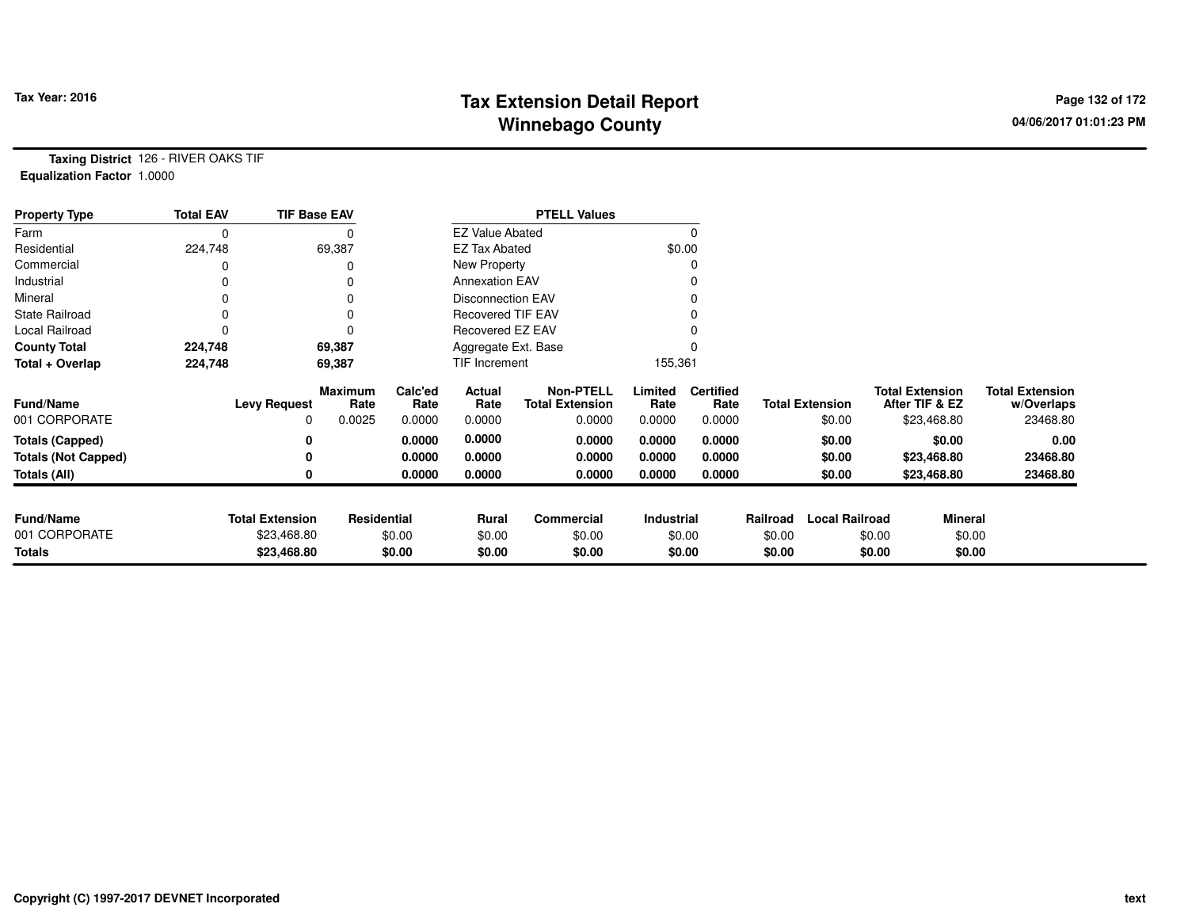**Tax Year: 2016**

# Tax Extension Detail Report
## Winnebago County

04/06/2017 01:01:23 PM

**Taxing District** 126 - RIVER OAKS TIF
**Equalization Factor** 1.0000

| Property Type | Total EAV | TIF Base EAV |
|---|---|---|
| Farm | 0 | 0 |
| Residential | 224,748 | 69,387 |
| Commercial | 0 | 0 |
| Industrial | 0 | 0 |
| Mineral | 0 | 0 |
| State Railroad | 0 | 0 |
| Local Railroad | 0 | 0 |
| **County Total** | **224,748** | **69,387** |
| **Total + Overlap** | **224,748** | **69,387** |

| PTELL Values | |
|---|---|
| EZ Value Abated | 0 |
| EZ Tax Abated | $0.00 |
| New Property | 0 |
| Annexation EAV | 0 |
| Disconnection EAV | 0 |
| Recovered TIF EAV | 0 |
| Recovered EZ EAV | 0 |
| Aggregate Ext. Base | 0 |
| TIF Increment | 155,361 |

| Fund/Name | Levy Request | Maximum Rate | Calc'ed Rate | Actual Rate | Non-PTELL Total Extension | Limited Rate | Certified Rate | Total Extension | Total Extension After TIF & EZ | Total Extension w/Overlaps |
|---|---|---|---|---|---|---|---|---|---|---|
| 001 CORPORATE | 0 | 0.0025 | 0.0000 | 0.0000 | 0.0000 | 0.0000 | 0.0000 | $0.00 | $23,468.80 | 23468.80 |
| **Totals (Capped)** | **0** | | **0.0000** | **0.0000** | **0.0000** | **0.0000** | **0.0000** | **$0.00** | **$0.00** | **0.00** |
| **Totals (Not Capped)** | **0** | | **0.0000** | **0.0000** | **0.0000** | **0.0000** | **0.0000** | **$0.00** | **$23,468.80** | **23468.80** |
| **Totals (All)** | **0** | | **0.0000** | **0.0000** | **0.0000** | **0.0000** | **0.0000** | **$0.00** | **$23,468.80** | **23468.80** |

| Fund/Name | Total Extension | Residential | Rural | Commercial | Industrial | Railroad | Local Railroad | Mineral |
|---|---|---|---|---|---|---|---|---|
| 001 CORPORATE | $23,468.80 | $0.00 | $0.00 | $0.00 | $0.00 | $0.00 | $0.00 | $0.00 |
| **Totals** | **$23,468.80** | **$0.00** | **$0.00** | **$0.00** | **$0.00** | **$0.00** | **$0.00** | **$0.00** |

Copyright (C) 1997-2017 DEVNET Incorporated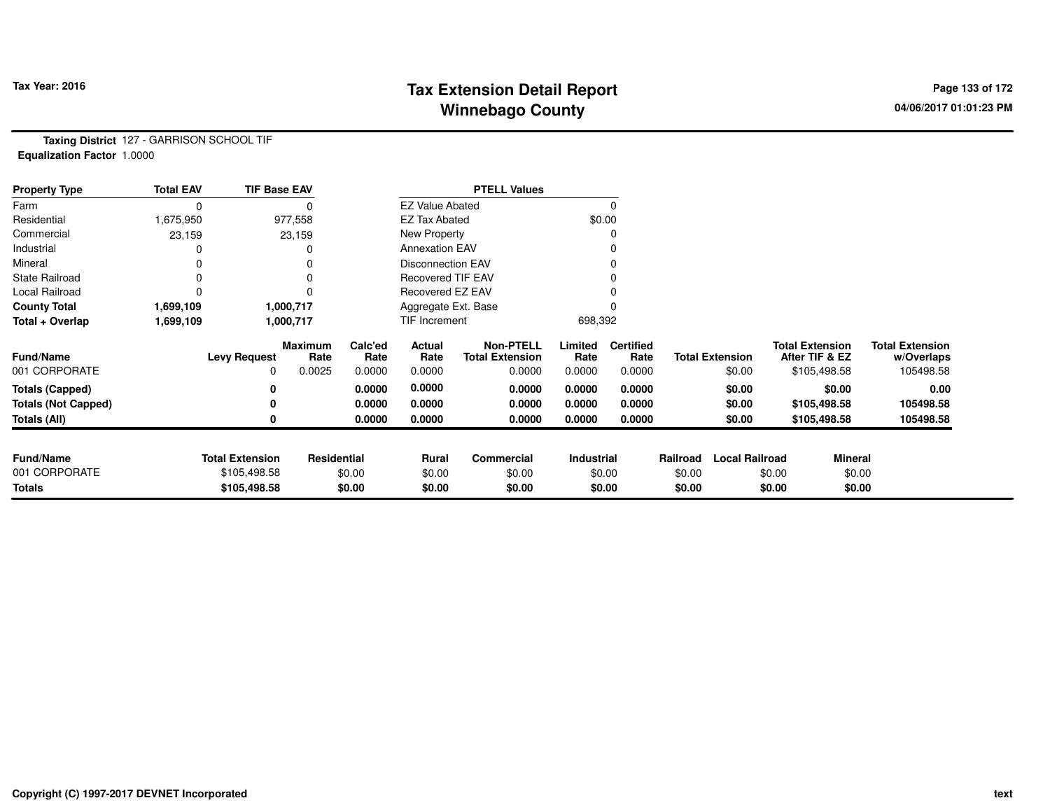# Tax Extension Detail Report
## Winnebago County

**Tax Year: 2016**

04/06/2017 01:01:23 PM

**Taxing District** 127 - GARRISON SCHOOL TIF
**Equalization Factor** 1.0000

| Property Type | Total EAV | TIF Base EAV |
|---|---|---|
| Farm | 0 | 0 |
| Residential | 1,675,950 | 977,558 |
| Commercial | 23,159 | 23,159 |
| Industrial | 0 | 0 |
| Mineral | 0 | 0 |
| State Railroad | 0 | 0 |
| Local Railroad | 0 | 0 |
| **County Total** | **1,699,109** | **1,000,717** |
| **Total + Overlap** | **1,699,109** | **1,000,717** |

| PTELL Values | |
|---|---|
| EZ Value Abated | 0 |
| EZ Tax Abated | $0.00 |
| New Property | 0 |
| Annexation EAV | 0 |
| Disconnection EAV | 0 |
| Recovered TIF EAV | 0 |
| Recovered EZ EAV | 0 |
| Aggregate Ext. Base | 0 |
| TIF Increment | 698,392 |

| Fund/Name | Levy Request | Maximum Rate | Calc'ed Rate | Actual Rate | Non-PTELL Total Extension | Limited Rate | Certified Rate | Total Extension | Total Extension After TIF & EZ | Total Extension w/Overlaps |
|---|---|---|---|---|---|---|---|---|---|---|
| 001 CORPORATE | 0 | 0.0025 | 0.0000 | 0.0000 | 0.0000 | 0.0000 | 0.0000 | $0.00 | $105,498.58 | 105498.58 |
| **Totals (Capped)** | **0** | | **0.0000** | **0.0000** | **0.0000** | **0.0000** | **0.0000** | **$0.00** | **$0.00** | **0.00** |
| **Totals (Not Capped)** | **0** | | **0.0000** | **0.0000** | **0.0000** | **0.0000** | **0.0000** | **$0.00** | **$105,498.58** | **105498.58** |
| **Totals (All)** | **0** | | **0.0000** | **0.0000** | **0.0000** | **0.0000** | **0.0000** | **$0.00** | **$105,498.58** | **105498.58** |

| Fund/Name | Total Extension | Residential | Rural | Commercial | Industrial | Railroad | Local Railroad | Mineral |
|---|---|---|---|---|---|---|---|---|
| 001 CORPORATE | $105,498.58 | $0.00 | $0.00 | $0.00 | $0.00 | $0.00 | $0.00 | $0.00 |
| **Totals** | **$105,498.58** | **$0.00** | **$0.00** | **$0.00** | **$0.00** | **$0.00** | **$0.00** | **$0.00** |

Copyright (C) 1997-2017 DEVNET Incorporated

text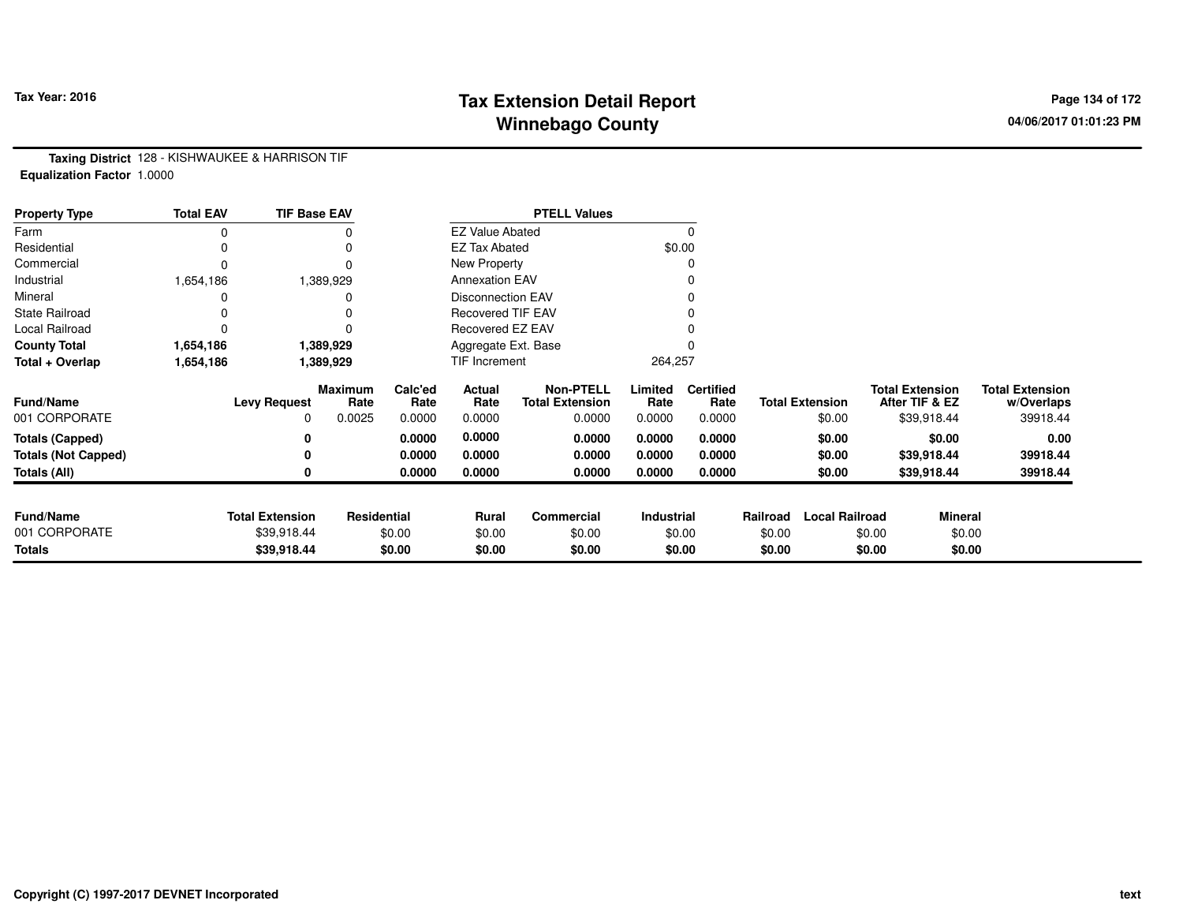# Tax Extension Detail Report
## Winnebago County

Tax Year: 2016

04/06/2017 01:01:23 PM

**Taxing District** 128 - KISHWAUKEE & HARRISON TIF
**Equalization Factor** 1.0000

| Property Type | Total EAV | TIF Base EAV |
|---|---|---|
| Farm | 0 | 0 |
| Residential | 0 | 0 |
| Commercial | 0 | 0 |
| Industrial | 1,654,186 | 1,389,929 |
| Mineral | 0 | 0 |
| State Railroad | 0 | 0 |
| Local Railroad | 0 | 0 |
| **County Total** | **1,654,186** | **1,389,929** |
| **Total + Overlap** | **1,654,186** | **1,389,929** |

| PTELL Values | |
|---|---|
| EZ Value Abated | 0 |
| EZ Tax Abated | $0.00 |
| New Property | 0 |
| Annexation EAV | 0 |
| Disconnection EAV | 0 |
| Recovered TIF EAV | 0 |
| Recovered EZ EAV | 0 |
| Aggregate Ext. Base | 0 |
| TIF Increment | 264,257 |

| Fund/Name | Levy Request | Maximum Rate | Calc'ed Rate | Actual Rate | Non-PTELL Total Extension | Limited Rate | Certified Rate | Total Extension | Total Extension After TIF & EZ | Total Extension w/Overlaps |
|---|---|---|---|---|---|---|---|---|---|---|
| 001 CORPORATE | 0 | 0.0025 | 0.0000 | 0.0000 | 0.0000 | 0.0000 | 0.0000 | $0.00 | $39,918.44 | 39918.44 |
| **Totals (Capped)** | **0** | | **0.0000** | **0.0000** | **0.0000** | **0.0000** | **0.0000** | **$0.00** | **$0.00** | **0.00** |
| **Totals (Not Capped)** | **0** | | **0.0000** | **0.0000** | **0.0000** | **0.0000** | **0.0000** | **$0.00** | **$39,918.44** | **39918.44** |
| **Totals (All)** | **0** | | **0.0000** | **0.0000** | **0.0000** | **0.0000** | **0.0000** | **$0.00** | **$39,918.44** | **39918.44** |

| Fund/Name | Total Extension | Residential | Rural | Commercial | Industrial | Railroad | Local Railroad | Mineral |
|---|---|---|---|---|---|---|---|---|
| 001 CORPORATE | $39,918.44 | $0.00 | $0.00 | $0.00 | $0.00 | $0.00 | $0.00 | $0.00 |
| **Totals** | **$39,918.44** | **$0.00** | **$0.00** | **$0.00** | **$0.00** | **$0.00** | **$0.00** | **$0.00** |

Copyright (C) 1997-2017 DEVNET Incorporated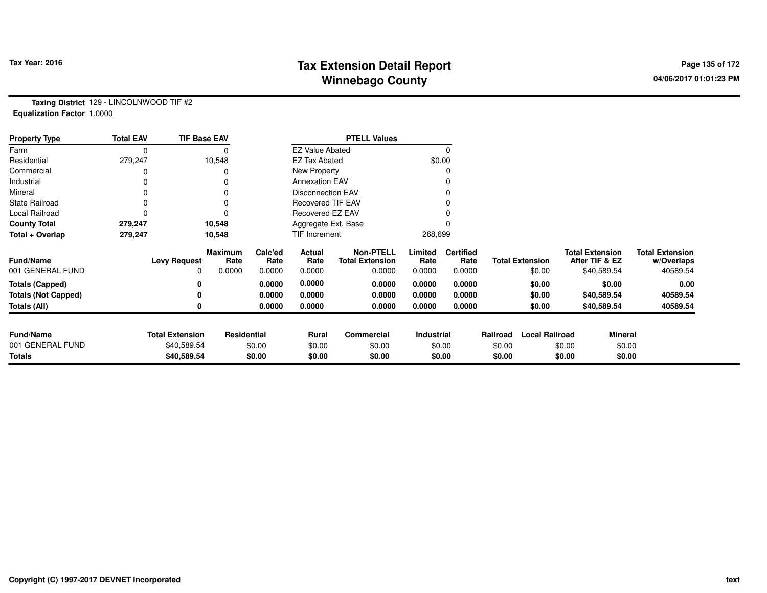# Tax Extension Detail Report
## Winnebago County

**Tax Year: 2016**

04/06/2017 01:01:23 PM

**Taxing District** 129 - LINCOLNWOOD TIF #2
**Equalization Factor** 1.0000

| Property Type | Total EAV | TIF Base EAV |
|---|---|---|
| Farm | 0 | 0 |
| Residential | 279,247 | 10,548 |
| Commercial | 0 | 0 |
| Industrial | 0 | 0 |
| Mineral | 0 | 0 |
| State Railroad | 0 | 0 |
| Local Railroad | 0 | 0 |
| **County Total** | **279,247** | **10,548** |
| **Total + Overlap** | **279,247** | **10,548** |

| PTELL Values | |
|---|---|
| EZ Value Abated | 0 |
| EZ Tax Abated | $0.00 |
| New Property | 0 |
| Annexation EAV | 0 |
| Disconnection EAV | 0 |
| Recovered TIF EAV | 0 |
| Recovered EZ EAV | 0 |
| Aggregate Ext. Base | 0 |
| TIF Increment | 268,699 |

| Fund/Name | Levy Request | Maximum Rate | Calc'ed Rate | Actual Rate | Non-PTELL Total Extension | Limited Rate | Certified Rate | Total Extension | Total Extension After TIF & EZ | Total Extension w/Overlaps |
|---|---|---|---|---|---|---|---|---|---|---|
| 001 GENERAL FUND | 0 | 0.0000 | 0.0000 | 0.0000 | 0.0000 | 0.0000 | 0.0000 | $0.00 | $40,589.54 | 40589.54 |
| **Totals (Capped)** | **0** | | **0.0000** | **0.0000** | **0.0000** | **0.0000** | **0.0000** | **$0.00** | **$0.00** | **0.00** |
| **Totals (Not Capped)** | **0** | | **0.0000** | **0.0000** | **0.0000** | **0.0000** | **0.0000** | **$0.00** | **$40,589.54** | **40589.54** |
| **Totals (All)** | **0** | | **0.0000** | **0.0000** | **0.0000** | **0.0000** | **0.0000** | **$0.00** | **$40,589.54** | **40589.54** |

| Fund/Name | Total Extension | Residential | Rural | Commercial | Industrial | Railroad | Local Railroad | Mineral |
|---|---|---|---|---|---|---|---|---|
| 001 GENERAL FUND | $40,589.54 | $0.00 | $0.00 | $0.00 | $0.00 | $0.00 | $0.00 | $0.00 |
| **Totals** | **$40,589.54** | **$0.00** | **$0.00** | **$0.00** | **$0.00** | **$0.00** | **$0.00** | **$0.00** |

Copyright (C) 1997-2017 DEVNET Incorporated

text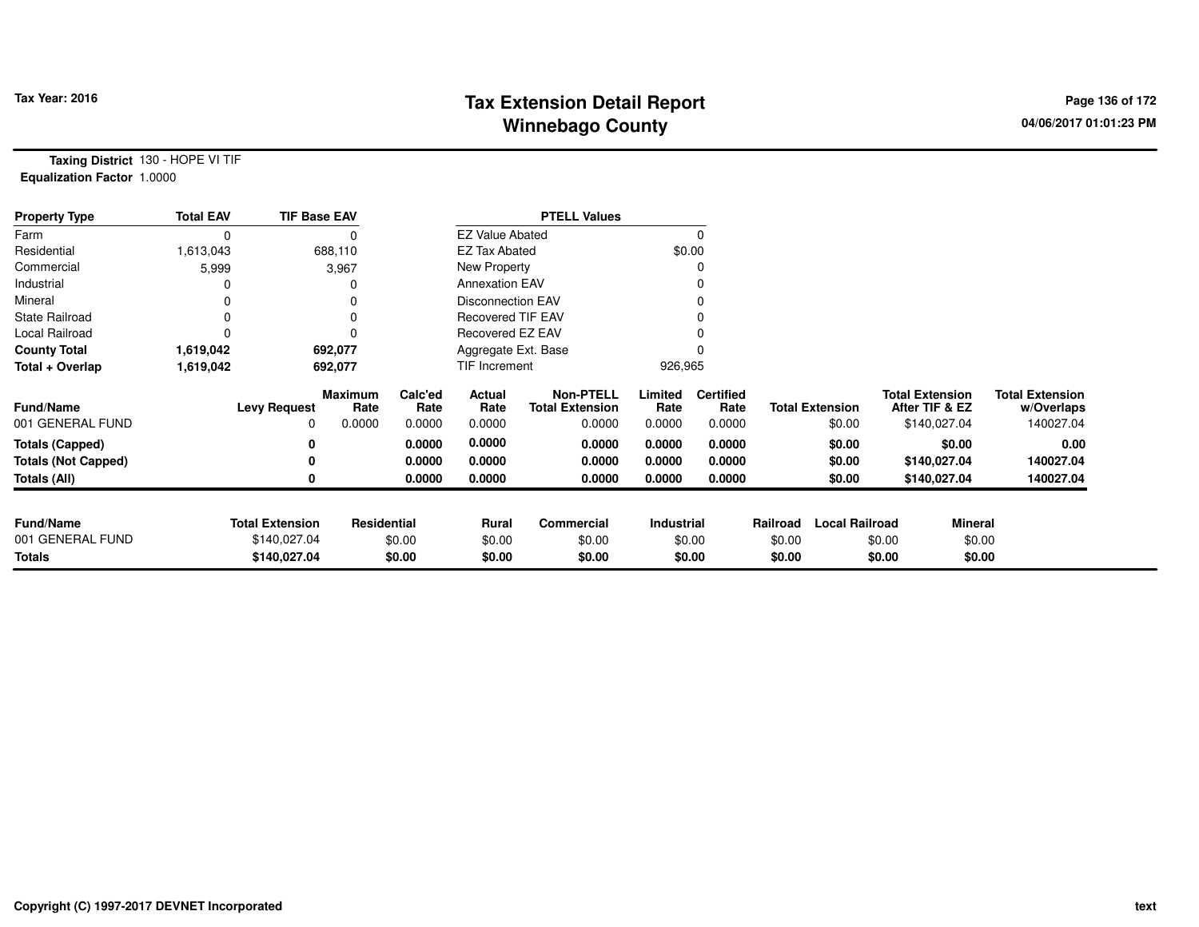**Tax Year: 2016**

# Tax Extension Detail Report
## Winnebago County

04/06/2017 01:01:23 PM

**Taxing District** 130 - HOPE VI TIF
**Equalization Factor** 1.0000

| Property Type | Total EAV | TIF Base EAV | PTELL Values | |
|---|---|---|---|---|
| Farm | 0 | 0 | EZ Value Abated | 0 |
| Residential | 1,613,043 | 688,110 | EZ Tax Abated | $0.00 |
| Commercial | 5,999 | 3,967 | New Property | 0 |
| Industrial | 0 | 0 | Annexation EAV | 0 |
| Mineral | 0 | 0 | Disconnection EAV | 0 |
| State Railroad | 0 | 0 | Recovered TIF EAV | 0 |
| Local Railroad | 0 | 0 | Recovered EZ EAV | 0 |
| **County Total** | **1,619,042** | **692,077** | Aggregate Ext. Base | 0 |
| **Total + Overlap** | **1,619,042** | **692,077** | TIF Increment | 926,965 |

| Fund/Name | Levy Request | Maximum Rate | Calc'ed Rate | Actual Rate | Non-PTELL Total Extension | Limited Rate | Certified Rate | Total Extension | Total Extension After TIF & EZ | Total Extension w/Overlaps |
|---|---|---|---|---|---|---|---|---|---|---|
| 001 GENERAL FUND | 0 | 0.0000 | 0.0000 | 0.0000 | 0.0000 | 0.0000 | 0.0000 | $0.00 | $140,027.04 | 140027.04 |
| **Totals (Capped)** | **0** | | **0.0000** | **0.0000** | **0.0000** | **0.0000** | **0.0000** | **$0.00** | **$0.00** | **0.00** |
| **Totals (Not Capped)** | **0** | | **0.0000** | **0.0000** | **0.0000** | **0.0000** | **0.0000** | **$0.00** | **$140,027.04** | **140027.04** |
| **Totals (All)** | **0** | | **0.0000** | **0.0000** | **0.0000** | **0.0000** | **0.0000** | **$0.00** | **$140,027.04** | **140027.04** |

| Fund/Name | Total Extension | Residential | Rural | Commercial | Industrial | Railroad | Local Railroad | Mineral |
|---|---|---|---|---|---|---|---|---|
| 001 GENERAL FUND | $140,027.04 | $0.00 | $0.00 | $0.00 | $0.00 | $0.00 | $0.00 | $0.00 |
| **Totals** | **$140,027.04** | **$0.00** | **$0.00** | **$0.00** | **$0.00** | **$0.00** | **$0.00** | **$0.00** |

Copyright (C) 1997-2017 DEVNET Incorporated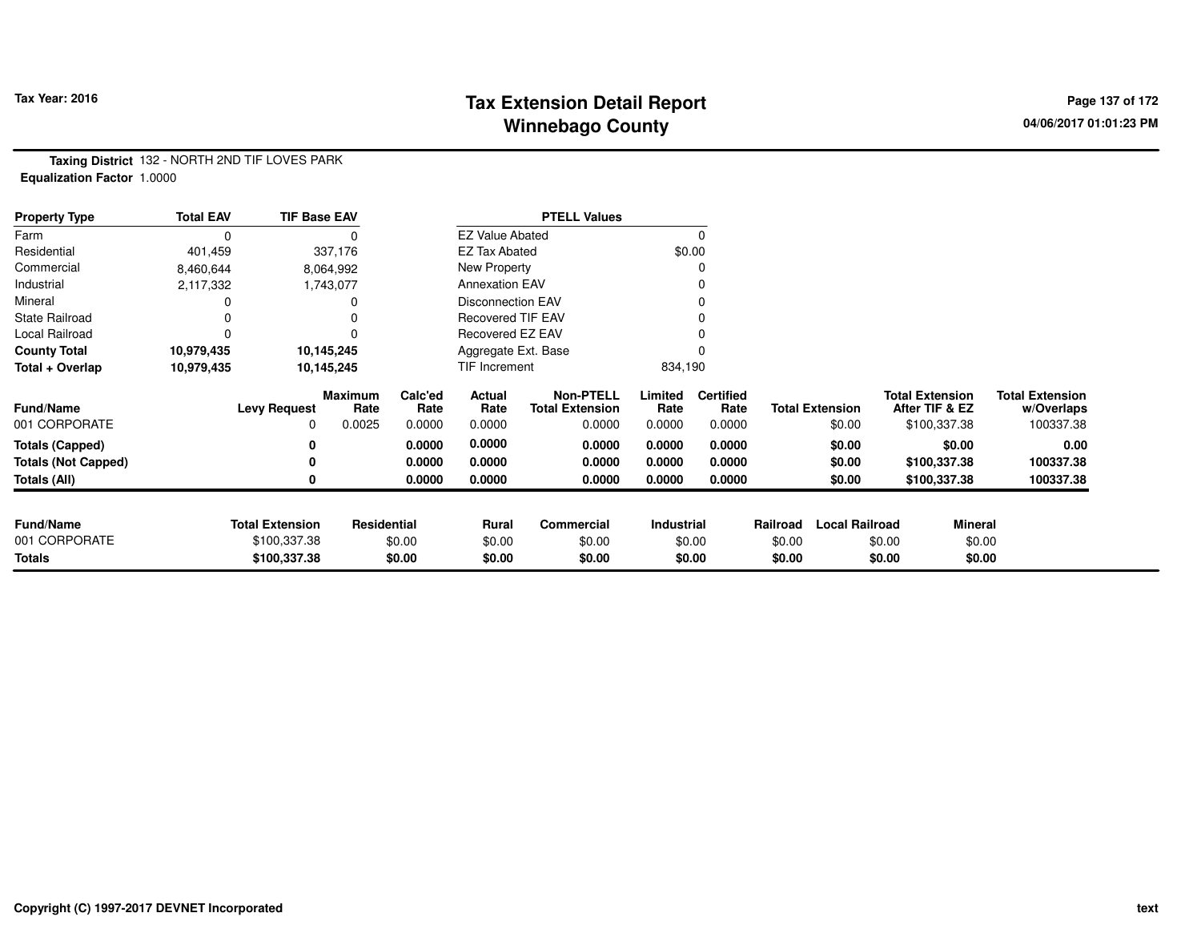# Tax Extension Detail Report
## Winnebago County

Tax Year: 2016

04/06/2017 01:01:23 PM

**Taxing District** 132 - NORTH 2ND TIF LOVES PARK
**Equalization Factor** 1.0000

| Property Type | Total EAV | TIF Base EAV | PTELL Values | |
|---|---|---|---|---|
| Farm | 0 | 0 | EZ Value Abated | 0 |
| Residential | 401,459 | 337,176 | EZ Tax Abated | $0.00 |
| Commercial | 8,460,644 | 8,064,992 | New Property | 0 |
| Industrial | 2,117,332 | 1,743,077 | Annexation EAV | 0 |
| Mineral | 0 | 0 | Disconnection EAV | 0 |
| State Railroad | 0 | 0 | Recovered TIF EAV | 0 |
| Local Railroad | 0 | 0 | Recovered EZ EAV | 0 |
| **County Total** | **10,979,435** | **10,145,245** | Aggregate Ext. Base | 0 |
| **Total + Overlap** | **10,979,435** | **10,145,245** | TIF Increment | 834,190 |

| Fund/Name | Levy Request | Maximum Rate | Calc'ed Rate | Actual Rate | Non-PTELL Total Extension | Limited Rate | Certified Rate | Total Extension | Total Extension After TIF & EZ | Total Extension w/Overlaps |
|---|---|---|---|---|---|---|---|---|---|---|
| 001 CORPORATE | 0 | 0.0025 | 0.0000 | 0.0000 | 0.0000 | 0.0000 | 0.0000 | $0.00 | $100,337.38 | 100337.38 |
| **Totals (Capped)** | **0** | | **0.0000** | **0.0000** | **0.0000** | **0.0000** | **0.0000** | **$0.00** | **$0.00** | **0.00** |
| **Totals (Not Capped)** | **0** | | **0.0000** | **0.0000** | **0.0000** | **0.0000** | **0.0000** | **$0.00** | **$100,337.38** | **100337.38** |
| **Totals (All)** | **0** | | **0.0000** | **0.0000** | **0.0000** | **0.0000** | **0.0000** | **$0.00** | **$100,337.38** | **100337.38** |

| Fund/Name | Total Extension | Residential | Rural | Commercial | Industrial | Railroad | Local Railroad | Mineral |
|---|---|---|---|---|---|---|---|---|
| 001 CORPORATE | $100,337.38 | $0.00 | $0.00 | $0.00 | $0.00 | $0.00 | $0.00 | $0.00 |
| **Totals** | **$100,337.38** | **$0.00** | **$0.00** | **$0.00** | **$0.00** | **$0.00** | **$0.00** | **$0.00** |

Copyright (C) 1997-2017 DEVNET Incorporated

text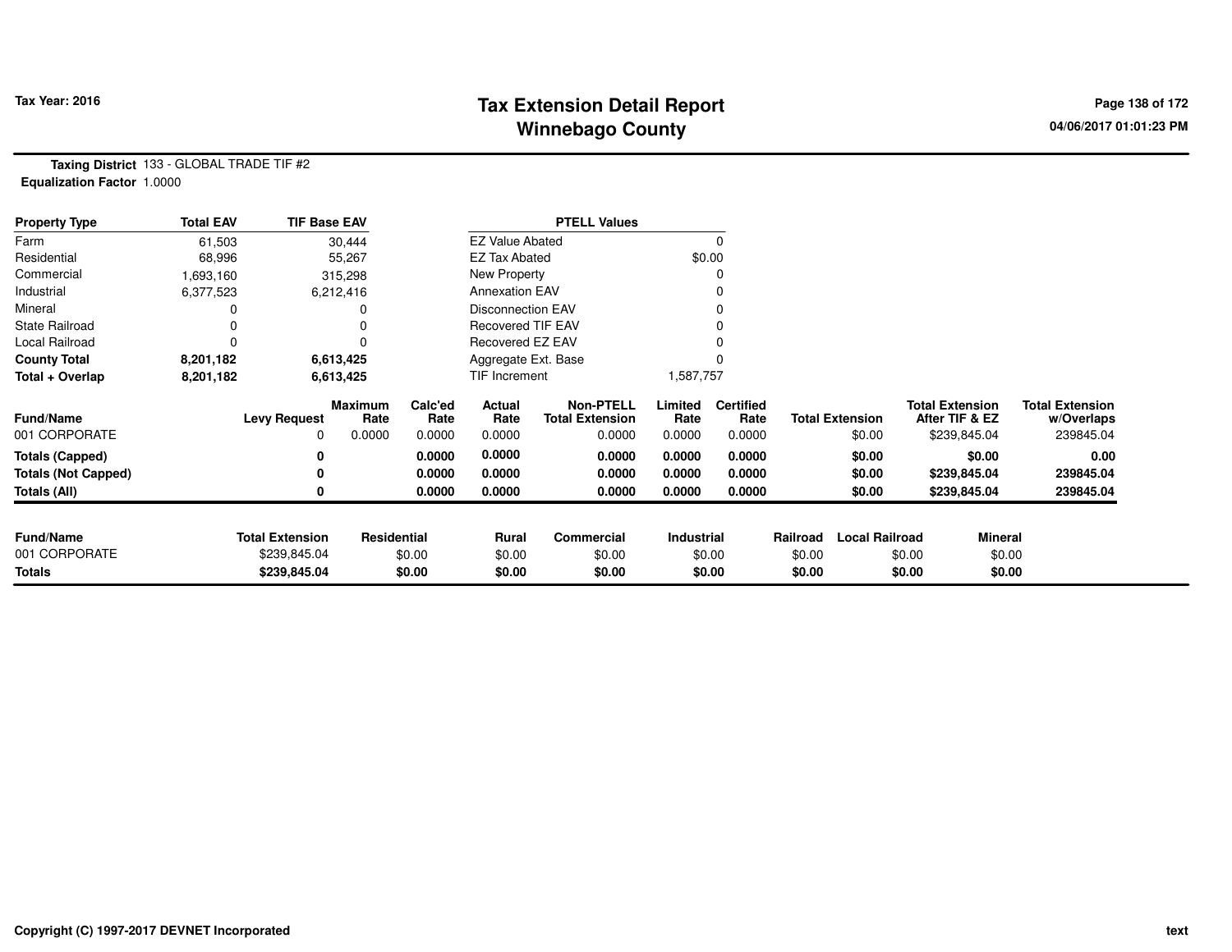# Tax Extension Detail Report
## Winnebago County

**Tax Year: 2016**

**Taxing District** 133 - GLOBAL TRADE TIF #2
**Equalization Factor** 1.0000

| Property Type | Total EAV | TIF Base EAV |
|---|---|---|
| Farm | 61,503 | 30,444 |
| Residential | 68,996 | 55,267 |
| Commercial | 1,693,160 | 315,298 |
| Industrial | 6,377,523 | 6,212,416 |
| Mineral | 0 | 0 |
| State Railroad | 0 | 0 |
| Local Railroad | 0 | 0 |
| **County Total** | **8,201,182** | **6,613,425** |
| **Total + Overlap** | **8,201,182** | **6,613,425** |

| PTELL Values | |
|---|---|
| EZ Value Abated | 0 |
| EZ Tax Abated | $0.00 |
| New Property | 0 |
| Annexation EAV | 0 |
| Disconnection EAV | 0 |
| Recovered TIF EAV | 0 |
| Recovered EZ EAV | 0 |
| Aggregate Ext. Base | 0 |
| TIF Increment | 1,587,757 |

| Fund/Name | Levy Request | Maximum Rate | Calc'ed Rate | Actual Rate | Non-PTELL Total Extension | Limited Rate | Certified Rate | Total Extension | Total Extension After TIF & EZ | Total Extension w/Overlaps |
|---|---|---|---|---|---|---|---|---|---|---|
| 001 CORPORATE | 0 | 0.0000 | 0.0000 | 0.0000 | 0.0000 | 0.0000 | 0.0000 | $0.00 | $239,845.04 | 239845.04 |
| **Totals (Capped)** | **0** | | **0.0000** | **0.0000** | **0.0000** | **0.0000** | **0.0000** | **$0.00** | **$0.00** | **0.00** |
| **Totals (Not Capped)** | **0** | | **0.0000** | **0.0000** | **0.0000** | **0.0000** | **0.0000** | **$0.00** | **$239,845.04** | **239845.04** |
| **Totals (All)** | **0** | | **0.0000** | **0.0000** | **0.0000** | **0.0000** | **0.0000** | **$0.00** | **$239,845.04** | **239845.04** |

| Fund/Name | Total Extension | Residential | Rural | Commercial | Industrial | Railroad | Local Railroad | Mineral |
|---|---|---|---|---|---|---|---|---|
| 001 CORPORATE | $239,845.04 | $0.00 | $0.00 | $0.00 | $0.00 | $0.00 | $0.00 | $0.00 |
| **Totals** | **$239,845.04** | **$0.00** | **$0.00** | **$0.00** | **$0.00** | **$0.00** | **$0.00** | **$0.00** |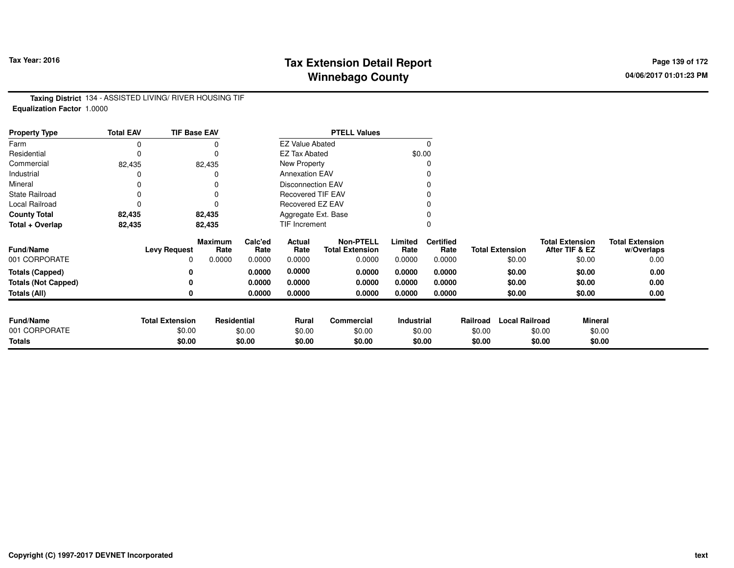# Tax Extension Detail Report
## Winnebago County

Tax Year: 2016

**Taxing District** 134 - ASSISTED LIVING/ RIVER HOUSING TIF
**Equalization Factor** 1.0000

| Property Type | Total EAV | TIF Base EAV |
|---|---|---|
| Farm | 0 | 0 |
| Residential | 0 | 0 |
| Commercial | 82,435 | 82,435 |
| Industrial | 0 | 0 |
| Mineral | 0 | 0 |
| State Railroad | 0 | 0 |
| Local Railroad | 0 | 0 |
| **County Total** | **82,435** | **82,435** |
| **Total + Overlap** | **82,435** | **82,435** |

| PTELL Values | |
|---|---|
| EZ Value Abated | 0 |
| EZ Tax Abated | $0.00 |
| New Property | 0 |
| Annexation EAV | 0 |
| Disconnection EAV | 0 |
| Recovered TIF EAV | 0 |
| Recovered EZ EAV | 0 |
| Aggregate Ext. Base | 0 |
| TIF Increment | 0 |

| Fund/Name | Levy Request | Maximum Rate | Calc'ed Rate | Actual Rate | Non-PTELL Total Extension | Limited Rate | Certified Rate | Total Extension | Total Extension After TIF & EZ | Total Extension w/Overlaps |
|---|---|---|---|---|---|---|---|---|---|---|
| 001 CORPORATE | 0 | 0.0000 | 0.0000 | 0.0000 | 0.0000 | 0.0000 | 0.0000 | $0.00 | $0.00 | 0.00 |
| **Totals (Capped)** | **0** | | **0.0000** | **0.0000** | **0.0000** | **0.0000** | **0.0000** | **$0.00** | **$0.00** | **0.00** |
| **Totals (Not Capped)** | **0** | | **0.0000** | **0.0000** | **0.0000** | **0.0000** | **0.0000** | **$0.00** | **$0.00** | **0.00** |
| **Totals (All)** | **0** | | **0.0000** | **0.0000** | **0.0000** | **0.0000** | **0.0000** | **$0.00** | **$0.00** | **0.00** |

| Fund/Name | Total Extension | Residential | Rural | Commercial | Industrial | Railroad | Local Railroad | Mineral |
|---|---|---|---|---|---|---|---|---|
| 001 CORPORATE | $0.00 | $0.00 | $0.00 | $0.00 | $0.00 | $0.00 | $0.00 | $0.00 |
| **Totals** | **$0.00** | **$0.00** | **$0.00** | **$0.00** | **$0.00** | **$0.00** | **$0.00** | **$0.00** |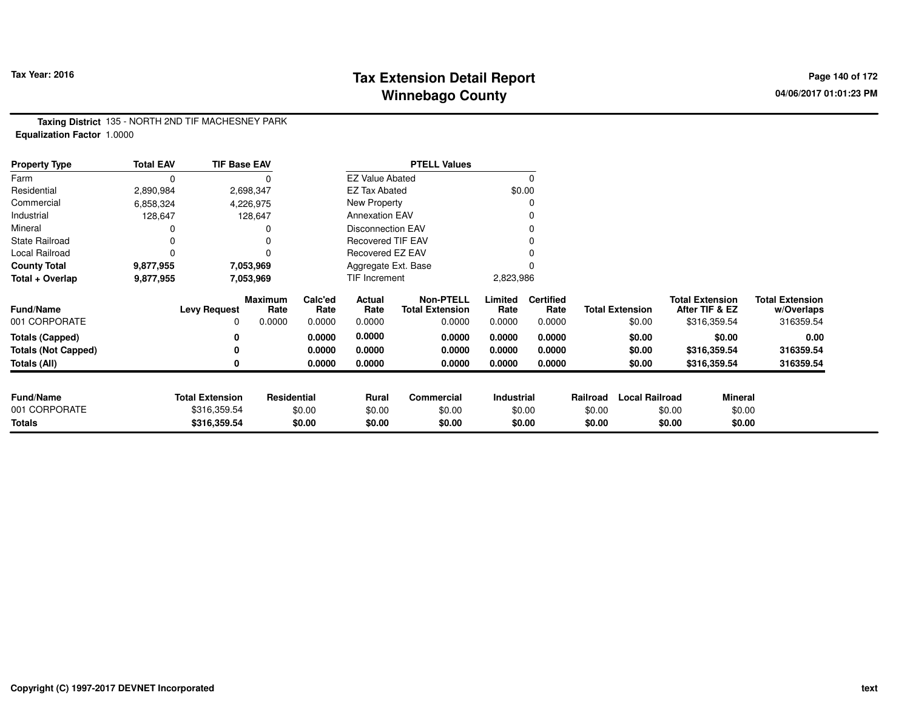**Tax Year: 2016**

# Tax Extension Detail Report
## Winnebago County

04/06/2017 01:01:23 PM

**Taxing District** 135 - NORTH 2ND TIF MACHESNEY PARK
**Equalization Factor** 1.0000

| Property Type | Total EAV | TIF Base EAV | PTELL Values | |
|---|---|---|---|---|
| Farm | 0 | 0 | EZ Value Abated | 0 |
| Residential | 2,890,984 | 2,698,347 | EZ Tax Abated | $0.00 |
| Commercial | 6,858,324 | 4,226,975 | New Property | 0 |
| Industrial | 128,647 | 128,647 | Annexation EAV | 0 |
| Mineral | 0 | 0 | Disconnection EAV | 0 |
| State Railroad | 0 | 0 | Recovered TIF EAV | 0 |
| Local Railroad | 0 | 0 | Recovered EZ EAV | 0 |
| **County Total** | **9,877,955** | **7,053,969** | Aggregate Ext. Base | 0 |
| **Total + Overlap** | **9,877,955** | **7,053,969** | TIF Increment | 2,823,986 |

| Fund/Name | Levy Request | Maximum Rate | Calc'ed Rate | Actual Rate | Non-PTELL Total Extension | Limited Rate | Certified Rate | Total Extension | Total Extension After TIF & EZ | Total Extension w/Overlaps |
|---|---|---|---|---|---|---|---|---|---|---|
| 001 CORPORATE | 0 | 0.0000 | 0.0000 | 0.0000 | 0.0000 | 0.0000 | 0.0000 | $0.00 | $316,359.54 | 316359.54 |
| **Totals (Capped)** | **0** | | **0.0000** | **0.0000** | **0.0000** | **0.0000** | **0.0000** | **$0.00** | **$0.00** | **0.00** |
| **Totals (Not Capped)** | **0** | | **0.0000** | **0.0000** | **0.0000** | **0.0000** | **0.0000** | **$0.00** | **$316,359.54** | **316359.54** |
| **Totals (All)** | **0** | | **0.0000** | **0.0000** | **0.0000** | **0.0000** | **0.0000** | **$0.00** | **$316,359.54** | **316359.54** |

| Fund/Name | Total Extension | Residential | Rural | Commercial | Industrial | Railroad | Local Railroad | Mineral |
|---|---|---|---|---|---|---|---|---|
| 001 CORPORATE | $316,359.54 | $0.00 | $0.00 | $0.00 | $0.00 | $0.00 | $0.00 | $0.00 |
| **Totals** | **$316,359.54** | **$0.00** | **$0.00** | **$0.00** | **$0.00** | **$0.00** | **$0.00** | **$0.00** |

Copyright (C) 1997-2017 DEVNET Incorporated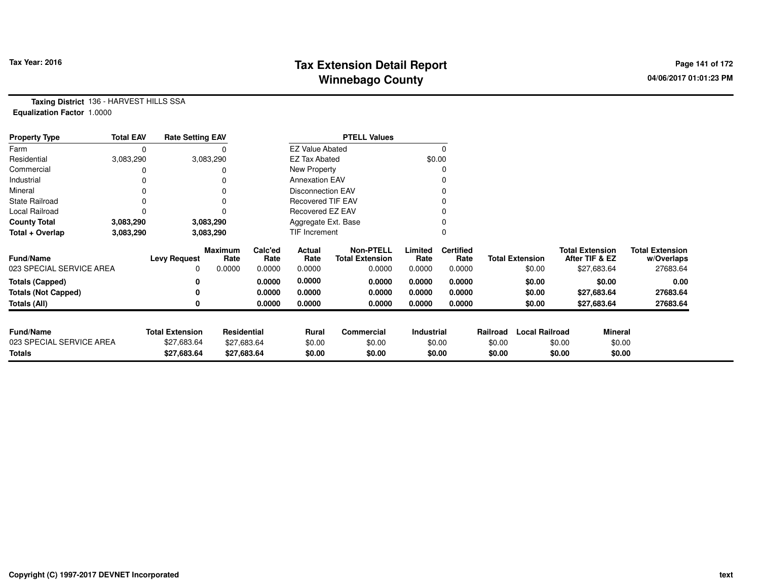# Tax Extension Detail Report
# Winnebago County

Tax Year: 2016

**Taxing District** 136 - HARVEST HILLS SSA
**Equalization Factor** 1.0000

| Property Type | Total EAV | Rate Setting EAV |
|---|---|---|
| Farm | 0 | 0 |
| Residential | 3,083,290 | 3,083,290 |
| Commercial | 0 | 0 |
| Industrial | 0 | 0 |
| Mineral | 0 | 0 |
| State Railroad | 0 | 0 |
| Local Railroad | 0 | 0 |
| **County Total** | **3,083,290** | **3,083,290** |
| **Total + Overlap** | **3,083,290** | **3,083,290** |

| PTELL Values | |
|---|---|
| EZ Value Abated | 0 |
| EZ Tax Abated | $0.00 |
| New Property | 0 |
| Annexation EAV | 0 |
| Disconnection EAV | 0 |
| Recovered TIF EAV | 0 |
| Recovered EZ EAV | 0 |
| Aggregate Ext. Base | 0 |
| TIF Increment | 0 |

| Fund/Name | Levy Request | Maximum Rate | Calc'ed Rate | Actual Rate | Non-PTELL Total Extension | Limited Rate | Certified Rate | Total Extension | Total Extension After TIF & EZ | Total Extension w/Overlaps |
|---|---|---|---|---|---|---|---|---|---|---|
| 023 SPECIAL SERVICE AREA | 0 | 0.0000 | 0.0000 | 0.0000 | 0.0000 | 0.0000 | 0.0000 | $0.00 | $27,683.64 | 27683.64 |
| **Totals (Capped)** | **0** | | **0.0000** | **0.0000** | **0.0000** | **0.0000** | **0.0000** | **$0.00** | **$0.00** | **0.00** |
| **Totals (Not Capped)** | **0** | | **0.0000** | **0.0000** | **0.0000** | **0.0000** | **0.0000** | **$0.00** | **$27,683.64** | **27683.64** |
| **Totals (All)** | **0** | | **0.0000** | **0.0000** | **0.0000** | **0.0000** | **0.0000** | **$0.00** | **$27,683.64** | **27683.64** |

| Fund/Name | Total Extension | Residential | Rural | Commercial | Industrial | Railroad | Local Railroad | Mineral |
|---|---|---|---|---|---|---|---|---|
| 023 SPECIAL SERVICE AREA | $27,683.64 | $27,683.64 | $0.00 | $0.00 | $0.00 | $0.00 | $0.00 | $0.00 |
| **Totals** | **$27,683.64** | **$27,683.64** | **$0.00** | **$0.00** | **$0.00** | **$0.00** | **$0.00** | **$0.00** |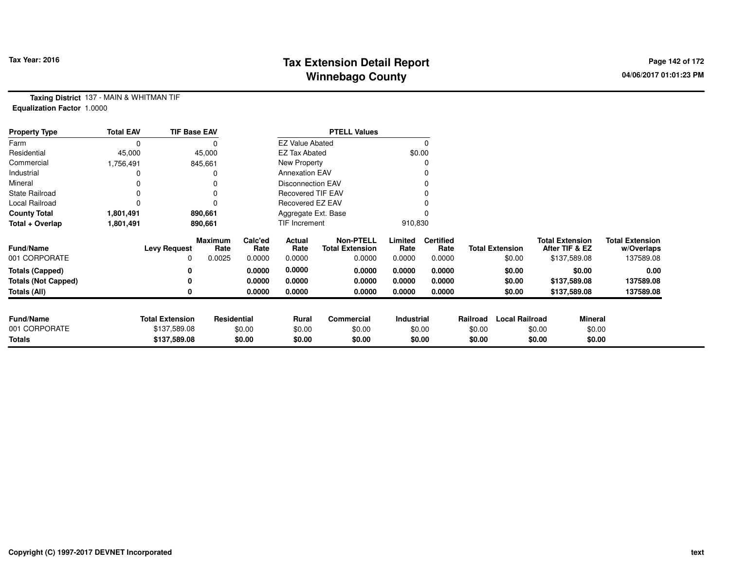# Tax Extension Detail Report
# Winnebago County

**Tax Year: 2016**

04/06/2017 01:01:23 PM

**Taxing District** 137 - MAIN & WHITMAN TIF
**Equalization Factor** 1.0000

| Property Type | Total EAV | TIF Base EAV | | PTELL Values | |
|---|---|---|---|---|---|
| Farm | 0 | 0 | | EZ Value Abated | 0 |
| Residential | 45,000 | 45,000 | | EZ Tax Abated | $0.00 |
| Commercial | 1,756,491 | 845,661 | | New Property | 0 |
| Industrial | 0 | 0 | | Annexation EAV | 0 |
| Mineral | 0 | 0 | | Disconnection EAV | 0 |
| State Railroad | 0 | 0 | | Recovered TIF EAV | 0 |
| Local Railroad | 0 | 0 | | Recovered EZ EAV | 0 |
| **County Total** | **1,801,491** | **890,661** | | Aggregate Ext. Base | 0 |
| **Total + Overlap** | **1,801,491** | **890,661** | | TIF Increment | 910,830 |

| Fund/Name | Levy Request | Maximum Rate | Calc'ed Rate | Actual Rate | Non-PTELL Total Extension | Limited Rate | Certified Rate | Total Extension | Total Extension After TIF & EZ | Total Extension w/Overlaps |
|---|---|---|---|---|---|---|---|---|---|---|
| 001 CORPORATE | 0 | 0.0025 | 0.0000 | 0.0000 | 0.0000 | 0.0000 | 0.0000 | $0.00 | $137,589.08 | 137589.08 |
| **Totals (Capped)** | **0** | | **0.0000** | **0.0000** | **0.0000** | **0.0000** | **0.0000** | **$0.00** | **$0.00** | **0.00** |
| **Totals (Not Capped)** | **0** | | **0.0000** | **0.0000** | **0.0000** | **0.0000** | **0.0000** | **$0.00** | **$137,589.08** | **137589.08** |
| **Totals (All)** | **0** | | **0.0000** | **0.0000** | **0.0000** | **0.0000** | **0.0000** | **$0.00** | **$137,589.08** | **137589.08** |

| Fund/Name | Total Extension | Residential | Rural | Commercial | Industrial | Railroad | Local Railroad | Mineral |
|---|---|---|---|---|---|---|---|---|
| 001 CORPORATE | $137,589.08 | $0.00 | $0.00 | $0.00 | $0.00 | $0.00 | $0.00 | $0.00 |
| **Totals** | **$137,589.08** | **$0.00** | **$0.00** | **$0.00** | **$0.00** | **$0.00** | **$0.00** | **$0.00** |

Copyright (C) 1997-2017 DEVNET Incorporated

text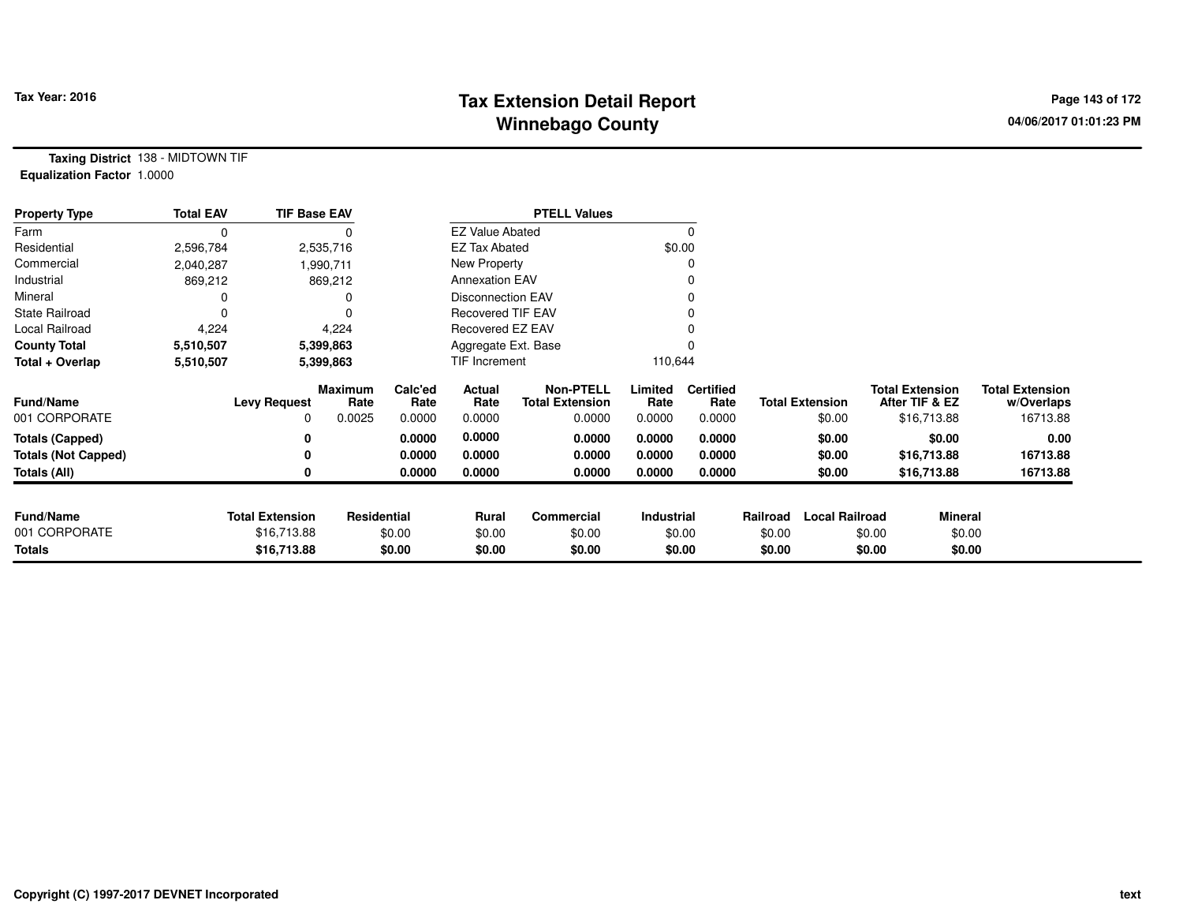# Tax Extension Detail Report
## Winnebago County

**Tax Year: 2016**

04/06/2017 01:01:23 PM

**Taxing District** 138 - MIDTOWN TIF
**Equalization Factor** 1.0000

| Property Type | Total EAV | TIF Base EAV |
|---|---|---|
| Farm | 0 | 0 |
| Residential | 2,596,784 | 2,535,716 |
| Commercial | 2,040,287 | 1,990,711 |
| Industrial | 869,212 | 869,212 |
| Mineral | 0 | 0 |
| State Railroad | 0 | 0 |
| Local Railroad | 4,224 | 4,224 |
| **County Total** | **5,510,507** | **5,399,863** |
| **Total + Overlap** | **5,510,507** | **5,399,863** |

| PTELL Values | |
|---|---|
| EZ Value Abated | 0 |
| EZ Tax Abated | $0.00 |
| New Property | 0 |
| Annexation EAV | 0 |
| Disconnection EAV | 0 |
| Recovered TIF EAV | 0 |
| Recovered EZ EAV | 0 |
| Aggregate Ext. Base | 0 |
| TIF Increment | 110,644 |

| Fund/Name | Levy Request | Maximum Rate | Calc'ed Rate | Actual Rate | Non-PTELL Total Extension | Limited Rate | Certified Rate | Total Extension | Total Extension After TIF & EZ | Total Extension w/Overlaps |
|---|---|---|---|---|---|---|---|---|---|---|
| 001 CORPORATE | 0 | 0.0025 | 0.0000 | 0.0000 | 0.0000 | 0.0000 | 0.0000 | $0.00 | $16,713.88 | 16713.88 |
| **Totals (Capped)** | **0** | | **0.0000** | **0.0000** | **0.0000** | **0.0000** | **0.0000** | **$0.00** | **$0.00** | **0.00** |
| **Totals (Not Capped)** | **0** | | **0.0000** | **0.0000** | **0.0000** | **0.0000** | **0.0000** | **$0.00** | **$16,713.88** | **16713.88** |
| **Totals (All)** | **0** | | **0.0000** | **0.0000** | **0.0000** | **0.0000** | **0.0000** | **$0.00** | **$16,713.88** | **16713.88** |

| Fund/Name | Total Extension | Residential | Rural | Commercial | Industrial | Railroad | Local Railroad | Mineral |
|---|---|---|---|---|---|---|---|---|
| 001 CORPORATE | $16,713.88 | $0.00 | $0.00 | $0.00 | $0.00 | $0.00 | $0.00 | $0.00 |
| **Totals** | **$16,713.88** | **$0.00** | **$0.00** | **$0.00** | **$0.00** | **$0.00** | **$0.00** | **$0.00** |

Copyright (C) 1997-2017 DEVNET Incorporated

text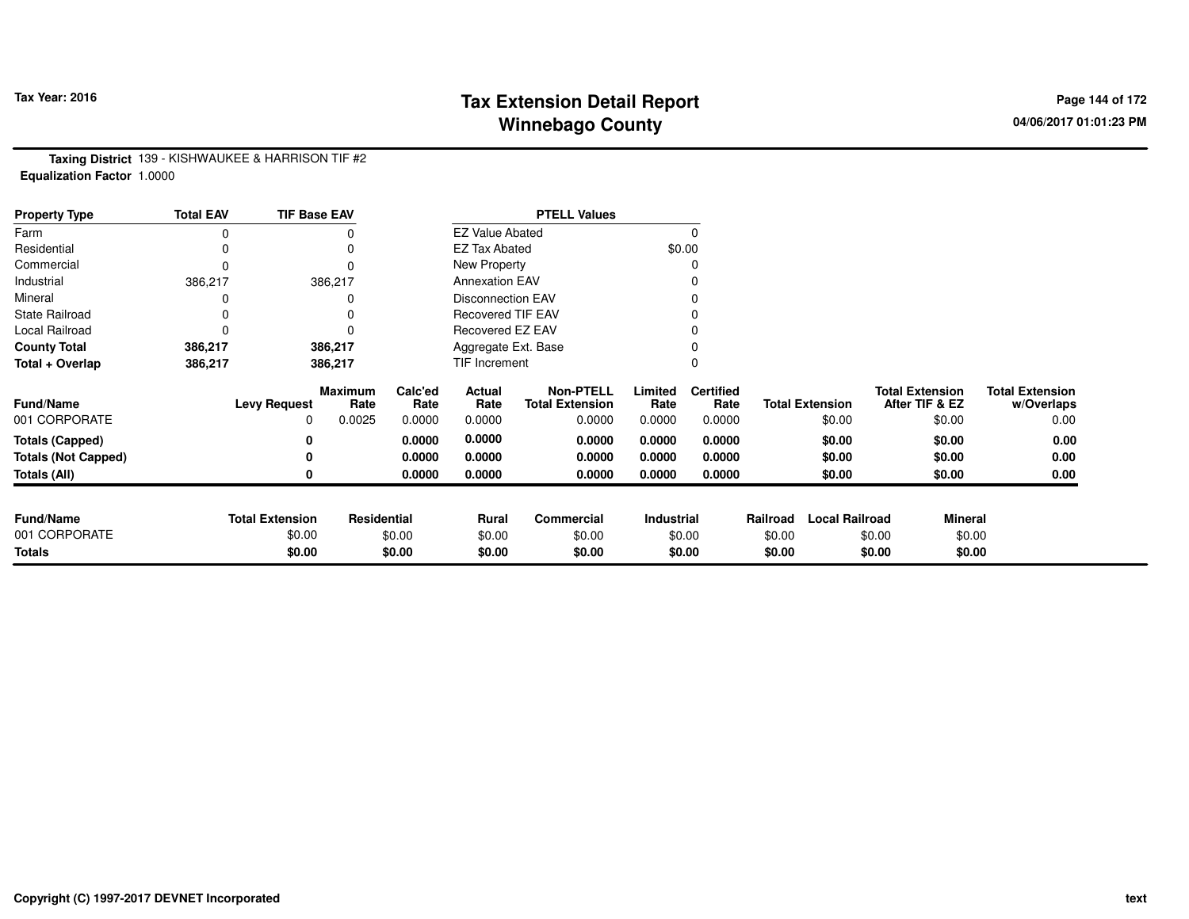# Tax Extension Detail Report
## Winnebago County

Tax Year: 2016

**Taxing District** 139 - KISHWAUKEE & HARRISON TIF #2
**Equalization Factor** 1.0000

| Property Type | Total EAV | TIF Base EAV |
|---|---|---|
| Farm | 0 | 0 |
| Residential | 0 | 0 |
| Commercial | 0 | 0 |
| Industrial | 386,217 | 386,217 |
| Mineral | 0 | 0 |
| State Railroad | 0 | 0 |
| Local Railroad | 0 | 0 |
| **County Total** | **386,217** | **386,217** |
| **Total + Overlap** | **386,217** | **386,217** |

| PTELL Values | |
|---|---|
| EZ Value Abated | 0 |
| EZ Tax Abated | $0.00 |
| New Property | 0 |
| Annexation EAV | 0 |
| Disconnection EAV | 0 |
| Recovered TIF EAV | 0 |
| Recovered EZ EAV | 0 |
| Aggregate Ext. Base | 0 |
| TIF Increment | 0 |

| Fund/Name | Levy Request | Maximum Rate | Calc'ed Rate | Actual Rate | Non-PTELL Total Extension | Limited Rate | Certified Rate | Total Extension | Total Extension After TIF & EZ | Total Extension w/Overlaps |
|---|---|---|---|---|---|---|---|---|---|---|
| 001 CORPORATE | 0 | 0.0025 | 0.0000 | 0.0000 | 0.0000 | 0.0000 | 0.0000 | $0.00 | $0.00 | 0.00 |
| **Totals (Capped)** | **0** | | **0.0000** | **0.0000** | **0.0000** | **0.0000** | **0.0000** | **$0.00** | **$0.00** | **0.00** |
| **Totals (Not Capped)** | **0** | | **0.0000** | **0.0000** | **0.0000** | **0.0000** | **0.0000** | **$0.00** | **$0.00** | **0.00** |
| **Totals (All)** | **0** | | **0.0000** | **0.0000** | **0.0000** | **0.0000** | **0.0000** | **$0.00** | **$0.00** | **0.00** |

| Fund/Name | Total Extension | Residential | Rural | Commercial | Industrial | Railroad | Local Railroad | Mineral |
|---|---|---|---|---|---|---|---|---|
| 001 CORPORATE | $0.00 | $0.00 | $0.00 | $0.00 | $0.00 | $0.00 | $0.00 | $0.00 |
| **Totals** | **$0.00** | **$0.00** | **$0.00** | **$0.00** | **$0.00** | **$0.00** | **$0.00** | **$0.00** |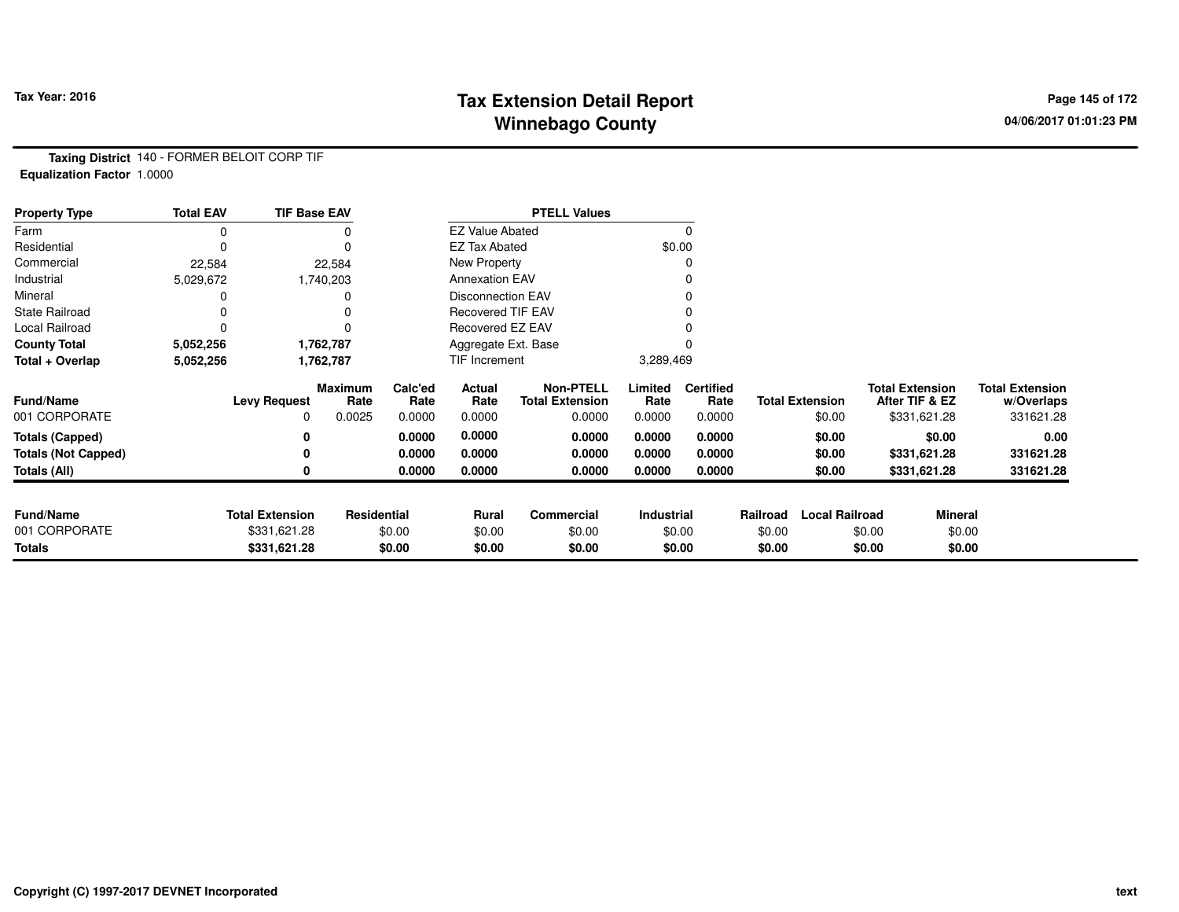# Tax Extension Detail Report
## Winnebago County

Tax Year: 2016

04/06/2017 01:01:23 PM

**Taxing District** 140 - FORMER BELOIT CORP TIF
**Equalization Factor** 1.0000

| Property Type | Total EAV | TIF Base EAV |
|---|---|---|
| Farm | 0 | 0 |
| Residential | 0 | 0 |
| Commercial | 22,584 | 22,584 |
| Industrial | 5,029,672 | 1,740,203 |
| Mineral | 0 | 0 |
| State Railroad | 0 | 0 |
| Local Railroad | 0 | 0 |
| **County Total** | **5,052,256** | **1,762,787** |
| **Total + Overlap** | **5,052,256** | **1,762,787** |

| PTELL Values | |
|---|---|
| EZ Value Abated | 0 |
| EZ Tax Abated | $0.00 |
| New Property | 0 |
| Annexation EAV | 0 |
| Disconnection EAV | 0 |
| Recovered TIF EAV | 0 |
| Recovered EZ EAV | 0 |
| Aggregate Ext. Base | 0 |
| TIF Increment | 3,289,469 |

| Fund/Name | Levy Request | Maximum Rate | Calc'ed Rate | Actual Rate | Non-PTELL Total Extension | Limited Rate | Certified Rate | Total Extension | Total Extension After TIF & EZ | Total Extension w/Overlaps |
|---|---|---|---|---|---|---|---|---|---|---|
| 001 CORPORATE | 0 | 0.0025 | 0.0000 | 0.0000 | 0.0000 | 0.0000 | 0.0000 | $0.00 | $331,621.28 | 331621.28 |
| **Totals (Capped)** | **0** | | **0.0000** | **0.0000** | **0.0000** | **0.0000** | **0.0000** | **$0.00** | **$0.00** | **0.00** |
| **Totals (Not Capped)** | **0** | | **0.0000** | **0.0000** | **0.0000** | **0.0000** | **0.0000** | **$0.00** | **$331,621.28** | **331621.28** |
| **Totals (All)** | **0** | | **0.0000** | **0.0000** | **0.0000** | **0.0000** | **0.0000** | **$0.00** | **$331,621.28** | **331621.28** |

| Fund/Name | Total Extension | Residential | Rural | Commercial | Industrial | Railroad | Local Railroad | Mineral |
|---|---|---|---|---|---|---|---|---|
| 001 CORPORATE | $331,621.28 | $0.00 | $0.00 | $0.00 | $0.00 | $0.00 | $0.00 | $0.00 |
| **Totals** | **$331,621.28** | **$0.00** | **$0.00** | **$0.00** | **$0.00** | **$0.00** | **$0.00** | **$0.00** |

Copyright (C) 1997-2017 DEVNET Incorporated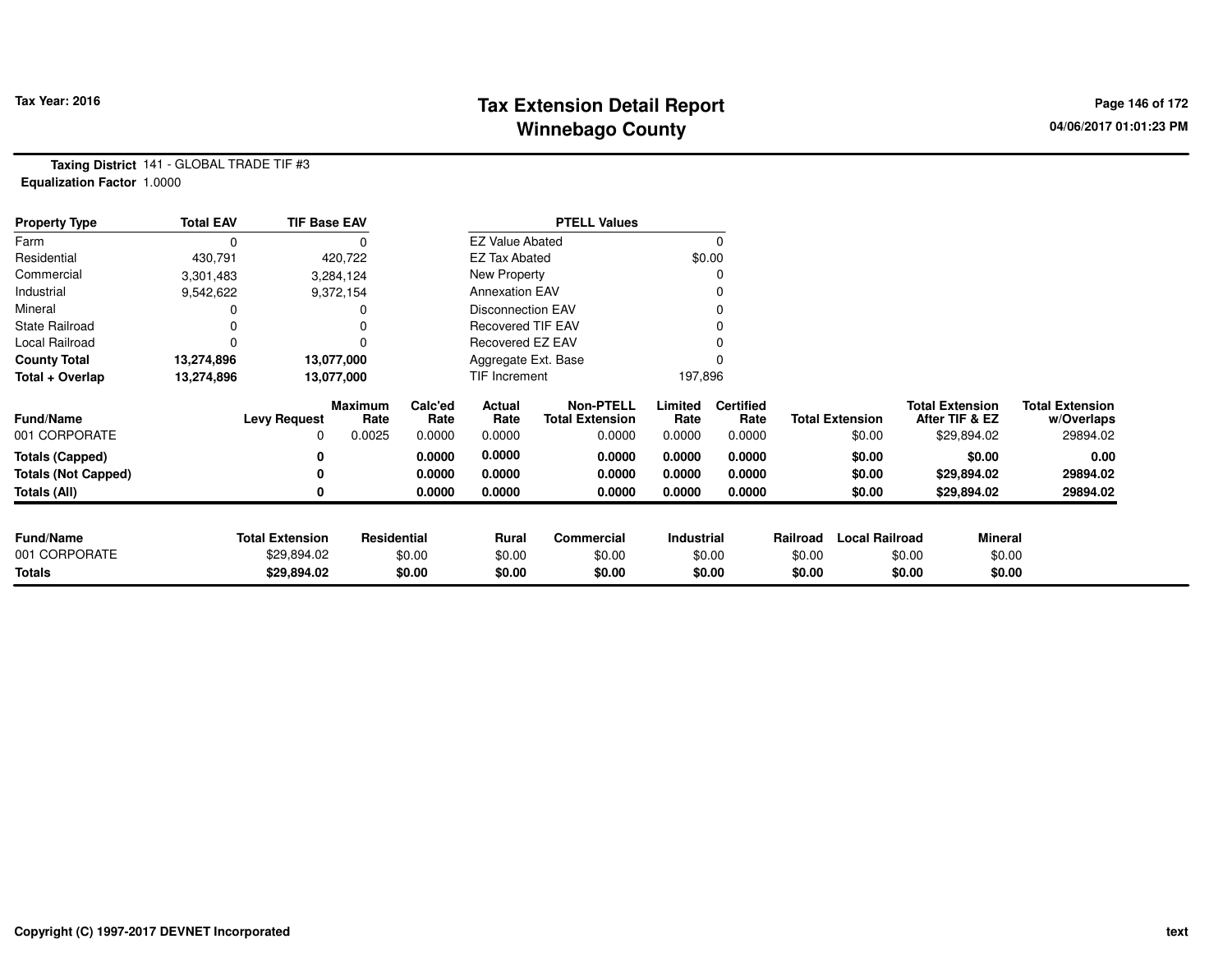# Tax Extension Detail Report
## Winnebago County

Tax Year: 2016

04/06/2017 01:01:23 PM

**Taxing District** 141 - GLOBAL TRADE TIF #3
**Equalization Factor** 1.0000

| Property Type | Total EAV | TIF Base EAV | PTELL Values | |
|---|---|---|---|---|
| Farm | 0 | 0 | EZ Value Abated | 0 |
| Residential | 430,791 | 420,722 | EZ Tax Abated | $0.00 |
| Commercial | 3,301,483 | 3,284,124 | New Property | 0 |
| Industrial | 9,542,622 | 9,372,154 | Annexation EAV | 0 |
| Mineral | 0 | 0 | Disconnection EAV | 0 |
| State Railroad | 0 | 0 | Recovered TIF EAV | 0 |
| Local Railroad | 0 | 0 | Recovered EZ EAV | 0 |
| **County Total** | **13,274,896** | **13,077,000** | Aggregate Ext. Base | 0 |
| **Total + Overlap** | **13,274,896** | **13,077,000** | TIF Increment | 197,896 |

| Fund/Name | Levy Request | Maximum Rate | Calc'ed Rate | Actual Rate | Non-PTELL Total Extension | Limited Rate | Certified Rate | Total Extension | Total Extension After TIF & EZ | Total Extension w/Overlaps |
|---|---|---|---|---|---|---|---|---|---|---|
| 001 CORPORATE | 0 | 0.0025 | 0.0000 | 0.0000 | 0.0000 | 0.0000 | 0.0000 | $0.00 | $29,894.02 | 29894.02 |
| **Totals (Capped)** | **0** | | **0.0000** | **0.0000** | **0.0000** | **0.0000** | **0.0000** | **$0.00** | **$0.00** | **0.00** |
| **Totals (Not Capped)** | **0** | | **0.0000** | **0.0000** | **0.0000** | **0.0000** | **0.0000** | **$0.00** | **$29,894.02** | **29894.02** |
| **Totals (All)** | **0** | | **0.0000** | **0.0000** | **0.0000** | **0.0000** | **0.0000** | **$0.00** | **$29,894.02** | **29894.02** |

| Fund/Name | Total Extension | Residential | Rural | Commercial | Industrial | Railroad | Local Railroad | Mineral |
|---|---|---|---|---|---|---|---|---|
| 001 CORPORATE | $29,894.02 | $0.00 | $0.00 | $0.00 | $0.00 | $0.00 | $0.00 | $0.00 |
| **Totals** | **$29,894.02** | **$0.00** | **$0.00** | **$0.00** | **$0.00** | **$0.00** | **$0.00** | **$0.00** |

Copyright (C) 1997-2017 DEVNET Incorporated

text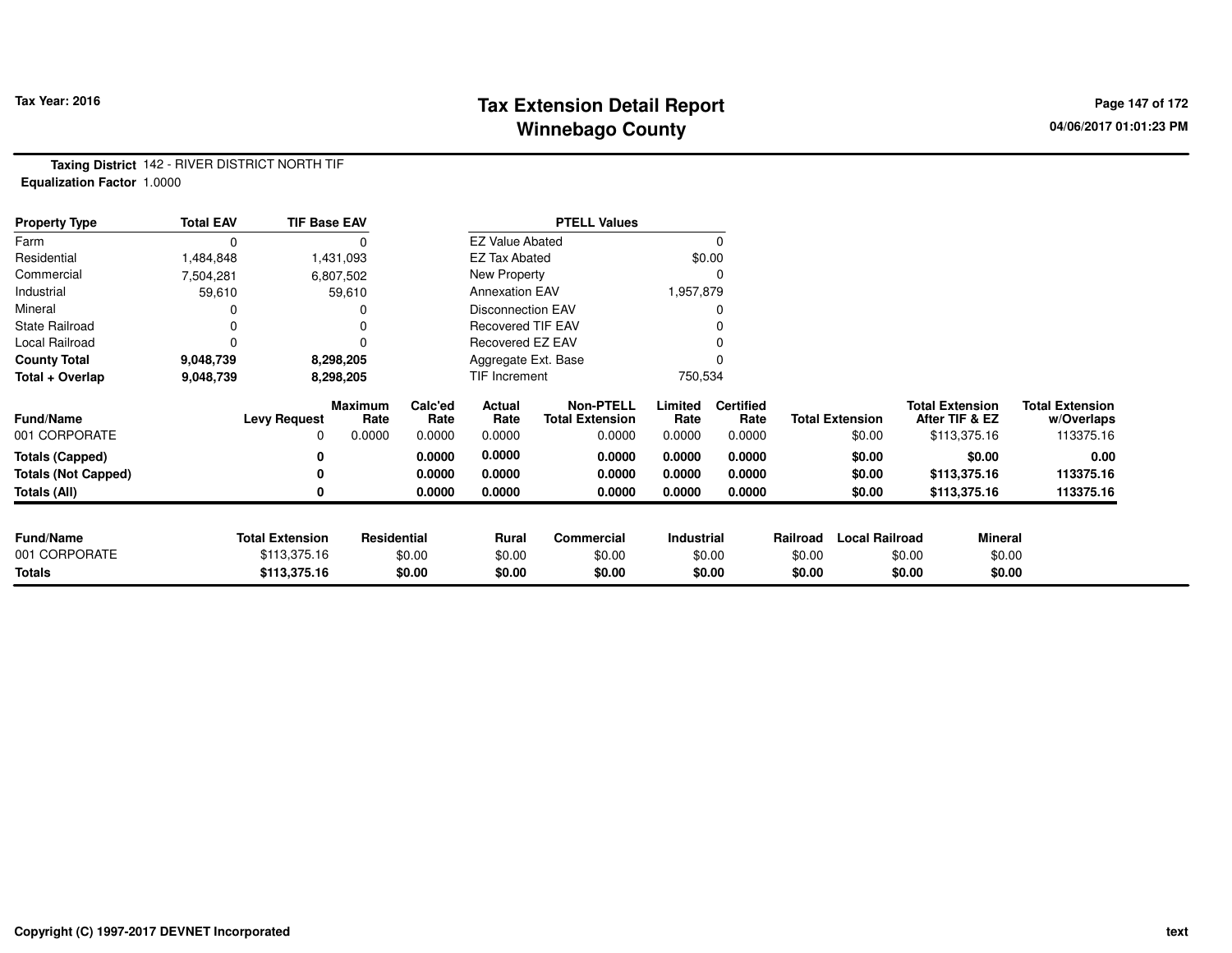# Tax Extension Detail Report
## Winnebago County

Tax Year: 2016

**Taxing District** 142 - RIVER DISTRICT NORTH TIF
**Equalization Factor** 1.0000

| Property Type | Total EAV | TIF Base EAV | PTELL Values | |
|---|---|---|---|---|
| Farm | 0 | 0 | EZ Value Abated | 0 |
| Residential | 1,484,848 | 1,431,093 | EZ Tax Abated | $0.00 |
| Commercial | 7,504,281 | 6,807,502 | New Property | 0 |
| Industrial | 59,610 | 59,610 | Annexation EAV | 1,957,879 |
| Mineral | 0 | 0 | Disconnection EAV | 0 |
| State Railroad | 0 | 0 | Recovered TIF EAV | 0 |
| Local Railroad | 0 | 0 | Recovered EZ EAV | 0 |
| **County Total** | **9,048,739** | **8,298,205** | Aggregate Ext. Base | 0 |
| **Total + Overlap** | **9,048,739** | **8,298,205** | TIF Increment | 750,534 |

| Fund/Name | Levy Request | Maximum Rate | Calc'ed Rate | Actual Rate | Non-PTELL Total Extension | Limited Rate | Certified Rate | Total Extension | Total Extension After TIF & EZ | Total Extension w/Overlaps |
|---|---|---|---|---|---|---|---|---|---|---|
| 001 CORPORATE | 0 | 0.0000 | 0.0000 | 0.0000 | 0.0000 | 0.0000 | 0.0000 | $0.00 | $113,375.16 | 113375.16 |
| **Totals (Capped)** | **0** | | **0.0000** | **0.0000** | **0.0000** | **0.0000** | **0.0000** | **$0.00** | **$0.00** | **0.00** |
| **Totals (Not Capped)** | **0** | | **0.0000** | **0.0000** | **0.0000** | **0.0000** | **0.0000** | **$0.00** | **$113,375.16** | **113375.16** |
| **Totals (All)** | **0** | | **0.0000** | **0.0000** | **0.0000** | **0.0000** | **0.0000** | **$0.00** | **$113,375.16** | **113375.16** |

| Fund/Name | Total Extension | Residential | Rural | Commercial | Industrial | Railroad | Local Railroad | Mineral |
|---|---|---|---|---|---|---|---|---|
| 001 CORPORATE | $113,375.16 | $0.00 | $0.00 | $0.00 | $0.00 | $0.00 | $0.00 | $0.00 |
| **Totals** | **$113,375.16** | **$0.00** | **$0.00** | **$0.00** | **$0.00** | **$0.00** | **$0.00** | **$0.00** |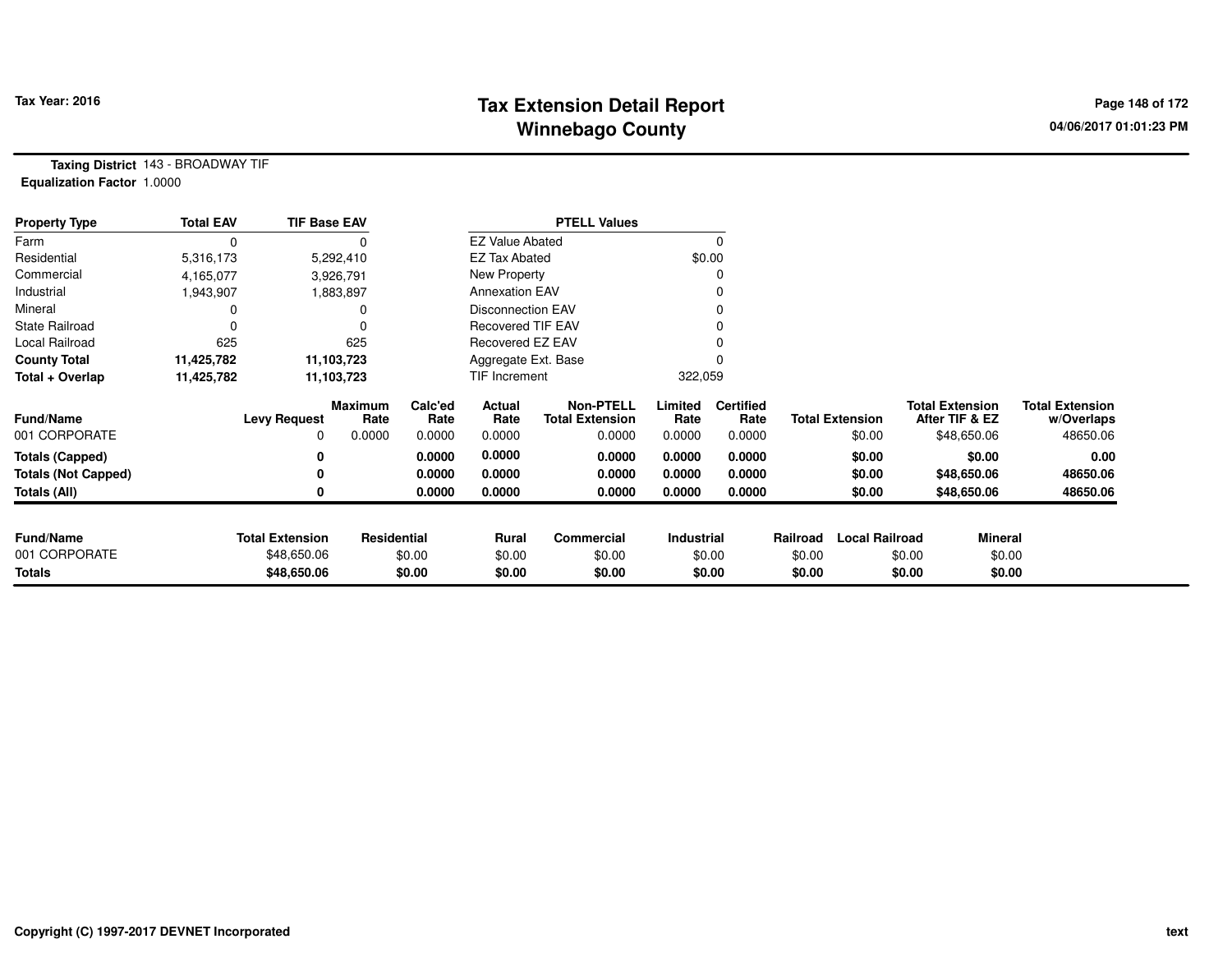# Tax Extension Detail Report
# Winnebago County

Tax Year: 2016

**Taxing District** 143 - BROADWAY TIF
**Equalization Factor** 1.0000

| Property Type | Total EAV | TIF Base EAV |
|---|---|---|
| Farm | 0 | 0 |
| Residential | 5,316,173 | 5,292,410 |
| Commercial | 4,165,077 | 3,926,791 |
| Industrial | 1,943,907 | 1,883,897 |
| Mineral | 0 | 0 |
| State Railroad | 0 | 0 |
| Local Railroad | 625 | 625 |
| **County Total** | **11,425,782** | **11,103,723** |
| **Total + Overlap** | **11,425,782** | **11,103,723** |

| PTELL Values | |
|---|---|
| EZ Value Abated | 0 |
| EZ Tax Abated | $0.00 |
| New Property | 0 |
| Annexation EAV | 0 |
| Disconnection EAV | 0 |
| Recovered TIF EAV | 0 |
| Recovered EZ EAV | 0 |
| Aggregate Ext. Base | 0 |
| TIF Increment | 322,059 |

| Fund/Name | Levy Request | Maximum Rate | Calc'ed Rate | Actual Rate | Non-PTELL Total Extension | Limited Rate | Certified Rate | Total Extension | Total Extension After TIF & EZ | Total Extension w/Overlaps |
|---|---|---|---|---|---|---|---|---|---|---|
| 001 CORPORATE | 0 | 0.0000 | 0.0000 | 0.0000 | 0.0000 | 0.0000 | 0.0000 | $0.00 | $48,650.06 | 48650.06 |
| **Totals (Capped)** | **0** | | **0.0000** | **0.0000** | **0.0000** | **0.0000** | **0.0000** | **$0.00** | **$0.00** | **0.00** |
| **Totals (Not Capped)** | **0** | | **0.0000** | **0.0000** | **0.0000** | **0.0000** | **0.0000** | **$0.00** | **$48,650.06** | **48650.06** |
| **Totals (All)** | **0** | | **0.0000** | **0.0000** | **0.0000** | **0.0000** | **0.0000** | **$0.00** | **$48,650.06** | **48650.06** |

| Fund/Name | Total Extension | Residential | Rural | Commercial | Industrial | Railroad | Local Railroad | Mineral |
|---|---|---|---|---|---|---|---|---|
| 001 CORPORATE | $48,650.06 | $0.00 | $0.00 | $0.00 | $0.00 | $0.00 | $0.00 | $0.00 |
| **Totals** | **$48,650.06** | **$0.00** | **$0.00** | **$0.00** | **$0.00** | **$0.00** | **$0.00** | **$0.00** |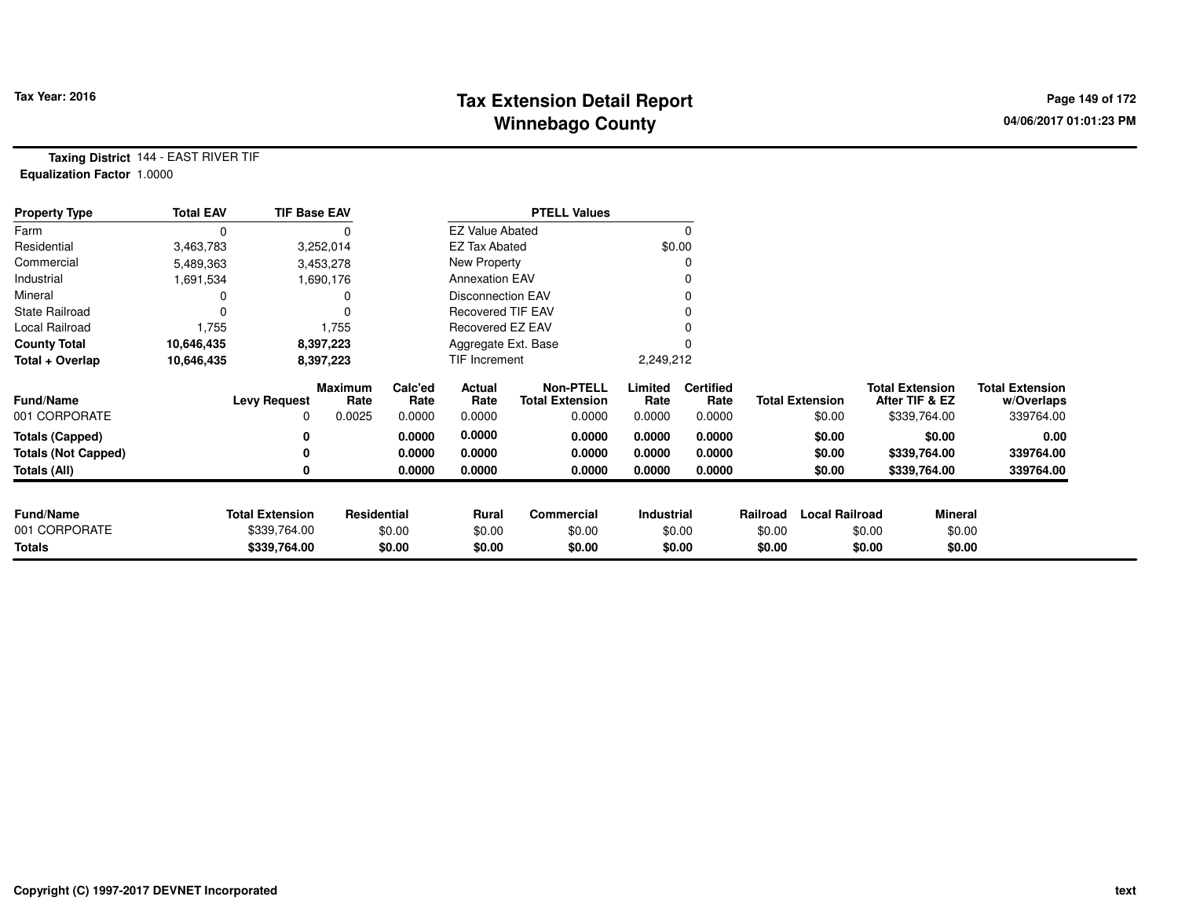# Tax Extension Detail Report
## Winnebago County

Tax Year: 2016

04/06/2017 01:01:23 PM

**Taxing District** 144 - EAST RIVER TIF
**Equalization Factor** 1.0000

| Property Type | Total EAV | TIF Base EAV |
|---|---|---|
| Farm | 0 | 0 |
| Residential | 3,463,783 | 3,252,014 |
| Commercial | 5,489,363 | 3,453,278 |
| Industrial | 1,691,534 | 1,690,176 |
| Mineral | 0 | 0 |
| State Railroad | 0 | 0 |
| Local Railroad | 1,755 | 1,755 |
| **County Total** | **10,646,435** | **8,397,223** |
| **Total + Overlap** | **10,646,435** | **8,397,223** |

| PTELL Values | |
|---|---|
| EZ Value Abated | 0 |
| EZ Tax Abated | $0.00 |
| New Property | 0 |
| Annexation EAV | 0 |
| Disconnection EAV | 0 |
| Recovered TIF EAV | 0 |
| Recovered EZ EAV | 0 |
| Aggregate Ext. Base | 0 |
| TIF Increment | 2,249,212 |

| Fund/Name | Levy Request | Maximum Rate | Calc'ed Rate | Actual Rate | Non-PTELL Total Extension | Limited Rate | Certified Rate | Total Extension | Total Extension After TIF & EZ | Total Extension w/Overlaps |
|---|---|---|---|---|---|---|---|---|---|---|
| 001 CORPORATE | 0 | 0.0025 | 0.0000 | 0.0000 | 0.0000 | 0.0000 | 0.0000 | $0.00 | $339,764.00 | 339764.00 |
| **Totals (Capped)** | **0** | | **0.0000** | **0.0000** | **0.0000** | **0.0000** | **0.0000** | **$0.00** | **$0.00** | **0.00** |
| **Totals (Not Capped)** | **0** | | **0.0000** | **0.0000** | **0.0000** | **0.0000** | **0.0000** | **$0.00** | **$339,764.00** | **339764.00** |
| **Totals (All)** | **0** | | **0.0000** | **0.0000** | **0.0000** | **0.0000** | **0.0000** | **$0.00** | **$339,764.00** | **339764.00** |

| Fund/Name | Total Extension | Residential | Rural | Commercial | Industrial | Railroad | Local Railroad | Mineral |
|---|---|---|---|---|---|---|---|---|
| 001 CORPORATE | $339,764.00 | $0.00 | $0.00 | $0.00 | $0.00 | $0.00 | $0.00 | $0.00 |
| **Totals** | **$339,764.00** | **$0.00** | **$0.00** | **$0.00** | **$0.00** | **$0.00** | **$0.00** | **$0.00** |

Copyright (C) 1997-2017 DEVNET Incorporated

text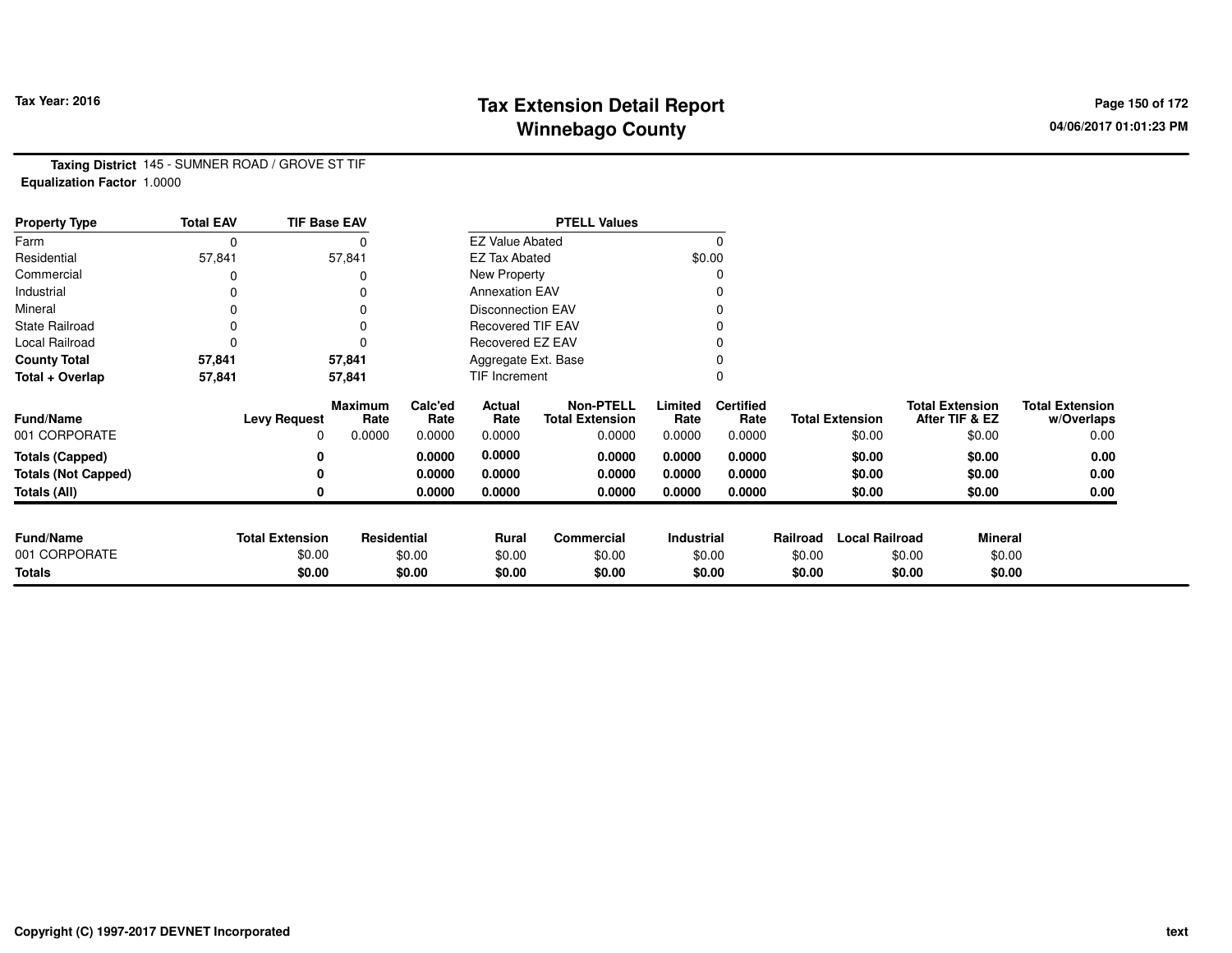**Tax Year: 2016**

# Tax Extension Detail Report
## Winnebago County

**Taxing District** 145 - SUMNER ROAD / GROVE ST TIF
**Equalization Factor** 1.0000

| Property Type | Total EAV | TIF Base EAV | PTELL Values | |
|---|---|---|---|---|
| Farm | 0 | 0 | EZ Value Abated | 0 |
| Residential | 57,841 | 57,841 | EZ Tax Abated | $0.00 |
| Commercial | 0 | 0 | New Property | 0 |
| Industrial | 0 | 0 | Annexation EAV | 0 |
| Mineral | 0 | 0 | Disconnection EAV | 0 |
| State Railroad | 0 | 0 | Recovered TIF EAV | 0 |
| Local Railroad | 0 | 0 | Recovered EZ EAV | 0 |
| **County Total** | **57,841** | **57,841** | Aggregate Ext. Base | 0 |
| **Total + Overlap** | **57,841** | **57,841** | TIF Increment | 0 |

| Fund/Name | Levy Request | Maximum Rate | Calc'ed Rate | Actual Rate | Non-PTELL Total Extension | Limited Rate | Certified Rate | Total Extension | Total Extension After TIF & EZ | Total Extension w/Overlaps |
|---|---|---|---|---|---|---|---|---|---|---|
| 001 CORPORATE | 0 | 0.0000 | 0.0000 | 0.0000 | 0.0000 | 0.0000 | 0.0000 | $0.00 | $0.00 | 0.00 |
| **Totals (Capped)** | **0** | | **0.0000** | **0.0000** | **0.0000** | **0.0000** | **0.0000** | **$0.00** | **$0.00** | **0.00** |
| **Totals (Not Capped)** | **0** | | **0.0000** | **0.0000** | **0.0000** | **0.0000** | **0.0000** | **$0.00** | **$0.00** | **0.00** |
| **Totals (All)** | **0** | | **0.0000** | **0.0000** | **0.0000** | **0.0000** | **0.0000** | **$0.00** | **$0.00** | **0.00** |

| Fund/Name | Total Extension | Residential | Rural | Commercial | Industrial | Railroad | Local Railroad | Mineral |
|---|---|---|---|---|---|---|---|---|
| 001 CORPORATE | $0.00 | $0.00 | $0.00 | $0.00 | $0.00 | $0.00 | $0.00 | $0.00 |
| **Totals** | **$0.00** | **$0.00** | **$0.00** | **$0.00** | **$0.00** | **$0.00** | **$0.00** | **$0.00** |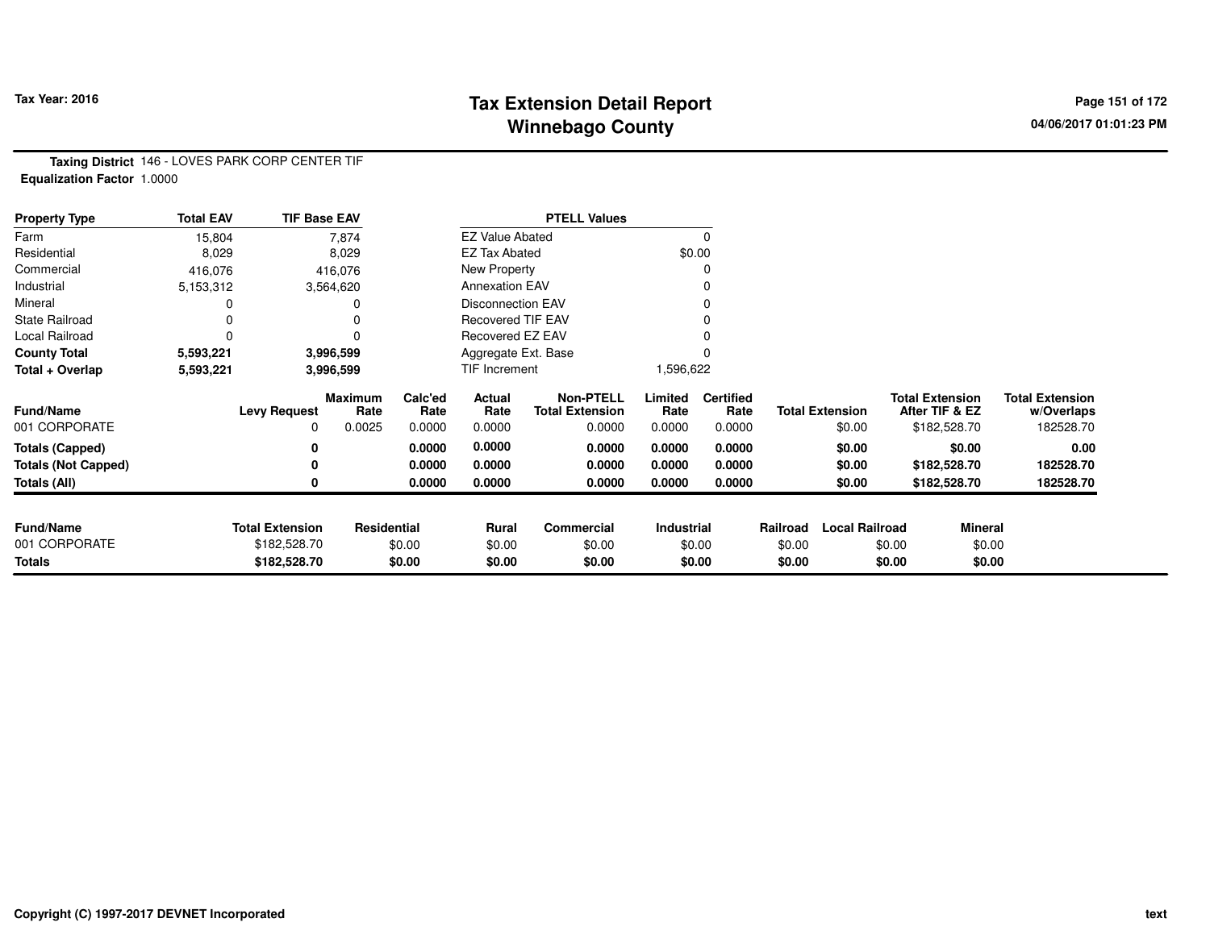# Tax Extension Detail Report
# Winnebago County

Tax Year: 2016

04/06/2017 01:01:23 PM

**Taxing District** 146 - LOVES PARK CORP CENTER TIF
**Equalization Factor** 1.0000

| Property Type | Total EAV | TIF Base EAV | PTELL Values | |
|---|---|---|---|---|
| Farm | 15,804 | 7,874 | EZ Value Abated | 0 |
| Residential | 8,029 | 8,029 | EZ Tax Abated | $0.00 |
| Commercial | 416,076 | 416,076 | New Property | 0 |
| Industrial | 5,153,312 | 3,564,620 | Annexation EAV | 0 |
| Mineral | 0 | 0 | Disconnection EAV | 0 |
| State Railroad | 0 | 0 | Recovered TIF EAV | 0 |
| Local Railroad | 0 | 0 | Recovered EZ EAV | 0 |
| **County Total** | **5,593,221** | **3,996,599** | Aggregate Ext. Base | 0 |
| **Total + Overlap** | **5,593,221** | **3,996,599** | TIF Increment | 1,596,622 |

| Fund/Name | Levy Request | Maximum Rate | Calc'ed Rate | Actual Rate | Non-PTELL Total Extension | Limited Rate | Certified Rate | Total Extension | Total Extension After TIF & EZ | Total Extension w/Overlaps |
|---|---|---|---|---|---|---|---|---|---|---|
| 001 CORPORATE | 0 | 0.0025 | 0.0000 | 0.0000 | 0.0000 | 0.0000 | 0.0000 | $0.00 | $182,528.70 | 182528.70 |
| **Totals (Capped)** | **0** | | **0.0000** | **0.0000** | **0.0000** | **0.0000** | **0.0000** | **$0.00** | **$0.00** | **0.00** |
| **Totals (Not Capped)** | **0** | | **0.0000** | **0.0000** | **0.0000** | **0.0000** | **0.0000** | **$0.00** | **$182,528.70** | **182528.70** |
| **Totals (All)** | **0** | | **0.0000** | **0.0000** | **0.0000** | **0.0000** | **0.0000** | **$0.00** | **$182,528.70** | **182528.70** |

| Fund/Name | Total Extension | Residential | Rural | Commercial | Industrial | Railroad | Local Railroad | Mineral |
|---|---|---|---|---|---|---|---|---|
| 001 CORPORATE | $182,528.70 | $0.00 | $0.00 | $0.00 | $0.00 | $0.00 | $0.00 | $0.00 |
| **Totals** | **$182,528.70** | **$0.00** | **$0.00** | **$0.00** | **$0.00** | **$0.00** | **$0.00** | **$0.00** |

Copyright (C) 1997-2017 DEVNET Incorporated

text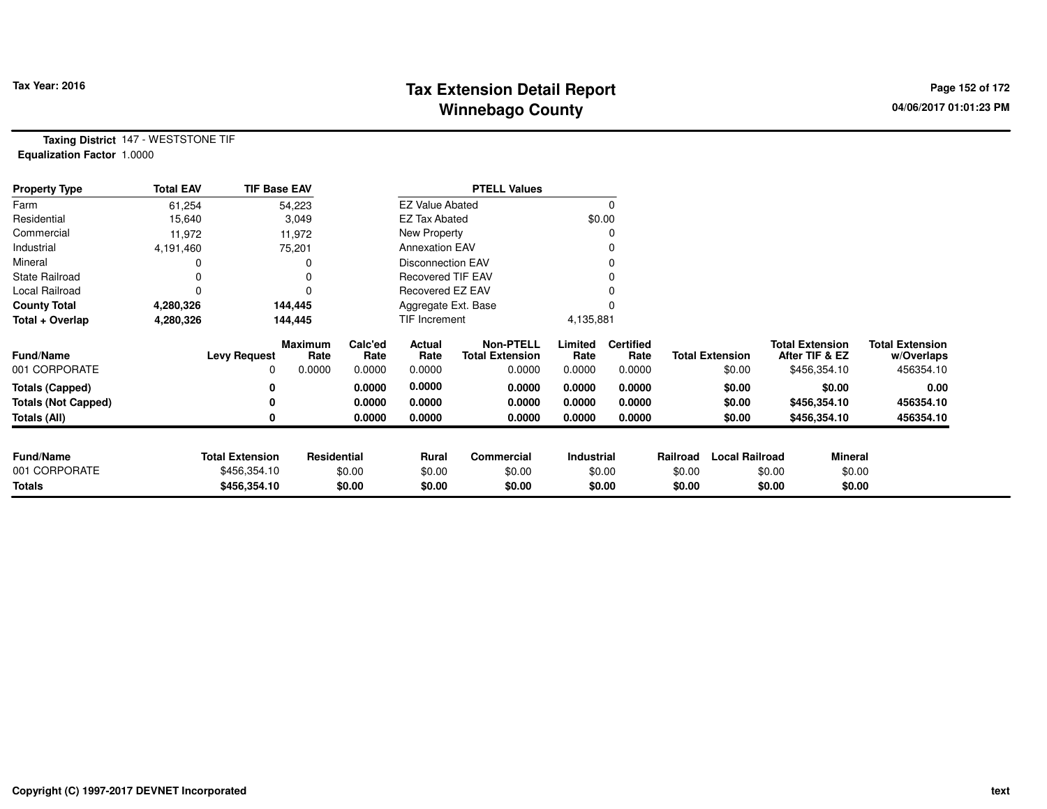# Tax Extension Detail Report
## Winnebago County

Tax Year: 2016

04/06/2017 01:01:23 PM

**Taxing District** 147 - WESTSTONE TIF
**Equalization Factor** 1.0000

| Property Type | Total EAV | TIF Base EAV |
|---|---|---|
| Farm | 61,254 | 54,223 |
| Residential | 15,640 | 3,049 |
| Commercial | 11,972 | 11,972 |
| Industrial | 4,191,460 | 75,201 |
| Mineral | 0 | 0 |
| State Railroad | 0 | 0 |
| Local Railroad | 0 | 0 |
| **County Total** | **4,280,326** | **144,445** |
| **Total + Overlap** | **4,280,326** | **144,445** |

| PTELL Values | |
|---|---|
| EZ Value Abated | 0 |
| EZ Tax Abated | $0.00 |
| New Property | 0 |
| Annexation EAV | 0 |
| Disconnection EAV | 0 |
| Recovered TIF EAV | 0 |
| Recovered EZ EAV | 0 |
| Aggregate Ext. Base | 0 |
| TIF Increment | 4,135,881 |

| Fund/Name | Levy Request | Maximum Rate | Calc'ed Rate | Actual Rate | Non-PTELL Total Extension | Limited Rate | Certified Rate | Total Extension | Total Extension After TIF & EZ | Total Extension w/Overlaps |
|---|---|---|---|---|---|---|---|---|---|---|
| 001 CORPORATE | 0 | 0.0000 | 0.0000 | 0.0000 | 0.0000 | 0.0000 | 0.0000 | $0.00 | $456,354.10 | 456354.10 |
| **Totals (Capped)** | **0** | | **0.0000** | **0.0000** | **0.0000** | **0.0000** | **0.0000** | **$0.00** | **$0.00** | **0.00** |
| **Totals (Not Capped)** | **0** | | **0.0000** | **0.0000** | **0.0000** | **0.0000** | **0.0000** | **$0.00** | **$456,354.10** | **456354.10** |
| **Totals (All)** | **0** | | **0.0000** | **0.0000** | **0.0000** | **0.0000** | **0.0000** | **$0.00** | **$456,354.10** | **456354.10** |

| Fund/Name | Total Extension | Residential | Rural | Commercial | Industrial | Railroad | Local Railroad | Mineral |
|---|---|---|---|---|---|---|---|---|
| 001 CORPORATE | $456,354.10 | $0.00 | $0.00 | $0.00 | $0.00 | $0.00 | $0.00 | $0.00 |
| **Totals** | **$456,354.10** | **$0.00** | **$0.00** | **$0.00** | **$0.00** | **$0.00** | **$0.00** | **$0.00** |

Copyright (C) 1997-2017 DEVNET Incorporated

text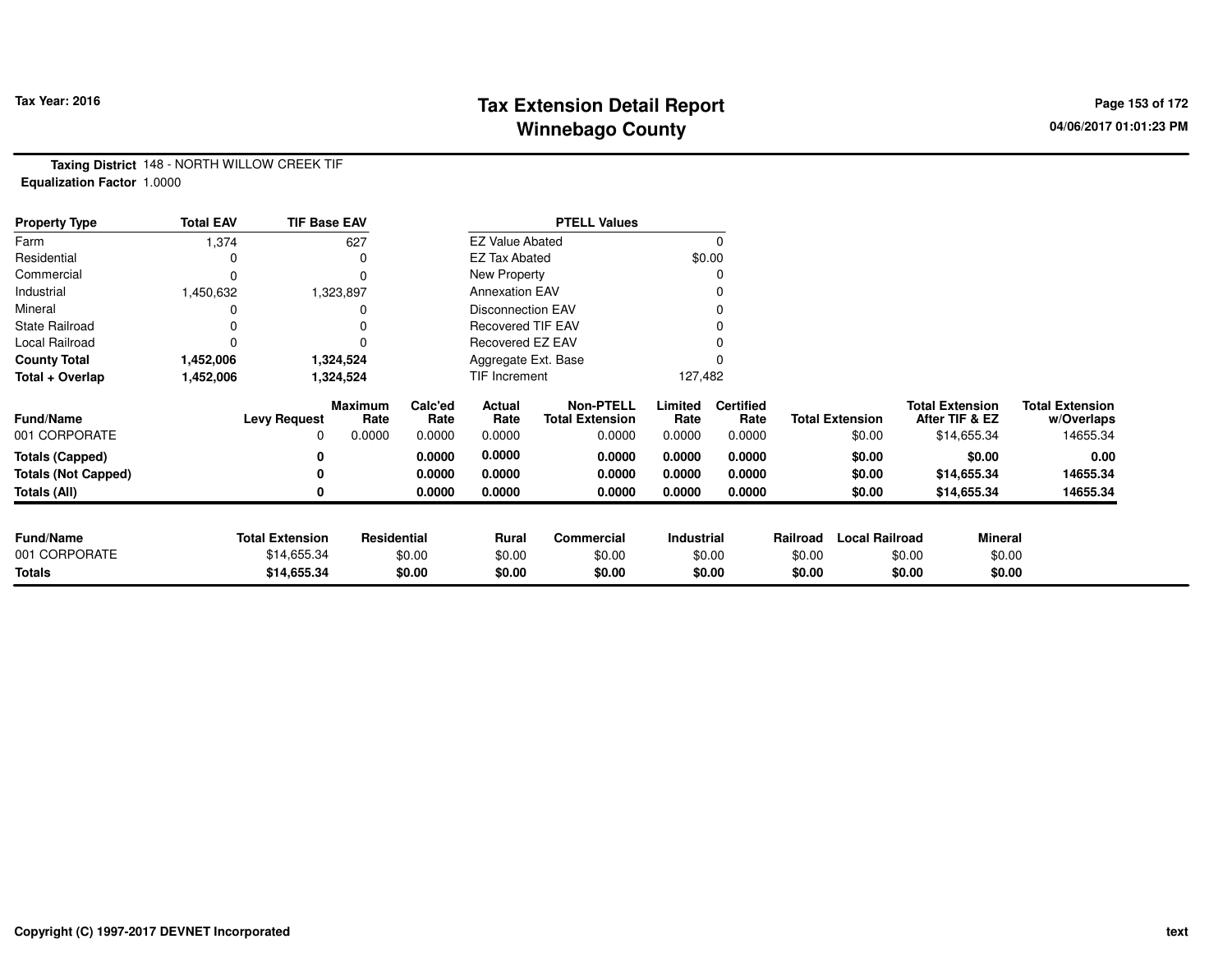Tax Year: 2016

# Tax Extension Detail Report
## Winnebago County

04/06/2017 01:01:23 PM

**Taxing District** 148 - NORTH WILLOW CREEK TIF
**Equalization Factor** 1.0000

| Property Type | Total EAV | TIF Base EAV | PTELL Values | |
|---|---|---|---|---|
| Farm | 1,374 | 627 | EZ Value Abated | 0 |
| Residential | 0 | 0 | EZ Tax Abated | $0.00 |
| Commercial | 0 | 0 | New Property | 0 |
| Industrial | 1,450,632 | 1,323,897 | Annexation EAV | 0 |
| Mineral | 0 | 0 | Disconnection EAV | 0 |
| State Railroad | 0 | 0 | Recovered TIF EAV | 0 |
| Local Railroad | 0 | 0 | Recovered EZ EAV | 0 |
| **County Total** | **1,452,006** | **1,324,524** | Aggregate Ext. Base | 0 |
| **Total + Overlap** | **1,452,006** | **1,324,524** | TIF Increment | 127,482 |

| Fund/Name | Levy Request | Maximum Rate | Calc'ed Rate | Actual Rate | Non-PTELL Total Extension | Limited Rate | Certified Rate | Total Extension | Total Extension After TIF & EZ | Total Extension w/Overlaps |
|---|---|---|---|---|---|---|---|---|---|---|
| 001 CORPORATE | 0 | 0.0000 | 0.0000 | 0.0000 | 0.0000 | 0.0000 | 0.0000 | $0.00 | $14,655.34 | 14655.34 |
| **Totals (Capped)** | **0** | | **0.0000** | **0.0000** | **0.0000** | **0.0000** | **0.0000** | **$0.00** | **$0.00** | **0.00** |
| **Totals (Not Capped)** | **0** | | **0.0000** | **0.0000** | **0.0000** | **0.0000** | **0.0000** | **$0.00** | **$14,655.34** | **14655.34** |
| **Totals (All)** | **0** | | **0.0000** | **0.0000** | **0.0000** | **0.0000** | **0.0000** | **$0.00** | **$14,655.34** | **14655.34** |

| Fund/Name | Total Extension | Residential | Rural | Commercial | Industrial | Railroad | Local Railroad | Mineral |
|---|---|---|---|---|---|---|---|---|
| 001 CORPORATE | $14,655.34 | $0.00 | $0.00 | $0.00 | $0.00 | $0.00 | $0.00 | $0.00 |
| **Totals** | **$14,655.34** | **$0.00** | **$0.00** | **$0.00** | **$0.00** | **$0.00** | **$0.00** | **$0.00** |

Copyright (C) 1997-2017 DEVNET Incorporated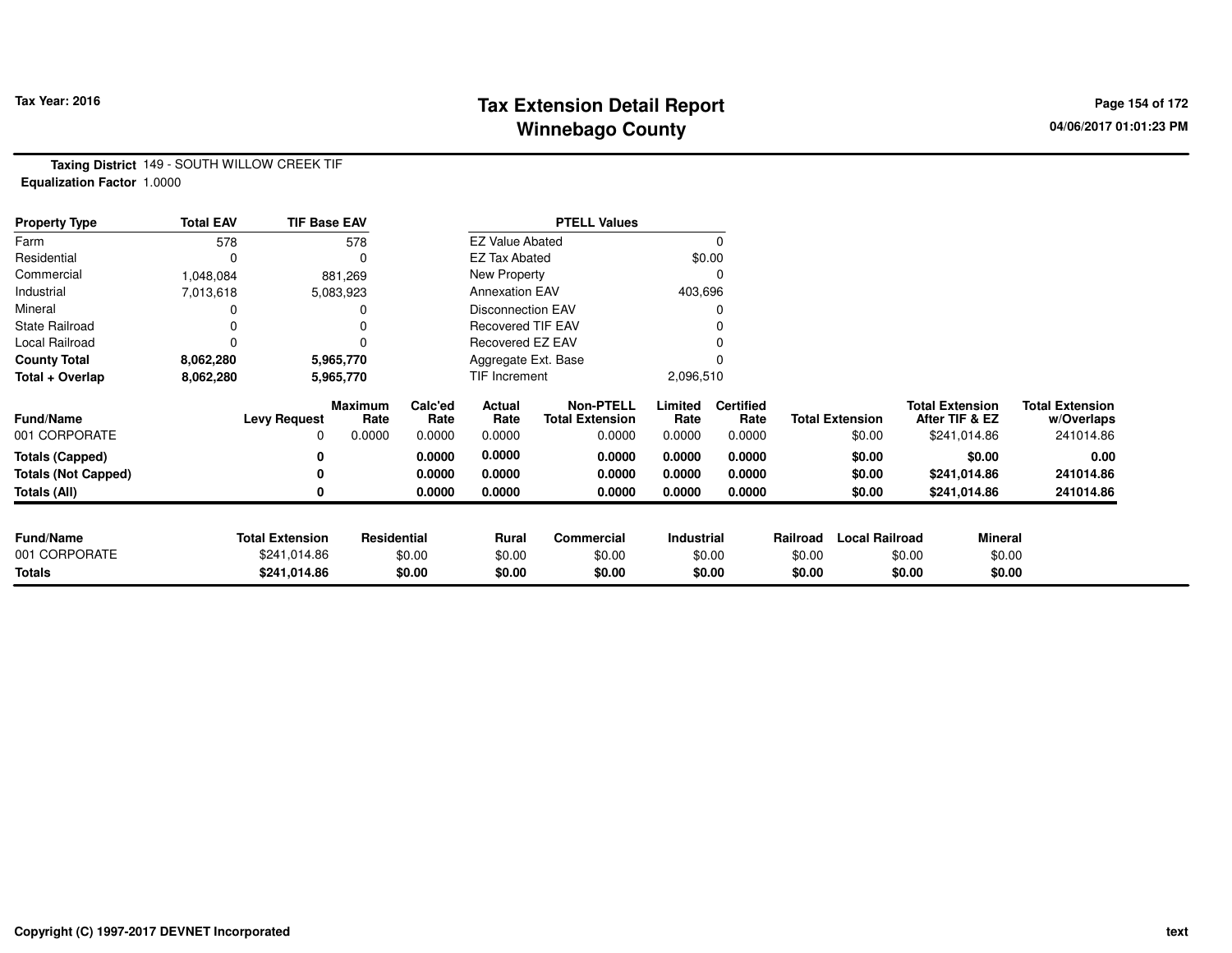Tax Year: 2016

# Tax Extension Detail Report
## Winnebago County

04/06/2017 01:01:23 PM

**Taxing District** 149 - SOUTH WILLOW CREEK TIF
**Equalization Factor** 1.0000

| Property Type | Total EAV | TIF Base EAV |
|---|---|---|
| Farm | 578 | 578 |
| Residential | 0 | 0 |
| Commercial | 1,048,084 | 881,269 |
| Industrial | 7,013,618 | 5,083,923 |
| Mineral | 0 | 0 |
| State Railroad | 0 | 0 |
| Local Railroad | 0 | 0 |
| **County Total** | **8,062,280** | **5,965,770** |
| **Total + Overlap** | **8,062,280** | **5,965,770** |

| PTELL Values | |
|---|---|
| EZ Value Abated | 0 |
| EZ Tax Abated | $0.00 |
| New Property | 0 |
| Annexation EAV | 403,696 |
| Disconnection EAV | 0 |
| Recovered TIF EAV | 0 |
| Recovered EZ EAV | 0 |
| Aggregate Ext. Base | 0 |
| TIF Increment | 2,096,510 |

| Fund/Name | Levy Request | Maximum Rate | Calc'ed Rate | Actual Rate | Non-PTELL Total Extension | Limited Rate | Certified Rate | Total Extension | Total Extension After TIF & EZ | Total Extension w/Overlaps |
|---|---|---|---|---|---|---|---|---|---|---|
| 001 CORPORATE | 0 | 0.0000 | 0.0000 | 0.0000 | 0.0000 | 0.0000 | 0.0000 | $0.00 | $241,014.86 | 241014.86 |
| **Totals (Capped)** | **0** | | **0.0000** | **0.0000** | **0.0000** | **0.0000** | **0.0000** | **$0.00** | **$0.00** | **0.00** |
| **Totals (Not Capped)** | **0** | | **0.0000** | **0.0000** | **0.0000** | **0.0000** | **0.0000** | **$0.00** | **$241,014.86** | **241014.86** |
| **Totals (All)** | **0** | | **0.0000** | **0.0000** | **0.0000** | **0.0000** | **0.0000** | **$0.00** | **$241,014.86** | **241014.86** |

| Fund/Name | Total Extension | Residential | Rural | Commercial | Industrial | Railroad | Local Railroad | Mineral |
|---|---|---|---|---|---|---|---|---|
| 001 CORPORATE | $241,014.86 | $0.00 | $0.00 | $0.00 | $0.00 | $0.00 | $0.00 | $0.00 |
| **Totals** | **$241,014.86** | **$0.00** | **$0.00** | **$0.00** | **$0.00** | **$0.00** | **$0.00** | **$0.00** |

Copyright (C) 1997-2017 DEVNET Incorporated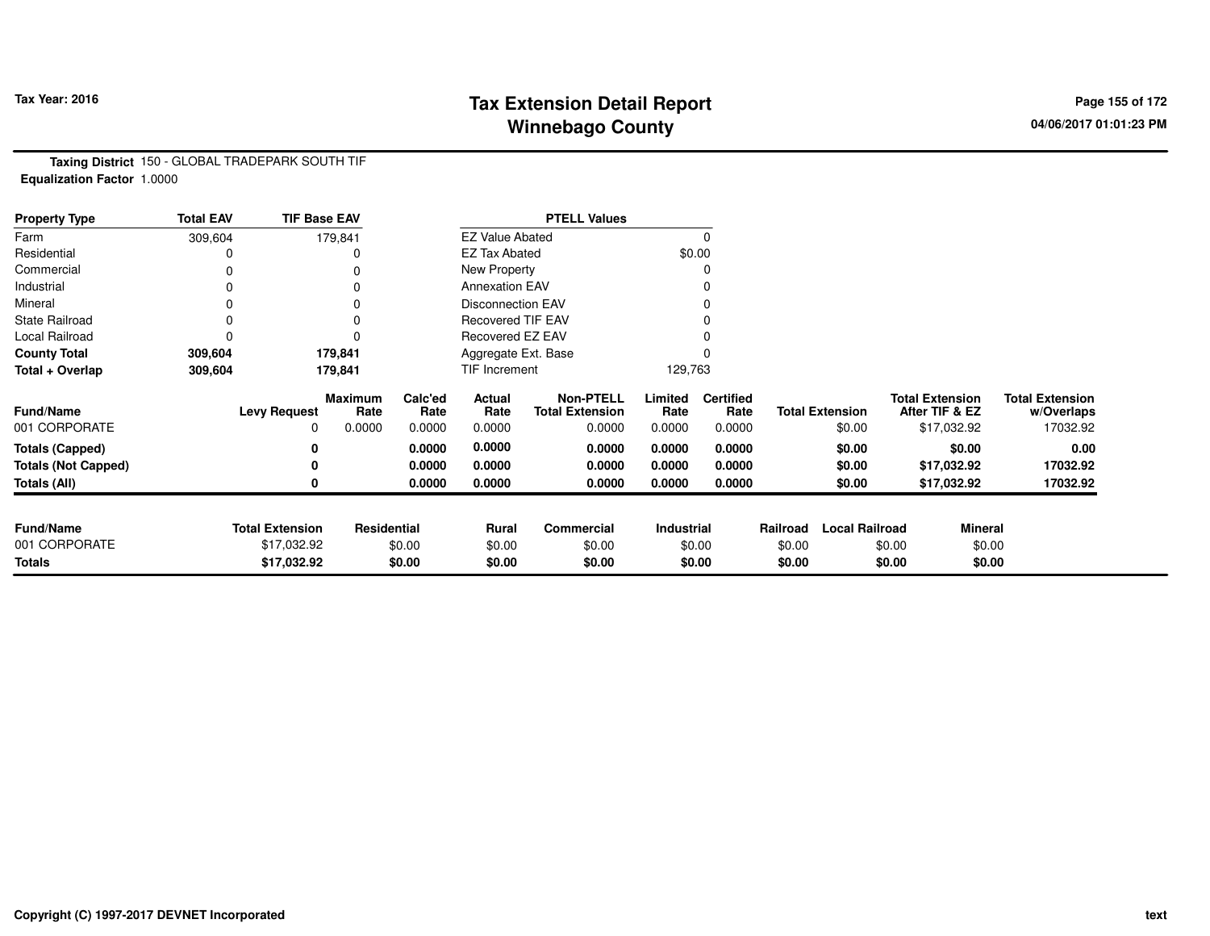**Tax Year: 2016**

# Tax Extension Detail Report
## Winnebago County

04/06/2017 01:01:23 PM

**Taxing District** 150 - GLOBAL TRADEPARK SOUTH TIF
**Equalization Factor** 1.0000

| Property Type | Total EAV | TIF Base EAV |
|---|---|---|
| Farm | 309,604 | 179,841 |
| Residential | 0 | 0 |
| Commercial | 0 | 0 |
| Industrial | 0 | 0 |
| Mineral | 0 | 0 |
| State Railroad | 0 | 0 |
| Local Railroad | 0 | 0 |
| **County Total** | **309,604** | **179,841** |
| **Total + Overlap** | **309,604** | **179,841** |

| PTELL Values | |
|---|---|
| EZ Value Abated | 0 |
| EZ Tax Abated | $0.00 |
| New Property | 0 |
| Annexation EAV | 0 |
| Disconnection EAV | 0 |
| Recovered TIF EAV | 0 |
| Recovered EZ EAV | 0 |
| Aggregate Ext. Base | 0 |
| TIF Increment | 129,763 |

| Fund/Name | Levy Request | Maximum Rate | Calc'ed Rate | Actual Rate | Non-PTELL Total Extension | Limited Rate | Certified Rate | Total Extension | Total Extension After TIF & EZ | Total Extension w/Overlaps |
|---|---|---|---|---|---|---|---|---|---|---|
| 001 CORPORATE | 0 | 0.0000 | 0.0000 | 0.0000 | 0.0000 | 0.0000 | 0.0000 | $0.00 | $17,032.92 | 17032.92 |
| **Totals (Capped)** | **0** | | **0.0000** | **0.0000** | **0.0000** | **0.0000** | **0.0000** | **$0.00** | **$0.00** | **0.00** |
| **Totals (Not Capped)** | **0** | | **0.0000** | **0.0000** | **0.0000** | **0.0000** | **0.0000** | **$0.00** | **$17,032.92** | **17032.92** |
| **Totals (All)** | **0** | | **0.0000** | **0.0000** | **0.0000** | **0.0000** | **0.0000** | **$0.00** | **$17,032.92** | **17032.92** |

| Fund/Name | Total Extension | Residential | Rural | Commercial | Industrial | Railroad | Local Railroad | Mineral |
|---|---|---|---|---|---|---|---|---|
| 001 CORPORATE | $17,032.92 | $0.00 | $0.00 | $0.00 | $0.00 | $0.00 | $0.00 | $0.00 |
| **Totals** | **$17,032.92** | **$0.00** | **$0.00** | **$0.00** | **$0.00** | **$0.00** | **$0.00** | **$0.00** |

Copyright (C) 1997-2017 DEVNET Incorporated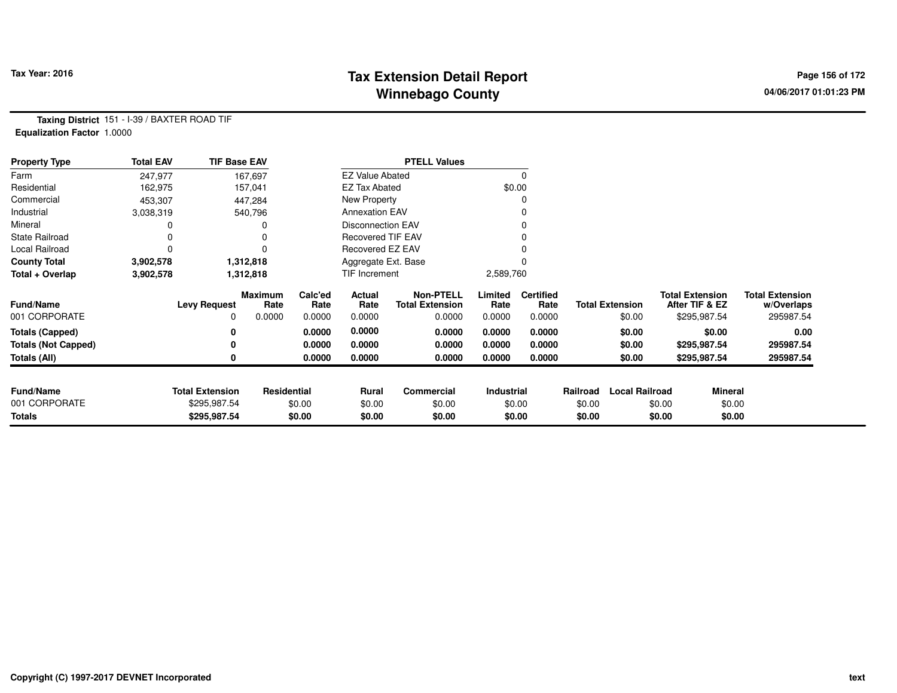# Tax Extension Detail Report
## Winnebago County

**Tax Year: 2016**

**Taxing District** 151 - I-39 / BAXTER ROAD TIF
**Equalization Factor** 1.0000

| Property Type | Total EAV | TIF Base EAV |
|---|---|---|
| Farm | 247,977 | 167,697 |
| Residential | 162,975 | 157,041 |
| Commercial | 453,307 | 447,284 |
| Industrial | 3,038,319 | 540,796 |
| Mineral | 0 | 0 |
| State Railroad | 0 | 0 |
| Local Railroad | 0 | 0 |
| **County Total** | **3,902,578** | **1,312,818** |
| **Total + Overlap** | **3,902,578** | **1,312,818** |

| PTELL Values | |
|---|---|
| EZ Value Abated | 0 |
| EZ Tax Abated | $0.00 |
| New Property | 0 |
| Annexation EAV | 0 |
| Disconnection EAV | 0 |
| Recovered TIF EAV | 0 |
| Recovered EZ EAV | 0 |
| Aggregate Ext. Base | 0 |
| TIF Increment | 2,589,760 |

| Fund/Name | Levy Request | Maximum Rate | Calc'ed Rate | Actual Rate | Non-PTELL Total Extension | Limited Rate | Certified Rate | Total Extension | Total Extension After TIF & EZ | Total Extension w/Overlaps |
|---|---|---|---|---|---|---|---|---|---|---|
| 001 CORPORATE | 0 | 0.0000 | 0.0000 | 0.0000 | 0.0000 | 0.0000 | 0.0000 | $0.00 | $295,987.54 | 295987.54 |
| **Totals (Capped)** | **0** | | **0.0000** | **0.0000** | **0.0000** | **0.0000** | **0.0000** | **$0.00** | **$0.00** | **0.00** |
| **Totals (Not Capped)** | **0** | | **0.0000** | **0.0000** | **0.0000** | **0.0000** | **0.0000** | **$0.00** | **$295,987.54** | **295987.54** |
| **Totals (All)** | **0** | | **0.0000** | **0.0000** | **0.0000** | **0.0000** | **0.0000** | **$0.00** | **$295,987.54** | **295987.54** |

| Fund/Name | Total Extension | Residential | Rural | Commercial | Industrial | Railroad | Local Railroad | Mineral |
|---|---|---|---|---|---|---|---|---|
| 001 CORPORATE | $295,987.54 | $0.00 | $0.00 | $0.00 | $0.00 | $0.00 | $0.00 | $0.00 |
| **Totals** | **$295,987.54** | **$0.00** | **$0.00** | **$0.00** | **$0.00** | **$0.00** | **$0.00** | **$0.00** |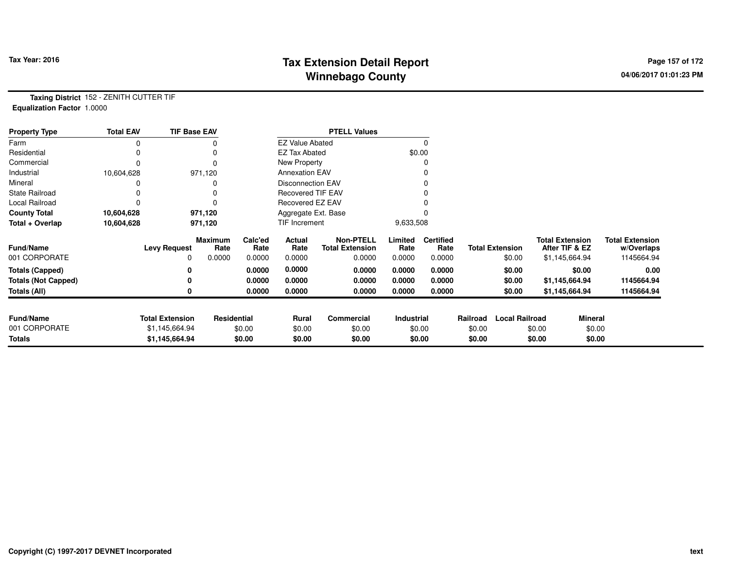# Tax Extension Detail Report
## Winnebago County

Tax Year: 2016

**Taxing District** 152 - ZENITH CUTTER TIF
**Equalization Factor** 1.0000

| Property Type | Total EAV | TIF Base EAV |
|---|---|---|
| Farm | 0 | 0 |
| Residential | 0 | 0 |
| Commercial | 0 | 0 |
| Industrial | 10,604,628 | 971,120 |
| Mineral | 0 | 0 |
| State Railroad | 0 | 0 |
| Local Railroad | 0 | 0 |
| **County Total** | **10,604,628** | **971,120** |
| **Total + Overlap** | **10,604,628** | **971,120** |

| PTELL Values | |
|---|---|
| EZ Value Abated | 0 |
| EZ Tax Abated | $0.00 |
| New Property | 0 |
| Annexation EAV | 0 |
| Disconnection EAV | 0 |
| Recovered TIF EAV | 0 |
| Recovered EZ EAV | 0 |
| Aggregate Ext. Base | 0 |
| TIF Increment | 9,633,508 |

| Fund/Name | Levy Request | Maximum Rate | Calc'ed Rate | Actual Rate | Non-PTELL Total Extension | Limited Rate | Certified Rate | Total Extension | Total Extension After TIF & EZ | Total Extension w/Overlaps |
|---|---|---|---|---|---|---|---|---|---|---|
| 001 CORPORATE | 0 | 0.0000 | 0.0000 | 0.0000 | 0.0000 | 0.0000 | 0.0000 | $0.00 | $1,145,664.94 | 1145664.94 |
| **Totals (Capped)** | **0** | | **0.0000** | **0.0000** | **0.0000** | **0.0000** | **0.0000** | **$0.00** | **$0.00** | **0.00** |
| **Totals (Not Capped)** | **0** | | **0.0000** | **0.0000** | **0.0000** | **0.0000** | **0.0000** | **$0.00** | **$1,145,664.94** | **1145664.94** |
| **Totals (All)** | **0** | | **0.0000** | **0.0000** | **0.0000** | **0.0000** | **0.0000** | **$0.00** | **$1,145,664.94** | **1145664.94** |

| Fund/Name | Total Extension | Residential | Rural | Commercial | Industrial | Railroad | Local Railroad | Mineral |
|---|---|---|---|---|---|---|---|---|
| 001 CORPORATE | $1,145,664.94 | $0.00 | $0.00 | $0.00 | $0.00 | $0.00 | $0.00 | $0.00 |
| **Totals** | **$1,145,664.94** | **$0.00** | **$0.00** | **$0.00** | **$0.00** | **$0.00** | **$0.00** | **$0.00** |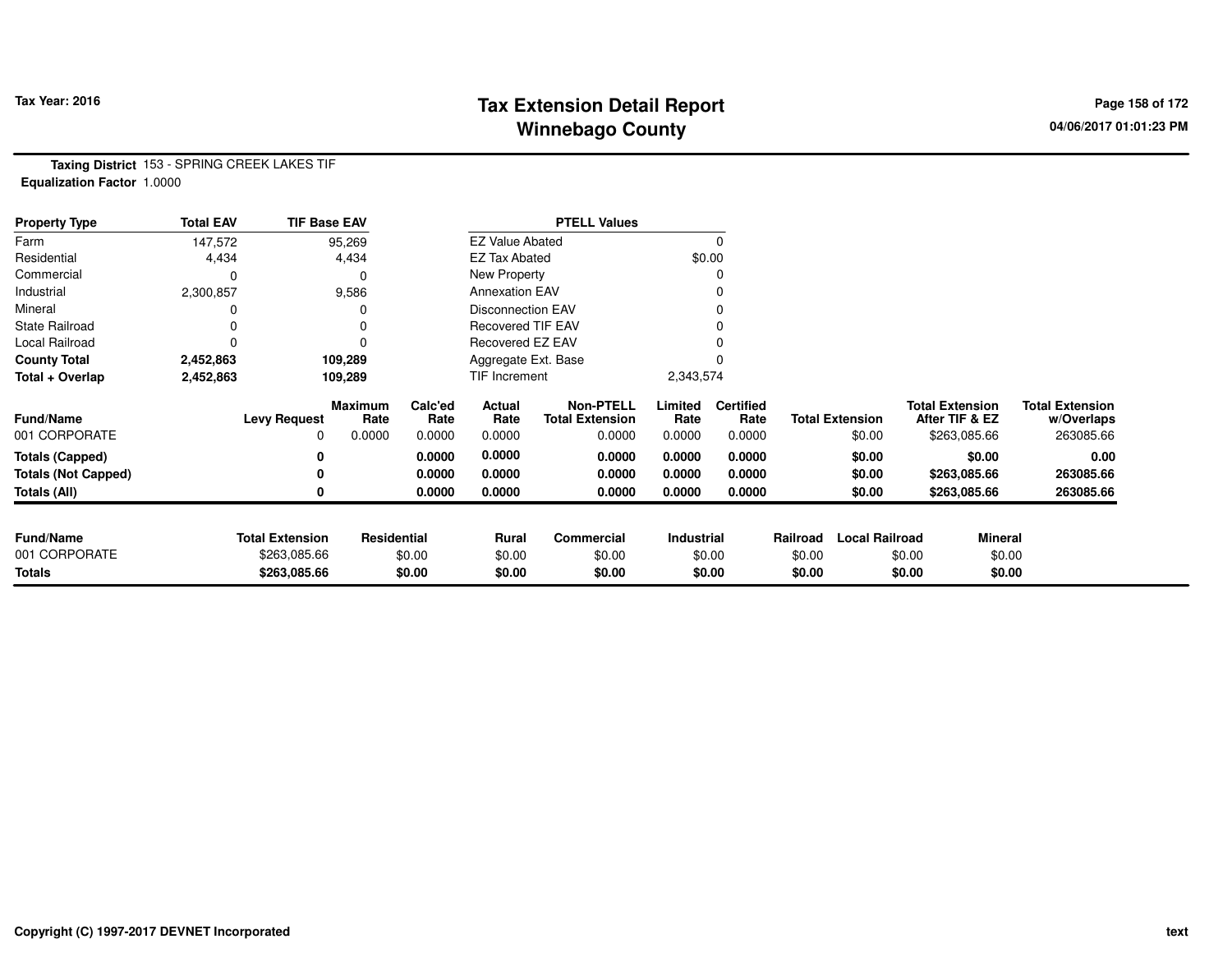# Tax Extension Detail Report
## Winnebago County

Tax Year: 2016

04/06/2017 01:01:23 PM

**Taxing District** 153 - SPRING CREEK LAKES TIF
**Equalization Factor** 1.0000

| Property Type | Total EAV | TIF Base EAV | | PTELL Values | |
|---|---|---|---|---|---|
| Farm | 147,572 | 95,269 | | EZ Value Abated | 0 |
| Residential | 4,434 | 4,434 | | EZ Tax Abated | $0.00 |
| Commercial | 0 | 0 | | New Property | 0 |
| Industrial | 2,300,857 | 9,586 | | Annexation EAV | 0 |
| Mineral | 0 | 0 | | Disconnection EAV | 0 |
| State Railroad | 0 | 0 | | Recovered TIF EAV | 0 |
| Local Railroad | 0 | 0 | | Recovered EZ EAV | 0 |
| **County Total** | **2,452,863** | **109,289** | | Aggregate Ext. Base | 0 |
| **Total + Overlap** | **2,452,863** | **109,289** | | TIF Increment | 2,343,574 |

| Fund/Name | Levy Request | Maximum Rate | Calc'ed Rate | Actual Rate | Non-PTELL Total Extension | Limited Rate | Certified Rate | Total Extension | Total Extension After TIF & EZ | Total Extension w/Overlaps |
|---|---|---|---|---|---|---|---|---|---|---|
| 001 CORPORATE | 0 | 0.0000 | 0.0000 | 0.0000 | 0.0000 | 0.0000 | 0.0000 | $0.00 | $263,085.66 | 263085.66 |
| **Totals (Capped)** | **0** | | **0.0000** | **0.0000** | **0.0000** | **0.0000** | **0.0000** | **$0.00** | **$0.00** | **0.00** |
| **Totals (Not Capped)** | **0** | | **0.0000** | **0.0000** | **0.0000** | **0.0000** | **0.0000** | **$0.00** | **$263,085.66** | **263085.66** |
| **Totals (All)** | **0** | | **0.0000** | **0.0000** | **0.0000** | **0.0000** | **0.0000** | **$0.00** | **$263,085.66** | **263085.66** |

| Fund/Name | Total Extension | Residential | Rural | Commercial | Industrial | Railroad | Local Railroad | Mineral |
|---|---|---|---|---|---|---|---|---|
| 001 CORPORATE | $263,085.66 | $0.00 | $0.00 | $0.00 | $0.00 | $0.00 | $0.00 | $0.00 |
| **Totals** | **$263,085.66** | **$0.00** | **$0.00** | **$0.00** | **$0.00** | **$0.00** | **$0.00** | **$0.00** |

Copyright (C) 1997-2017 DEVNET Incorporated

text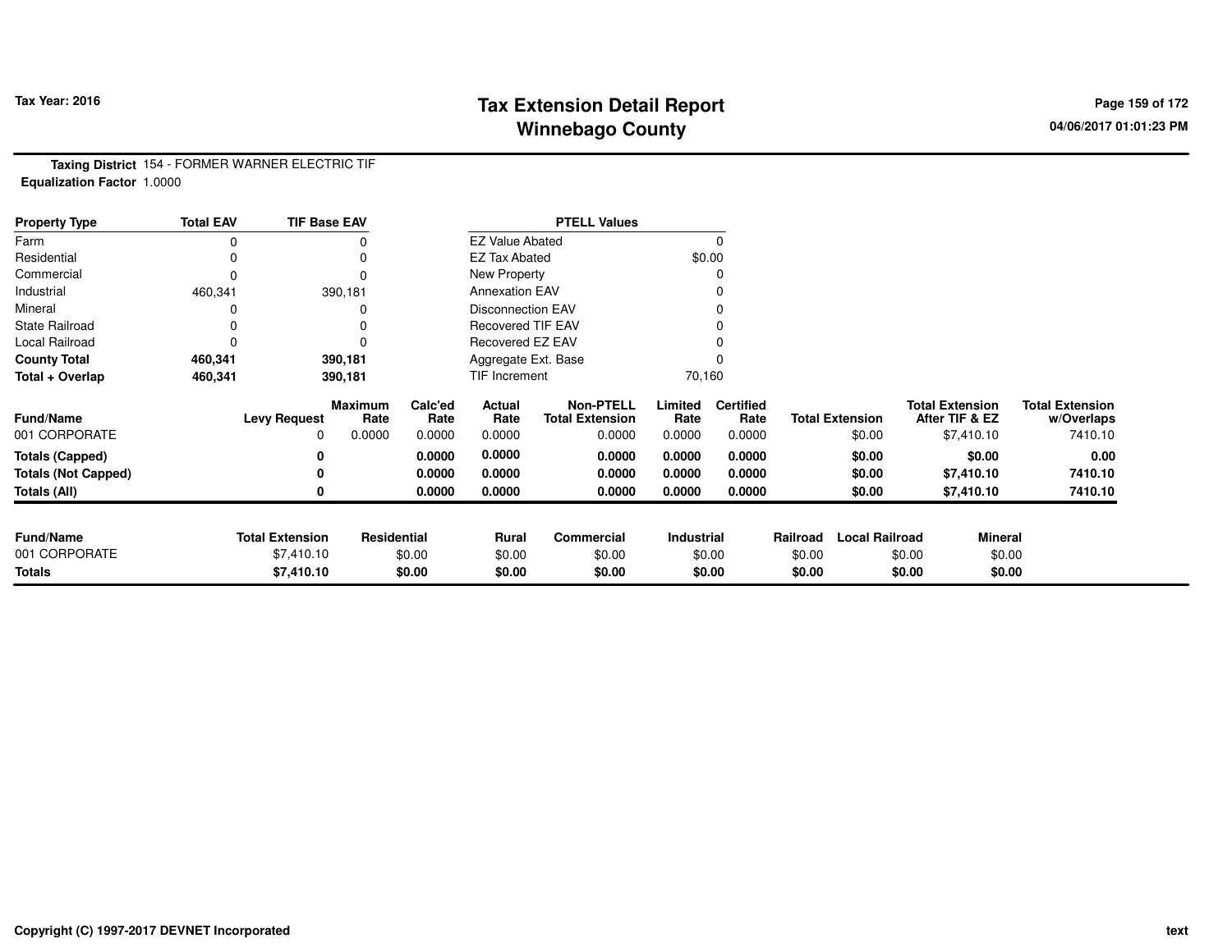Tax Year: 2016

# Tax Extension Detail Report
## Winnebago County

04/06/2017 01:01:23 PM

**Taxing District** 154 - FORMER WARNER ELECTRIC TIF
**Equalization Factor** 1.0000

| Property Type | Total EAV | TIF Base EAV |
|---|---|---|
| Farm | 0 | 0 |
| Residential | 0 | 0 |
| Commercial | 0 | 0 |
| Industrial | 460,341 | 390,181 |
| Mineral | 0 | 0 |
| State Railroad | 0 | 0 |
| Local Railroad | 0 | 0 |
| **County Total** | **460,341** | **390,181** |
| **Total + Overlap** | **460,341** | **390,181** |

| PTELL Values | |
|---|---|
| EZ Value Abated | 0 |
| EZ Tax Abated | $0.00 |
| New Property | 0 |
| Annexation EAV | 0 |
| Disconnection EAV | 0 |
| Recovered TIF EAV | 0 |
| Recovered EZ EAV | 0 |
| Aggregate Ext. Base | 0 |
| TIF Increment | 70,160 |

| Fund/Name | Levy Request | Maximum Rate | Calc'ed Rate | Actual Rate | Non-PTELL Total Extension | Limited Rate | Certified Rate | Total Extension | Total Extension After TIF & EZ | Total Extension w/Overlaps |
|---|---|---|---|---|---|---|---|---|---|---|
| 001 CORPORATE | 0 | 0.0000 | 0.0000 | 0.0000 | 0.0000 | 0.0000 | 0.0000 | $0.00 | $7,410.10 | 7410.10 |
| **Totals (Capped)** | **0** | | **0.0000** | **0.0000** | **0.0000** | **0.0000** | **0.0000** | **$0.00** | **$0.00** | **0.00** |
| **Totals (Not Capped)** | **0** | | **0.0000** | **0.0000** | **0.0000** | **0.0000** | **0.0000** | **$0.00** | **$7,410.10** | **7410.10** |
| **Totals (All)** | **0** | | **0.0000** | **0.0000** | **0.0000** | **0.0000** | **0.0000** | **$0.00** | **$7,410.10** | **7410.10** |

| Fund/Name | Total Extension | Residential | Rural | Commercial | Industrial | Railroad | Local Railroad | Mineral |
|---|---|---|---|---|---|---|---|---|
| 001 CORPORATE | $7,410.10 | $0.00 | $0.00 | $0.00 | $0.00 | $0.00 | $0.00 | $0.00 |
| **Totals** | **$7,410.10** | **$0.00** | **$0.00** | **$0.00** | **$0.00** | **$0.00** | **$0.00** | **$0.00** |

Copyright (C) 1997-2017 DEVNET Incorporated

text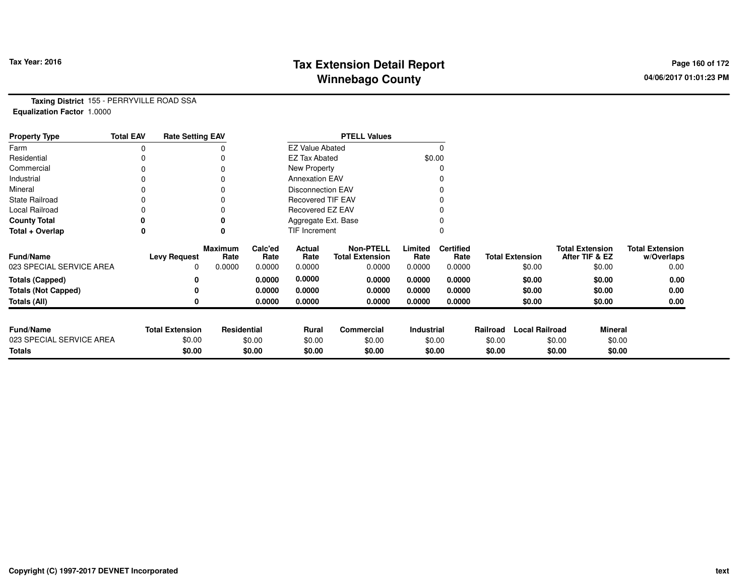# Tax Extension Detail Report
## Winnebago County

Tax Year: 2016

04/06/2017 01:01:23 PM

**Taxing District** 155 - PERRYVILLE ROAD SSA
**Equalization Factor** 1.0000

| Property Type | Total EAV | Rate Setting EAV |
|---|---|---|
| Farm | 0 | 0 |
| Residential | 0 | 0 |
| Commercial | 0 | 0 |
| Industrial | 0 | 0 |
| Mineral | 0 | 0 |
| State Railroad | 0 | 0 |
| Local Railroad | 0 | 0 |
| **County Total** | **0** | **0** |
| **Total + Overlap** | **0** | **0** |

| PTELL Values | |
|---|---|
| EZ Value Abated | 0 |
| EZ Tax Abated | $0.00 |
| New Property | 0 |
| Annexation EAV | 0 |
| Disconnection EAV | 0 |
| Recovered TIF EAV | 0 |
| Recovered EZ EAV | 0 |
| Aggregate Ext. Base | 0 |
| TIF Increment | 0 |

| Fund/Name | Levy Request | Maximum Rate | Calc'ed Rate | Actual Rate | Non-PTELL Total Extension | Limited Rate | Certified Rate | Total Extension | Total Extension After TIF & EZ | Total Extension w/Overlaps |
|---|---|---|---|---|---|---|---|---|---|---|
| 023 SPECIAL SERVICE AREA | 0 | 0.0000 | 0.0000 | 0.0000 | 0.0000 | 0.0000 | 0.0000 | $0.00 | $0.00 | 0.00 |
| **Totals (Capped)** | **0** | | **0.0000** | **0.0000** | **0.0000** | **0.0000** | **0.0000** | **$0.00** | **$0.00** | **0.00** |
| **Totals (Not Capped)** | **0** | | **0.0000** | **0.0000** | **0.0000** | **0.0000** | **0.0000** | **$0.00** | **$0.00** | **0.00** |
| **Totals (All)** | **0** | | **0.0000** | **0.0000** | **0.0000** | **0.0000** | **0.0000** | **$0.00** | **$0.00** | **0.00** |

| Fund/Name | Total Extension | Residential | Rural | Commercial | Industrial | Railroad | Local Railroad | Mineral |
|---|---|---|---|---|---|---|---|---|
| 023 SPECIAL SERVICE AREA | $0.00 | $0.00 | $0.00 | $0.00 | $0.00 | $0.00 | $0.00 | $0.00 |
| **Totals** | **$0.00** | **$0.00** | **$0.00** | **$0.00** | **$0.00** | **$0.00** | **$0.00** | **$0.00** |

Copyright (C) 1997-2017 DEVNET Incorporated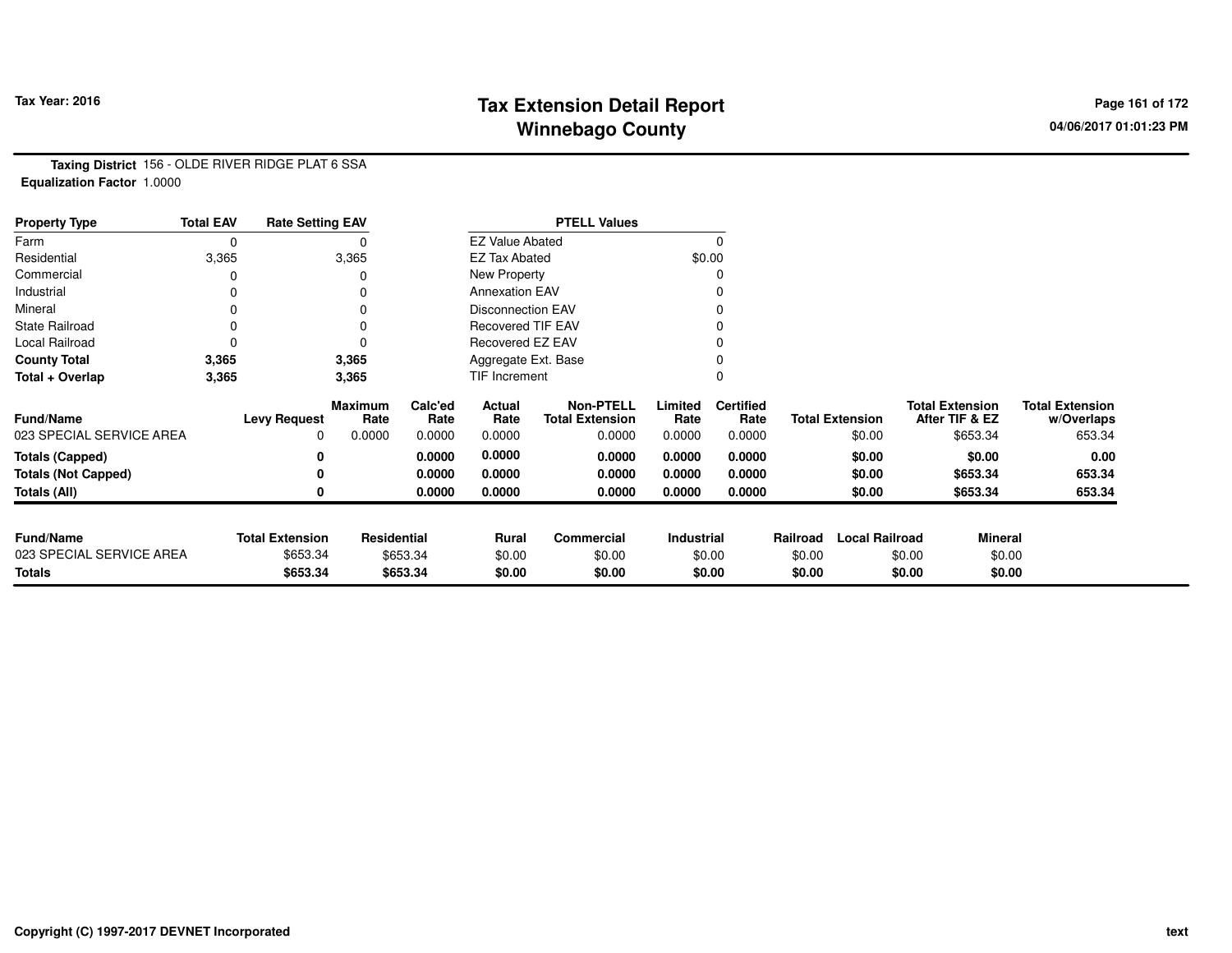# Tax Extension Detail Report
## Winnebago County

Tax Year: 2016

04/06/2017 01:01:23 PM

**Taxing District** 156 - OLDE RIVER RIDGE PLAT 6 SSA
**Equalization Factor** 1.0000

| Property Type | Total EAV | Rate Setting EAV |
|---|---|---|
| Farm | 0 | 0 |
| Residential | 3,365 | 3,365 |
| Commercial | 0 | 0 |
| Industrial | 0 | 0 |
| Mineral | 0 | 0 |
| State Railroad | 0 | 0 |
| Local Railroad | 0 | 0 |
| **County Total** | **3,365** | **3,365** |
| **Total + Overlap** | **3,365** | **3,365** |

| PTELL Values | |
|---|---|
| EZ Value Abated | 0 |
| EZ Tax Abated | $0.00 |
| New Property | 0 |
| Annexation EAV | 0 |
| Disconnection EAV | 0 |
| Recovered TIF EAV | 0 |
| Recovered EZ EAV | 0 |
| Aggregate Ext. Base | 0 |
| TIF Increment | 0 |

| Fund/Name | Levy Request | Maximum Rate | Calc'ed Rate | Actual Rate | Non-PTELL Total Extension | Limited Rate | Certified Rate | Total Extension | Total Extension After TIF & EZ | Total Extension w/Overlaps |
|---|---|---|---|---|---|---|---|---|---|---|
| 023 SPECIAL SERVICE AREA | 0 | 0.0000 | 0.0000 | 0.0000 | 0.0000 | 0.0000 | 0.0000 | $0.00 | $653.34 | 653.34 |
| **Totals (Capped)** | **0** | | **0.0000** | **0.0000** | **0.0000** | **0.0000** | **0.0000** | **$0.00** | **$0.00** | **0.00** |
| **Totals (Not Capped)** | **0** | | **0.0000** | **0.0000** | **0.0000** | **0.0000** | **0.0000** | **$0.00** | **$653.34** | **653.34** |
| **Totals (All)** | **0** | | **0.0000** | **0.0000** | **0.0000** | **0.0000** | **0.0000** | **$0.00** | **$653.34** | **653.34** |

| Fund/Name | Total Extension | Residential | Rural | Commercial | Industrial | Railroad | Local Railroad | Mineral |
|---|---|---|---|---|---|---|---|---|
| 023 SPECIAL SERVICE AREA | $653.34 | $653.34 | $0.00 | $0.00 | $0.00 | $0.00 | $0.00 | $0.00 |
| **Totals** | **$653.34** | **$653.34** | **$0.00** | **$0.00** | **$0.00** | **$0.00** | **$0.00** | **$0.00** |

Copyright (C) 1997-2017 DEVNET Incorporated

text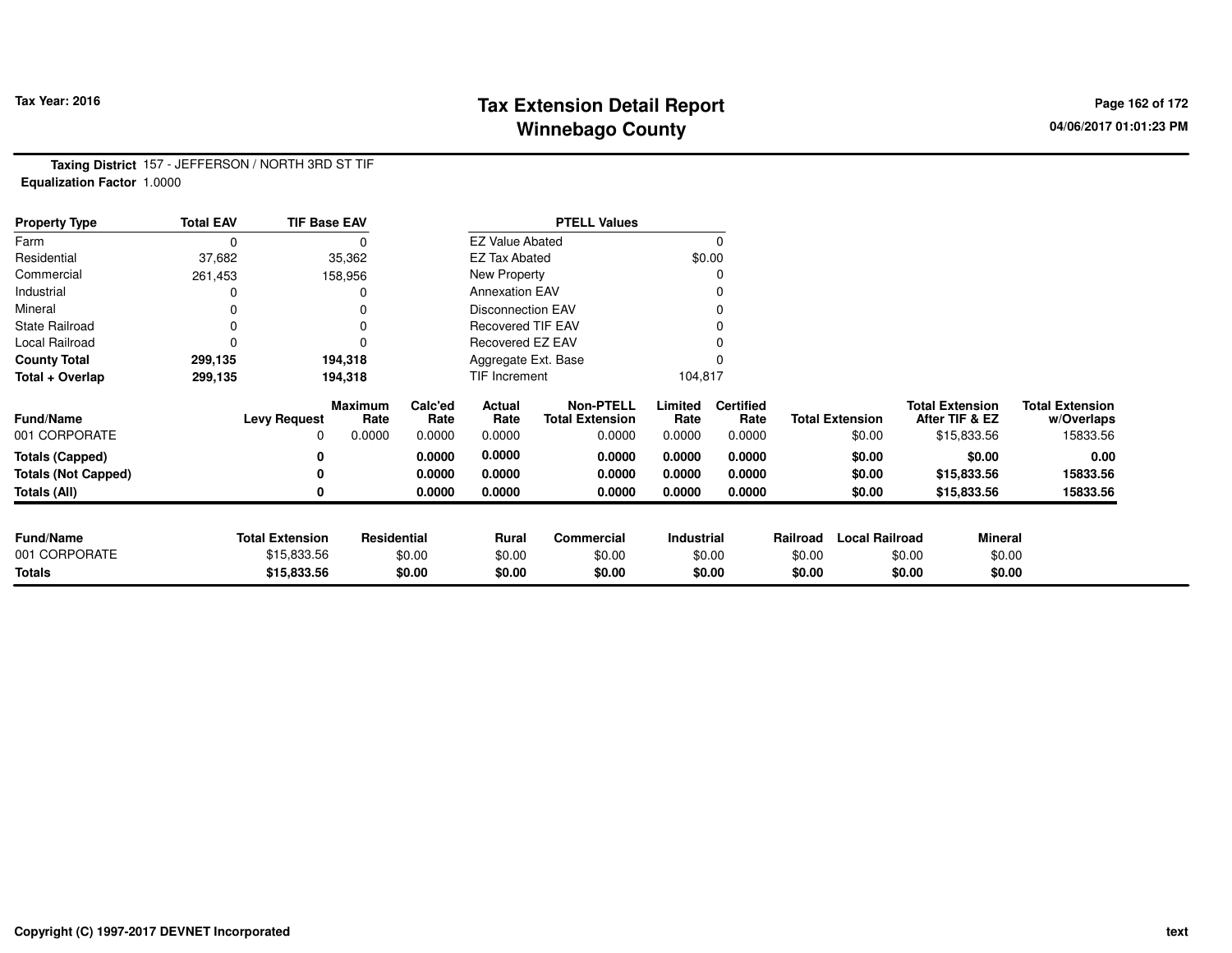# Tax Extension Detail Report
## Winnebago County

**Tax Year: 2016**

04/06/2017 01:01:23 PM

**Taxing District** 157 - JEFFERSON / NORTH 3RD ST TIF
**Equalization Factor** 1.0000

| Property Type | Total EAV | TIF Base EAV | PTELL Values | |
|---|---|---|---|---|
| Farm | 0 | 0 | EZ Value Abated | 0 |
| Residential | 37,682 | 35,362 | EZ Tax Abated | $0.00 |
| Commercial | 261,453 | 158,956 | New Property | 0 |
| Industrial | 0 | 0 | Annexation EAV | 0 |
| Mineral | 0 | 0 | Disconnection EAV | 0 |
| State Railroad | 0 | 0 | Recovered TIF EAV | 0 |
| Local Railroad | 0 | 0 | Recovered EZ EAV | 0 |
| **County Total** | **299,135** | **194,318** | Aggregate Ext. Base | 0 |
| **Total + Overlap** | **299,135** | **194,318** | TIF Increment | 104,817 |

| Fund/Name | Levy Request | Maximum Rate | Calc'ed Rate | Actual Rate | Non-PTELL Total Extension | Limited Rate | Certified Rate | Total Extension | Total Extension After TIF & EZ | Total Extension w/Overlaps |
|---|---|---|---|---|---|---|---|---|---|---|
| 001 CORPORATE | 0 | 0.0000 | 0.0000 | 0.0000 | 0.0000 | 0.0000 | 0.0000 | $0.00 | $15,833.56 | 15833.56 |
| **Totals (Capped)** | **0** | | **0.0000** | **0.0000** | **0.0000** | **0.0000** | **0.0000** | **$0.00** | **$0.00** | **0.00** |
| **Totals (Not Capped)** | **0** | | **0.0000** | **0.0000** | **0.0000** | **0.0000** | **0.0000** | **$0.00** | **$15,833.56** | **15833.56** |
| **Totals (All)** | **0** | | **0.0000** | **0.0000** | **0.0000** | **0.0000** | **0.0000** | **$0.00** | **$15,833.56** | **15833.56** |

| Fund/Name | Total Extension | Residential | Rural | Commercial | Industrial | Railroad | Local Railroad | Mineral |
|---|---|---|---|---|---|---|---|---|
| 001 CORPORATE | $15,833.56 | $0.00 | $0.00 | $0.00 | $0.00 | $0.00 | $0.00 | $0.00 |
| **Totals** | **$15,833.56** | **$0.00** | **$0.00** | **$0.00** | **$0.00** | **$0.00** | **$0.00** | **$0.00** |

Copyright (C) 1997-2017 DEVNET Incorporated

text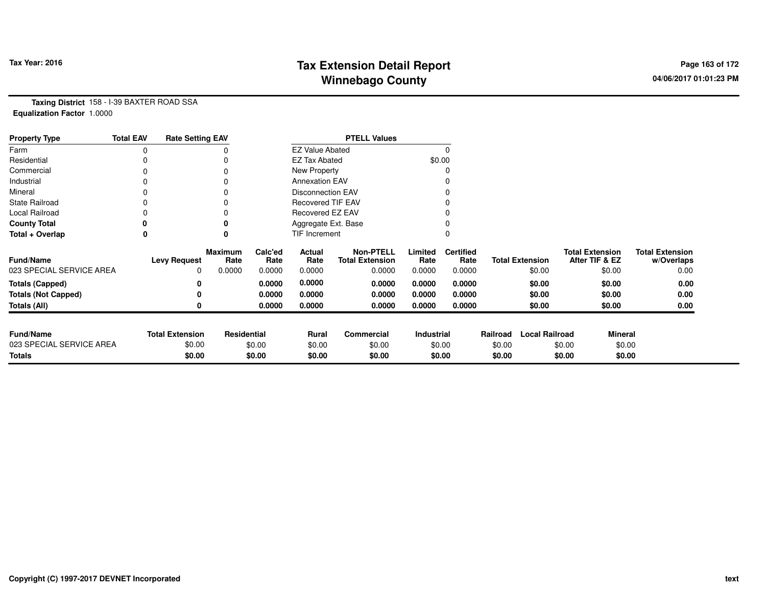# Tax Extension Detail Report
## Winnebago County

Tax Year: 2016

04/06/2017 01:01:23 PM

**Taxing District** 158 - I-39 BAXTER ROAD SSA
**Equalization Factor** 1.0000

| Property Type | Total EAV | Rate Setting EAV |
|---|---|---|
| Farm | 0 | 0 |
| Residential | 0 | 0 |
| Commercial | 0 | 0 |
| Industrial | 0 | 0 |
| Mineral | 0 | 0 |
| State Railroad | 0 | 0 |
| Local Railroad | 0 | 0 |
| **County Total** | **0** | **0** |
| **Total + Overlap** | **0** | **0** |

| PTELL Values | |
|---|---|
| EZ Value Abated | 0 |
| EZ Tax Abated | $0.00 |
| New Property | 0 |
| Annexation EAV | 0 |
| Disconnection EAV | 0 |
| Recovered TIF EAV | 0 |
| Recovered EZ EAV | 0 |
| Aggregate Ext. Base | 0 |
| TIF Increment | 0 |

| Fund/Name | Levy Request | Maximum Rate | Calc'ed Rate | Actual Rate | Non-PTELL Total Extension | Limited Rate | Certified Rate | Total Extension | Total Extension After TIF & EZ | Total Extension w/Overlaps |
|---|---|---|---|---|---|---|---|---|---|---|
| 023 SPECIAL SERVICE AREA | 0 | 0.0000 | 0.0000 | 0.0000 | 0.0000 | 0.0000 | 0.0000 | $0.00 | $0.00 | 0.00 |
| **Totals (Capped)** | **0** | | **0.0000** | **0.0000** | **0.0000** | **0.0000** | **0.0000** | **$0.00** | **$0.00** | **0.00** |
| **Totals (Not Capped)** | **0** | | **0.0000** | **0.0000** | **0.0000** | **0.0000** | **0.0000** | **$0.00** | **$0.00** | **0.00** |
| **Totals (All)** | **0** | | **0.0000** | **0.0000** | **0.0000** | **0.0000** | **0.0000** | **$0.00** | **$0.00** | **0.00** |

| Fund/Name | Total Extension | Residential | Rural | Commercial | Industrial | Railroad | Local Railroad | Mineral |
|---|---|---|---|---|---|---|---|---|
| 023 SPECIAL SERVICE AREA | $0.00 | $0.00 | $0.00 | $0.00 | $0.00 | $0.00 | $0.00 | $0.00 |
| **Totals** | **$0.00** | **$0.00** | **$0.00** | **$0.00** | **$0.00** | **$0.00** | **$0.00** | **$0.00** |

Copyright (C) 1997-2017 DEVNET Incorporated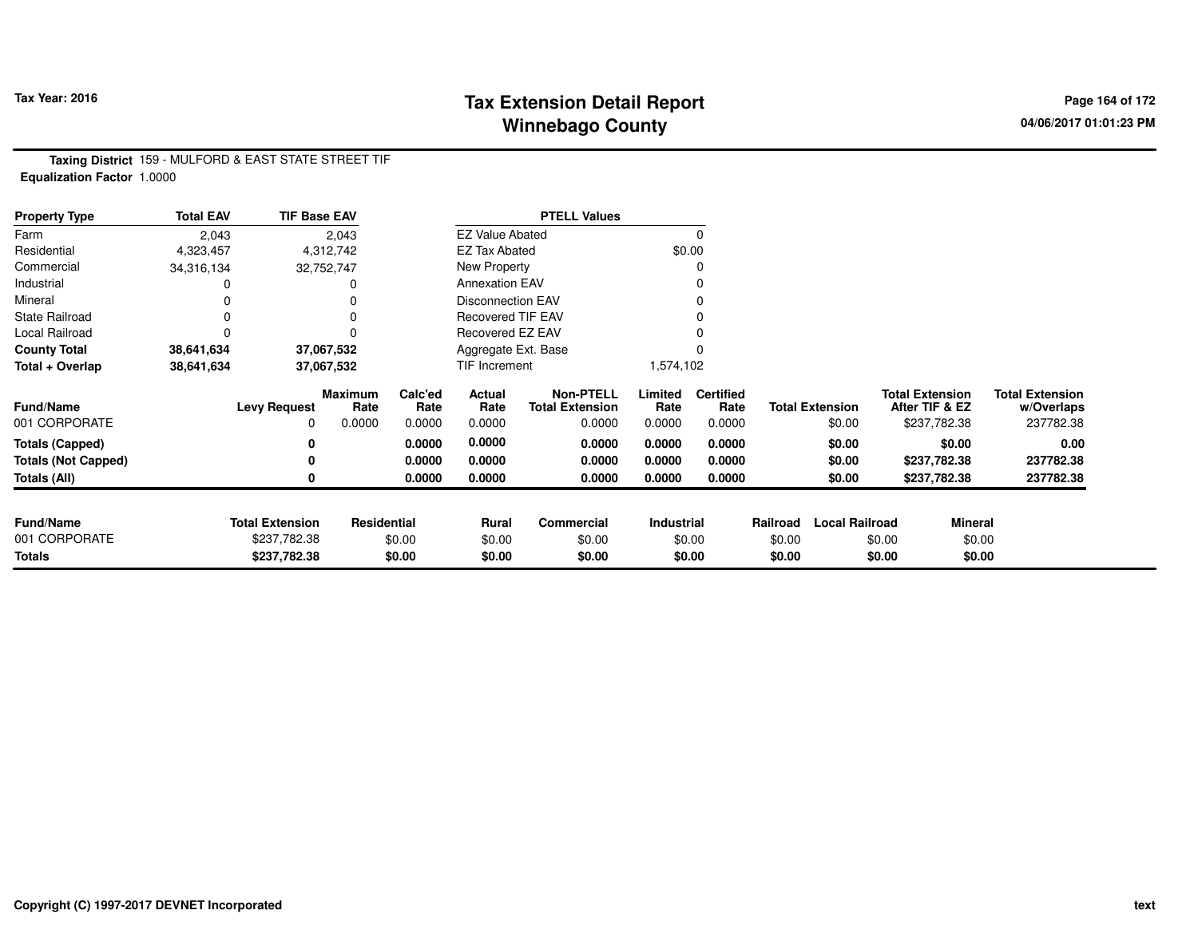# Tax Extension Detail Report
## Winnebago County

**Tax Year: 2016**

**Taxing District** 159 - MULFORD & EAST STATE STREET TIF
**Equalization Factor** 1.0000

| Property Type | Total EAV | TIF Base EAV | PTELL Values | |
|---|---|---|---|---|
| Farm | 2,043 | 2,043 | EZ Value Abated | 0 |
| Residential | 4,323,457 | 4,312,742 | EZ Tax Abated | $0.00 |
| Commercial | 34,316,134 | 32,752,747 | New Property | 0 |
| Industrial | 0 | 0 | Annexation EAV | 0 |
| Mineral | 0 | 0 | Disconnection EAV | 0 |
| State Railroad | 0 | 0 | Recovered TIF EAV | 0 |
| Local Railroad | 0 | 0 | Recovered EZ EAV | 0 |
| **County Total** | **38,641,634** | **37,067,532** | Aggregate Ext. Base | 0 |
| **Total + Overlap** | **38,641,634** | **37,067,532** | TIF Increment | 1,574,102 |

| Fund/Name | Levy Request | Maximum Rate | Calc'ed Rate | Actual Rate | Non-PTELL Total Extension | Limited Rate | Certified Rate | Total Extension | Total Extension After TIF & EZ | Total Extension w/Overlaps |
|---|---|---|---|---|---|---|---|---|---|---|
| 001 CORPORATE | 0 | 0.0000 | 0.0000 | 0.0000 | 0.0000 | 0.0000 | 0.0000 | $0.00 | $237,782.38 | 237782.38 |
| **Totals (Capped)** | **0** | | **0.0000** | **0.0000** | **0.0000** | **0.0000** | **0.0000** | **$0.00** | **$0.00** | **0.00** |
| **Totals (Not Capped)** | **0** | | **0.0000** | **0.0000** | **0.0000** | **0.0000** | **0.0000** | **$0.00** | **$237,782.38** | **237782.38** |
| **Totals (All)** | **0** | | **0.0000** | **0.0000** | **0.0000** | **0.0000** | **0.0000** | **$0.00** | **$237,782.38** | **237782.38** |

| Fund/Name | Total Extension | Residential | Rural | Commercial | Industrial | Railroad | Local Railroad | Mineral |
|---|---|---|---|---|---|---|---|---|
| 001 CORPORATE | $237,782.38 | $0.00 | $0.00 | $0.00 | $0.00 | $0.00 | $0.00 | $0.00 |
| **Totals** | **$237,782.38** | **$0.00** | **$0.00** | **$0.00** | **$0.00** | **$0.00** | **$0.00** | **$0.00** |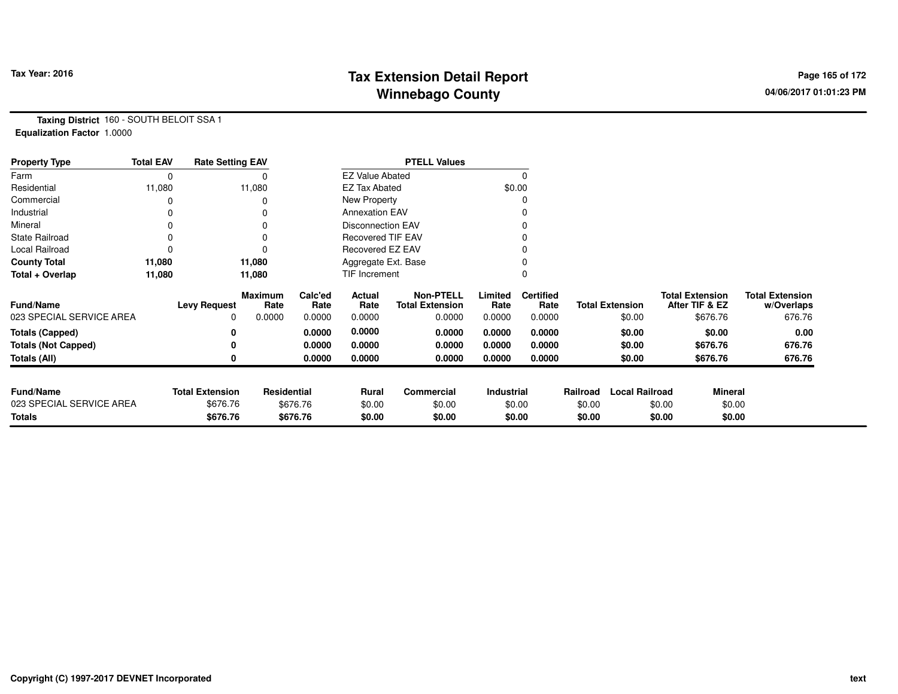# Tax Extension Detail Report
## Winnebago County

Tax Year: 2016

04/06/2017 01:01:23 PM

**Taxing District** 160 - SOUTH BELOIT SSA 1
**Equalization Factor** 1.0000

| Property Type | Total EAV | Rate Setting EAV |
|---|---|---|
| Farm | 0 | 0 |
| Residential | 11,080 | 11,080 |
| Commercial | 0 | 0 |
| Industrial | 0 | 0 |
| Mineral | 0 | 0 |
| State Railroad | 0 | 0 |
| Local Railroad | 0 | 0 |
| **County Total** | **11,080** | **11,080** |
| **Total + Overlap** | **11,080** | **11,080** |

| PTELL Values | |
|---|---|
| EZ Value Abated | 0 |
| EZ Tax Abated | $0.00 |
| New Property | 0 |
| Annexation EAV | 0 |
| Disconnection EAV | 0 |
| Recovered TIF EAV | 0 |
| Recovered EZ EAV | 0 |
| Aggregate Ext. Base | 0 |
| TIF Increment | 0 |

| Fund/Name | Levy Request | Maximum Rate | Calc'ed Rate | Actual Rate | Non-PTELL Total Extension | Limited Rate | Certified Rate | Total Extension | Total Extension After TIF & EZ | Total Extension w/Overlaps |
|---|---|---|---|---|---|---|---|---|---|---|
| 023 SPECIAL SERVICE AREA | 0 | 0.0000 | 0.0000 | 0.0000 | 0.0000 | 0.0000 | 0.0000 | $0.00 | $676.76 | 676.76 |
| **Totals (Capped)** | **0** | | **0.0000** | **0.0000** | **0.0000** | **0.0000** | **0.0000** | **$0.00** | **$0.00** | **0.00** |
| **Totals (Not Capped)** | **0** | | **0.0000** | **0.0000** | **0.0000** | **0.0000** | **0.0000** | **$0.00** | **$676.76** | **676.76** |
| **Totals (All)** | **0** | | **0.0000** | **0.0000** | **0.0000** | **0.0000** | **0.0000** | **$0.00** | **$676.76** | **676.76** |

| Fund/Name | Total Extension | Residential | Rural | Commercial | Industrial | Railroad | Local Railroad | Mineral |
|---|---|---|---|---|---|---|---|---|
| 023 SPECIAL SERVICE AREA | $676.76 | $676.76 | $0.00 | $0.00 | $0.00 | $0.00 | $0.00 | $0.00 |
| **Totals** | **$676.76** | **$676.76** | **$0.00** | **$0.00** | **$0.00** | **$0.00** | **$0.00** | **$0.00** |

Copyright (C) 1997-2017 DEVNET Incorporated

text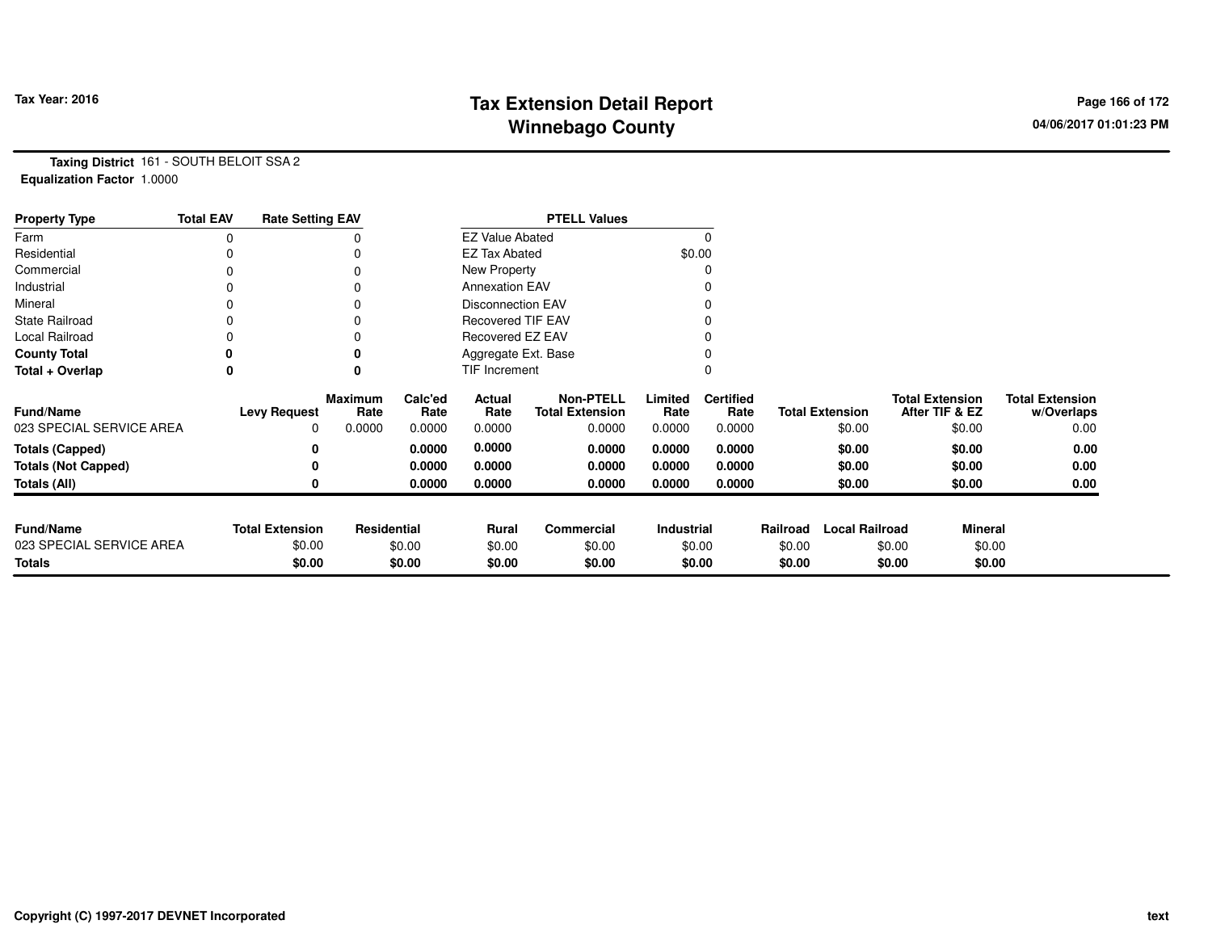**Tax Year: 2016**

# Tax Extension Detail Report
## Winnebago County

**Taxing District** 161 - SOUTH BELOIT SSA 2
**Equalization Factor** 1.0000

| Property Type | Total EAV | Rate Setting EAV | PTELL Values | |
|---|---|---|---|---|
| Farm | 0 | 0 | EZ Value Abated | 0 |
| Residential | 0 | 0 | EZ Tax Abated | $0.00 |
| Commercial | 0 | 0 | New Property | 0 |
| Industrial | 0 | 0 | Annexation EAV | 0 |
| Mineral | 0 | 0 | Disconnection EAV | 0 |
| State Railroad | 0 | 0 | Recovered TIF EAV | 0 |
| Local Railroad | 0 | 0 | Recovered EZ EAV | 0 |
| **County Total** | **0** | **0** | Aggregate Ext. Base | 0 |
| **Total + Overlap** | **0** | **0** | TIF Increment | 0 |

| Fund/Name | Levy Request | Maximum Rate | Calc'ed Rate | Actual Rate | Non-PTELL Total Extension | Limited Rate | Certified Rate | Total Extension | Total Extension After TIF & EZ | Total Extension w/Overlaps |
|---|---|---|---|---|---|---|---|---|---|---|
| 023 SPECIAL SERVICE AREA | 0 | 0.0000 | 0.0000 | 0.0000 | 0.0000 | 0.0000 | 0.0000 | $0.00 | $0.00 | 0.00 |
| **Totals (Capped)** | **0** | | **0.0000** | **0.0000** | **0.0000** | **0.0000** | **0.0000** | **$0.00** | **$0.00** | **0.00** |
| **Totals (Not Capped)** | **0** | | **0.0000** | **0.0000** | **0.0000** | **0.0000** | **0.0000** | **$0.00** | **$0.00** | **0.00** |
| **Totals (All)** | **0** | | **0.0000** | **0.0000** | **0.0000** | **0.0000** | **0.0000** | **$0.00** | **$0.00** | **0.00** |

| Fund/Name | Total Extension | Residential | Rural | Commercial | Industrial | Railroad | Local Railroad | Mineral |
|---|---|---|---|---|---|---|---|---|
| 023 SPECIAL SERVICE AREA | $0.00 | $0.00 | $0.00 | $0.00 | $0.00 | $0.00 | $0.00 | $0.00 |
| **Totals** | **$0.00** | **$0.00** | **$0.00** | **$0.00** | **$0.00** | **$0.00** | **$0.00** | **$0.00** |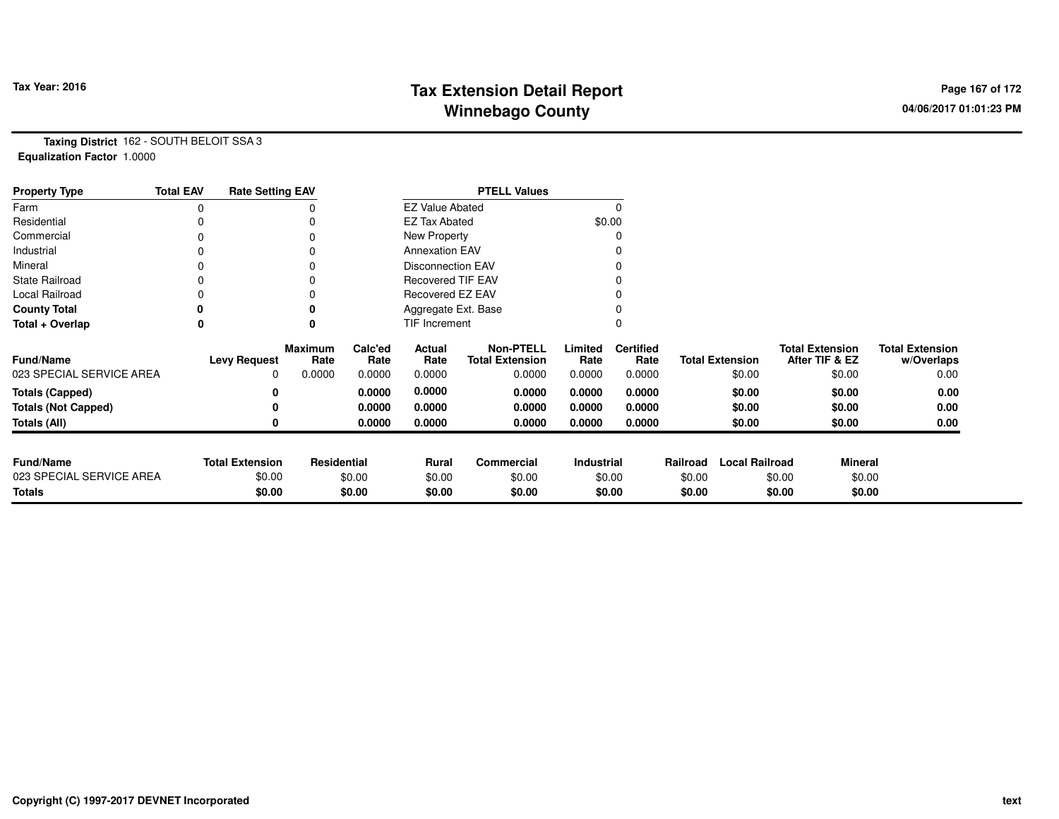# Tax Extension Detail Report
# Winnebago County

Tax Year: 2016

04/06/2017 01:01:23 PM

**Taxing District** 162 - SOUTH BELOIT SSA 3
**Equalization Factor** 1.0000

| Property Type | Total EAV | Rate Setting EAV | PTELL Values | |
|---|---|---|---|---|
| Farm | 0 | 0 | EZ Value Abated | 0 |
| Residential | 0 | 0 | EZ Tax Abated | $0.00 |
| Commercial | 0 | 0 | New Property | 0 |
| Industrial | 0 | 0 | Annexation EAV | 0 |
| Mineral | 0 | 0 | Disconnection EAV | 0 |
| State Railroad | 0 | 0 | Recovered TIF EAV | 0 |
| Local Railroad | 0 | 0 | Recovered EZ EAV | 0 |
| **County Total** | **0** | **0** | Aggregate Ext. Base | 0 |
| **Total + Overlap** | **0** | **0** | TIF Increment | 0 |

| Fund/Name | Levy Request | Maximum Rate | Calc'ed Rate | Actual Rate | Non-PTELL Total Extension | Limited Rate | Certified Rate | Total Extension | Total Extension After TIF & EZ | Total Extension w/Overlaps |
|---|---|---|---|---|---|---|---|---|---|---|
| 023 SPECIAL SERVICE AREA | 0 | 0.0000 | 0.0000 | 0.0000 | 0.0000 | 0.0000 | 0.0000 | $0.00 | $0.00 | 0.00 |
| **Totals (Capped)** | **0** | | **0.0000** | **0.0000** | **0.0000** | **0.0000** | **0.0000** | **$0.00** | **$0.00** | **0.00** |
| **Totals (Not Capped)** | **0** | | **0.0000** | **0.0000** | **0.0000** | **0.0000** | **0.0000** | **$0.00** | **$0.00** | **0.00** |
| **Totals (All)** | **0** | | **0.0000** | **0.0000** | **0.0000** | **0.0000** | **0.0000** | **$0.00** | **$0.00** | **0.00** |

| Fund/Name | Total Extension | Residential | Rural | Commercial | Industrial | Railroad | Local Railroad | Mineral |
|---|---|---|---|---|---|---|---|---|
| 023 SPECIAL SERVICE AREA | $0.00 | $0.00 | $0.00 | $0.00 | $0.00 | $0.00 | $0.00 | $0.00 |
| **Totals** | **$0.00** | **$0.00** | **$0.00** | **$0.00** | **$0.00** | **$0.00** | **$0.00** | **$0.00** |

Copyright (C) 1997-2017 DEVNET Incorporated

text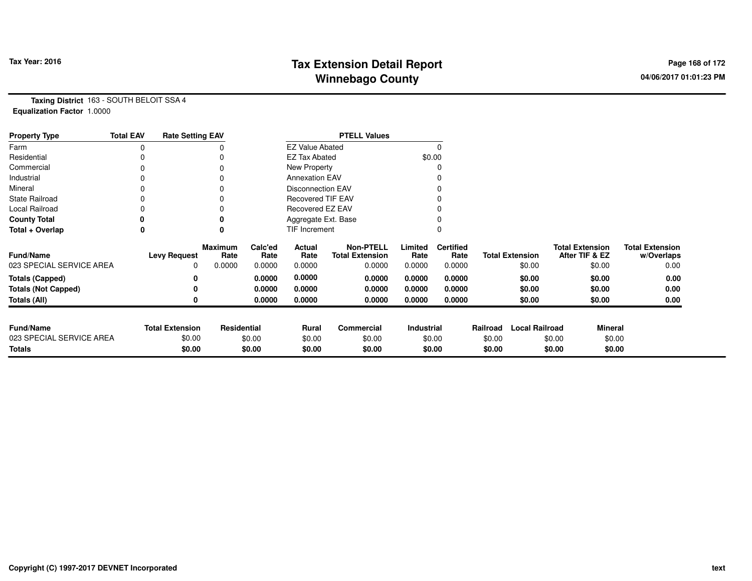# Tax Extension Detail Report
# Winnebago County

Tax Year: 2016

04/06/2017 01:01:23 PM

**Taxing District** 163 - SOUTH BELOIT SSA 4
**Equalization Factor** 1.0000

| Property Type | Total EAV | Rate Setting EAV |
|---|---|---|
| Farm | 0 | 0 |
| Residential | 0 | 0 |
| Commercial | 0 | 0 |
| Industrial | 0 | 0 |
| Mineral | 0 | 0 |
| State Railroad | 0 | 0 |
| Local Railroad | 0 | 0 |
| **County Total** | **0** | **0** |
| **Total + Overlap** | **0** | **0** |

| PTELL Values | |
|---|---|
| EZ Value Abated | 0 |
| EZ Tax Abated | $0.00 |
| New Property | 0 |
| Annexation EAV | 0 |
| Disconnection EAV | 0 |
| Recovered TIF EAV | 0 |
| Recovered EZ EAV | 0 |
| Aggregate Ext. Base | 0 |
| TIF Increment | 0 |

| Fund/Name | Levy Request | Maximum Rate | Calc'ed Rate | Actual Rate | Non-PTELL Total Extension | Limited Rate | Certified Rate | Total Extension | Total Extension After TIF & EZ | Total Extension w/Overlaps |
|---|---|---|---|---|---|---|---|---|---|---|
| 023 SPECIAL SERVICE AREA | 0 | 0.0000 | 0.0000 | 0.0000 | 0.0000 | 0.0000 | 0.0000 | $0.00 | $0.00 | 0.00 |
| **Totals (Capped)** | **0** | | **0.0000** | **0.0000** | **0.0000** | **0.0000** | **0.0000** | **$0.00** | **$0.00** | **0.00** |
| **Totals (Not Capped)** | **0** | | **0.0000** | **0.0000** | **0.0000** | **0.0000** | **0.0000** | **$0.00** | **$0.00** | **0.00** |
| **Totals (All)** | **0** | | **0.0000** | **0.0000** | **0.0000** | **0.0000** | **0.0000** | **$0.00** | **$0.00** | **0.00** |

| Fund/Name | Total Extension | Residential | Rural | Commercial | Industrial | Railroad | Local Railroad | Mineral |
|---|---|---|---|---|---|---|---|---|
| 023 SPECIAL SERVICE AREA | $0.00 | $0.00 | $0.00 | $0.00 | $0.00 | $0.00 | $0.00 | $0.00 |
| **Totals** | **$0.00** | **$0.00** | **$0.00** | **$0.00** | **$0.00** | **$0.00** | **$0.00** | **$0.00** |

Copyright (C) 1997-2017 DEVNET Incorporated

text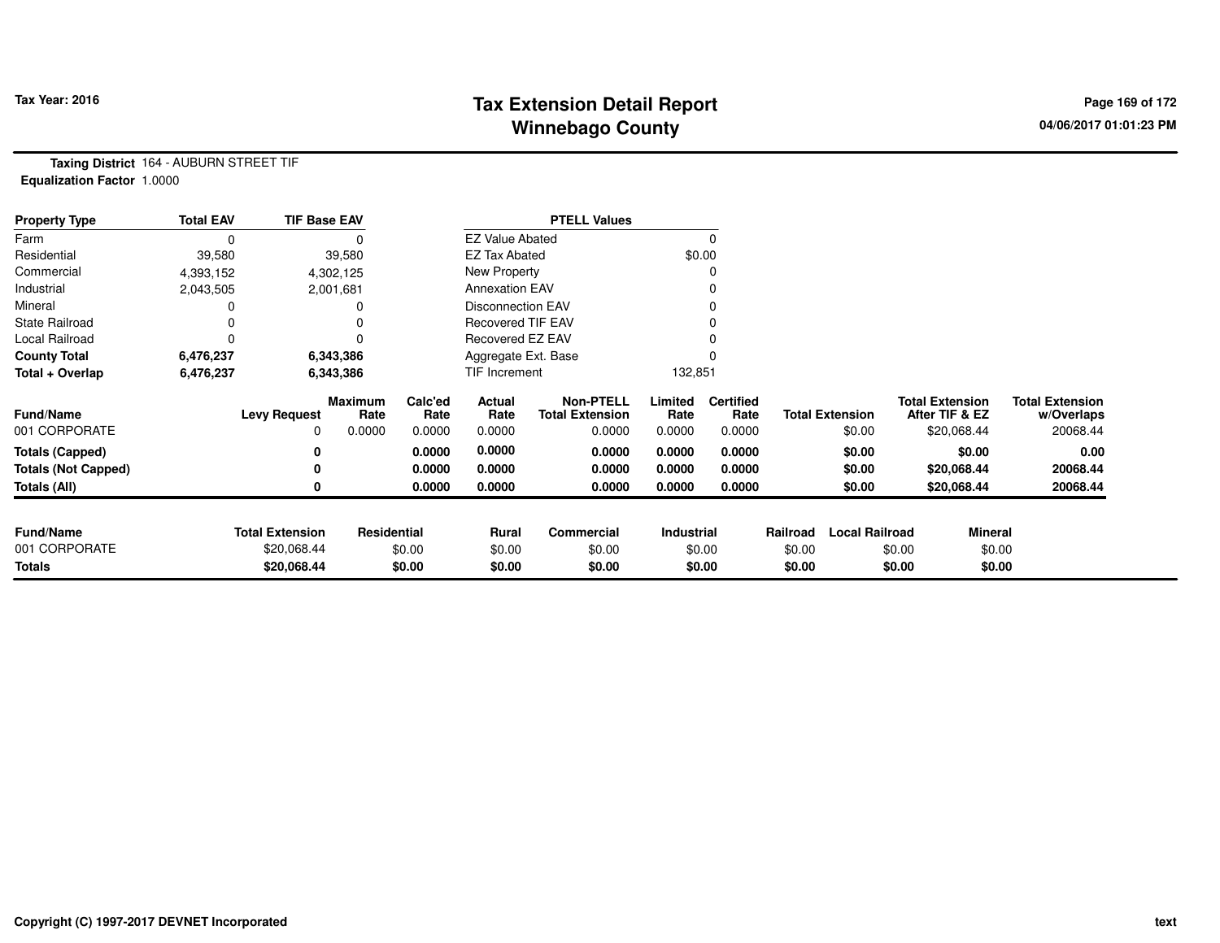**Tax Year: 2016**

# Tax Extension Detail Report
## Winnebago County

04/06/2017 01:01:23 PM

**Taxing District** 164 - AUBURN STREET TIF
**Equalization Factor** 1.0000

| Property Type | Total EAV | TIF Base EAV |
|---|---|---|
| Farm | 0 | 0 |
| Residential | 39,580 | 39,580 |
| Commercial | 4,393,152 | 4,302,125 |
| Industrial | 2,043,505 | 2,001,681 |
| Mineral | 0 | 0 |
| State Railroad | 0 | 0 |
| Local Railroad | 0 | 0 |
| **County Total** | **6,476,237** | **6,343,386** |
| **Total + Overlap** | **6,476,237** | **6,343,386** |

| PTELL Values | |
|---|---|
| EZ Value Abated | 0 |
| EZ Tax Abated | $0.00 |
| New Property | 0 |
| Annexation EAV | 0 |
| Disconnection EAV | 0 |
| Recovered TIF EAV | 0 |
| Recovered EZ EAV | 0 |
| Aggregate Ext. Base | 0 |
| TIF Increment | 132,851 |

| Fund/Name | Levy Request | Maximum Rate | Calc'ed Rate | Actual Rate | Non-PTELL Total Extension | Limited Rate | Certified Rate | Total Extension | Total Extension After TIF & EZ | Total Extension w/Overlaps |
|---|---|---|---|---|---|---|---|---|---|---|
| 001 CORPORATE | 0 | 0.0000 | 0.0000 | 0.0000 | 0.0000 | 0.0000 | 0.0000 | $0.00 | $20,068.44 | 20068.44 |
| **Totals (Capped)** | **0** | | **0.0000** | **0.0000** | **0.0000** | **0.0000** | **0.0000** | **$0.00** | **$0.00** | **0.00** |
| **Totals (Not Capped)** | **0** | | **0.0000** | **0.0000** | **0.0000** | **0.0000** | **0.0000** | **$0.00** | **$20,068.44** | **20068.44** |
| **Totals (All)** | **0** | | **0.0000** | **0.0000** | **0.0000** | **0.0000** | **0.0000** | **$0.00** | **$20,068.44** | **20068.44** |

| Fund/Name | Total Extension | Residential | Rural | Commercial | Industrial | Railroad | Local Railroad | Mineral |
|---|---|---|---|---|---|---|---|---|
| 001 CORPORATE | $20,068.44 | $0.00 | $0.00 | $0.00 | $0.00 | $0.00 | $0.00 | $0.00 |
| **Totals** | **$20,068.44** | **$0.00** | **$0.00** | **$0.00** | **$0.00** | **$0.00** | **$0.00** | **$0.00** |

Copyright (C) 1997-2017 DEVNET Incorporated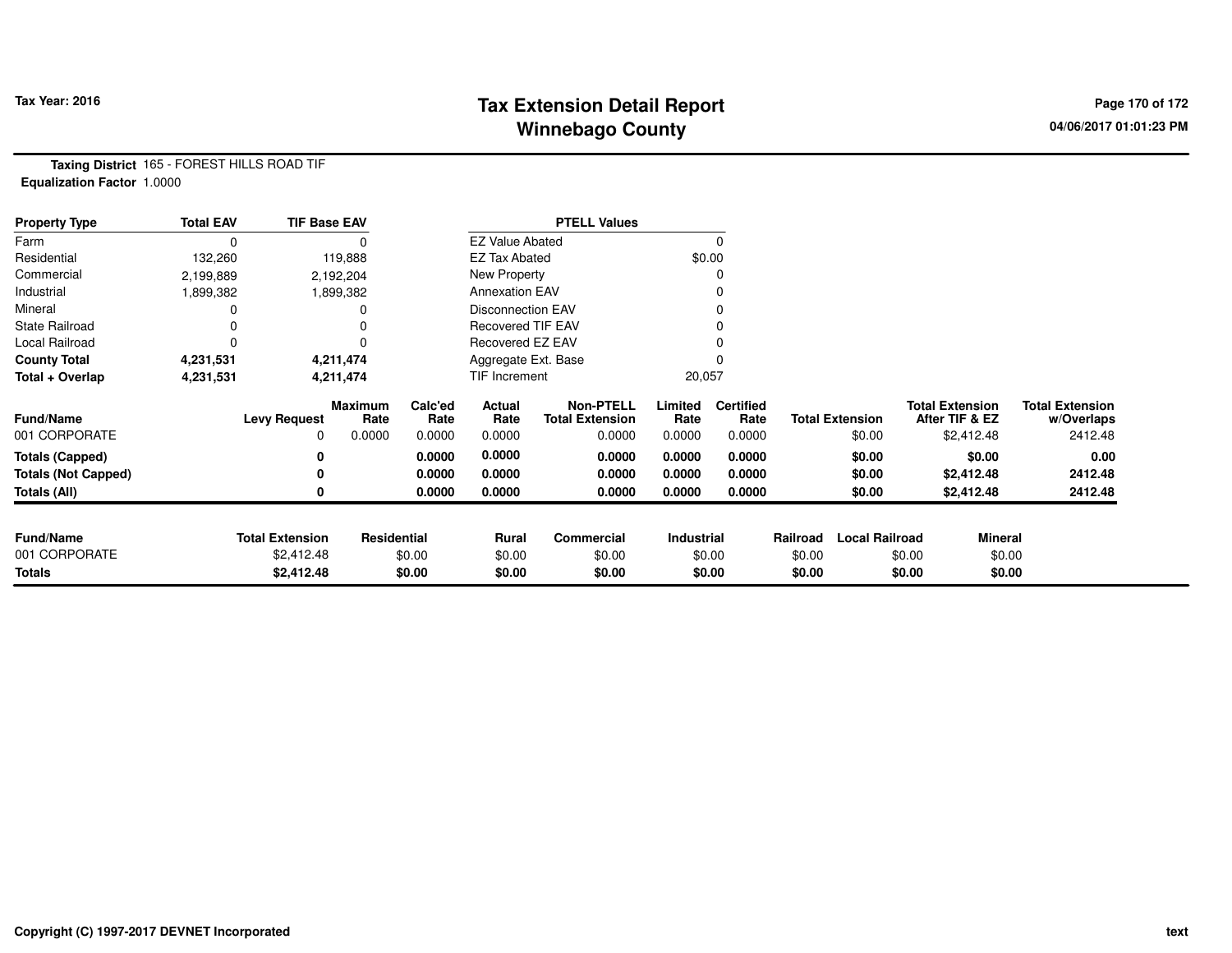# Tax Extension Detail Report
## Winnebago County

**Tax Year: 2016**

04/06/2017 01:01:23 PM

**Taxing District** 165 - FOREST HILLS ROAD TIF
**Equalization Factor** 1.0000

| Property Type | Total EAV | TIF Base EAV |
|---|---|---|
| Farm | 0 | 0 |
| Residential | 132,260 | 119,888 |
| Commercial | 2,199,889 | 2,192,204 |
| Industrial | 1,899,382 | 1,899,382 |
| Mineral | 0 | 0 |
| State Railroad | 0 | 0 |
| Local Railroad | 0 | 0 |
| **County Total** | **4,231,531** | **4,211,474** |
| **Total + Overlap** | **4,231,531** | **4,211,474** |

| PTELL Values | |
|---|---|
| EZ Value Abated | 0 |
| EZ Tax Abated | $0.00 |
| New Property | 0 |
| Annexation EAV | 0 |
| Disconnection EAV | 0 |
| Recovered TIF EAV | 0 |
| Recovered EZ EAV | 0 |
| Aggregate Ext. Base | 0 |
| TIF Increment | 20,057 |

| Fund/Name | Levy Request | Maximum Rate | Calc'ed Rate | Actual Rate | Non-PTELL Total Extension | Limited Rate | Certified Rate | Total Extension | Total Extension After TIF & EZ | Total Extension w/Overlaps |
|---|---|---|---|---|---|---|---|---|---|---|
| 001 CORPORATE | 0 | 0.0000 | 0.0000 | 0.0000 | 0.0000 | 0.0000 | 0.0000 | $0.00 | $2,412.48 | 2412.48 |
| **Totals (Capped)** | **0** | | **0.0000** | **0.0000** | **0.0000** | **0.0000** | **0.0000** | **$0.00** | **$0.00** | **0.00** |
| **Totals (Not Capped)** | **0** | | **0.0000** | **0.0000** | **0.0000** | **0.0000** | **0.0000** | **$0.00** | **$2,412.48** | **2412.48** |
| **Totals (All)** | **0** | | **0.0000** | **0.0000** | **0.0000** | **0.0000** | **0.0000** | **$0.00** | **$2,412.48** | **2412.48** |

| Fund/Name | Total Extension | Residential | Rural | Commercial | Industrial | Railroad | Local Railroad | Mineral |
|---|---|---|---|---|---|---|---|---|
| 001 CORPORATE | $2,412.48 | $0.00 | $0.00 | $0.00 | $0.00 | $0.00 | $0.00 | $0.00 |
| **Totals** | **$2,412.48** | **$0.00** | **$0.00** | **$0.00** | **$0.00** | **$0.00** | **$0.00** | **$0.00** |

Copyright (C) 1997-2017 DEVNET Incorporated

text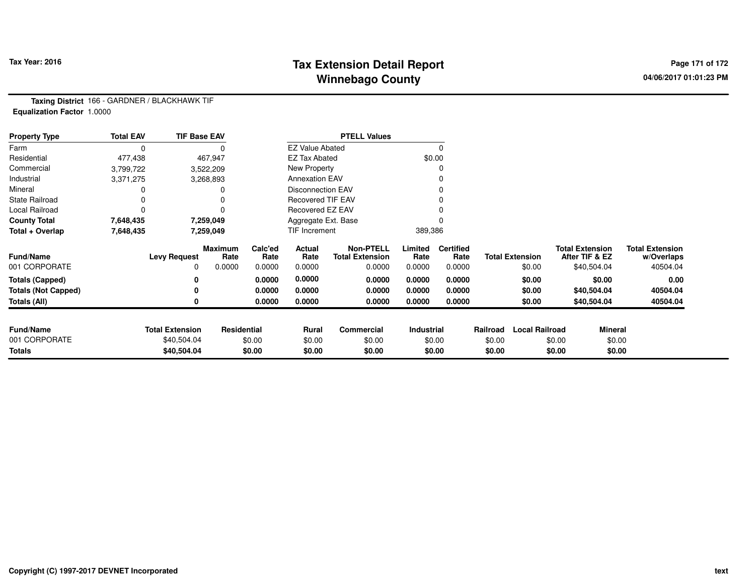# Tax Extension Detail Report
## Winnebago County

Tax Year: 2016

**Taxing District** 166 - GARDNER / BLACKHAWK TIF
**Equalization Factor** 1.0000

| Property Type | Total EAV | TIF Base EAV |
|---|---|---|
| Farm | 0 | 0 |
| Residential | 477,438 | 467,947 |
| Commercial | 3,799,722 | 3,522,209 |
| Industrial | 3,371,275 | 3,268,893 |
| Mineral | 0 | 0 |
| State Railroad | 0 | 0 |
| Local Railroad | 0 | 0 |
| **County Total** | **7,648,435** | **7,259,049** |
| **Total + Overlap** | **7,648,435** | **7,259,049** |

| PTELL Values | |
|---|---|
| EZ Value Abated | 0 |
| EZ Tax Abated | $0.00 |
| New Property | 0 |
| Annexation EAV | 0 |
| Disconnection EAV | 0 |
| Recovered TIF EAV | 0 |
| Recovered EZ EAV | 0 |
| Aggregate Ext. Base | 0 |
| TIF Increment | 389,386 |

| Fund/Name | Levy Request | Maximum Rate | Calc'ed Rate | Actual Rate | Non-PTELL Total Extension | Limited Rate | Certified Rate | Total Extension | Total Extension After TIF & EZ | Total Extension w/Overlaps |
|---|---|---|---|---|---|---|---|---|---|---|
| 001 CORPORATE | 0 | 0.0000 | 0.0000 | 0.0000 | 0.0000 | 0.0000 | 0.0000 | $0.00 | $40,504.04 | 40504.04 |
| **Totals (Capped)** | **0** | | **0.0000** | **0.0000** | **0.0000** | **0.0000** | **0.0000** | **$0.00** | **$0.00** | **0.00** |
| **Totals (Not Capped)** | **0** | | **0.0000** | **0.0000** | **0.0000** | **0.0000** | **0.0000** | **$0.00** | **$40,504.04** | **40504.04** |
| **Totals (All)** | **0** | | **0.0000** | **0.0000** | **0.0000** | **0.0000** | **0.0000** | **$0.00** | **$40,504.04** | **40504.04** |

| Fund/Name | Total Extension | Residential | Rural | Commercial | Industrial | Railroad | Local Railroad | Mineral |
|---|---|---|---|---|---|---|---|---|
| 001 CORPORATE | $40,504.04 | $0.00 | $0.00 | $0.00 | $0.00 | $0.00 | $0.00 | $0.00 |
| **Totals** | **$40,504.04** | **$0.00** | **$0.00** | **$0.00** | **$0.00** | **$0.00** | **$0.00** | **$0.00** |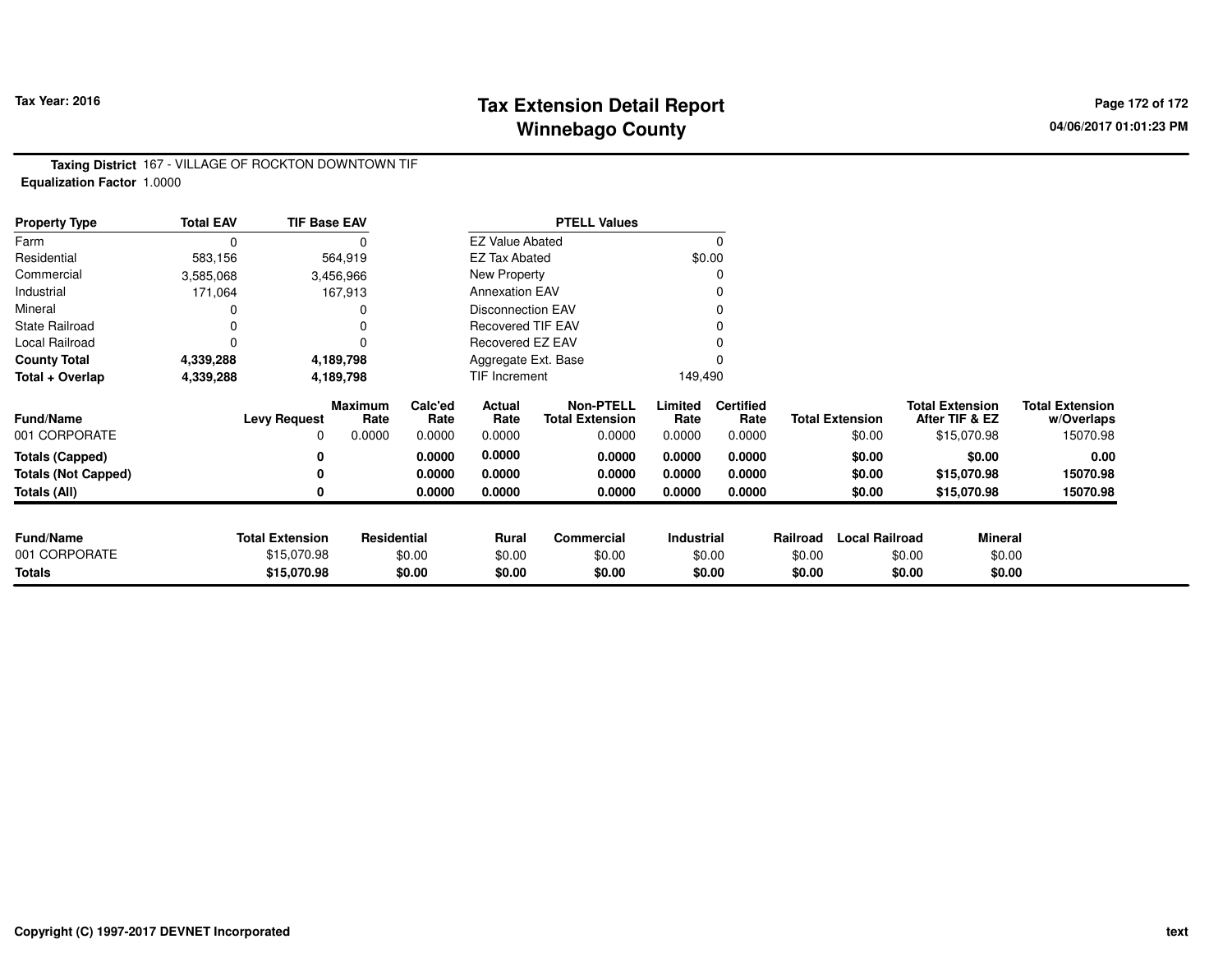Tax Year: 2016

# Tax Extension Detail Report
## Winnebago County

**Taxing District** 167 - VILLAGE OF ROCKTON DOWNTOWN TIF
**Equalization Factor** 1.0000

| Property Type | Total EAV | TIF Base EAV | PTELL Values | |
|---|---|---|---|---|
| Farm | 0 | 0 | EZ Value Abated | 0 |
| Residential | 583,156 | 564,919 | EZ Tax Abated | $0.00 |
| Commercial | 3,585,068 | 3,456,966 | New Property | 0 |
| Industrial | 171,064 | 167,913 | Annexation EAV | 0 |
| Mineral | 0 | 0 | Disconnection EAV | 0 |
| State Railroad | 0 | 0 | Recovered TIF EAV | 0 |
| Local Railroad | 0 | 0 | Recovered EZ EAV | 0 |
| **County Total** | **4,339,288** | **4,189,798** | Aggregate Ext. Base | 0 |
| **Total + Overlap** | **4,339,288** | **4,189,798** | TIF Increment | 149,490 |

| Fund/Name | Levy Request | Maximum Rate | Calc'ed Rate | Actual Rate | Non-PTELL Total Extension | Limited Rate | Certified Rate | Total Extension | Total Extension After TIF & EZ | Total Extension w/Overlaps |
|---|---|---|---|---|---|---|---|---|---|---|
| 001 CORPORATE | 0 | 0.0000 | 0.0000 | 0.0000 | 0.0000 | 0.0000 | 0.0000 | $0.00 | $15,070.98 | 15070.98 |
| **Totals (Capped)** | **0** | | **0.0000** | **0.0000** | **0.0000** | **0.0000** | **0.0000** | **$0.00** | **$0.00** | **0.00** |
| **Totals (Not Capped)** | **0** | | **0.0000** | **0.0000** | **0.0000** | **0.0000** | **0.0000** | **$0.00** | **$15,070.98** | **15070.98** |
| **Totals (All)** | **0** | | **0.0000** | **0.0000** | **0.0000** | **0.0000** | **0.0000** | **$0.00** | **$15,070.98** | **15070.98** |

| Fund/Name | Total Extension | Residential | Rural | Commercial | Industrial | Railroad | Local Railroad | Mineral |
|---|---|---|---|---|---|---|---|---|
| 001 CORPORATE | $15,070.98 | $0.00 | $0.00 | $0.00 | $0.00 | $0.00 | $0.00 | $0.00 |
| **Totals** | **$15,070.98** | **$0.00** | **$0.00** | **$0.00** | **$0.00** | **$0.00** | **$0.00** | **$0.00** |

Copyright (C) 1997-2017 DEVNET Incorporated